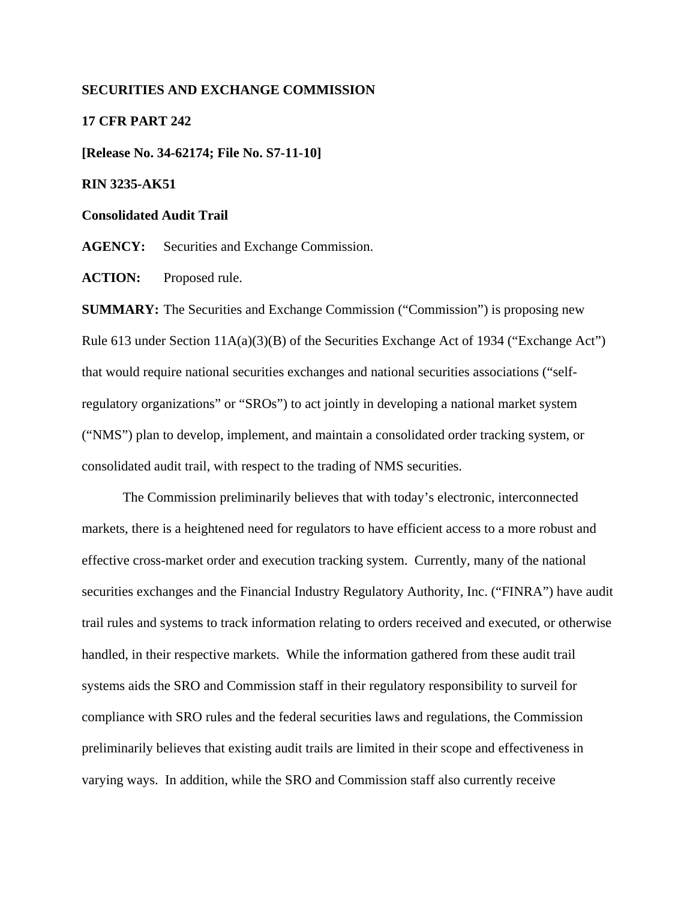**SECURITIES AND EXCHANGE COMMISSION**

**17 CFR PART 242**

**[Release No. 34-62174; File No. S7-11-10]**

**RIN 3235-AK51**

**Consolidated Audit Trail**

**AGENCY:** Securities and Exchange Commission.

**ACTION:** Proposed rule.

**SUMMARY:** The Securities and Exchange Commission ("Commission") is proposing new Rule 613 under Section 11A(a)(3)(B) of the Securities Exchange Act of 1934 ("Exchange Act") that would require national securities exchanges and national securities associations ("self-regulatory organizations" or "SROs") to act jointly in developing a national market system ("NMS") plan to develop, implement, and maintain a consolidated order tracking system, or consolidated audit trail, with respect to the trading of NMS securities.

The Commission preliminarily believes that with today's electronic, interconnected markets, there is a heightened need for regulators to have efficient access to a more robust and effective cross-market order and execution tracking system. Currently, many of the national securities exchanges and the Financial Industry Regulatory Authority, Inc. ("FINRA") have audit trail rules and systems to track information relating to orders received and executed, or otherwise handled, in their respective markets. While the information gathered from these audit trail systems aids the SRO and Commission staff in their regulatory responsibility to surveil for compliance with SRO rules and the federal securities laws and regulations, the Commission preliminarily believes that existing audit trails are limited in their scope and effectiveness in varying ways. In addition, while the SRO and Commission staff also currently receive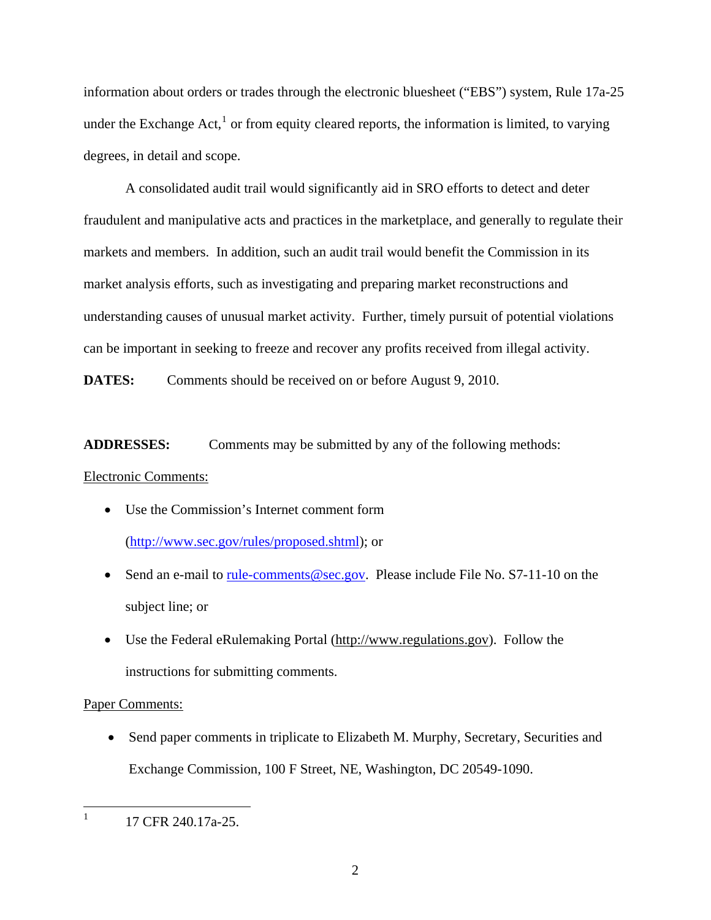information about orders or trades through the electronic bluesheet ("EBS") system, Rule 17a-25 under the Exchange Act,[1] or from equity cleared reports, the information is limited, to varying degrees, in detail and scope.

A consolidated audit trail would significantly aid in SRO efforts to detect and deter fraudulent and manipulative acts and practices in the marketplace, and generally to regulate their markets and members. In addition, such an audit trail would benefit the Commission in its market analysis efforts, such as investigating and preparing market reconstructions and understanding causes of unusual market activity. Further, timely pursuit of potential violations can be important in seeking to freeze and recover any profits received from illegal activity.

**DATES:** Comments should be received on or before August 9, 2010.

**ADDRESSES:** Comments may be submitted by any of the following methods:

Electronic Comments:

- Use the Commission's Internet comment form (http://www.sec.gov/rules/proposed.shtml); or
- Send an e-mail to rule-comments@sec.gov. Please include File No. S7-11-10 on the subject line; or
- Use the Federal eRulemaking Portal (http://www.regulations.gov). Follow the instructions for submitting comments.

Paper Comments:

- Send paper comments in triplicate to Elizabeth M. Murphy, Secretary, Securities and Exchange Commission, 100 F Street, NE, Washington, DC 20549-1090.

---

[1] 17 CFR 240.17a-25.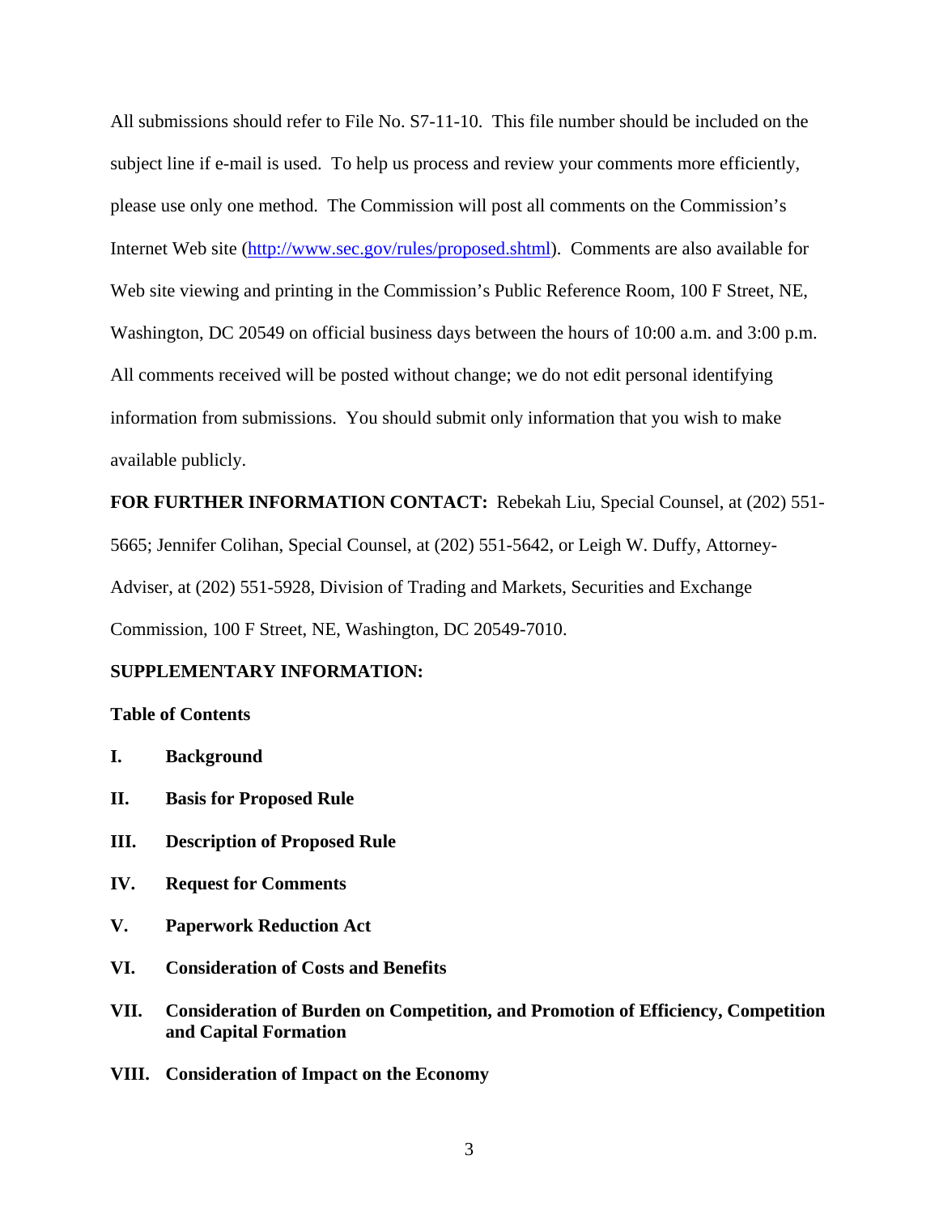All submissions should refer to File No. S7-11-10. This file number should be included on the subject line if e-mail is used. To help us process and review your comments more efficiently, please use only one method. The Commission will post all comments on the Commission's Internet Web site (http://www.sec.gov/rules/proposed.shtml). Comments are also available for Web site viewing and printing in the Commission's Public Reference Room, 100 F Street, NE, Washington, DC 20549 on official business days between the hours of 10:00 a.m. and 3:00 p.m. All comments received will be posted without change; we do not edit personal identifying information from submissions. You should submit only information that you wish to make available publicly.

**FOR FURTHER INFORMATION CONTACT:** Rebekah Liu, Special Counsel, at (202) 551-5665; Jennifer Colihan, Special Counsel, at (202) 551-5642, or Leigh W. Duffy, Attorney-Adviser, at (202) 551-5928, Division of Trading and Markets, Securities and Exchange Commission, 100 F Street, NE, Washington, DC 20549-7010.

**SUPPLEMENTARY INFORMATION:**

**Table of Contents**

**I. Background**

**II. Basis for Proposed Rule**

**III. Description of Proposed Rule**

**IV. Request for Comments**

**V. Paperwork Reduction Act**

**VI. Consideration of Costs and Benefits**

**VII. Consideration of Burden on Competition, and Promotion of Efficiency, Competition and Capital Formation**

**VIII. Consideration of Impact on the Economy**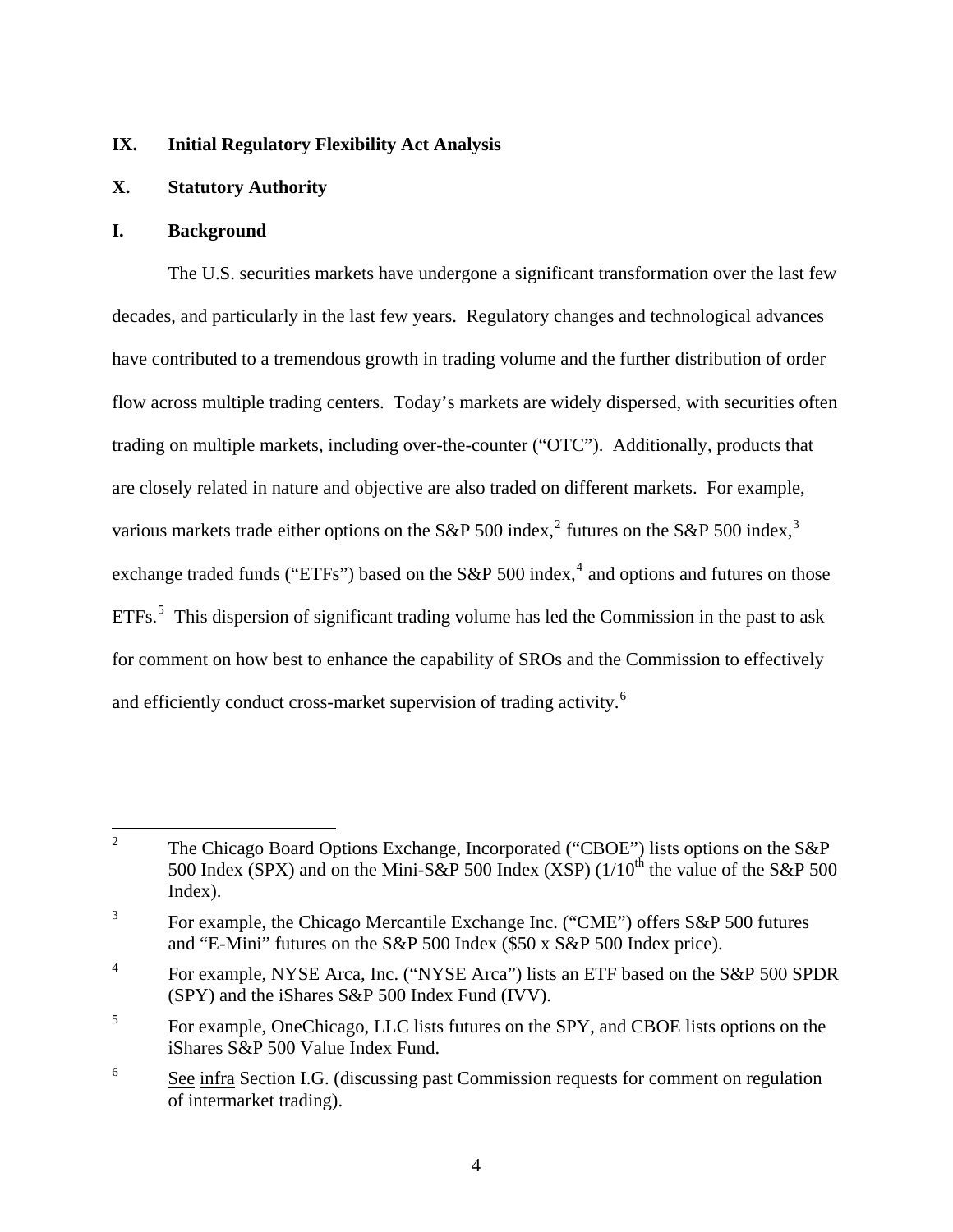## IX. Initial Regulatory Flexibility Act Analysis

## X. Statutory Authority

## I. Background

The U.S. securities markets have undergone a significant transformation over the last few decades, and particularly in the last few years. Regulatory changes and technological advances have contributed to a tremendous growth in trading volume and the further distribution of order flow across multiple trading centers. Today's markets are widely dispersed, with securities often trading on multiple markets, including over-the-counter ("OTC"). Additionally, products that are closely related in nature and objective are also traded on different markets. For example, various markets trade either options on the S&P 500 index,[2] futures on the S&P 500 index,[3] exchange traded funds ("ETFs") based on the S&P 500 index,[4] and options and futures on those ETFs.[5] This dispersion of significant trading volume has led the Commission in the past to ask for comment on how best to enhance the capability of SROs and the Commission to effectively and efficiently conduct cross-market supervision of trading activity.[6]

---

[2] The Chicago Board Options Exchange, Incorporated ("CBOE") lists options on the S&P 500 Index (SPX) and on the Mini-S&P 500 Index (XSP) (1/10th the value of the S&P 500 Index).

[3] For example, the Chicago Mercantile Exchange Inc. ("CME") offers S&P 500 futures and "E-Mini" futures on the S&P 500 Index ($50 x S&P 500 Index price).

[4] For example, NYSE Arca, Inc. ("NYSE Arca") lists an ETF based on the S&P 500 SPDR (SPY) and the iShares S&P 500 Index Fund (IVV).

[5] For example, OneChicago, LLC lists futures on the SPY, and CBOE lists options on the iShares S&P 500 Value Index Fund.

[6] See infra Section I.G. (discussing past Commission requests for comment on regulation of intermarket trading).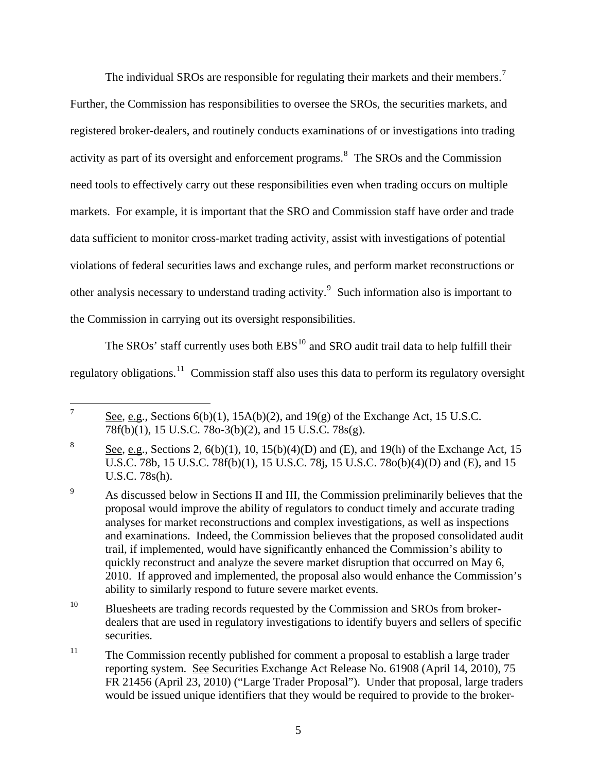The individual SROs are responsible for regulating their markets and their members.[7] Further, the Commission has responsibilities to oversee the SROs, the securities markets, and registered broker-dealers, and routinely conducts examinations of or investigations into trading activity as part of its oversight and enforcement programs.[8] The SROs and the Commission need tools to effectively carry out these responsibilities even when trading occurs on multiple markets. For example, it is important that the SRO and Commission staff have order and trade data sufficient to monitor cross-market trading activity, assist with investigations of potential violations of federal securities laws and exchange rules, and perform market reconstructions or other analysis necessary to understand trading activity.[9] Such information also is important to the Commission in carrying out its oversight responsibilities.

The SROs' staff currently uses both EBS[10] and SRO audit trail data to help fulfill their regulatory obligations.[11] Commission staff also uses this data to perform its regulatory oversight

---

[7] See, e.g., Sections 6(b)(1), 15A(b)(2), and 19(g) of the Exchange Act, 15 U.S.C. 78f(b)(1), 15 U.S.C. 78o-3(b)(2), and 15 U.S.C. 78s(g).

[8] See, e.g., Sections 2, 6(b)(1), 10, 15(b)(4)(D) and (E), and 19(h) of the Exchange Act, 15 U.S.C. 78b, 15 U.S.C. 78f(b)(1), 15 U.S.C. 78j, 15 U.S.C. 78o(b)(4)(D) and (E), and 15 U.S.C. 78s(h).

[9] As discussed below in Sections II and III, the Commission preliminarily believes that the proposal would improve the ability of regulators to conduct timely and accurate trading analyses for market reconstructions and complex investigations, as well as inspections and examinations. Indeed, the Commission believes that the proposed consolidated audit trail, if implemented, would have significantly enhanced the Commission's ability to quickly reconstruct and analyze the severe market disruption that occurred on May 6, 2010. If approved and implemented, the proposal also would enhance the Commission's ability to similarly respond to future severe market events.

[10] Bluesheets are trading records requested by the Commission and SROs from broker-dealers that are used in regulatory investigations to identify buyers and sellers of specific securities.

[11] The Commission recently published for comment a proposal to establish a large trader reporting system. See Securities Exchange Act Release No. 61908 (April 14, 2010), 75 FR 21456 (April 23, 2010) ("Large Trader Proposal"). Under that proposal, large traders would be issued unique identifiers that they would be required to provide to the broker-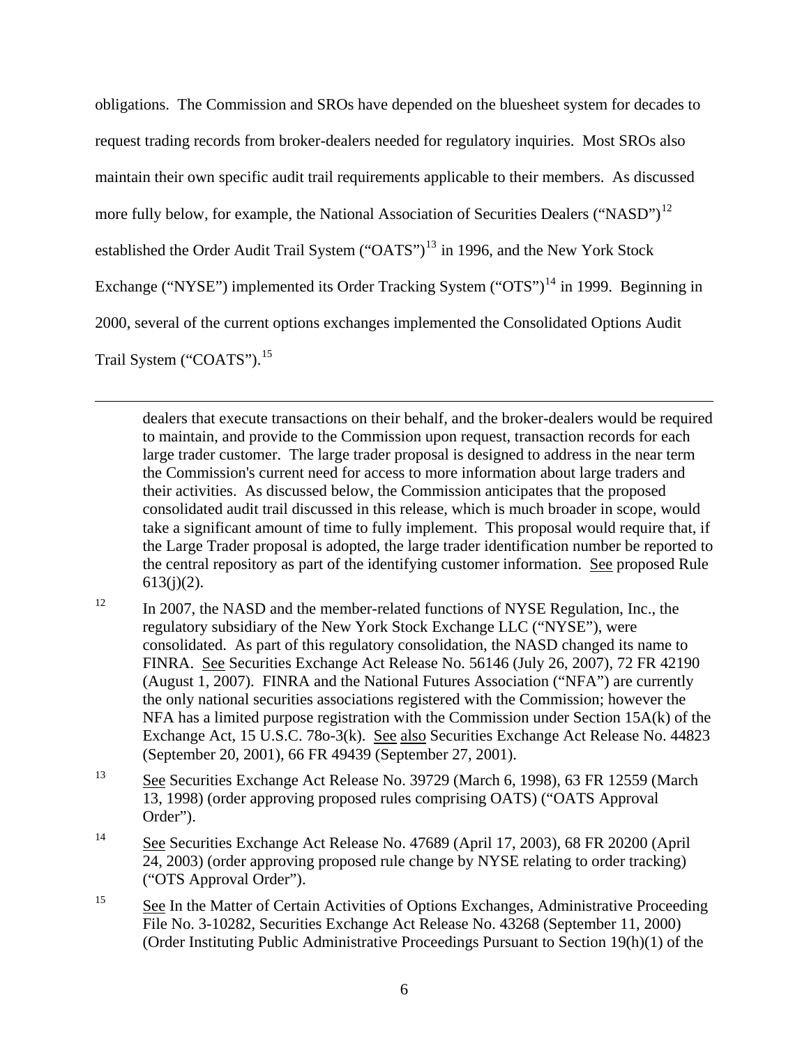obligations. The Commission and SROs have depended on the bluesheet system for decades to request trading records from broker-dealers needed for regulatory inquiries. Most SROs also maintain their own specific audit trail requirements applicable to their members. As discussed more fully below, for example, the National Association of Securities Dealers ("NASD")[12] established the Order Audit Trail System ("OATS")[13] in 1996, and the New York Stock Exchange ("NYSE") implemented its Order Tracking System ("OTS")[14] in 1999. Beginning in 2000, several of the current options exchanges implemented the Consolidated Options Audit Trail System ("COATS").[15]

---

dealers that execute transactions on their behalf, and the broker-dealers would be required to maintain, and provide to the Commission upon request, transaction records for each large trader customer. The large trader proposal is designed to address in the near term the Commission's current need for access to more information about large traders and their activities. As discussed below, the Commission anticipates that the proposed consolidated audit trail discussed in this release, which is much broader in scope, would take a significant amount of time to fully implement. This proposal would require that, if the Large Trader proposal is adopted, the large trader identification number be reported to the central repository as part of the identifying customer information. See proposed Rule 613(j)(2).

[12] In 2007, the NASD and the member-related functions of NYSE Regulation, Inc., the regulatory subsidiary of the New York Stock Exchange LLC ("NYSE"), were consolidated. As part of this regulatory consolidation, the NASD changed its name to FINRA. See Securities Exchange Act Release No. 56146 (July 26, 2007), 72 FR 42190 (August 1, 2007). FINRA and the National Futures Association ("NFA") are currently the only national securities associations registered with the Commission; however the NFA has a limited purpose registration with the Commission under Section 15A(k) of the Exchange Act, 15 U.S.C. 78o-3(k). See also Securities Exchange Act Release No. 44823 (September 20, 2001), 66 FR 49439 (September 27, 2001).

[13] See Securities Exchange Act Release No. 39729 (March 6, 1998), 63 FR 12559 (March 13, 1998) (order approving proposed rules comprising OATS) ("OATS Approval Order").

[14] See Securities Exchange Act Release No. 47689 (April 17, 2003), 68 FR 20200 (April 24, 2003) (order approving proposed rule change by NYSE relating to order tracking) ("OTS Approval Order").

[15] See In the Matter of Certain Activities of Options Exchanges, Administrative Proceeding File No. 3-10282, Securities Exchange Act Release No. 43268 (September 11, 2000) (Order Instituting Public Administrative Proceedings Pursuant to Section 19(h)(1) of the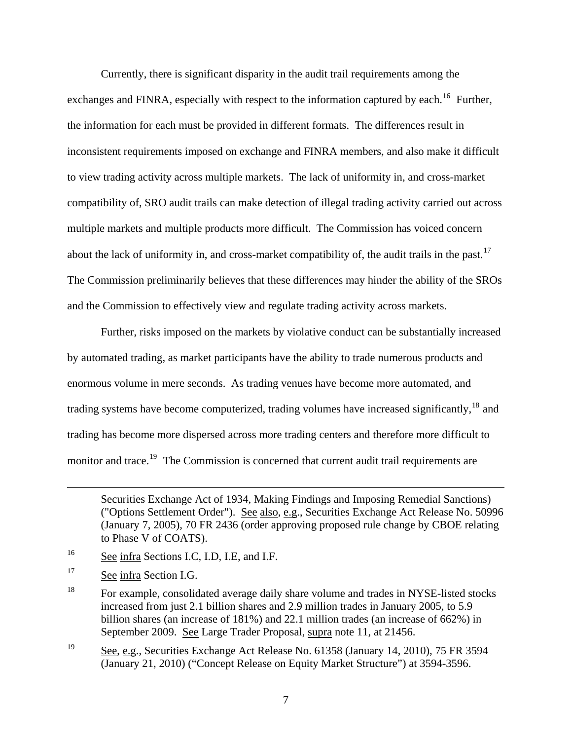Currently, there is significant disparity in the audit trail requirements among the exchanges and FINRA, especially with respect to the information captured by each.[16] Further, the information for each must be provided in different formats. The differences result in inconsistent requirements imposed on exchange and FINRA members, and also make it difficult to view trading activity across multiple markets. The lack of uniformity in, and cross-market compatibility of, SRO audit trails can make detection of illegal trading activity carried out across multiple markets and multiple products more difficult. The Commission has voiced concern about the lack of uniformity in, and cross-market compatibility of, the audit trails in the past.[17] The Commission preliminarily believes that these differences may hinder the ability of the SROs and the Commission to effectively view and regulate trading activity across markets.

Further, risks imposed on the markets by violative conduct can be substantially increased by automated trading, as market participants have the ability to trade numerous products and enormous volume in mere seconds. As trading venues have become more automated, and trading systems have become computerized, trading volumes have increased significantly,[18] and trading has become more dispersed across more trading centers and therefore more difficult to monitor and trace.[19] The Commission is concerned that current audit trail requirements are

---

Securities Exchange Act of 1934, Making Findings and Imposing Remedial Sanctions) ("Options Settlement Order"). See also, e.g., Securities Exchange Act Release No. 50996 (January 7, 2005), 70 FR 2436 (order approving proposed rule change by CBOE relating to Phase V of COATS).

[16] See infra Sections I.C, I.D, I.E, and I.F.

[17] See infra Section I.G.

[18] For example, consolidated average daily share volume and trades in NYSE-listed stocks increased from just 2.1 billion shares and 2.9 million trades in January 2005, to 5.9 billion shares (an increase of 181%) and 22.1 million trades (an increase of 662%) in September 2009. See Large Trader Proposal, supra note 11, at 21456.

[19] See, e.g., Securities Exchange Act Release No. 61358 (January 14, 2010), 75 FR 3594 (January 21, 2010) ("Concept Release on Equity Market Structure") at 3594-3596.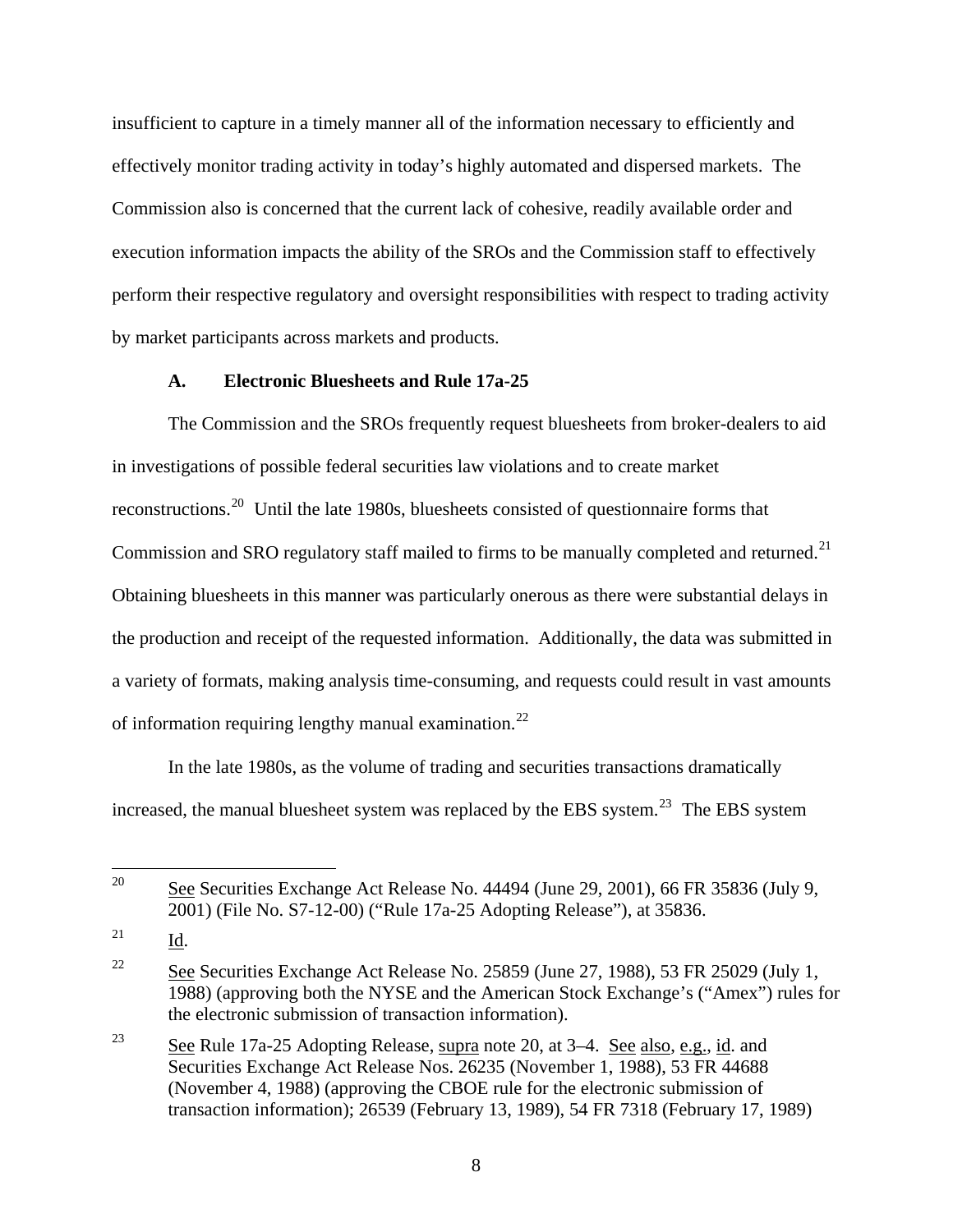insufficient to capture in a timely manner all of the information necessary to efficiently and effectively monitor trading activity in today's highly automated and dispersed markets. The Commission also is concerned that the current lack of cohesive, readily available order and execution information impacts the ability of the SROs and the Commission staff to effectively perform their respective regulatory and oversight responsibilities with respect to trading activity by market participants across markets and products.

### A. Electronic Bluesheets and Rule 17a-25

The Commission and the SROs frequently request bluesheets from broker-dealers to aid in investigations of possible federal securities law violations and to create market reconstructions.[20] Until the late 1980s, bluesheets consisted of questionnaire forms that Commission and SRO regulatory staff mailed to firms to be manually completed and returned.[21] Obtaining bluesheets in this manner was particularly onerous as there were substantial delays in the production and receipt of the requested information. Additionally, the data was submitted in a variety of formats, making analysis time-consuming, and requests could result in vast amounts of information requiring lengthy manual examination.[22]

In the late 1980s, as the volume of trading and securities transactions dramatically increased, the manual bluesheet system was replaced by the EBS system.[23] The EBS system

---

[20] See Securities Exchange Act Release No. 44494 (June 29, 2001), 66 FR 35836 (July 9, 2001) (File No. S7-12-00) ("Rule 17a-25 Adopting Release"), at 35836.

[21] Id.

[22] See Securities Exchange Act Release No. 25859 (June 27, 1988), 53 FR 25029 (July 1, 1988) (approving both the NYSE and the American Stock Exchange's ("Amex") rules for the electronic submission of transaction information).

[23] See Rule 17a-25 Adopting Release, supra note 20, at 3–4. See also, e.g., id. and Securities Exchange Act Release Nos. 26235 (November 1, 1988), 53 FR 44688 (November 4, 1988) (approving the CBOE rule for the electronic submission of transaction information); 26539 (February 13, 1989), 54 FR 7318 (February 17, 1989)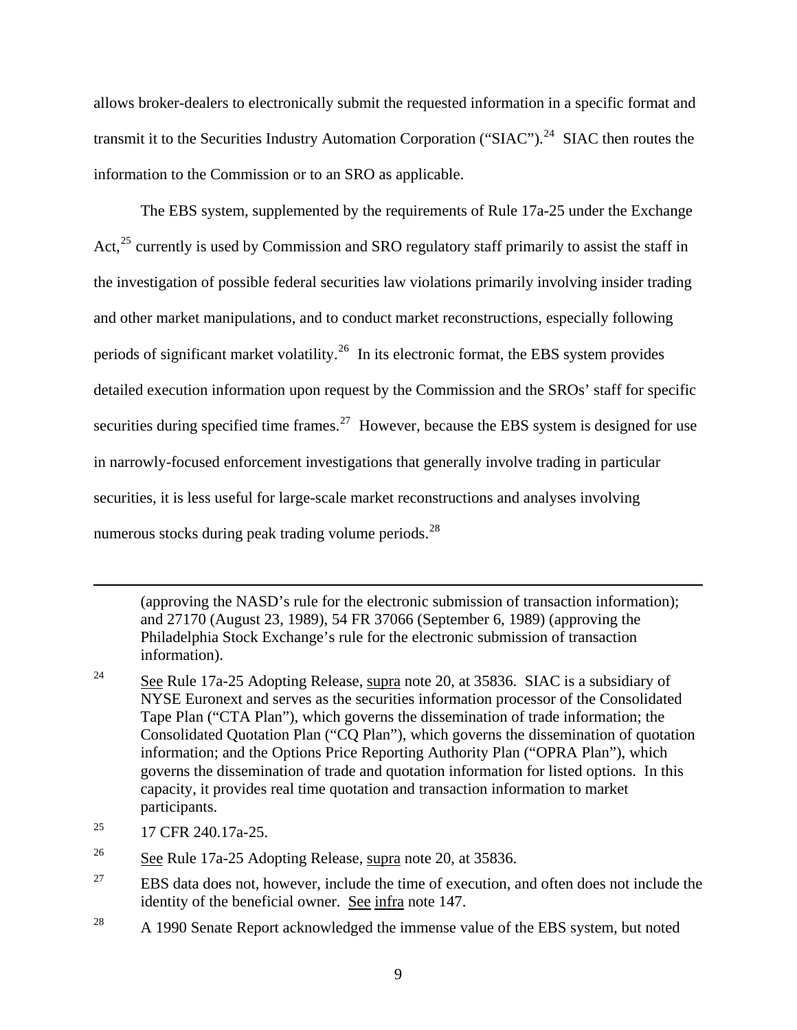allows broker-dealers to electronically submit the requested information in a specific format and transmit it to the Securities Industry Automation Corporation ("SIAC").[24] SIAC then routes the information to the Commission or to an SRO as applicable.

The EBS system, supplemented by the requirements of Rule 17a-25 under the Exchange Act,[25] currently is used by Commission and SRO regulatory staff primarily to assist the staff in the investigation of possible federal securities law violations primarily involving insider trading and other market manipulations, and to conduct market reconstructions, especially following periods of significant market volatility.[26] In its electronic format, the EBS system provides detailed execution information upon request by the Commission and the SROs' staff for specific securities during specified time frames.[27] However, because the EBS system is designed for use in narrowly-focused enforcement investigations that generally involve trading in particular securities, it is less useful for large-scale market reconstructions and analyses involving numerous stocks during peak trading volume periods.[28]

---

(approving the NASD's rule for the electronic submission of transaction information); and 27170 (August 23, 1989), 54 FR 37066 (September 6, 1989) (approving the Philadelphia Stock Exchange's rule for the electronic submission of transaction information).

[24] See Rule 17a-25 Adopting Release, supra note 20, at 35836. SIAC is a subsidiary of NYSE Euronext and serves as the securities information processor of the Consolidated Tape Plan ("CTA Plan"), which governs the dissemination of trade information; the Consolidated Quotation Plan ("CQ Plan"), which governs the dissemination of quotation information; and the Options Price Reporting Authority Plan ("OPRA Plan"), which governs the dissemination of trade and quotation information for listed options. In this capacity, it provides real time quotation and transaction information to market participants.

[25] 17 CFR 240.17a-25.

[26] See Rule 17a-25 Adopting Release, supra note 20, at 35836.

[27] EBS data does not, however, include the time of execution, and often does not include the identity of the beneficial owner. See infra note 147.

[28] A 1990 Senate Report acknowledged the immense value of the EBS system, but noted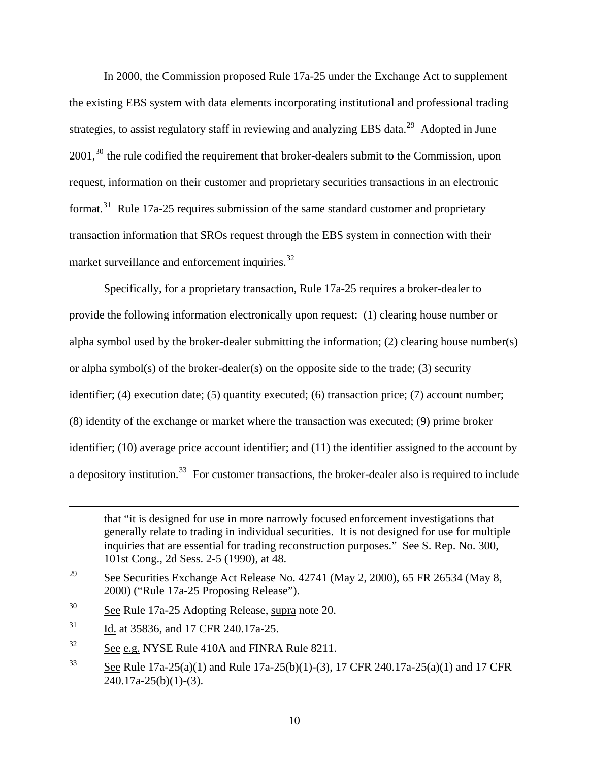In 2000, the Commission proposed Rule 17a-25 under the Exchange Act to supplement the existing EBS system with data elements incorporating institutional and professional trading strategies, to assist regulatory staff in reviewing and analyzing EBS data.[29] Adopted in June 2001,[30] the rule codified the requirement that broker-dealers submit to the Commission, upon request, information on their customer and proprietary securities transactions in an electronic format.[31] Rule 17a-25 requires submission of the same standard customer and proprietary transaction information that SROs request through the EBS system in connection with their market surveillance and enforcement inquiries.[32]

Specifically, for a proprietary transaction, Rule 17a-25 requires a broker-dealer to provide the following information electronically upon request: (1) clearing house number or alpha symbol used by the broker-dealer submitting the information; (2) clearing house number(s) or alpha symbol(s) of the broker-dealer(s) on the opposite side to the trade; (3) security identifier; (4) execution date; (5) quantity executed; (6) transaction price; (7) account number; (8) identity of the exchange or market where the transaction was executed; (9) prime broker identifier; (10) average price account identifier; and (11) the identifier assigned to the account by a depository institution.[33] For customer transactions, the broker-dealer also is required to include

---

that "it is designed for use in more narrowly focused enforcement investigations that generally relate to trading in individual securities. It is not designed for use for multiple inquiries that are essential for trading reconstruction purposes." See S. Rep. No. 300, 101st Cong., 2d Sess. 2-5 (1990), at 48.

[29] See Securities Exchange Act Release No. 42741 (May 2, 2000), 65 FR 26534 (May 8, 2000) ("Rule 17a-25 Proposing Release").

[30] See Rule 17a-25 Adopting Release, supra note 20.

[31] Id. at 35836, and 17 CFR 240.17a-25.

[32] See e.g. NYSE Rule 410A and FINRA Rule 8211.

[33] See Rule 17a-25(a)(1) and Rule 17a-25(b)(1)-(3), 17 CFR 240.17a-25(a)(1) and 17 CFR 240.17a-25(b)(1)-(3).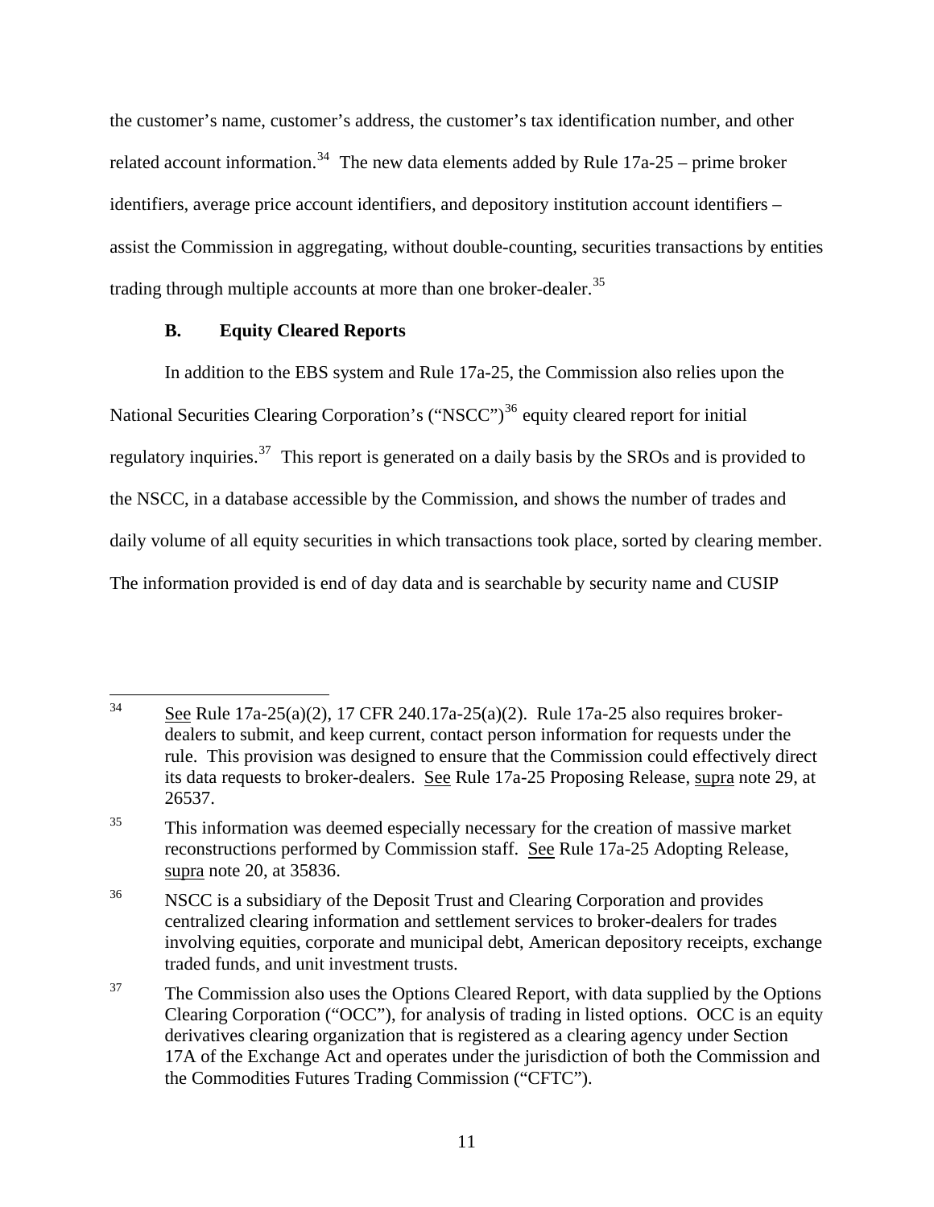the customer's name, customer's address, the customer's tax identification number, and other related account information.[34] The new data elements added by Rule 17a-25 – prime broker identifiers, average price account identifiers, and depository institution account identifiers – assist the Commission in aggregating, without double-counting, securities transactions by entities trading through multiple accounts at more than one broker-dealer.[35]

### B. Equity Cleared Reports

In addition to the EBS system and Rule 17a-25, the Commission also relies upon the National Securities Clearing Corporation's ("NSCC")[36] equity cleared report for initial regulatory inquiries.[37] This report is generated on a daily basis by the SROs and is provided to the NSCC, in a database accessible by the Commission, and shows the number of trades and daily volume of all equity securities in which transactions took place, sorted by clearing member. The information provided is end of day data and is searchable by security name and CUSIP

---

[34] See Rule 17a-25(a)(2), 17 CFR 240.17a-25(a)(2). Rule 17a-25 also requires broker-dealers to submit, and keep current, contact person information for requests under the rule. This provision was designed to ensure that the Commission could effectively direct its data requests to broker-dealers. See Rule 17a-25 Proposing Release, supra note 29, at 26537.

[35] This information was deemed especially necessary for the creation of massive market reconstructions performed by Commission staff. See Rule 17a-25 Adopting Release, supra note 20, at 35836.

[36] NSCC is a subsidiary of the Deposit Trust and Clearing Corporation and provides centralized clearing information and settlement services to broker-dealers for trades involving equities, corporate and municipal debt, American depository receipts, exchange traded funds, and unit investment trusts.

[37] The Commission also uses the Options Cleared Report, with data supplied by the Options Clearing Corporation ("OCC"), for analysis of trading in listed options. OCC is an equity derivatives clearing organization that is registered as a clearing agency under Section 17A of the Exchange Act and operates under the jurisdiction of both the Commission and the Commodities Futures Trading Commission ("CFTC").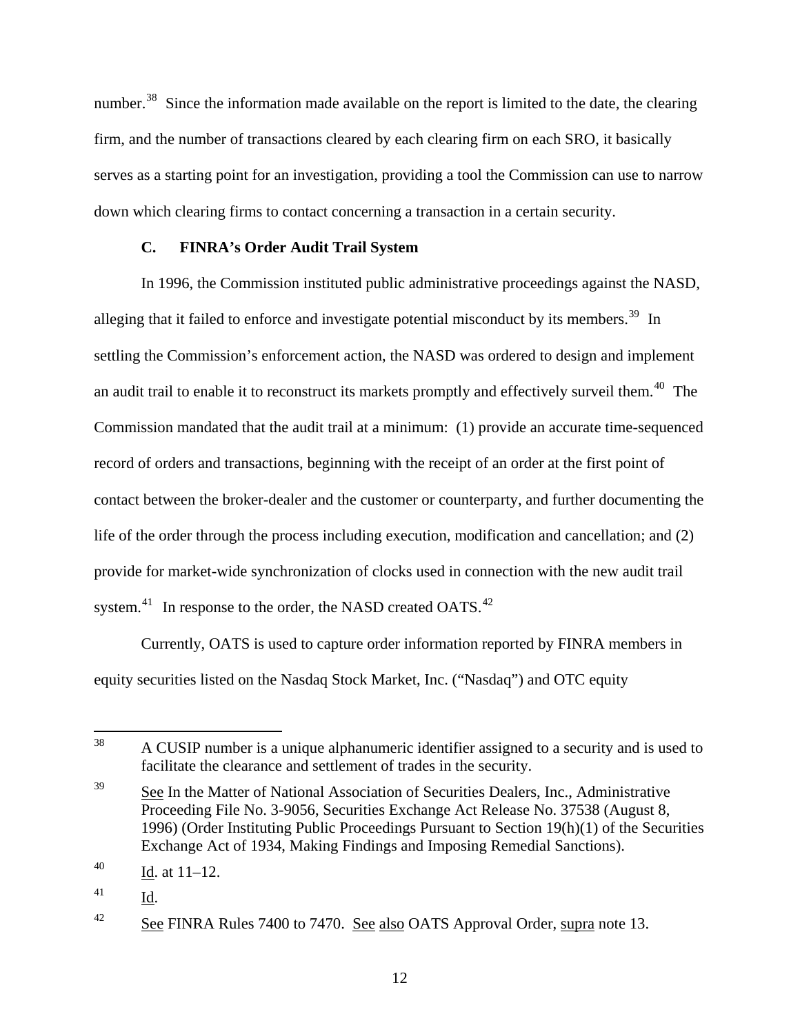number.[38] Since the information made available on the report is limited to the date, the clearing firm, and the number of transactions cleared by each clearing firm on each SRO, it basically serves as a starting point for an investigation, providing a tool the Commission can use to narrow down which clearing firms to contact concerning a transaction in a certain security.

### C. FINRA's Order Audit Trail System

In 1996, the Commission instituted public administrative proceedings against the NASD, alleging that it failed to enforce and investigate potential misconduct by its members.[39] In settling the Commission's enforcement action, the NASD was ordered to design and implement an audit trail to enable it to reconstruct its markets promptly and effectively surveil them.[40] The Commission mandated that the audit trail at a minimum: (1) provide an accurate time-sequenced record of orders and transactions, beginning with the receipt of an order at the first point of contact between the broker-dealer and the customer or counterparty, and further documenting the life of the order through the process including execution, modification and cancellation; and (2) provide for market-wide synchronization of clocks used in connection with the new audit trail system.[41] In response to the order, the NASD created OATS.[42]

Currently, OATS is used to capture order information reported by FINRA members in equity securities listed on the Nasdaq Stock Market, Inc. ("Nasdaq") and OTC equity

---

[38] A CUSIP number is a unique alphanumeric identifier assigned to a security and is used to facilitate the clearance and settlement of trades in the security.

[39] See In the Matter of National Association of Securities Dealers, Inc., Administrative Proceeding File No. 3-9056, Securities Exchange Act Release No. 37538 (August 8, 1996) (Order Instituting Public Proceedings Pursuant to Section 19(h)(1) of the Securities Exchange Act of 1934, Making Findings and Imposing Remedial Sanctions).

[40] Id. at 11–12.

[41] Id.

[42] See FINRA Rules 7400 to 7470. See also OATS Approval Order, supra note 13.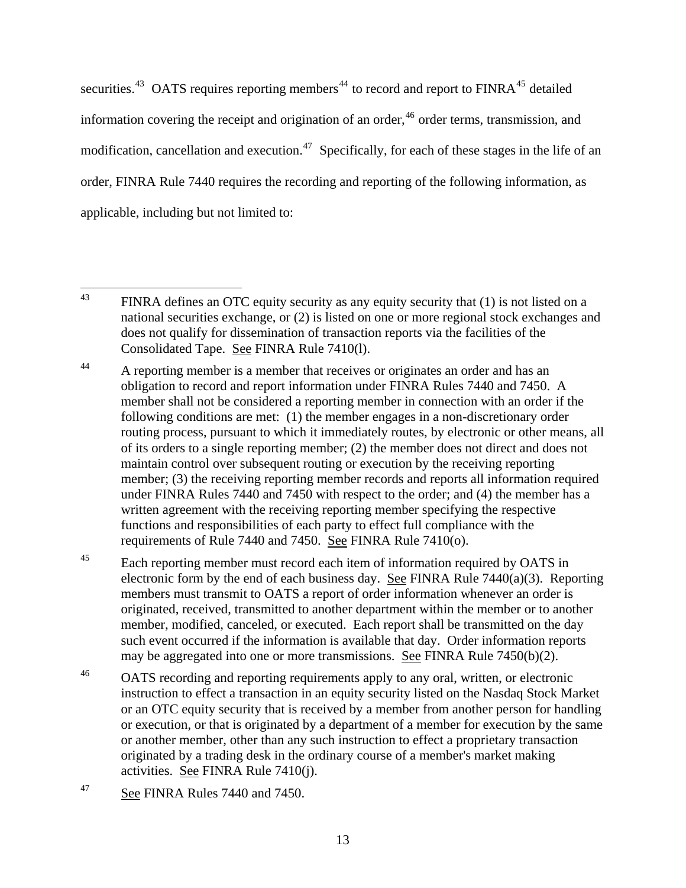securities.[43] OATS requires reporting members[44] to record and report to FINRA[45] detailed information covering the receipt and origination of an order,[46] order terms, transmission, and modification, cancellation and execution.[47] Specifically, for each of these stages in the life of an order, FINRA Rule 7440 requires the recording and reporting of the following information, as applicable, including but not limited to:

---

[43] FINRA defines an OTC equity security as any equity security that (1) is not listed on a national securities exchange, or (2) is listed on one or more regional stock exchanges and does not qualify for dissemination of transaction reports via the facilities of the Consolidated Tape. See FINRA Rule 7410(l).

[44] A reporting member is a member that receives or originates an order and has an obligation to record and report information under FINRA Rules 7440 and 7450. A member shall not be considered a reporting member in connection with an order if the following conditions are met: (1) the member engages in a non-discretionary order routing process, pursuant to which it immediately routes, by electronic or other means, all of its orders to a single reporting member; (2) the member does not direct and does not maintain control over subsequent routing or execution by the receiving reporting member; (3) the receiving reporting member records and reports all information required under FINRA Rules 7440 and 7450 with respect to the order; and (4) the member has a written agreement with the receiving reporting member specifying the respective functions and responsibilities of each party to effect full compliance with the requirements of Rule 7440 and 7450. See FINRA Rule 7410(o).

[45] Each reporting member must record each item of information required by OATS in electronic form by the end of each business day. See FINRA Rule 7440(a)(3). Reporting members must transmit to OATS a report of order information whenever an order is originated, received, transmitted to another department within the member or to another member, modified, canceled, or executed. Each report shall be transmitted on the day such event occurred if the information is available that day. Order information reports may be aggregated into one or more transmissions. See FINRA Rule 7450(b)(2).

[46] OATS recording and reporting requirements apply to any oral, written, or electronic instruction to effect a transaction in an equity security listed on the Nasdaq Stock Market or an OTC equity security that is received by a member from another person for handling or execution, or that is originated by a department of a member for execution by the same or another member, other than any such instruction to effect a proprietary transaction originated by a trading desk in the ordinary course of a member's market making activities. See FINRA Rule 7410(j).

[47] See FINRA Rules 7440 and 7450.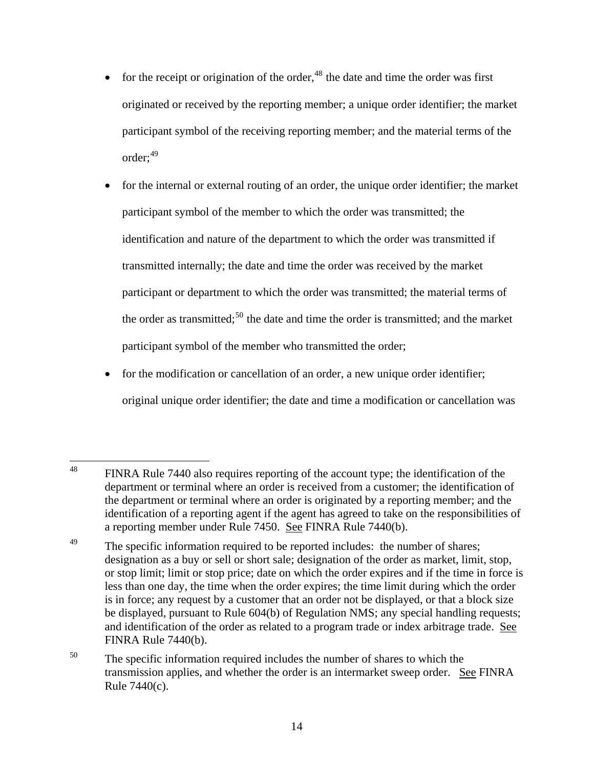- for the receipt or origination of the order,[48] the date and time the order was first originated or received by the reporting member; a unique order identifier; the market participant symbol of the receiving reporting member; and the material terms of the order;[49]
- for the internal or external routing of an order, the unique order identifier; the market participant symbol of the member to which the order was transmitted; the identification and nature of the department to which the order was transmitted if transmitted internally; the date and time the order was received by the market participant or department to which the order was transmitted; the material terms of the order as transmitted;[50] the date and time the order is transmitted; and the market participant symbol of the member who transmitted the order;
- for the modification or cancellation of an order, a new unique order identifier; original unique order identifier; the date and time a modification or cancellation was

---

[48] FINRA Rule 7440 also requires reporting of the account type; the identification of the department or terminal where an order is received from a customer; the identification of the department or terminal where an order is originated by a reporting member; and the identification of a reporting agent if the agent has agreed to take on the responsibilities of a reporting member under Rule 7450. See FINRA Rule 7440(b).

[49] The specific information required to be reported includes: the number of shares; designation as a buy or sell or short sale; designation of the order as market, limit, stop, or stop limit; limit or stop price; date on which the order expires and if the time in force is less than one day, the time when the order expires; the time limit during which the order is in force; any request by a customer that an order not be displayed, or that a block size be displayed, pursuant to Rule 604(b) of Regulation NMS; any special handling requests; and identification of the order as related to a program trade or index arbitrage trade. See FINRA Rule 7440(b).

[50] The specific information required includes the number of shares to which the transmission applies, and whether the order is an intermarket sweep order. See FINRA Rule 7440(c).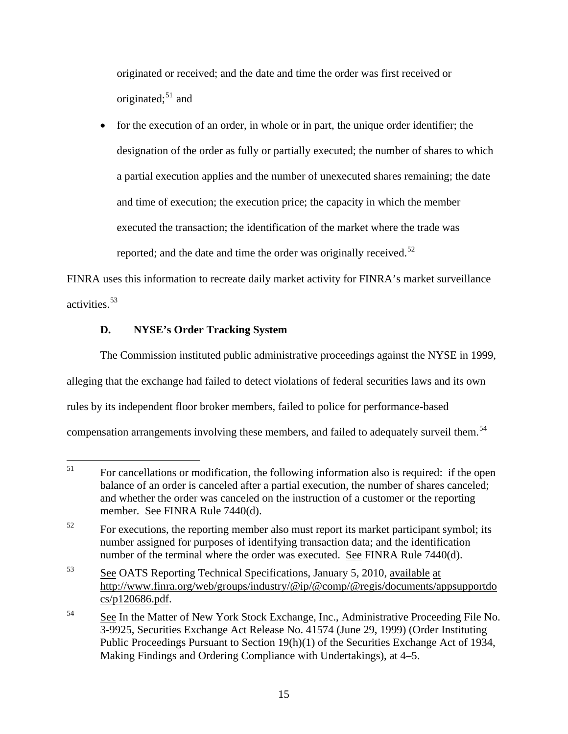originated or received; and the date and time the order was first received or originated;[51] and

- for the execution of an order, in whole or in part, the unique order identifier; the designation of the order as fully or partially executed; the number of shares to which a partial execution applies and the number of unexecuted shares remaining; the date and time of execution; the execution price; the capacity in which the member executed the transaction; the identification of the market where the trade was reported; and the date and time the order was originally received.[52]

FINRA uses this information to recreate daily market activity for FINRA's market surveillance activities.[53]

### D. NYSE's Order Tracking System

The Commission instituted public administrative proceedings against the NYSE in 1999, alleging that the exchange had failed to detect violations of federal securities laws and its own rules by its independent floor broker members, failed to police for performance-based compensation arrangements involving these members, and failed to adequately surveil them.[54]

---

[51] For cancellations or modification, the following information also is required: if the open balance of an order is canceled after a partial execution, the number of shares canceled; and whether the order was canceled on the instruction of a customer or the reporting member. See FINRA Rule 7440(d).

[52] For executions, the reporting member also must report its market participant symbol; its number assigned for purposes of identifying transaction data; and the identification number of the terminal where the order was executed. See FINRA Rule 7440(d).

[53] See OATS Reporting Technical Specifications, January 5, 2010, available at http://www.finra.org/web/groups/industry/@ip/@comp/@regis/documents/appsupportdocs/p120686.pdf.

[54] See In the Matter of New York Stock Exchange, Inc., Administrative Proceeding File No. 3-9925, Securities Exchange Act Release No. 41574 (June 29, 1999) (Order Instituting Public Proceedings Pursuant to Section 19(h)(1) of the Securities Exchange Act of 1934, Making Findings and Ordering Compliance with Undertakings), at 4–5.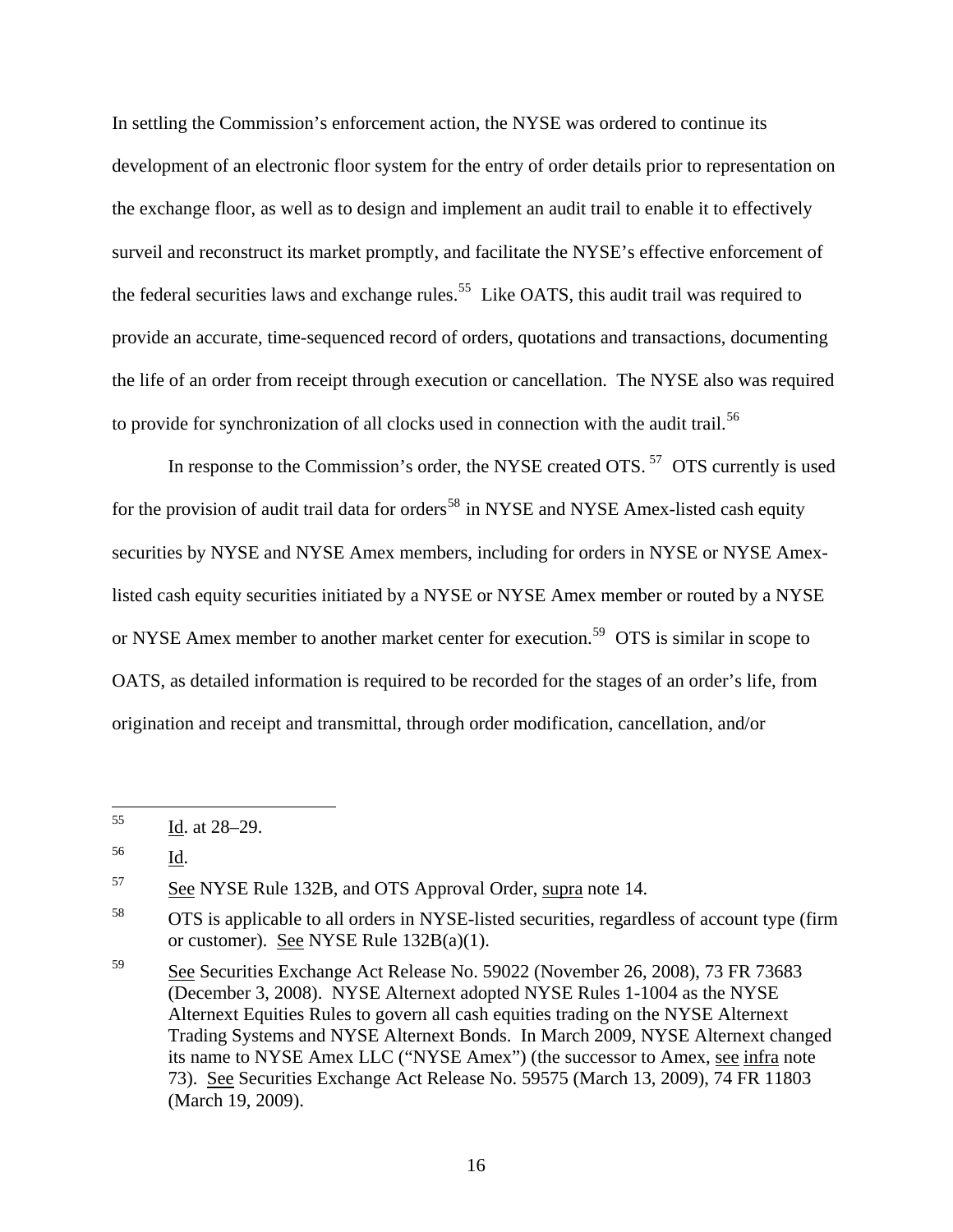In settling the Commission's enforcement action, the NYSE was ordered to continue its development of an electronic floor system for the entry of order details prior to representation on the exchange floor, as well as to design and implement an audit trail to enable it to effectively surveil and reconstruct its market promptly, and facilitate the NYSE's effective enforcement of the federal securities laws and exchange rules.[55] Like OATS, this audit trail was required to provide an accurate, time-sequenced record of orders, quotations and transactions, documenting the life of an order from receipt through execution or cancellation. The NYSE also was required to provide for synchronization of all clocks used in connection with the audit trail.[56]

In response to the Commission's order, the NYSE created OTS.[57] OTS currently is used for the provision of audit trail data for orders[58] in NYSE and NYSE Amex-listed cash equity securities by NYSE and NYSE Amex members, including for orders in NYSE or NYSE Amex-listed cash equity securities initiated by a NYSE or NYSE Amex member or routed by a NYSE or NYSE Amex member to another market center for execution.[59] OTS is similar in scope to OATS, as detailed information is required to be recorded for the stages of an order's life, from origination and receipt and transmittal, through order modification, cancellation, and/or

---

[55] Id. at 28–29.

[56] Id.

[57] See NYSE Rule 132B, and OTS Approval Order, supra note 14.

[58] OTS is applicable to all orders in NYSE-listed securities, regardless of account type (firm or customer). See NYSE Rule 132B(a)(1).

[59] See Securities Exchange Act Release No. 59022 (November 26, 2008), 73 FR 73683 (December 3, 2008). NYSE Alternext adopted NYSE Rules 1-1004 as the NYSE Alternext Equities Rules to govern all cash equities trading on the NYSE Alternext Trading Systems and NYSE Alternext Bonds. In March 2009, NYSE Alternext changed its name to NYSE Amex LLC ("NYSE Amex") (the successor to Amex, see infra note 73). See Securities Exchange Act Release No. 59575 (March 13, 2009), 74 FR 11803 (March 19, 2009).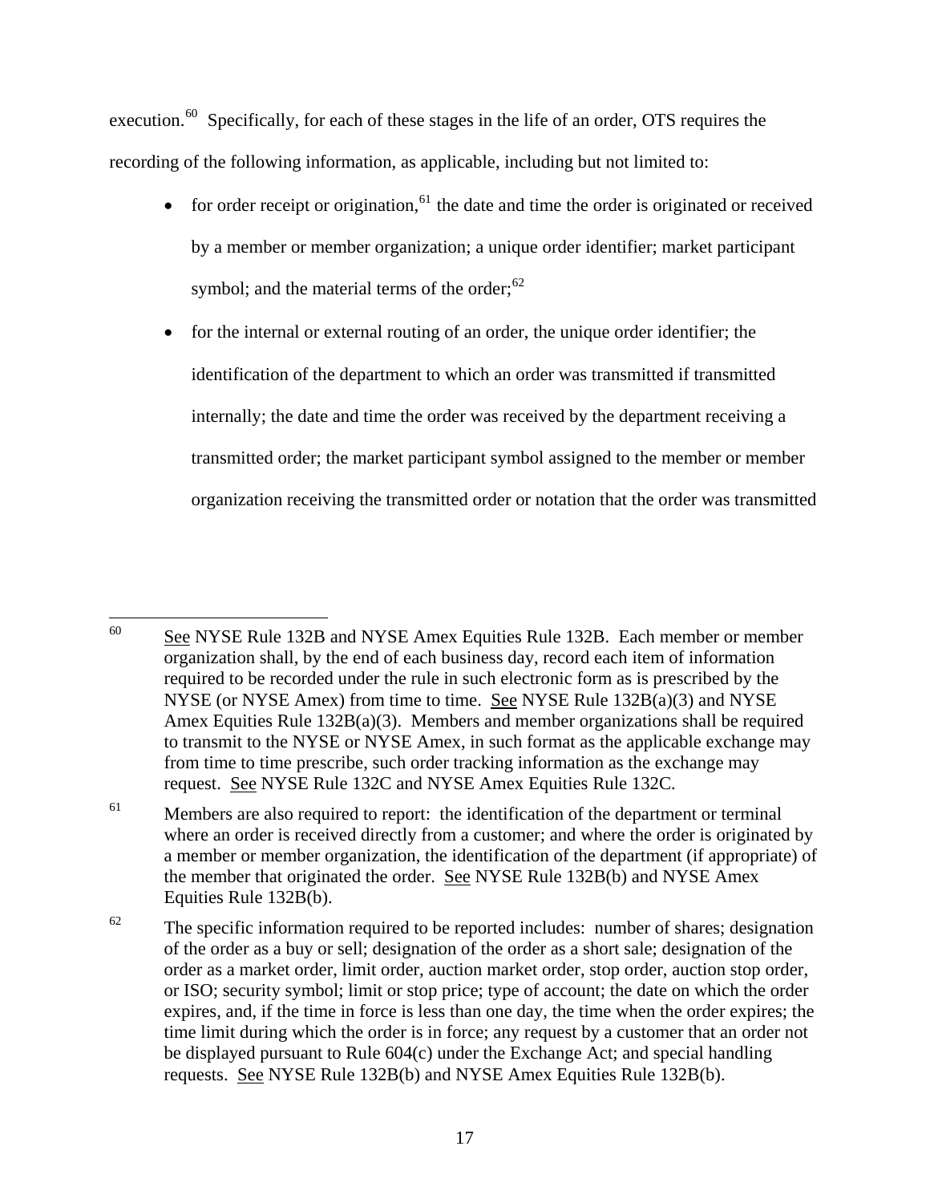execution.[60] Specifically, for each of these stages in the life of an order, OTS requires the recording of the following information, as applicable, including but not limited to:

- for order receipt or origination,[61] the date and time the order is originated or received by a member or member organization; a unique order identifier; market participant symbol; and the material terms of the order;[62]
- for the internal or external routing of an order, the unique order identifier; the identification of the department to which an order was transmitted if transmitted internally; the date and time the order was received by the department receiving a transmitted order; the market participant symbol assigned to the member or member organization receiving the transmitted order or notation that the order was transmitted

---

[60] See NYSE Rule 132B and NYSE Amex Equities Rule 132B. Each member or member organization shall, by the end of each business day, record each item of information required to be recorded under the rule in such electronic form as is prescribed by the NYSE (or NYSE Amex) from time to time. See NYSE Rule 132B(a)(3) and NYSE Amex Equities Rule 132B(a)(3). Members and member organizations shall be required to transmit to the NYSE or NYSE Amex, in such format as the applicable exchange may from time to time prescribe, such order tracking information as the exchange may request. See NYSE Rule 132C and NYSE Amex Equities Rule 132C.

[61] Members are also required to report: the identification of the department or terminal where an order is received directly from a customer; and where the order is originated by a member or member organization, the identification of the department (if appropriate) of the member that originated the order. See NYSE Rule 132B(b) and NYSE Amex Equities Rule 132B(b).

[62] The specific information required to be reported includes: number of shares; designation of the order as a buy or sell; designation of the order as a short sale; designation of the order as a market order, limit order, auction market order, stop order, auction stop order, or ISO; security symbol; limit or stop price; type of account; the date on which the order expires, and, if the time in force is less than one day, the time when the order expires; the time limit during which the order is in force; any request by a customer that an order not be displayed pursuant to Rule 604(c) under the Exchange Act; and special handling requests. See NYSE Rule 132B(b) and NYSE Amex Equities Rule 132B(b).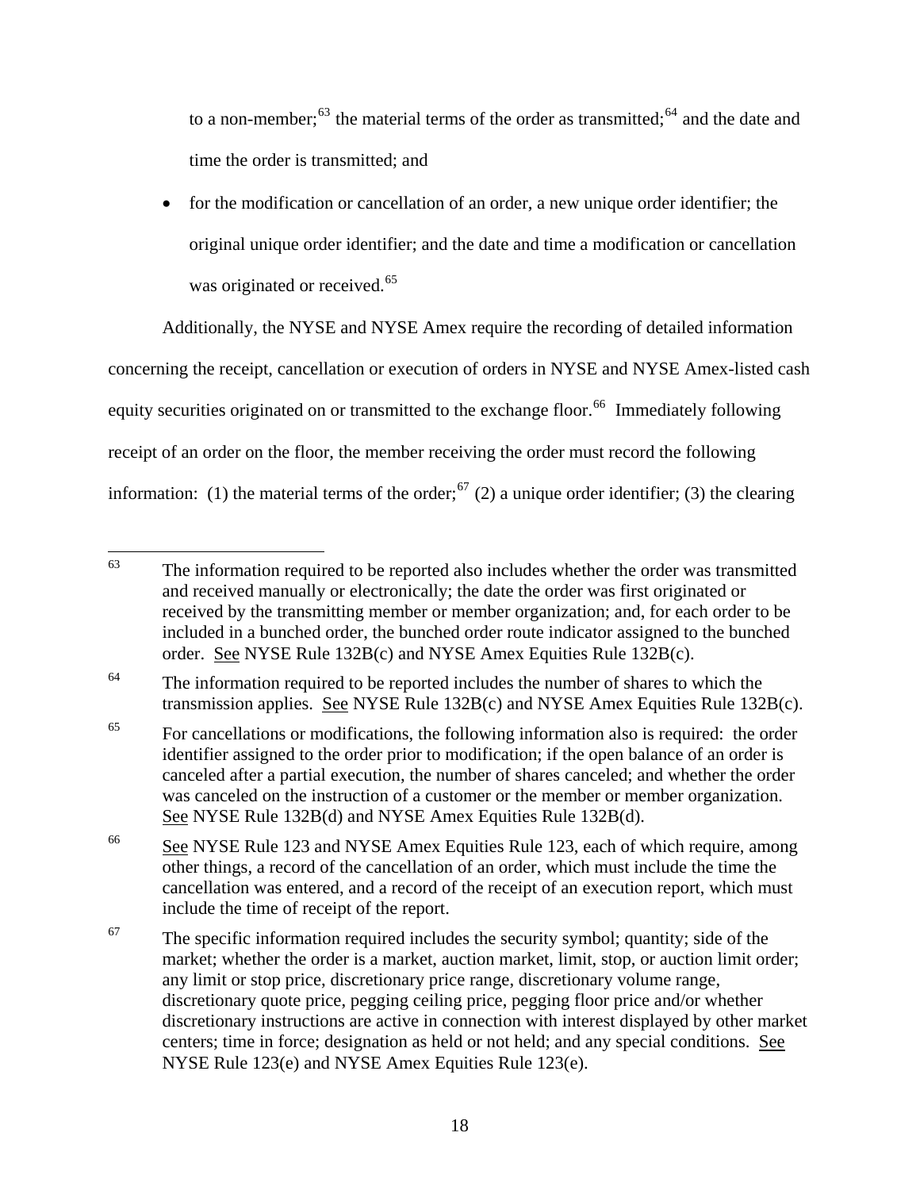to a non-member;[63] the material terms of the order as transmitted;[64] and the date and time the order is transmitted; and

- for the modification or cancellation of an order, a new unique order identifier; the original unique order identifier; and the date and time a modification or cancellation was originated or received.[65]

Additionally, the NYSE and NYSE Amex require the recording of detailed information concerning the receipt, cancellation or execution of orders in NYSE and NYSE Amex-listed cash equity securities originated on or transmitted to the exchange floor.[66] Immediately following receipt of an order on the floor, the member receiving the order must record the following information: (1) the material terms of the order;[67] (2) a unique order identifier; (3) the clearing

---

[63] The information required to be reported also includes whether the order was transmitted and received manually or electronically; the date the order was first originated or received by the transmitting member or member organization; and, for each order to be included in a bunched order, the bunched order route indicator assigned to the bunched order. See NYSE Rule 132B(c) and NYSE Amex Equities Rule 132B(c).

[64] The information required to be reported includes the number of shares to which the transmission applies. See NYSE Rule 132B(c) and NYSE Amex Equities Rule 132B(c).

[65] For cancellations or modifications, the following information also is required: the order identifier assigned to the order prior to modification; if the open balance of an order is canceled after a partial execution, the number of shares canceled; and whether the order was canceled on the instruction of a customer or the member or member organization. See NYSE Rule 132B(d) and NYSE Amex Equities Rule 132B(d).

[66] See NYSE Rule 123 and NYSE Amex Equities Rule 123, each of which require, among other things, a record of the cancellation of an order, which must include the time the cancellation was entered, and a record of the receipt of an execution report, which must include the time of receipt of the report.

[67] The specific information required includes the security symbol; quantity; side of the market; whether the order is a market, auction market, limit, stop, or auction limit order; any limit or stop price, discretionary price range, discretionary volume range, discretionary quote price, pegging ceiling price, pegging floor price and/or whether discretionary instructions are active in connection with interest displayed by other market centers; time in force; designation as held or not held; and any special conditions. See NYSE Rule 123(e) and NYSE Amex Equities Rule 123(e).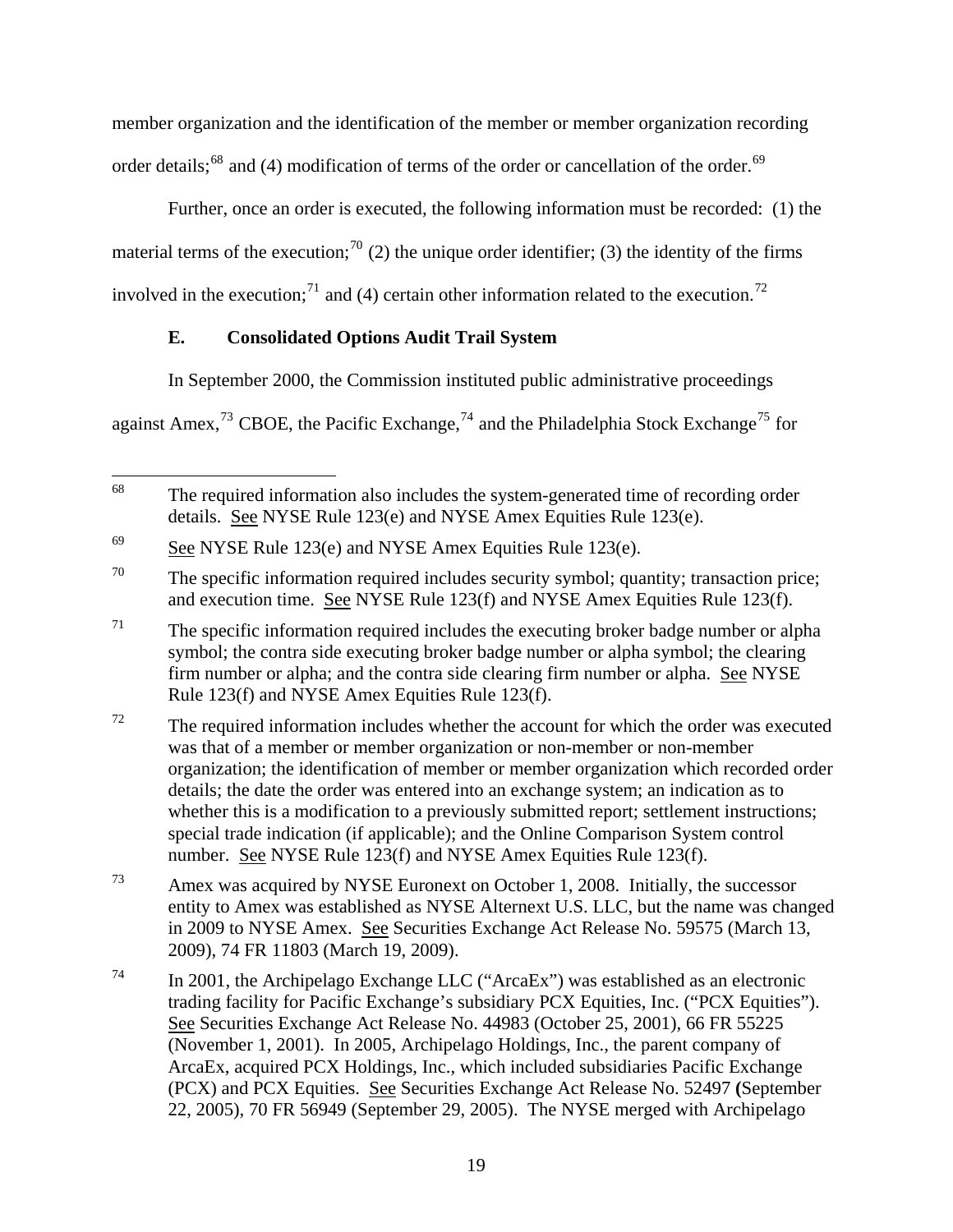member organization and the identification of the member or member organization recording order details;[68] and (4) modification of terms of the order or cancellation of the order.[69]

Further, once an order is executed, the following information must be recorded: (1) the material terms of the execution;[70] (2) the unique order identifier; (3) the identity of the firms involved in the execution;[71] and (4) certain other information related to the execution.[72]

### E. Consolidated Options Audit Trail System

In September 2000, the Commission instituted public administrative proceedings against Amex,[73] CBOE, the Pacific Exchange,[74] and the Philadelphia Stock Exchange[75] for

---

[68] The required information also includes the system-generated time of recording order details. See NYSE Rule 123(e) and NYSE Amex Equities Rule 123(e).

[69] See NYSE Rule 123(e) and NYSE Amex Equities Rule 123(e).

[70] The specific information required includes security symbol; quantity; transaction price; and execution time. See NYSE Rule 123(f) and NYSE Amex Equities Rule 123(f).

[71] The specific information required includes the executing broker badge number or alpha symbol; the contra side executing broker badge number or alpha symbol; the clearing firm number or alpha; and the contra side clearing firm number or alpha. See NYSE Rule 123(f) and NYSE Amex Equities Rule 123(f).

[72] The required information includes whether the account for which the order was executed was that of a member or member organization or non-member or non-member organization; the identification of member or member organization which recorded order details; the date the order was entered into an exchange system; an indication as to whether this is a modification to a previously submitted report; settlement instructions; special trade indication (if applicable); and the Online Comparison System control number. See NYSE Rule 123(f) and NYSE Amex Equities Rule 123(f).

[73] Amex was acquired by NYSE Euronext on October 1, 2008. Initially, the successor entity to Amex was established as NYSE Alternext U.S. LLC, but the name was changed in 2009 to NYSE Amex. See Securities Exchange Act Release No. 59575 (March 13, 2009), 74 FR 11803 (March 19, 2009).

[74] In 2001, the Archipelago Exchange LLC ("ArcaEx") was established as an electronic trading facility for Pacific Exchange's subsidiary PCX Equities, Inc. ("PCX Equities"). See Securities Exchange Act Release No. 44983 (October 25, 2001), 66 FR 55225 (November 1, 2001). In 2005, Archipelago Holdings, Inc., the parent company of ArcaEx, acquired PCX Holdings, Inc., which included subsidiaries Pacific Exchange (PCX) and PCX Equities. See Securities Exchange Act Release No. 52497 (September 22, 2005), 70 FR 56949 (September 29, 2005). The NYSE merged with Archipelago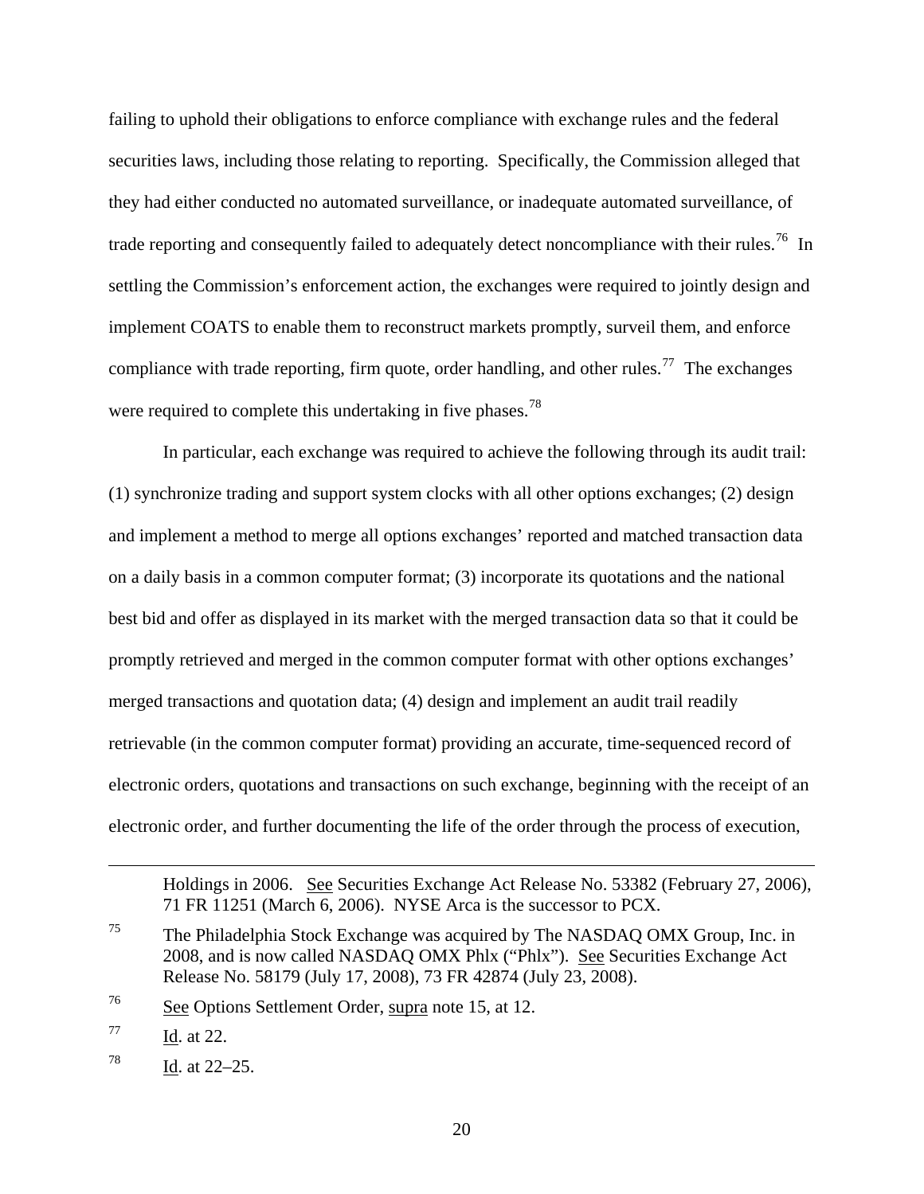failing to uphold their obligations to enforce compliance with exchange rules and the federal securities laws, including those relating to reporting. Specifically, the Commission alleged that they had either conducted no automated surveillance, or inadequate automated surveillance, of trade reporting and consequently failed to adequately detect noncompliance with their rules.[76] In settling the Commission's enforcement action, the exchanges were required to jointly design and implement COATS to enable them to reconstruct markets promptly, surveil them, and enforce compliance with trade reporting, firm quote, order handling, and other rules.[77] The exchanges were required to complete this undertaking in five phases.[78]

In particular, each exchange was required to achieve the following through its audit trail: (1) synchronize trading and support system clocks with all other options exchanges; (2) design and implement a method to merge all options exchanges' reported and matched transaction data on a daily basis in a common computer format; (3) incorporate its quotations and the national best bid and offer as displayed in its market with the merged transaction data so that it could be promptly retrieved and merged in the common computer format with other options exchanges' merged transactions and quotation data; (4) design and implement an audit trail readily retrievable (in the common computer format) providing an accurate, time-sequenced record of electronic orders, quotations and transactions on such exchange, beginning with the receipt of an electronic order, and further documenting the life of the order through the process of execution,

---

Holdings in 2006. See Securities Exchange Act Release No. 53382 (February 27, 2006), 71 FR 11251 (March 6, 2006). NYSE Arca is the successor to PCX.

75 The Philadelphia Stock Exchange was acquired by The NASDAQ OMX Group, Inc. in 2008, and is now called NASDAQ OMX Phlx ("Phlx"). See Securities Exchange Act Release No. 58179 (July 17, 2008), 73 FR 42874 (July 23, 2008).

76 See Options Settlement Order, supra note 15, at 12.

77 Id. at 22.

78 Id. at 22–25.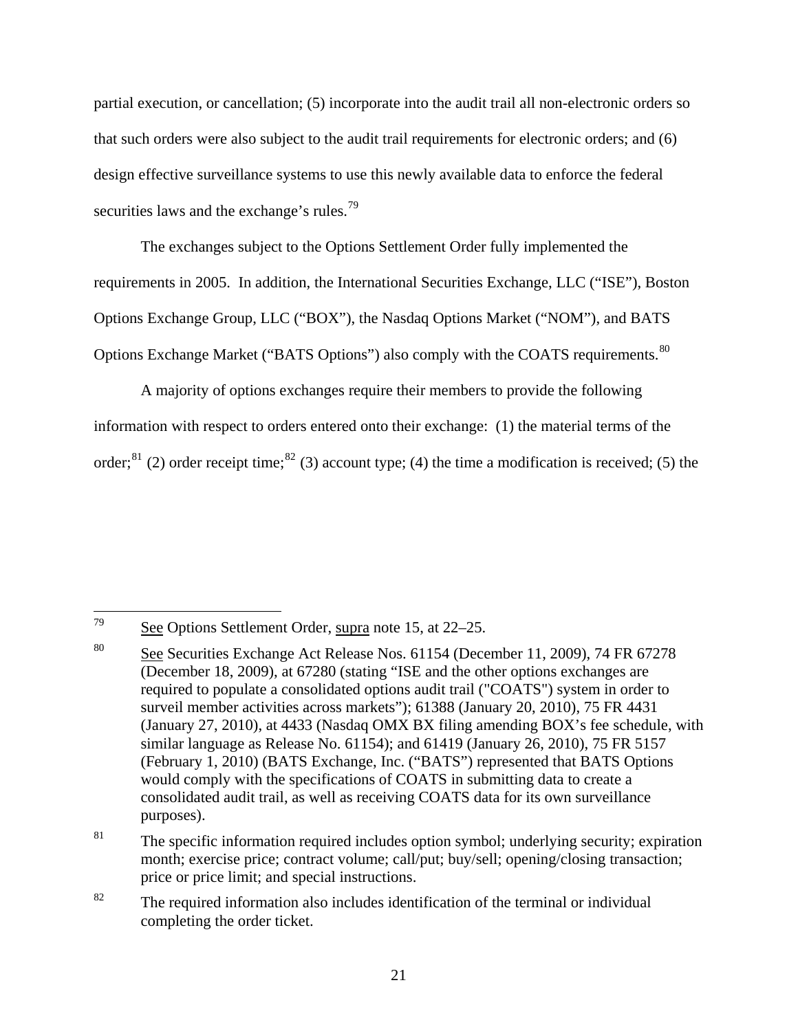partial execution, or cancellation; (5) incorporate into the audit trail all non-electronic orders so that such orders were also subject to the audit trail requirements for electronic orders; and (6) design effective surveillance systems to use this newly available data to enforce the federal securities laws and the exchange's rules.[79]

The exchanges subject to the Options Settlement Order fully implemented the requirements in 2005. In addition, the International Securities Exchange, LLC ("ISE"), Boston Options Exchange Group, LLC ("BOX"), the Nasdaq Options Market ("NOM"), and BATS Options Exchange Market ("BATS Options") also comply with the COATS requirements.[80]

A majority of options exchanges require their members to provide the following information with respect to orders entered onto their exchange: (1) the material terms of the order;[81] (2) order receipt time;[82] (3) account type; (4) the time a modification is received; (5) the

---

[79] See Options Settlement Order, supra note 15, at 22–25.

[80] See Securities Exchange Act Release Nos. 61154 (December 11, 2009), 74 FR 67278 (December 18, 2009), at 67280 (stating "ISE and the other options exchanges are required to populate a consolidated options audit trail ("COATS") system in order to surveil member activities across markets"); 61388 (January 20, 2010), 75 FR 4431 (January 27, 2010), at 4433 (Nasdaq OMX BX filing amending BOX's fee schedule, with similar language as Release No. 61154); and 61419 (January 26, 2010), 75 FR 5157 (February 1, 2010) (BATS Exchange, Inc. ("BATS") represented that BATS Options would comply with the specifications of COATS in submitting data to create a consolidated audit trail, as well as receiving COATS data for its own surveillance purposes).

[81] The specific information required includes option symbol; underlying security; expiration month; exercise price; contract volume; call/put; buy/sell; opening/closing transaction; price or price limit; and special instructions.

[82] The required information also includes identification of the terminal or individual completing the order ticket.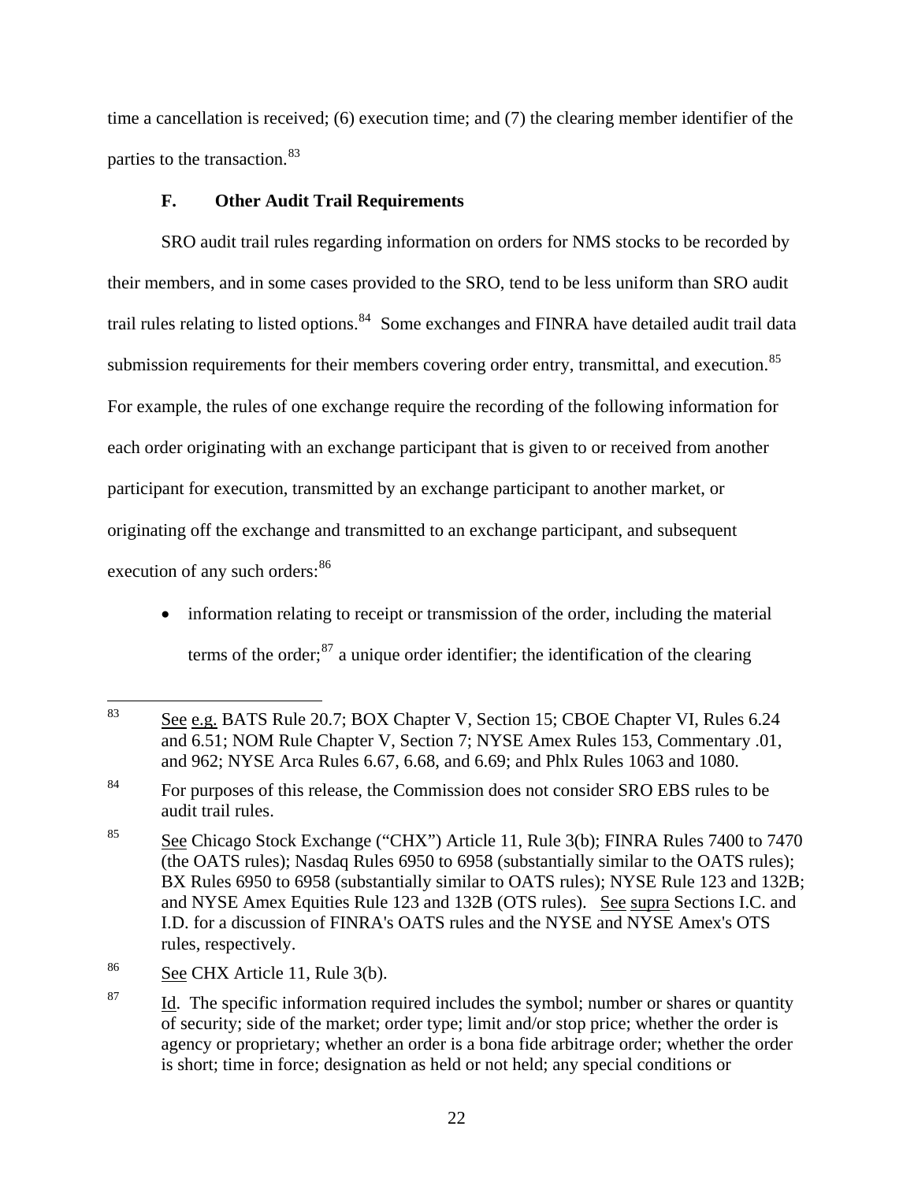time a cancellation is received; (6) execution time; and (7) the clearing member identifier of the parties to the transaction.[83]

### F. Other Audit Trail Requirements

SRO audit trail rules regarding information on orders for NMS stocks to be recorded by their members, and in some cases provided to the SRO, tend to be less uniform than SRO audit trail rules relating to listed options.[84] Some exchanges and FINRA have detailed audit trail data submission requirements for their members covering order entry, transmittal, and execution.[85] For example, the rules of one exchange require the recording of the following information for each order originating with an exchange participant that is given to or received from another participant for execution, transmitted by an exchange participant to another market, or originating off the exchange and transmitted to an exchange participant, and subsequent execution of any such orders:[86]

- information relating to receipt or transmission of the order, including the material terms of the order;[87] a unique order identifier; the identification of the clearing

---

[83] See e.g. BATS Rule 20.7; BOX Chapter V, Section 15; CBOE Chapter VI, Rules 6.24 and 6.51; NOM Rule Chapter V, Section 7; NYSE Amex Rules 153, Commentary .01, and 962; NYSE Arca Rules 6.67, 6.68, and 6.69; and Phlx Rules 1063 and 1080.

[84] For purposes of this release, the Commission does not consider SRO EBS rules to be audit trail rules.

[85] See Chicago Stock Exchange ("CHX") Article 11, Rule 3(b); FINRA Rules 7400 to 7470 (the OATS rules); Nasdaq Rules 6950 to 6958 (substantially similar to the OATS rules); BX Rules 6950 to 6958 (substantially similar to OATS rules); NYSE Rule 123 and 132B; and NYSE Amex Equities Rule 123 and 132B (OTS rules). See supra Sections I.C. and I.D. for a discussion of FINRA's OATS rules and the NYSE and NYSE Amex's OTS rules, respectively.

[86] See CHX Article 11, Rule 3(b).

[87] Id. The specific information required includes the symbol; number or shares or quantity of security; side of the market; order type; limit and/or stop price; whether the order is agency or proprietary; whether an order is a bona fide arbitrage order; whether the order is short; time in force; designation as held or not held; any special conditions or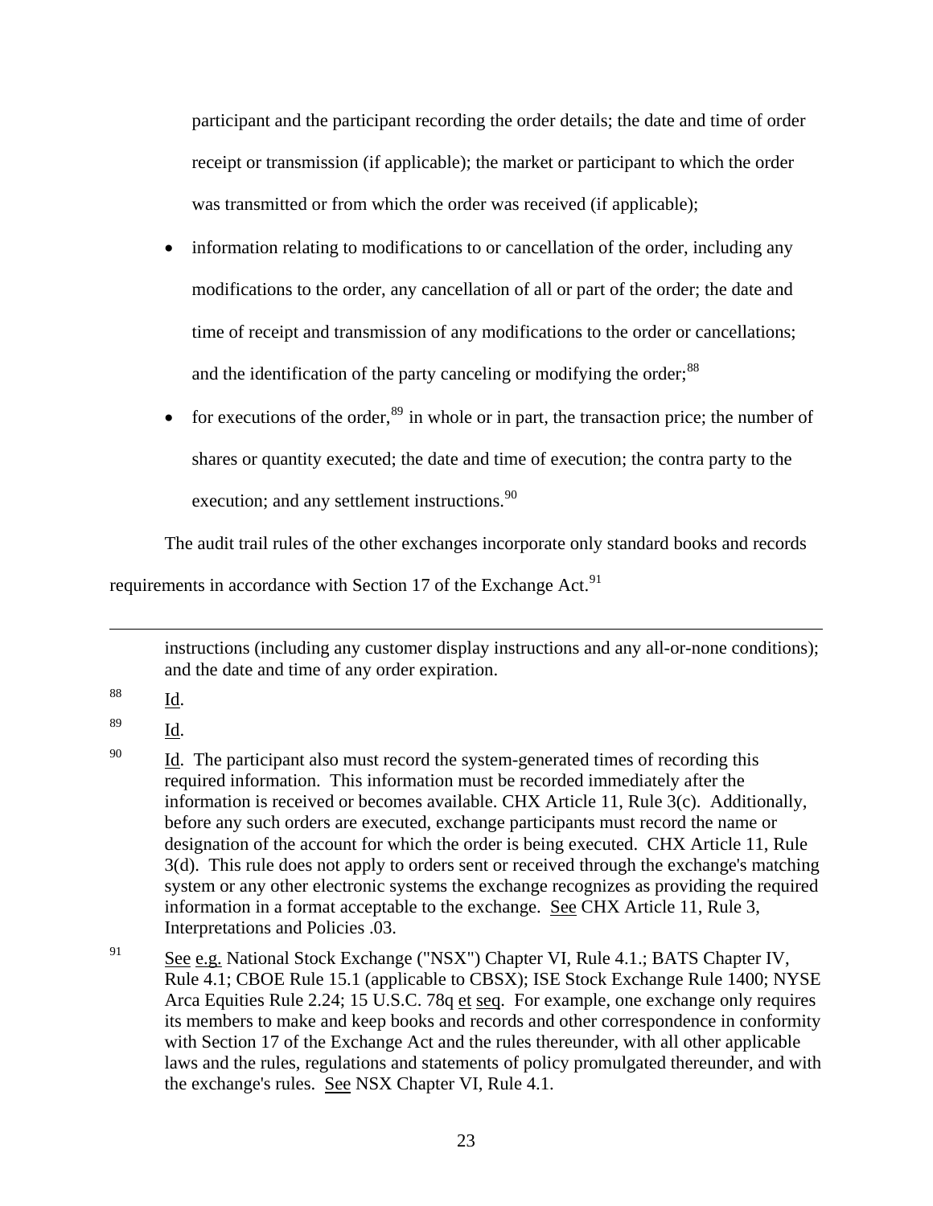participant and the participant recording the order details; the date and time of order receipt or transmission (if applicable); the market or participant to which the order was transmitted or from which the order was received (if applicable);

- information relating to modifications to or cancellation of the order, including any modifications to the order, any cancellation of all or part of the order; the date and time of receipt and transmission of any modifications to the order or cancellations; and the identification of the party canceling or modifying the order;[88]
- for executions of the order,[89] in whole or in part, the transaction price; the number of shares or quantity executed; the date and time of execution; the contra party to the execution; and any settlement instructions.[90]

The audit trail rules of the other exchanges incorporate only standard books and records requirements in accordance with Section 17 of the Exchange Act.[91]

---

instructions (including any customer display instructions and any all-or-none conditions); and the date and time of any order expiration.

[88] Id.

[89] Id.

[90] Id. The participant also must record the system-generated times of recording this required information. This information must be recorded immediately after the information is received or becomes available. CHX Article 11, Rule 3(c). Additionally, before any such orders are executed, exchange participants must record the name or designation of the account for which the order is being executed. CHX Article 11, Rule 3(d). This rule does not apply to orders sent or received through the exchange's matching system or any other electronic systems the exchange recognizes as providing the required information in a format acceptable to the exchange. See CHX Article 11, Rule 3, Interpretations and Policies .03.

[91] See e.g. National Stock Exchange ("NSX") Chapter VI, Rule 4.1.; BATS Chapter IV, Rule 4.1; CBOE Rule 15.1 (applicable to CBSX); ISE Stock Exchange Rule 1400; NYSE Arca Equities Rule 2.24; 15 U.S.C. 78q et seq. For example, one exchange only requires its members to make and keep books and records and other correspondence in conformity with Section 17 of the Exchange Act and the rules thereunder, with all other applicable laws and the rules, regulations and statements of policy promulgated thereunder, and with the exchange's rules. See NSX Chapter VI, Rule 4.1.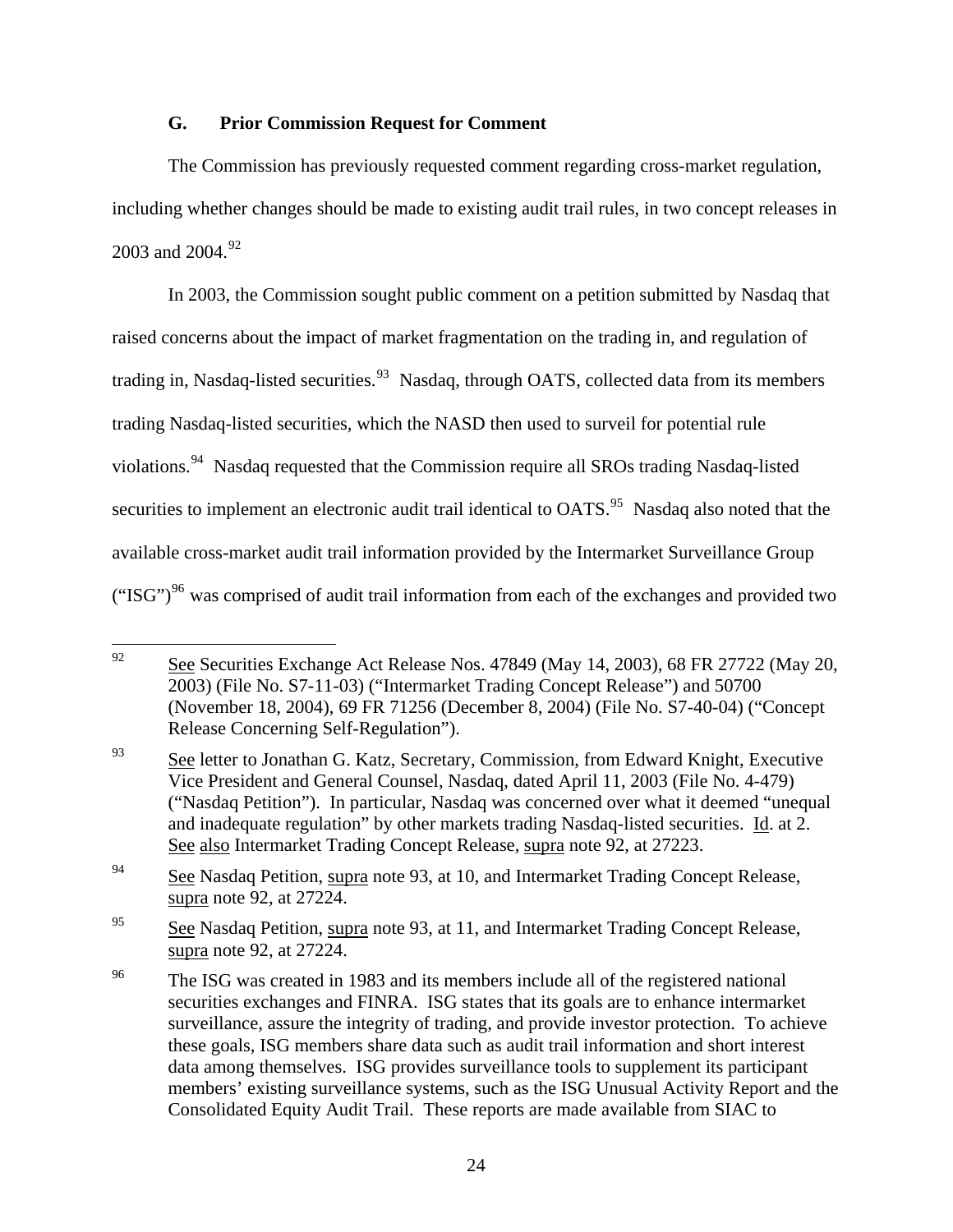### G. Prior Commission Request for Comment

The Commission has previously requested comment regarding cross-market regulation, including whether changes should be made to existing audit trail rules, in two concept releases in 2003 and 2004.[92]

In 2003, the Commission sought public comment on a petition submitted by Nasdaq that raised concerns about the impact of market fragmentation on the trading in, and regulation of trading in, Nasdaq-listed securities.[93] Nasdaq, through OATS, collected data from its members trading Nasdaq-listed securities, which the NASD then used to surveil for potential rule violations.[94] Nasdaq requested that the Commission require all SROs trading Nasdaq-listed securities to implement an electronic audit trail identical to OATS.[95] Nasdaq also noted that the available cross-market audit trail information provided by the Intermarket Surveillance Group ("ISG")[96] was comprised of audit trail information from each of the exchanges and provided two

---

[92] See Securities Exchange Act Release Nos. 47849 (May 14, 2003), 68 FR 27722 (May 20, 2003) (File No. S7-11-03) ("Intermarket Trading Concept Release") and 50700 (November 18, 2004), 69 FR 71256 (December 8, 2004) (File No. S7-40-04) ("Concept Release Concerning Self-Regulation").

[93] See letter to Jonathan G. Katz, Secretary, Commission, from Edward Knight, Executive Vice President and General Counsel, Nasdaq, dated April 11, 2003 (File No. 4-479) ("Nasdaq Petition"). In particular, Nasdaq was concerned over what it deemed "unequal and inadequate regulation" by other markets trading Nasdaq-listed securities. Id. at 2. See also Intermarket Trading Concept Release, supra note 92, at 27223.

[94] See Nasdaq Petition, supra note 93, at 10, and Intermarket Trading Concept Release, supra note 92, at 27224.

[95] See Nasdaq Petition, supra note 93, at 11, and Intermarket Trading Concept Release, supra note 92, at 27224.

[96] The ISG was created in 1983 and its members include all of the registered national securities exchanges and FINRA. ISG states that its goals are to enhance intermarket surveillance, assure the integrity of trading, and provide investor protection. To achieve these goals, ISG members share data such as audit trail information and short interest data among themselves. ISG provides surveillance tools to supplement its participant members' existing surveillance systems, such as the ISG Unusual Activity Report and the Consolidated Equity Audit Trail. These reports are made available from SIAC to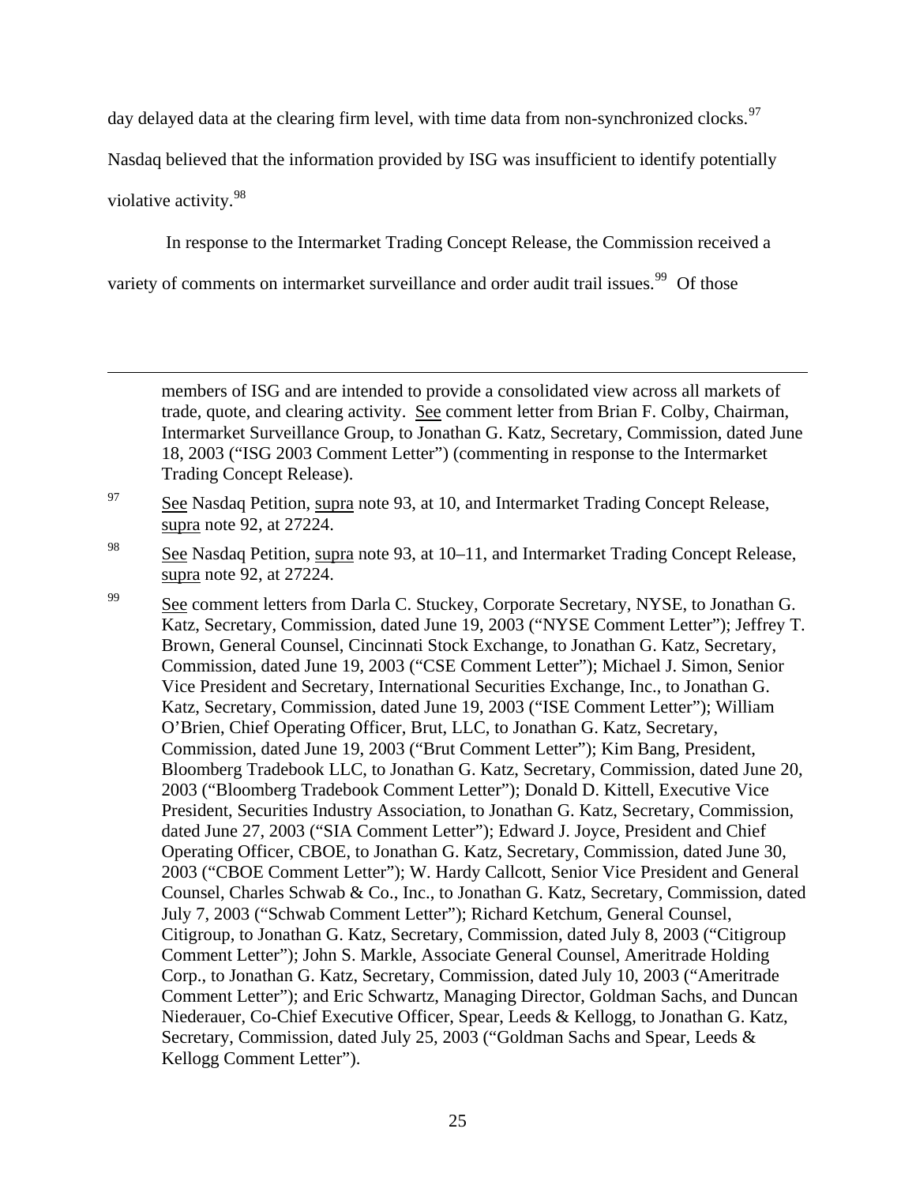day delayed data at the clearing firm level, with time data from non-synchronized clocks.[97] Nasdaq believed that the information provided by ISG was insufficient to identify potentially violative activity.[98]

In response to the Intermarket Trading Concept Release, the Commission received a variety of comments on intermarket surveillance and order audit trail issues.[99] Of those

---

members of ISG and are intended to provide a consolidated view across all markets of trade, quote, and clearing activity. See comment letter from Brian F. Colby, Chairman, Intermarket Surveillance Group, to Jonathan G. Katz, Secretary, Commission, dated June 18, 2003 ("ISG 2003 Comment Letter") (commenting in response to the Intermarket Trading Concept Release).

[97] See Nasdaq Petition, supra note 93, at 10, and Intermarket Trading Concept Release, supra note 92, at 27224.

[98] See Nasdaq Petition, supra note 93, at 10–11, and Intermarket Trading Concept Release, supra note 92, at 27224.

[99] See comment letters from Darla C. Stuckey, Corporate Secretary, NYSE, to Jonathan G. Katz, Secretary, Commission, dated June 19, 2003 ("NYSE Comment Letter"); Jeffrey T. Brown, General Counsel, Cincinnati Stock Exchange, to Jonathan G. Katz, Secretary, Commission, dated June 19, 2003 ("CSE Comment Letter"); Michael J. Simon, Senior Vice President and Secretary, International Securities Exchange, Inc., to Jonathan G. Katz, Secretary, Commission, dated June 19, 2003 ("ISE Comment Letter"); William O'Brien, Chief Operating Officer, Brut, LLC, to Jonathan G. Katz, Secretary, Commission, dated June 19, 2003 ("Brut Comment Letter"); Kim Bang, President, Bloomberg Tradebook LLC, to Jonathan G. Katz, Secretary, Commission, dated June 20, 2003 ("Bloomberg Tradebook Comment Letter"); Donald D. Kittell, Executive Vice President, Securities Industry Association, to Jonathan G. Katz, Secretary, Commission, dated June 27, 2003 ("SIA Comment Letter"); Edward J. Joyce, President and Chief Operating Officer, CBOE, to Jonathan G. Katz, Secretary, Commission, dated June 30, 2003 ("CBOE Comment Letter"); W. Hardy Callcott, Senior Vice President and General Counsel, Charles Schwab & Co., Inc., to Jonathan G. Katz, Secretary, Commission, dated July 7, 2003 ("Schwab Comment Letter"); Richard Ketchum, General Counsel, Citigroup, to Jonathan G. Katz, Secretary, Commission, dated July 8, 2003 ("Citigroup Comment Letter"); John S. Markle, Associate General Counsel, Ameritrade Holding Corp., to Jonathan G. Katz, Secretary, Commission, dated July 10, 2003 ("Ameritrade Comment Letter"); and Eric Schwartz, Managing Director, Goldman Sachs, and Duncan Niederauer, Co-Chief Executive Officer, Spear, Leeds & Kellogg, to Jonathan G. Katz, Secretary, Commission, dated July 25, 2003 ("Goldman Sachs and Spear, Leeds & Kellogg Comment Letter").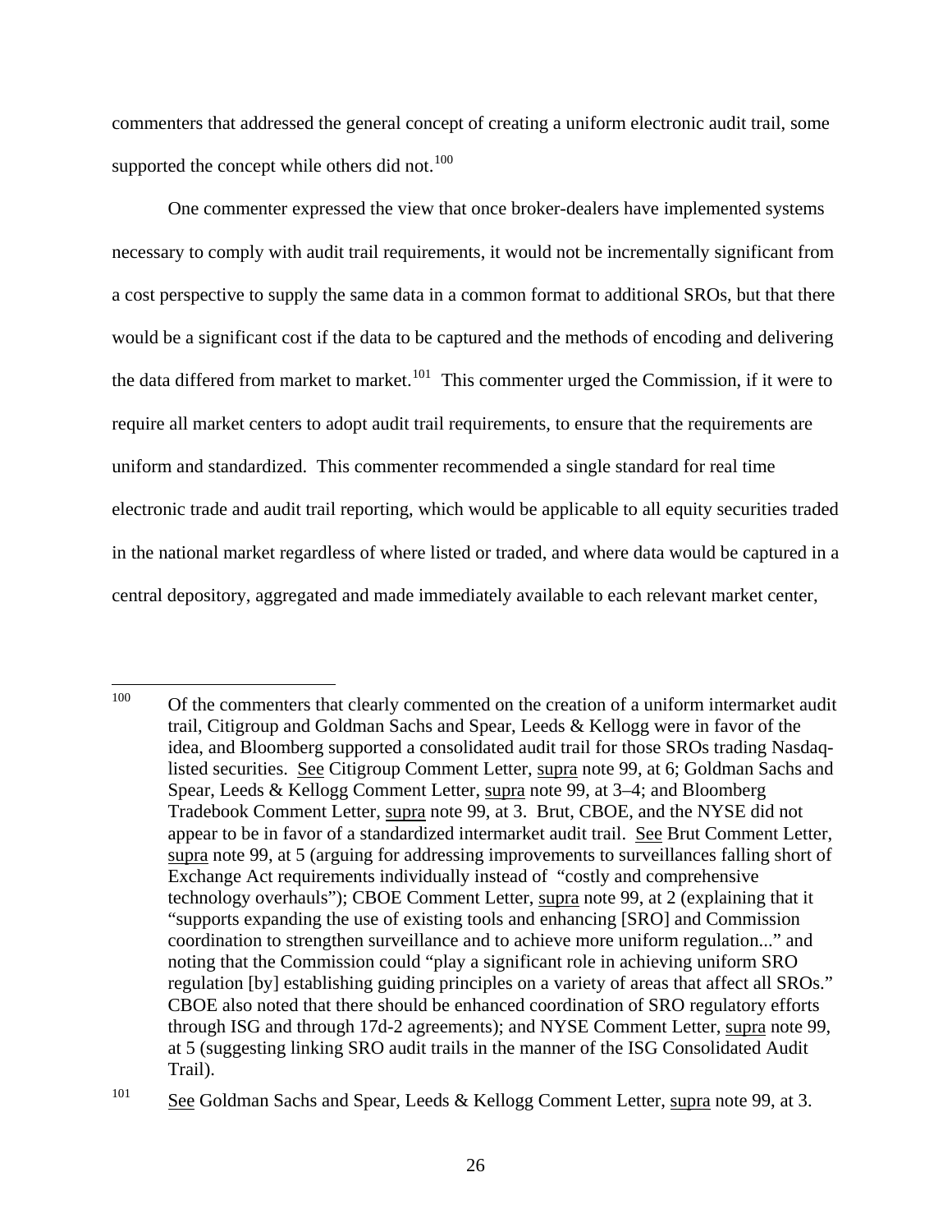commenters that addressed the general concept of creating a uniform electronic audit trail, some supported the concept while others did not.[100]

One commenter expressed the view that once broker-dealers have implemented systems necessary to comply with audit trail requirements, it would not be incrementally significant from a cost perspective to supply the same data in a common format to additional SROs, but that there would be a significant cost if the data to be captured and the methods of encoding and delivering the data differed from market to market.[101] This commenter urged the Commission, if it were to require all market centers to adopt audit trail requirements, to ensure that the requirements are uniform and standardized. This commenter recommended a single standard for real time electronic trade and audit trail reporting, which would be applicable to all equity securities traded in the national market regardless of where listed or traded, and where data would be captured in a central depository, aggregated and made immediately available to each relevant market center,

---

[100] Of the commenters that clearly commented on the creation of a uniform intermarket audit trail, Citigroup and Goldman Sachs and Spear, Leeds & Kellogg were in favor of the idea, and Bloomberg supported a consolidated audit trail for those SROs trading Nasdaq-listed securities. See Citigroup Comment Letter, supra note 99, at 6; Goldman Sachs and Spear, Leeds & Kellogg Comment Letter, supra note 99, at 3–4; and Bloomberg Tradebook Comment Letter, supra note 99, at 3. Brut, CBOE, and the NYSE did not appear to be in favor of a standardized intermarket audit trail. See Brut Comment Letter, supra note 99, at 5 (arguing for addressing improvements to surveillances falling short of Exchange Act requirements individually instead of "costly and comprehensive technology overhauls"); CBOE Comment Letter, supra note 99, at 2 (explaining that it "supports expanding the use of existing tools and enhancing [SRO] and Commission coordination to strengthen surveillance and to achieve more uniform regulation..." and noting that the Commission could "play a significant role in achieving uniform SRO regulation [by] establishing guiding principles on a variety of areas that affect all SROs." CBOE also noted that there should be enhanced coordination of SRO regulatory efforts through ISG and through 17d-2 agreements); and NYSE Comment Letter, supra note 99, at 5 (suggesting linking SRO audit trails in the manner of the ISG Consolidated Audit Trail).

[101] See Goldman Sachs and Spear, Leeds & Kellogg Comment Letter, supra note 99, at 3.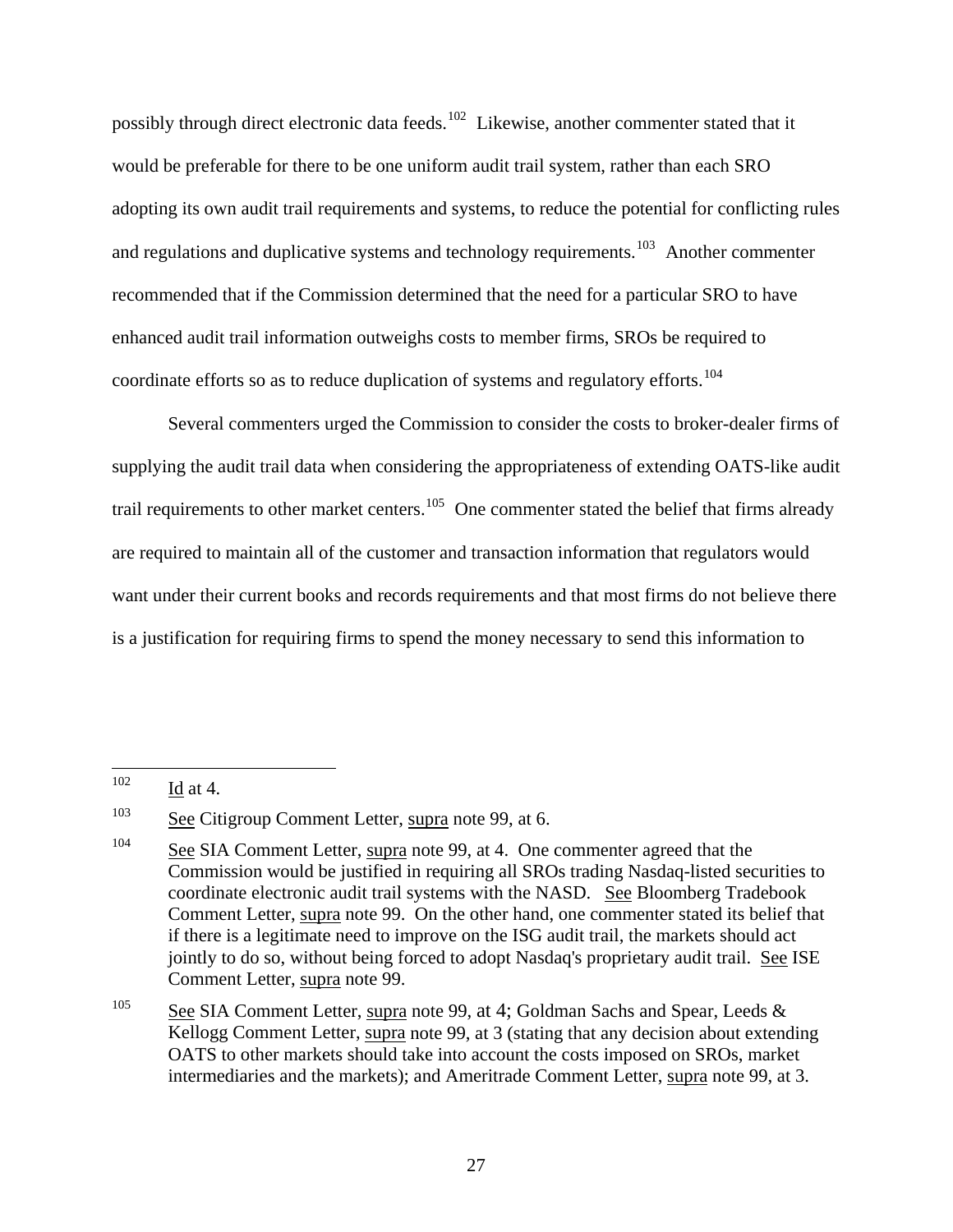possibly through direct electronic data feeds.[102] Likewise, another commenter stated that it would be preferable for there to be one uniform audit trail system, rather than each SRO adopting its own audit trail requirements and systems, to reduce the potential for conflicting rules and regulations and duplicative systems and technology requirements.[103] Another commenter recommended that if the Commission determined that the need for a particular SRO to have enhanced audit trail information outweighs costs to member firms, SROs be required to coordinate efforts so as to reduce duplication of systems and regulatory efforts.[104]

Several commenters urged the Commission to consider the costs to broker-dealer firms of supplying the audit trail data when considering the appropriateness of extending OATS-like audit trail requirements to other market centers.[105] One commenter stated the belief that firms already are required to maintain all of the customer and transaction information that regulators would want under their current books and records requirements and that most firms do not believe there is a justification for requiring firms to spend the money necessary to send this information to

---

[102] Id at 4.

[103] See Citigroup Comment Letter, supra note 99, at 6.

[104] See SIA Comment Letter, supra note 99, at 4. One commenter agreed that the Commission would be justified in requiring all SROs trading Nasdaq-listed securities to coordinate electronic audit trail systems with the NASD. See Bloomberg Tradebook Comment Letter, supra note 99. On the other hand, one commenter stated its belief that if there is a legitimate need to improve on the ISG audit trail, the markets should act jointly to do so, without being forced to adopt Nasdaq's proprietary audit trail. See ISE Comment Letter, supra note 99.

[105] See SIA Comment Letter, supra note 99, at 4; Goldman Sachs and Spear, Leeds & Kellogg Comment Letter, supra note 99, at 3 (stating that any decision about extending OATS to other markets should take into account the costs imposed on SROs, market intermediaries and the markets); and Ameritrade Comment Letter, supra note 99, at 3.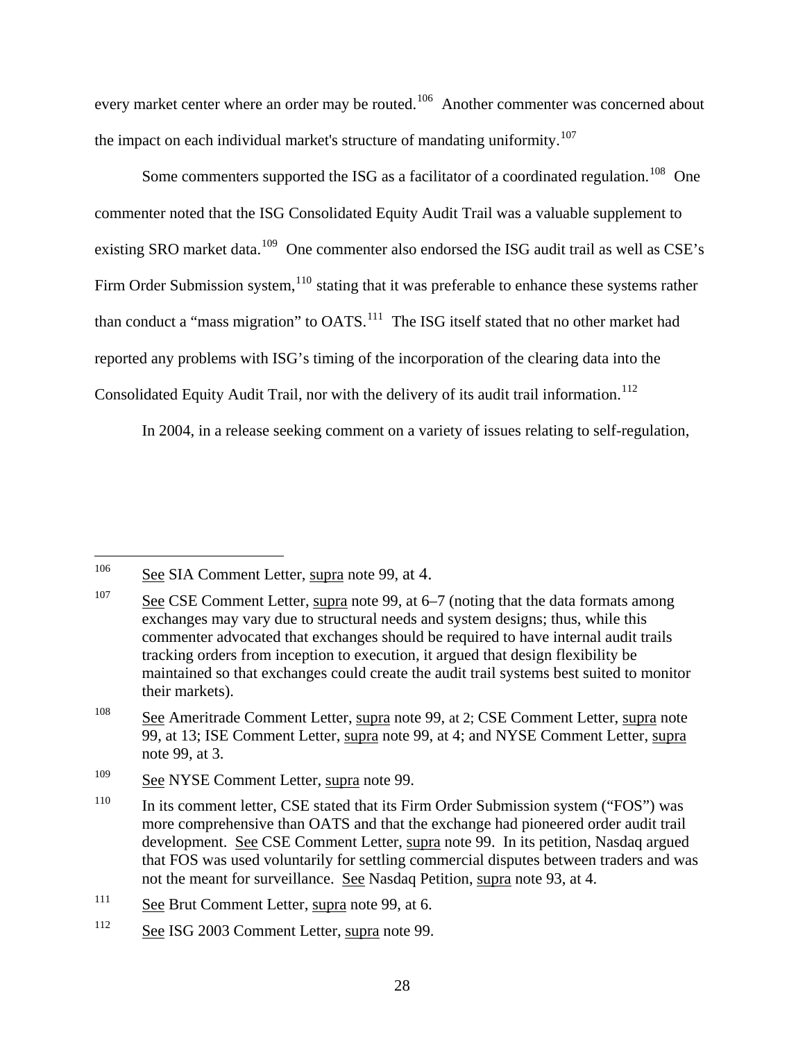every market center where an order may be routed.[106] Another commenter was concerned about the impact on each individual market's structure of mandating uniformity.[107]

Some commenters supported the ISG as a facilitator of a coordinated regulation.[108] One commenter noted that the ISG Consolidated Equity Audit Trail was a valuable supplement to existing SRO market data.[109] One commenter also endorsed the ISG audit trail as well as CSE's Firm Order Submission system,[110] stating that it was preferable to enhance these systems rather than conduct a "mass migration" to OATS.[111] The ISG itself stated that no other market had reported any problems with ISG's timing of the incorporation of the clearing data into the Consolidated Equity Audit Trail, nor with the delivery of its audit trail information.[112]

In 2004, in a release seeking comment on a variety of issues relating to self-regulation,

---

[106] See SIA Comment Letter, supra note 99, at 4.

[107] See CSE Comment Letter, supra note 99, at 6–7 (noting that the data formats among exchanges may vary due to structural needs and system designs; thus, while this commenter advocated that exchanges should be required to have internal audit trails tracking orders from inception to execution, it argued that design flexibility be maintained so that exchanges could create the audit trail systems best suited to monitor their markets).

[108] See Ameritrade Comment Letter, supra note 99, at 2; CSE Comment Letter, supra note 99, at 13; ISE Comment Letter, supra note 99, at 4; and NYSE Comment Letter, supra note 99, at 3.

[109] See NYSE Comment Letter, supra note 99.

[110] In its comment letter, CSE stated that its Firm Order Submission system ("FOS") was more comprehensive than OATS and that the exchange had pioneered order audit trail development. See CSE Comment Letter, supra note 99. In its petition, Nasdaq argued that FOS was used voluntarily for settling commercial disputes between traders and was not the meant for surveillance. See Nasdaq Petition, supra note 93, at 4.

[111] See Brut Comment Letter, supra note 99, at 6.

[112] See ISG 2003 Comment Letter, supra note 99.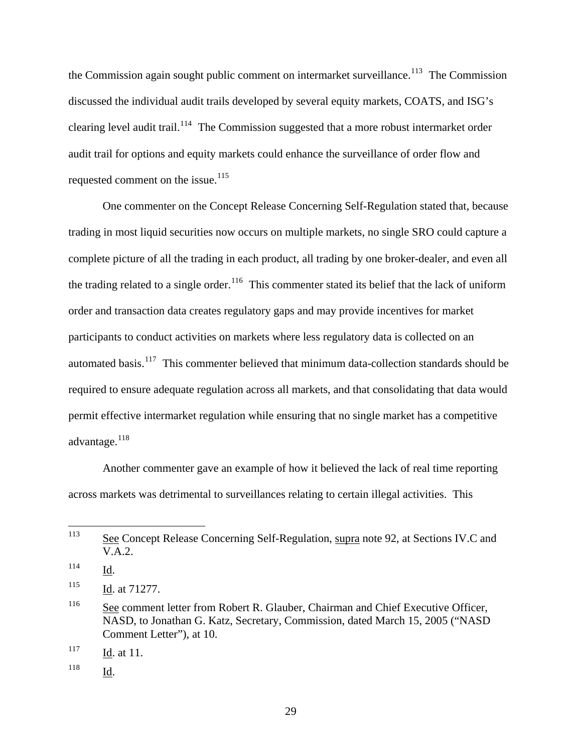the Commission again sought public comment on intermarket surveillance.[113] The Commission discussed the individual audit trails developed by several equity markets, COATS, and ISG's clearing level audit trail.[114] The Commission suggested that a more robust intermarket order audit trail for options and equity markets could enhance the surveillance of order flow and requested comment on the issue.[115]

One commenter on the Concept Release Concerning Self-Regulation stated that, because trading in most liquid securities now occurs on multiple markets, no single SRO could capture a complete picture of all the trading in each product, all trading by one broker-dealer, and even all the trading related to a single order.[116] This commenter stated its belief that the lack of uniform order and transaction data creates regulatory gaps and may provide incentives for market participants to conduct activities on markets where less regulatory data is collected on an automated basis.[117] This commenter believed that minimum data-collection standards should be required to ensure adequate regulation across all markets, and that consolidating that data would permit effective intermarket regulation while ensuring that no single market has a competitive advantage.[118]

Another commenter gave an example of how it believed the lack of real time reporting across markets was detrimental to surveillances relating to certain illegal activities. This

---

[113] See Concept Release Concerning Self-Regulation, supra note 92, at Sections IV.C and V.A.2.

[114] Id.

[115] Id. at 71277.

[116] See comment letter from Robert R. Glauber, Chairman and Chief Executive Officer, NASD, to Jonathan G. Katz, Secretary, Commission, dated March 15, 2005 ("NASD Comment Letter"), at 10.

[117] Id. at 11.

[118] Id.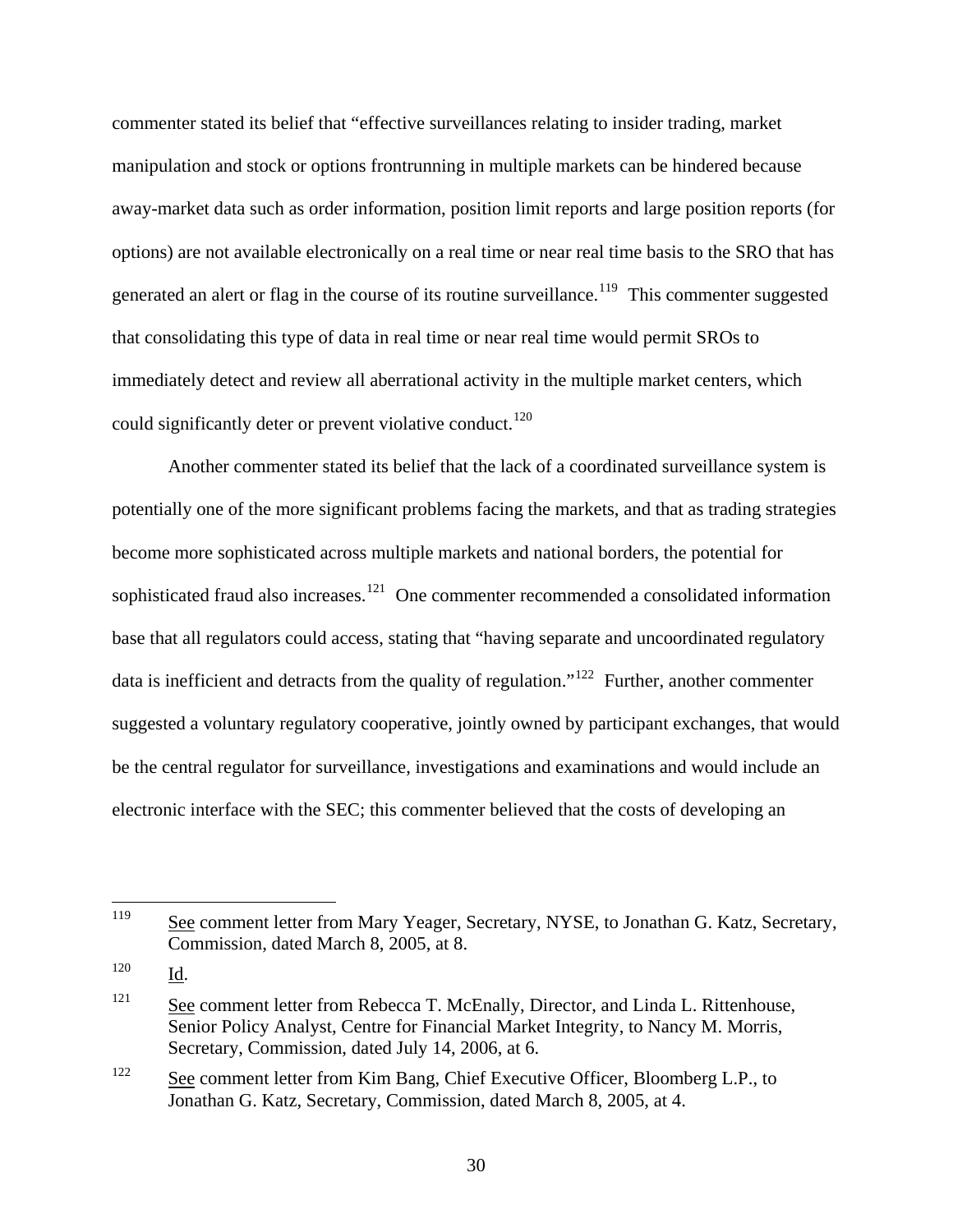commenter stated its belief that "effective surveillances relating to insider trading, market manipulation and stock or options frontrunning in multiple markets can be hindered because away-market data such as order information, position limit reports and large position reports (for options) are not available electronically on a real time or near real time basis to the SRO that has generated an alert or flag in the course of its routine surveillance.[119] This commenter suggested that consolidating this type of data in real time or near real time would permit SROs to immediately detect and review all aberrational activity in the multiple market centers, which could significantly deter or prevent violative conduct.[120]

Another commenter stated its belief that the lack of a coordinated surveillance system is potentially one of the more significant problems facing the markets, and that as trading strategies become more sophisticated across multiple markets and national borders, the potential for sophisticated fraud also increases.[121] One commenter recommended a consolidated information base that all regulators could access, stating that "having separate and uncoordinated regulatory data is inefficient and detracts from the quality of regulation."[122] Further, another commenter suggested a voluntary regulatory cooperative, jointly owned by participant exchanges, that would be the central regulator for surveillance, investigations and examinations and would include an electronic interface with the SEC; this commenter believed that the costs of developing an

---

[119] See comment letter from Mary Yeager, Secretary, NYSE, to Jonathan G. Katz, Secretary, Commission, dated March 8, 2005, at 8.

[120] Id.

[121] See comment letter from Rebecca T. McEnally, Director, and Linda L. Rittenhouse, Senior Policy Analyst, Centre for Financial Market Integrity, to Nancy M. Morris, Secretary, Commission, dated July 14, 2006, at 6.

[122] See comment letter from Kim Bang, Chief Executive Officer, Bloomberg L.P., to Jonathan G. Katz, Secretary, Commission, dated March 8, 2005, at 4.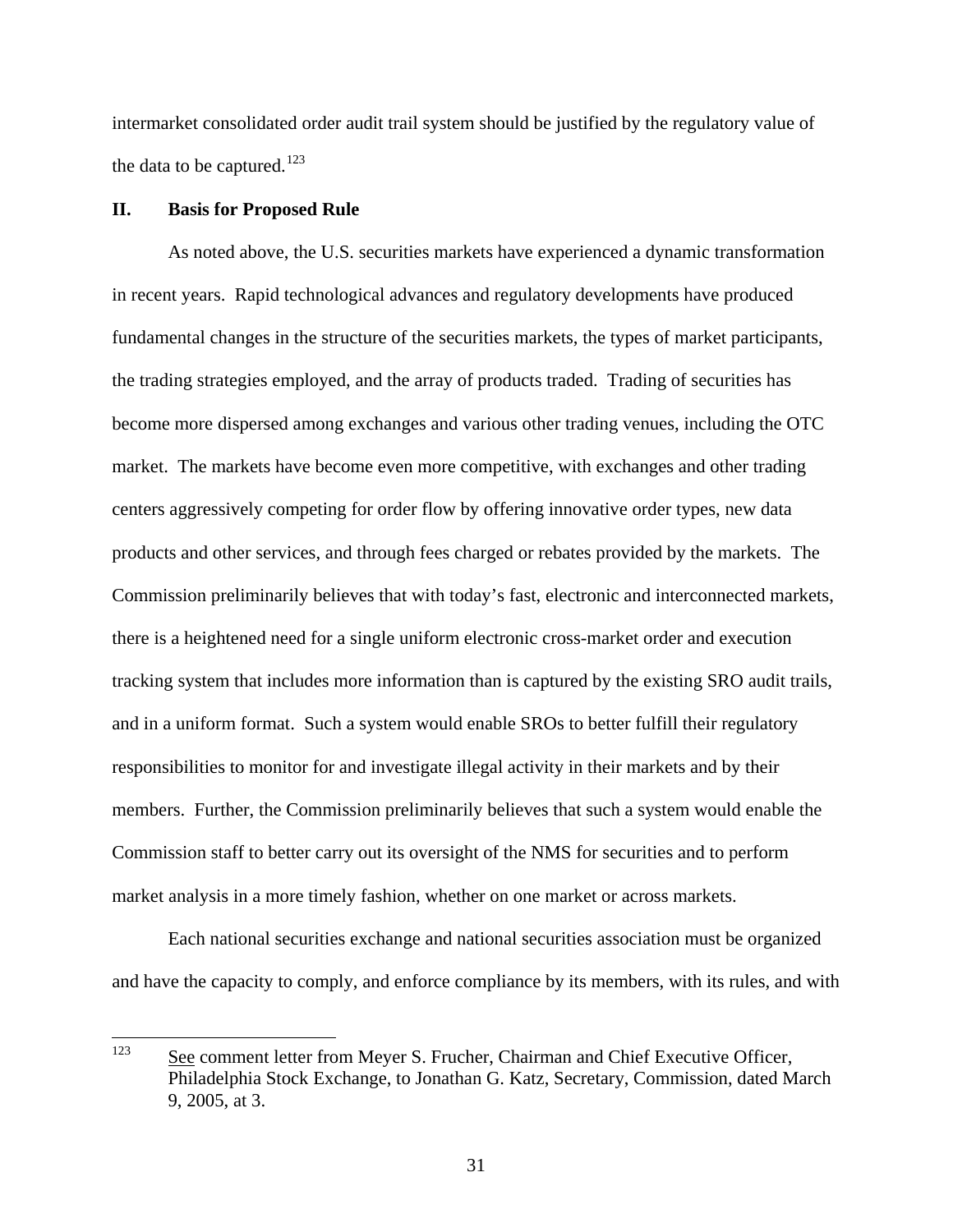intermarket consolidated order audit trail system should be justified by the regulatory value of the data to be captured.[123]

## II. Basis for Proposed Rule

As noted above, the U.S. securities markets have experienced a dynamic transformation in recent years. Rapid technological advances and regulatory developments have produced fundamental changes in the structure of the securities markets, the types of market participants, the trading strategies employed, and the array of products traded. Trading of securities has become more dispersed among exchanges and various other trading venues, including the OTC market. The markets have become even more competitive, with exchanges and other trading centers aggressively competing for order flow by offering innovative order types, new data products and other services, and through fees charged or rebates provided by the markets. The Commission preliminarily believes that with today's fast, electronic and interconnected markets, there is a heightened need for a single uniform electronic cross-market order and execution tracking system that includes more information than is captured by the existing SRO audit trails, and in a uniform format. Such a system would enable SROs to better fulfill their regulatory responsibilities to monitor for and investigate illegal activity in their markets and by their members. Further, the Commission preliminarily believes that such a system would enable the Commission staff to better carry out its oversight of the NMS for securities and to perform market analysis in a more timely fashion, whether on one market or across markets.

Each national securities exchange and national securities association must be organized and have the capacity to comply, and enforce compliance by its members, with its rules, and with

---

[123] See comment letter from Meyer S. Frucher, Chairman and Chief Executive Officer, Philadelphia Stock Exchange, to Jonathan G. Katz, Secretary, Commission, dated March 9, 2005, at 3.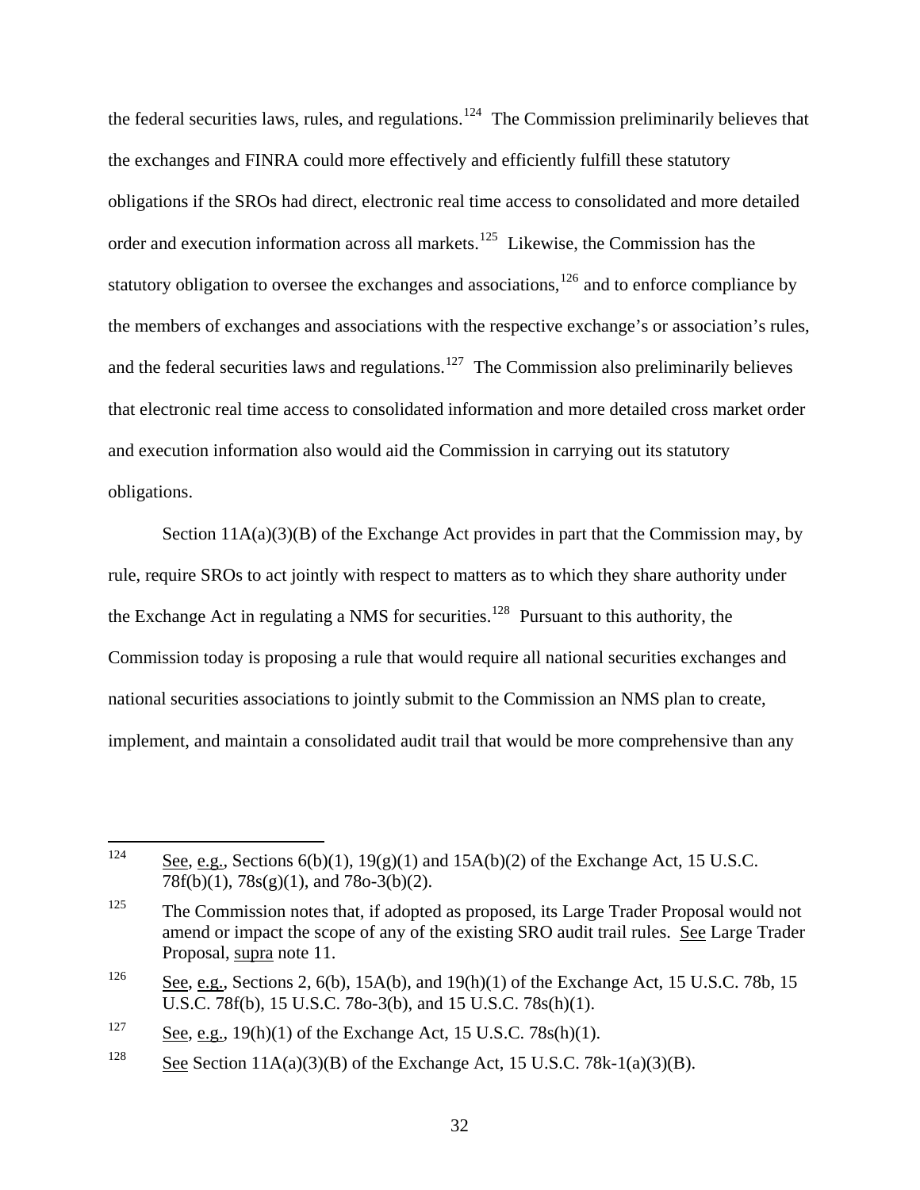the federal securities laws, rules, and regulations.[124] The Commission preliminarily believes that the exchanges and FINRA could more effectively and efficiently fulfill these statutory obligations if the SROs had direct, electronic real time access to consolidated and more detailed order and execution information across all markets.[125] Likewise, the Commission has the statutory obligation to oversee the exchanges and associations,[126] and to enforce compliance by the members of exchanges and associations with the respective exchange's or association's rules, and the federal securities laws and regulations.[127] The Commission also preliminarily believes that electronic real time access to consolidated information and more detailed cross market order and execution information also would aid the Commission in carrying out its statutory obligations.

Section 11A(a)(3)(B) of the Exchange Act provides in part that the Commission may, by rule, require SROs to act jointly with respect to matters as to which they share authority under the Exchange Act in regulating a NMS for securities.[128] Pursuant to this authority, the Commission today is proposing a rule that would require all national securities exchanges and national securities associations to jointly submit to the Commission an NMS plan to create, implement, and maintain a consolidated audit trail that would be more comprehensive than any

---

[124] See, e.g., Sections 6(b)(1), 19(g)(1) and 15A(b)(2) of the Exchange Act, 15 U.S.C. 78f(b)(1), 78s(g)(1), and 78o-3(b)(2).

[125] The Commission notes that, if adopted as proposed, its Large Trader Proposal would not amend or impact the scope of any of the existing SRO audit trail rules. See Large Trader Proposal, supra note 11.

[126] See, e.g., Sections 2, 6(b), 15A(b), and 19(h)(1) of the Exchange Act, 15 U.S.C. 78b, 15 U.S.C. 78f(b), 15 U.S.C. 78o-3(b), and 15 U.S.C. 78s(h)(1).

[127] See, e.g., 19(h)(1) of the Exchange Act, 15 U.S.C. 78s(h)(1).

[128] See Section 11A(a)(3)(B) of the Exchange Act, 15 U.S.C. 78k-1(a)(3)(B).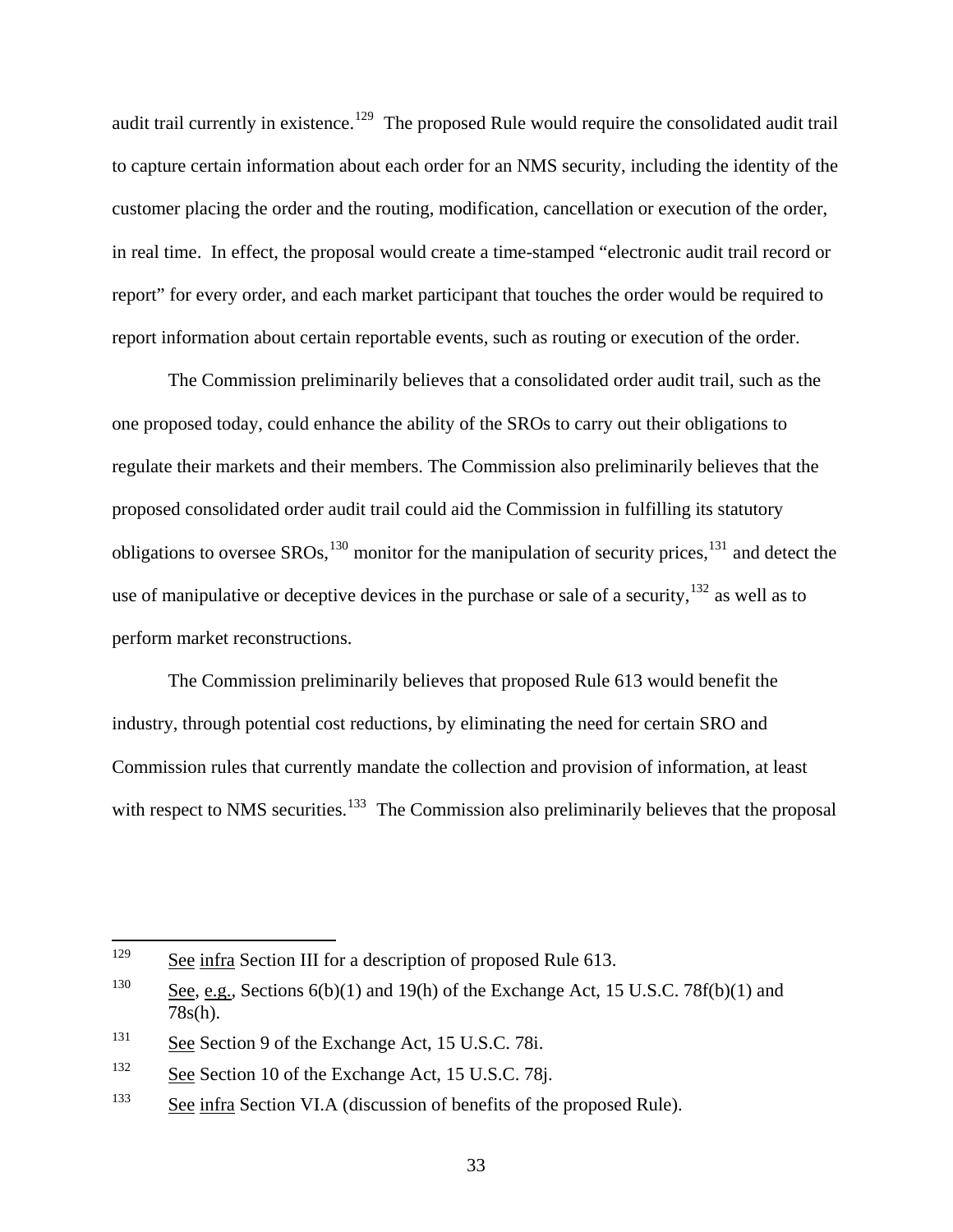audit trail currently in existence.[129] The proposed Rule would require the consolidated audit trail to capture certain information about each order for an NMS security, including the identity of the customer placing the order and the routing, modification, cancellation or execution of the order, in real time. In effect, the proposal would create a time-stamped "electronic audit trail record or report" for every order, and each market participant that touches the order would be required to report information about certain reportable events, such as routing or execution of the order.

The Commission preliminarily believes that a consolidated order audit trail, such as the one proposed today, could enhance the ability of the SROs to carry out their obligations to regulate their markets and their members. The Commission also preliminarily believes that the proposed consolidated order audit trail could aid the Commission in fulfilling its statutory obligations to oversee SROs,[130] monitor for the manipulation of security prices,[131] and detect the use of manipulative or deceptive devices in the purchase or sale of a security,[132] as well as to perform market reconstructions.

The Commission preliminarily believes that proposed Rule 613 would benefit the industry, through potential cost reductions, by eliminating the need for certain SRO and Commission rules that currently mandate the collection and provision of information, at least with respect to NMS securities.[133] The Commission also preliminarily believes that the proposal

---

[129] See infra Section III for a description of proposed Rule 613.

[130] See, e.g., Sections 6(b)(1) and 19(h) of the Exchange Act, 15 U.S.C. 78f(b)(1) and 78s(h).

[131] See Section 9 of the Exchange Act, 15 U.S.C. 78i.

[132] See Section 10 of the Exchange Act, 15 U.S.C. 78j.

[133] See infra Section VI.A (discussion of benefits of the proposed Rule).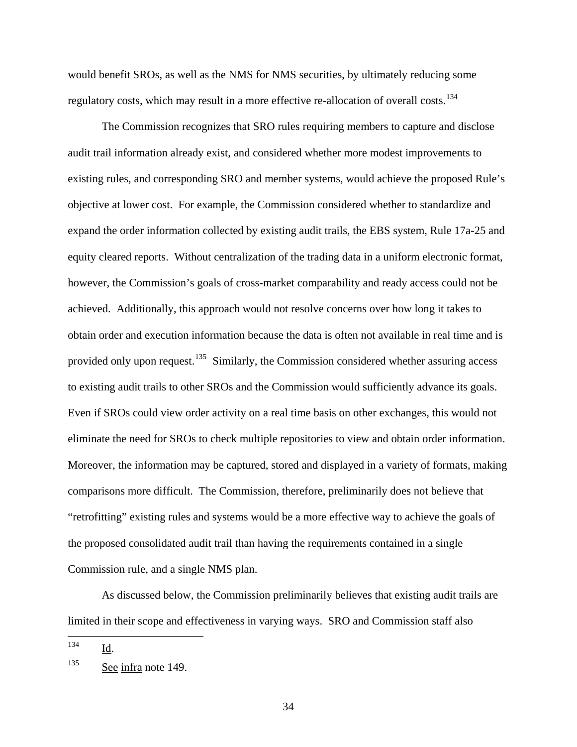would benefit SROs, as well as the NMS for NMS securities, by ultimately reducing some regulatory costs, which may result in a more effective re-allocation of overall costs.[134]

The Commission recognizes that SRO rules requiring members to capture and disclose audit trail information already exist, and considered whether more modest improvements to existing rules, and corresponding SRO and member systems, would achieve the proposed Rule's objective at lower cost. For example, the Commission considered whether to standardize and expand the order information collected by existing audit trails, the EBS system, Rule 17a-25 and equity cleared reports. Without centralization of the trading data in a uniform electronic format, however, the Commission's goals of cross-market comparability and ready access could not be achieved. Additionally, this approach would not resolve concerns over how long it takes to obtain order and execution information because the data is often not available in real time and is provided only upon request.[135] Similarly, the Commission considered whether assuring access to existing audit trails to other SROs and the Commission would sufficiently advance its goals. Even if SROs could view order activity on a real time basis on other exchanges, this would not eliminate the need for SROs to check multiple repositories to view and obtain order information. Moreover, the information may be captured, stored and displayed in a variety of formats, making comparisons more difficult. The Commission, therefore, preliminarily does not believe that "retrofitting" existing rules and systems would be a more effective way to achieve the goals of the proposed consolidated audit trail than having the requirements contained in a single Commission rule, and a single NMS plan.

As discussed below, the Commission preliminarily believes that existing audit trails are limited in their scope and effectiveness in varying ways. SRO and Commission staff also

---

[134] Id.

[135] See infra note 149.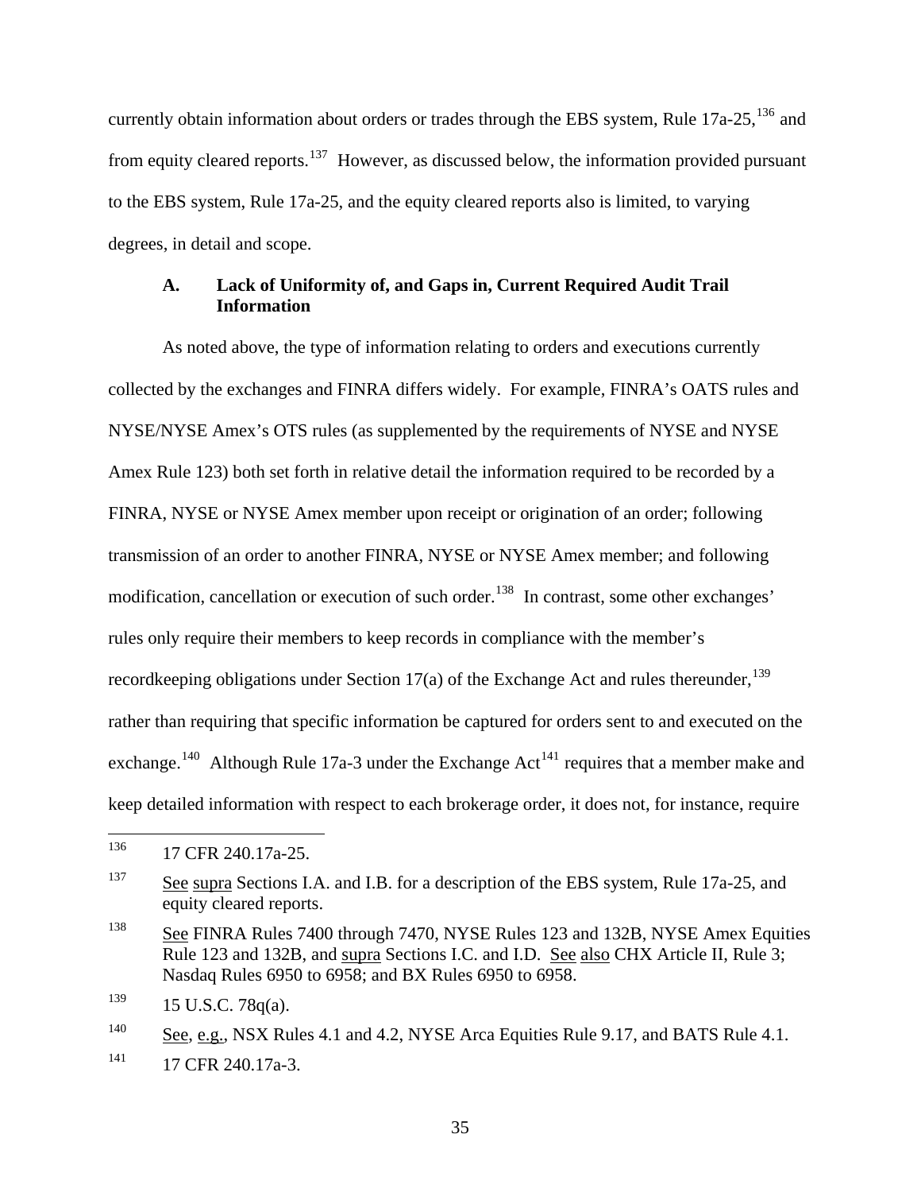currently obtain information about orders or trades through the EBS system, Rule 17a-25,[136] and from equity cleared reports.[137] However, as discussed below, the information provided pursuant to the EBS system, Rule 17a-25, and the equity cleared reports also is limited, to varying degrees, in detail and scope.

### A. Lack of Uniformity of, and Gaps in, Current Required Audit Trail Information

As noted above, the type of information relating to orders and executions currently collected by the exchanges and FINRA differs widely. For example, FINRA's OATS rules and NYSE/NYSE Amex's OTS rules (as supplemented by the requirements of NYSE and NYSE Amex Rule 123) both set forth in relative detail the information required to be recorded by a FINRA, NYSE or NYSE Amex member upon receipt or origination of an order; following transmission of an order to another FINRA, NYSE or NYSE Amex member; and following modification, cancellation or execution of such order.[138] In contrast, some other exchanges' rules only require their members to keep records in compliance with the member's recordkeeping obligations under Section 17(a) of the Exchange Act and rules thereunder,[139] rather than requiring that specific information be captured for orders sent to and executed on the exchange.[140] Although Rule 17a-3 under the Exchange Act[141] requires that a member make and keep detailed information with respect to each brokerage order, it does not, for instance, require

---

[136] 17 CFR 240.17a-25.

[137] See supra Sections I.A. and I.B. for a description of the EBS system, Rule 17a-25, and equity cleared reports.

[138] See FINRA Rules 7400 through 7470, NYSE Rules 123 and 132B, NYSE Amex Equities Rule 123 and 132B, and supra Sections I.C. and I.D. See also CHX Article II, Rule 3; Nasdaq Rules 6950 to 6958; and BX Rules 6950 to 6958.

[139] 15 U.S.C. 78q(a).

[140] See, e.g., NSX Rules 4.1 and 4.2, NYSE Arca Equities Rule 9.17, and BATS Rule 4.1.

[141] 17 CFR 240.17a-3.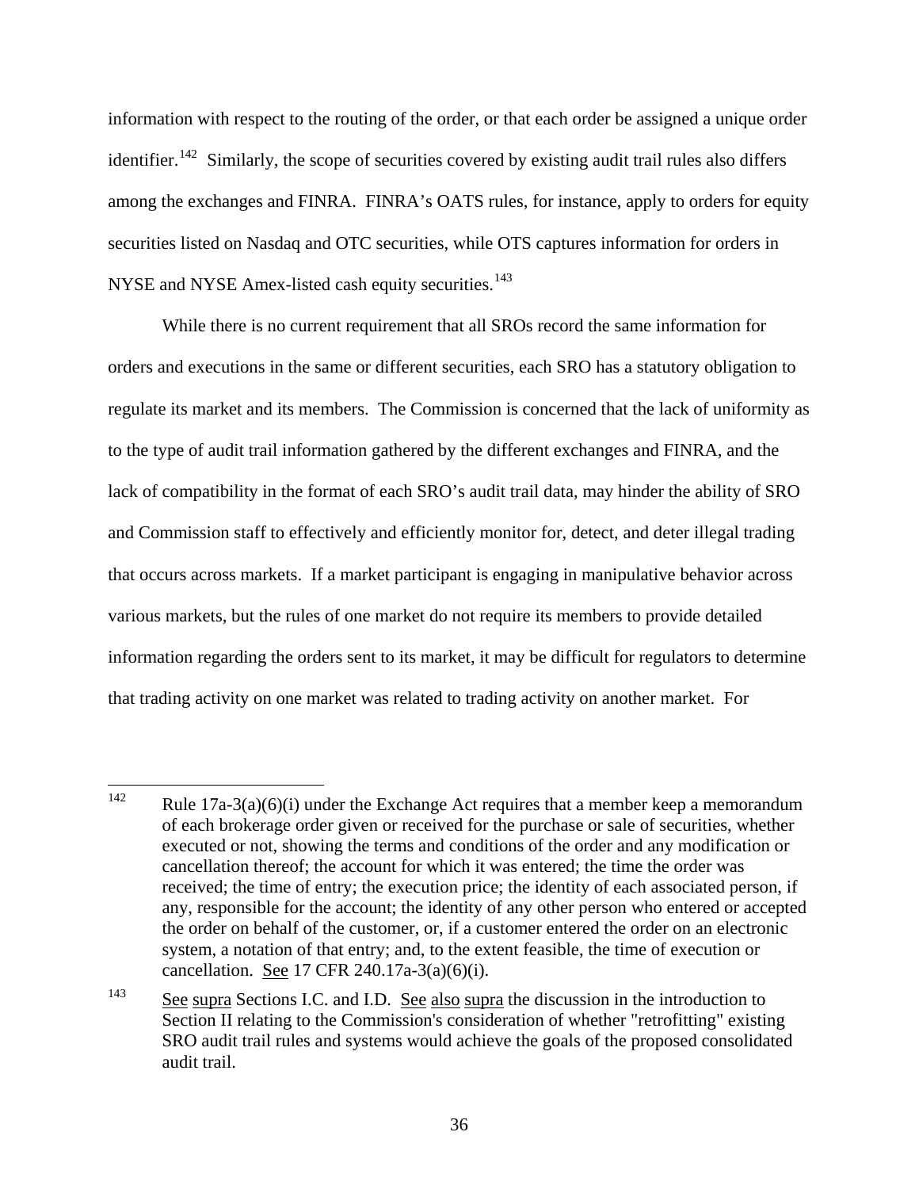information with respect to the routing of the order, or that each order be assigned a unique order identifier.[142] Similarly, the scope of securities covered by existing audit trail rules also differs among the exchanges and FINRA. FINRA's OATS rules, for instance, apply to orders for equity securities listed on Nasdaq and OTC securities, while OTS captures information for orders in NYSE and NYSE Amex-listed cash equity securities.[143]

While there is no current requirement that all SROs record the same information for orders and executions in the same or different securities, each SRO has a statutory obligation to regulate its market and its members. The Commission is concerned that the lack of uniformity as to the type of audit trail information gathered by the different exchanges and FINRA, and the lack of compatibility in the format of each SRO's audit trail data, may hinder the ability of SRO and Commission staff to effectively and efficiently monitor for, detect, and deter illegal trading that occurs across markets. If a market participant is engaging in manipulative behavior across various markets, but the rules of one market do not require its members to provide detailed information regarding the orders sent to its market, it may be difficult for regulators to determine that trading activity on one market was related to trading activity on another market. For

---

[142] Rule 17a-3(a)(6)(i) under the Exchange Act requires that a member keep a memorandum of each brokerage order given or received for the purchase or sale of securities, whether executed or not, showing the terms and conditions of the order and any modification or cancellation thereof; the account for which it was entered; the time the order was received; the time of entry; the execution price; the identity of each associated person, if any, responsible for the account; the identity of any other person who entered or accepted the order on behalf of the customer, or, if a customer entered the order on an electronic system, a notation of that entry; and, to the extent feasible, the time of execution or cancellation. See 17 CFR 240.17a-3(a)(6)(i).

[143] See supra Sections I.C. and I.D. See also supra the discussion in the introduction to Section II relating to the Commission's consideration of whether "retrofitting" existing SRO audit trail rules and systems would achieve the goals of the proposed consolidated audit trail.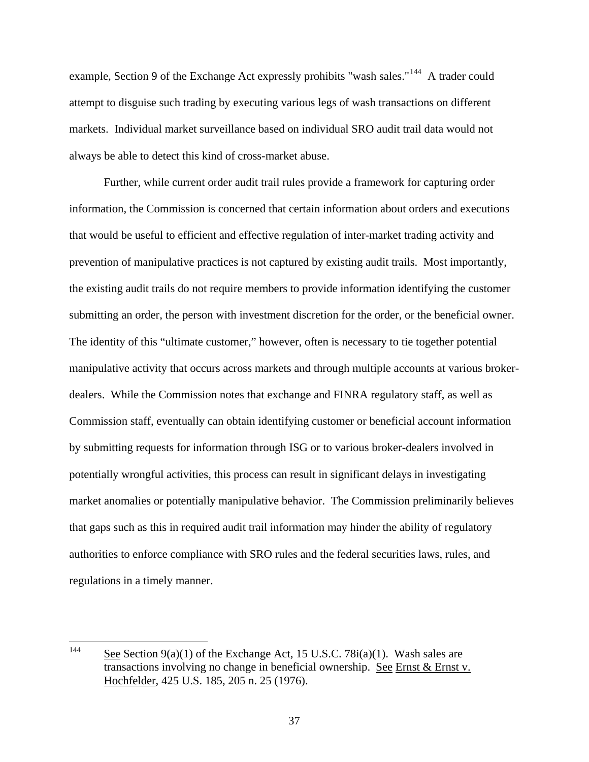example, Section 9 of the Exchange Act expressly prohibits "wash sales."[144] A trader could attempt to disguise such trading by executing various legs of wash transactions on different markets. Individual market surveillance based on individual SRO audit trail data would not always be able to detect this kind of cross-market abuse.

Further, while current order audit trail rules provide a framework for capturing order information, the Commission is concerned that certain information about orders and executions that would be useful to efficient and effective regulation of inter-market trading activity and prevention of manipulative practices is not captured by existing audit trails. Most importantly, the existing audit trails do not require members to provide information identifying the customer submitting an order, the person with investment discretion for the order, or the beneficial owner. The identity of this "ultimate customer," however, often is necessary to tie together potential manipulative activity that occurs across markets and through multiple accounts at various broker-dealers. While the Commission notes that exchange and FINRA regulatory staff, as well as Commission staff, eventually can obtain identifying customer or beneficial account information by submitting requests for information through ISG or to various broker-dealers involved in potentially wrongful activities, this process can result in significant delays in investigating market anomalies or potentially manipulative behavior. The Commission preliminarily believes that gaps such as this in required audit trail information may hinder the ability of regulatory authorities to enforce compliance with SRO rules and the federal securities laws, rules, and regulations in a timely manner.

---

[144] See Section 9(a)(1) of the Exchange Act, 15 U.S.C. 78i(a)(1). Wash sales are transactions involving no change in beneficial ownership. See Ernst & Ernst v. Hochfelder, 425 U.S. 185, 205 n. 25 (1976).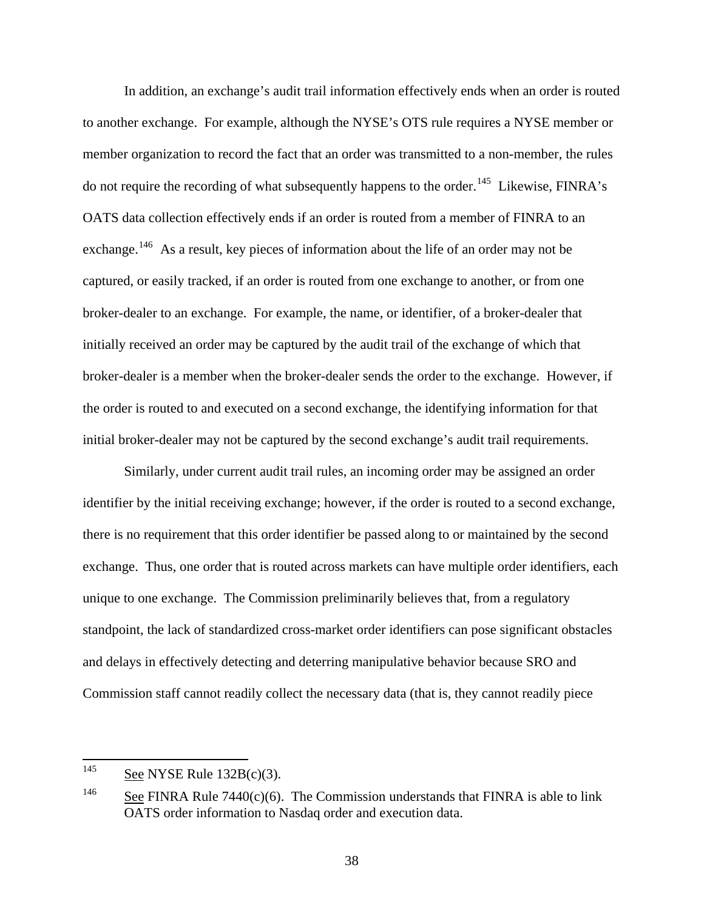In addition, an exchange's audit trail information effectively ends when an order is routed to another exchange. For example, although the NYSE's OTS rule requires a NYSE member or member organization to record the fact that an order was transmitted to a non-member, the rules do not require the recording of what subsequently happens to the order.[145] Likewise, FINRA's OATS data collection effectively ends if an order is routed from a member of FINRA to an exchange.[146] As a result, key pieces of information about the life of an order may not be captured, or easily tracked, if an order is routed from one exchange to another, or from one broker-dealer to an exchange. For example, the name, or identifier, of a broker-dealer that initially received an order may be captured by the audit trail of the exchange of which that broker-dealer is a member when the broker-dealer sends the order to the exchange. However, if the order is routed to and executed on a second exchange, the identifying information for that initial broker-dealer may not be captured by the second exchange's audit trail requirements.

Similarly, under current audit trail rules, an incoming order may be assigned an order identifier by the initial receiving exchange; however, if the order is routed to a second exchange, there is no requirement that this order identifier be passed along to or maintained by the second exchange. Thus, one order that is routed across markets can have multiple order identifiers, each unique to one exchange. The Commission preliminarily believes that, from a regulatory standpoint, the lack of standardized cross-market order identifiers can pose significant obstacles and delays in effectively detecting and deterring manipulative behavior because SRO and Commission staff cannot readily collect the necessary data (that is, they cannot readily piece

---

[145] See NYSE Rule 132B(c)(3).

[146] See FINRA Rule 7440(c)(6). The Commission understands that FINRA is able to link OATS order information to Nasdaq order and execution data.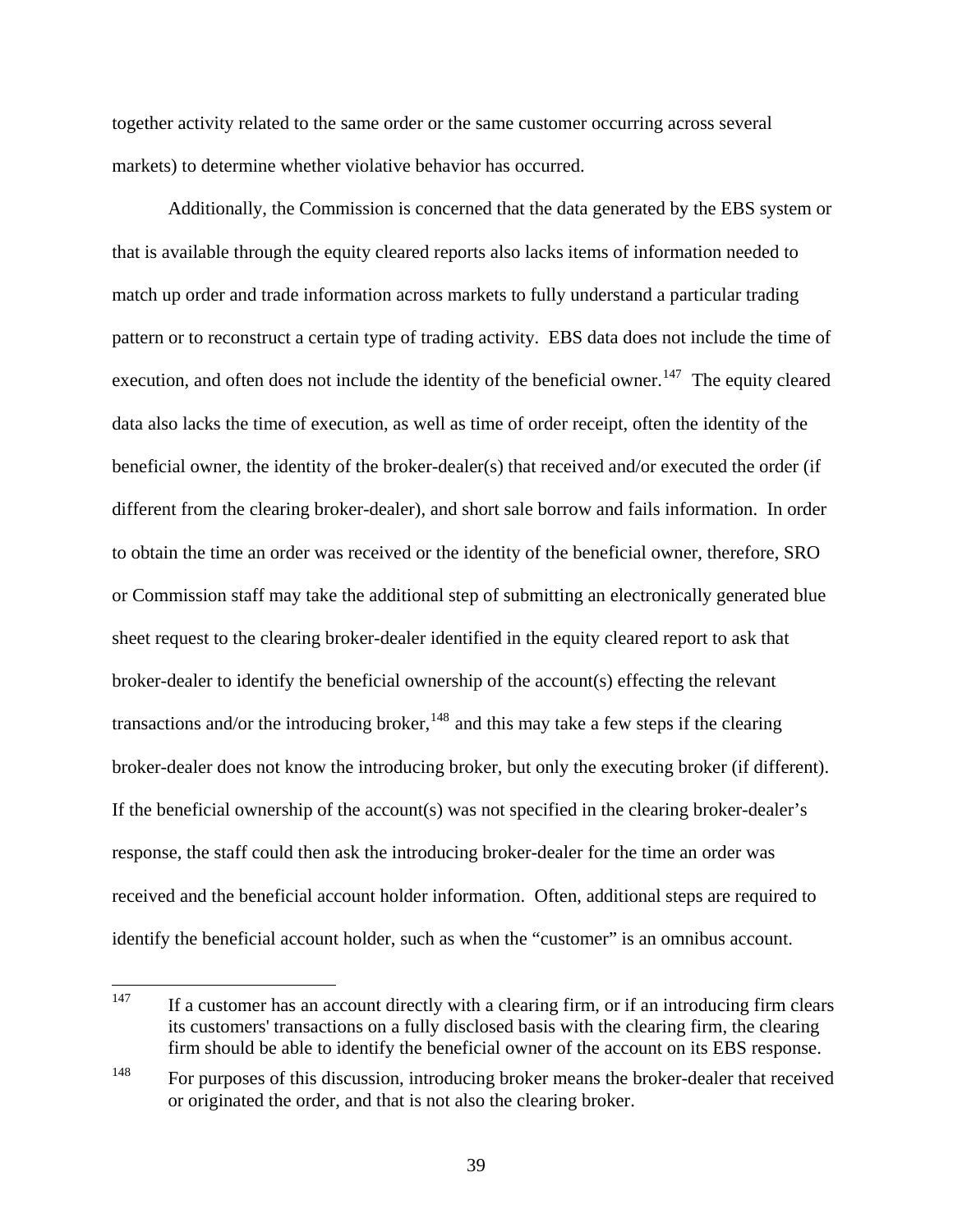together activity related to the same order or the same customer occurring across several markets) to determine whether violative behavior has occurred.

Additionally, the Commission is concerned that the data generated by the EBS system or that is available through the equity cleared reports also lacks items of information needed to match up order and trade information across markets to fully understand a particular trading pattern or to reconstruct a certain type of trading activity. EBS data does not include the time of execution, and often does not include the identity of the beneficial owner.[147] The equity cleared data also lacks the time of execution, as well as time of order receipt, often the identity of the beneficial owner, the identity of the broker-dealer(s) that received and/or executed the order (if different from the clearing broker-dealer), and short sale borrow and fails information. In order to obtain the time an order was received or the identity of the beneficial owner, therefore, SRO or Commission staff may take the additional step of submitting an electronically generated blue sheet request to the clearing broker-dealer identified in the equity cleared report to ask that broker-dealer to identify the beneficial ownership of the account(s) effecting the relevant transactions and/or the introducing broker,[148] and this may take a few steps if the clearing broker-dealer does not know the introducing broker, but only the executing broker (if different). If the beneficial ownership of the account(s) was not specified in the clearing broker-dealer's response, the staff could then ask the introducing broker-dealer for the time an order was received and the beneficial account holder information. Often, additional steps are required to identify the beneficial account holder, such as when the "customer" is an omnibus account.

---

[147] If a customer has an account directly with a clearing firm, or if an introducing firm clears its customers' transactions on a fully disclosed basis with the clearing firm, the clearing firm should be able to identify the beneficial owner of the account on its EBS response.

[148] For purposes of this discussion, introducing broker means the broker-dealer that received or originated the order, and that is not also the clearing broker.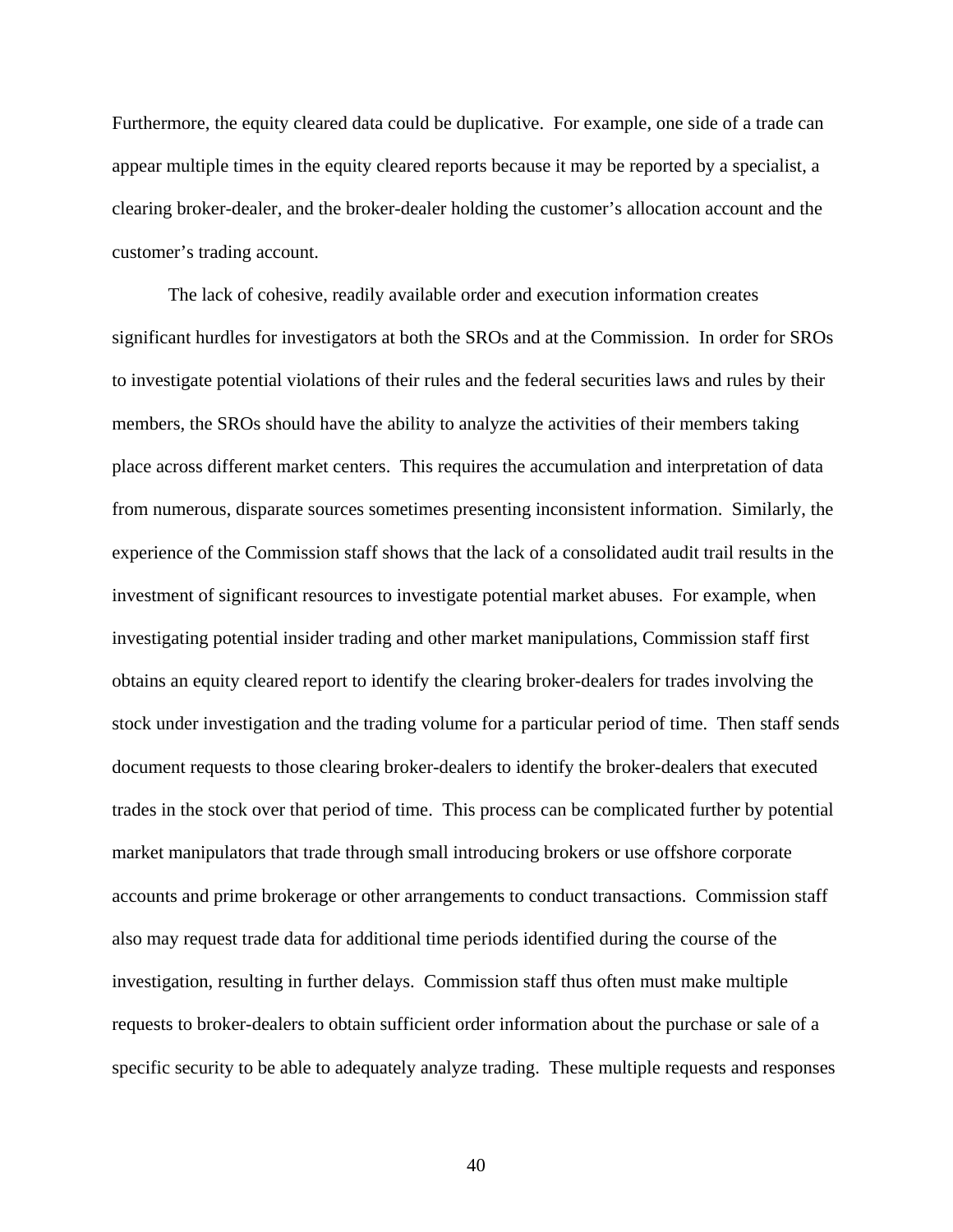Furthermore, the equity cleared data could be duplicative. For example, one side of a trade can appear multiple times in the equity cleared reports because it may be reported by a specialist, a clearing broker-dealer, and the broker-dealer holding the customer's allocation account and the customer's trading account.

The lack of cohesive, readily available order and execution information creates significant hurdles for investigators at both the SROs and at the Commission. In order for SROs to investigate potential violations of their rules and the federal securities laws and rules by their members, the SROs should have the ability to analyze the activities of their members taking place across different market centers. This requires the accumulation and interpretation of data from numerous, disparate sources sometimes presenting inconsistent information. Similarly, the experience of the Commission staff shows that the lack of a consolidated audit trail results in the investment of significant resources to investigate potential market abuses. For example, when investigating potential insider trading and other market manipulations, Commission staff first obtains an equity cleared report to identify the clearing broker-dealers for trades involving the stock under investigation and the trading volume for a particular period of time. Then staff sends document requests to those clearing broker-dealers to identify the broker-dealers that executed trades in the stock over that period of time. This process can be complicated further by potential market manipulators that trade through small introducing brokers or use offshore corporate accounts and prime brokerage or other arrangements to conduct transactions. Commission staff also may request trade data for additional time periods identified during the course of the investigation, resulting in further delays. Commission staff thus often must make multiple requests to broker-dealers to obtain sufficient order information about the purchase or sale of a specific security to be able to adequately analyze trading. These multiple requests and responses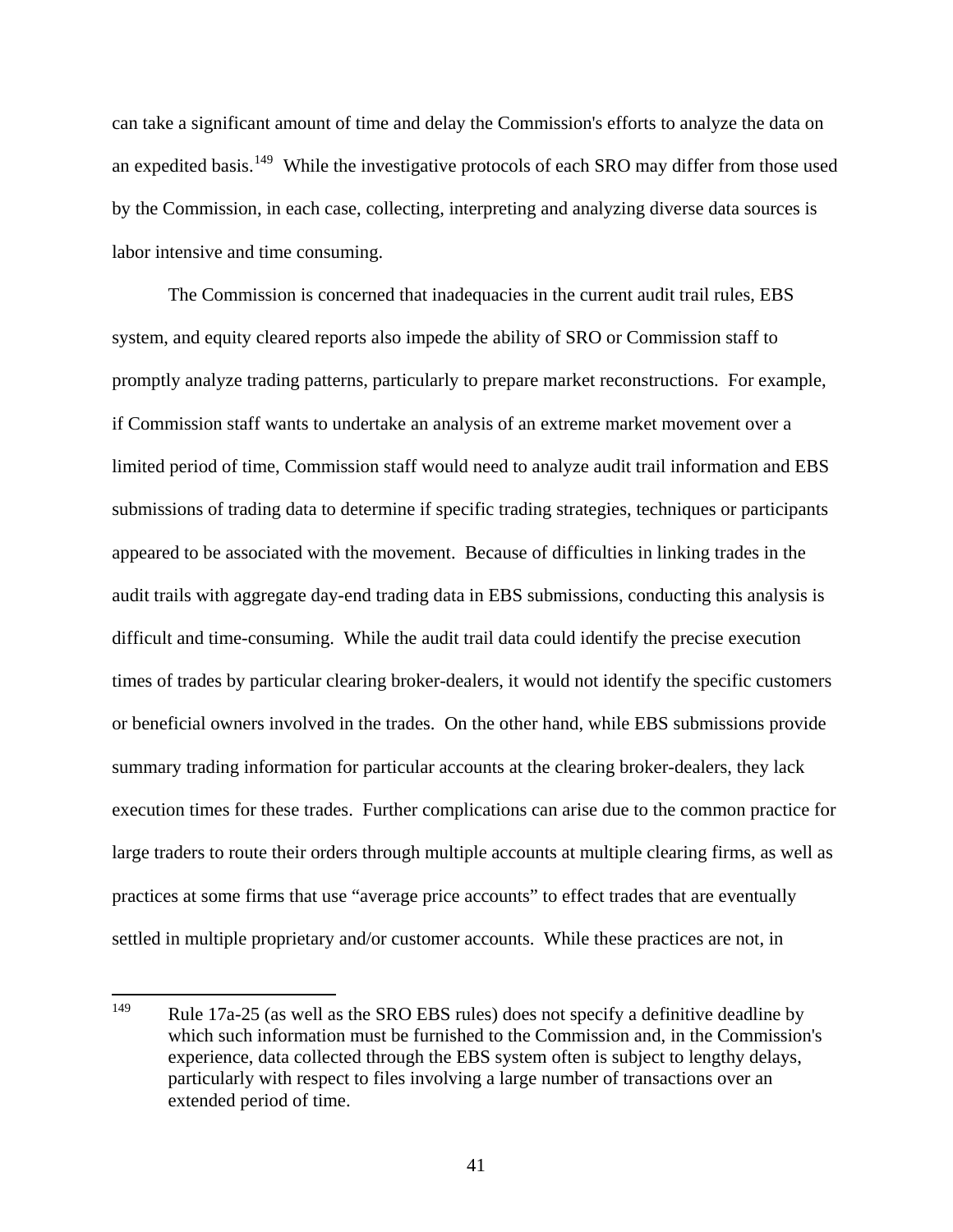can take a significant amount of time and delay the Commission's efforts to analyze the data on an expedited basis.[149] While the investigative protocols of each SRO may differ from those used by the Commission, in each case, collecting, interpreting and analyzing diverse data sources is labor intensive and time consuming.

The Commission is concerned that inadequacies in the current audit trail rules, EBS system, and equity cleared reports also impede the ability of SRO or Commission staff to promptly analyze trading patterns, particularly to prepare market reconstructions. For example, if Commission staff wants to undertake an analysis of an extreme market movement over a limited period of time, Commission staff would need to analyze audit trail information and EBS submissions of trading data to determine if specific trading strategies, techniques or participants appeared to be associated with the movement. Because of difficulties in linking trades in the audit trails with aggregate day-end trading data in EBS submissions, conducting this analysis is difficult and time-consuming. While the audit trail data could identify the precise execution times of trades by particular clearing broker-dealers, it would not identify the specific customers or beneficial owners involved in the trades. On the other hand, while EBS submissions provide summary trading information for particular accounts at the clearing broker-dealers, they lack execution times for these trades. Further complications can arise due to the common practice for large traders to route their orders through multiple accounts at multiple clearing firms, as well as practices at some firms that use "average price accounts" to effect trades that are eventually settled in multiple proprietary and/or customer accounts. While these practices are not, in

[149] Rule 17a-25 (as well as the SRO EBS rules) does not specify a definitive deadline by which such information must be furnished to the Commission and, in the Commission's experience, data collected through the EBS system often is subject to lengthy delays, particularly with respect to files involving a large number of transactions over an extended period of time.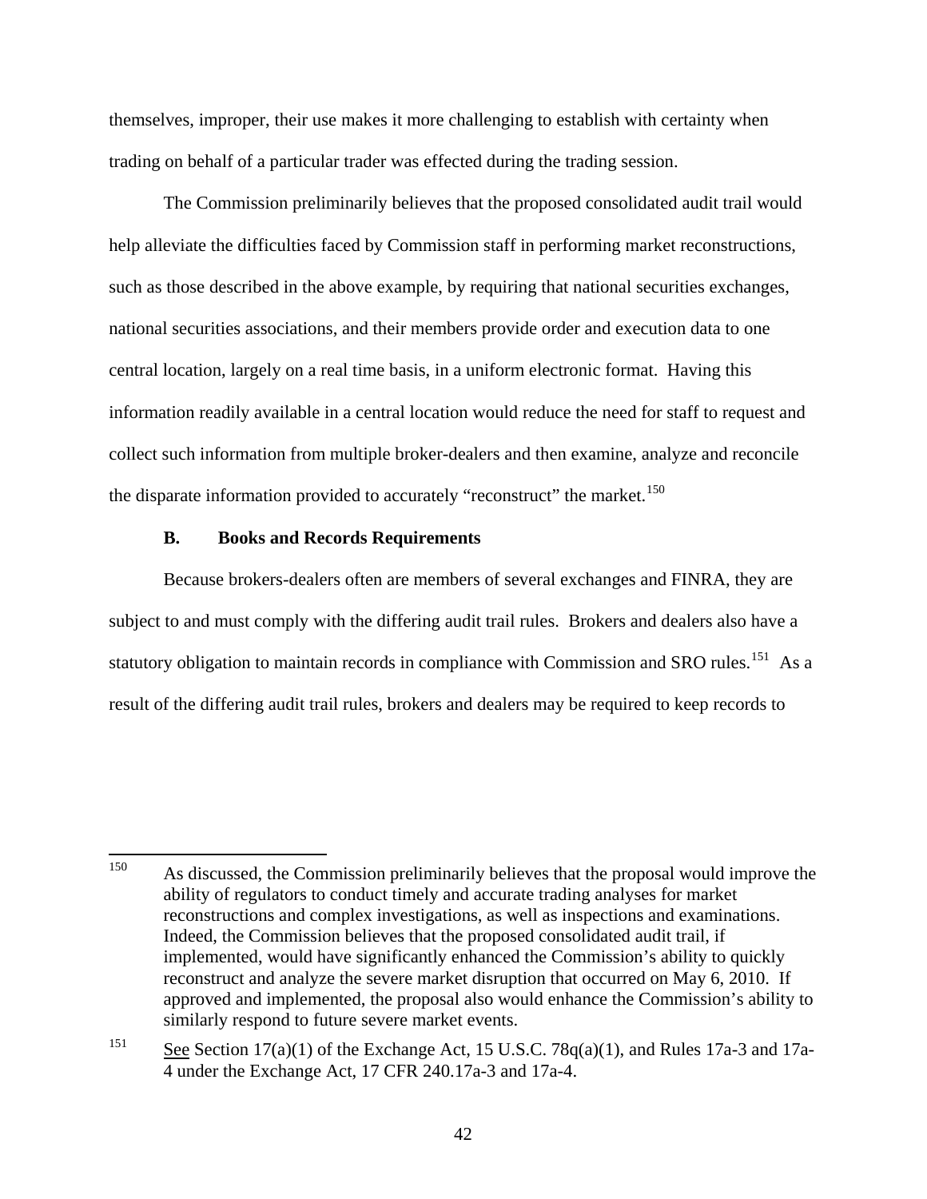themselves, improper, their use makes it more challenging to establish with certainty when trading on behalf of a particular trader was effected during the trading session.

The Commission preliminarily believes that the proposed consolidated audit trail would help alleviate the difficulties faced by Commission staff in performing market reconstructions, such as those described in the above example, by requiring that national securities exchanges, national securities associations, and their members provide order and execution data to one central location, largely on a real time basis, in a uniform electronic format. Having this information readily available in a central location would reduce the need for staff to request and collect such information from multiple broker-dealers and then examine, analyze and reconcile the disparate information provided to accurately "reconstruct" the market.[150]

### B. Books and Records Requirements

Because brokers-dealers often are members of several exchanges and FINRA, they are subject to and must comply with the differing audit trail rules. Brokers and dealers also have a statutory obligation to maintain records in compliance with Commission and SRO rules.[151] As a result of the differing audit trail rules, brokers and dealers may be required to keep records to

---

[150] As discussed, the Commission preliminarily believes that the proposal would improve the ability of regulators to conduct timely and accurate trading analyses for market reconstructions and complex investigations, as well as inspections and examinations. Indeed, the Commission believes that the proposed consolidated audit trail, if implemented, would have significantly enhanced the Commission's ability to quickly reconstruct and analyze the severe market disruption that occurred on May 6, 2010. If approved and implemented, the proposal also would enhance the Commission's ability to similarly respond to future severe market events.

[151] See Section 17(a)(1) of the Exchange Act, 15 U.S.C. 78q(a)(1), and Rules 17a-3 and 17a-4 under the Exchange Act, 17 CFR 240.17a-3 and 17a-4.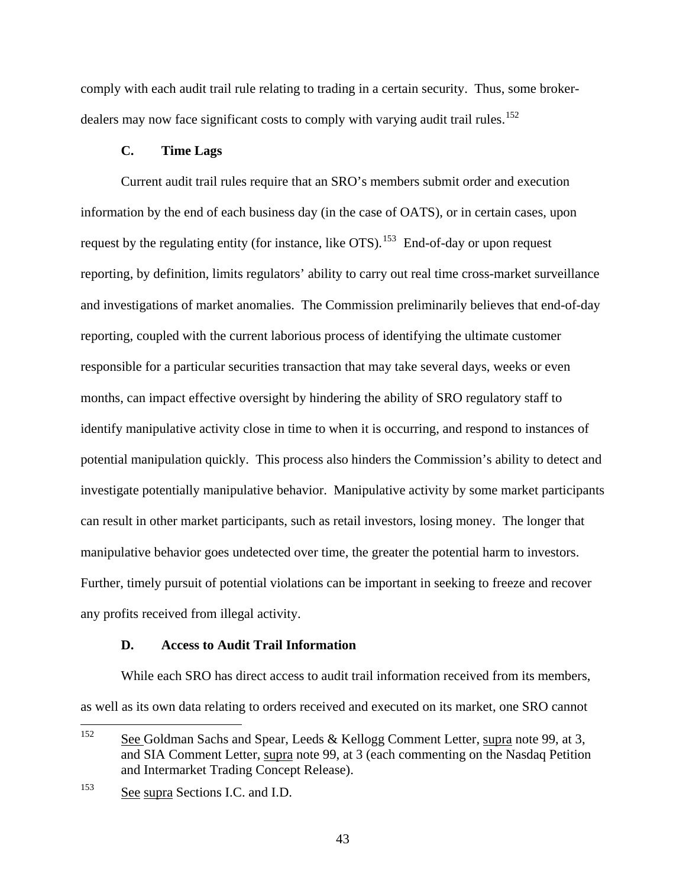comply with each audit trail rule relating to trading in a certain security. Thus, some broker-dealers may now face significant costs to comply with varying audit trail rules.[152]

### C. Time Lags

Current audit trail rules require that an SRO's members submit order and execution information by the end of each business day (in the case of OATS), or in certain cases, upon request by the regulating entity (for instance, like OTS).[153] End-of-day or upon request reporting, by definition, limits regulators' ability to carry out real time cross-market surveillance and investigations of market anomalies. The Commission preliminarily believes that end-of-day reporting, coupled with the current laborious process of identifying the ultimate customer responsible for a particular securities transaction that may take several days, weeks or even months, can impact effective oversight by hindering the ability of SRO regulatory staff to identify manipulative activity close in time to when it is occurring, and respond to instances of potential manipulation quickly. This process also hinders the Commission's ability to detect and investigate potentially manipulative behavior. Manipulative activity by some market participants can result in other market participants, such as retail investors, losing money. The longer that manipulative behavior goes undetected over time, the greater the potential harm to investors. Further, timely pursuit of potential violations can be important in seeking to freeze and recover any profits received from illegal activity.

### D. Access to Audit Trail Information

While each SRO has direct access to audit trail information received from its members, as well as its own data relating to orders received and executed on its market, one SRO cannot

---

[152] See Goldman Sachs and Spear, Leeds & Kellogg Comment Letter, supra note 99, at 3, and SIA Comment Letter, supra note 99, at 3 (each commenting on the Nasdaq Petition and Intermarket Trading Concept Release).

[153] See supra Sections I.C. and I.D.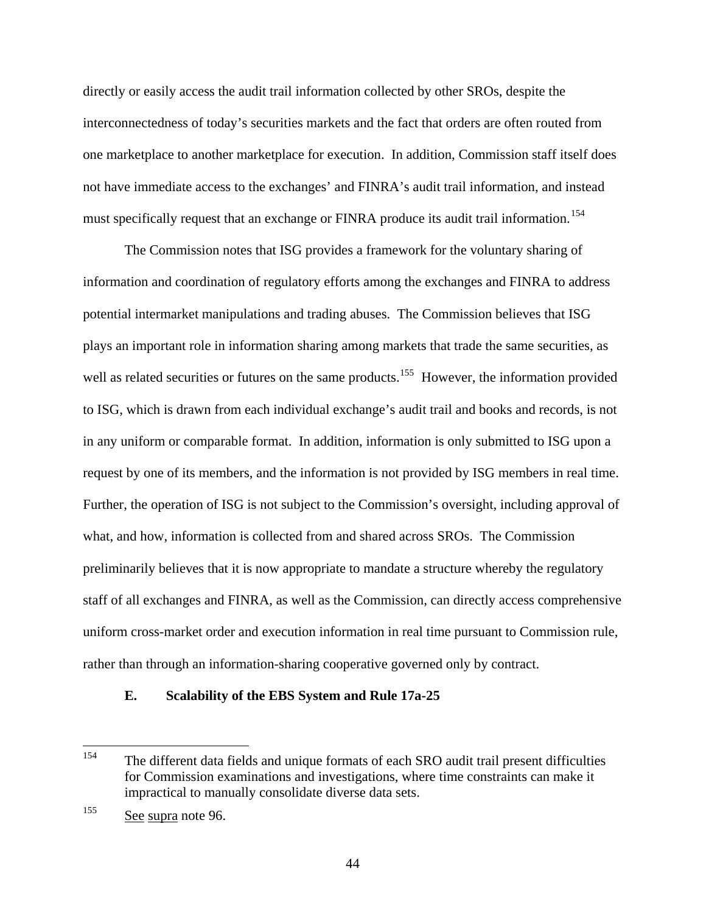directly or easily access the audit trail information collected by other SROs, despite the interconnectedness of today's securities markets and the fact that orders are often routed from one marketplace to another marketplace for execution. In addition, Commission staff itself does not have immediate access to the exchanges' and FINRA's audit trail information, and instead must specifically request that an exchange or FINRA produce its audit trail information.[154]

The Commission notes that ISG provides a framework for the voluntary sharing of information and coordination of regulatory efforts among the exchanges and FINRA to address potential intermarket manipulations and trading abuses. The Commission believes that ISG plays an important role in information sharing among markets that trade the same securities, as well as related securities or futures on the same products.[155] However, the information provided to ISG, which is drawn from each individual exchange's audit trail and books and records, is not in any uniform or comparable format. In addition, information is only submitted to ISG upon a request by one of its members, and the information is not provided by ISG members in real time. Further, the operation of ISG is not subject to the Commission's oversight, including approval of what, and how, information is collected from and shared across SROs. The Commission preliminarily believes that it is now appropriate to mandate a structure whereby the regulatory staff of all exchanges and FINRA, as well as the Commission, can directly access comprehensive uniform cross-market order and execution information in real time pursuant to Commission rule, rather than through an information-sharing cooperative governed only by contract.

### E. Scalability of the EBS System and Rule 17a-25

---

[154] The different data fields and unique formats of each SRO audit trail present difficulties for Commission examinations and investigations, where time constraints can make it impractical to manually consolidate diverse data sets.

[155] See supra note 96.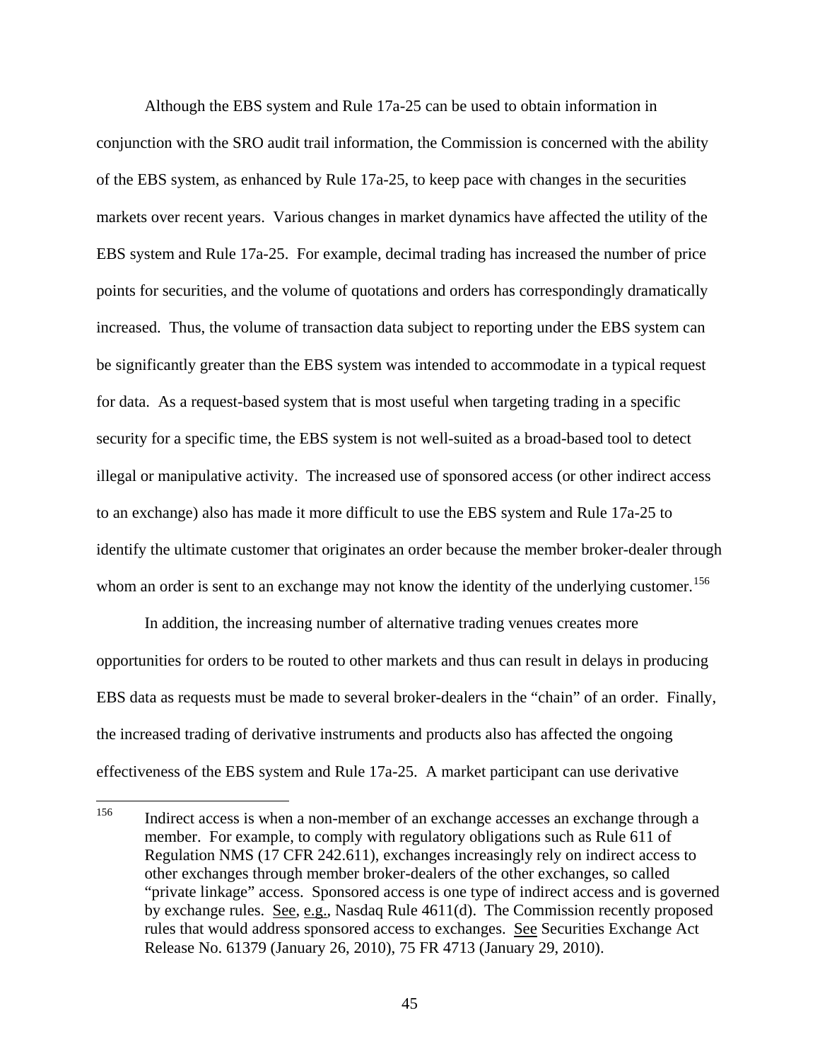Although the EBS system and Rule 17a-25 can be used to obtain information in conjunction with the SRO audit trail information, the Commission is concerned with the ability of the EBS system, as enhanced by Rule 17a-25, to keep pace with changes in the securities markets over recent years. Various changes in market dynamics have affected the utility of the EBS system and Rule 17a-25. For example, decimal trading has increased the number of price points for securities, and the volume of quotations and orders has correspondingly dramatically increased. Thus, the volume of transaction data subject to reporting under the EBS system can be significantly greater than the EBS system was intended to accommodate in a typical request for data. As a request-based system that is most useful when targeting trading in a specific security for a specific time, the EBS system is not well-suited as a broad-based tool to detect illegal or manipulative activity. The increased use of sponsored access (or other indirect access to an exchange) also has made it more difficult to use the EBS system and Rule 17a-25 to identify the ultimate customer that originates an order because the member broker-dealer through whom an order is sent to an exchange may not know the identity of the underlying customer.[156]

In addition, the increasing number of alternative trading venues creates more opportunities for orders to be routed to other markets and thus can result in delays in producing EBS data as requests must be made to several broker-dealers in the "chain" of an order. Finally, the increased trading of derivative instruments and products also has affected the ongoing effectiveness of the EBS system and Rule 17a-25. A market participant can use derivative

---

[156] Indirect access is when a non-member of an exchange accesses an exchange through a member. For example, to comply with regulatory obligations such as Rule 611 of Regulation NMS (17 CFR 242.611), exchanges increasingly rely on indirect access to other exchanges through member broker-dealers of the other exchanges, so called "private linkage" access. Sponsored access is one type of indirect access and is governed by exchange rules. See, e.g., Nasdaq Rule 4611(d). The Commission recently proposed rules that would address sponsored access to exchanges. See Securities Exchange Act Release No. 61379 (January 26, 2010), 75 FR 4713 (January 29, 2010).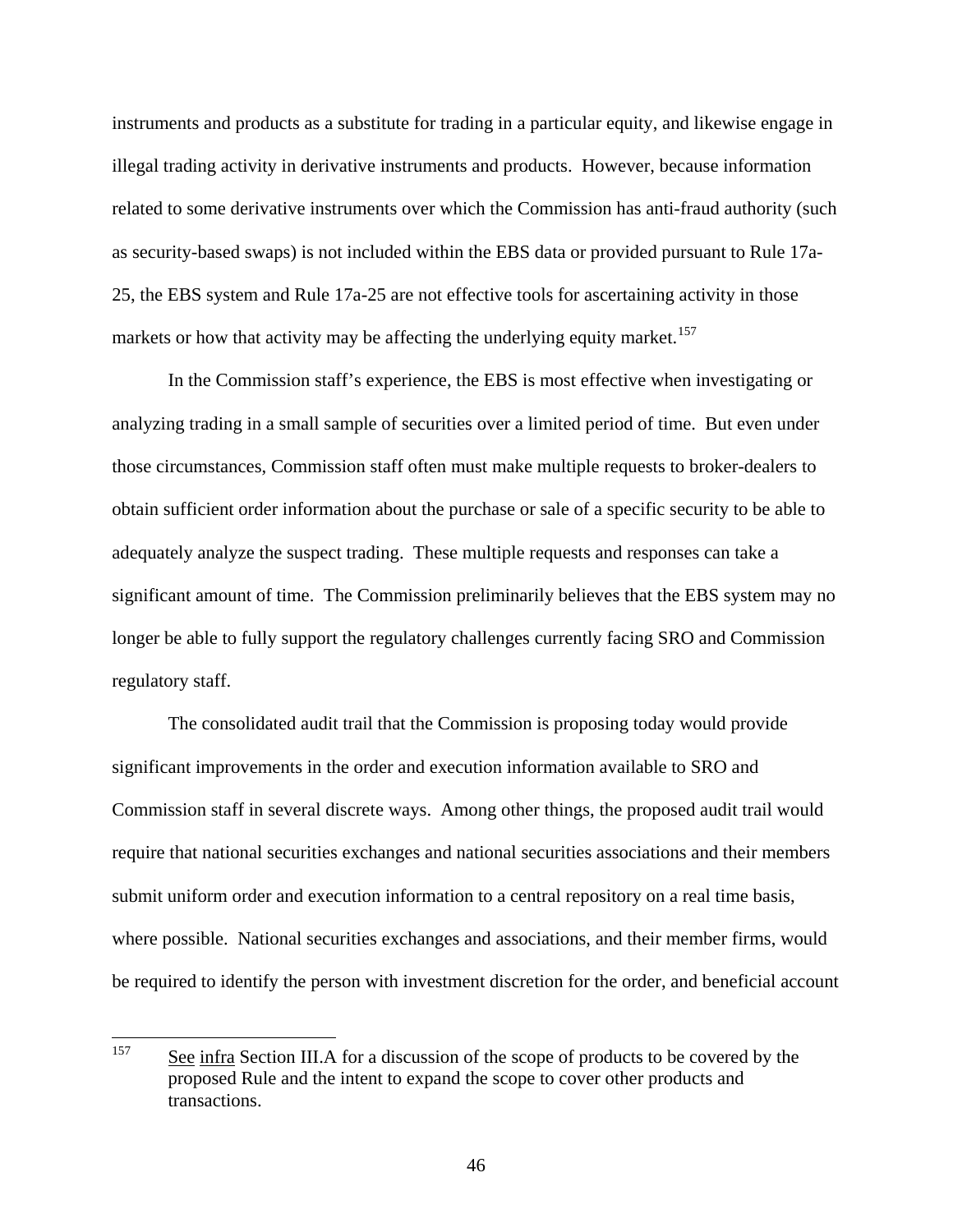instruments and products as a substitute for trading in a particular equity, and likewise engage in illegal trading activity in derivative instruments and products. However, because information related to some derivative instruments over which the Commission has anti-fraud authority (such as security-based swaps) is not included within the EBS data or provided pursuant to Rule 17a-25, the EBS system and Rule 17a-25 are not effective tools for ascertaining activity in those markets or how that activity may be affecting the underlying equity market.[157]

In the Commission staff's experience, the EBS is most effective when investigating or analyzing trading in a small sample of securities over a limited period of time. But even under those circumstances, Commission staff often must make multiple requests to broker-dealers to obtain sufficient order information about the purchase or sale of a specific security to be able to adequately analyze the suspect trading. These multiple requests and responses can take a significant amount of time. The Commission preliminarily believes that the EBS system may no longer be able to fully support the regulatory challenges currently facing SRO and Commission regulatory staff.

The consolidated audit trail that the Commission is proposing today would provide significant improvements in the order and execution information available to SRO and Commission staff in several discrete ways. Among other things, the proposed audit trail would require that national securities exchanges and national securities associations and their members submit uniform order and execution information to a central repository on a real time basis, where possible. National securities exchanges and associations, and their member firms, would be required to identify the person with investment discretion for the order, and beneficial account

---

[157] See infra Section III.A for a discussion of the scope of products to be covered by the proposed Rule and the intent to expand the scope to cover other products and transactions.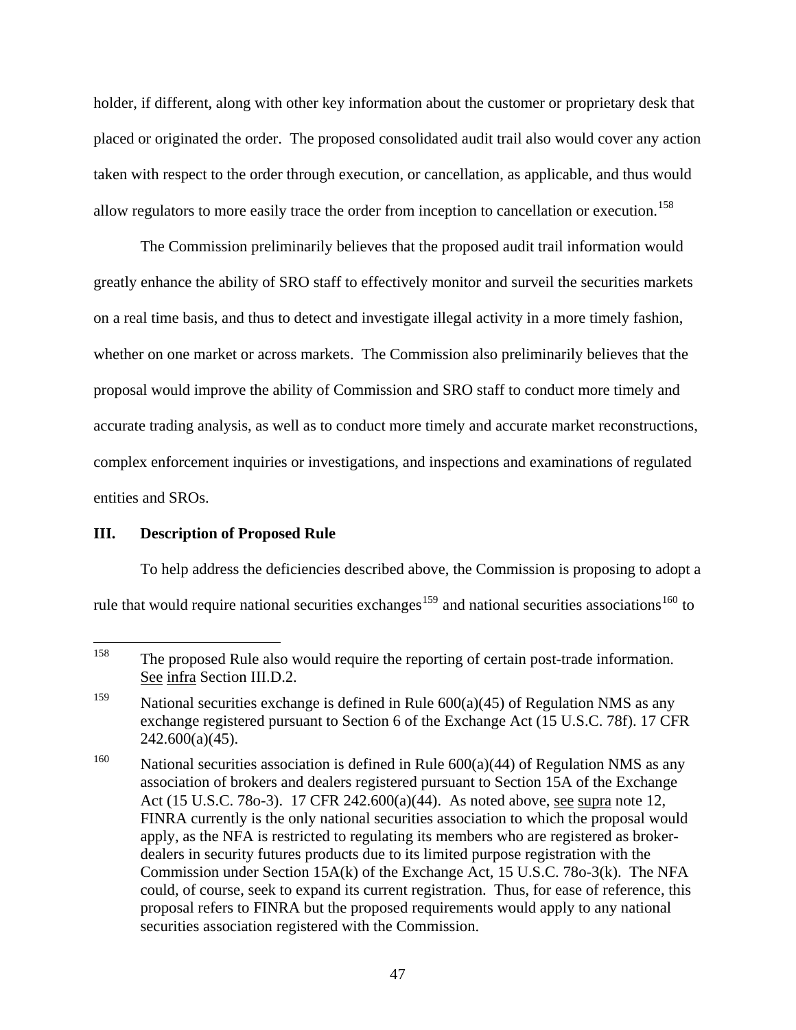holder, if different, along with other key information about the customer or proprietary desk that placed or originated the order. The proposed consolidated audit trail also would cover any action taken with respect to the order through execution, or cancellation, as applicable, and thus would allow regulators to more easily trace the order from inception to cancellation or execution.[158]

The Commission preliminarily believes that the proposed audit trail information would greatly enhance the ability of SRO staff to effectively monitor and surveil the securities markets on a real time basis, and thus to detect and investigate illegal activity in a more timely fashion, whether on one market or across markets. The Commission also preliminarily believes that the proposal would improve the ability of Commission and SRO staff to conduct more timely and accurate trading analysis, as well as to conduct more timely and accurate market reconstructions, complex enforcement inquiries or investigations, and inspections and examinations of regulated entities and SROs.

## III. Description of Proposed Rule

To help address the deficiencies described above, the Commission is proposing to adopt a rule that would require national securities exchanges[159] and national securities associations[160] to

---

[158] The proposed Rule also would require the reporting of certain post-trade information. See infra Section III.D.2.

[159] National securities exchange is defined in Rule 600(a)(45) of Regulation NMS as any exchange registered pursuant to Section 6 of the Exchange Act (15 U.S.C. 78f). 17 CFR 242.600(a)(45).

[160] National securities association is defined in Rule 600(a)(44) of Regulation NMS as any association of brokers and dealers registered pursuant to Section 15A of the Exchange Act (15 U.S.C. 78o-3). 17 CFR 242.600(a)(44). As noted above, see supra note 12, FINRA currently is the only national securities association to which the proposal would apply, as the NFA is restricted to regulating its members who are registered as broker-dealers in security futures products due to its limited purpose registration with the Commission under Section 15A(k) of the Exchange Act, 15 U.S.C. 78o-3(k). The NFA could, of course, seek to expand its current registration. Thus, for ease of reference, this proposal refers to FINRA but the proposed requirements would apply to any national securities association registered with the Commission.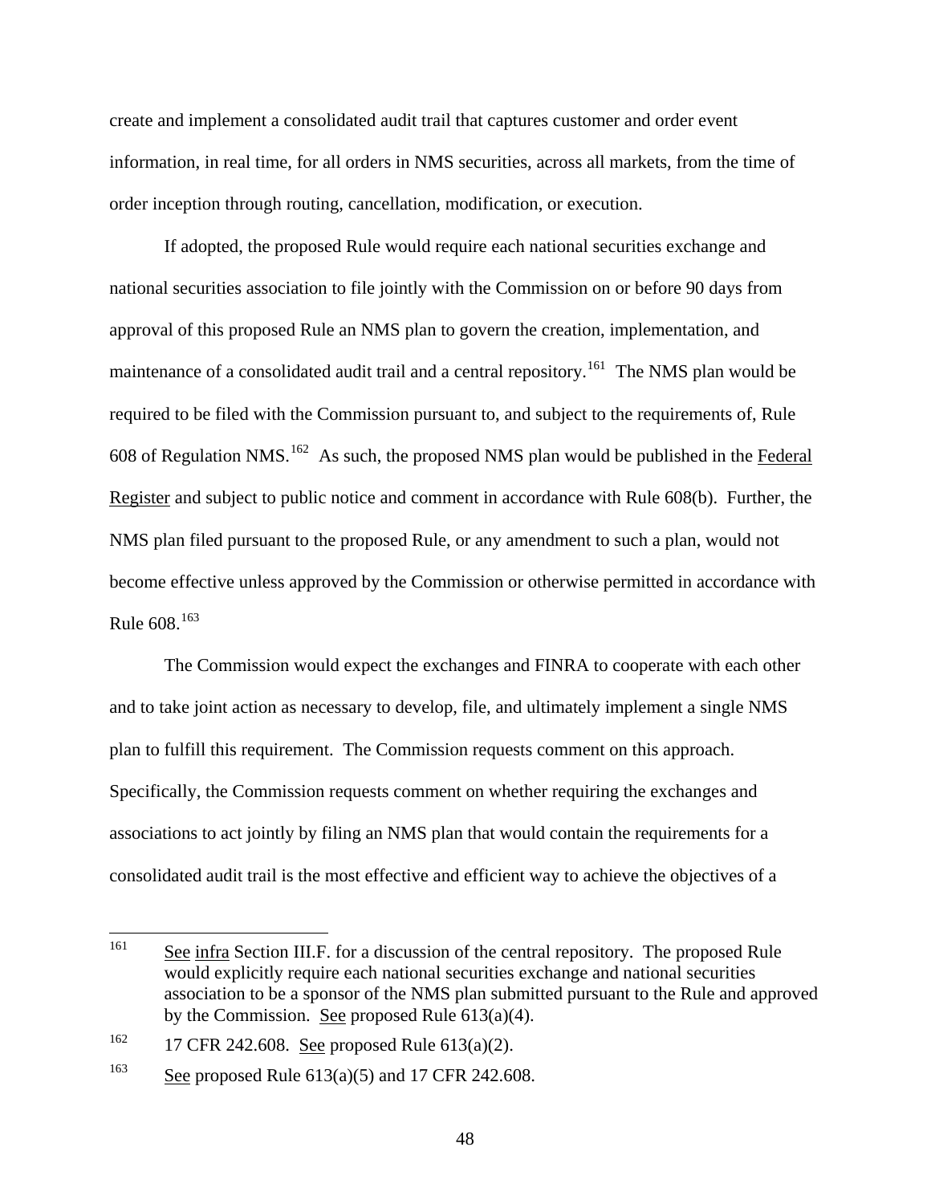create and implement a consolidated audit trail that captures customer and order event information, in real time, for all orders in NMS securities, across all markets, from the time of order inception through routing, cancellation, modification, or execution.

If adopted, the proposed Rule would require each national securities exchange and national securities association to file jointly with the Commission on or before 90 days from approval of this proposed Rule an NMS plan to govern the creation, implementation, and maintenance of a consolidated audit trail and a central repository.[161] The NMS plan would be required to be filed with the Commission pursuant to, and subject to the requirements of, Rule 608 of Regulation NMS.[162] As such, the proposed NMS plan would be published in the Federal Register and subject to public notice and comment in accordance with Rule 608(b). Further, the NMS plan filed pursuant to the proposed Rule, or any amendment to such a plan, would not become effective unless approved by the Commission or otherwise permitted in accordance with Rule 608.[163]

The Commission would expect the exchanges and FINRA to cooperate with each other and to take joint action as necessary to develop, file, and ultimately implement a single NMS plan to fulfill this requirement. The Commission requests comment on this approach. Specifically, the Commission requests comment on whether requiring the exchanges and associations to act jointly by filing an NMS plan that would contain the requirements for a consolidated audit trail is the most effective and efficient way to achieve the objectives of a

---

[161] See infra Section III.F. for a discussion of the central repository. The proposed Rule would explicitly require each national securities exchange and national securities association to be a sponsor of the NMS plan submitted pursuant to the Rule and approved by the Commission. See proposed Rule 613(a)(4).

[162] 17 CFR 242.608. See proposed Rule 613(a)(2).

[163] See proposed Rule 613(a)(5) and 17 CFR 242.608.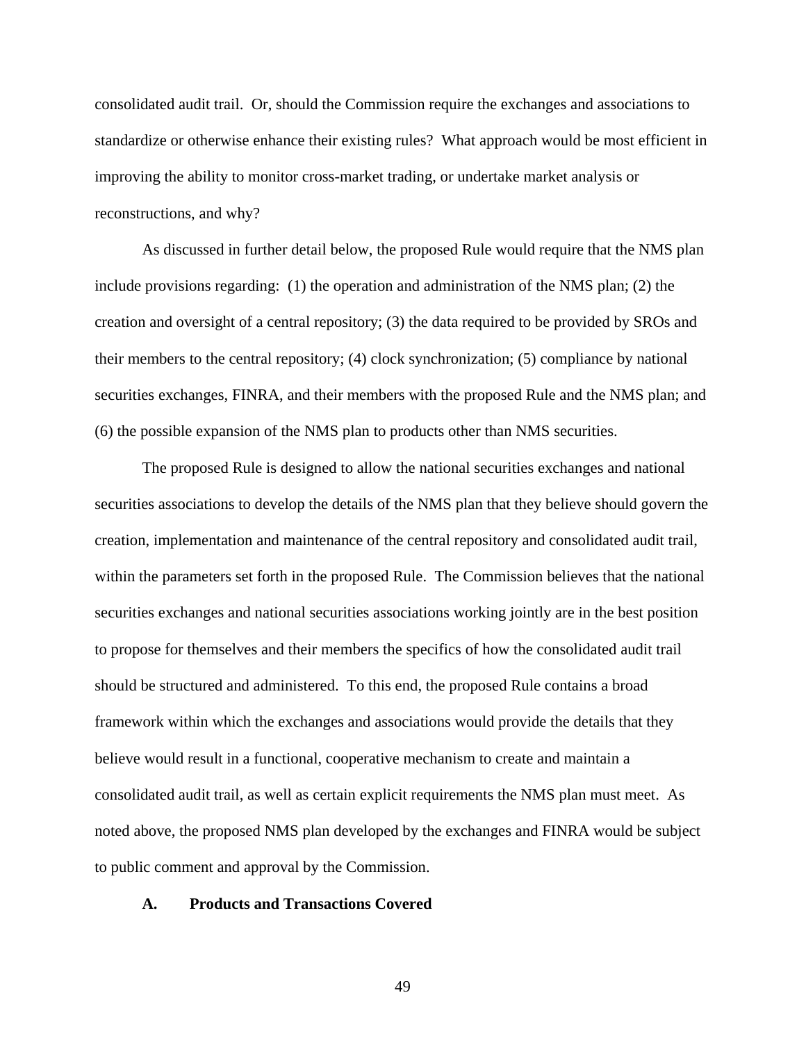consolidated audit trail. Or, should the Commission require the exchanges and associations to standardize or otherwise enhance their existing rules? What approach would be most efficient in improving the ability to monitor cross-market trading, or undertake market analysis or reconstructions, and why?

As discussed in further detail below, the proposed Rule would require that the NMS plan include provisions regarding: (1) the operation and administration of the NMS plan; (2) the creation and oversight of a central repository; (3) the data required to be provided by SROs and their members to the central repository; (4) clock synchronization; (5) compliance by national securities exchanges, FINRA, and their members with the proposed Rule and the NMS plan; and (6) the possible expansion of the NMS plan to products other than NMS securities.

The proposed Rule is designed to allow the national securities exchanges and national securities associations to develop the details of the NMS plan that they believe should govern the creation, implementation and maintenance of the central repository and consolidated audit trail, within the parameters set forth in the proposed Rule. The Commission believes that the national securities exchanges and national securities associations working jointly are in the best position to propose for themselves and their members the specifics of how the consolidated audit trail should be structured and administered. To this end, the proposed Rule contains a broad framework within which the exchanges and associations would provide the details that they believe would result in a functional, cooperative mechanism to create and maintain a consolidated audit trail, as well as certain explicit requirements the NMS plan must meet. As noted above, the proposed NMS plan developed by the exchanges and FINRA would be subject to public comment and approval by the Commission.

### A. Products and Transactions Covered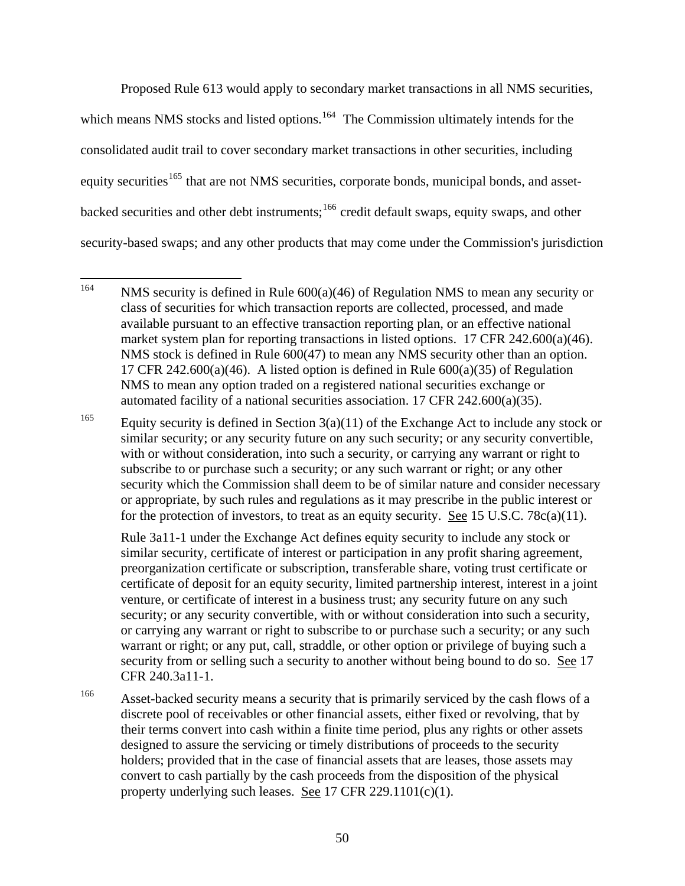Proposed Rule 613 would apply to secondary market transactions in all NMS securities, which means NMS stocks and listed options.[164] The Commission ultimately intends for the consolidated audit trail to cover secondary market transactions in other securities, including equity securities[165] that are not NMS securities, corporate bonds, municipal bonds, and asset-backed securities and other debt instruments;[166] credit default swaps, equity swaps, and other security-based swaps; and any other products that may come under the Commission's jurisdiction

---

[164] NMS security is defined in Rule 600(a)(46) of Regulation NMS to mean any security or class of securities for which transaction reports are collected, processed, and made available pursuant to an effective transaction reporting plan, or an effective national market system plan for reporting transactions in listed options. 17 CFR 242.600(a)(46). NMS stock is defined in Rule 600(47) to mean any NMS security other than an option. 17 CFR 242.600(a)(46). A listed option is defined in Rule 600(a)(35) of Regulation NMS to mean any option traded on a registered national securities exchange or automated facility of a national securities association. 17 CFR 242.600(a)(35).

[165] Equity security is defined in Section 3(a)(11) of the Exchange Act to include any stock or similar security; or any security future on any such security; or any security convertible, with or without consideration, into such a security, or carrying any warrant or right to subscribe to or purchase such a security; or any such warrant or right; or any other security which the Commission shall deem to be of similar nature and consider necessary or appropriate, by such rules and regulations as it may prescribe in the public interest or for the protection of investors, to treat as an equity security. See 15 U.S.C. 78c(a)(11).

Rule 3a11-1 under the Exchange Act defines equity security to include any stock or similar security, certificate of interest or participation in any profit sharing agreement, preorganization certificate or subscription, transferable share, voting trust certificate or certificate of deposit for an equity security, limited partnership interest, interest in a joint venture, or certificate of interest in a business trust; any security future on any such security; or any security convertible, with or without consideration into such a security, or carrying any warrant or right to subscribe to or purchase such a security; or any such warrant or right; or any put, call, straddle, or other option or privilege of buying such a security from or selling such a security to another without being bound to do so. See 17 CFR 240.3a11-1.

[166] Asset-backed security means a security that is primarily serviced by the cash flows of a discrete pool of receivables or other financial assets, either fixed or revolving, that by their terms convert into cash within a finite time period, plus any rights or other assets designed to assure the servicing or timely distributions of proceeds to the security holders; provided that in the case of financial assets that are leases, those assets may convert to cash partially by the cash proceeds from the disposition of the physical property underlying such leases. See 17 CFR 229.1101(c)(1).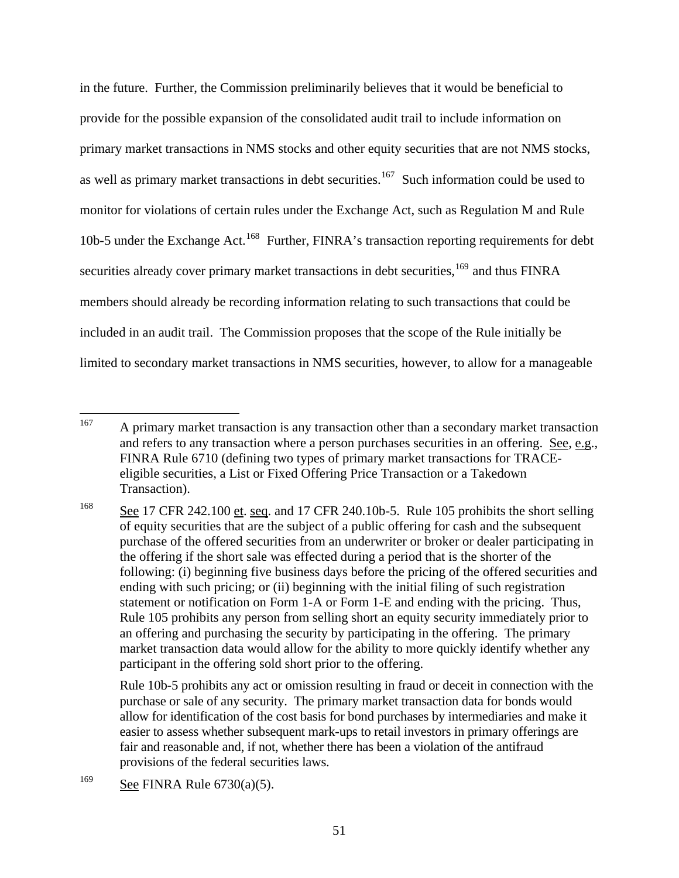in the future. Further, the Commission preliminarily believes that it would be beneficial to provide for the possible expansion of the consolidated audit trail to include information on primary market transactions in NMS stocks and other equity securities that are not NMS stocks, as well as primary market transactions in debt securities.[167] Such information could be used to monitor for violations of certain rules under the Exchange Act, such as Regulation M and Rule 10b-5 under the Exchange Act.[168] Further, FINRA's transaction reporting requirements for debt securities already cover primary market transactions in debt securities,[169] and thus FINRA members should already be recording information relating to such transactions that could be included in an audit trail. The Commission proposes that the scope of the Rule initially be limited to secondary market transactions in NMS securities, however, to allow for a manageable

---

[167] A primary market transaction is any transaction other than a secondary market transaction and refers to any transaction where a person purchases securities in an offering. See, e.g., FINRA Rule 6710 (defining two types of primary market transactions for TRACE-eligible securities, a List or Fixed Offering Price Transaction or a Takedown Transaction).

[168] See 17 CFR 242.100 et. seq. and 17 CFR 240.10b-5. Rule 105 prohibits the short selling of equity securities that are the subject of a public offering for cash and the subsequent purchase of the offered securities from an underwriter or broker or dealer participating in the offering if the short sale was effected during a period that is the shorter of the following: (i) beginning five business days before the pricing of the offered securities and ending with such pricing; or (ii) beginning with the initial filing of such registration statement or notification on Form 1-A or Form 1-E and ending with the pricing. Thus, Rule 105 prohibits any person from selling short an equity security immediately prior to an offering and purchasing the security by participating in the offering. The primary market transaction data would allow for the ability to more quickly identify whether any participant in the offering sold short prior to the offering.

Rule 10b-5 prohibits any act or omission resulting in fraud or deceit in connection with the purchase or sale of any security. The primary market transaction data for bonds would allow for identification of the cost basis for bond purchases by intermediaries and make it easier to assess whether subsequent mark-ups to retail investors in primary offerings are fair and reasonable and, if not, whether there has been a violation of the antifraud provisions of the federal securities laws.

[169] See FINRA Rule 6730(a)(5).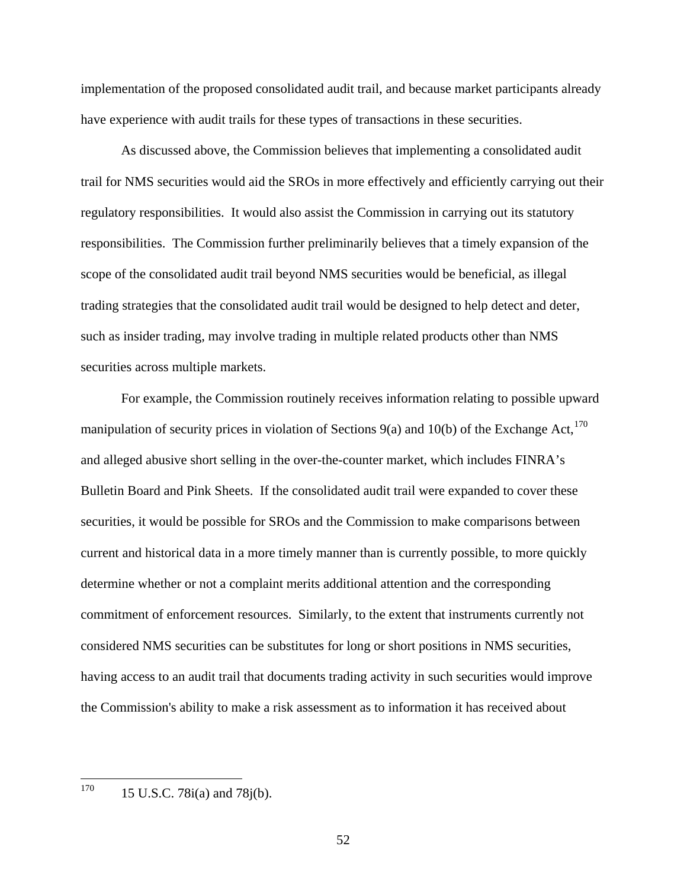implementation of the proposed consolidated audit trail, and because market participants already have experience with audit trails for these types of transactions in these securities.

As discussed above, the Commission believes that implementing a consolidated audit trail for NMS securities would aid the SROs in more effectively and efficiently carrying out their regulatory responsibilities. It would also assist the Commission in carrying out its statutory responsibilities. The Commission further preliminarily believes that a timely expansion of the scope of the consolidated audit trail beyond NMS securities would be beneficial, as illegal trading strategies that the consolidated audit trail would be designed to help detect and deter, such as insider trading, may involve trading in multiple related products other than NMS securities across multiple markets.

For example, the Commission routinely receives information relating to possible upward manipulation of security prices in violation of Sections 9(a) and 10(b) of the Exchange Act,[170] and alleged abusive short selling in the over-the-counter market, which includes FINRA's Bulletin Board and Pink Sheets. If the consolidated audit trail were expanded to cover these securities, it would be possible for SROs and the Commission to make comparisons between current and historical data in a more timely manner than is currently possible, to more quickly determine whether or not a complaint merits additional attention and the corresponding commitment of enforcement resources. Similarly, to the extent that instruments currently not considered NMS securities can be substitutes for long or short positions in NMS securities, having access to an audit trail that documents trading activity in such securities would improve the Commission's ability to make a risk assessment as to information it has received about

---

[170] 15 U.S.C. 78i(a) and 78j(b).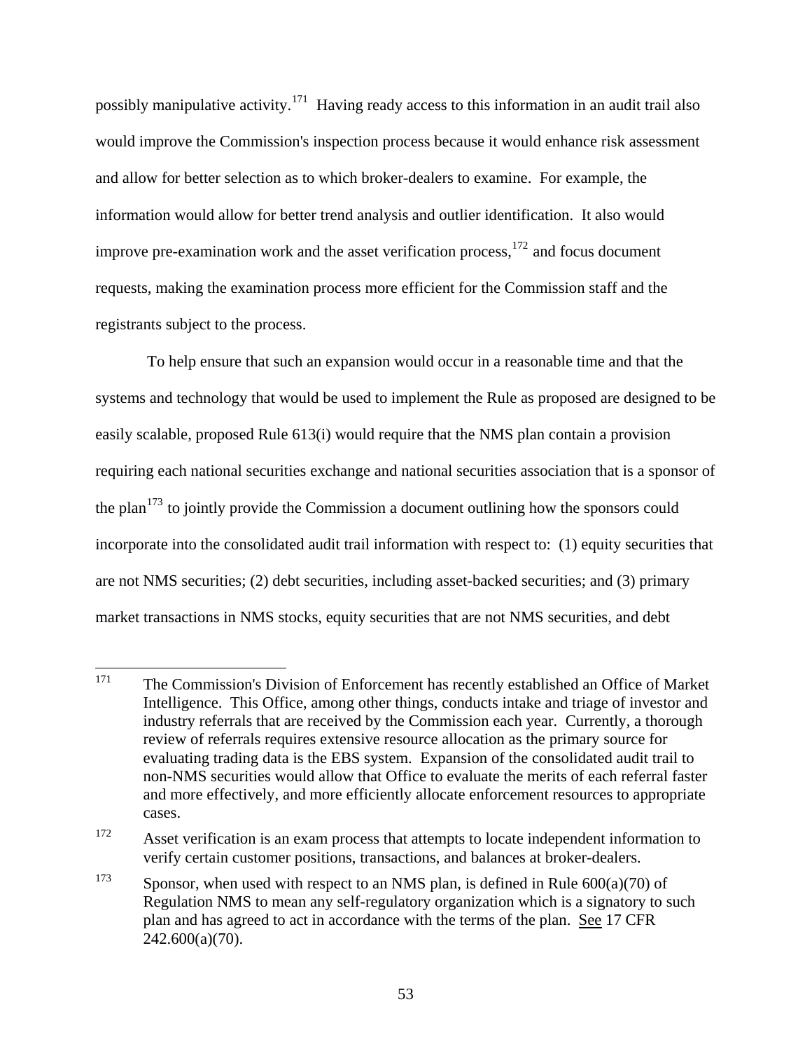possibly manipulative activity.[171] Having ready access to this information in an audit trail also would improve the Commission's inspection process because it would enhance risk assessment and allow for better selection as to which broker-dealers to examine. For example, the information would allow for better trend analysis and outlier identification. It also would improve pre-examination work and the asset verification process,[172] and focus document requests, making the examination process more efficient for the Commission staff and the registrants subject to the process.

To help ensure that such an expansion would occur in a reasonable time and that the systems and technology that would be used to implement the Rule as proposed are designed to be easily scalable, proposed Rule 613(i) would require that the NMS plan contain a provision requiring each national securities exchange and national securities association that is a sponsor of the plan[173] to jointly provide the Commission a document outlining how the sponsors could incorporate into the consolidated audit trail information with respect to: (1) equity securities that are not NMS securities; (2) debt securities, including asset-backed securities; and (3) primary market transactions in NMS stocks, equity securities that are not NMS securities, and debt

---

[171] The Commission's Division of Enforcement has recently established an Office of Market Intelligence. This Office, among other things, conducts intake and triage of investor and industry referrals that are received by the Commission each year. Currently, a thorough review of referrals requires extensive resource allocation as the primary source for evaluating trading data is the EBS system. Expansion of the consolidated audit trail to non-NMS securities would allow that Office to evaluate the merits of each referral faster and more effectively, and more efficiently allocate enforcement resources to appropriate cases.

[172] Asset verification is an exam process that attempts to locate independent information to verify certain customer positions, transactions, and balances at broker-dealers.

[173] Sponsor, when used with respect to an NMS plan, is defined in Rule 600(a)(70) of Regulation NMS to mean any self-regulatory organization which is a signatory to such plan and has agreed to act in accordance with the terms of the plan. See 17 CFR 242.600(a)(70).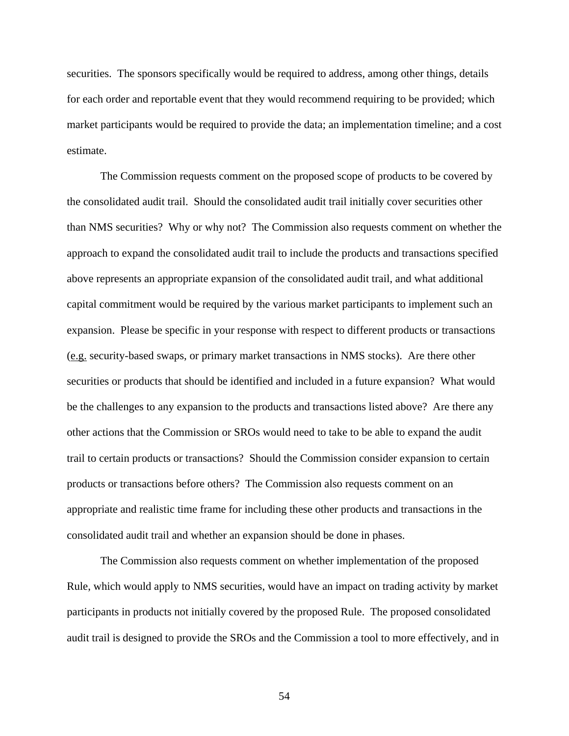securities. The sponsors specifically would be required to address, among other things, details for each order and reportable event that they would recommend requiring to be provided; which market participants would be required to provide the data; an implementation timeline; and a cost estimate.

The Commission requests comment on the proposed scope of products to be covered by the consolidated audit trail. Should the consolidated audit trail initially cover securities other than NMS securities? Why or why not? The Commission also requests comment on whether the approach to expand the consolidated audit trail to include the products and transactions specified above represents an appropriate expansion of the consolidated audit trail, and what additional capital commitment would be required by the various market participants to implement such an expansion. Please be specific in your response with respect to different products or transactions (e.g. security-based swaps, or primary market transactions in NMS stocks). Are there other securities or products that should be identified and included in a future expansion? What would be the challenges to any expansion to the products and transactions listed above? Are there any other actions that the Commission or SROs would need to take to be able to expand the audit trail to certain products or transactions? Should the Commission consider expansion to certain products or transactions before others? The Commission also requests comment on an appropriate and realistic time frame for including these other products and transactions in the consolidated audit trail and whether an expansion should be done in phases.

The Commission also requests comment on whether implementation of the proposed Rule, which would apply to NMS securities, would have an impact on trading activity by market participants in products not initially covered by the proposed Rule. The proposed consolidated audit trail is designed to provide the SROs and the Commission a tool to more effectively, and in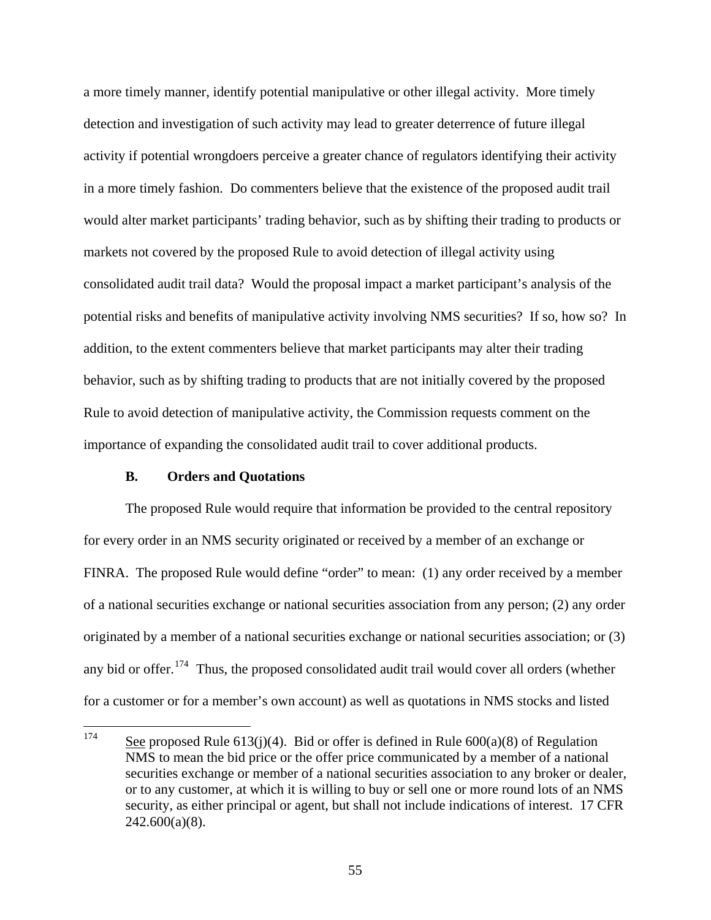a more timely manner, identify potential manipulative or other illegal activity. More timely detection and investigation of such activity may lead to greater deterrence of future illegal activity if potential wrongdoers perceive a greater chance of regulators identifying their activity in a more timely fashion. Do commenters believe that the existence of the proposed audit trail would alter market participants' trading behavior, such as by shifting their trading to products or markets not covered by the proposed Rule to avoid detection of illegal activity using consolidated audit trail data? Would the proposal impact a market participant's analysis of the potential risks and benefits of manipulative activity involving NMS securities? If so, how so? In addition, to the extent commenters believe that market participants may alter their trading behavior, such as by shifting trading to products that are not initially covered by the proposed Rule to avoid detection of manipulative activity, the Commission requests comment on the importance of expanding the consolidated audit trail to cover additional products.

### B. Orders and Quotations

The proposed Rule would require that information be provided to the central repository for every order in an NMS security originated or received by a member of an exchange or FINRA. The proposed Rule would define "order" to mean: (1) any order received by a member of a national securities exchange or national securities association from any person; (2) any order originated by a member of a national securities exchange or national securities association; or (3) any bid or offer.[174] Thus, the proposed consolidated audit trail would cover all orders (whether for a customer or for a member's own account) as well as quotations in NMS stocks and listed

[174] See proposed Rule 613(j)(4). Bid or offer is defined in Rule 600(a)(8) of Regulation NMS to mean the bid price or the offer price communicated by a member of a national securities exchange or member of a national securities association to any broker or dealer, or to any customer, at which it is willing to buy or sell one or more round lots of an NMS security, as either principal or agent, but shall not include indications of interest. 17 CFR 242.600(a)(8).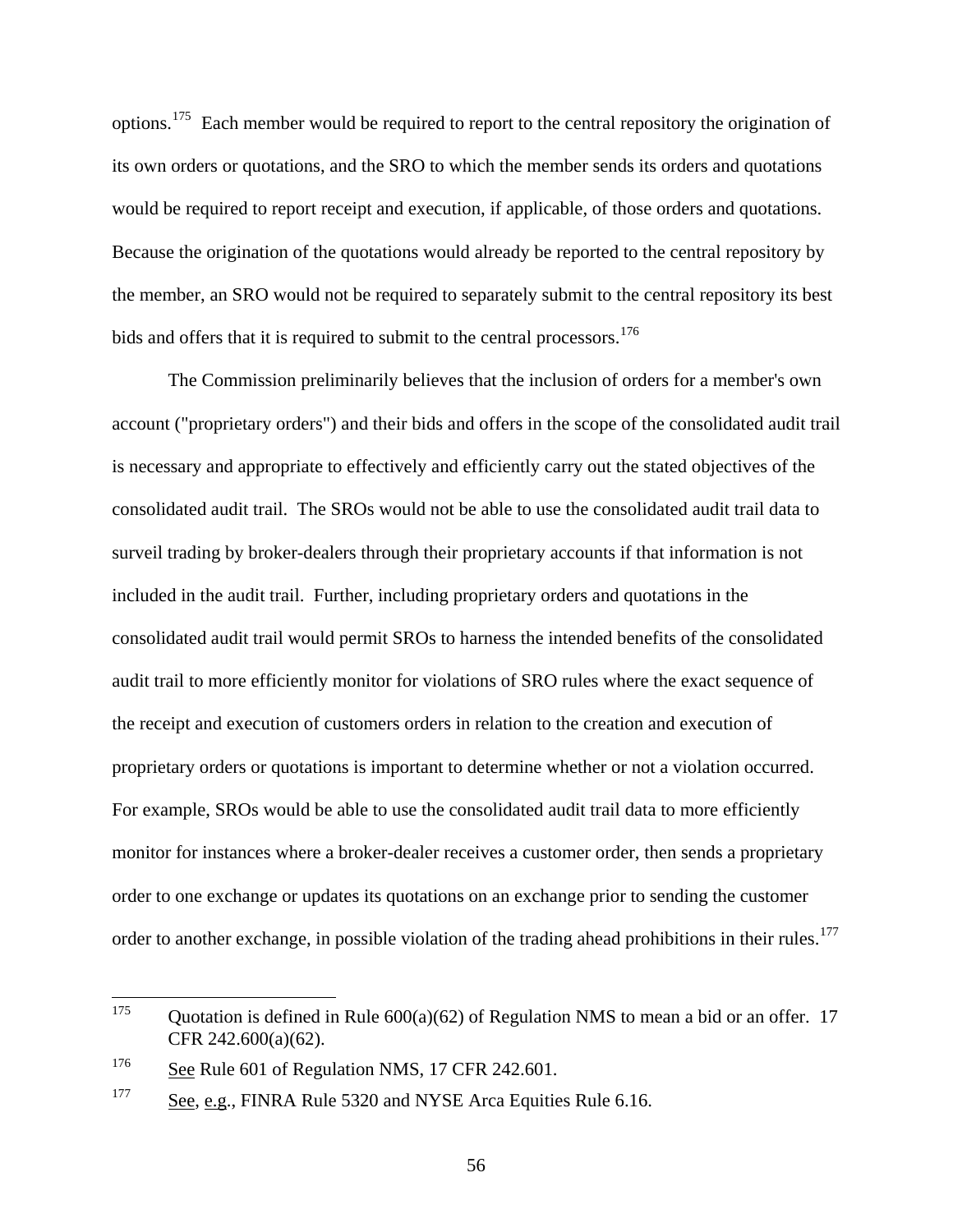options.[175] Each member would be required to report to the central repository the origination of its own orders or quotations, and the SRO to which the member sends its orders and quotations would be required to report receipt and execution, if applicable, of those orders and quotations. Because the origination of the quotations would already be reported to the central repository by the member, an SRO would not be required to separately submit to the central repository its best bids and offers that it is required to submit to the central processors.[176]

The Commission preliminarily believes that the inclusion of orders for a member's own account ("proprietary orders") and their bids and offers in the scope of the consolidated audit trail is necessary and appropriate to effectively and efficiently carry out the stated objectives of the consolidated audit trail. The SROs would not be able to use the consolidated audit trail data to surveil trading by broker-dealers through their proprietary accounts if that information is not included in the audit trail. Further, including proprietary orders and quotations in the consolidated audit trail would permit SROs to harness the intended benefits of the consolidated audit trail to more efficiently monitor for violations of SRO rules where the exact sequence of the receipt and execution of customers orders in relation to the creation and execution of proprietary orders or quotations is important to determine whether or not a violation occurred. For example, SROs would be able to use the consolidated audit trail data to more efficiently monitor for instances where a broker-dealer receives a customer order, then sends a proprietary order to one exchange or updates its quotations on an exchange prior to sending the customer order to another exchange, in possible violation of the trading ahead prohibitions in their rules.[177]

---

[175] Quotation is defined in Rule 600(a)(62) of Regulation NMS to mean a bid or an offer. 17 CFR 242.600(a)(62).

[176] See Rule 601 of Regulation NMS, 17 CFR 242.601.

[177] See, e.g., FINRA Rule 5320 and NYSE Arca Equities Rule 6.16.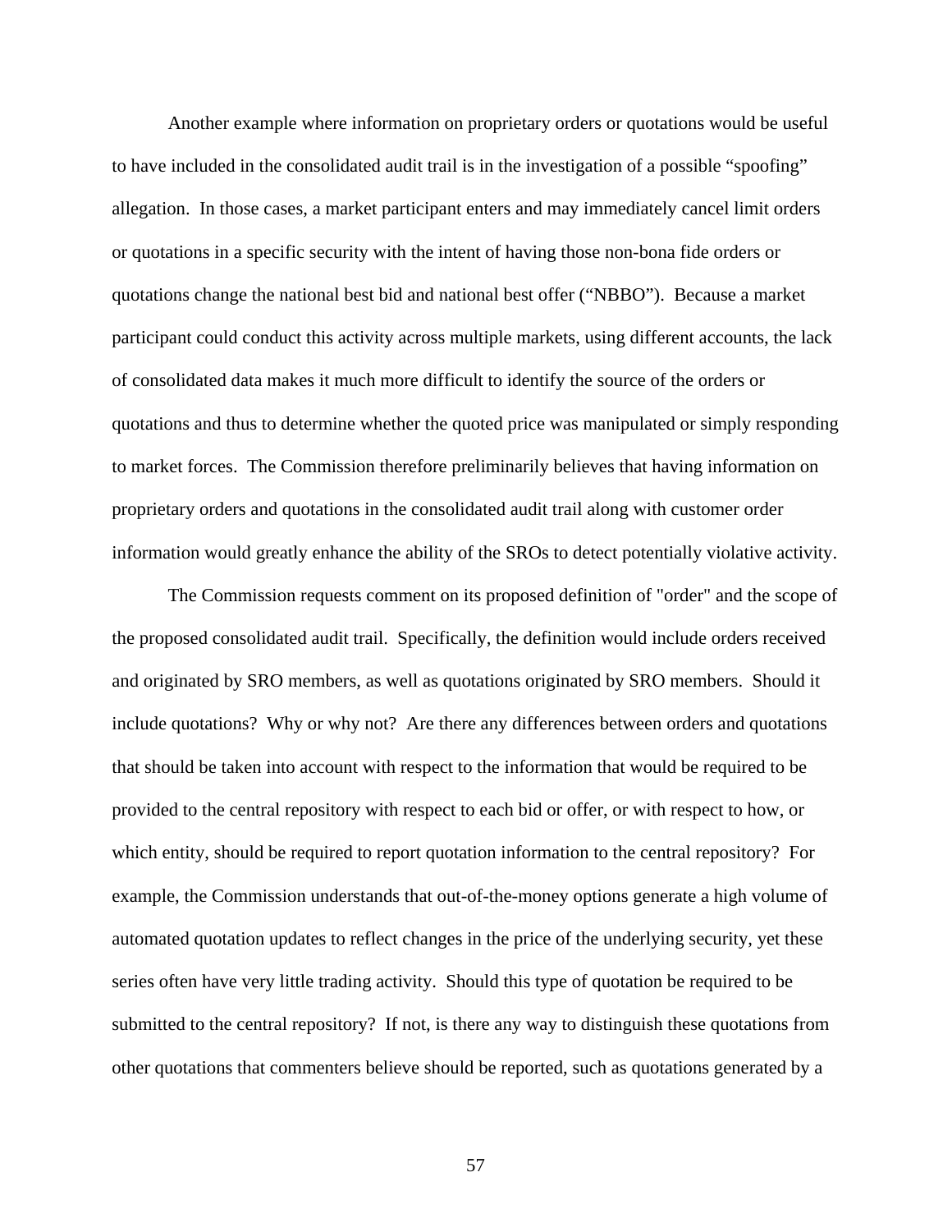Another example where information on proprietary orders or quotations would be useful to have included in the consolidated audit trail is in the investigation of a possible "spoofing" allegation. In those cases, a market participant enters and may immediately cancel limit orders or quotations in a specific security with the intent of having those non-bona fide orders or quotations change the national best bid and national best offer ("NBBO"). Because a market participant could conduct this activity across multiple markets, using different accounts, the lack of consolidated data makes it much more difficult to identify the source of the orders or quotations and thus to determine whether the quoted price was manipulated or simply responding to market forces. The Commission therefore preliminarily believes that having information on proprietary orders and quotations in the consolidated audit trail along with customer order information would greatly enhance the ability of the SROs to detect potentially violative activity.

The Commission requests comment on its proposed definition of "order" and the scope of the proposed consolidated audit trail. Specifically, the definition would include orders received and originated by SRO members, as well as quotations originated by SRO members. Should it include quotations? Why or why not? Are there any differences between orders and quotations that should be taken into account with respect to the information that would be required to be provided to the central repository with respect to each bid or offer, or with respect to how, or which entity, should be required to report quotation information to the central repository? For example, the Commission understands that out-of-the-money options generate a high volume of automated quotation updates to reflect changes in the price of the underlying security, yet these series often have very little trading activity. Should this type of quotation be required to be submitted to the central repository? If not, is there any way to distinguish these quotations from other quotations that commenters believe should be reported, such as quotations generated by a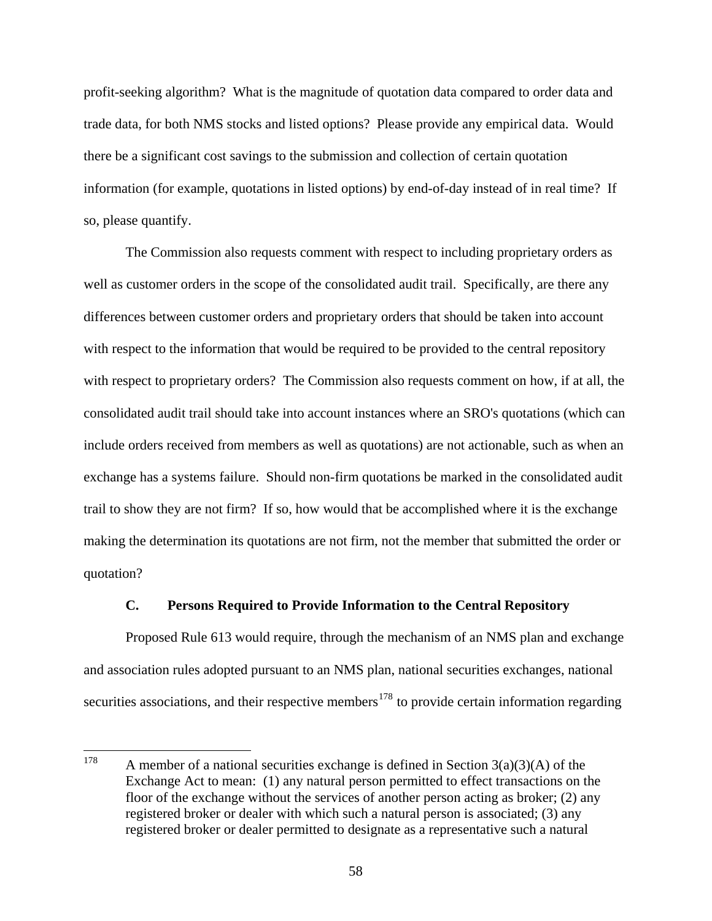profit-seeking algorithm? What is the magnitude of quotation data compared to order data and trade data, for both NMS stocks and listed options? Please provide any empirical data. Would there be a significant cost savings to the submission and collection of certain quotation information (for example, quotations in listed options) by end-of-day instead of in real time? If so, please quantify.

The Commission also requests comment with respect to including proprietary orders as well as customer orders in the scope of the consolidated audit trail. Specifically, are there any differences between customer orders and proprietary orders that should be taken into account with respect to the information that would be required to be provided to the central repository with respect to proprietary orders? The Commission also requests comment on how, if at all, the consolidated audit trail should take into account instances where an SRO's quotations (which can include orders received from members as well as quotations) are not actionable, such as when an exchange has a systems failure. Should non-firm quotations be marked in the consolidated audit trail to show they are not firm? If so, how would that be accomplished where it is the exchange making the determination its quotations are not firm, not the member that submitted the order or quotation?

### C. Persons Required to Provide Information to the Central Repository

Proposed Rule 613 would require, through the mechanism of an NMS plan and exchange and association rules adopted pursuant to an NMS plan, national securities exchanges, national securities associations, and their respective members[178] to provide certain information regarding

---

[178] A member of a national securities exchange is defined in Section 3(a)(3)(A) of the Exchange Act to mean: (1) any natural person permitted to effect transactions on the floor of the exchange without the services of another person acting as broker; (2) any registered broker or dealer with which such a natural person is associated; (3) any registered broker or dealer permitted to designate as a representative such a natural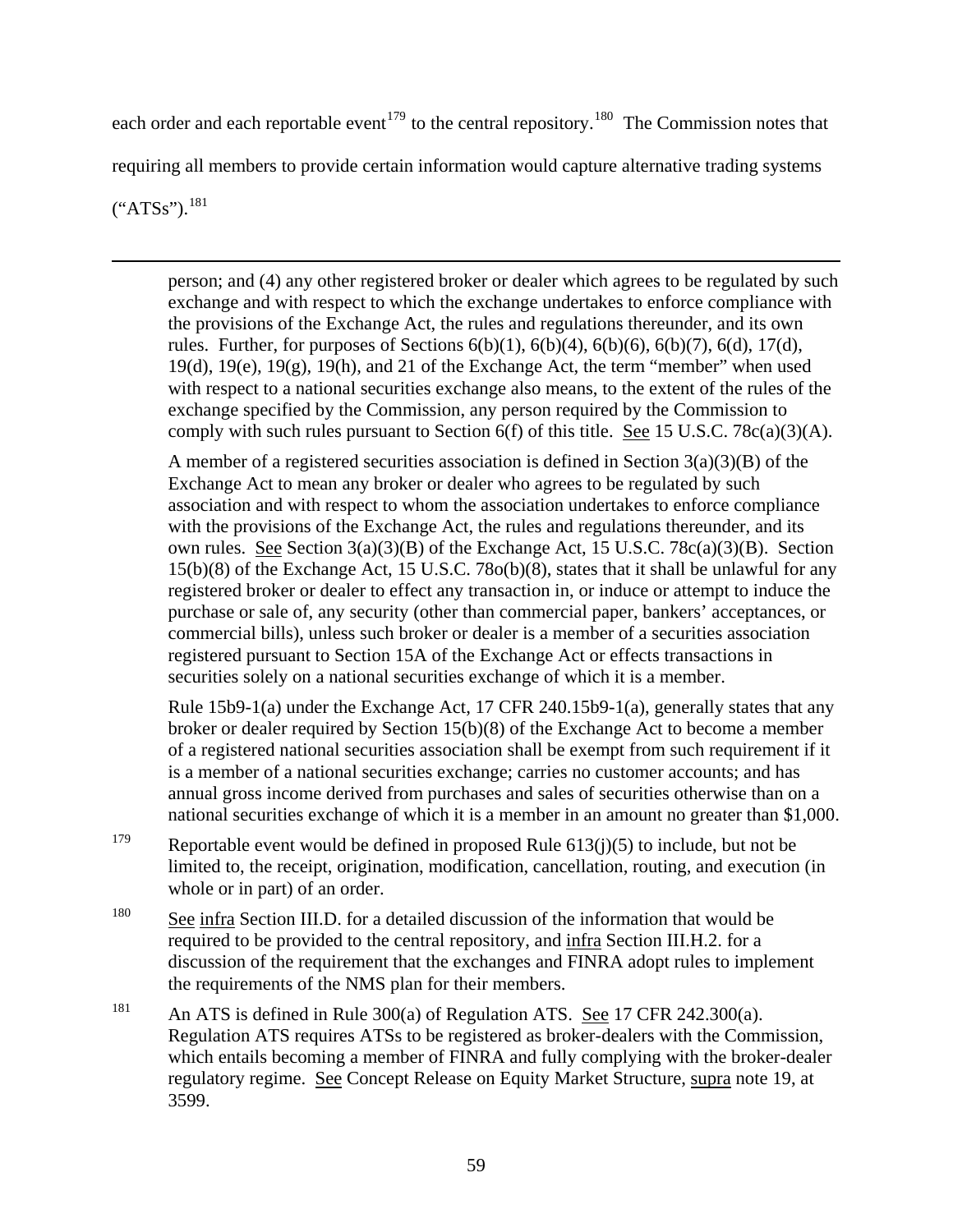each order and each reportable event[179] to the central repository.[180] The Commission notes that requiring all members to provide certain information would capture alternative trading systems ("ATSs").[181]

---

person; and (4) any other registered broker or dealer which agrees to be regulated by such exchange and with respect to which the exchange undertakes to enforce compliance with the provisions of the Exchange Act, the rules and regulations thereunder, and its own rules. Further, for purposes of Sections 6(b)(1), 6(b)(4), 6(b)(6), 6(b)(7), 6(d), 17(d), 19(d), 19(e), 19(g), 19(h), and 21 of the Exchange Act, the term "member" when used with respect to a national securities exchange also means, to the extent of the rules of the exchange specified by the Commission, any person required by the Commission to comply with such rules pursuant to Section 6(f) of this title. See 15 U.S.C. 78c(a)(3)(A).

A member of a registered securities association is defined in Section 3(a)(3)(B) of the Exchange Act to mean any broker or dealer who agrees to be regulated by such association and with respect to whom the association undertakes to enforce compliance with the provisions of the Exchange Act, the rules and regulations thereunder, and its own rules. See Section 3(a)(3)(B) of the Exchange Act, 15 U.S.C. 78c(a)(3)(B). Section 15(b)(8) of the Exchange Act, 15 U.S.C. 78o(b)(8), states that it shall be unlawful for any registered broker or dealer to effect any transaction in, or induce or attempt to induce the purchase or sale of, any security (other than commercial paper, bankers' acceptances, or commercial bills), unless such broker or dealer is a member of a securities association registered pursuant to Section 15A of the Exchange Act or effects transactions in securities solely on a national securities exchange of which it is a member.

Rule 15b9-1(a) under the Exchange Act, 17 CFR 240.15b9-1(a), generally states that any broker or dealer required by Section 15(b)(8) of the Exchange Act to become a member of a registered national securities association shall be exempt from such requirement if it is a member of a national securities exchange; carries no customer accounts; and has annual gross income derived from purchases and sales of securities otherwise than on a national securities exchange of which it is a member in an amount no greater than $1,000.

[179] Reportable event would be defined in proposed Rule 613(j)(5) to include, but not be limited to, the receipt, origination, modification, cancellation, routing, and execution (in whole or in part) of an order.

[180] See infra Section III.D. for a detailed discussion of the information that would be required to be provided to the central repository, and infra Section III.H.2. for a discussion of the requirement that the exchanges and FINRA adopt rules to implement the requirements of the NMS plan for their members.

[181] An ATS is defined in Rule 300(a) of Regulation ATS. See 17 CFR 242.300(a). Regulation ATS requires ATSs to be registered as broker-dealers with the Commission, which entails becoming a member of FINRA and fully complying with the broker-dealer regulatory regime. See Concept Release on Equity Market Structure, supra note 19, at 3599.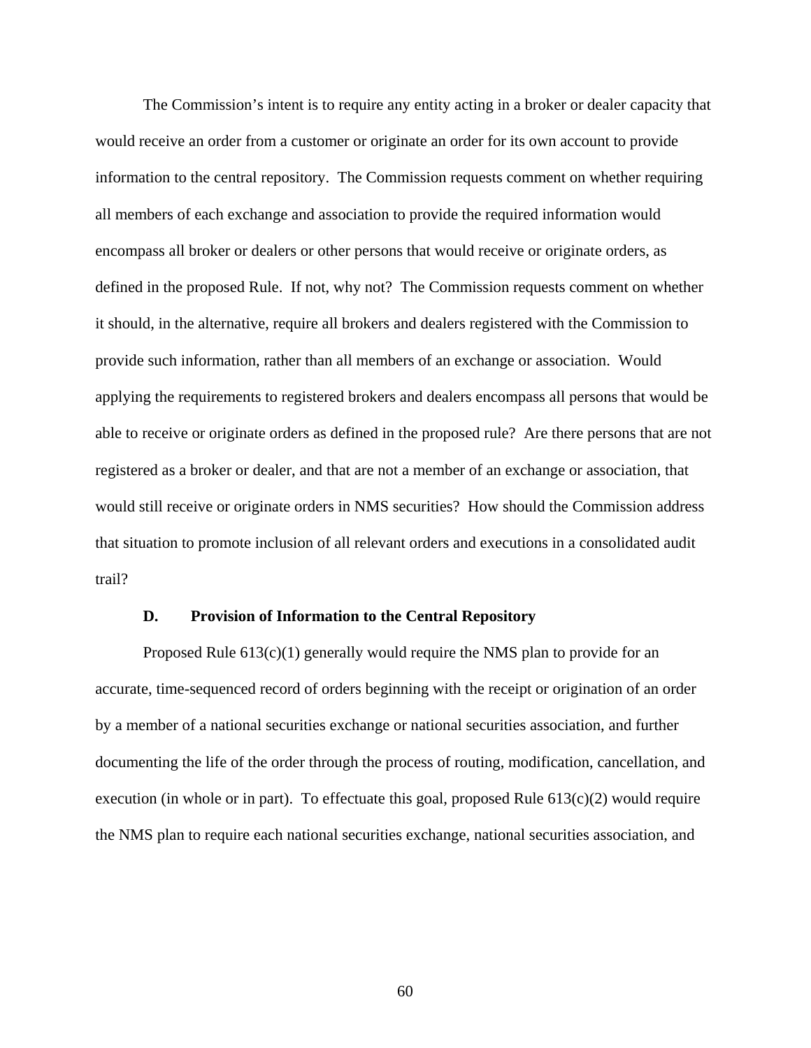The Commission's intent is to require any entity acting in a broker or dealer capacity that would receive an order from a customer or originate an order for its own account to provide information to the central repository. The Commission requests comment on whether requiring all members of each exchange and association to provide the required information would encompass all broker or dealers or other persons that would receive or originate orders, as defined in the proposed Rule. If not, why not? The Commission requests comment on whether it should, in the alternative, require all brokers and dealers registered with the Commission to provide such information, rather than all members of an exchange or association. Would applying the requirements to registered brokers and dealers encompass all persons that would be able to receive or originate orders as defined in the proposed rule? Are there persons that are not registered as a broker or dealer, and that are not a member of an exchange or association, that would still receive or originate orders in NMS securities? How should the Commission address that situation to promote inclusion of all relevant orders and executions in a consolidated audit trail?

### D. Provision of Information to the Central Repository

Proposed Rule 613(c)(1) generally would require the NMS plan to provide for an accurate, time-sequenced record of orders beginning with the receipt or origination of an order by a member of a national securities exchange or national securities association, and further documenting the life of the order through the process of routing, modification, cancellation, and execution (in whole or in part). To effectuate this goal, proposed Rule 613(c)(2) would require the NMS plan to require each national securities exchange, national securities association, and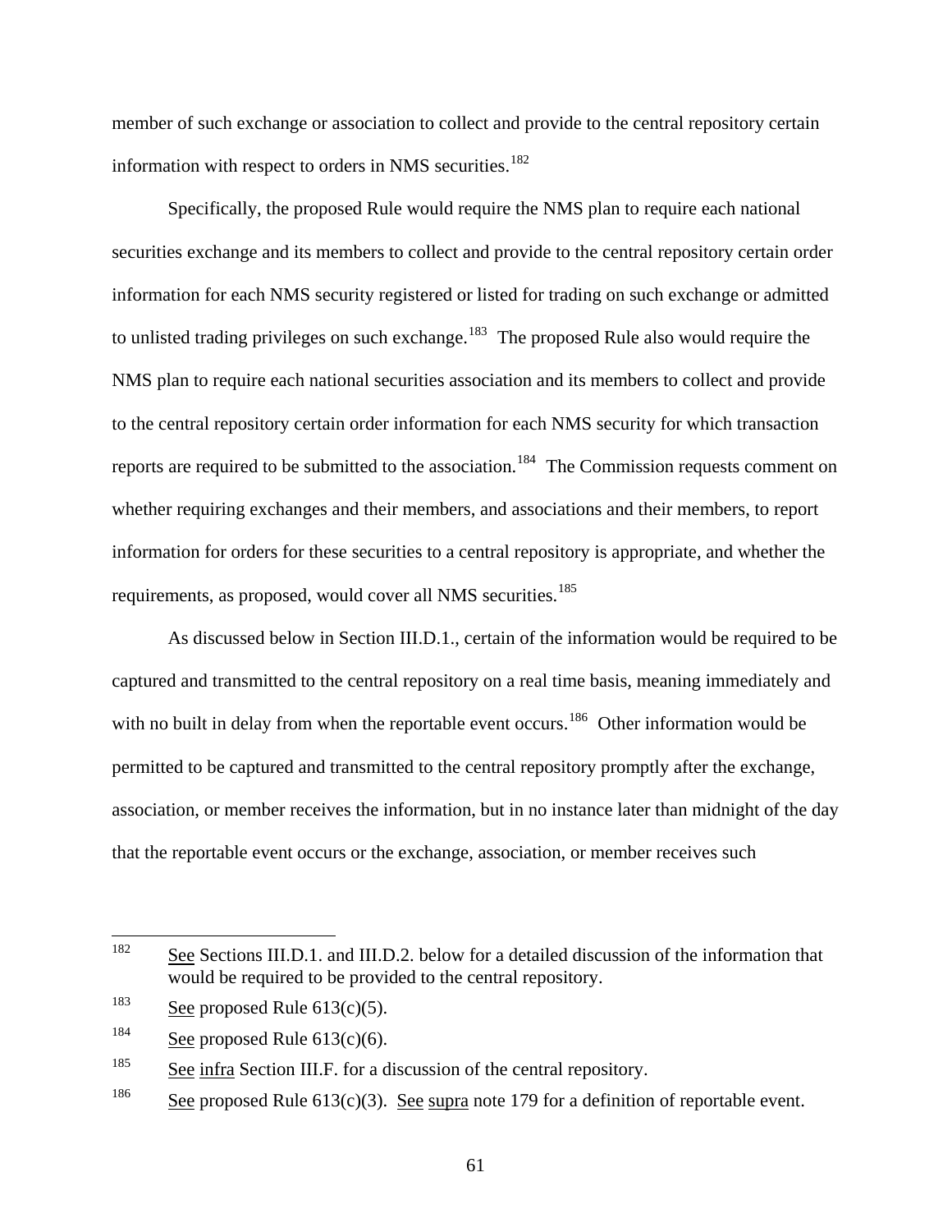member of such exchange or association to collect and provide to the central repository certain information with respect to orders in NMS securities.[182]

Specifically, the proposed Rule would require the NMS plan to require each national securities exchange and its members to collect and provide to the central repository certain order information for each NMS security registered or listed for trading on such exchange or admitted to unlisted trading privileges on such exchange.[183] The proposed Rule also would require the NMS plan to require each national securities association and its members to collect and provide to the central repository certain order information for each NMS security for which transaction reports are required to be submitted to the association.[184] The Commission requests comment on whether requiring exchanges and their members, and associations and their members, to report information for orders for these securities to a central repository is appropriate, and whether the requirements, as proposed, would cover all NMS securities.[185]

As discussed below in Section III.D.1., certain of the information would be required to be captured and transmitted to the central repository on a real time basis, meaning immediately and with no built in delay from when the reportable event occurs.[186] Other information would be permitted to be captured and transmitted to the central repository promptly after the exchange, association, or member receives the information, but in no instance later than midnight of the day that the reportable event occurs or the exchange, association, or member receives such

---

[182] See Sections III.D.1. and III.D.2. below for a detailed discussion of the information that would be required to be provided to the central repository.

[183] See proposed Rule 613(c)(5).

[184] See proposed Rule 613(c)(6).

[185] See infra Section III.F. for a discussion of the central repository.

[186] See proposed Rule 613(c)(3). See supra note 179 for a definition of reportable event.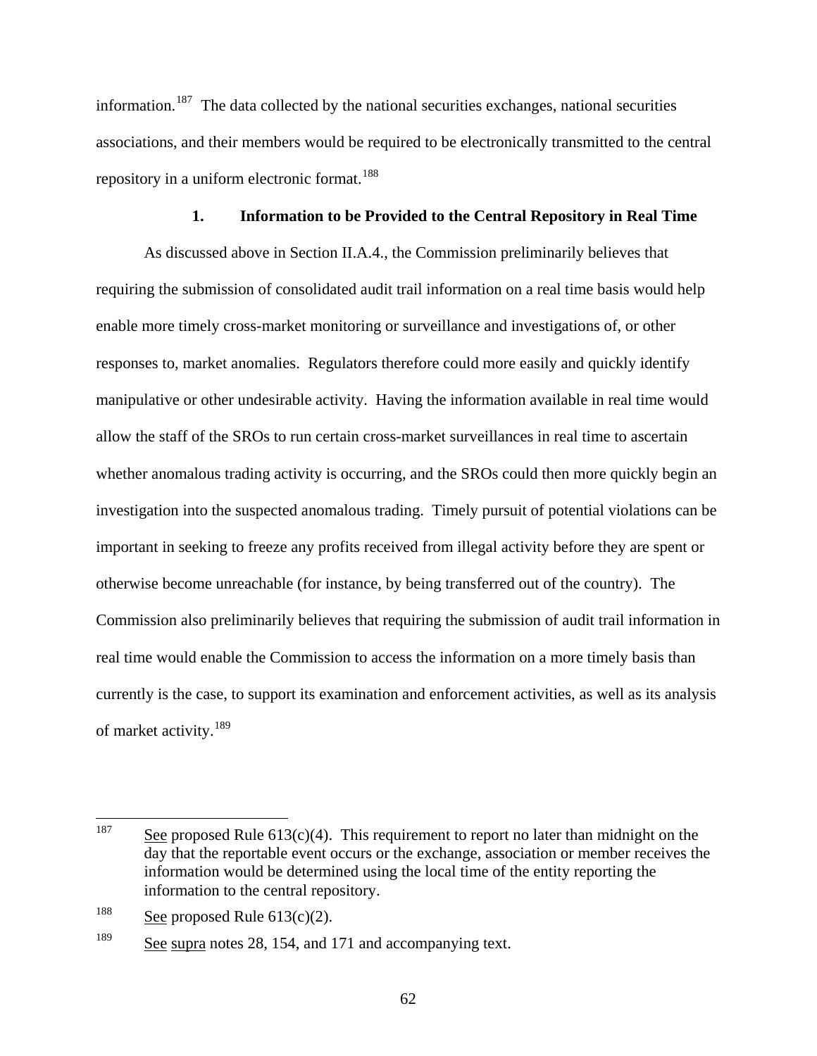information.[187] The data collected by the national securities exchanges, national securities associations, and their members would be required to be electronically transmitted to the central repository in a uniform electronic format.[188]

### 1. Information to be Provided to the Central Repository in Real Time

As discussed above in Section II.A.4., the Commission preliminarily believes that requiring the submission of consolidated audit trail information on a real time basis would help enable more timely cross-market monitoring or surveillance and investigations of, or other responses to, market anomalies. Regulators therefore could more easily and quickly identify manipulative or other undesirable activity. Having the information available in real time would allow the staff of the SROs to run certain cross-market surveillances in real time to ascertain whether anomalous trading activity is occurring, and the SROs could then more quickly begin an investigation into the suspected anomalous trading. Timely pursuit of potential violations can be important in seeking to freeze any profits received from illegal activity before they are spent or otherwise become unreachable (for instance, by being transferred out of the country). The Commission also preliminarily believes that requiring the submission of audit trail information in real time would enable the Commission to access the information on a more timely basis than currently is the case, to support its examination and enforcement activities, as well as its analysis of market activity.[189]

---

[187] See proposed Rule 613(c)(4). This requirement to report no later than midnight on the day that the reportable event occurs or the exchange, association or member receives the information would be determined using the local time of the entity reporting the information to the central repository.

[188] See proposed Rule 613(c)(2).

[189] See supra notes 28, 154, and 171 and accompanying text.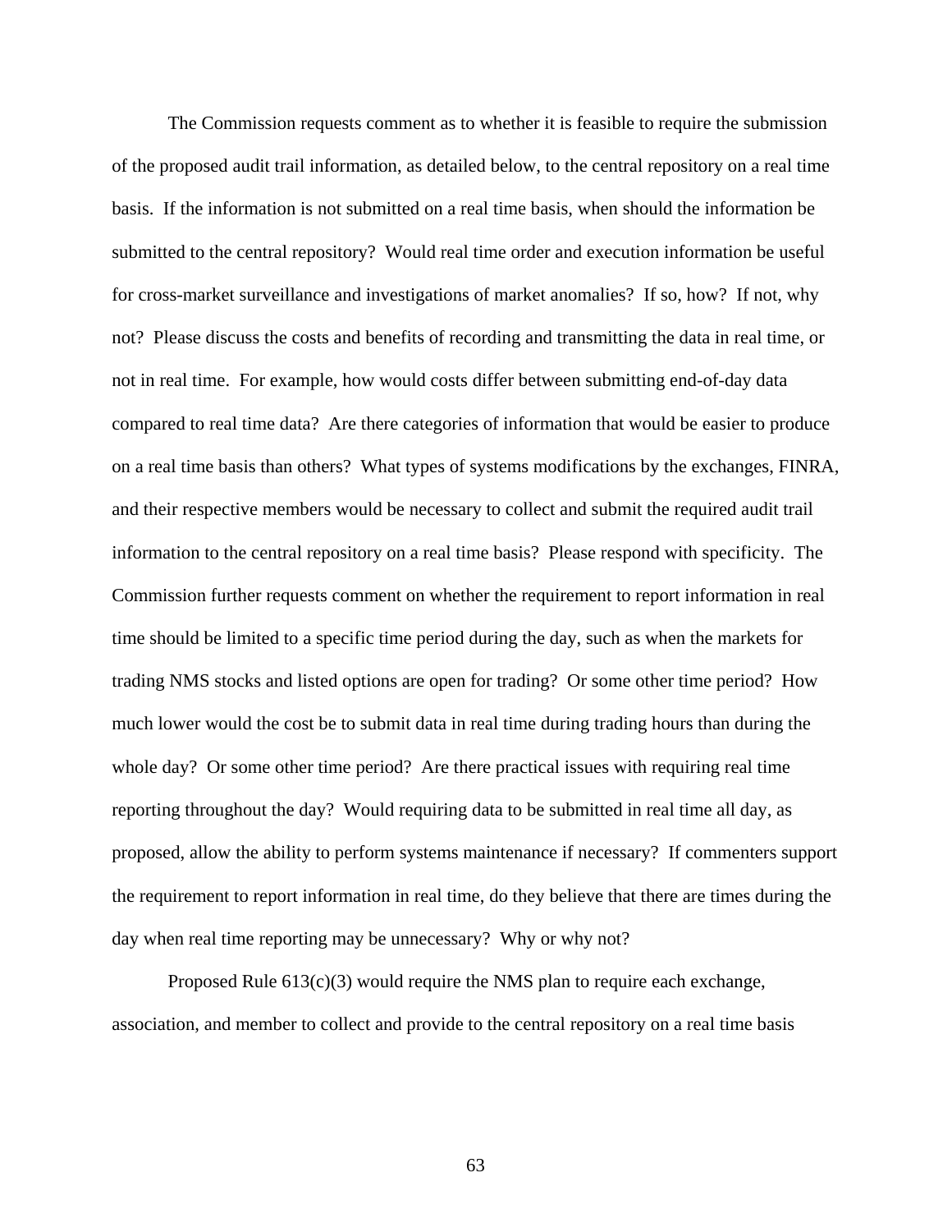The Commission requests comment as to whether it is feasible to require the submission of the proposed audit trail information, as detailed below, to the central repository on a real time basis. If the information is not submitted on a real time basis, when should the information be submitted to the central repository? Would real time order and execution information be useful for cross-market surveillance and investigations of market anomalies? If so, how? If not, why not? Please discuss the costs and benefits of recording and transmitting the data in real time, or not in real time. For example, how would costs differ between submitting end-of-day data compared to real time data? Are there categories of information that would be easier to produce on a real time basis than others? What types of systems modifications by the exchanges, FINRA, and their respective members would be necessary to collect and submit the required audit trail information to the central repository on a real time basis? Please respond with specificity. The Commission further requests comment on whether the requirement to report information in real time should be limited to a specific time period during the day, such as when the markets for trading NMS stocks and listed options are open for trading? Or some other time period? How much lower would the cost be to submit data in real time during trading hours than during the whole day? Or some other time period? Are there practical issues with requiring real time reporting throughout the day? Would requiring data to be submitted in real time all day, as proposed, allow the ability to perform systems maintenance if necessary? If commenters support the requirement to report information in real time, do they believe that there are times during the day when real time reporting may be unnecessary? Why or why not?

Proposed Rule 613(c)(3) would require the NMS plan to require each exchange, association, and member to collect and provide to the central repository on a real time basis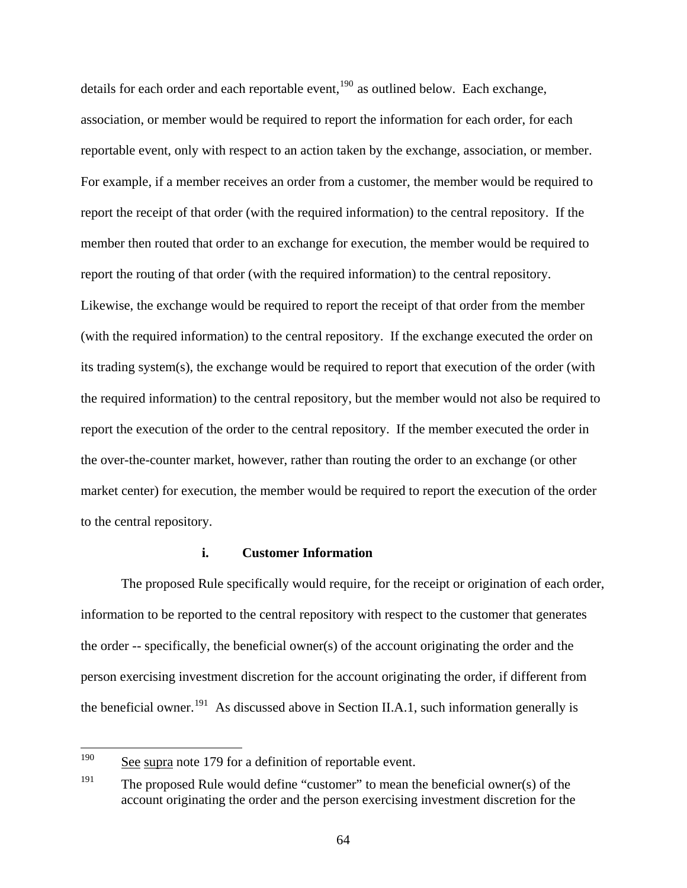details for each order and each reportable event,[190] as outlined below. Each exchange, association, or member would be required to report the information for each order, for each reportable event, only with respect to an action taken by the exchange, association, or member. For example, if a member receives an order from a customer, the member would be required to report the receipt of that order (with the required information) to the central repository. If the member then routed that order to an exchange for execution, the member would be required to report the routing of that order (with the required information) to the central repository. Likewise, the exchange would be required to report the receipt of that order from the member (with the required information) to the central repository. If the exchange executed the order on its trading system(s), the exchange would be required to report that execution of the order (with the required information) to the central repository, but the member would not also be required to report the execution of the order to the central repository. If the member executed the order in the over-the-counter market, however, rather than routing the order to an exchange (or other market center) for execution, the member would be required to report the execution of the order to the central repository.

#### i. Customer Information

The proposed Rule specifically would require, for the receipt or origination of each order, information to be reported to the central repository with respect to the customer that generates the order -- specifically, the beneficial owner(s) of the account originating the order and the person exercising investment discretion for the account originating the order, if different from the beneficial owner.[191] As discussed above in Section II.A.1, such information generally is

---

[190] See supra note 179 for a definition of reportable event.

[191] The proposed Rule would define "customer" to mean the beneficial owner(s) of the account originating the order and the person exercising investment discretion for the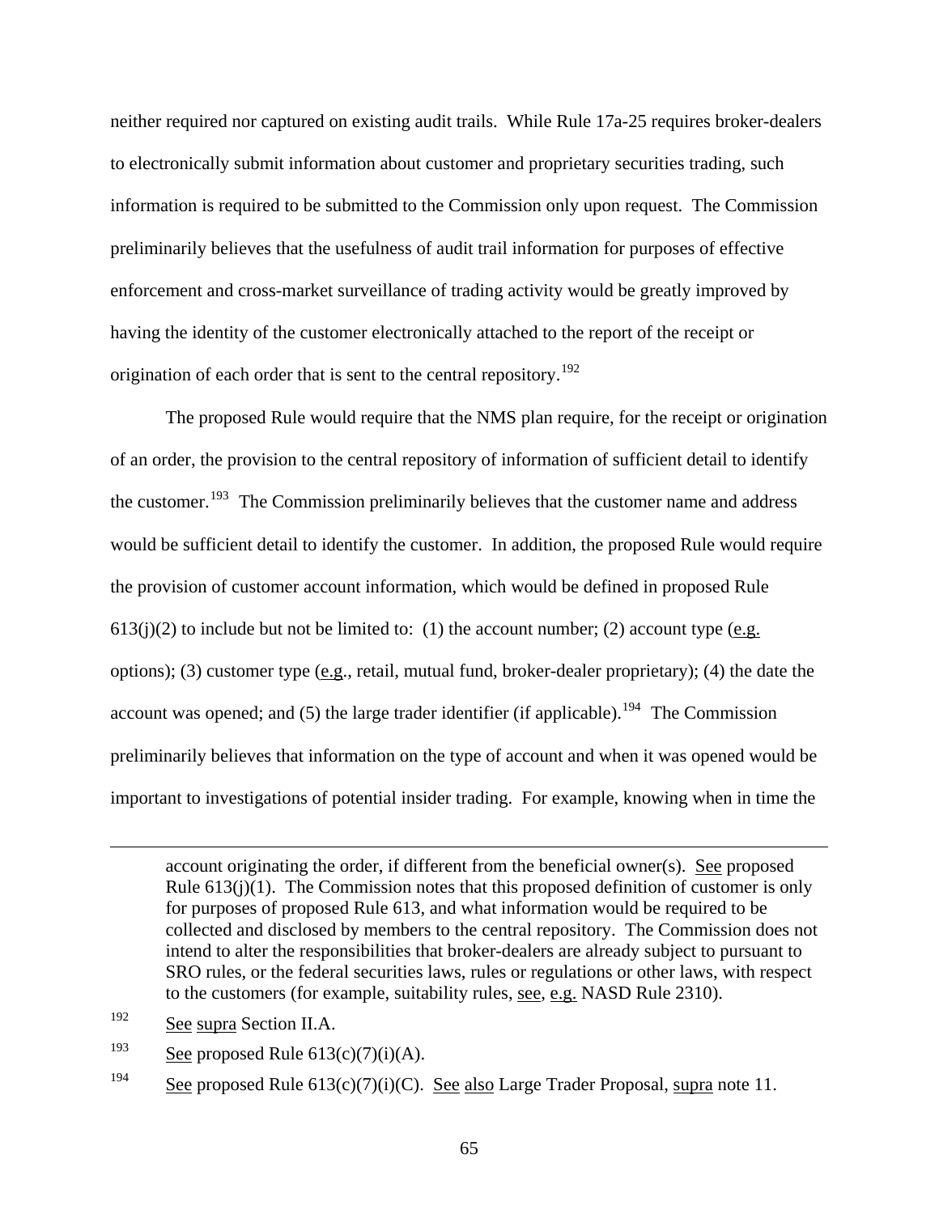neither required nor captured on existing audit trails. While Rule 17a-25 requires broker-dealers to electronically submit information about customer and proprietary securities trading, such information is required to be submitted to the Commission only upon request. The Commission preliminarily believes that the usefulness of audit trail information for purposes of effective enforcement and cross-market surveillance of trading activity would be greatly improved by having the identity of the customer electronically attached to the report of the receipt or origination of each order that is sent to the central repository.[192]

The proposed Rule would require that the NMS plan require, for the receipt or origination of an order, the provision to the central repository of information of sufficient detail to identify the customer.[193] The Commission preliminarily believes that the customer name and address would be sufficient detail to identify the customer. In addition, the proposed Rule would require the provision of customer account information, which would be defined in proposed Rule 613(j)(2) to include but not be limited to: (1) the account number; (2) account type (e.g. options); (3) customer type (e.g., retail, mutual fund, broker-dealer proprietary); (4) the date the account was opened; and (5) the large trader identifier (if applicable).[194] The Commission preliminarily believes that information on the type of account and when it was opened would be important to investigations of potential insider trading. For example, knowing when in time the

---

account originating the order, if different from the beneficial owner(s). See proposed Rule 613(j)(1). The Commission notes that this proposed definition of customer is only for purposes of proposed Rule 613, and what information would be required to be collected and disclosed by members to the central repository. The Commission does not intend to alter the responsibilities that broker-dealers are already subject to pursuant to SRO rules, or the federal securities laws, rules or regulations or other laws, with respect to the customers (for example, suitability rules, see, e.g. NASD Rule 2310).

[192] See supra Section II.A.

[193] See proposed Rule 613(c)(7)(i)(A).

[194] See proposed Rule 613(c)(7)(i)(C). See also Large Trader Proposal, supra note 11.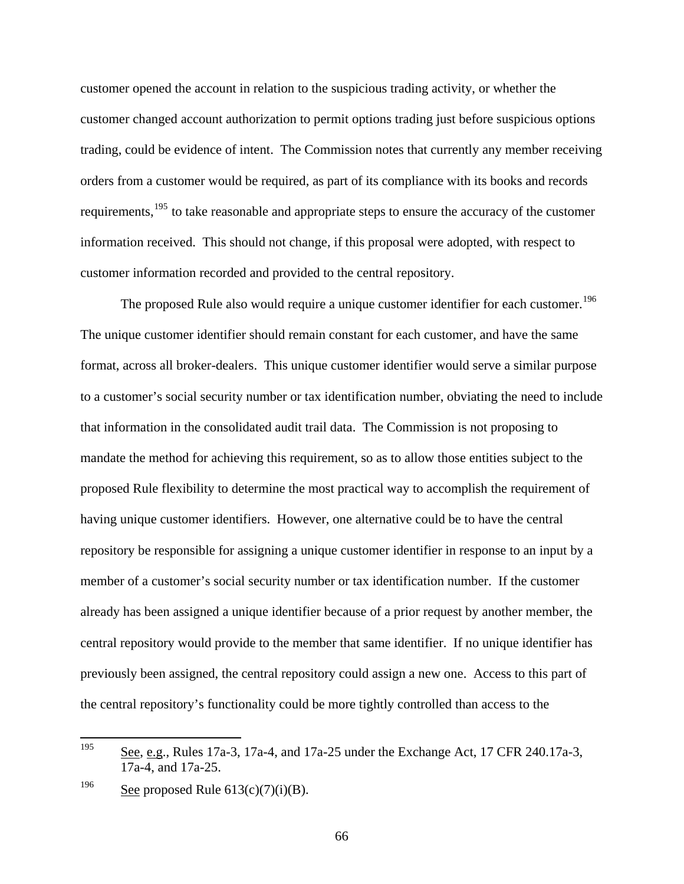customer opened the account in relation to the suspicious trading activity, or whether the customer changed account authorization to permit options trading just before suspicious options trading, could be evidence of intent. The Commission notes that currently any member receiving orders from a customer would be required, as part of its compliance with its books and records requirements,[195] to take reasonable and appropriate steps to ensure the accuracy of the customer information received. This should not change, if this proposal were adopted, with respect to customer information recorded and provided to the central repository.

The proposed Rule also would require a unique customer identifier for each customer.[196] The unique customer identifier should remain constant for each customer, and have the same format, across all broker-dealers. This unique customer identifier would serve a similar purpose to a customer's social security number or tax identification number, obviating the need to include that information in the consolidated audit trail data. The Commission is not proposing to mandate the method for achieving this requirement, so as to allow those entities subject to the proposed Rule flexibility to determine the most practical way to accomplish the requirement of having unique customer identifiers. However, one alternative could be to have the central repository be responsible for assigning a unique customer identifier in response to an input by a member of a customer's social security number or tax identification number. If the customer already has been assigned a unique identifier because of a prior request by another member, the central repository would provide to the member that same identifier. If no unique identifier has previously been assigned, the central repository could assign a new one. Access to this part of the central repository's functionality could be more tightly controlled than access to the

---

[195] See, e.g., Rules 17a-3, 17a-4, and 17a-25 under the Exchange Act, 17 CFR 240.17a-3, 17a-4, and 17a-25.

[196] See proposed Rule 613(c)(7)(i)(B).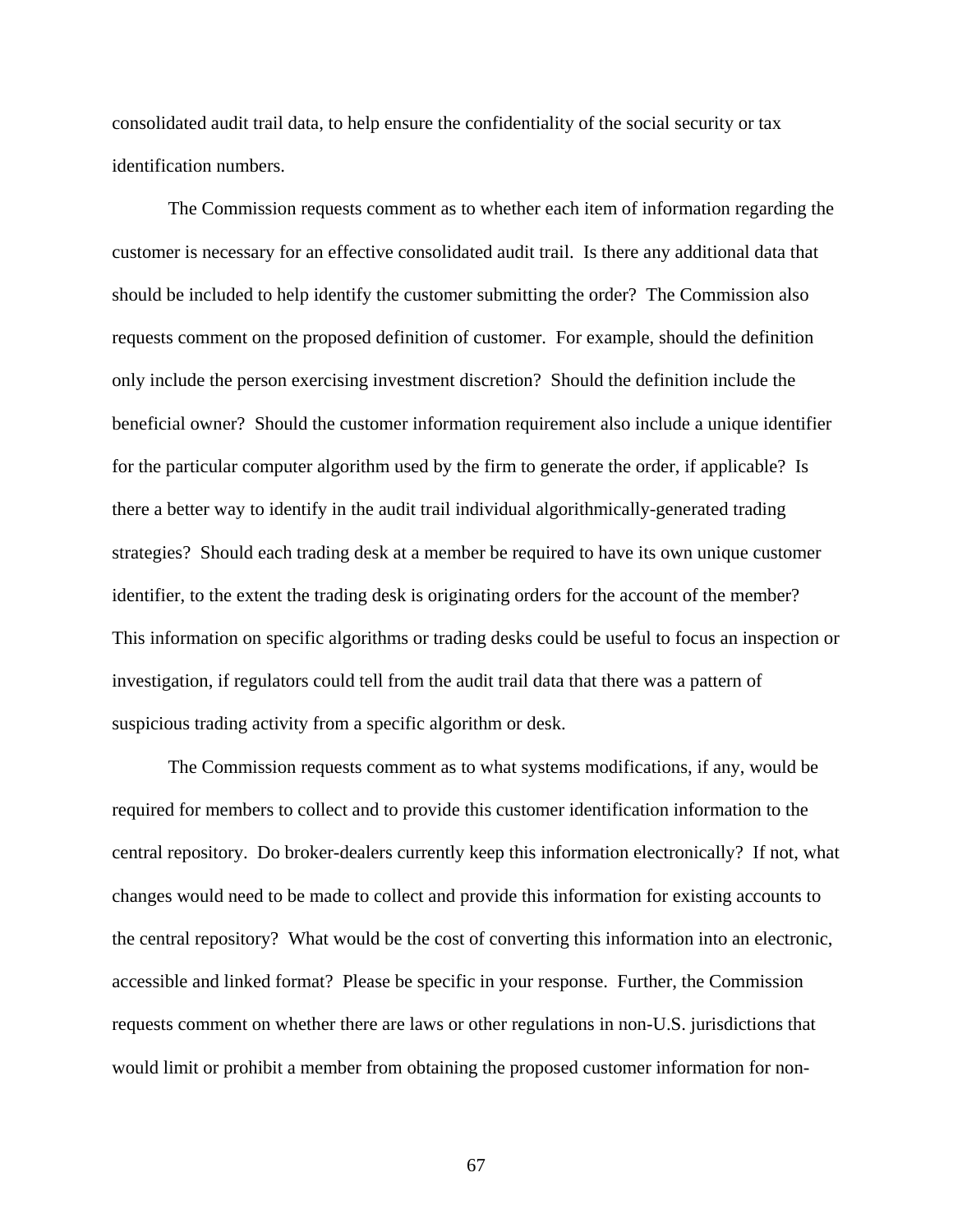consolidated audit trail data, to help ensure the confidentiality of the social security or tax identification numbers.

The Commission requests comment as to whether each item of information regarding the customer is necessary for an effective consolidated audit trail. Is there any additional data that should be included to help identify the customer submitting the order? The Commission also requests comment on the proposed definition of customer. For example, should the definition only include the person exercising investment discretion? Should the definition include the beneficial owner? Should the customer information requirement also include a unique identifier for the particular computer algorithm used by the firm to generate the order, if applicable? Is there a better way to identify in the audit trail individual algorithmically-generated trading strategies? Should each trading desk at a member be required to have its own unique customer identifier, to the extent the trading desk is originating orders for the account of the member? This information on specific algorithms or trading desks could be useful to focus an inspection or investigation, if regulators could tell from the audit trail data that there was a pattern of suspicious trading activity from a specific algorithm or desk.

The Commission requests comment as to what systems modifications, if any, would be required for members to collect and to provide this customer identification information to the central repository. Do broker-dealers currently keep this information electronically? If not, what changes would need to be made to collect and provide this information for existing accounts to the central repository? What would be the cost of converting this information into an electronic, accessible and linked format? Please be specific in your response. Further, the Commission requests comment on whether there are laws or other regulations in non-U.S. jurisdictions that would limit or prohibit a member from obtaining the proposed customer information for non-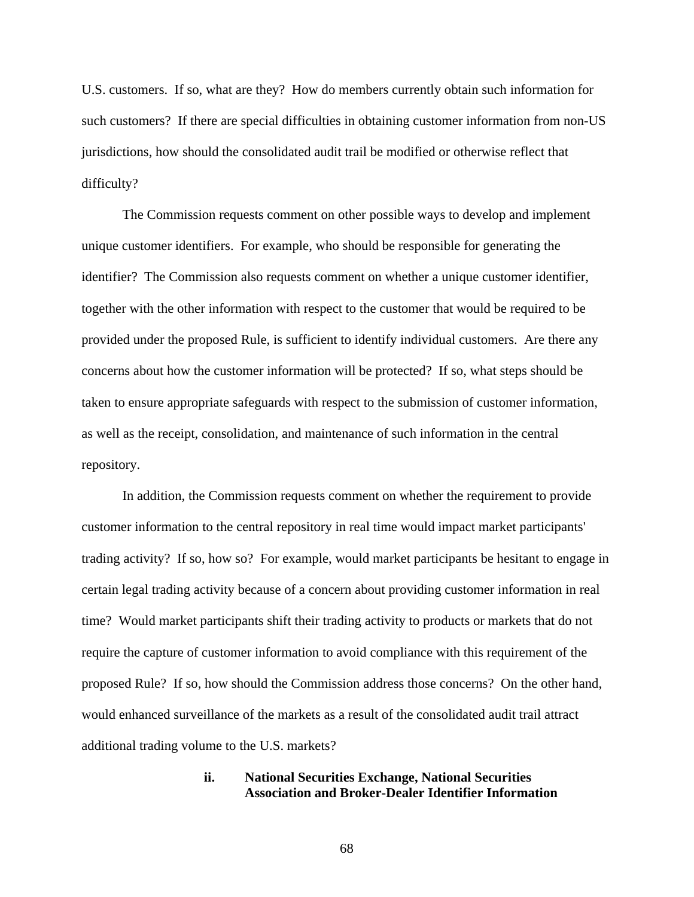U.S. customers. If so, what are they? How do members currently obtain such information for such customers? If there are special difficulties in obtaining customer information from non-US jurisdictions, how should the consolidated audit trail be modified or otherwise reflect that difficulty?

The Commission requests comment on other possible ways to develop and implement unique customer identifiers. For example, who should be responsible for generating the identifier? The Commission also requests comment on whether a unique customer identifier, together with the other information with respect to the customer that would be required to be provided under the proposed Rule, is sufficient to identify individual customers. Are there any concerns about how the customer information will be protected? If so, what steps should be taken to ensure appropriate safeguards with respect to the submission of customer information, as well as the receipt, consolidation, and maintenance of such information in the central repository.

In addition, the Commission requests comment on whether the requirement to provide customer information to the central repository in real time would impact market participants' trading activity? If so, how so? For example, would market participants be hesitant to engage in certain legal trading activity because of a concern about providing customer information in real time? Would market participants shift their trading activity to products or markets that do not require the capture of customer information to avoid compliance with this requirement of the proposed Rule? If so, how should the Commission address those concerns? On the other hand, would enhanced surveillance of the markets as a result of the consolidated audit trail attract additional trading volume to the U.S. markets?

#### ii. National Securities Exchange, National Securities Association and Broker-Dealer Identifier Information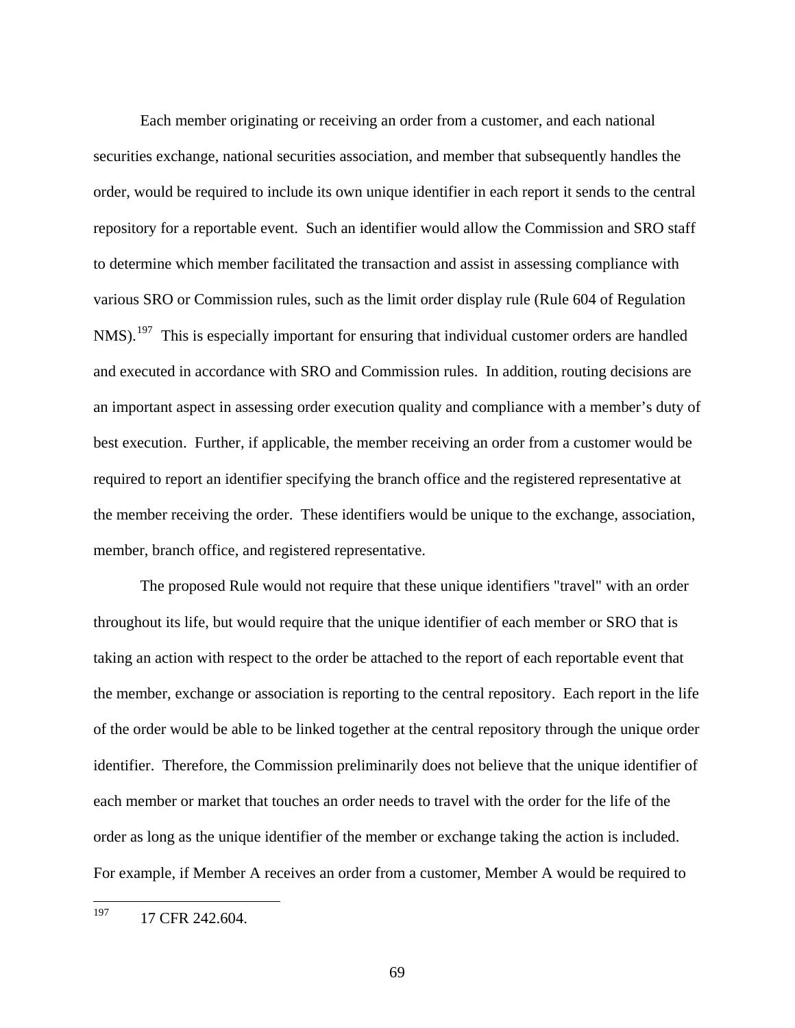Each member originating or receiving an order from a customer, and each national securities exchange, national securities association, and member that subsequently handles the order, would be required to include its own unique identifier in each report it sends to the central repository for a reportable event. Such an identifier would allow the Commission and SRO staff to determine which member facilitated the transaction and assist in assessing compliance with various SRO or Commission rules, such as the limit order display rule (Rule 604 of Regulation NMS).[197] This is especially important for ensuring that individual customer orders are handled and executed in accordance with SRO and Commission rules. In addition, routing decisions are an important aspect in assessing order execution quality and compliance with a member's duty of best execution. Further, if applicable, the member receiving an order from a customer would be required to report an identifier specifying the branch office and the registered representative at the member receiving the order. These identifiers would be unique to the exchange, association, member, branch office, and registered representative.

The proposed Rule would not require that these unique identifiers "travel" with an order throughout its life, but would require that the unique identifier of each member or SRO that is taking an action with respect to the order be attached to the report of each reportable event that the member, exchange or association is reporting to the central repository. Each report in the life of the order would be able to be linked together at the central repository through the unique order identifier. Therefore, the Commission preliminarily does not believe that the unique identifier of each member or market that touches an order needs to travel with the order for the life of the order as long as the unique identifier of the member or exchange taking the action is included. For example, if Member A receives an order from a customer, Member A would be required to

[197] 17 CFR 242.604.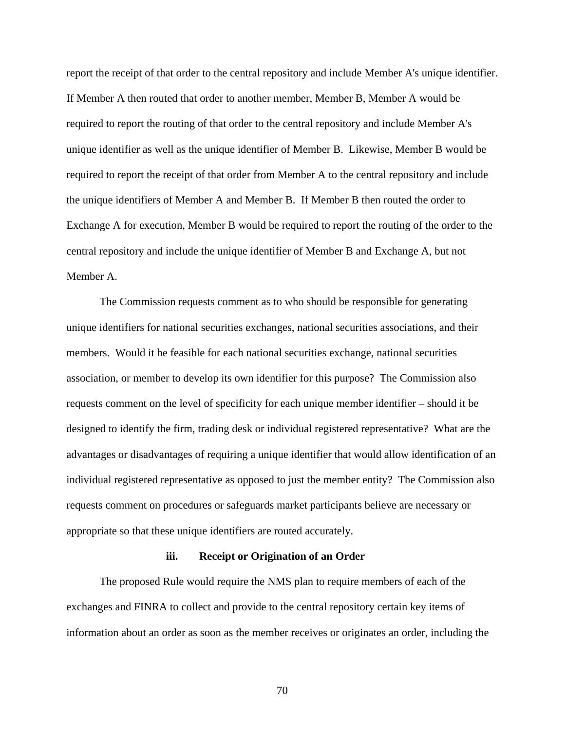report the receipt of that order to the central repository and include Member A's unique identifier. If Member A then routed that order to another member, Member B, Member A would be required to report the routing of that order to the central repository and include Member A's unique identifier as well as the unique identifier of Member B. Likewise, Member B would be required to report the receipt of that order from Member A to the central repository and include the unique identifiers of Member A and Member B. If Member B then routed the order to Exchange A for execution, Member B would be required to report the routing of the order to the central repository and include the unique identifier of Member B and Exchange A, but not Member A.

The Commission requests comment as to who should be responsible for generating unique identifiers for national securities exchanges, national securities associations, and their members. Would it be feasible for each national securities exchange, national securities association, or member to develop its own identifier for this purpose? The Commission also requests comment on the level of specificity for each unique member identifier – should it be designed to identify the firm, trading desk or individual registered representative? What are the advantages or disadvantages of requiring a unique identifier that would allow identification of an individual registered representative as opposed to just the member entity? The Commission also requests comment on procedures or safeguards market participants believe are necessary or appropriate so that these unique identifiers are routed accurately.

#### iii. Receipt or Origination of an Order

The proposed Rule would require the NMS plan to require members of each of the exchanges and FINRA to collect and provide to the central repository certain key items of information about an order as soon as the member receives or originates an order, including the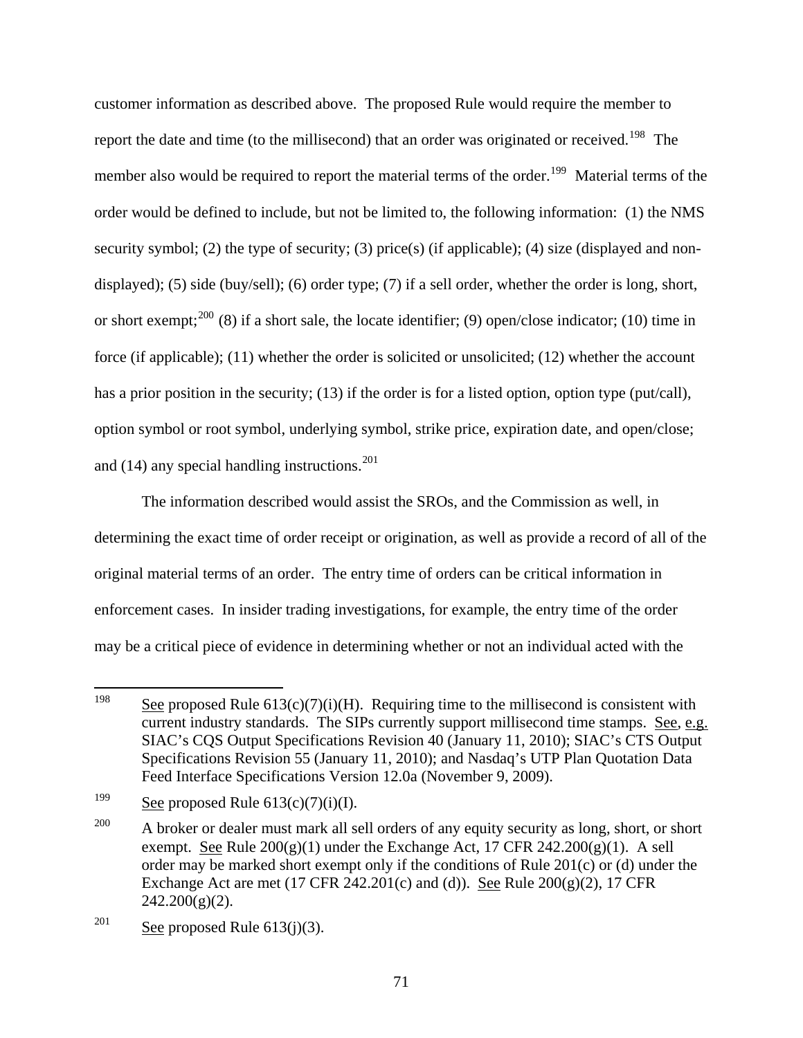customer information as described above. The proposed Rule would require the member to report the date and time (to the millisecond) that an order was originated or received.[198] The member also would be required to report the material terms of the order.[199] Material terms of the order would be defined to include, but not be limited to, the following information: (1) the NMS security symbol; (2) the type of security; (3) price(s) (if applicable); (4) size (displayed and non-displayed); (5) side (buy/sell); (6) order type; (7) if a sell order, whether the order is long, short, or short exempt;[200] (8) if a short sale, the locate identifier; (9) open/close indicator; (10) time in force (if applicable); (11) whether the order is solicited or unsolicited; (12) whether the account has a prior position in the security; (13) if the order is for a listed option, option type (put/call), option symbol or root symbol, underlying symbol, strike price, expiration date, and open/close; and (14) any special handling instructions.[201]

The information described would assist the SROs, and the Commission as well, in determining the exact time of order receipt or origination, as well as provide a record of all of the original material terms of an order. The entry time of orders can be critical information in enforcement cases. In insider trading investigations, for example, the entry time of the order may be a critical piece of evidence in determining whether or not an individual acted with the

---

[198] See proposed Rule 613(c)(7)(i)(H). Requiring time to the millisecond is consistent with current industry standards. The SIPs currently support millisecond time stamps. See, e.g. SIAC's CQS Output Specifications Revision 40 (January 11, 2010); SIAC's CTS Output Specifications Revision 55 (January 11, 2010); and Nasdaq's UTP Plan Quotation Data Feed Interface Specifications Version 12.0a (November 9, 2009).

[199] See proposed Rule 613(c)(7)(i)(I).

[200] A broker or dealer must mark all sell orders of any equity security as long, short, or short exempt. See Rule 200(g)(1) under the Exchange Act, 17 CFR 242.200(g)(1). A sell order may be marked short exempt only if the conditions of Rule 201(c) or (d) under the Exchange Act are met (17 CFR 242.201(c) and (d)). See Rule 200(g)(2), 17 CFR 242.200(g)(2).

[201] See proposed Rule 613(j)(3).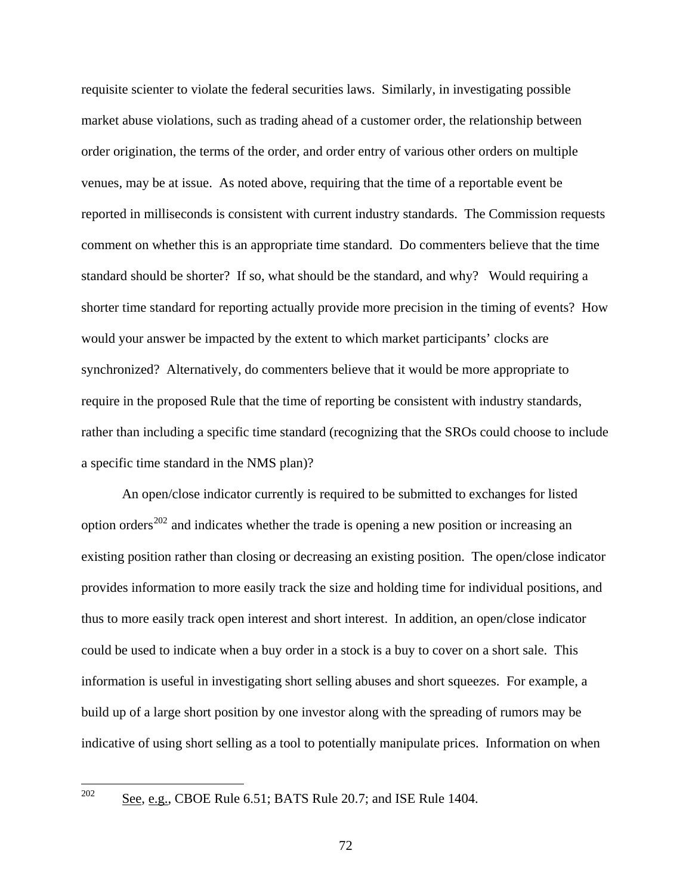requisite scienter to violate the federal securities laws. Similarly, in investigating possible market abuse violations, such as trading ahead of a customer order, the relationship between order origination, the terms of the order, and order entry of various other orders on multiple venues, may be at issue. As noted above, requiring that the time of a reportable event be reported in milliseconds is consistent with current industry standards. The Commission requests comment on whether this is an appropriate time standard. Do commenters believe that the time standard should be shorter? If so, what should be the standard, and why? Would requiring a shorter time standard for reporting actually provide more precision in the timing of events? How would your answer be impacted by the extent to which market participants' clocks are synchronized? Alternatively, do commenters believe that it would be more appropriate to require in the proposed Rule that the time of reporting be consistent with industry standards, rather than including a specific time standard (recognizing that the SROs could choose to include a specific time standard in the NMS plan)?

An open/close indicator currently is required to be submitted to exchanges for listed option orders[202] and indicates whether the trade is opening a new position or increasing an existing position rather than closing or decreasing an existing position. The open/close indicator provides information to more easily track the size and holding time for individual positions, and thus to more easily track open interest and short interest. In addition, an open/close indicator could be used to indicate when a buy order in a stock is a buy to cover on a short sale. This information is useful in investigating short selling abuses and short squeezes. For example, a build up of a large short position by one investor along with the spreading of rumors may be indicative of using short selling as a tool to potentially manipulate prices. Information on when

---

[202] See, e.g., CBOE Rule 6.51; BATS Rule 20.7; and ISE Rule 1404.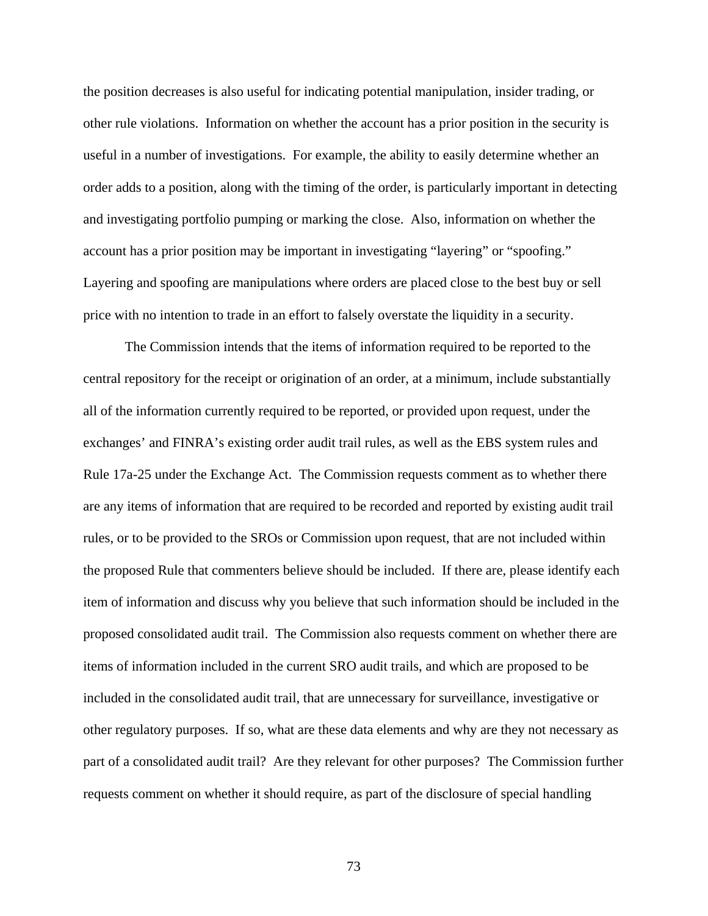the position decreases is also useful for indicating potential manipulation, insider trading, or other rule violations. Information on whether the account has a prior position in the security is useful in a number of investigations. For example, the ability to easily determine whether an order adds to a position, along with the timing of the order, is particularly important in detecting and investigating portfolio pumping or marking the close. Also, information on whether the account has a prior position may be important in investigating "layering" or "spoofing." Layering and spoofing are manipulations where orders are placed close to the best buy or sell price with no intention to trade in an effort to falsely overstate the liquidity in a security.

The Commission intends that the items of information required to be reported to the central repository for the receipt or origination of an order, at a minimum, include substantially all of the information currently required to be reported, or provided upon request, under the exchanges' and FINRA's existing order audit trail rules, as well as the EBS system rules and Rule 17a-25 under the Exchange Act. The Commission requests comment as to whether there are any items of information that are required to be recorded and reported by existing audit trail rules, or to be provided to the SROs or Commission upon request, that are not included within the proposed Rule that commenters believe should be included. If there are, please identify each item of information and discuss why you believe that such information should be included in the proposed consolidated audit trail. The Commission also requests comment on whether there are items of information included in the current SRO audit trails, and which are proposed to be included in the consolidated audit trail, that are unnecessary for surveillance, investigative or other regulatory purposes. If so, what are these data elements and why are they not necessary as part of a consolidated audit trail? Are they relevant for other purposes? The Commission further requests comment on whether it should require, as part of the disclosure of special handling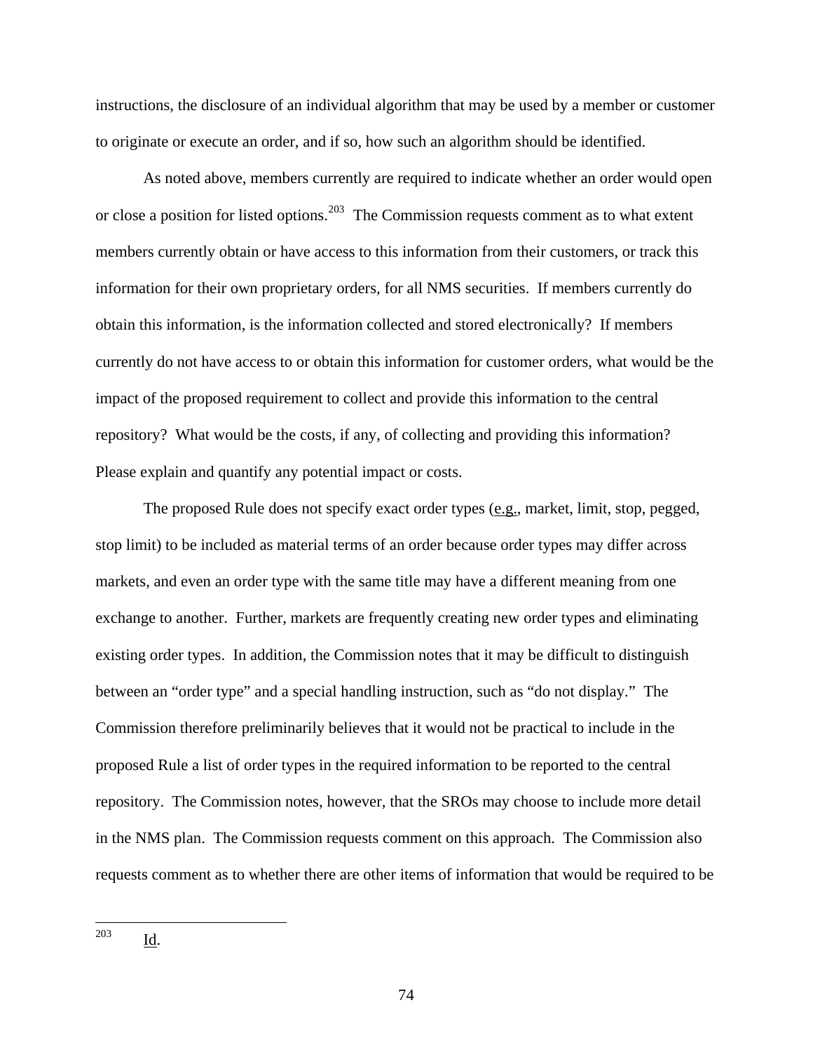instructions, the disclosure of an individual algorithm that may be used by a member or customer to originate or execute an order, and if so, how such an algorithm should be identified.

As noted above, members currently are required to indicate whether an order would open or close a position for listed options.[203] The Commission requests comment as to what extent members currently obtain or have access to this information from their customers, or track this information for their own proprietary orders, for all NMS securities. If members currently do obtain this information, is the information collected and stored electronically? If members currently do not have access to or obtain this information for customer orders, what would be the impact of the proposed requirement to collect and provide this information to the central repository? What would be the costs, if any, of collecting and providing this information? Please explain and quantify any potential impact or costs.

The proposed Rule does not specify exact order types (e.g., market, limit, stop, pegged, stop limit) to be included as material terms of an order because order types may differ across markets, and even an order type with the same title may have a different meaning from one exchange to another. Further, markets are frequently creating new order types and eliminating existing order types. In addition, the Commission notes that it may be difficult to distinguish between an "order type" and a special handling instruction, such as "do not display." The Commission therefore preliminarily believes that it would not be practical to include in the proposed Rule a list of order types in the required information to be reported to the central repository. The Commission notes, however, that the SROs may choose to include more detail in the NMS plan. The Commission requests comment on this approach. The Commission also requests comment as to whether there are other items of information that would be required to be

---

[203] Id.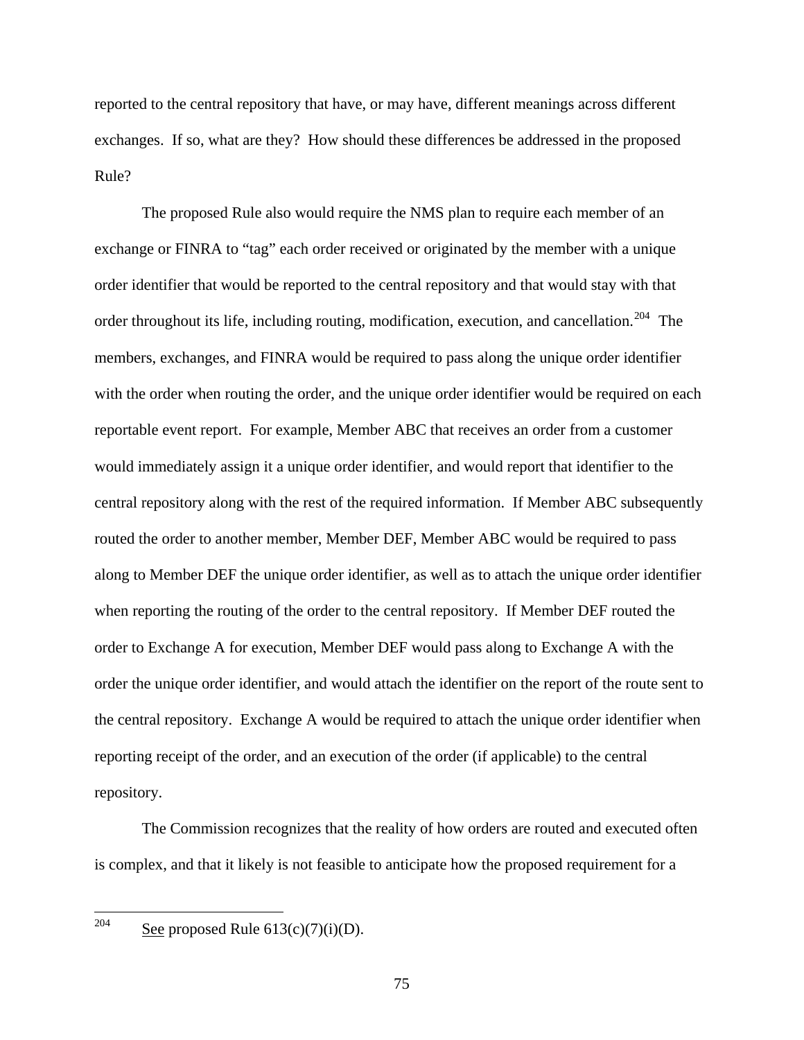reported to the central repository that have, or may have, different meanings across different exchanges. If so, what are they? How should these differences be addressed in the proposed Rule?

The proposed Rule also would require the NMS plan to require each member of an exchange or FINRA to "tag" each order received or originated by the member with a unique order identifier that would be reported to the central repository and that would stay with that order throughout its life, including routing, modification, execution, and cancellation.[204] The members, exchanges, and FINRA would be required to pass along the unique order identifier with the order when routing the order, and the unique order identifier would be required on each reportable event report. For example, Member ABC that receives an order from a customer would immediately assign it a unique order identifier, and would report that identifier to the central repository along with the rest of the required information. If Member ABC subsequently routed the order to another member, Member DEF, Member ABC would be required to pass along to Member DEF the unique order identifier, as well as to attach the unique order identifier when reporting the routing of the order to the central repository. If Member DEF routed the order to Exchange A for execution, Member DEF would pass along to Exchange A with the order the unique order identifier, and would attach the identifier on the report of the route sent to the central repository. Exchange A would be required to attach the unique order identifier when reporting receipt of the order, and an execution of the order (if applicable) to the central repository.

The Commission recognizes that the reality of how orders are routed and executed often is complex, and that it likely is not feasible to anticipate how the proposed requirement for a

---

[204] See proposed Rule 613(c)(7)(i)(D).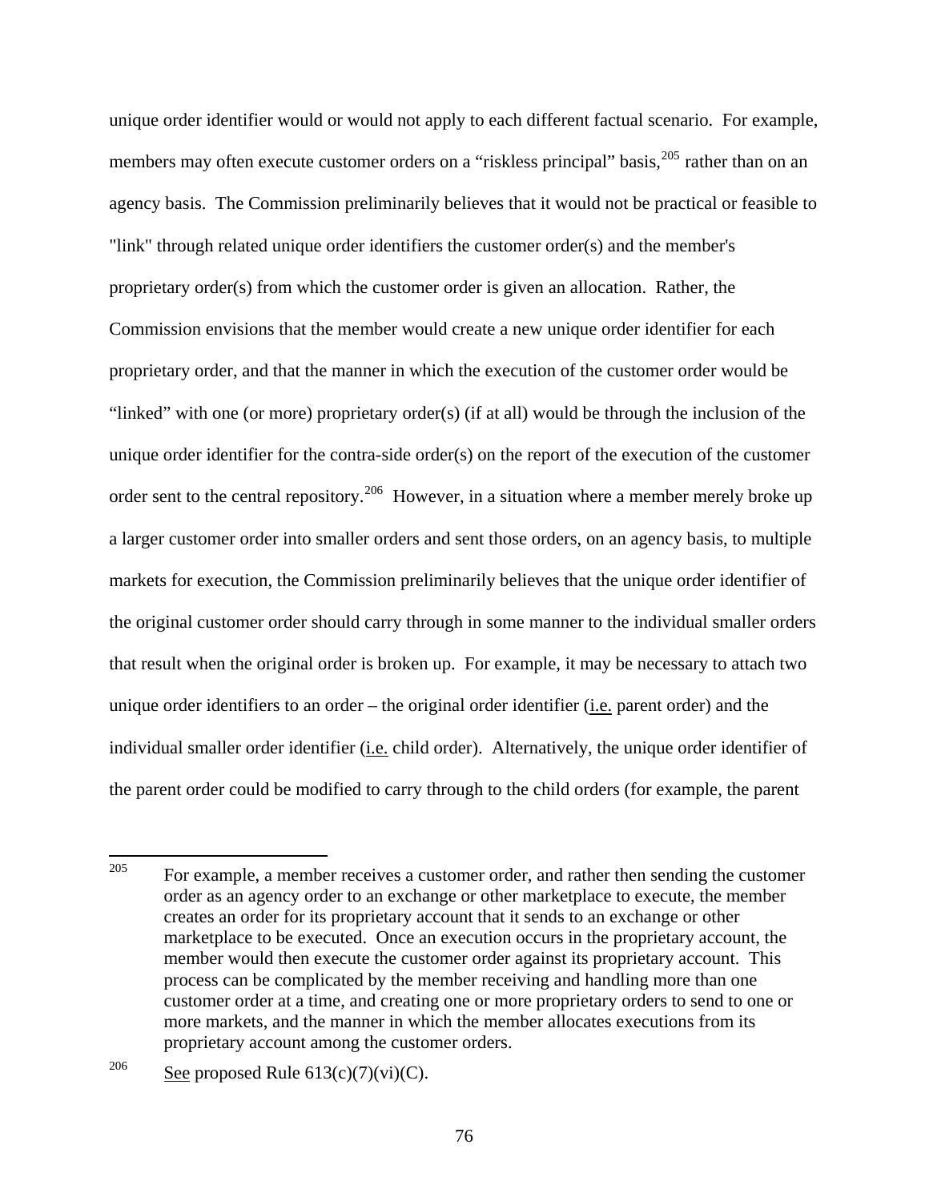unique order identifier would or would not apply to each different factual scenario. For example, members may often execute customer orders on a "riskless principal" basis,[205] rather than on an agency basis. The Commission preliminarily believes that it would not be practical or feasible to "link" through related unique order identifiers the customer order(s) and the member's proprietary order(s) from which the customer order is given an allocation. Rather, the Commission envisions that the member would create a new unique order identifier for each proprietary order, and that the manner in which the execution of the customer order would be "linked" with one (or more) proprietary order(s) (if at all) would be through the inclusion of the unique order identifier for the contra-side order(s) on the report of the execution of the customer order sent to the central repository.[206] However, in a situation where a member merely broke up a larger customer order into smaller orders and sent those orders, on an agency basis, to multiple markets for execution, the Commission preliminarily believes that the unique order identifier of the original customer order should carry through in some manner to the individual smaller orders that result when the original order is broken up. For example, it may be necessary to attach two unique order identifiers to an order – the original order identifier (i.e. parent order) and the individual smaller order identifier (i.e. child order). Alternatively, the unique order identifier of the parent order could be modified to carry through to the child orders (for example, the parent

---

[205] For example, a member receives a customer order, and rather then sending the customer order as an agency order to an exchange or other marketplace to execute, the member creates an order for its proprietary account that it sends to an exchange or other marketplace to be executed. Once an execution occurs in the proprietary account, the member would then execute the customer order against its proprietary account. This process can be complicated by the member receiving and handling more than one customer order at a time, and creating one or more proprietary orders to send to one or more markets, and the manner in which the member allocates executions from its proprietary account among the customer orders.

[206] See proposed Rule 613(c)(7)(vi)(C).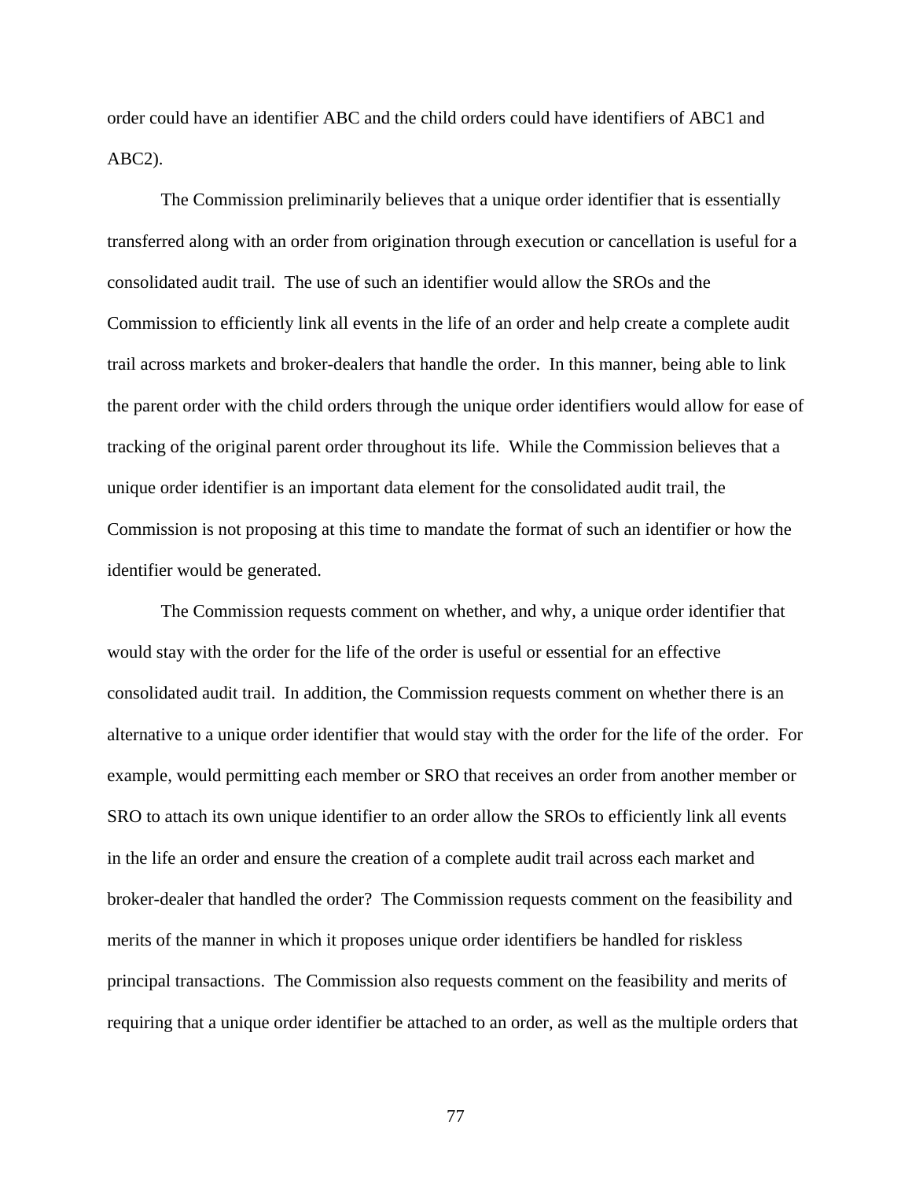order could have an identifier ABC and the child orders could have identifiers of ABC1 and ABC2).

The Commission preliminarily believes that a unique order identifier that is essentially transferred along with an order from origination through execution or cancellation is useful for a consolidated audit trail. The use of such an identifier would allow the SROs and the Commission to efficiently link all events in the life of an order and help create a complete audit trail across markets and broker-dealers that handle the order. In this manner, being able to link the parent order with the child orders through the unique order identifiers would allow for ease of tracking of the original parent order throughout its life. While the Commission believes that a unique order identifier is an important data element for the consolidated audit trail, the Commission is not proposing at this time to mandate the format of such an identifier or how the identifier would be generated.

The Commission requests comment on whether, and why, a unique order identifier that would stay with the order for the life of the order is useful or essential for an effective consolidated audit trail. In addition, the Commission requests comment on whether there is an alternative to a unique order identifier that would stay with the order for the life of the order. For example, would permitting each member or SRO that receives an order from another member or SRO to attach its own unique identifier to an order allow the SROs to efficiently link all events in the life an order and ensure the creation of a complete audit trail across each market and broker-dealer that handled the order? The Commission requests comment on the feasibility and merits of the manner in which it proposes unique order identifiers be handled for riskless principal transactions. The Commission also requests comment on the feasibility and merits of requiring that a unique order identifier be attached to an order, as well as the multiple orders that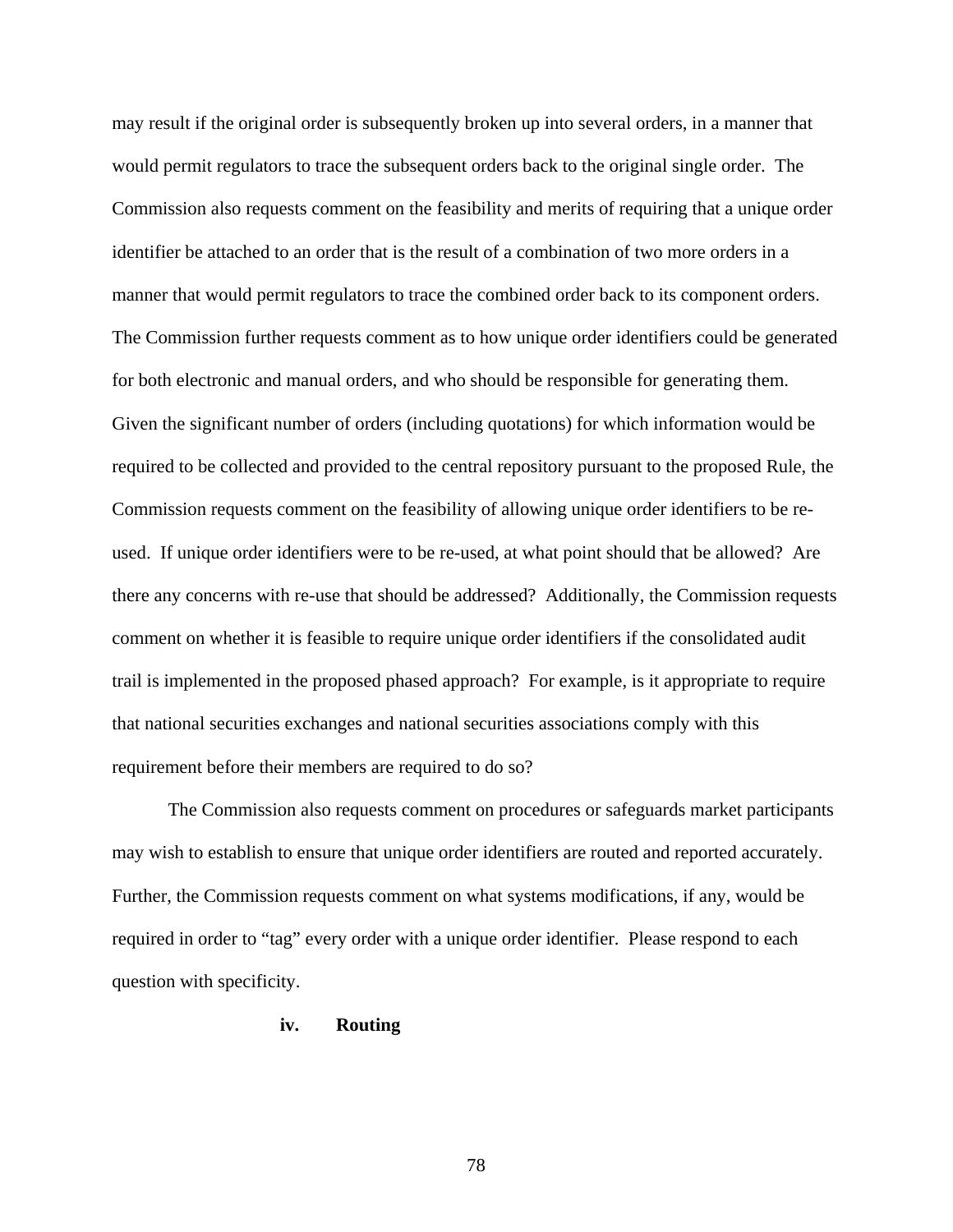may result if the original order is subsequently broken up into several orders, in a manner that would permit regulators to trace the subsequent orders back to the original single order. The Commission also requests comment on the feasibility and merits of requiring that a unique order identifier be attached to an order that is the result of a combination of two more orders in a manner that would permit regulators to trace the combined order back to its component orders. The Commission further requests comment as to how unique order identifiers could be generated for both electronic and manual orders, and who should be responsible for generating them. Given the significant number of orders (including quotations) for which information would be required to be collected and provided to the central repository pursuant to the proposed Rule, the Commission requests comment on the feasibility of allowing unique order identifiers to be re-used. If unique order identifiers were to be re-used, at what point should that be allowed? Are there any concerns with re-use that should be addressed? Additionally, the Commission requests comment on whether it is feasible to require unique order identifiers if the consolidated audit trail is implemented in the proposed phased approach? For example, is it appropriate to require that national securities exchanges and national securities associations comply with this requirement before their members are required to do so?

The Commission also requests comment on procedures or safeguards market participants may wish to establish to ensure that unique order identifiers are routed and reported accurately. Further, the Commission requests comment on what systems modifications, if any, would be required in order to "tag" every order with a unique order identifier. Please respond to each question with specificity.

#### iv. Routing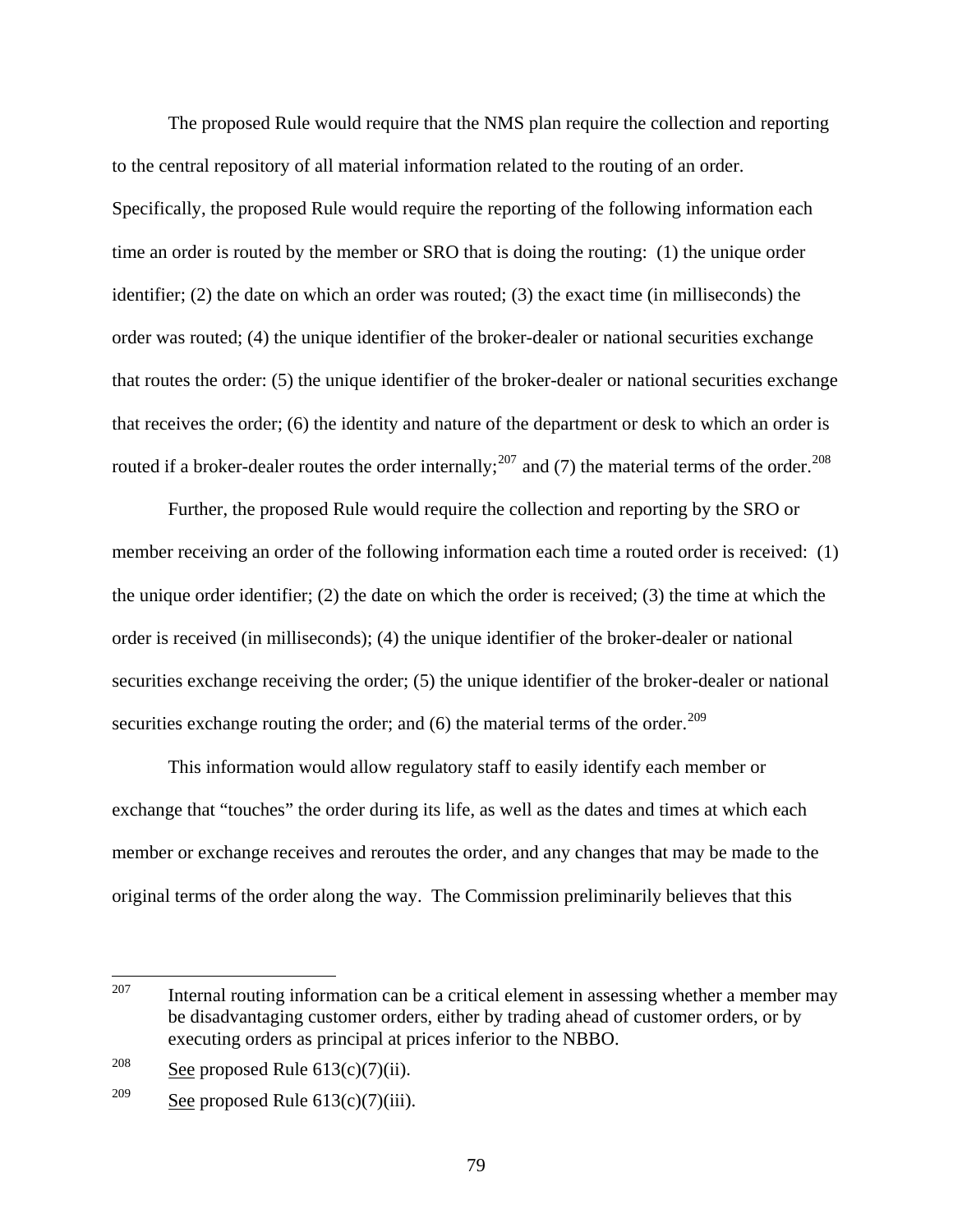The proposed Rule would require that the NMS plan require the collection and reporting to the central repository of all material information related to the routing of an order. Specifically, the proposed Rule would require the reporting of the following information each time an order is routed by the member or SRO that is doing the routing: (1) the unique order identifier; (2) the date on which an order was routed; (3) the exact time (in milliseconds) the order was routed; (4) the unique identifier of the broker-dealer or national securities exchange that routes the order: (5) the unique identifier of the broker-dealer or national securities exchange that receives the order; (6) the identity and nature of the department or desk to which an order is routed if a broker-dealer routes the order internally;[207] and (7) the material terms of the order.[208]

Further, the proposed Rule would require the collection and reporting by the SRO or member receiving an order of the following information each time a routed order is received: (1) the unique order identifier; (2) the date on which the order is received; (3) the time at which the order is received (in milliseconds); (4) the unique identifier of the broker-dealer or national securities exchange receiving the order; (5) the unique identifier of the broker-dealer or national securities exchange routing the order; and (6) the material terms of the order.[209]

This information would allow regulatory staff to easily identify each member or exchange that "touches" the order during its life, as well as the dates and times at which each member or exchange receives and reroutes the order, and any changes that may be made to the original terms of the order along the way. The Commission preliminarily believes that this

---

[207] Internal routing information can be a critical element in assessing whether a member may be disadvantaging customer orders, either by trading ahead of customer orders, or by executing orders as principal at prices inferior to the NBBO.

[208] See proposed Rule 613(c)(7)(ii).

[209] See proposed Rule 613(c)(7)(iii).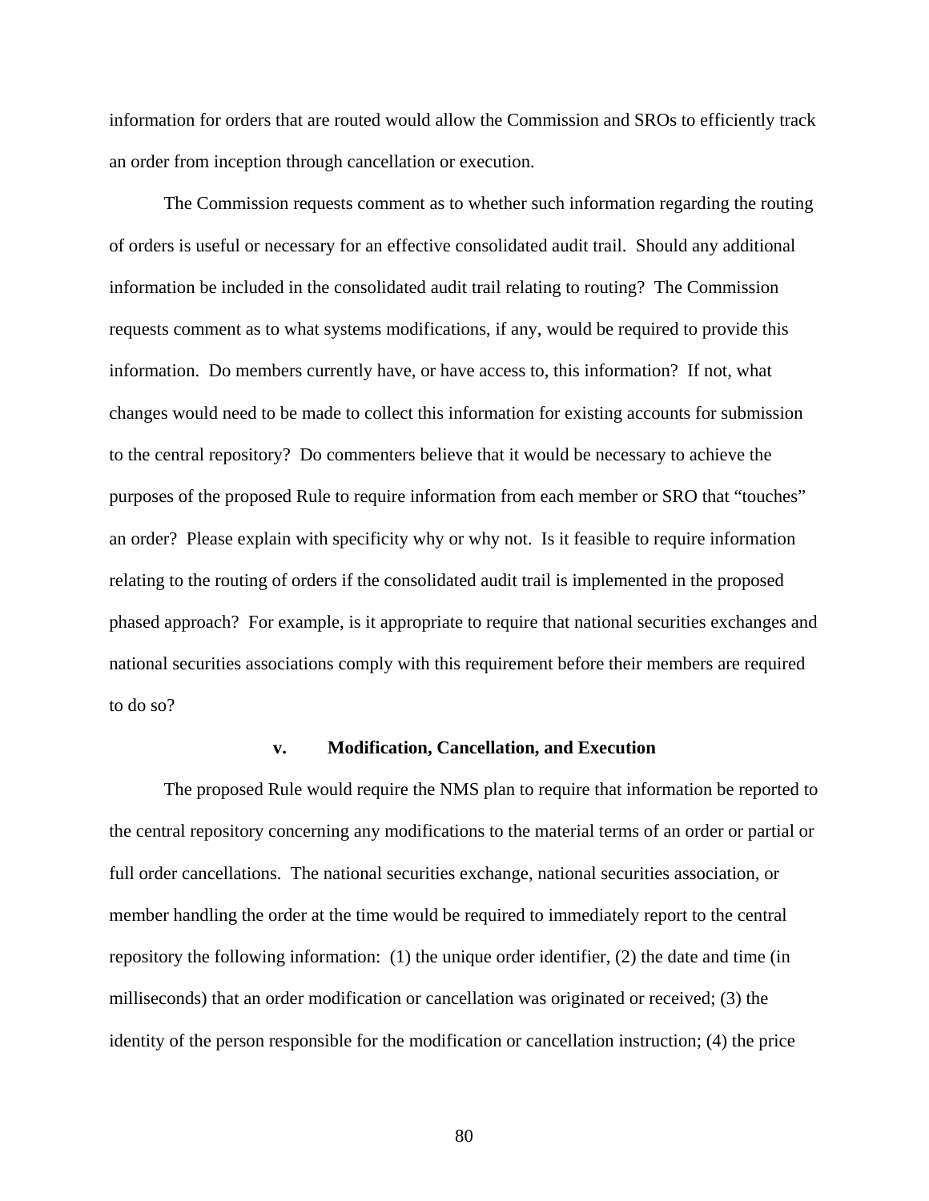information for orders that are routed would allow the Commission and SROs to efficiently track an order from inception through cancellation or execution.

The Commission requests comment as to whether such information regarding the routing of orders is useful or necessary for an effective consolidated audit trail. Should any additional information be included in the consolidated audit trail relating to routing? The Commission requests comment as to what systems modifications, if any, would be required to provide this information. Do members currently have, or have access to, this information? If not, what changes would need to be made to collect this information for existing accounts for submission to the central repository? Do commenters believe that it would be necessary to achieve the purposes of the proposed Rule to require information from each member or SRO that "touches" an order? Please explain with specificity why or why not. Is it feasible to require information relating to the routing of orders if the consolidated audit trail is implemented in the proposed phased approach? For example, is it appropriate to require that national securities exchanges and national securities associations comply with this requirement before their members are required to do so?

#### v. Modification, Cancellation, and Execution

The proposed Rule would require the NMS plan to require that information be reported to the central repository concerning any modifications to the material terms of an order or partial or full order cancellations. The national securities exchange, national securities association, or member handling the order at the time would be required to immediately report to the central repository the following information: (1) the unique order identifier, (2) the date and time (in milliseconds) that an order modification or cancellation was originated or received; (3) the identity of the person responsible for the modification or cancellation instruction; (4) the price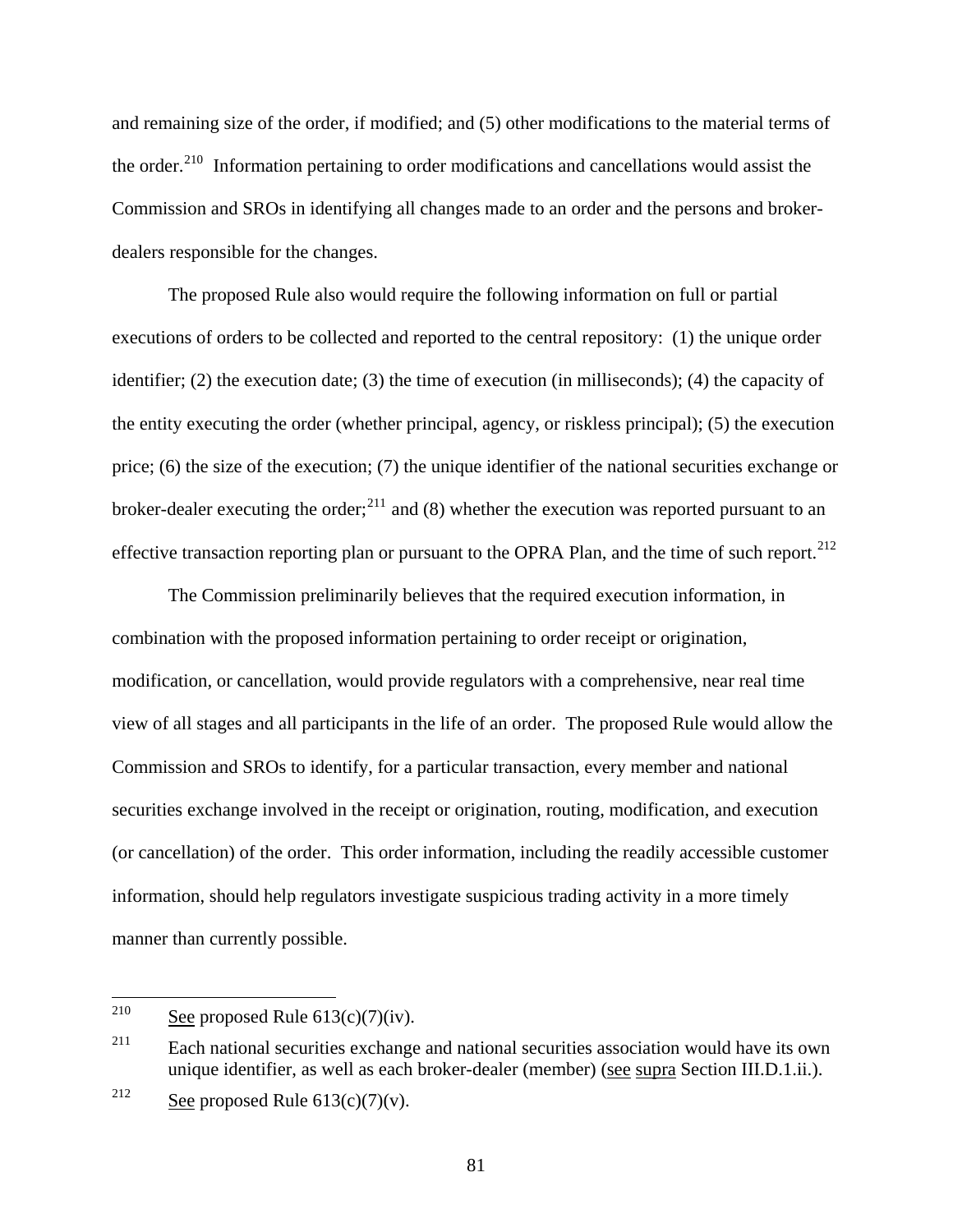and remaining size of the order, if modified; and (5) other modifications to the material terms of the order.[210] Information pertaining to order modifications and cancellations would assist the Commission and SROs in identifying all changes made to an order and the persons and broker-dealers responsible for the changes.

The proposed Rule also would require the following information on full or partial executions of orders to be collected and reported to the central repository: (1) the unique order identifier; (2) the execution date; (3) the time of execution (in milliseconds); (4) the capacity of the entity executing the order (whether principal, agency, or riskless principal); (5) the execution price; (6) the size of the execution; (7) the unique identifier of the national securities exchange or broker-dealer executing the order;[211] and (8) whether the execution was reported pursuant to an effective transaction reporting plan or pursuant to the OPRA Plan, and the time of such report.[212]

The Commission preliminarily believes that the required execution information, in combination with the proposed information pertaining to order receipt or origination, modification, or cancellation, would provide regulators with a comprehensive, near real time view of all stages and all participants in the life of an order. The proposed Rule would allow the Commission and SROs to identify, for a particular transaction, every member and national securities exchange involved in the receipt or origination, routing, modification, and execution (or cancellation) of the order. This order information, including the readily accessible customer information, should help regulators investigate suspicious trading activity in a more timely manner than currently possible.

---

[210] See proposed Rule 613(c)(7)(iv).

[211] Each national securities exchange and national securities association would have its own unique identifier, as well as each broker-dealer (member) (see supra Section III.D.1.ii.).

[212] See proposed Rule 613(c)(7)(v).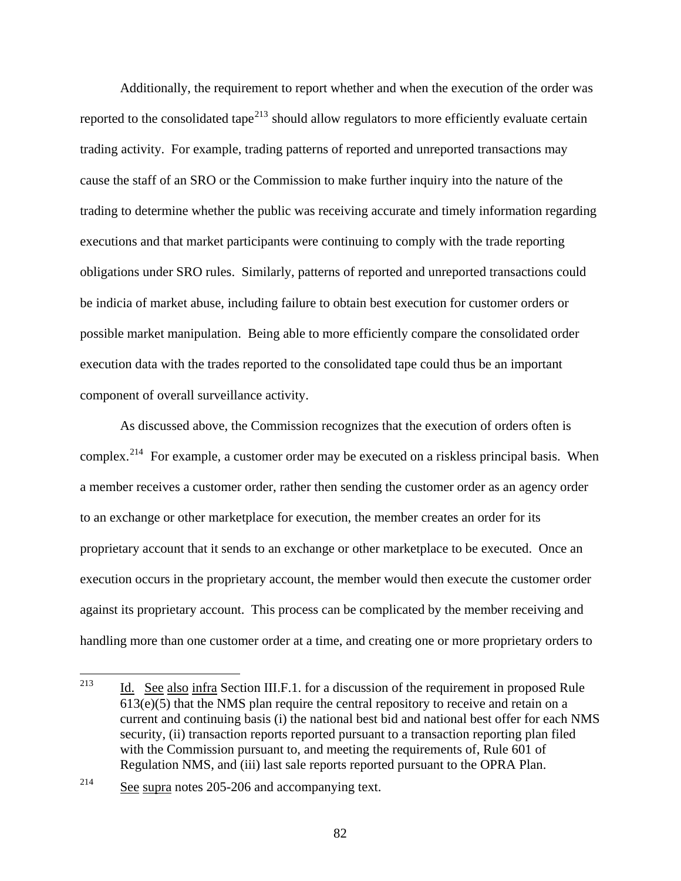Additionally, the requirement to report whether and when the execution of the order was reported to the consolidated tape[213] should allow regulators to more efficiently evaluate certain trading activity. For example, trading patterns of reported and unreported transactions may cause the staff of an SRO or the Commission to make further inquiry into the nature of the trading to determine whether the public was receiving accurate and timely information regarding executions and that market participants were continuing to comply with the trade reporting obligations under SRO rules. Similarly, patterns of reported and unreported transactions could be indicia of market abuse, including failure to obtain best execution for customer orders or possible market manipulation. Being able to more efficiently compare the consolidated order execution data with the trades reported to the consolidated tape could thus be an important component of overall surveillance activity.

As discussed above, the Commission recognizes that the execution of orders often is complex.[214] For example, a customer order may be executed on a riskless principal basis. When a member receives a customer order, rather then sending the customer order as an agency order to an exchange or other marketplace for execution, the member creates an order for its proprietary account that it sends to an exchange or other marketplace to be executed. Once an execution occurs in the proprietary account, the member would then execute the customer order against its proprietary account. This process can be complicated by the member receiving and handling more than one customer order at a time, and creating one or more proprietary orders to

---

[213] Id. See also infra Section III.F.1. for a discussion of the requirement in proposed Rule 613(e)(5) that the NMS plan require the central repository to receive and retain on a current and continuing basis (i) the national best bid and national best offer for each NMS security, (ii) transaction reports reported pursuant to a transaction reporting plan filed with the Commission pursuant to, and meeting the requirements of, Rule 601 of Regulation NMS, and (iii) last sale reports reported pursuant to the OPRA Plan.

[214] See supra notes 205-206 and accompanying text.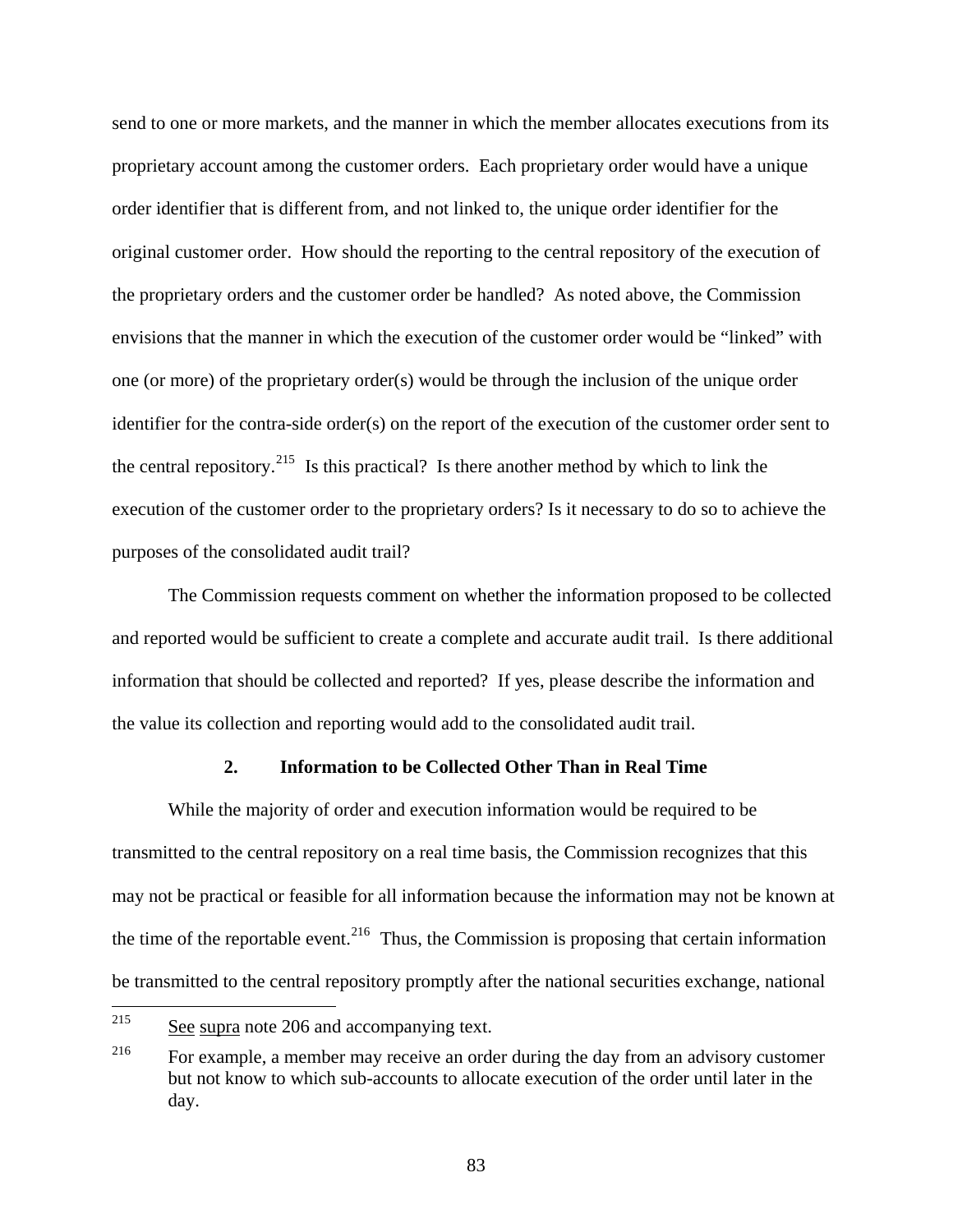send to one or more markets, and the manner in which the member allocates executions from its proprietary account among the customer orders. Each proprietary order would have a unique order identifier that is different from, and not linked to, the unique order identifier for the original customer order. How should the reporting to the central repository of the execution of the proprietary orders and the customer order be handled? As noted above, the Commission envisions that the manner in which the execution of the customer order would be "linked" with one (or more) of the proprietary order(s) would be through the inclusion of the unique order identifier for the contra-side order(s) on the report of the execution of the customer order sent to the central repository.[215] Is this practical? Is there another method by which to link the execution of the customer order to the proprietary orders? Is it necessary to do so to achieve the purposes of the consolidated audit trail?

The Commission requests comment on whether the information proposed to be collected and reported would be sufficient to create a complete and accurate audit trail. Is there additional information that should be collected and reported? If yes, please describe the information and the value its collection and reporting would add to the consolidated audit trail.

### 2. Information to be Collected Other Than in Real Time

While the majority of order and execution information would be required to be transmitted to the central repository on a real time basis, the Commission recognizes that this may not be practical or feasible for all information because the information may not be known at the time of the reportable event.[216] Thus, the Commission is proposing that certain information be transmitted to the central repository promptly after the national securities exchange, national

---

[215] See supra note 206 and accompanying text.

[216] For example, a member may receive an order during the day from an advisory customer but not know to which sub-accounts to allocate execution of the order until later in the day.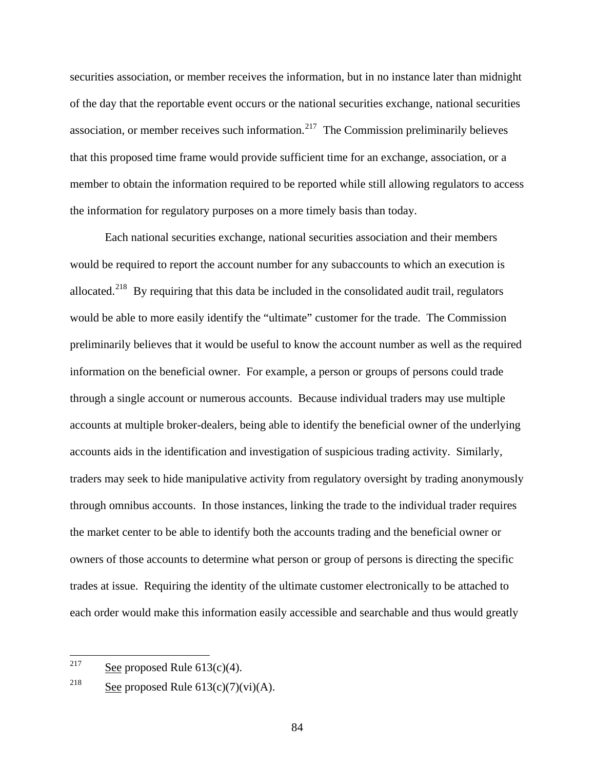securities association, or member receives the information, but in no instance later than midnight of the day that the reportable event occurs or the national securities exchange, national securities association, or member receives such information.[217] The Commission preliminarily believes that this proposed time frame would provide sufficient time for an exchange, association, or a member to obtain the information required to be reported while still allowing regulators to access the information for regulatory purposes on a more timely basis than today.

Each national securities exchange, national securities association and their members would be required to report the account number for any subaccounts to which an execution is allocated.[218] By requiring that this data be included in the consolidated audit trail, regulators would be able to more easily identify the "ultimate" customer for the trade. The Commission preliminarily believes that it would be useful to know the account number as well as the required information on the beneficial owner. For example, a person or groups of persons could trade through a single account or numerous accounts. Because individual traders may use multiple accounts at multiple broker-dealers, being able to identify the beneficial owner of the underlying accounts aids in the identification and investigation of suspicious trading activity. Similarly, traders may seek to hide manipulative activity from regulatory oversight by trading anonymously through omnibus accounts. In those instances, linking the trade to the individual trader requires the market center to be able to identify both the accounts trading and the beneficial owner or owners of those accounts to determine what person or group of persons is directing the specific trades at issue. Requiring the identity of the ultimate customer electronically to be attached to each order would make this information easily accessible and searchable and thus would greatly

---

[217] See proposed Rule 613(c)(4).

[218] See proposed Rule 613(c)(7)(vi)(A).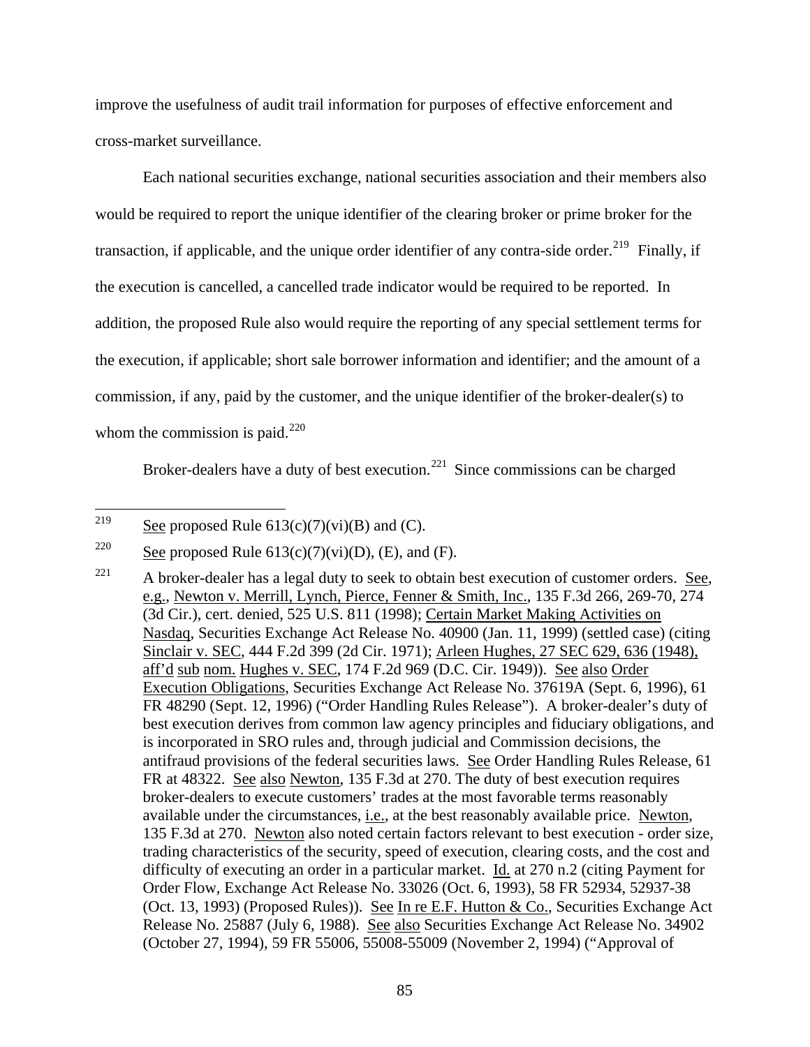improve the usefulness of audit trail information for purposes of effective enforcement and cross-market surveillance.

Each national securities exchange, national securities association and their members also would be required to report the unique identifier of the clearing broker or prime broker for the transaction, if applicable, and the unique order identifier of any contra-side order.[219] Finally, if the execution is cancelled, a cancelled trade indicator would be required to be reported. In addition, the proposed Rule also would require the reporting of any special settlement terms for the execution, if applicable; short sale borrower information and identifier; and the amount of a commission, if any, paid by the customer, and the unique identifier of the broker-dealer(s) to whom the commission is paid.[220]

Broker-dealers have a duty of best execution.[221] Since commissions can be charged

---

[219] See proposed Rule 613(c)(7)(vi)(B) and (C).

[220] See proposed Rule 613(c)(7)(vi)(D), (E), and (F).

[221] A broker-dealer has a legal duty to seek to obtain best execution of customer orders. See, e.g., Newton v. Merrill, Lynch, Pierce, Fenner & Smith, Inc., 135 F.3d 266, 269-70, 274 (3d Cir.), cert. denied, 525 U.S. 811 (1998); Certain Market Making Activities on Nasdaq, Securities Exchange Act Release No. 40900 (Jan. 11, 1999) (settled case) (citing Sinclair v. SEC, 444 F.2d 399 (2d Cir. 1971); Arleen Hughes, 27 SEC 629, 636 (1948), aff'd sub nom. Hughes v. SEC, 174 F.2d 969 (D.C. Cir. 1949)). See also Order Execution Obligations, Securities Exchange Act Release No. 37619A (Sept. 6, 1996), 61 FR 48290 (Sept. 12, 1996) ("Order Handling Rules Release"). A broker-dealer's duty of best execution derives from common law agency principles and fiduciary obligations, and is incorporated in SRO rules and, through judicial and Commission decisions, the antifraud provisions of the federal securities laws. See Order Handling Rules Release, 61 FR at 48322. See also Newton, 135 F.3d at 270. The duty of best execution requires broker-dealers to execute customers' trades at the most favorable terms reasonably available under the circumstances, i.e., at the best reasonably available price. Newton, 135 F.3d at 270. Newton also noted certain factors relevant to best execution - order size, trading characteristics of the security, speed of execution, clearing costs, and the cost and difficulty of executing an order in a particular market. Id. at 270 n.2 (citing Payment for Order Flow, Exchange Act Release No. 33026 (Oct. 6, 1993), 58 FR 52934, 52937-38 (Oct. 13, 1993) (Proposed Rules)). See In re E.F. Hutton & Co., Securities Exchange Act Release No. 25887 (July 6, 1988). See also Securities Exchange Act Release No. 34902 (October 27, 1994), 59 FR 55006, 55008-55009 (November 2, 1994) ("Approval of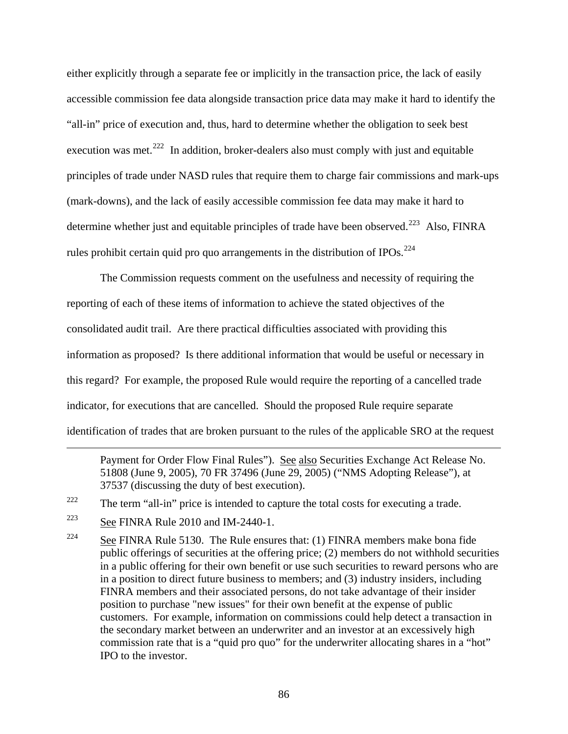either explicitly through a separate fee or implicitly in the transaction price, the lack of easily accessible commission fee data alongside transaction price data may make it hard to identify the "all-in" price of execution and, thus, hard to determine whether the obligation to seek best execution was met.[222] In addition, broker-dealers also must comply with just and equitable principles of trade under NASD rules that require them to charge fair commissions and mark-ups (mark-downs), and the lack of easily accessible commission fee data may make it hard to determine whether just and equitable principles of trade have been observed.[223] Also, FINRA rules prohibit certain quid pro quo arrangements in the distribution of IPOs.[224]

The Commission requests comment on the usefulness and necessity of requiring the reporting of each of these items of information to achieve the stated objectives of the consolidated audit trail. Are there practical difficulties associated with providing this information as proposed? Is there additional information that would be useful or necessary in this regard? For example, the proposed Rule would require the reporting of a cancelled trade indicator, for executions that are cancelled. Should the proposed Rule require separate identification of trades that are broken pursuant to the rules of the applicable SRO at the request

---

Payment for Order Flow Final Rules"). See also Securities Exchange Act Release No. 51808 (June 9, 2005), 70 FR 37496 (June 29, 2005) ("NMS Adopting Release"), at 37537 (discussing the duty of best execution).

[222] The term "all-in" price is intended to capture the total costs for executing a trade.

[223] See FINRA Rule 2010 and IM-2440-1.

[224] See FINRA Rule 5130. The Rule ensures that: (1) FINRA members make bona fide public offerings of securities at the offering price; (2) members do not withhold securities in a public offering for their own benefit or use such securities to reward persons who are in a position to direct future business to members; and (3) industry insiders, including FINRA members and their associated persons, do not take advantage of their insider position to purchase "new issues" for their own benefit at the expense of public customers. For example, information on commissions could help detect a transaction in the secondary market between an underwriter and an investor at an excessively high commission rate that is a "quid pro quo" for the underwriter allocating shares in a "hot" IPO to the investor.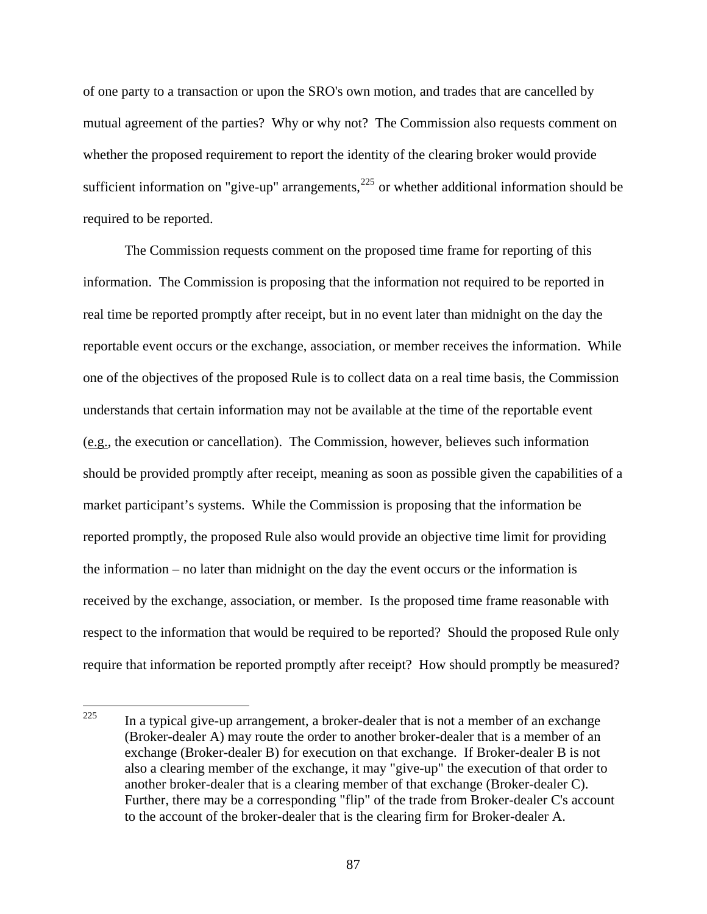of one party to a transaction or upon the SRO's own motion, and trades that are cancelled by mutual agreement of the parties? Why or why not? The Commission also requests comment on whether the proposed requirement to report the identity of the clearing broker would provide sufficient information on "give-up" arrangements,[225] or whether additional information should be required to be reported.

The Commission requests comment on the proposed time frame for reporting of this information. The Commission is proposing that the information not required to be reported in real time be reported promptly after receipt, but in no event later than midnight on the day the reportable event occurs or the exchange, association, or member receives the information. While one of the objectives of the proposed Rule is to collect data on a real time basis, the Commission understands that certain information may not be available at the time of the reportable event (e.g., the execution or cancellation). The Commission, however, believes such information should be provided promptly after receipt, meaning as soon as possible given the capabilities of a market participant's systems. While the Commission is proposing that the information be reported promptly, the proposed Rule also would provide an objective time limit for providing the information – no later than midnight on the day the event occurs or the information is received by the exchange, association, or member. Is the proposed time frame reasonable with respect to the information that would be required to be reported? Should the proposed Rule only require that information be reported promptly after receipt? How should promptly be measured?

---

[225] In a typical give-up arrangement, a broker-dealer that is not a member of an exchange (Broker-dealer A) may route the order to another broker-dealer that is a member of an exchange (Broker-dealer B) for execution on that exchange. If Broker-dealer B is not also a clearing member of the exchange, it may "give-up" the execution of that order to another broker-dealer that is a clearing member of that exchange (Broker-dealer C). Further, there may be a corresponding "flip" of the trade from Broker-dealer C's account to the account of the broker-dealer that is the clearing firm for Broker-dealer A.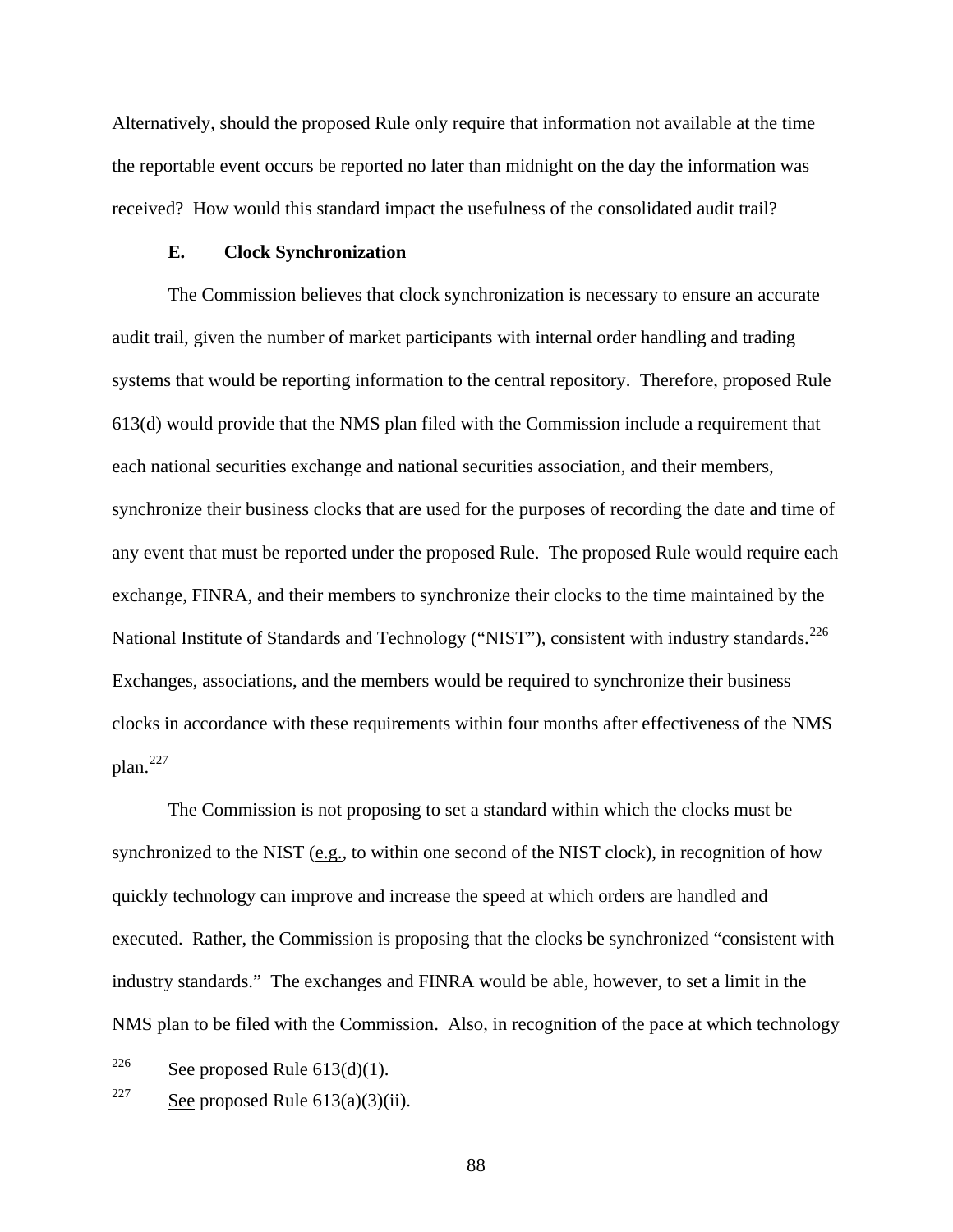Alternatively, should the proposed Rule only require that information not available at the time the reportable event occurs be reported no later than midnight on the day the information was received? How would this standard impact the usefulness of the consolidated audit trail?

### E. Clock Synchronization

The Commission believes that clock synchronization is necessary to ensure an accurate audit trail, given the number of market participants with internal order handling and trading systems that would be reporting information to the central repository. Therefore, proposed Rule 613(d) would provide that the NMS plan filed with the Commission include a requirement that each national securities exchange and national securities association, and their members, synchronize their business clocks that are used for the purposes of recording the date and time of any event that must be reported under the proposed Rule. The proposed Rule would require each exchange, FINRA, and their members to synchronize their clocks to the time maintained by the National Institute of Standards and Technology ("NIST"), consistent with industry standards.[226] Exchanges, associations, and the members would be required to synchronize their business clocks in accordance with these requirements within four months after effectiveness of the NMS plan.[227]

The Commission is not proposing to set a standard within which the clocks must be synchronized to the NIST (e.g., to within one second of the NIST clock), in recognition of how quickly technology can improve and increase the speed at which orders are handled and executed. Rather, the Commission is proposing that the clocks be synchronized "consistent with industry standards." The exchanges and FINRA would be able, however, to set a limit in the NMS plan to be filed with the Commission. Also, in recognition of the pace at which technology

---

[226] See proposed Rule 613(d)(1).

[227] See proposed Rule 613(a)(3)(ii).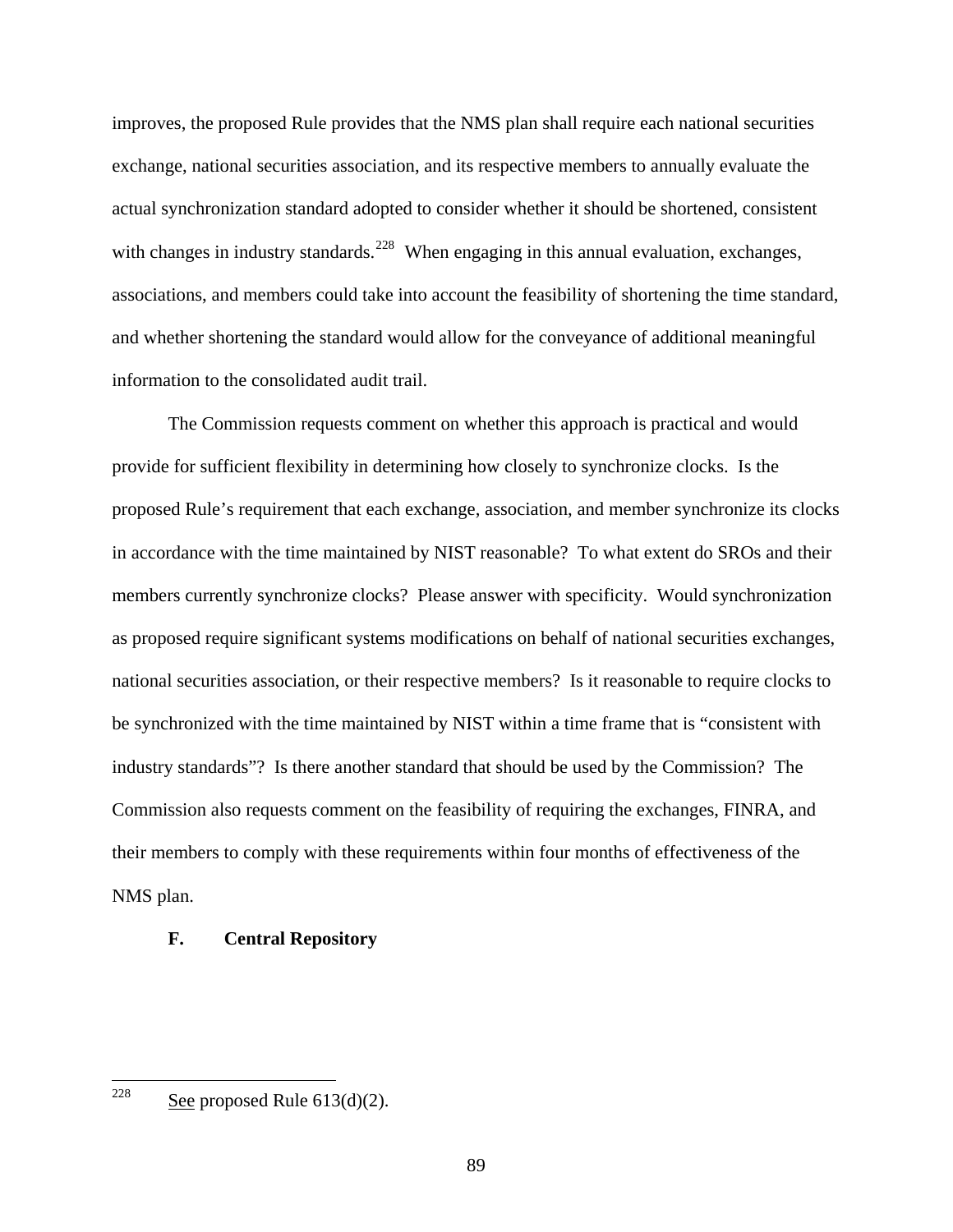improves, the proposed Rule provides that the NMS plan shall require each national securities exchange, national securities association, and its respective members to annually evaluate the actual synchronization standard adopted to consider whether it should be shortened, consistent with changes in industry standards.[228] When engaging in this annual evaluation, exchanges, associations, and members could take into account the feasibility of shortening the time standard, and whether shortening the standard would allow for the conveyance of additional meaningful information to the consolidated audit trail.

The Commission requests comment on whether this approach is practical and would provide for sufficient flexibility in determining how closely to synchronize clocks. Is the proposed Rule's requirement that each exchange, association, and member synchronize its clocks in accordance with the time maintained by NIST reasonable? To what extent do SROs and their members currently synchronize clocks? Please answer with specificity. Would synchronization as proposed require significant systems modifications on behalf of national securities exchanges, national securities association, or their respective members? Is it reasonable to require clocks to be synchronized with the time maintained by NIST within a time frame that is "consistent with industry standards"? Is there another standard that should be used by the Commission? The Commission also requests comment on the feasibility of requiring the exchanges, FINRA, and their members to comply with these requirements within four months of effectiveness of the NMS plan.

### F. Central Repository

---

[228] See proposed Rule 613(d)(2).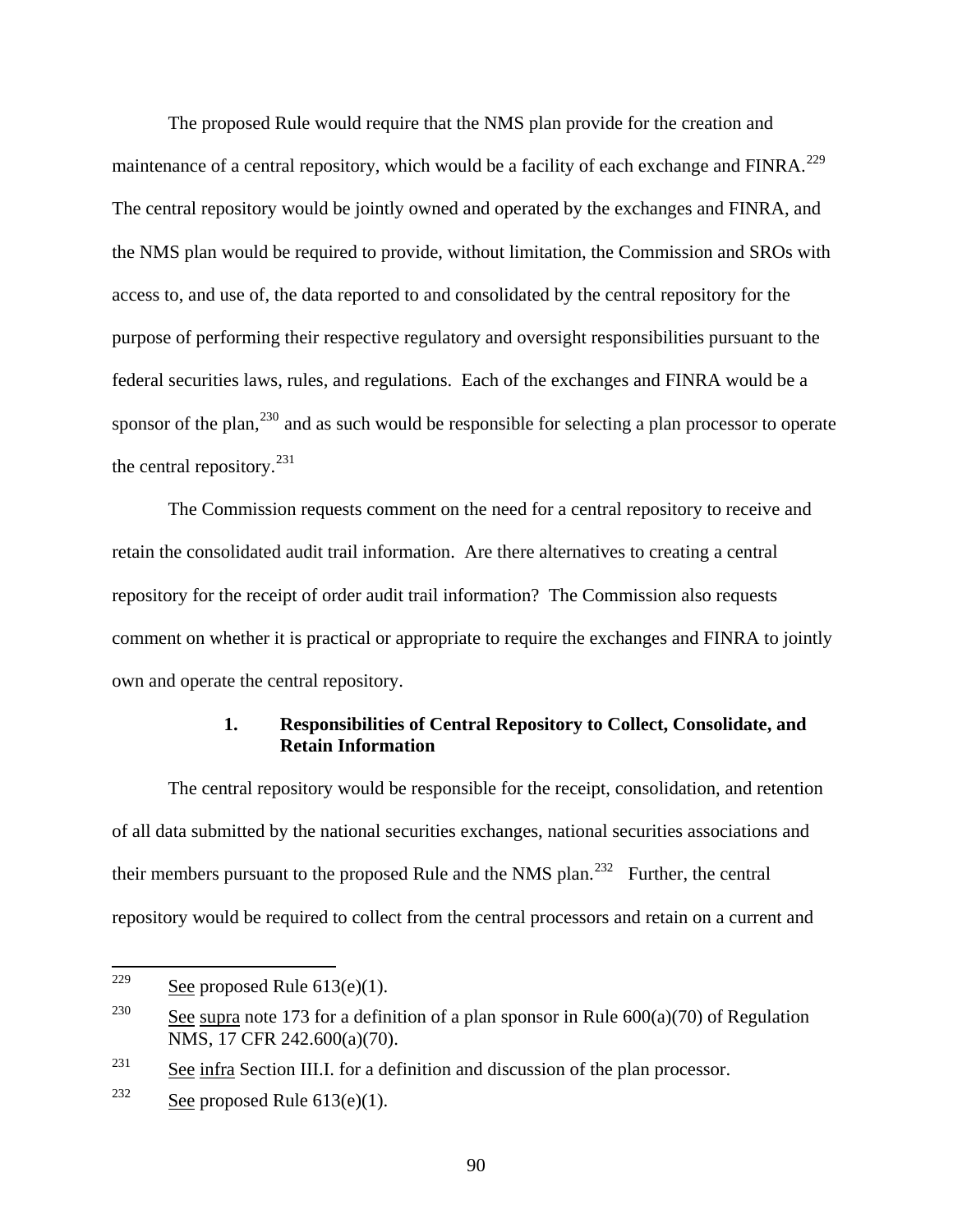The proposed Rule would require that the NMS plan provide for the creation and maintenance of a central repository, which would be a facility of each exchange and FINRA.[229] The central repository would be jointly owned and operated by the exchanges and FINRA, and the NMS plan would be required to provide, without limitation, the Commission and SROs with access to, and use of, the data reported to and consolidated by the central repository for the purpose of performing their respective regulatory and oversight responsibilities pursuant to the federal securities laws, rules, and regulations. Each of the exchanges and FINRA would be a sponsor of the plan,[230] and as such would be responsible for selecting a plan processor to operate the central repository.[231]

The Commission requests comment on the need for a central repository to receive and retain the consolidated audit trail information. Are there alternatives to creating a central repository for the receipt of order audit trail information? The Commission also requests comment on whether it is practical or appropriate to require the exchanges and FINRA to jointly own and operate the central repository.

### 1. Responsibilities of Central Repository to Collect, Consolidate, and Retain Information

The central repository would be responsible for the receipt, consolidation, and retention of all data submitted by the national securities exchanges, national securities associations and their members pursuant to the proposed Rule and the NMS plan.[232] Further, the central repository would be required to collect from the central processors and retain on a current and

---

[229] See proposed Rule 613(e)(1).

[230] See supra note 173 for a definition of a plan sponsor in Rule 600(a)(70) of Regulation NMS, 17 CFR 242.600(a)(70).

[231] See infra Section III.I. for a definition and discussion of the plan processor.

[232] See proposed Rule 613(e)(1).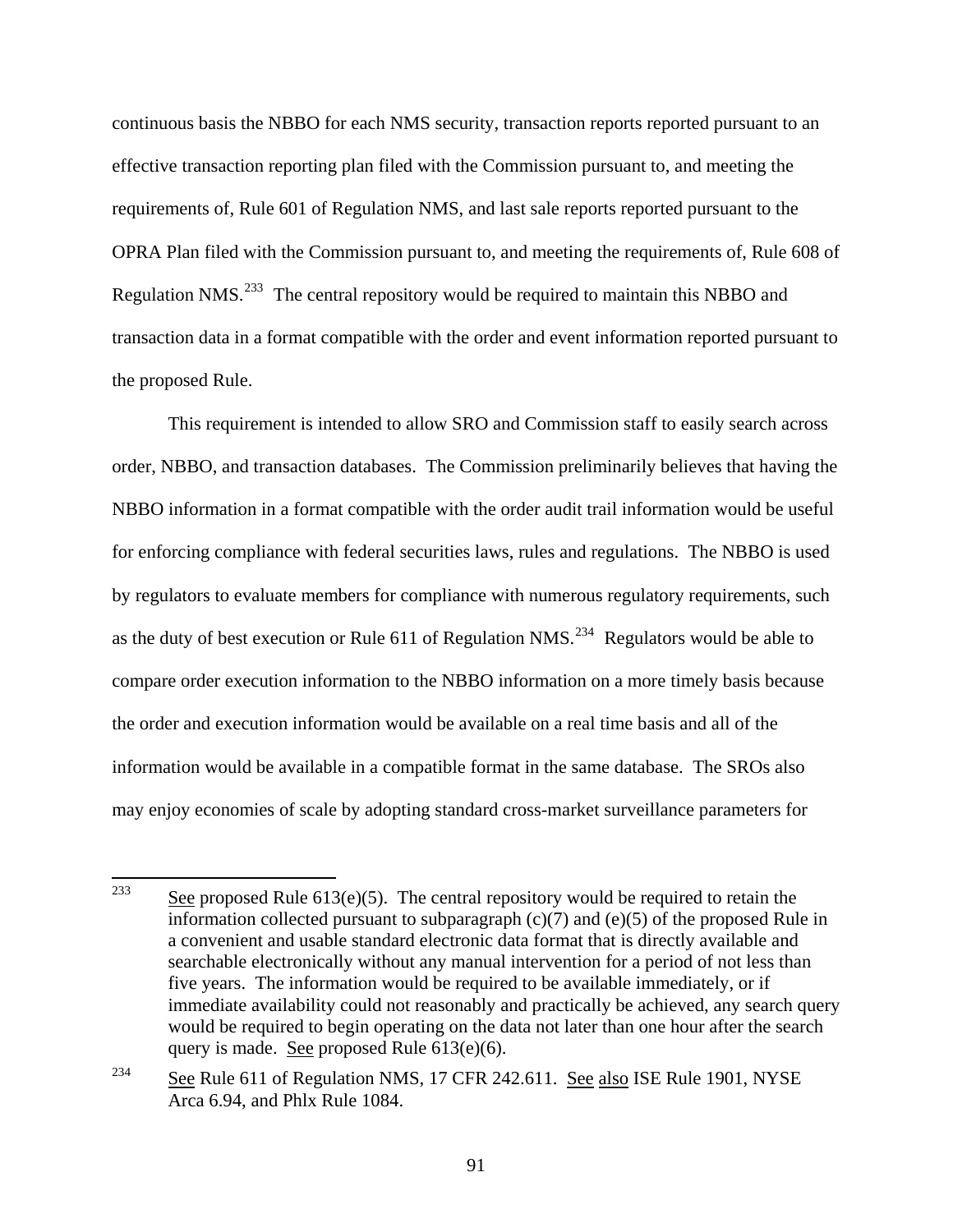continuous basis the NBBO for each NMS security, transaction reports reported pursuant to an effective transaction reporting plan filed with the Commission pursuant to, and meeting the requirements of, Rule 601 of Regulation NMS, and last sale reports reported pursuant to the OPRA Plan filed with the Commission pursuant to, and meeting the requirements of, Rule 608 of Regulation NMS.[233] The central repository would be required to maintain this NBBO and transaction data in a format compatible with the order and event information reported pursuant to the proposed Rule.

This requirement is intended to allow SRO and Commission staff to easily search across order, NBBO, and transaction databases. The Commission preliminarily believes that having the NBBO information in a format compatible with the order audit trail information would be useful for enforcing compliance with federal securities laws, rules and regulations. The NBBO is used by regulators to evaluate members for compliance with numerous regulatory requirements, such as the duty of best execution or Rule 611 of Regulation NMS.[234] Regulators would be able to compare order execution information to the NBBO information on a more timely basis because the order and execution information would be available on a real time basis and all of the information would be available in a compatible format in the same database. The SROs also may enjoy economies of scale by adopting standard cross-market surveillance parameters for

---

[233] See proposed Rule 613(e)(5). The central repository would be required to retain the information collected pursuant to subparagraph (c)(7) and (e)(5) of the proposed Rule in a convenient and usable standard electronic data format that is directly available and searchable electronically without any manual intervention for a period of not less than five years. The information would be required to be available immediately, or if immediate availability could not reasonably and practically be achieved, any search query would be required to begin operating on the data not later than one hour after the search query is made. See proposed Rule 613(e)(6).

[234] See Rule 611 of Regulation NMS, 17 CFR 242.611. See also ISE Rule 1901, NYSE Arca 6.94, and Phlx Rule 1084.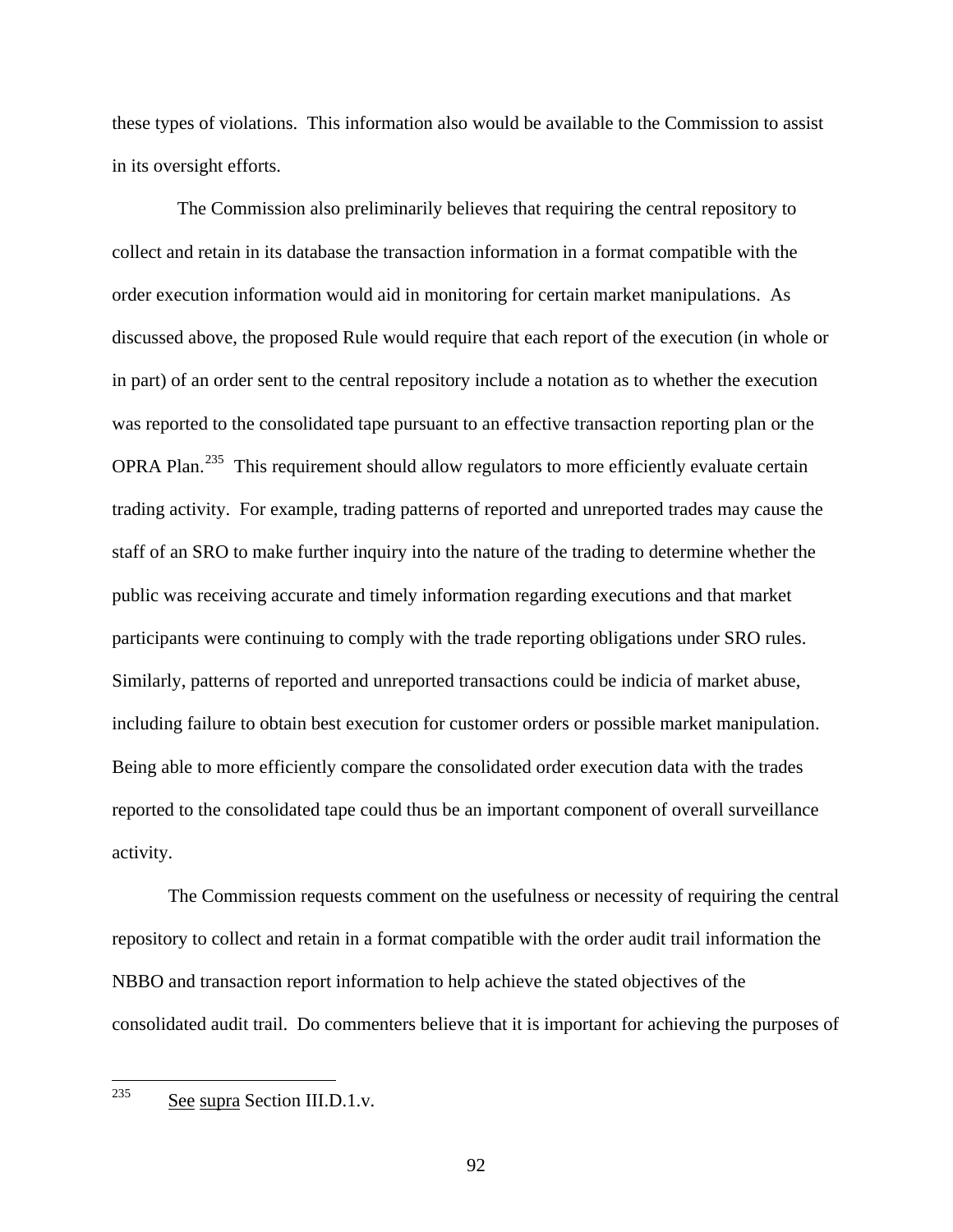these types of violations. This information also would be available to the Commission to assist in its oversight efforts.

The Commission also preliminarily believes that requiring the central repository to collect and retain in its database the transaction information in a format compatible with the order execution information would aid in monitoring for certain market manipulations. As discussed above, the proposed Rule would require that each report of the execution (in whole or in part) of an order sent to the central repository include a notation as to whether the execution was reported to the consolidated tape pursuant to an effective transaction reporting plan or the OPRA Plan.[235] This requirement should allow regulators to more efficiently evaluate certain trading activity. For example, trading patterns of reported and unreported trades may cause the staff of an SRO to make further inquiry into the nature of the trading to determine whether the public was receiving accurate and timely information regarding executions and that market participants were continuing to comply with the trade reporting obligations under SRO rules. Similarly, patterns of reported and unreported transactions could be indicia of market abuse, including failure to obtain best execution for customer orders or possible market manipulation. Being able to more efficiently compare the consolidated order execution data with the trades reported to the consolidated tape could thus be an important component of overall surveillance activity.

The Commission requests comment on the usefulness or necessity of requiring the central repository to collect and retain in a format compatible with the order audit trail information the NBBO and transaction report information to help achieve the stated objectives of the consolidated audit trail. Do commenters believe that it is important for achieving the purposes of

---

[235] See supra Section III.D.1.v.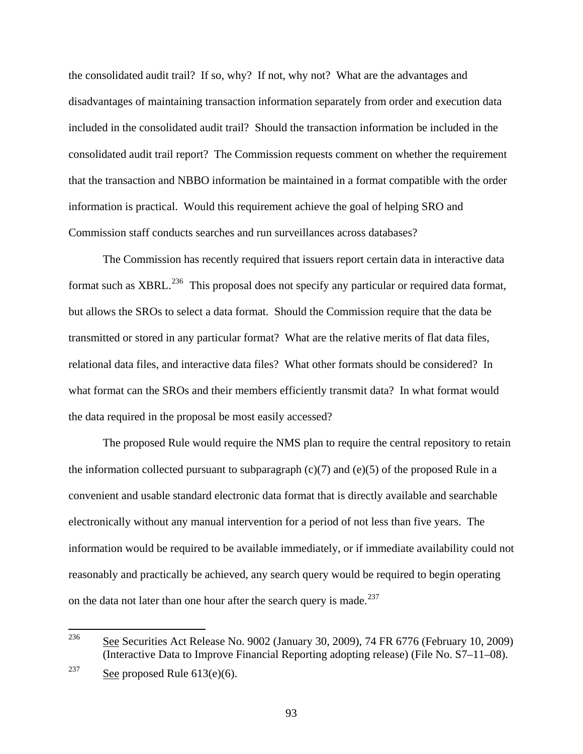the consolidated audit trail? If so, why? If not, why not? What are the advantages and disadvantages of maintaining transaction information separately from order and execution data included in the consolidated audit trail? Should the transaction information be included in the consolidated audit trail report? The Commission requests comment on whether the requirement that the transaction and NBBO information be maintained in a format compatible with the order information is practical. Would this requirement achieve the goal of helping SRO and Commission staff conducts searches and run surveillances across databases?

The Commission has recently required that issuers report certain data in interactive data format such as XBRL.[236] This proposal does not specify any particular or required data format, but allows the SROs to select a data format. Should the Commission require that the data be transmitted or stored in any particular format? What are the relative merits of flat data files, relational data files, and interactive data files? What other formats should be considered? In what format can the SROs and their members efficiently transmit data? In what format would the data required in the proposal be most easily accessed?

The proposed Rule would require the NMS plan to require the central repository to retain the information collected pursuant to subparagraph (c)(7) and (e)(5) of the proposed Rule in a convenient and usable standard electronic data format that is directly available and searchable electronically without any manual intervention for a period of not less than five years. The information would be required to be available immediately, or if immediate availability could not reasonably and practically be achieved, any search query would be required to begin operating on the data not later than one hour after the search query is made.[237]

---

[236] See Securities Act Release No. 9002 (January 30, 2009), 74 FR 6776 (February 10, 2009) (Interactive Data to Improve Financial Reporting adopting release) (File No. S7–11–08).

[237] See proposed Rule 613(e)(6).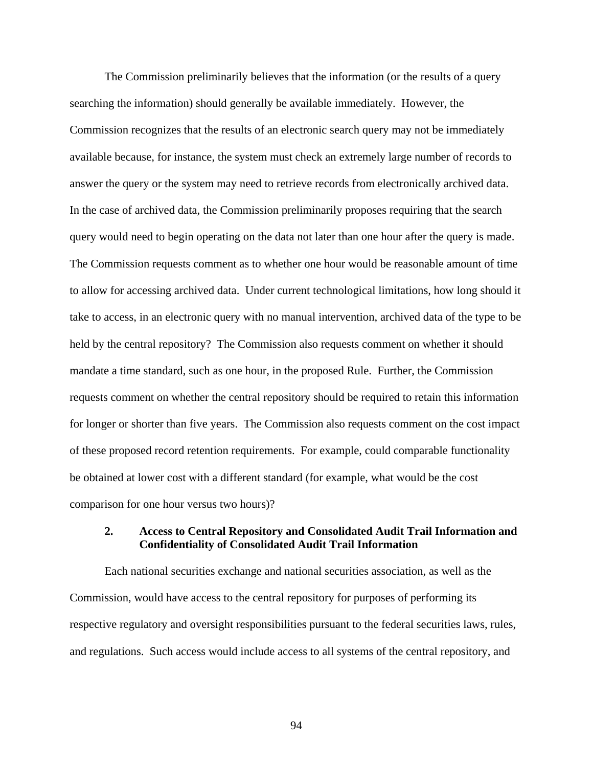The Commission preliminarily believes that the information (or the results of a query searching the information) should generally be available immediately. However, the Commission recognizes that the results of an electronic search query may not be immediately available because, for instance, the system must check an extremely large number of records to answer the query or the system may need to retrieve records from electronically archived data. In the case of archived data, the Commission preliminarily proposes requiring that the search query would need to begin operating on the data not later than one hour after the query is made. The Commission requests comment as to whether one hour would be reasonable amount of time to allow for accessing archived data. Under current technological limitations, how long should it take to access, in an electronic query with no manual intervention, archived data of the type to be held by the central repository? The Commission also requests comment on whether it should mandate a time standard, such as one hour, in the proposed Rule. Further, the Commission requests comment on whether the central repository should be required to retain this information for longer or shorter than five years. The Commission also requests comment on the cost impact of these proposed record retention requirements. For example, could comparable functionality be obtained at lower cost with a different standard (for example, what would be the cost comparison for one hour versus two hours)?

### 2. Access to Central Repository and Consolidated Audit Trail Information and Confidentiality of Consolidated Audit Trail Information

Each national securities exchange and national securities association, as well as the Commission, would have access to the central repository for purposes of performing its respective regulatory and oversight responsibilities pursuant to the federal securities laws, rules, and regulations. Such access would include access to all systems of the central repository, and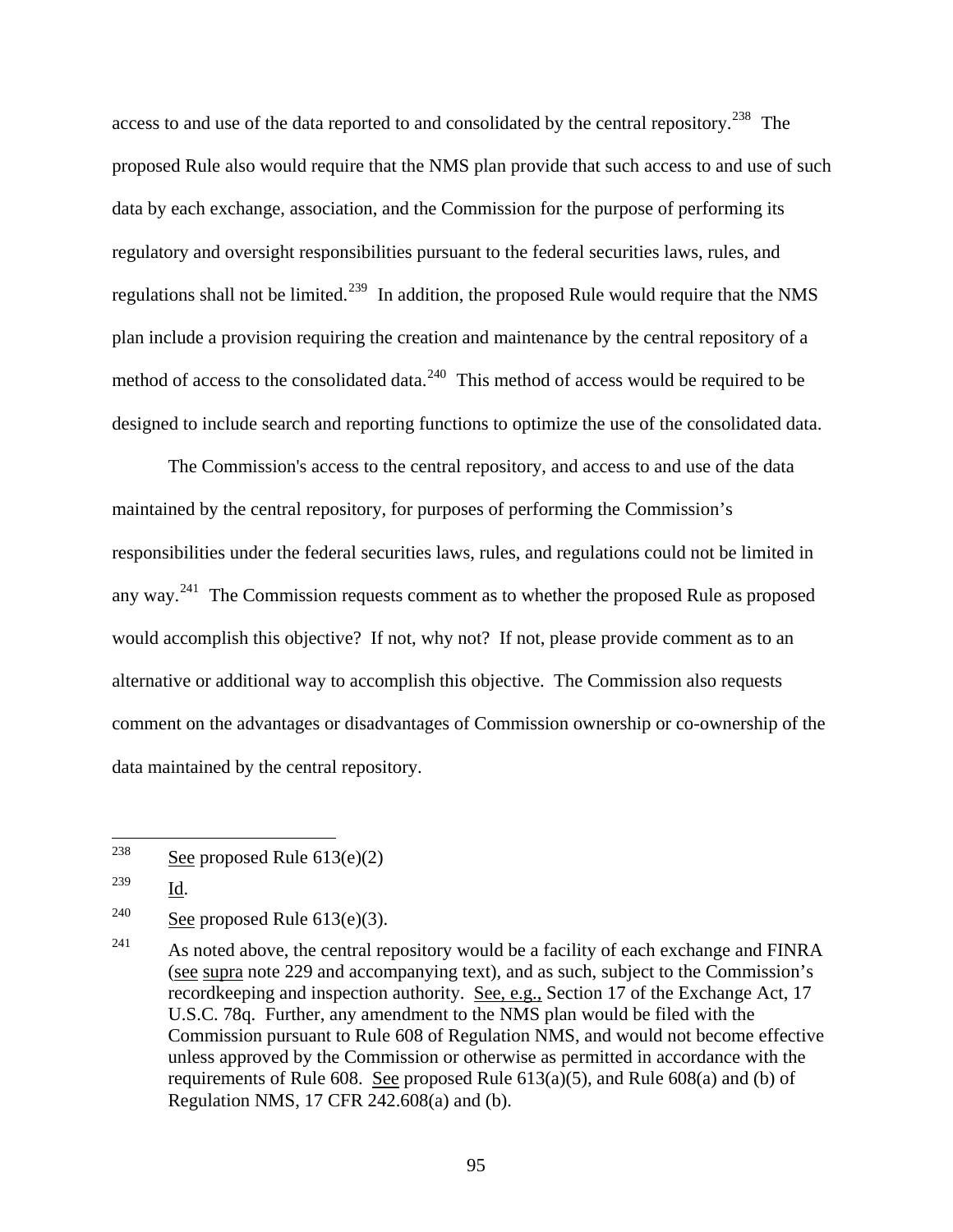access to and use of the data reported to and consolidated by the central repository.[238] The proposed Rule also would require that the NMS plan provide that such access to and use of such data by each exchange, association, and the Commission for the purpose of performing its regulatory and oversight responsibilities pursuant to the federal securities laws, rules, and regulations shall not be limited.[239] In addition, the proposed Rule would require that the NMS plan include a provision requiring the creation and maintenance by the central repository of a method of access to the consolidated data.[240] This method of access would be required to be designed to include search and reporting functions to optimize the use of the consolidated data.

The Commission's access to the central repository, and access to and use of the data maintained by the central repository, for purposes of performing the Commission's responsibilities under the federal securities laws, rules, and regulations could not be limited in any way.[241] The Commission requests comment as to whether the proposed Rule as proposed would accomplish this objective? If not, why not? If not, please provide comment as to an alternative or additional way to accomplish this objective. The Commission also requests comment on the advantages or disadvantages of Commission ownership or co-ownership of the data maintained by the central repository.

---

[238] See proposed Rule 613(e)(2)

[239] Id.

[240] See proposed Rule 613(e)(3).

[241] As noted above, the central repository would be a facility of each exchange and FINRA (see supra note 229 and accompanying text), and as such, subject to the Commission's recordkeeping and inspection authority. See, e.g., Section 17 of the Exchange Act, 17 U.S.C. 78q. Further, any amendment to the NMS plan would be filed with the Commission pursuant to Rule 608 of Regulation NMS, and would not become effective unless approved by the Commission or otherwise as permitted in accordance with the requirements of Rule 608. See proposed Rule 613(a)(5), and Rule 608(a) and (b) of Regulation NMS, 17 CFR 242.608(a) and (b).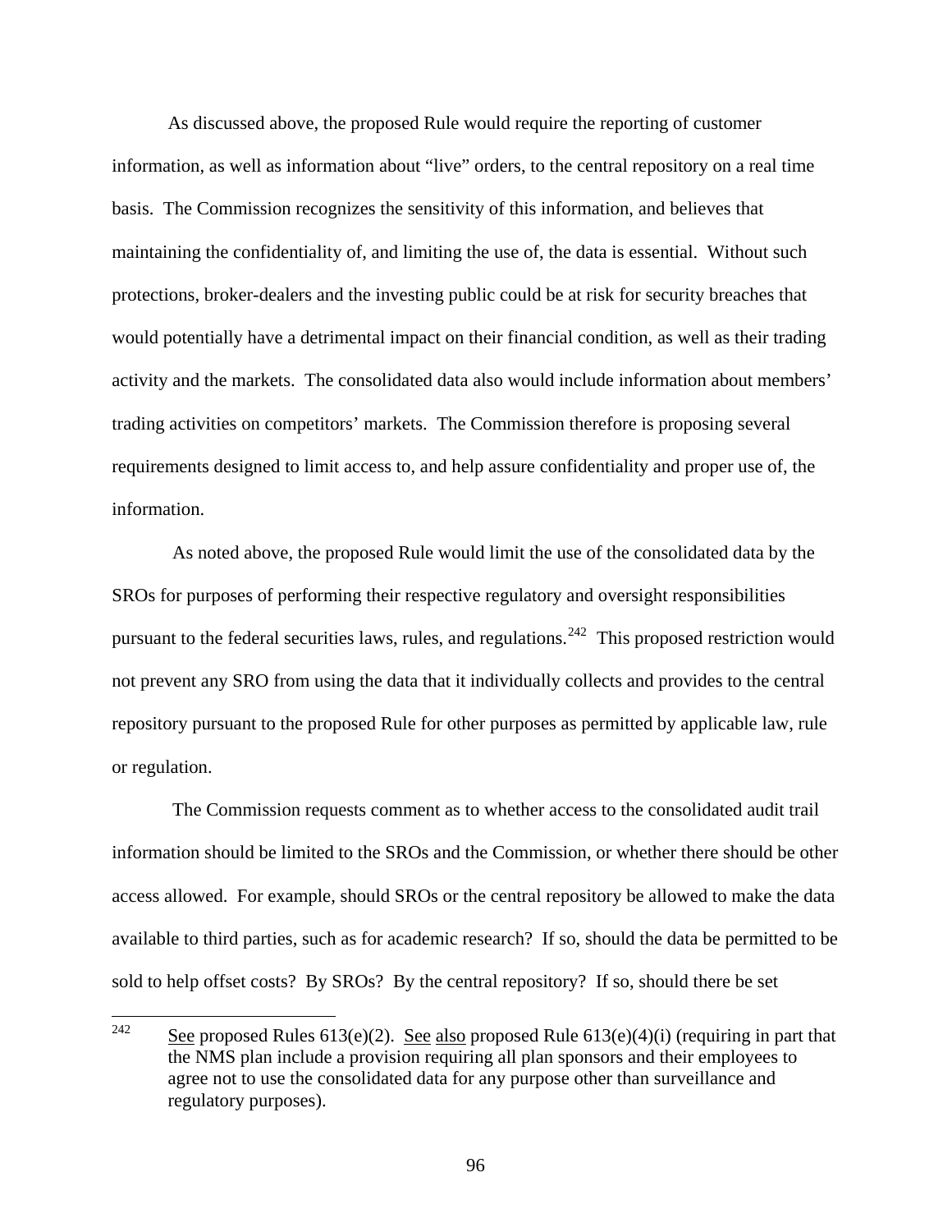As discussed above, the proposed Rule would require the reporting of customer information, as well as information about "live" orders, to the central repository on a real time basis. The Commission recognizes the sensitivity of this information, and believes that maintaining the confidentiality of, and limiting the use of, the data is essential. Without such protections, broker-dealers and the investing public could be at risk for security breaches that would potentially have a detrimental impact on their financial condition, as well as their trading activity and the markets. The consolidated data also would include information about members' trading activities on competitors' markets. The Commission therefore is proposing several requirements designed to limit access to, and help assure confidentiality and proper use of, the information.

As noted above, the proposed Rule would limit the use of the consolidated data by the SROs for purposes of performing their respective regulatory and oversight responsibilities pursuant to the federal securities laws, rules, and regulations.[242] This proposed restriction would not prevent any SRO from using the data that it individually collects and provides to the central repository pursuant to the proposed Rule for other purposes as permitted by applicable law, rule or regulation.

The Commission requests comment as to whether access to the consolidated audit trail information should be limited to the SROs and the Commission, or whether there should be other access allowed. For example, should SROs or the central repository be allowed to make the data available to third parties, such as for academic research? If so, should the data be permitted to be sold to help offset costs? By SROs? By the central repository? If so, should there be set

---

[242] See proposed Rules 613(e)(2). See also proposed Rule 613(e)(4)(i) (requiring in part that the NMS plan include a provision requiring all plan sponsors and their employees to agree not to use the consolidated data for any purpose other than surveillance and regulatory purposes).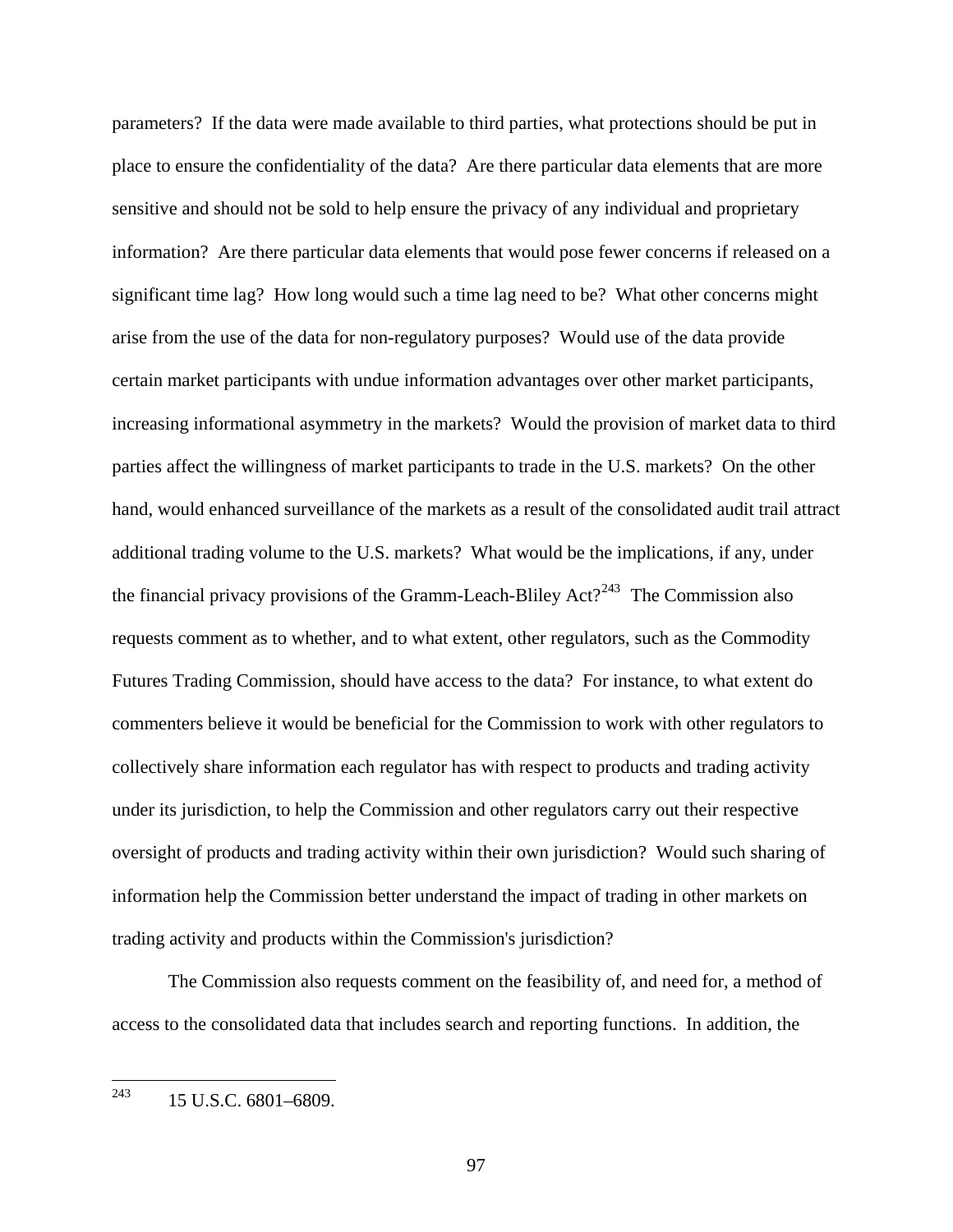parameters? If the data were made available to third parties, what protections should be put in place to ensure the confidentiality of the data? Are there particular data elements that are more sensitive and should not be sold to help ensure the privacy of any individual and proprietary information? Are there particular data elements that would pose fewer concerns if released on a significant time lag? How long would such a time lag need to be? What other concerns might arise from the use of the data for non-regulatory purposes? Would use of the data provide certain market participants with undue information advantages over other market participants, increasing informational asymmetry in the markets? Would the provision of market data to third parties affect the willingness of market participants to trade in the U.S. markets? On the other hand, would enhanced surveillance of the markets as a result of the consolidated audit trail attract additional trading volume to the U.S. markets? What would be the implications, if any, under the financial privacy provisions of the Gramm-Leach-Bliley Act?[243] The Commission also requests comment as to whether, and to what extent, other regulators, such as the Commodity Futures Trading Commission, should have access to the data? For instance, to what extent do commenters believe it would be beneficial for the Commission to work with other regulators to collectively share information each regulator has with respect to products and trading activity under its jurisdiction, to help the Commission and other regulators carry out their respective oversight of products and trading activity within their own jurisdiction? Would such sharing of information help the Commission better understand the impact of trading in other markets on trading activity and products within the Commission's jurisdiction?

The Commission also requests comment on the feasibility of, and need for, a method of access to the consolidated data that includes search and reporting functions. In addition, the

---

[243] 15 U.S.C. 6801–6809.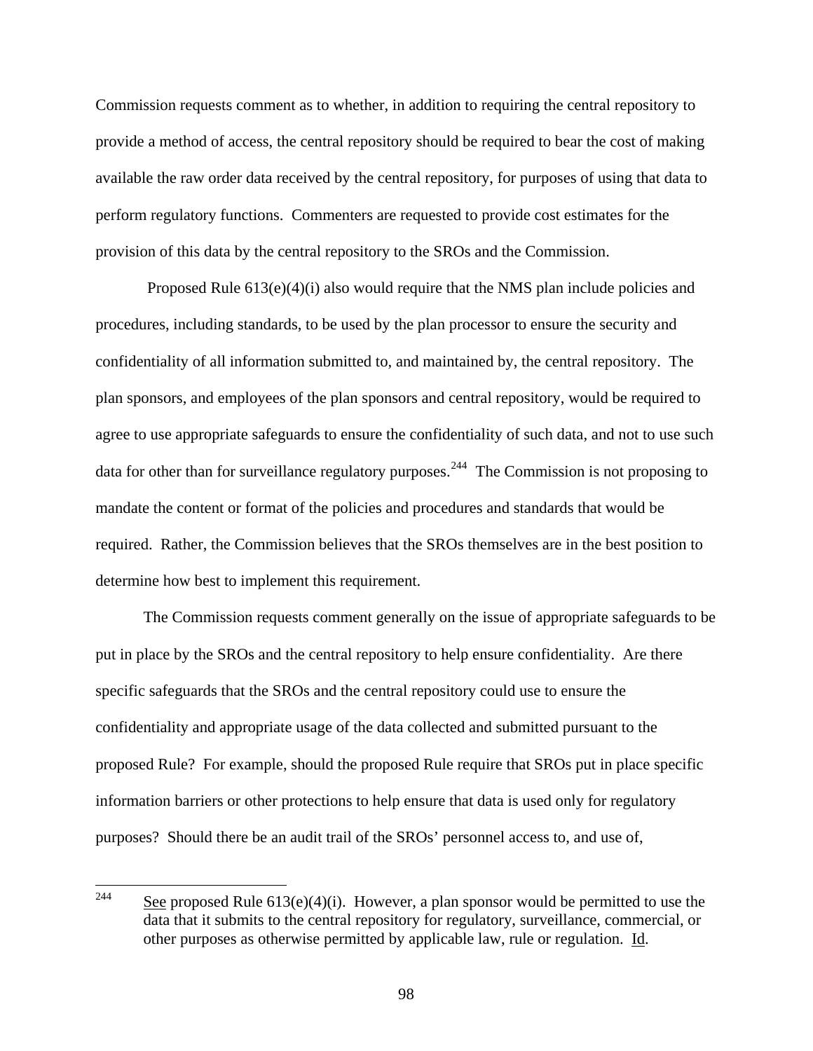Commission requests comment as to whether, in addition to requiring the central repository to provide a method of access, the central repository should be required to bear the cost of making available the raw order data received by the central repository, for purposes of using that data to perform regulatory functions. Commenters are requested to provide cost estimates for the provision of this data by the central repository to the SROs and the Commission.

Proposed Rule 613(e)(4)(i) also would require that the NMS plan include policies and procedures, including standards, to be used by the plan processor to ensure the security and confidentiality of all information submitted to, and maintained by, the central repository. The plan sponsors, and employees of the plan sponsors and central repository, would be required to agree to use appropriate safeguards to ensure the confidentiality of such data, and not to use such data for other than for surveillance regulatory purposes.[244] The Commission is not proposing to mandate the content or format of the policies and procedures and standards that would be required. Rather, the Commission believes that the SROs themselves are in the best position to determine how best to implement this requirement.

The Commission requests comment generally on the issue of appropriate safeguards to be put in place by the SROs and the central repository to help ensure confidentiality. Are there specific safeguards that the SROs and the central repository could use to ensure the confidentiality and appropriate usage of the data collected and submitted pursuant to the proposed Rule? For example, should the proposed Rule require that SROs put in place specific information barriers or other protections to help ensure that data is used only for regulatory purposes? Should there be an audit trail of the SROs' personnel access to, and use of,

---

[244] See proposed Rule 613(e)(4)(i). However, a plan sponsor would be permitted to use the data that it submits to the central repository for regulatory, surveillance, commercial, or other purposes as otherwise permitted by applicable law, rule or regulation. Id.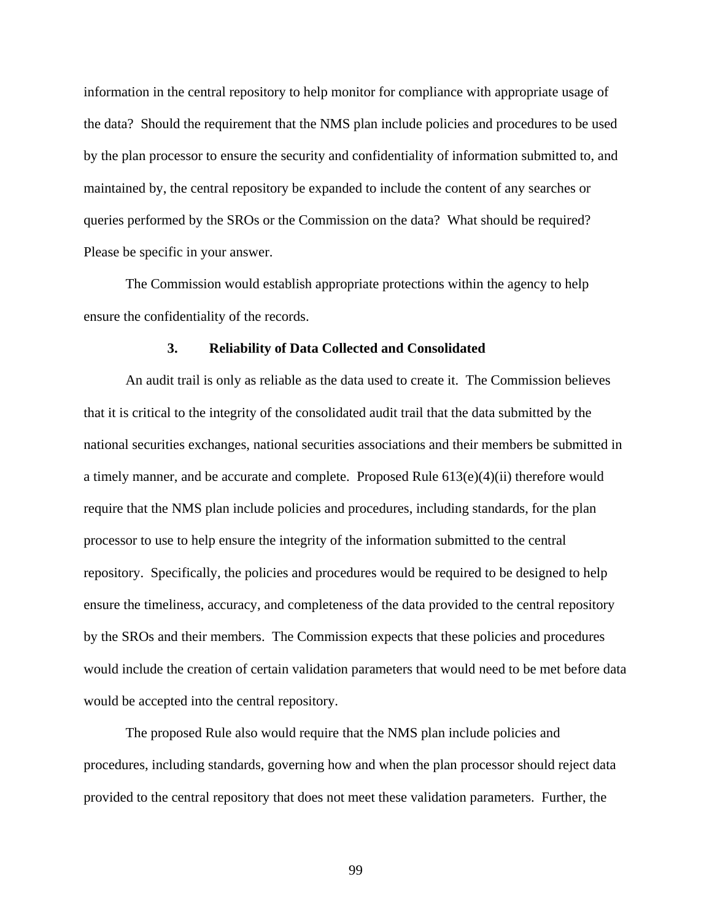information in the central repository to help monitor for compliance with appropriate usage of the data? Should the requirement that the NMS plan include policies and procedures to be used by the plan processor to ensure the security and confidentiality of information submitted to, and maintained by, the central repository be expanded to include the content of any searches or queries performed by the SROs or the Commission on the data? What should be required? Please be specific in your answer.

The Commission would establish appropriate protections within the agency to help ensure the confidentiality of the records.

### 3. Reliability of Data Collected and Consolidated

An audit trail is only as reliable as the data used to create it. The Commission believes that it is critical to the integrity of the consolidated audit trail that the data submitted by the national securities exchanges, national securities associations and their members be submitted in a timely manner, and be accurate and complete. Proposed Rule 613(e)(4)(ii) therefore would require that the NMS plan include policies and procedures, including standards, for the plan processor to use to help ensure the integrity of the information submitted to the central repository. Specifically, the policies and procedures would be required to be designed to help ensure the timeliness, accuracy, and completeness of the data provided to the central repository by the SROs and their members. The Commission expects that these policies and procedures would include the creation of certain validation parameters that would need to be met before data would be accepted into the central repository.

The proposed Rule also would require that the NMS plan include policies and procedures, including standards, governing how and when the plan processor should reject data provided to the central repository that does not meet these validation parameters. Further, the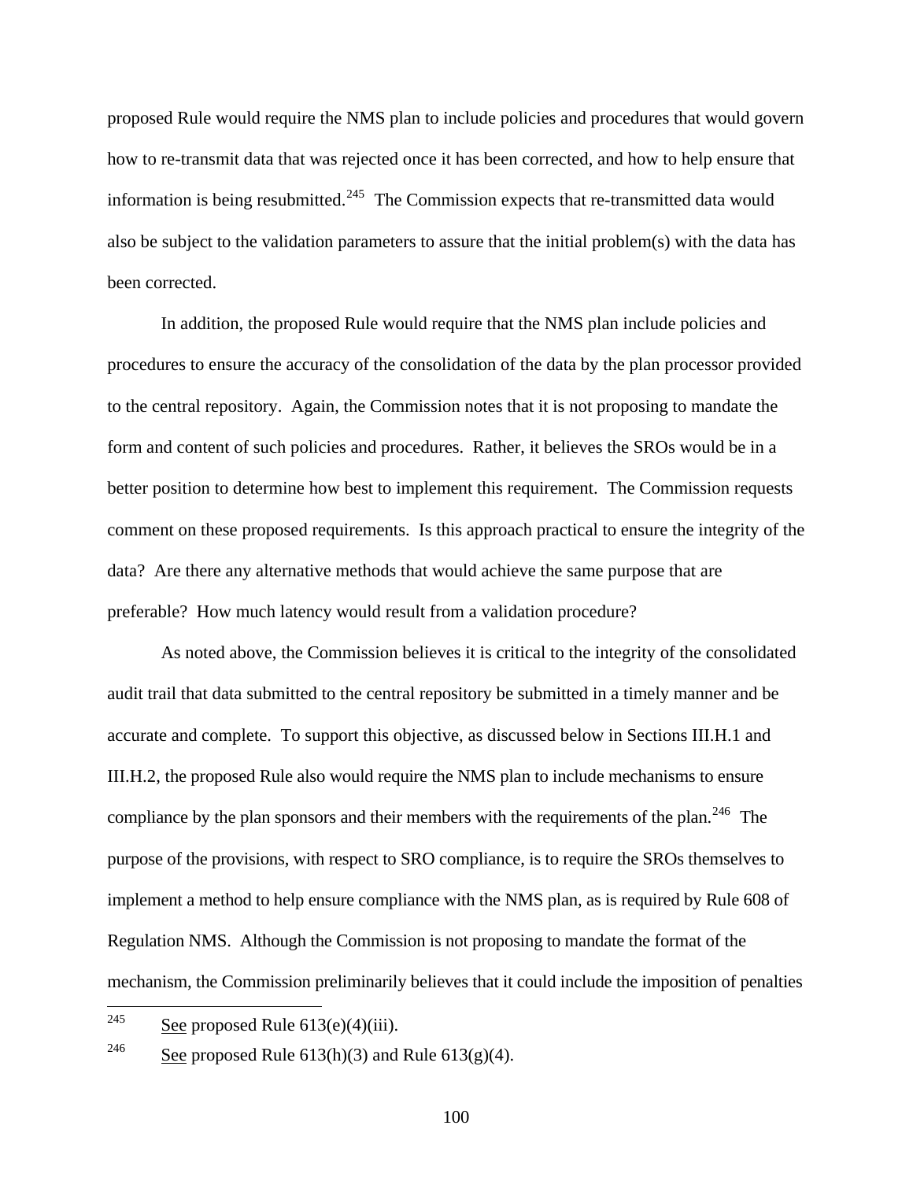proposed Rule would require the NMS plan to include policies and procedures that would govern how to re-transmit data that was rejected once it has been corrected, and how to help ensure that information is being resubmitted.[245] The Commission expects that re-transmitted data would also be subject to the validation parameters to assure that the initial problem(s) with the data has been corrected.

In addition, the proposed Rule would require that the NMS plan include policies and procedures to ensure the accuracy of the consolidation of the data by the plan processor provided to the central repository. Again, the Commission notes that it is not proposing to mandate the form and content of such policies and procedures. Rather, it believes the SROs would be in a better position to determine how best to implement this requirement. The Commission requests comment on these proposed requirements. Is this approach practical to ensure the integrity of the data? Are there any alternative methods that would achieve the same purpose that are preferable? How much latency would result from a validation procedure?

As noted above, the Commission believes it is critical to the integrity of the consolidated audit trail that data submitted to the central repository be submitted in a timely manner and be accurate and complete. To support this objective, as discussed below in Sections III.H.1 and III.H.2, the proposed Rule also would require the NMS plan to include mechanisms to ensure compliance by the plan sponsors and their members with the requirements of the plan.[246] The purpose of the provisions, with respect to SRO compliance, is to require the SROs themselves to implement a method to help ensure compliance with the NMS plan, as is required by Rule 608 of Regulation NMS. Although the Commission is not proposing to mandate the format of the mechanism, the Commission preliminarily believes that it could include the imposition of penalties

---

[245] See proposed Rule 613(e)(4)(iii).

[246] See proposed Rule 613(h)(3) and Rule 613(g)(4).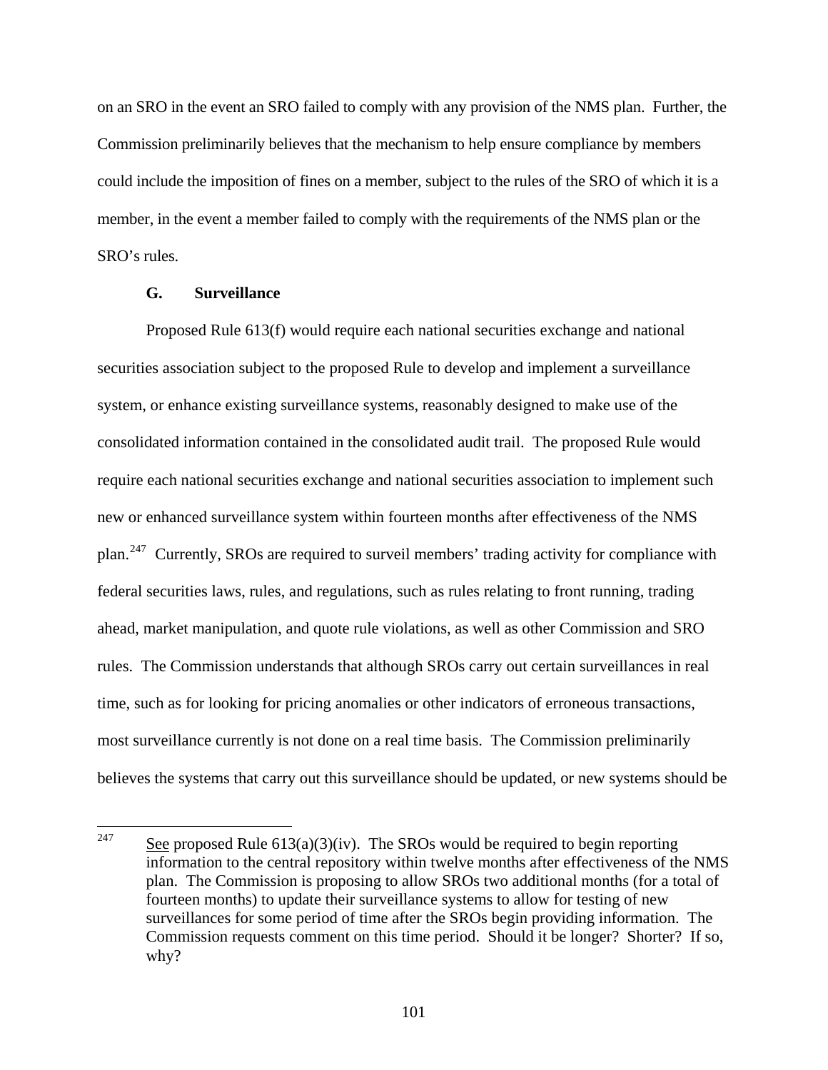on an SRO in the event an SRO failed to comply with any provision of the NMS plan. Further, the Commission preliminarily believes that the mechanism to help ensure compliance by members could include the imposition of fines on a member, subject to the rules of the SRO of which it is a member, in the event a member failed to comply with the requirements of the NMS plan or the SRO's rules.

### G. Surveillance

Proposed Rule 613(f) would require each national securities exchange and national securities association subject to the proposed Rule to develop and implement a surveillance system, or enhance existing surveillance systems, reasonably designed to make use of the consolidated information contained in the consolidated audit trail. The proposed Rule would require each national securities exchange and national securities association to implement such new or enhanced surveillance system within fourteen months after effectiveness of the NMS plan.[247] Currently, SROs are required to surveil members' trading activity for compliance with federal securities laws, rules, and regulations, such as rules relating to front running, trading ahead, market manipulation, and quote rule violations, as well as other Commission and SRO rules. The Commission understands that although SROs carry out certain surveillances in real time, such as for looking for pricing anomalies or other indicators of erroneous transactions, most surveillance currently is not done on a real time basis. The Commission preliminarily believes the systems that carry out this surveillance should be updated, or new systems should be

---

[247] See proposed Rule 613(a)(3)(iv). The SROs would be required to begin reporting information to the central repository within twelve months after effectiveness of the NMS plan. The Commission is proposing to allow SROs two additional months (for a total of fourteen months) to update their surveillance systems to allow for testing of new surveillances for some period of time after the SROs begin providing information. The Commission requests comment on this time period. Should it be longer? Shorter? If so, why?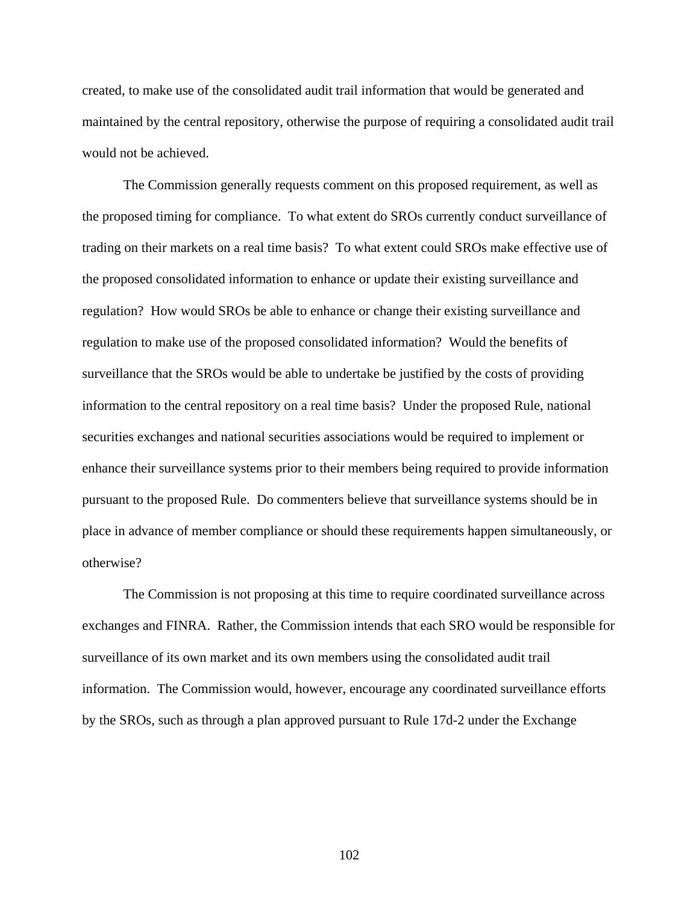created, to make use of the consolidated audit trail information that would be generated and maintained by the central repository, otherwise the purpose of requiring a consolidated audit trail would not be achieved.

The Commission generally requests comment on this proposed requirement, as well as the proposed timing for compliance. To what extent do SROs currently conduct surveillance of trading on their markets on a real time basis? To what extent could SROs make effective use of the proposed consolidated information to enhance or update their existing surveillance and regulation? How would SROs be able to enhance or change their existing surveillance and regulation to make use of the proposed consolidated information? Would the benefits of surveillance that the SROs would be able to undertake be justified by the costs of providing information to the central repository on a real time basis? Under the proposed Rule, national securities exchanges and national securities associations would be required to implement or enhance their surveillance systems prior to their members being required to provide information pursuant to the proposed Rule. Do commenters believe that surveillance systems should be in place in advance of member compliance or should these requirements happen simultaneously, or otherwise?

The Commission is not proposing at this time to require coordinated surveillance across exchanges and FINRA. Rather, the Commission intends that each SRO would be responsible for surveillance of its own market and its own members using the consolidated audit trail information. The Commission would, however, encourage any coordinated surveillance efforts by the SROs, such as through a plan approved pursuant to Rule 17d-2 under the Exchange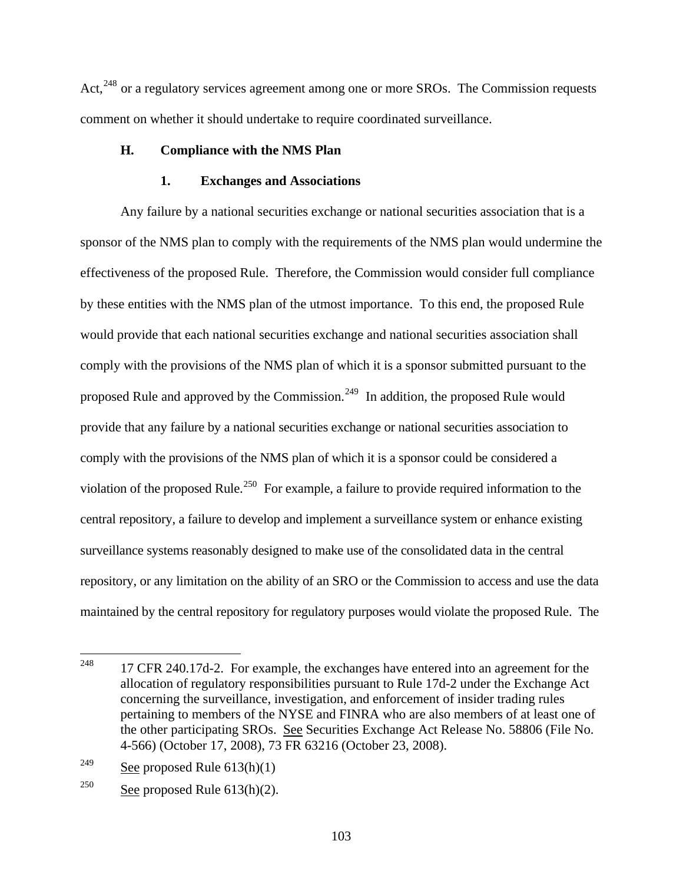Act,[248] or a regulatory services agreement among one or more SROs. The Commission requests comment on whether it should undertake to require coordinated surveillance.

### H. Compliance with the NMS Plan

#### 1. Exchanges and Associations

Any failure by a national securities exchange or national securities association that is a sponsor of the NMS plan to comply with the requirements of the NMS plan would undermine the effectiveness of the proposed Rule. Therefore, the Commission would consider full compliance by these entities with the NMS plan of the utmost importance. To this end, the proposed Rule would provide that each national securities exchange and national securities association shall comply with the provisions of the NMS plan of which it is a sponsor submitted pursuant to the proposed Rule and approved by the Commission.[249] In addition, the proposed Rule would provide that any failure by a national securities exchange or national securities association to comply with the provisions of the NMS plan of which it is a sponsor could be considered a violation of the proposed Rule.[250] For example, a failure to provide required information to the central repository, a failure to develop and implement a surveillance system or enhance existing surveillance systems reasonably designed to make use of the consolidated data in the central repository, or any limitation on the ability of an SRO or the Commission to access and use the data maintained by the central repository for regulatory purposes would violate the proposed Rule. The

---

[248] 17 CFR 240.17d-2. For example, the exchanges have entered into an agreement for the allocation of regulatory responsibilities pursuant to Rule 17d-2 under the Exchange Act concerning the surveillance, investigation, and enforcement of insider trading rules pertaining to members of the NYSE and FINRA who are also members of at least one of the other participating SROs. See Securities Exchange Act Release No. 58806 (File No. 4-566) (October 17, 2008), 73 FR 63216 (October 23, 2008).

[249] See proposed Rule 613(h)(1)

[250] See proposed Rule 613(h)(2).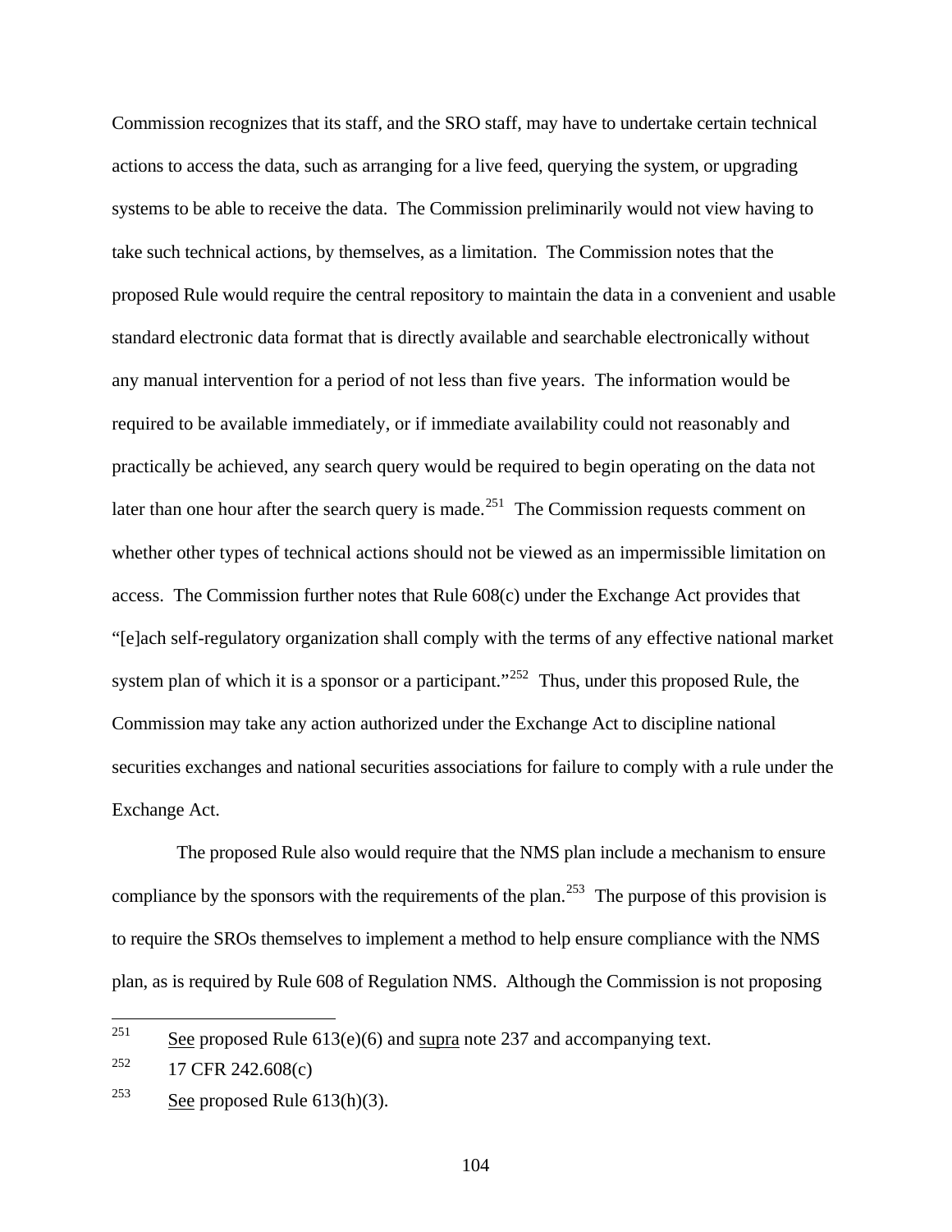Commission recognizes that its staff, and the SRO staff, may have to undertake certain technical actions to access the data, such as arranging for a live feed, querying the system, or upgrading systems to be able to receive the data. The Commission preliminarily would not view having to take such technical actions, by themselves, as a limitation. The Commission notes that the proposed Rule would require the central repository to maintain the data in a convenient and usable standard electronic data format that is directly available and searchable electronically without any manual intervention for a period of not less than five years. The information would be required to be available immediately, or if immediate availability could not reasonably and practically be achieved, any search query would be required to begin operating on the data not later than one hour after the search query is made.[251] The Commission requests comment on whether other types of technical actions should not be viewed as an impermissible limitation on access. The Commission further notes that Rule 608(c) under the Exchange Act provides that "[e]ach self-regulatory organization shall comply with the terms of any effective national market system plan of which it is a sponsor or a participant."[252] Thus, under this proposed Rule, the Commission may take any action authorized under the Exchange Act to discipline national securities exchanges and national securities associations for failure to comply with a rule under the Exchange Act.

The proposed Rule also would require that the NMS plan include a mechanism to ensure compliance by the sponsors with the requirements of the plan.[253] The purpose of this provision is to require the SROs themselves to implement a method to help ensure compliance with the NMS plan, as is required by Rule 608 of Regulation NMS. Although the Commission is not proposing

---

[251] See proposed Rule 613(e)(6) and supra note 237 and accompanying text.

[252] 17 CFR 242.608(c)

[253] See proposed Rule 613(h)(3).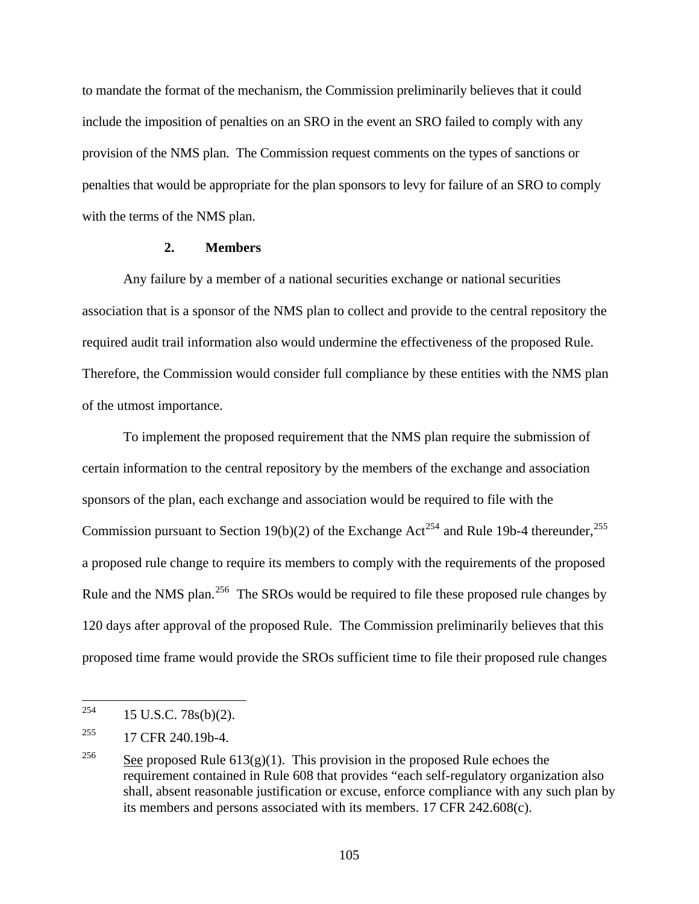to mandate the format of the mechanism, the Commission preliminarily believes that it could include the imposition of penalties on an SRO in the event an SRO failed to comply with any provision of the NMS plan. The Commission request comments on the types of sanctions or penalties that would be appropriate for the plan sponsors to levy for failure of an SRO to comply with the terms of the NMS plan.

**2. Members**

Any failure by a member of a national securities exchange or national securities association that is a sponsor of the NMS plan to collect and provide to the central repository the required audit trail information also would undermine the effectiveness of the proposed Rule. Therefore, the Commission would consider full compliance by these entities with the NMS plan of the utmost importance.

To implement the proposed requirement that the NMS plan require the submission of certain information to the central repository by the members of the exchange and association sponsors of the plan, each exchange and association would be required to file with the Commission pursuant to Section 19(b)(2) of the Exchange Act[254] and Rule 19b-4 thereunder,[255] a proposed rule change to require its members to comply with the requirements of the proposed Rule and the NMS plan.[256] The SROs would be required to file these proposed rule changes by 120 days after approval of the proposed Rule. The Commission preliminarily believes that this proposed time frame would provide the SROs sufficient time to file their proposed rule changes

---

[254] 15 U.S.C. 78s(b)(2).

[255] 17 CFR 240.19b-4.

[256] See proposed Rule 613(g)(1). This provision in the proposed Rule echoes the requirement contained in Rule 608 that provides "each self-regulatory organization also shall, absent reasonable justification or excuse, enforce compliance with any such plan by its members and persons associated with its members. 17 CFR 242.608(c).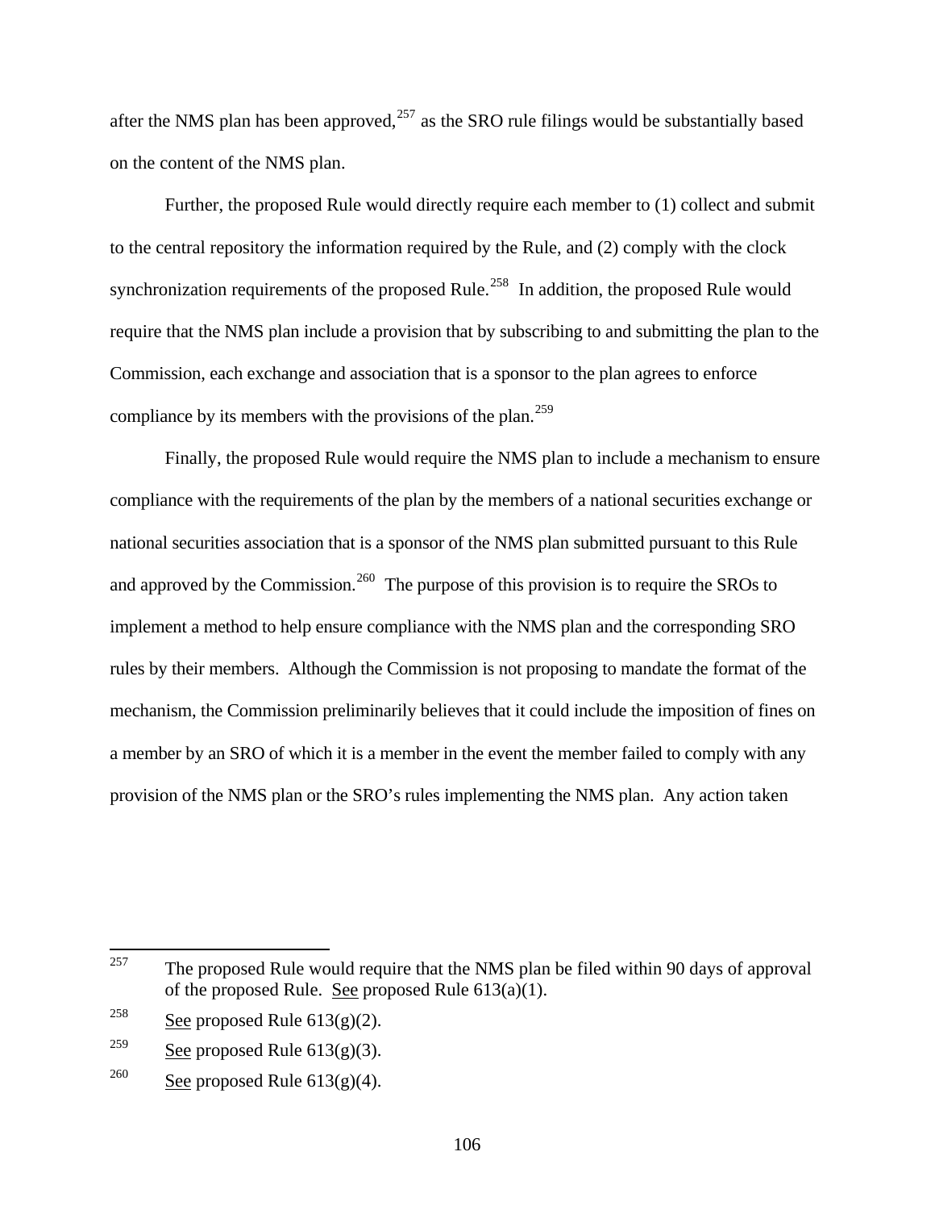after the NMS plan has been approved,[257] as the SRO rule filings would be substantially based on the content of the NMS plan.

Further, the proposed Rule would directly require each member to (1) collect and submit to the central repository the information required by the Rule, and (2) comply with the clock synchronization requirements of the proposed Rule.[258] In addition, the proposed Rule would require that the NMS plan include a provision that by subscribing to and submitting the plan to the Commission, each exchange and association that is a sponsor to the plan agrees to enforce compliance by its members with the provisions of the plan.[259]

Finally, the proposed Rule would require the NMS plan to include a mechanism to ensure compliance with the requirements of the plan by the members of a national securities exchange or national securities association that is a sponsor of the NMS plan submitted pursuant to this Rule and approved by the Commission.[260] The purpose of this provision is to require the SROs to implement a method to help ensure compliance with the NMS plan and the corresponding SRO rules by their members. Although the Commission is not proposing to mandate the format of the mechanism, the Commission preliminarily believes that it could include the imposition of fines on a member by an SRO of which it is a member in the event the member failed to comply with any provision of the NMS plan or the SRO's rules implementing the NMS plan. Any action taken

---

[257] The proposed Rule would require that the NMS plan be filed within 90 days of approval of the proposed Rule. See proposed Rule 613(a)(1).

[258] See proposed Rule 613(g)(2).

[259] See proposed Rule 613(g)(3).

[260] See proposed Rule 613(g)(4).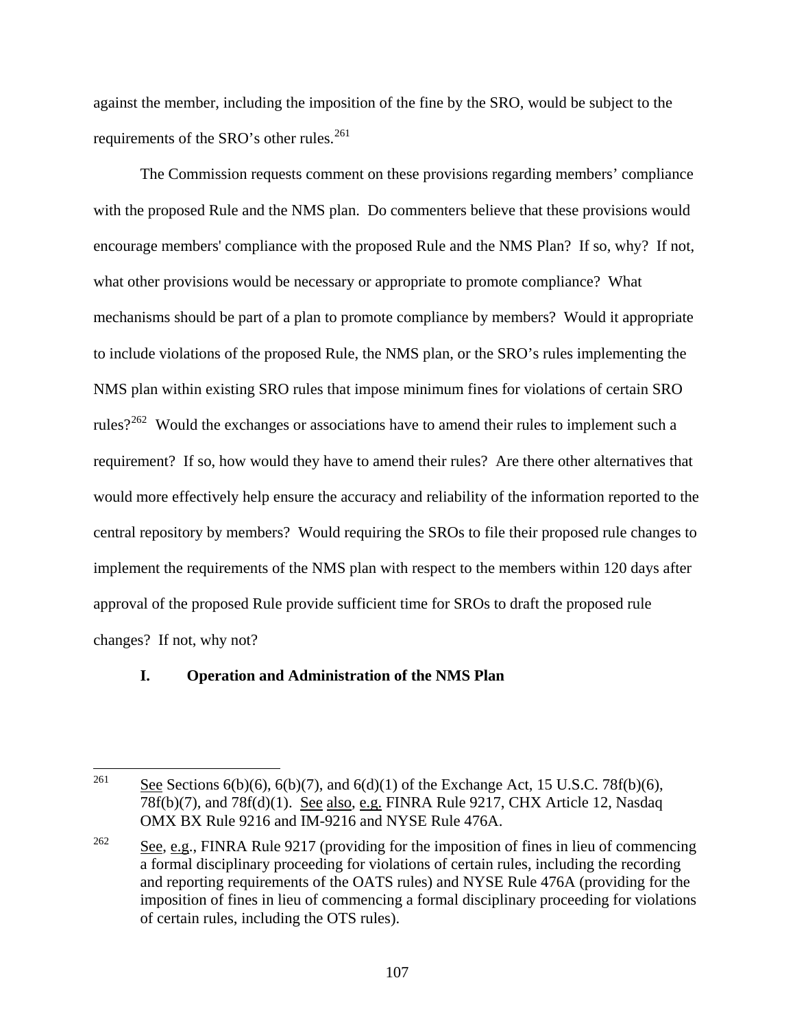against the member, including the imposition of the fine by the SRO, would be subject to the requirements of the SRO's other rules.[261]

The Commission requests comment on these provisions regarding members' compliance with the proposed Rule and the NMS plan. Do commenters believe that these provisions would encourage members' compliance with the proposed Rule and the NMS Plan? If so, why? If not, what other provisions would be necessary or appropriate to promote compliance? What mechanisms should be part of a plan to promote compliance by members? Would it appropriate to include violations of the proposed Rule, the NMS plan, or the SRO's rules implementing the NMS plan within existing SRO rules that impose minimum fines for violations of certain SRO rules?[262] Would the exchanges or associations have to amend their rules to implement such a requirement? If so, how would they have to amend their rules? Are there other alternatives that would more effectively help ensure the accuracy and reliability of the information reported to the central repository by members? Would requiring the SROs to file their proposed rule changes to implement the requirements of the NMS plan with respect to the members within 120 days after approval of the proposed Rule provide sufficient time for SROs to draft the proposed rule changes? If not, why not?

### I. Operation and Administration of the NMS Plan

---

[261] See Sections 6(b)(6), 6(b)(7), and 6(d)(1) of the Exchange Act, 15 U.S.C. 78f(b)(6), 78f(b)(7), and 78f(d)(1). See also, e.g. FINRA Rule 9217, CHX Article 12, Nasdaq OMX BX Rule 9216 and IM-9216 and NYSE Rule 476A.

[262] See, e.g., FINRA Rule 9217 (providing for the imposition of fines in lieu of commencing a formal disciplinary proceeding for violations of certain rules, including the recording and reporting requirements of the OATS rules) and NYSE Rule 476A (providing for the imposition of fines in lieu of commencing a formal disciplinary proceeding for violations of certain rules, including the OTS rules).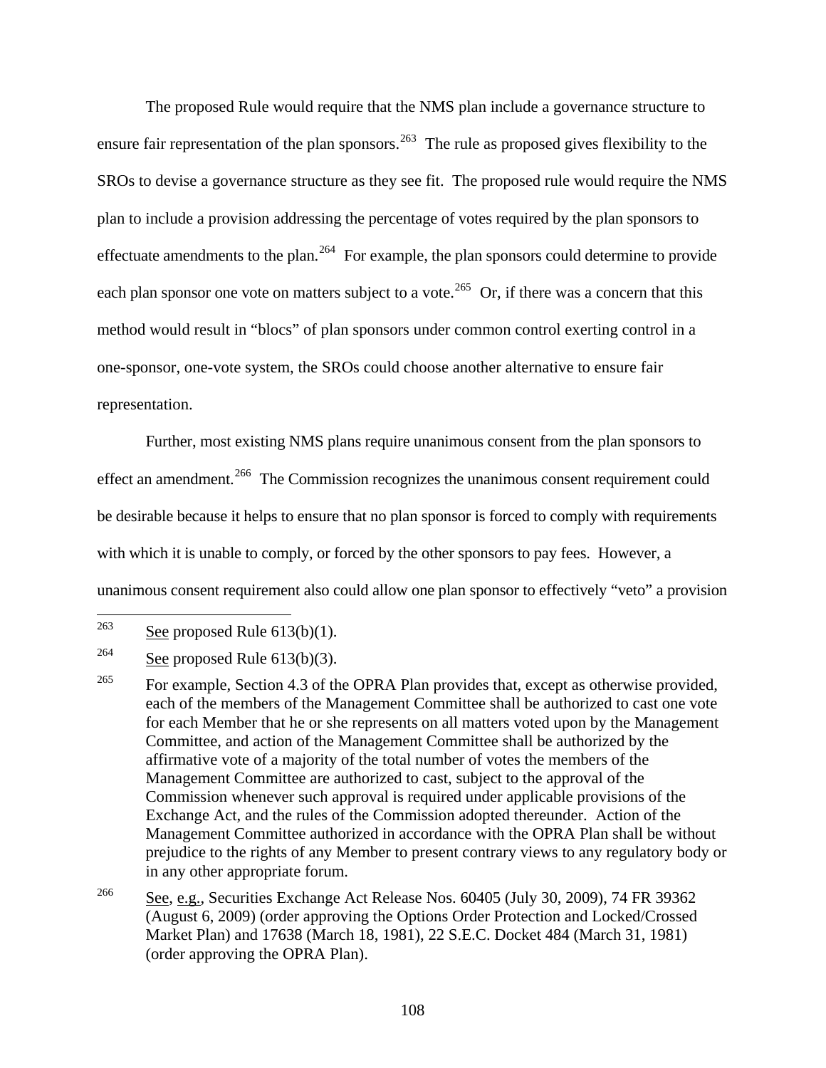The proposed Rule would require that the NMS plan include a governance structure to ensure fair representation of the plan sponsors.[263] The rule as proposed gives flexibility to the SROs to devise a governance structure as they see fit. The proposed rule would require the NMS plan to include a provision addressing the percentage of votes required by the plan sponsors to effectuate amendments to the plan.[264] For example, the plan sponsors could determine to provide each plan sponsor one vote on matters subject to a vote.[265] Or, if there was a concern that this method would result in "blocs" of plan sponsors under common control exerting control in a one-sponsor, one-vote system, the SROs could choose another alternative to ensure fair representation.

Further, most existing NMS plans require unanimous consent from the plan sponsors to effect an amendment.[266] The Commission recognizes the unanimous consent requirement could be desirable because it helps to ensure that no plan sponsor is forced to comply with requirements with which it is unable to comply, or forced by the other sponsors to pay fees. However, a unanimous consent requirement also could allow one plan sponsor to effectively "veto" a provision

---

[263] See proposed Rule 613(b)(1).

[264] See proposed Rule 613(b)(3).

[265] For example, Section 4.3 of the OPRA Plan provides that, except as otherwise provided, each of the members of the Management Committee shall be authorized to cast one vote for each Member that he or she represents on all matters voted upon by the Management Committee, and action of the Management Committee shall be authorized by the affirmative vote of a majority of the total number of votes the members of the Management Committee are authorized to cast, subject to the approval of the Commission whenever such approval is required under applicable provisions of the Exchange Act, and the rules of the Commission adopted thereunder. Action of the Management Committee authorized in accordance with the OPRA Plan shall be without prejudice to the rights of any Member to present contrary views to any regulatory body or in any other appropriate forum.

[266] See, e.g., Securities Exchange Act Release Nos. 60405 (July 30, 2009), 74 FR 39362 (August 6, 2009) (order approving the Options Order Protection and Locked/Crossed Market Plan) and 17638 (March 18, 1981), 22 S.E.C. Docket 484 (March 31, 1981) (order approving the OPRA Plan).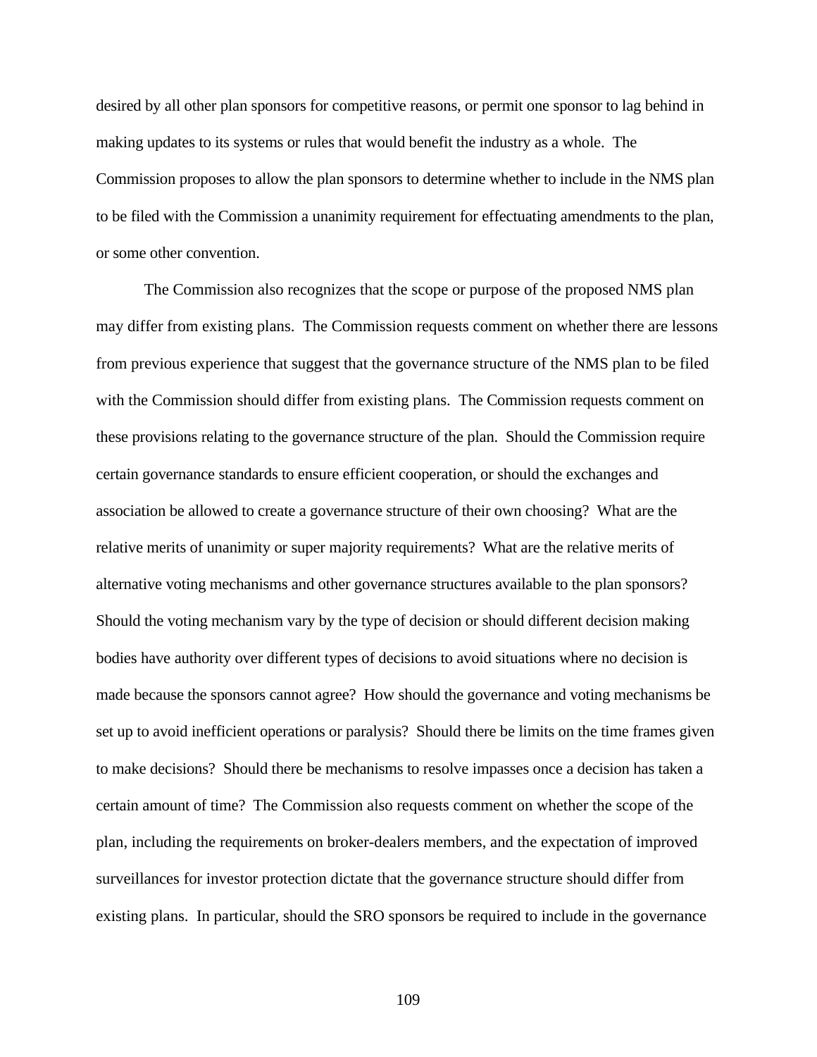desired by all other plan sponsors for competitive reasons, or permit one sponsor to lag behind in making updates to its systems or rules that would benefit the industry as a whole. The Commission proposes to allow the plan sponsors to determine whether to include in the NMS plan to be filed with the Commission a unanimity requirement for effectuating amendments to the plan, or some other convention.

The Commission also recognizes that the scope or purpose of the proposed NMS plan may differ from existing plans. The Commission requests comment on whether there are lessons from previous experience that suggest that the governance structure of the NMS plan to be filed with the Commission should differ from existing plans. The Commission requests comment on these provisions relating to the governance structure of the plan. Should the Commission require certain governance standards to ensure efficient cooperation, or should the exchanges and association be allowed to create a governance structure of their own choosing? What are the relative merits of unanimity or super majority requirements? What are the relative merits of alternative voting mechanisms and other governance structures available to the plan sponsors? Should the voting mechanism vary by the type of decision or should different decision making bodies have authority over different types of decisions to avoid situations where no decision is made because the sponsors cannot agree? How should the governance and voting mechanisms be set up to avoid inefficient operations or paralysis? Should there be limits on the time frames given to make decisions? Should there be mechanisms to resolve impasses once a decision has taken a certain amount of time? The Commission also requests comment on whether the scope of the plan, including the requirements on broker-dealers members, and the expectation of improved surveillances for investor protection dictate that the governance structure should differ from existing plans. In particular, should the SRO sponsors be required to include in the governance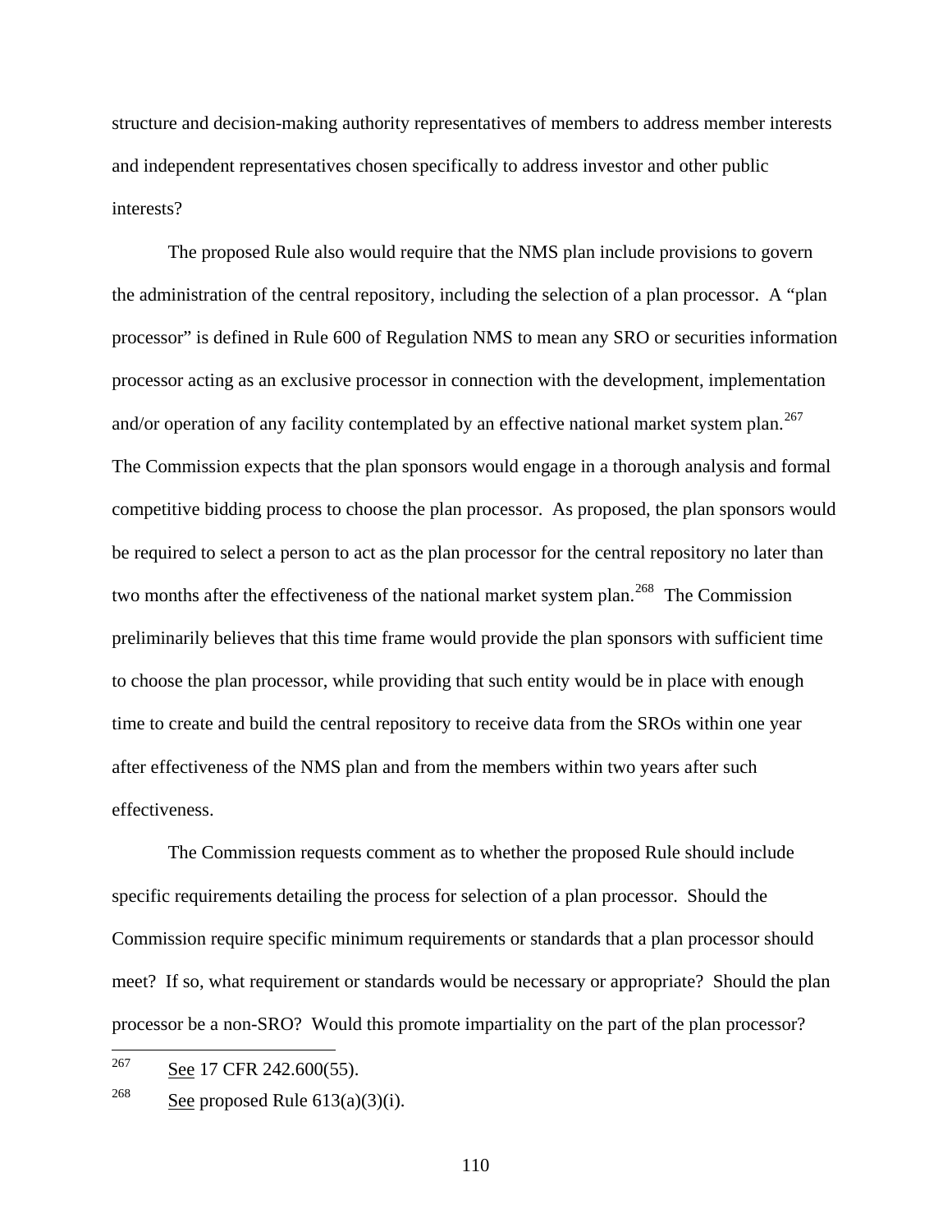structure and decision-making authority representatives of members to address member interests and independent representatives chosen specifically to address investor and other public interests?

The proposed Rule also would require that the NMS plan include provisions to govern the administration of the central repository, including the selection of a plan processor. A "plan processor" is defined in Rule 600 of Regulation NMS to mean any SRO or securities information processor acting as an exclusive processor in connection with the development, implementation and/or operation of any facility contemplated by an effective national market system plan.[267] The Commission expects that the plan sponsors would engage in a thorough analysis and formal competitive bidding process to choose the plan processor. As proposed, the plan sponsors would be required to select a person to act as the plan processor for the central repository no later than two months after the effectiveness of the national market system plan.[268] The Commission preliminarily believes that this time frame would provide the plan sponsors with sufficient time to choose the plan processor, while providing that such entity would be in place with enough time to create and build the central repository to receive data from the SROs within one year after effectiveness of the NMS plan and from the members within two years after such effectiveness.

The Commission requests comment as to whether the proposed Rule should include specific requirements detailing the process for selection of a plan processor. Should the Commission require specific minimum requirements or standards that a plan processor should meet? If so, what requirement or standards would be necessary or appropriate? Should the plan processor be a non-SRO? Would this promote impartiality on the part of the plan processor?

---

[267] See 17 CFR 242.600(55).

[268] See proposed Rule 613(a)(3)(i).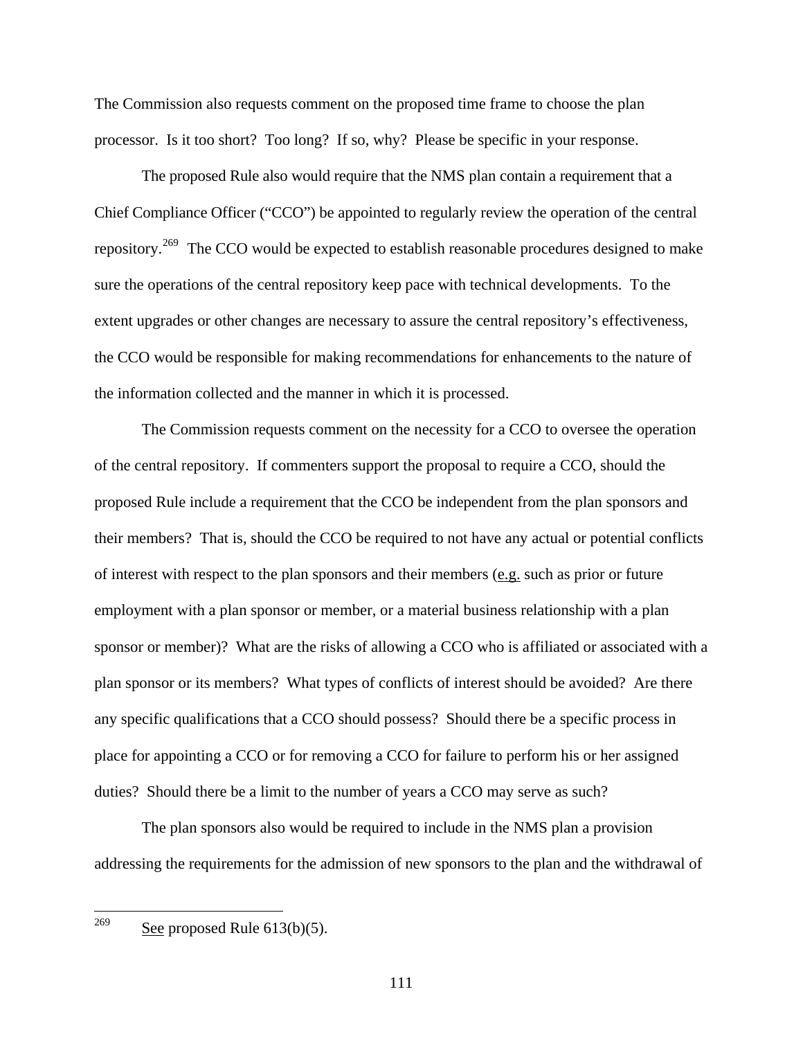The Commission also requests comment on the proposed time frame to choose the plan processor. Is it too short? Too long? If so, why? Please be specific in your response.

The proposed Rule also would require that the NMS plan contain a requirement that a Chief Compliance Officer ("CCO") be appointed to regularly review the operation of the central repository.[269] The CCO would be expected to establish reasonable procedures designed to make sure the operations of the central repository keep pace with technical developments. To the extent upgrades or other changes are necessary to assure the central repository's effectiveness, the CCO would be responsible for making recommendations for enhancements to the nature of the information collected and the manner in which it is processed.

The Commission requests comment on the necessity for a CCO to oversee the operation of the central repository. If commenters support the proposal to require a CCO, should the proposed Rule include a requirement that the CCO be independent from the plan sponsors and their members? That is, should the CCO be required to not have any actual or potential conflicts of interest with respect to the plan sponsors and their members (e.g. such as prior or future employment with a plan sponsor or member, or a material business relationship with a plan sponsor or member)? What are the risks of allowing a CCO who is affiliated or associated with a plan sponsor or its members? What types of conflicts of interest should be avoided? Are there any specific qualifications that a CCO should possess? Should there be a specific process in place for appointing a CCO or for removing a CCO for failure to perform his or her assigned duties? Should there be a limit to the number of years a CCO may serve as such?

The plan sponsors also would be required to include in the NMS plan a provision addressing the requirements for the admission of new sponsors to the plan and the withdrawal of

---

[269] See proposed Rule 613(b)(5).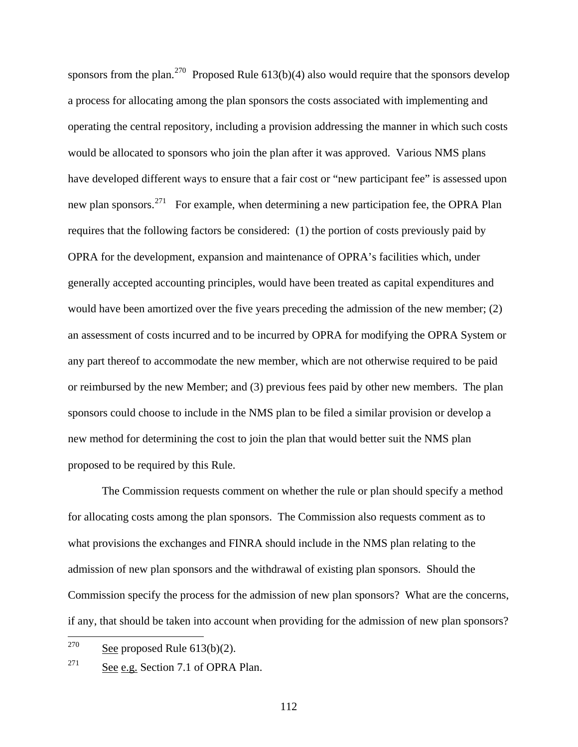sponsors from the plan.[270] Proposed Rule 613(b)(4) also would require that the sponsors develop a process for allocating among the plan sponsors the costs associated with implementing and operating the central repository, including a provision addressing the manner in which such costs would be allocated to sponsors who join the plan after it was approved. Various NMS plans have developed different ways to ensure that a fair cost or "new participant fee" is assessed upon new plan sponsors.[271] For example, when determining a new participation fee, the OPRA Plan requires that the following factors be considered: (1) the portion of costs previously paid by OPRA for the development, expansion and maintenance of OPRA's facilities which, under generally accepted accounting principles, would have been treated as capital expenditures and would have been amortized over the five years preceding the admission of the new member; (2) an assessment of costs incurred and to be incurred by OPRA for modifying the OPRA System or any part thereof to accommodate the new member, which are not otherwise required to be paid or reimbursed by the new Member; and (3) previous fees paid by other new members. The plan sponsors could choose to include in the NMS plan to be filed a similar provision or develop a new method for determining the cost to join the plan that would better suit the NMS plan proposed to be required by this Rule.

The Commission requests comment on whether the rule or plan should specify a method for allocating costs among the plan sponsors. The Commission also requests comment as to what provisions the exchanges and FINRA should include in the NMS plan relating to the admission of new plan sponsors and the withdrawal of existing plan sponsors. Should the Commission specify the process for the admission of new plan sponsors? What are the concerns, if any, that should be taken into account when providing for the admission of new plan sponsors?

---

[270] See proposed Rule 613(b)(2).

[271] See e.g. Section 7.1 of OPRA Plan.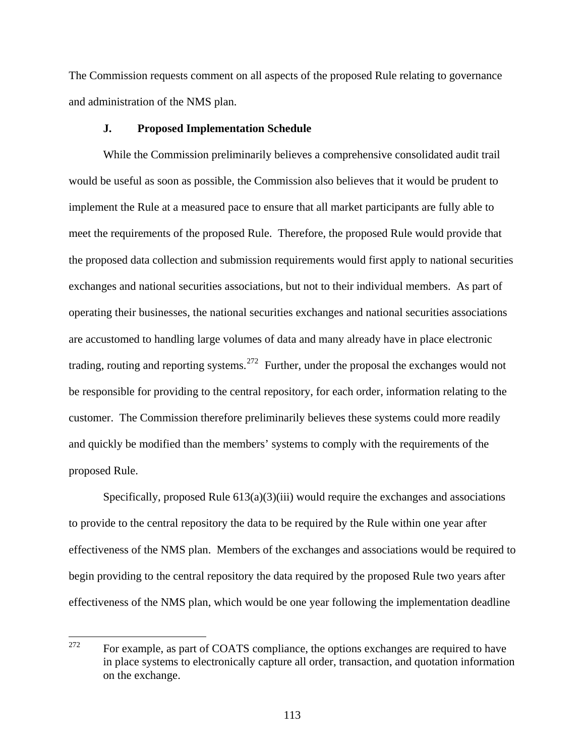The Commission requests comment on all aspects of the proposed Rule relating to governance and administration of the NMS plan.

### J. Proposed Implementation Schedule

While the Commission preliminarily believes a comprehensive consolidated audit trail would be useful as soon as possible, the Commission also believes that it would be prudent to implement the Rule at a measured pace to ensure that all market participants are fully able to meet the requirements of the proposed Rule. Therefore, the proposed Rule would provide that the proposed data collection and submission requirements would first apply to national securities exchanges and national securities associations, but not to their individual members. As part of operating their businesses, the national securities exchanges and national securities associations are accustomed to handling large volumes of data and many already have in place electronic trading, routing and reporting systems.[272] Further, under the proposal the exchanges would not be responsible for providing to the central repository, for each order, information relating to the customer. The Commission therefore preliminarily believes these systems could more readily and quickly be modified than the members' systems to comply with the requirements of the proposed Rule.

Specifically, proposed Rule 613(a)(3)(iii) would require the exchanges and associations to provide to the central repository the data to be required by the Rule within one year after effectiveness of the NMS plan. Members of the exchanges and associations would be required to begin providing to the central repository the data required by the proposed Rule two years after effectiveness of the NMS plan, which would be one year following the implementation deadline

---

[272] For example, as part of COATS compliance, the options exchanges are required to have in place systems to electronically capture all order, transaction, and quotation information on the exchange.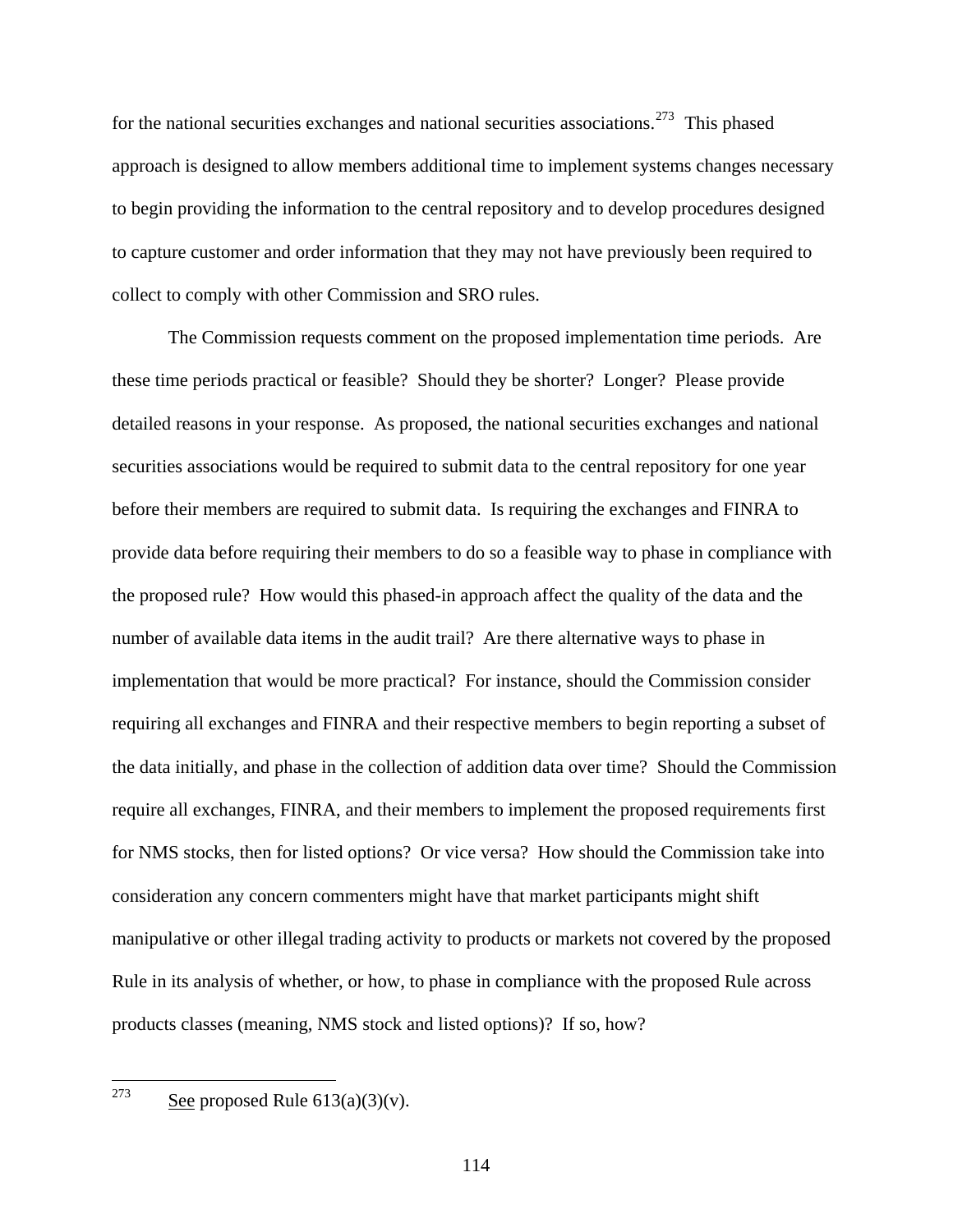for the national securities exchanges and national securities associations.[273] This phased approach is designed to allow members additional time to implement systems changes necessary to begin providing the information to the central repository and to develop procedures designed to capture customer and order information that they may not have previously been required to collect to comply with other Commission and SRO rules.

The Commission requests comment on the proposed implementation time periods. Are these time periods practical or feasible? Should they be shorter? Longer? Please provide detailed reasons in your response. As proposed, the national securities exchanges and national securities associations would be required to submit data to the central repository for one year before their members are required to submit data. Is requiring the exchanges and FINRA to provide data before requiring their members to do so a feasible way to phase in compliance with the proposed rule? How would this phased-in approach affect the quality of the data and the number of available data items in the audit trail? Are there alternative ways to phase in implementation that would be more practical? For instance, should the Commission consider requiring all exchanges and FINRA and their respective members to begin reporting a subset of the data initially, and phase in the collection of addition data over time? Should the Commission require all exchanges, FINRA, and their members to implement the proposed requirements first for NMS stocks, then for listed options? Or vice versa? How should the Commission take into consideration any concern commenters might have that market participants might shift manipulative or other illegal trading activity to products or markets not covered by the proposed Rule in its analysis of whether, or how, to phase in compliance with the proposed Rule across products classes (meaning, NMS stock and listed options)? If so, how?

---

[273] See proposed Rule 613(a)(3)(v).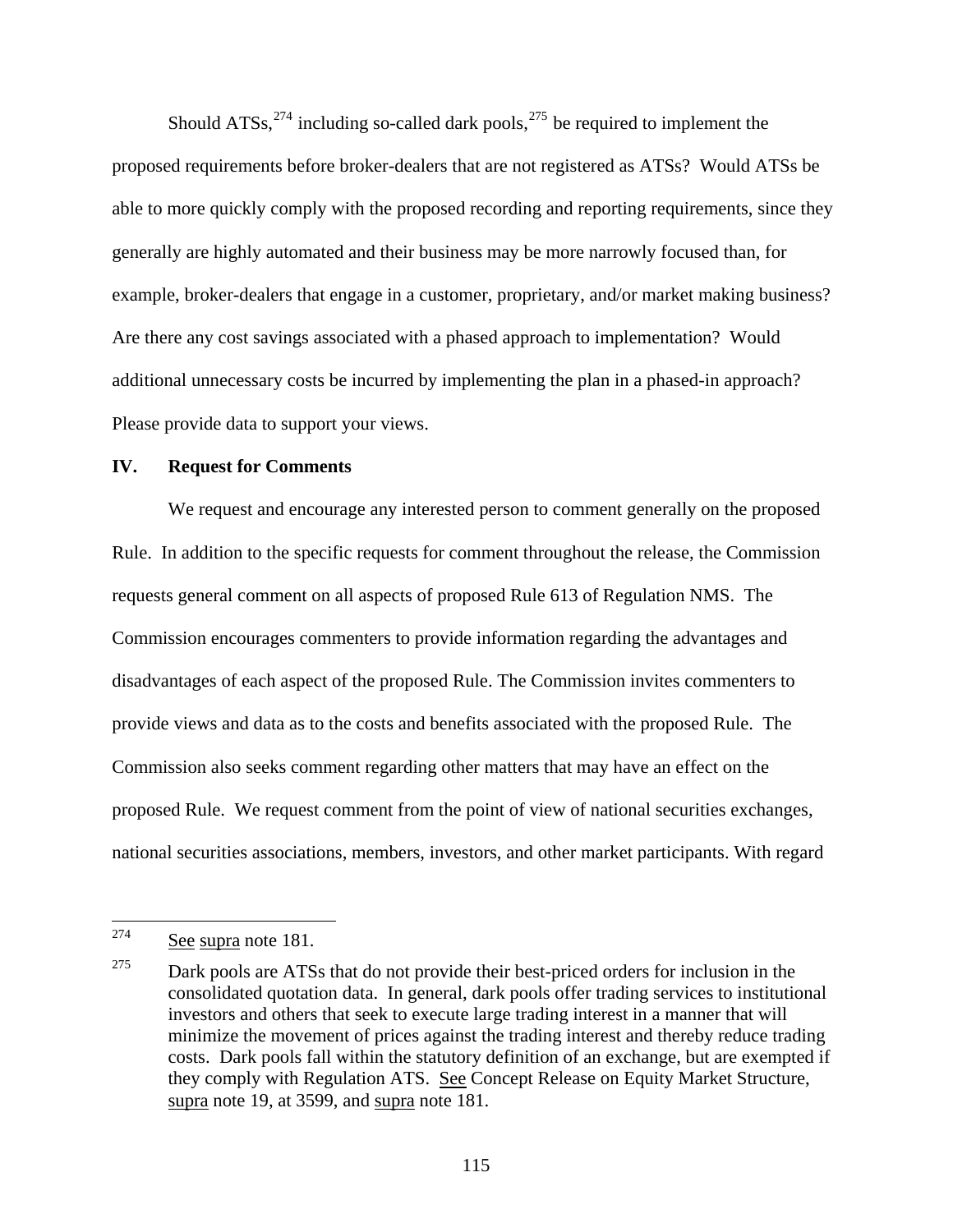Should ATSs,[274] including so-called dark pools,[275] be required to implement the proposed requirements before broker-dealers that are not registered as ATSs? Would ATSs be able to more quickly comply with the proposed recording and reporting requirements, since they generally are highly automated and their business may be more narrowly focused than, for example, broker-dealers that engage in a customer, proprietary, and/or market making business? Are there any cost savings associated with a phased approach to implementation? Would additional unnecessary costs be incurred by implementing the plan in a phased-in approach? Please provide data to support your views.

## IV. Request for Comments

We request and encourage any interested person to comment generally on the proposed Rule. In addition to the specific requests for comment throughout the release, the Commission requests general comment on all aspects of proposed Rule 613 of Regulation NMS. The Commission encourages commenters to provide information regarding the advantages and disadvantages of each aspect of the proposed Rule. The Commission invites commenters to provide views and data as to the costs and benefits associated with the proposed Rule. The Commission also seeks comment regarding other matters that may have an effect on the proposed Rule. We request comment from the point of view of national securities exchanges, national securities associations, members, investors, and other market participants. With regard

---

[274] See supra note 181.

[275] Dark pools are ATSs that do not provide their best-priced orders for inclusion in the consolidated quotation data. In general, dark pools offer trading services to institutional investors and others that seek to execute large trading interest in a manner that will minimize the movement of prices against the trading interest and thereby reduce trading costs. Dark pools fall within the statutory definition of an exchange, but are exempted if they comply with Regulation ATS. See Concept Release on Equity Market Structure, supra note 19, at 3599, and supra note 181.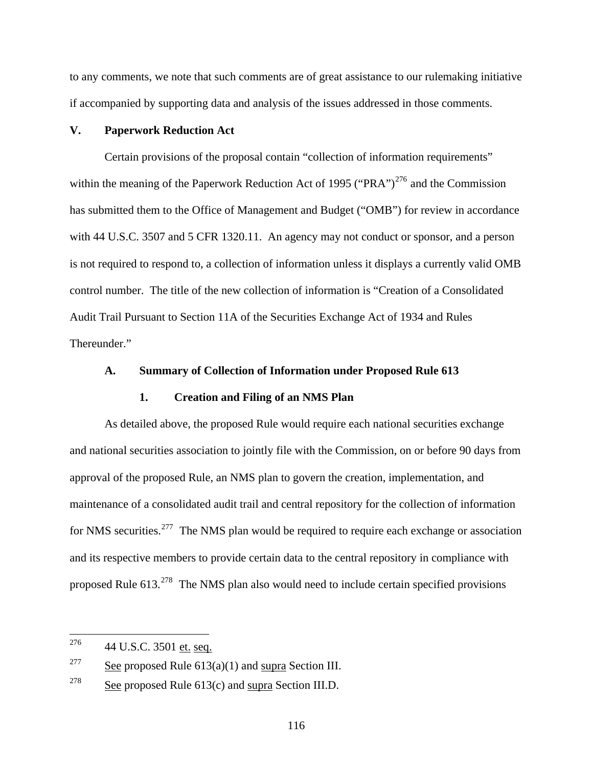to any comments, we note that such comments are of great assistance to our rulemaking initiative if accompanied by supporting data and analysis of the issues addressed in those comments.

## V. Paperwork Reduction Act

Certain provisions of the proposal contain "collection of information requirements" within the meaning of the Paperwork Reduction Act of 1995 ("PRA")[276] and the Commission has submitted them to the Office of Management and Budget ("OMB") for review in accordance with 44 U.S.C. 3507 and 5 CFR 1320.11. An agency may not conduct or sponsor, and a person is not required to respond to, a collection of information unless it displays a currently valid OMB control number. The title of the new collection of information is "Creation of a Consolidated Audit Trail Pursuant to Section 11A of the Securities Exchange Act of 1934 and Rules Thereunder."

### A. Summary of Collection of Information under Proposed Rule 613

#### 1. Creation and Filing of an NMS Plan

As detailed above, the proposed Rule would require each national securities exchange and national securities association to jointly file with the Commission, on or before 90 days from approval of the proposed Rule, an NMS plan to govern the creation, implementation, and maintenance of a consolidated audit trail and central repository for the collection of information for NMS securities.[277] The NMS plan would be required to require each exchange or association and its respective members to provide certain data to the central repository in compliance with proposed Rule 613.[278] The NMS plan also would need to include certain specified provisions

---

[276] 44 U.S.C. 3501 et. seq.

[277] See proposed Rule 613(a)(1) and supra Section III.

[278] See proposed Rule 613(c) and supra Section III.D.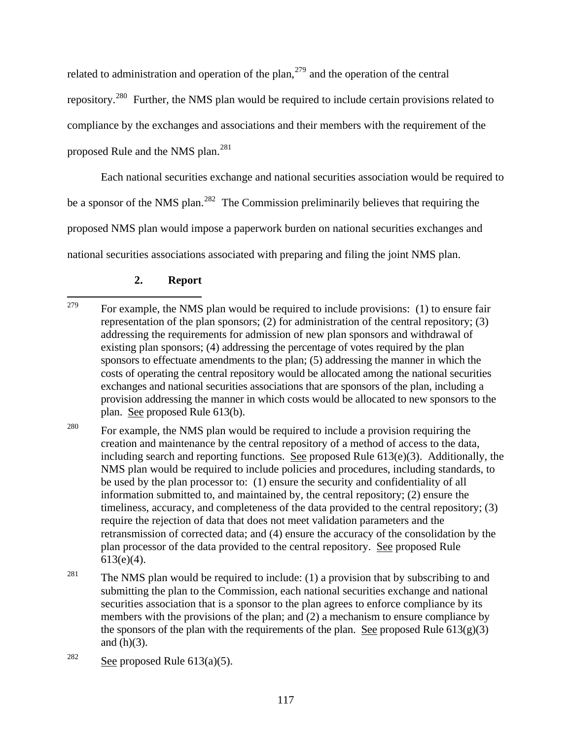related to administration and operation of the plan,[279] and the operation of the central repository.[280] Further, the NMS plan would be required to include certain provisions related to compliance by the exchanges and associations and their members with the requirement of the proposed Rule and the NMS plan.[281]

Each national securities exchange and national securities association would be required to be a sponsor of the NMS plan.[282] The Commission preliminarily believes that requiring the proposed NMS plan would impose a paperwork burden on national securities exchanges and national securities associations associated with preparing and filing the joint NMS plan.

### 2. Report

---

[279] For example, the NMS plan would be required to include provisions: (1) to ensure fair representation of the plan sponsors; (2) for administration of the central repository; (3) addressing the requirements for admission of new plan sponsors and withdrawal of existing plan sponsors; (4) addressing the percentage of votes required by the plan sponsors to effectuate amendments to the plan; (5) addressing the manner in which the costs of operating the central repository would be allocated among the national securities exchanges and national securities associations that are sponsors of the plan, including a provision addressing the manner in which costs would be allocated to new sponsors to the plan. See proposed Rule 613(b).

[280] For example, the NMS plan would be required to include a provision requiring the creation and maintenance by the central repository of a method of access to the data, including search and reporting functions. See proposed Rule 613(e)(3). Additionally, the NMS plan would be required to include policies and procedures, including standards, to be used by the plan processor to: (1) ensure the security and confidentiality of all information submitted to, and maintained by, the central repository; (2) ensure the timeliness, accuracy, and completeness of the data provided to the central repository; (3) require the rejection of data that does not meet validation parameters and the retransmission of corrected data; and (4) ensure the accuracy of the consolidation by the plan processor of the data provided to the central repository. See proposed Rule 613(e)(4).

[281] The NMS plan would be required to include: (1) a provision that by subscribing to and submitting the plan to the Commission, each national securities exchange and national securities association that is a sponsor to the plan agrees to enforce compliance by its members with the provisions of the plan; and (2) a mechanism to ensure compliance by the sponsors of the plan with the requirements of the plan. See proposed Rule 613(g)(3) and (h)(3).

[282] See proposed Rule 613(a)(5).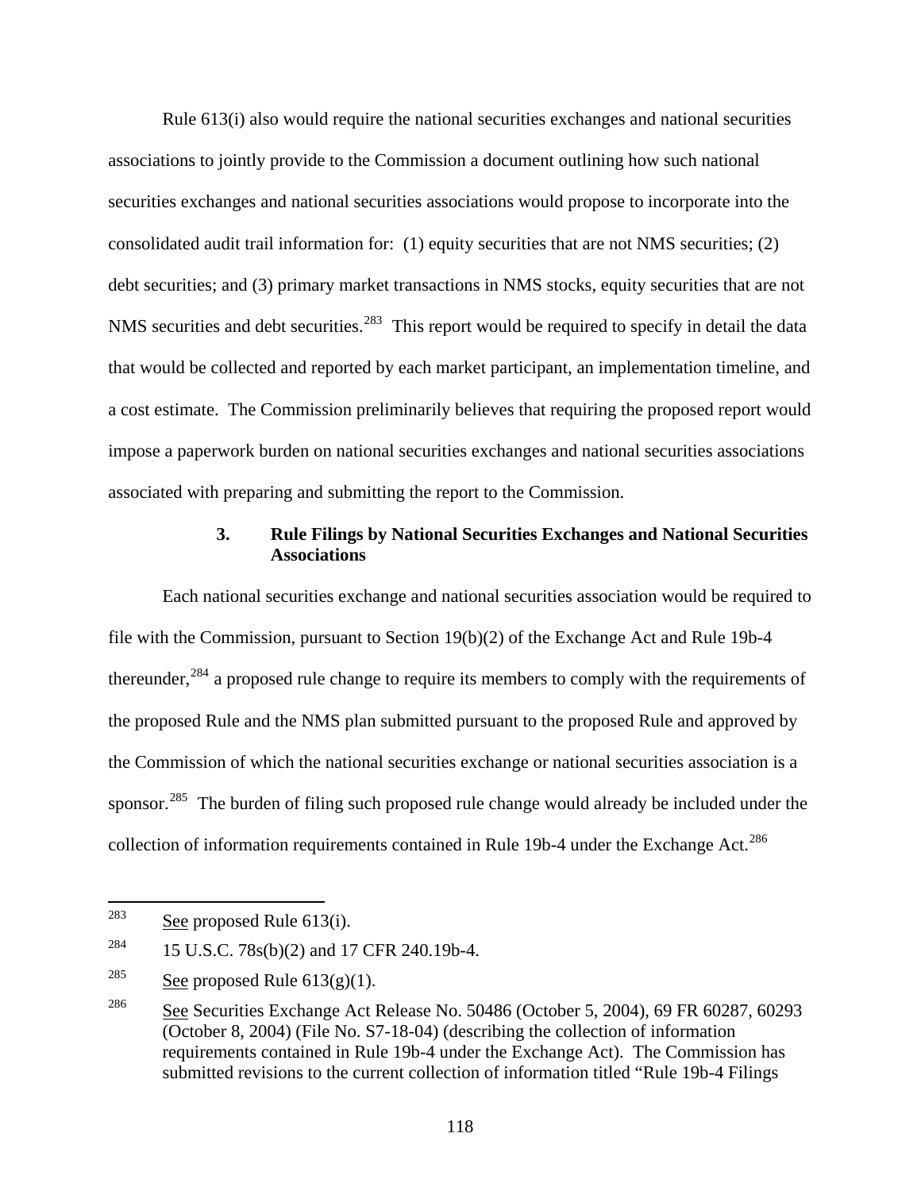Rule 613(i) also would require the national securities exchanges and national securities associations to jointly provide to the Commission a document outlining how such national securities exchanges and national securities associations would propose to incorporate into the consolidated audit trail information for: (1) equity securities that are not NMS securities; (2) debt securities; and (3) primary market transactions in NMS stocks, equity securities that are not NMS securities and debt securities.[283] This report would be required to specify in detail the data that would be collected and reported by each market participant, an implementation timeline, and a cost estimate. The Commission preliminarily believes that requiring the proposed report would impose a paperwork burden on national securities exchanges and national securities associations associated with preparing and submitting the report to the Commission.

### 3. Rule Filings by National Securities Exchanges and National Securities Associations

Each national securities exchange and national securities association would be required to file with the Commission, pursuant to Section 19(b)(2) of the Exchange Act and Rule 19b-4 thereunder,[284] a proposed rule change to require its members to comply with the requirements of the proposed Rule and the NMS plan submitted pursuant to the proposed Rule and approved by the Commission of which the national securities exchange or national securities association is a sponsor.[285] The burden of filing such proposed rule change would already be included under the collection of information requirements contained in Rule 19b-4 under the Exchange Act.[286]

---

[283] See proposed Rule 613(i).

[284] 15 U.S.C. 78s(b)(2) and 17 CFR 240.19b-4.

[285] See proposed Rule 613(g)(1).

[286] See Securities Exchange Act Release No. 50486 (October 5, 2004), 69 FR 60287, 60293 (October 8, 2004) (File No. S7-18-04) (describing the collection of information requirements contained in Rule 19b-4 under the Exchange Act). The Commission has submitted revisions to the current collection of information titled "Rule 19b-4 Filings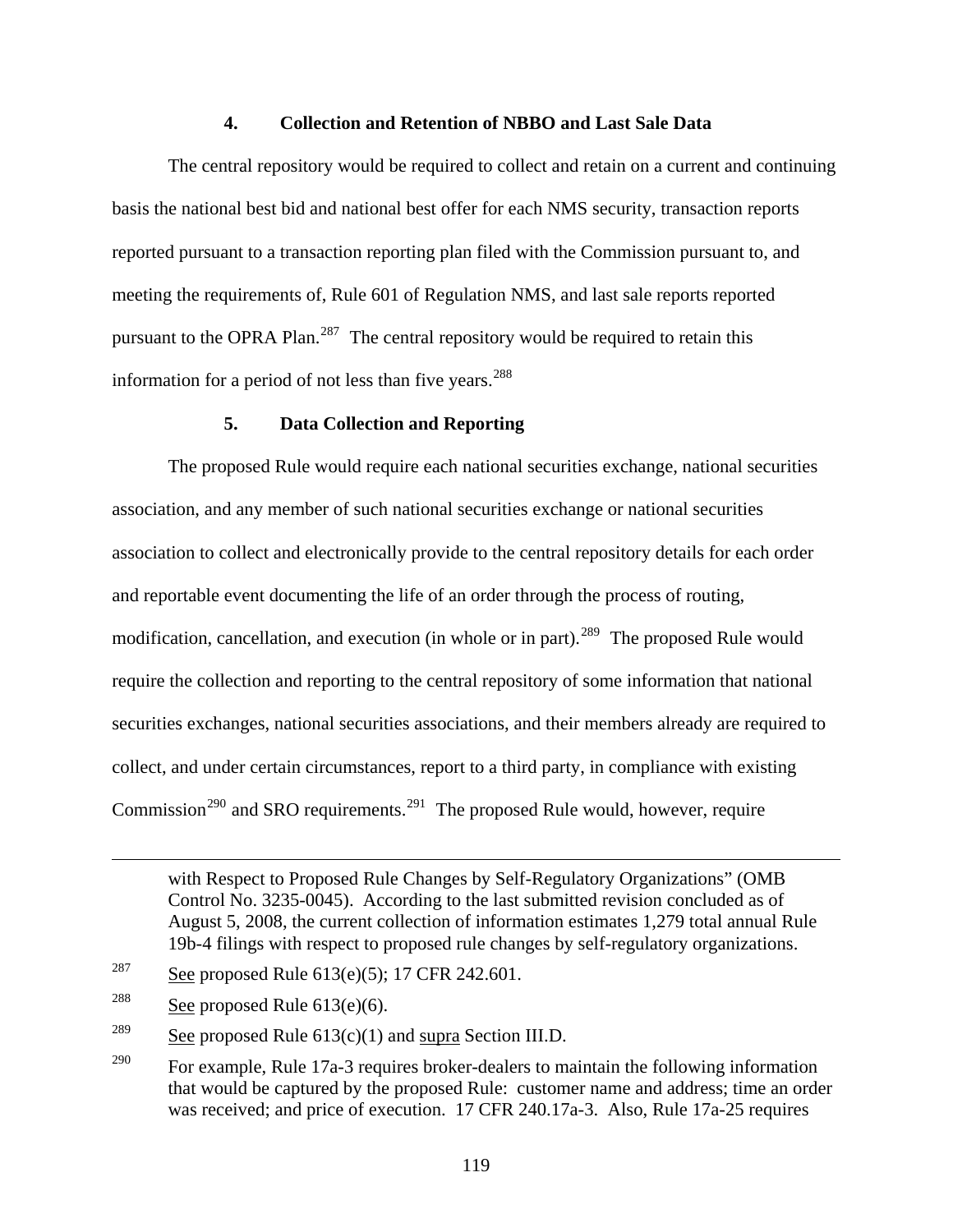#### 4. Collection and Retention of NBBO and Last Sale Data

The central repository would be required to collect and retain on a current and continuing basis the national best bid and national best offer for each NMS security, transaction reports reported pursuant to a transaction reporting plan filed with the Commission pursuant to, and meeting the requirements of, Rule 601 of Regulation NMS, and last sale reports reported pursuant to the OPRA Plan.[287] The central repository would be required to retain this information for a period of not less than five years.[288]

#### 5. Data Collection and Reporting

The proposed Rule would require each national securities exchange, national securities association, and any member of such national securities exchange or national securities association to collect and electronically provide to the central repository details for each order and reportable event documenting the life of an order through the process of routing, modification, cancellation, and execution (in whole or in part).[289] The proposed Rule would require the collection and reporting to the central repository of some information that national securities exchanges, national securities associations, and their members already are required to collect, and under certain circumstances, report to a third party, in compliance with existing Commission[290] and SRO requirements.[291] The proposed Rule would, however, require

---

with Respect to Proposed Rule Changes by Self-Regulatory Organizations" (OMB Control No. 3235-0045). According to the last submitted revision concluded as of August 5, 2008, the current collection of information estimates 1,279 total annual Rule 19b-4 filings with respect to proposed rule changes by self-regulatory organizations.

[287] See proposed Rule 613(e)(5); 17 CFR 242.601.

[288] See proposed Rule 613(e)(6).

[289] See proposed Rule 613(c)(1) and supra Section III.D.

[290] For example, Rule 17a-3 requires broker-dealers to maintain the following information that would be captured by the proposed Rule: customer name and address; time an order was received; and price of execution. 17 CFR 240.17a-3. Also, Rule 17a-25 requires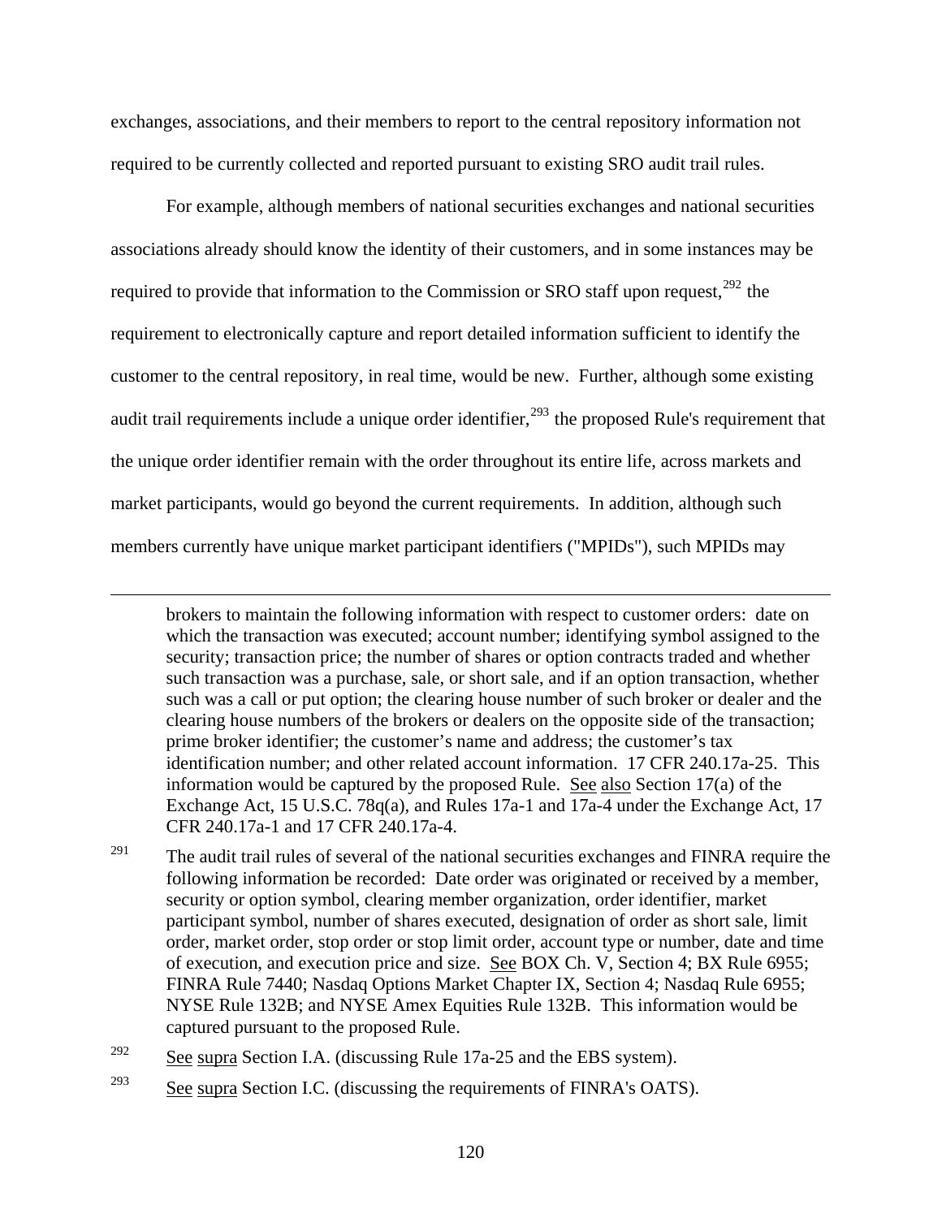exchanges, associations, and their members to report to the central repository information not required to be currently collected and reported pursuant to existing SRO audit trail rules.

For example, although members of national securities exchanges and national securities associations already should know the identity of their customers, and in some instances may be required to provide that information to the Commission or SRO staff upon request,[292] the requirement to electronically capture and report detailed information sufficient to identify the customer to the central repository, in real time, would be new. Further, although some existing audit trail requirements include a unique order identifier,[293] the proposed Rule's requirement that the unique order identifier remain with the order throughout its entire life, across markets and market participants, would go beyond the current requirements. In addition, although such members currently have unique market participant identifiers ("MPIDs"), such MPIDs may

---

brokers to maintain the following information with respect to customer orders: date on which the transaction was executed; account number; identifying symbol assigned to the security; transaction price; the number of shares or option contracts traded and whether such transaction was a purchase, sale, or short sale, and if an option transaction, whether such was a call or put option; the clearing house number of such broker or dealer and the clearing house numbers of the brokers or dealers on the opposite side of the transaction; prime broker identifier; the customer's name and address; the customer's tax identification number; and other related account information. 17 CFR 240.17a-25. This information would be captured by the proposed Rule. See also Section 17(a) of the Exchange Act, 15 U.S.C. 78q(a), and Rules 17a-1 and 17a-4 under the Exchange Act, 17 CFR 240.17a-1 and 17 CFR 240.17a-4.

[291] The audit trail rules of several of the national securities exchanges and FINRA require the following information be recorded: Date order was originated or received by a member, security or option symbol, clearing member organization, order identifier, market participant symbol, number of shares executed, designation of order as short sale, limit order, market order, stop order or stop limit order, account type or number, date and time of execution, and execution price and size. See BOX Ch. V, Section 4; BX Rule 6955; FINRA Rule 7440; Nasdaq Options Market Chapter IX, Section 4; Nasdaq Rule 6955; NYSE Rule 132B; and NYSE Amex Equities Rule 132B. This information would be captured pursuant to the proposed Rule.

[292] See supra Section I.A. (discussing Rule 17a-25 and the EBS system).

[293] See supra Section I.C. (discussing the requirements of FINRA's OATS).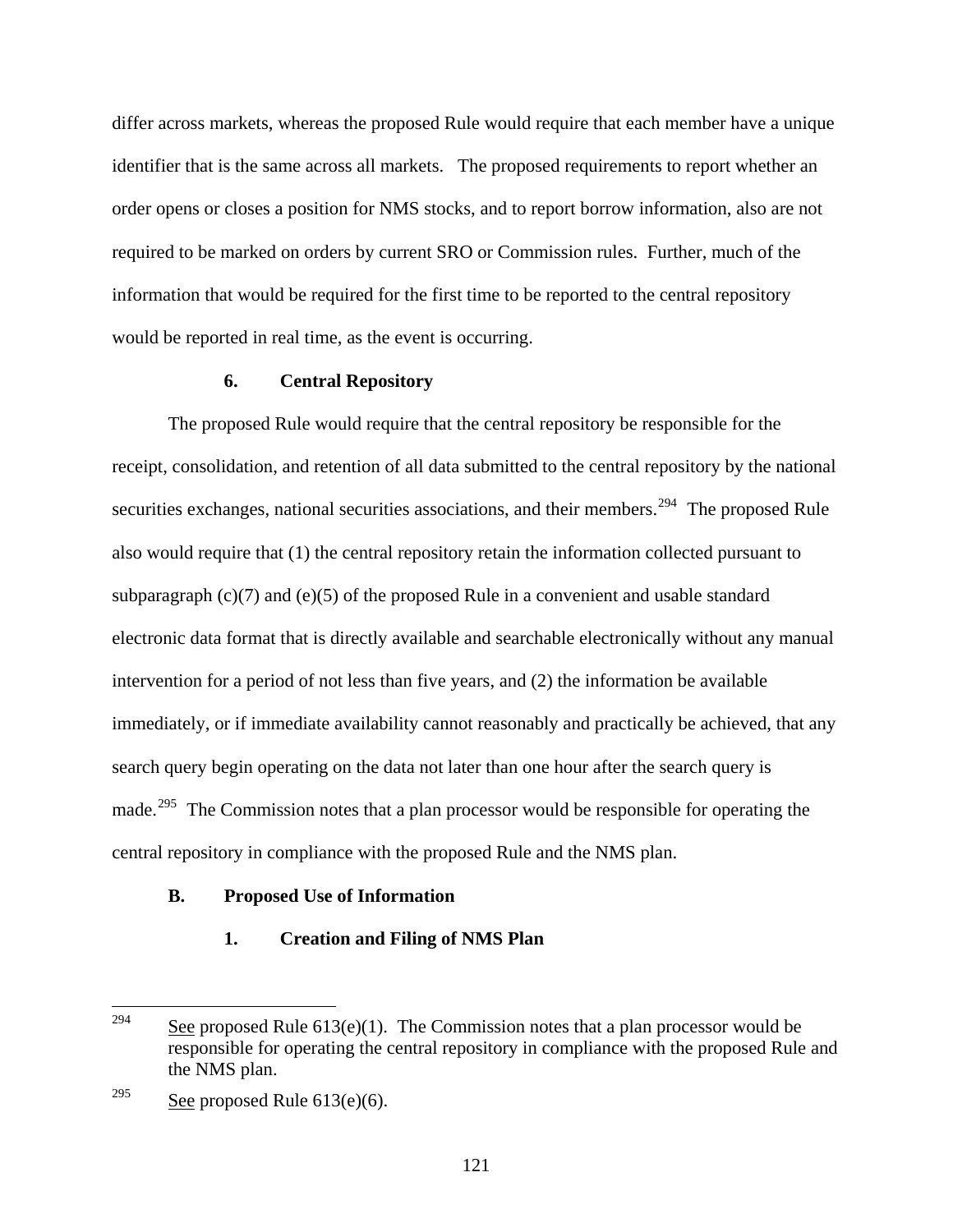differ across markets, whereas the proposed Rule would require that each member have a unique identifier that is the same across all markets. The proposed requirements to report whether an order opens or closes a position for NMS stocks, and to report borrow information, also are not required to be marked on orders by current SRO or Commission rules. Further, much of the information that would be required for the first time to be reported to the central repository would be reported in real time, as the event is occurring.

#### 6. Central Repository

The proposed Rule would require that the central repository be responsible for the receipt, consolidation, and retention of all data submitted to the central repository by the national securities exchanges, national securities associations, and their members.[294] The proposed Rule also would require that (1) the central repository retain the information collected pursuant to subparagraph (c)(7) and (e)(5) of the proposed Rule in a convenient and usable standard electronic data format that is directly available and searchable electronically without any manual intervention for a period of not less than five years, and (2) the information be available immediately, or if immediate availability cannot reasonably and practically be achieved, that any search query begin operating on the data not later than one hour after the search query is made.[295] The Commission notes that a plan processor would be responsible for operating the central repository in compliance with the proposed Rule and the NMS plan.

### B. Proposed Use of Information

#### 1. Creation and Filing of NMS Plan

---

[294] See proposed Rule 613(e)(1). The Commission notes that a plan processor would be responsible for operating the central repository in compliance with the proposed Rule and the NMS plan.

[295] See proposed Rule 613(e)(6).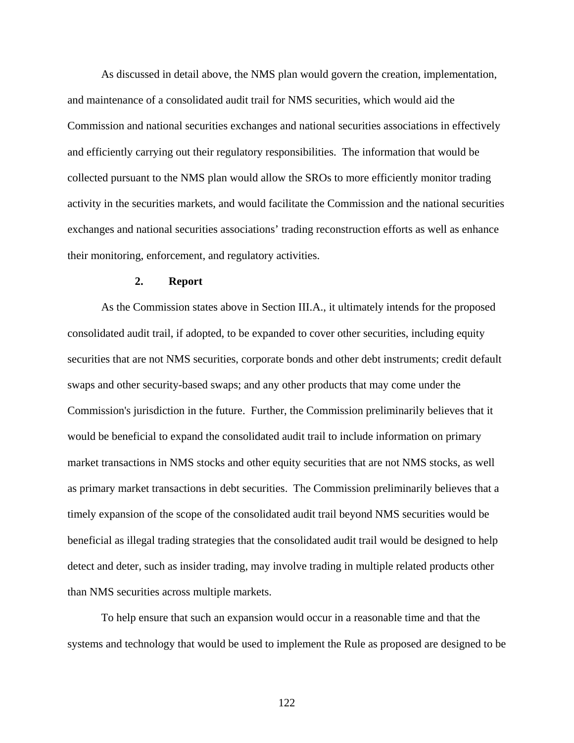As discussed in detail above, the NMS plan would govern the creation, implementation, and maintenance of a consolidated audit trail for NMS securities, which would aid the Commission and national securities exchanges and national securities associations in effectively and efficiently carrying out their regulatory responsibilities. The information that would be collected pursuant to the NMS plan would allow the SROs to more efficiently monitor trading activity in the securities markets, and would facilitate the Commission and the national securities exchanges and national securities associations' trading reconstruction efforts as well as enhance their monitoring, enforcement, and regulatory activities.

### 2. Report

As the Commission states above in Section III.A., it ultimately intends for the proposed consolidated audit trail, if adopted, to be expanded to cover other securities, including equity securities that are not NMS securities, corporate bonds and other debt instruments; credit default swaps and other security-based swaps; and any other products that may come under the Commission's jurisdiction in the future. Further, the Commission preliminarily believes that it would be beneficial to expand the consolidated audit trail to include information on primary market transactions in NMS stocks and other equity securities that are not NMS stocks, as well as primary market transactions in debt securities. The Commission preliminarily believes that a timely expansion of the scope of the consolidated audit trail beyond NMS securities would be beneficial as illegal trading strategies that the consolidated audit trail would be designed to help detect and deter, such as insider trading, may involve trading in multiple related products other than NMS securities across multiple markets.

To help ensure that such an expansion would occur in a reasonable time and that the systems and technology that would be used to implement the Rule as proposed are designed to be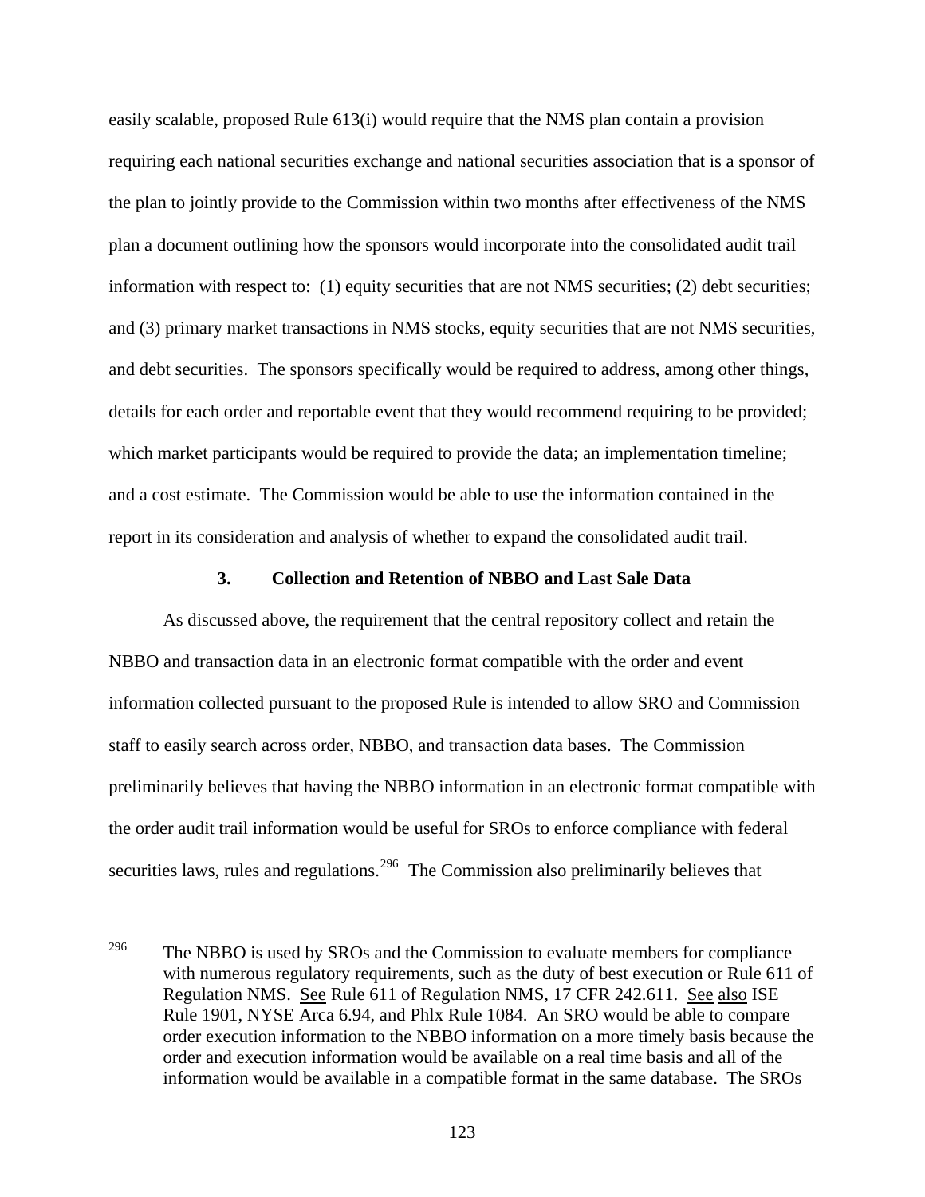easily scalable, proposed Rule 613(i) would require that the NMS plan contain a provision requiring each national securities exchange and national securities association that is a sponsor of the plan to jointly provide to the Commission within two months after effectiveness of the NMS plan a document outlining how the sponsors would incorporate into the consolidated audit trail information with respect to: (1) equity securities that are not NMS securities; (2) debt securities; and (3) primary market transactions in NMS stocks, equity securities that are not NMS securities, and debt securities. The sponsors specifically would be required to address, among other things, details for each order and reportable event that they would recommend requiring to be provided; which market participants would be required to provide the data; an implementation timeline; and a cost estimate. The Commission would be able to use the information contained in the report in its consideration and analysis of whether to expand the consolidated audit trail.

### 3. Collection and Retention of NBBO and Last Sale Data

As discussed above, the requirement that the central repository collect and retain the NBBO and transaction data in an electronic format compatible with the order and event information collected pursuant to the proposed Rule is intended to allow SRO and Commission staff to easily search across order, NBBO, and transaction data bases. The Commission preliminarily believes that having the NBBO information in an electronic format compatible with the order audit trail information would be useful for SROs to enforce compliance with federal securities laws, rules and regulations.[296] The Commission also preliminarily believes that

---

[296] The NBBO is used by SROs and the Commission to evaluate members for compliance with numerous regulatory requirements, such as the duty of best execution or Rule 611 of Regulation NMS. See Rule 611 of Regulation NMS, 17 CFR 242.611. See also ISE Rule 1901, NYSE Arca 6.94, and Phlx Rule 1084. An SRO would be able to compare order execution information to the NBBO information on a more timely basis because the order and execution information would be available on a real time basis and all of the information would be available in a compatible format in the same database. The SROs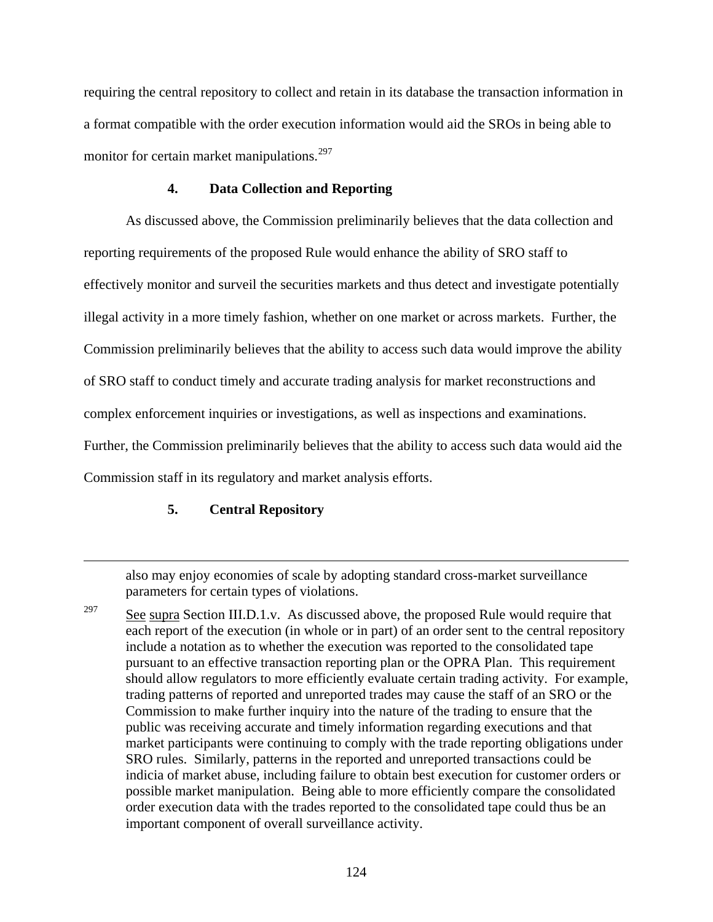requiring the central repository to collect and retain in its database the transaction information in a format compatible with the order execution information would aid the SROs in being able to monitor for certain market manipulations.[297]

#### 4. Data Collection and Reporting

As discussed above, the Commission preliminarily believes that the data collection and reporting requirements of the proposed Rule would enhance the ability of SRO staff to effectively monitor and surveil the securities markets and thus detect and investigate potentially illegal activity in a more timely fashion, whether on one market or across markets. Further, the Commission preliminarily believes that the ability to access such data would improve the ability of SRO staff to conduct timely and accurate trading analysis for market reconstructions and complex enforcement inquiries or investigations, as well as inspections and examinations. Further, the Commission preliminarily believes that the ability to access such data would aid the Commission staff in its regulatory and market analysis efforts.

#### 5. Central Repository

---

also may enjoy economies of scale by adopting standard cross-market surveillance parameters for certain types of violations.

[297] See supra Section III.D.1.v. As discussed above, the proposed Rule would require that each report of the execution (in whole or in part) of an order sent to the central repository include a notation as to whether the execution was reported to the consolidated tape pursuant to an effective transaction reporting plan or the OPRA Plan. This requirement should allow regulators to more efficiently evaluate certain trading activity. For example, trading patterns of reported and unreported trades may cause the staff of an SRO or the Commission to make further inquiry into the nature of the trading to ensure that the public was receiving accurate and timely information regarding executions and that market participants were continuing to comply with the trade reporting obligations under SRO rules. Similarly, patterns in the reported and unreported transactions could be indicia of market abuse, including failure to obtain best execution for customer orders or possible market manipulation. Being able to more efficiently compare the consolidated order execution data with the trades reported to the consolidated tape could thus be an important component of overall surveillance activity.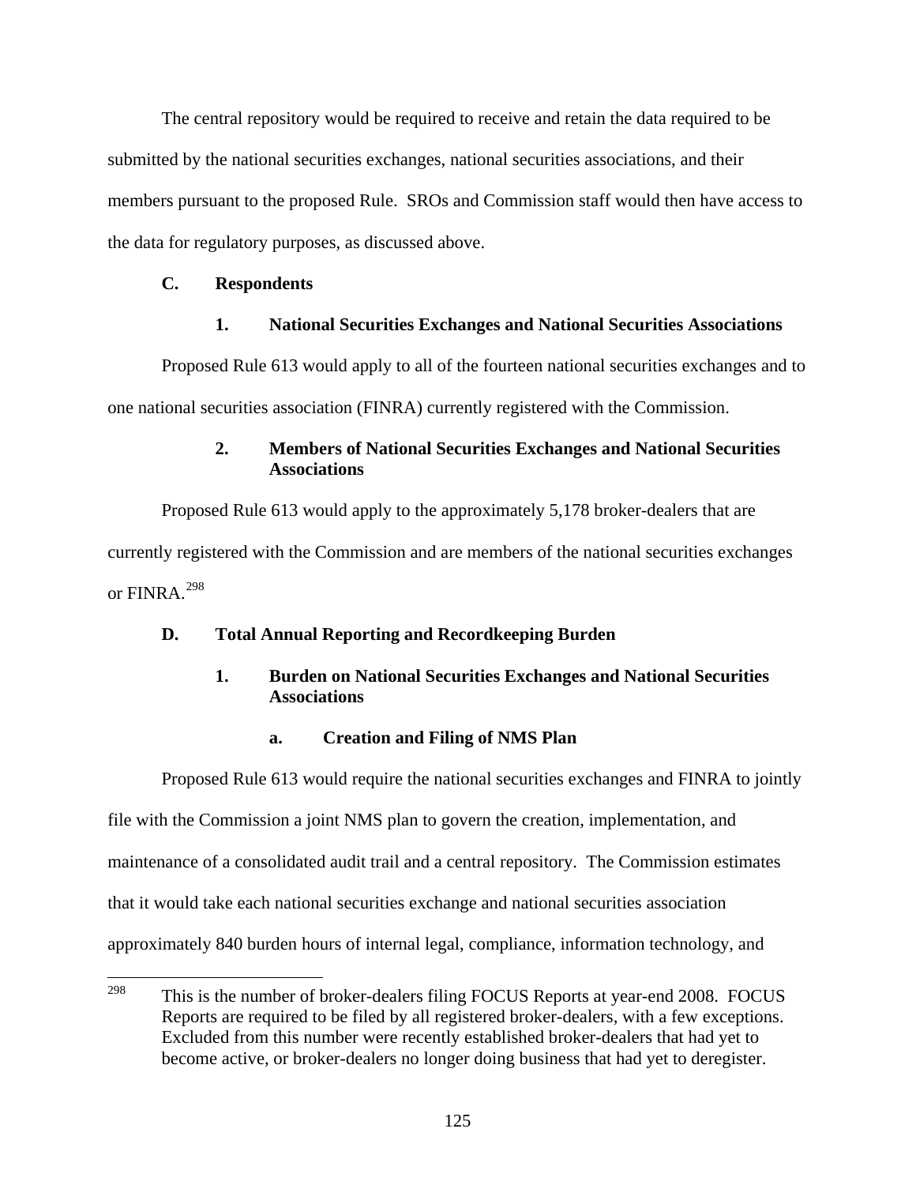The central repository would be required to receive and retain the data required to be submitted by the national securities exchanges, national securities associations, and their members pursuant to the proposed Rule. SROs and Commission staff would then have access to the data for regulatory purposes, as discussed above.

### C. Respondents

#### 1. National Securities Exchanges and National Securities Associations

Proposed Rule 613 would apply to all of the fourteen national securities exchanges and to one national securities association (FINRA) currently registered with the Commission.

#### 2. Members of National Securities Exchanges and National Securities Associations

Proposed Rule 613 would apply to the approximately 5,178 broker-dealers that are currently registered with the Commission and are members of the national securities exchanges or FINRA.[298]

### D. Total Annual Reporting and Recordkeeping Burden

#### 1. Burden on National Securities Exchanges and National Securities Associations

##### a. Creation and Filing of NMS Plan

Proposed Rule 613 would require the national securities exchanges and FINRA to jointly file with the Commission a joint NMS plan to govern the creation, implementation, and maintenance of a consolidated audit trail and a central repository. The Commission estimates that it would take each national securities exchange and national securities association approximately 840 burden hours of internal legal, compliance, information technology, and

---

[298] This is the number of broker-dealers filing FOCUS Reports at year-end 2008. FOCUS Reports are required to be filed by all registered broker-dealers, with a few exceptions. Excluded from this number were recently established broker-dealers that had yet to become active, or broker-dealers no longer doing business that had yet to deregister.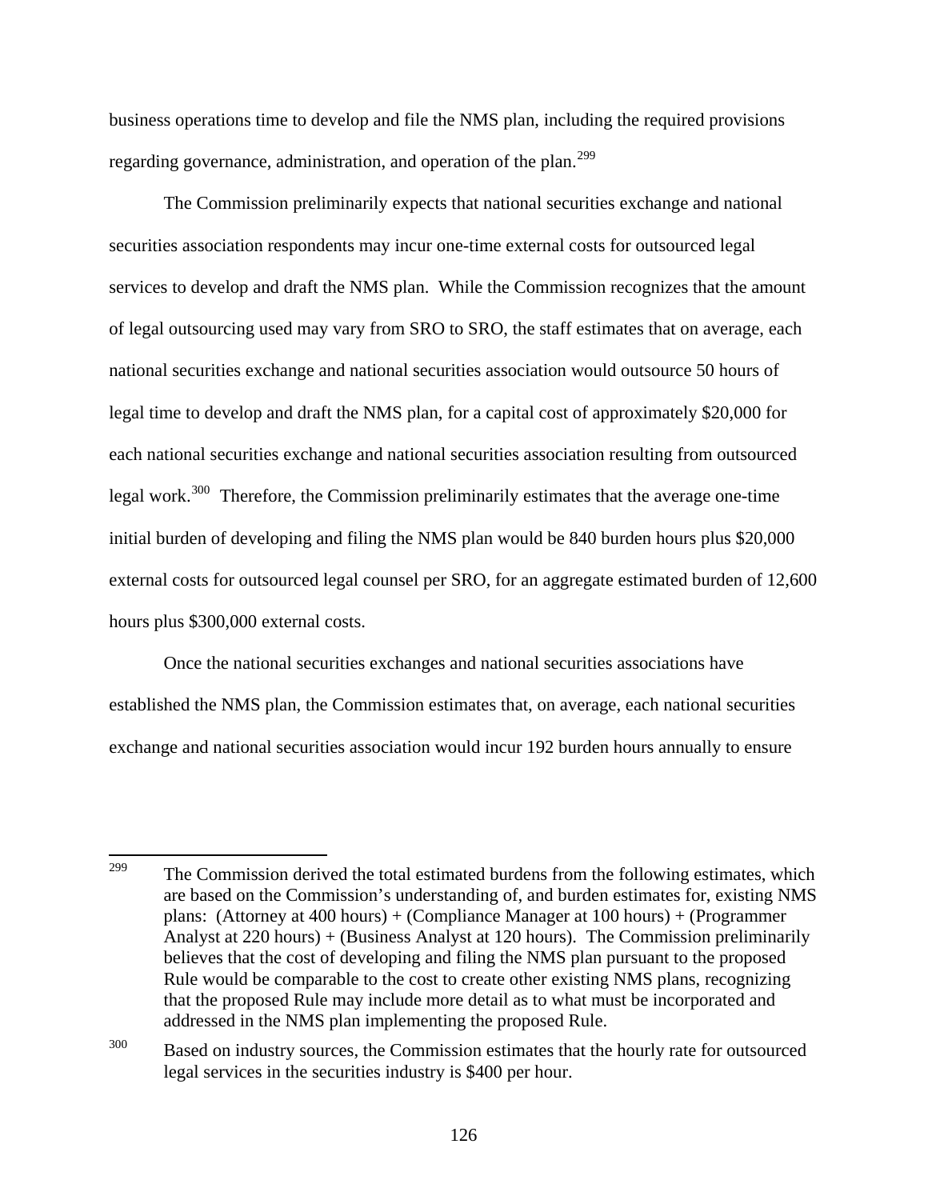business operations time to develop and file the NMS plan, including the required provisions regarding governance, administration, and operation of the plan.[299]

The Commission preliminarily expects that national securities exchange and national securities association respondents may incur one-time external costs for outsourced legal services to develop and draft the NMS plan. While the Commission recognizes that the amount of legal outsourcing used may vary from SRO to SRO, the staff estimates that on average, each national securities exchange and national securities association would outsource 50 hours of legal time to develop and draft the NMS plan, for a capital cost of approximately $20,000 for each national securities exchange and national securities association resulting from outsourced legal work.[300] Therefore, the Commission preliminarily estimates that the average one-time initial burden of developing and filing the NMS plan would be 840 burden hours plus $20,000 external costs for outsourced legal counsel per SRO, for an aggregate estimated burden of 12,600 hours plus $300,000 external costs.

Once the national securities exchanges and national securities associations have established the NMS plan, the Commission estimates that, on average, each national securities exchange and national securities association would incur 192 burden hours annually to ensure

---

[299] The Commission derived the total estimated burdens from the following estimates, which are based on the Commission's understanding of, and burden estimates for, existing NMS plans: (Attorney at 400 hours) + (Compliance Manager at 100 hours) + (Programmer Analyst at 220 hours) + (Business Analyst at 120 hours). The Commission preliminarily believes that the cost of developing and filing the NMS plan pursuant to the proposed Rule would be comparable to the cost to create other existing NMS plans, recognizing that the proposed Rule may include more detail as to what must be incorporated and addressed in the NMS plan implementing the proposed Rule.

[300] Based on industry sources, the Commission estimates that the hourly rate for outsourced legal services in the securities industry is $400 per hour.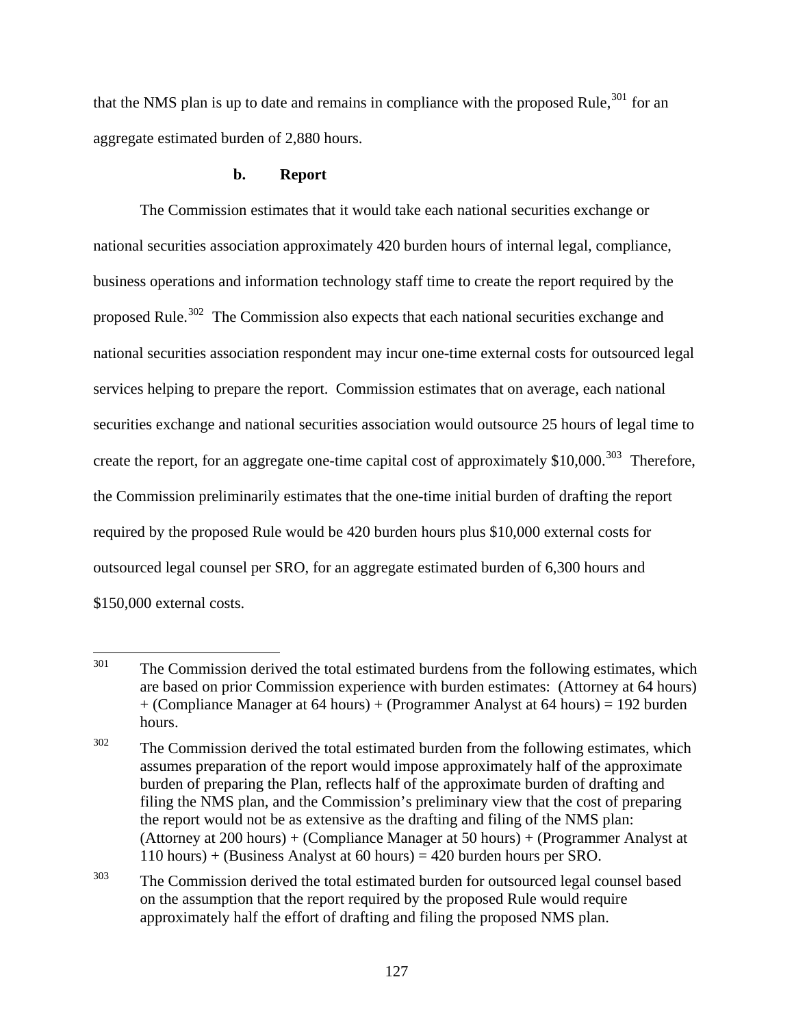that the NMS plan is up to date and remains in compliance with the proposed Rule,[301] for an aggregate estimated burden of 2,880 hours.

### b. Report

The Commission estimates that it would take each national securities exchange or national securities association approximately 420 burden hours of internal legal, compliance, business operations and information technology staff time to create the report required by the proposed Rule.[302] The Commission also expects that each national securities exchange and national securities association respondent may incur one-time external costs for outsourced legal services helping to prepare the report. Commission estimates that on average, each national securities exchange and national securities association would outsource 25 hours of legal time to create the report, for an aggregate one-time capital cost of approximately $10,000.[303] Therefore, the Commission preliminarily estimates that the one-time initial burden of drafting the report required by the proposed Rule would be 420 burden hours plus $10,000 external costs for outsourced legal counsel per SRO, for an aggregate estimated burden of 6,300 hours and $150,000 external costs.

---

[301] The Commission derived the total estimated burdens from the following estimates, which are based on prior Commission experience with burden estimates: (Attorney at 64 hours) + (Compliance Manager at 64 hours) + (Programmer Analyst at 64 hours) = 192 burden hours.

[302] The Commission derived the total estimated burden from the following estimates, which assumes preparation of the report would impose approximately half of the approximate burden of preparing the Plan, reflects half of the approximate burden of drafting and filing the NMS plan, and the Commission's preliminary view that the cost of preparing the report would not be as extensive as the drafting and filing of the NMS plan: (Attorney at 200 hours) + (Compliance Manager at 50 hours) + (Programmer Analyst at 110 hours) + (Business Analyst at 60 hours) = 420 burden hours per SRO.

[303] The Commission derived the total estimated burden for outsourced legal counsel based on the assumption that the report required by the proposed Rule would require approximately half the effort of drafting and filing the proposed NMS plan.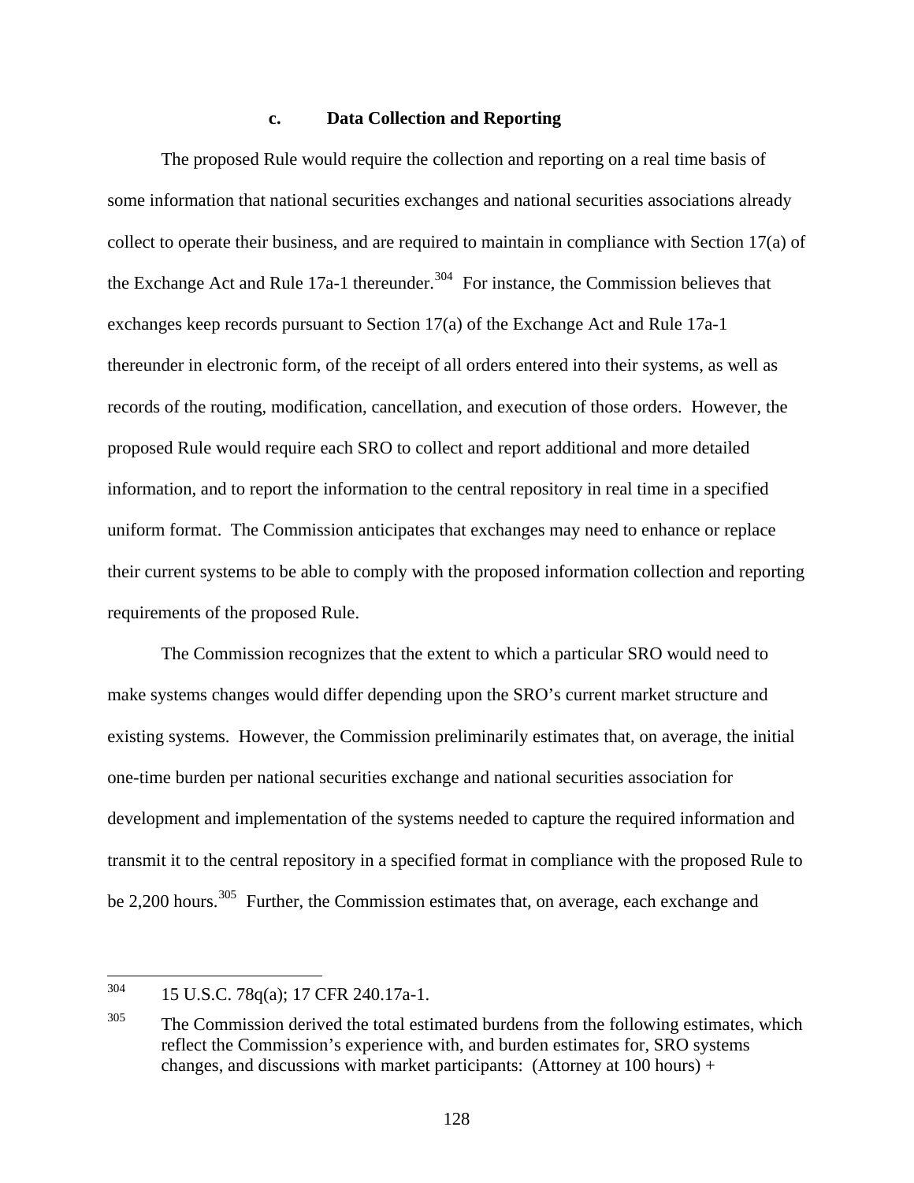### c. Data Collection and Reporting

The proposed Rule would require the collection and reporting on a real time basis of some information that national securities exchanges and national securities associations already collect to operate their business, and are required to maintain in compliance with Section 17(a) of the Exchange Act and Rule 17a-1 thereunder.[304] For instance, the Commission believes that exchanges keep records pursuant to Section 17(a) of the Exchange Act and Rule 17a-1 thereunder in electronic form, of the receipt of all orders entered into their systems, as well as records of the routing, modification, cancellation, and execution of those orders. However, the proposed Rule would require each SRO to collect and report additional and more detailed information, and to report the information to the central repository in real time in a specified uniform format. The Commission anticipates that exchanges may need to enhance or replace their current systems to be able to comply with the proposed information collection and reporting requirements of the proposed Rule.

The Commission recognizes that the extent to which a particular SRO would need to make systems changes would differ depending upon the SRO's current market structure and existing systems. However, the Commission preliminarily estimates that, on average, the initial one-time burden per national securities exchange and national securities association for development and implementation of the systems needed to capture the required information and transmit it to the central repository in a specified format in compliance with the proposed Rule to be 2,200 hours.[305] Further, the Commission estimates that, on average, each exchange and

---

[304] 15 U.S.C. 78q(a); 17 CFR 240.17a-1.

[305] The Commission derived the total estimated burdens from the following estimates, which reflect the Commission's experience with, and burden estimates for, SRO systems changes, and discussions with market participants: (Attorney at 100 hours) +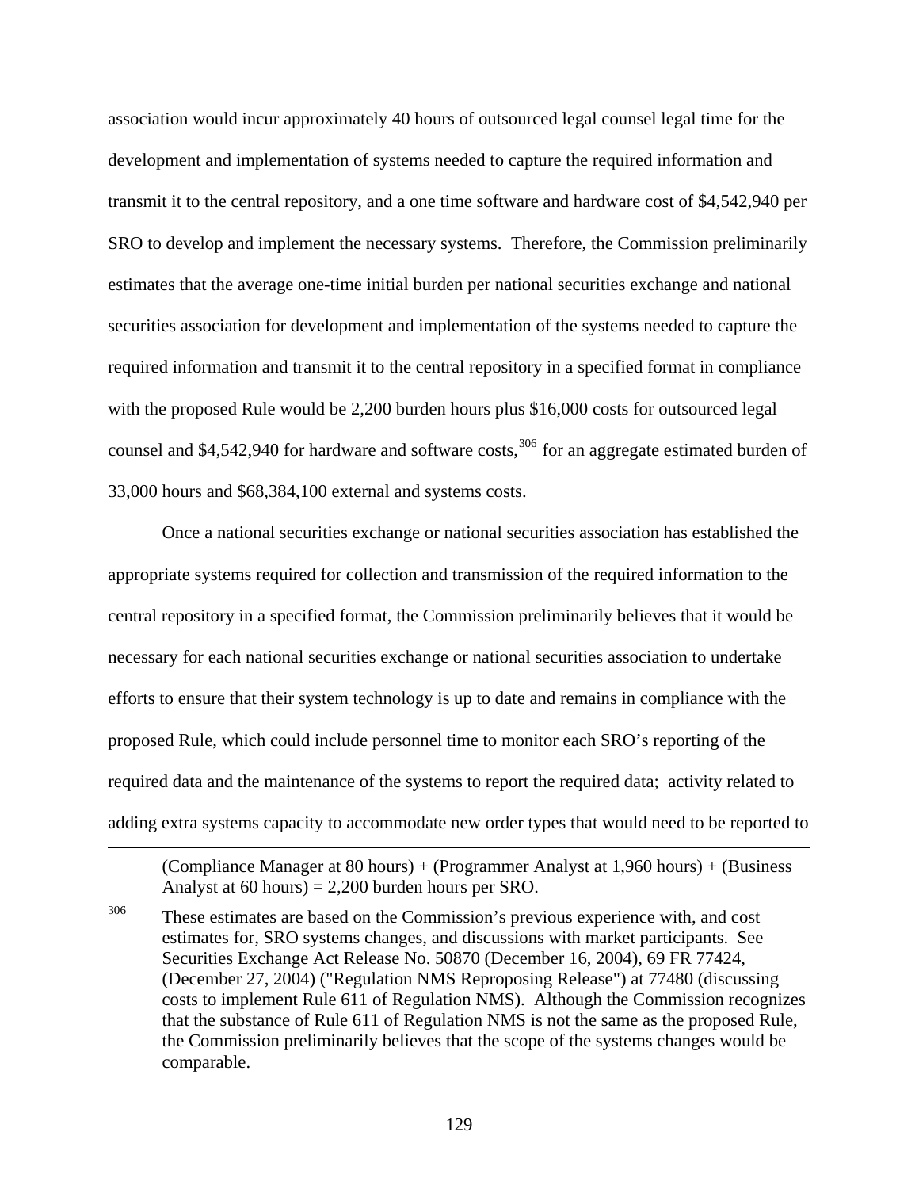association would incur approximately 40 hours of outsourced legal counsel legal time for the development and implementation of systems needed to capture the required information and transmit it to the central repository, and a one time software and hardware cost of $4,542,940 per SRO to develop and implement the necessary systems. Therefore, the Commission preliminarily estimates that the average one-time initial burden per national securities exchange and national securities association for development and implementation of the systems needed to capture the required information and transmit it to the central repository in a specified format in compliance with the proposed Rule would be 2,200 burden hours plus $16,000 costs for outsourced legal counsel and $4,542,940 for hardware and software costs,[306] for an aggregate estimated burden of 33,000 hours and $68,384,100 external and systems costs.

Once a national securities exchange or national securities association has established the appropriate systems required for collection and transmission of the required information to the central repository in a specified format, the Commission preliminarily believes that it would be necessary for each national securities exchange or national securities association to undertake efforts to ensure that their system technology is up to date and remains in compliance with the proposed Rule, which could include personnel time to monitor each SRO's reporting of the required data and the maintenance of the systems to report the required data; activity related to adding extra systems capacity to accommodate new order types that would need to be reported to

---

(Compliance Manager at 80 hours) + (Programmer Analyst at 1,960 hours) + (Business Analyst at 60 hours) = 2,200 burden hours per SRO.

306 These estimates are based on the Commission's previous experience with, and cost estimates for, SRO systems changes, and discussions with market participants. See Securities Exchange Act Release No. 50870 (December 16, 2004), 69 FR 77424, (December 27, 2004) ("Regulation NMS Reproposing Release") at 77480 (discussing costs to implement Rule 611 of Regulation NMS). Although the Commission recognizes that the substance of Rule 611 of Regulation NMS is not the same as the proposed Rule, the Commission preliminarily believes that the scope of the systems changes would be comparable.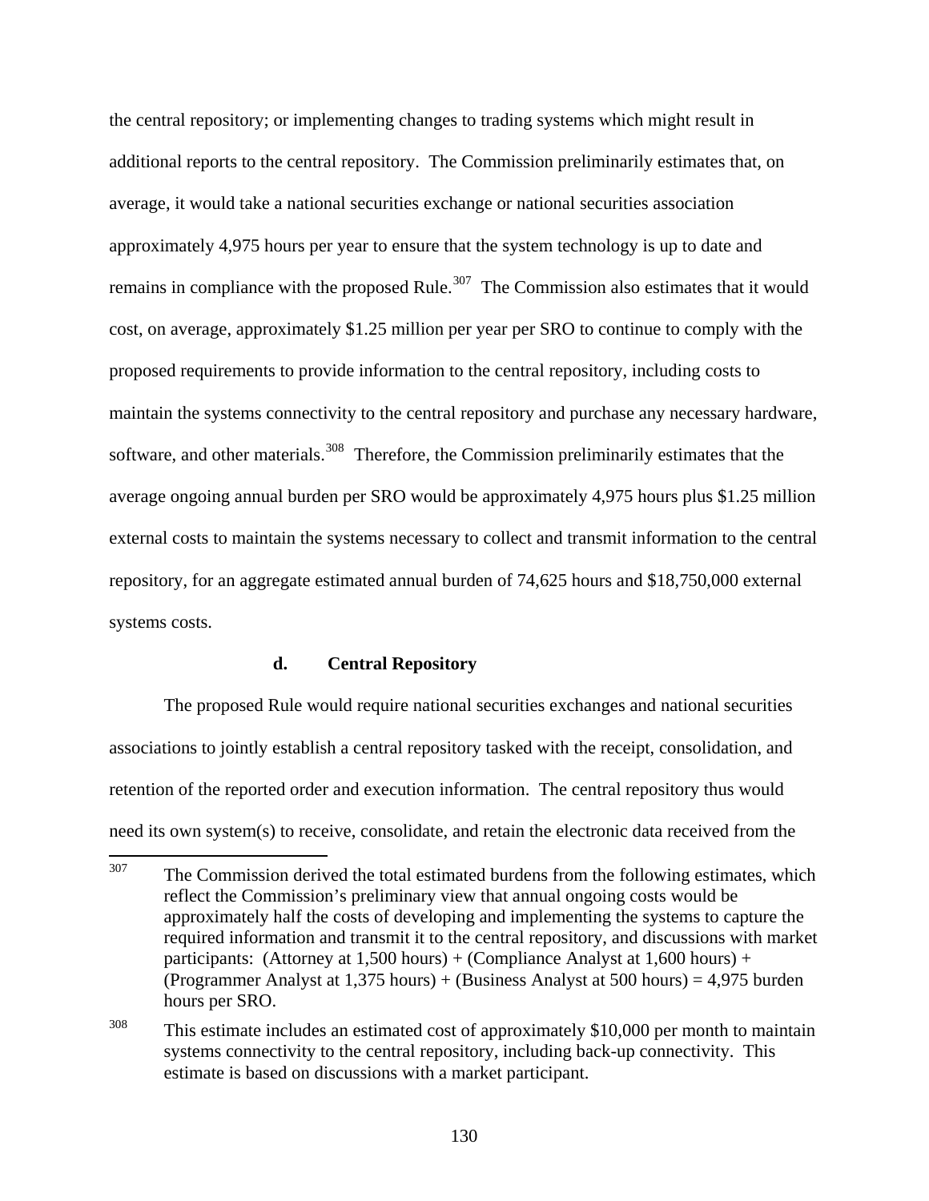the central repository; or implementing changes to trading systems which might result in additional reports to the central repository. The Commission preliminarily estimates that, on average, it would take a national securities exchange or national securities association approximately 4,975 hours per year to ensure that the system technology is up to date and remains in compliance with the proposed Rule.[307] The Commission also estimates that it would cost, on average, approximately $1.25 million per year per SRO to continue to comply with the proposed requirements to provide information to the central repository, including costs to maintain the systems connectivity to the central repository and purchase any necessary hardware, software, and other materials.[308] Therefore, the Commission preliminarily estimates that the average ongoing annual burden per SRO would be approximately 4,975 hours plus $1.25 million external costs to maintain the systems necessary to collect and transmit information to the central repository, for an aggregate estimated annual burden of 74,625 hours and $18,750,000 external systems costs.

#### d. Central Repository

The proposed Rule would require national securities exchanges and national securities associations to jointly establish a central repository tasked with the receipt, consolidation, and retention of the reported order and execution information. The central repository thus would need its own system(s) to receive, consolidate, and retain the electronic data received from the

---

[307] The Commission derived the total estimated burdens from the following estimates, which reflect the Commission's preliminary view that annual ongoing costs would be approximately half the costs of developing and implementing the systems to capture the required information and transmit it to the central repository, and discussions with market participants: (Attorney at 1,500 hours) + (Compliance Analyst at 1,600 hours) + (Programmer Analyst at 1,375 hours) + (Business Analyst at 500 hours) = 4,975 burden hours per SRO.

[308] This estimate includes an estimated cost of approximately $10,000 per month to maintain systems connectivity to the central repository, including back-up connectivity. This estimate is based on discussions with a market participant.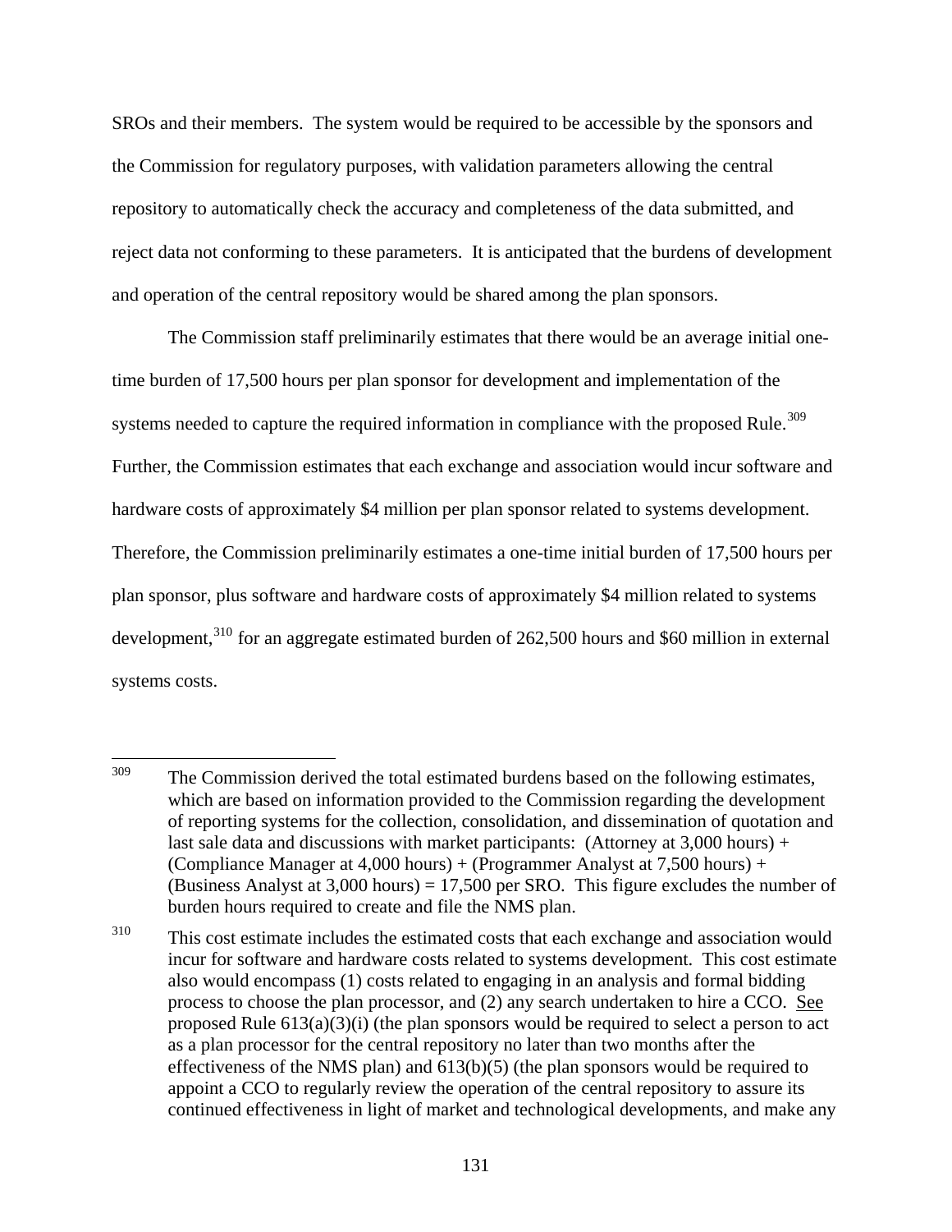SROs and their members. The system would be required to be accessible by the sponsors and the Commission for regulatory purposes, with validation parameters allowing the central repository to automatically check the accuracy and completeness of the data submitted, and reject data not conforming to these parameters. It is anticipated that the burdens of development and operation of the central repository would be shared among the plan sponsors.

The Commission staff preliminarily estimates that there would be an average initial one-time burden of 17,500 hours per plan sponsor for development and implementation of the systems needed to capture the required information in compliance with the proposed Rule.[309] Further, the Commission estimates that each exchange and association would incur software and hardware costs of approximately $4 million per plan sponsor related to systems development. Therefore, the Commission preliminarily estimates a one-time initial burden of 17,500 hours per plan sponsor, plus software and hardware costs of approximately $4 million related to systems development,[310] for an aggregate estimated burden of 262,500 hours and $60 million in external systems costs.

---

[309] The Commission derived the total estimated burdens based on the following estimates, which are based on information provided to the Commission regarding the development of reporting systems for the collection, consolidation, and dissemination of quotation and last sale data and discussions with market participants: (Attorney at 3,000 hours) + (Compliance Manager at 4,000 hours) + (Programmer Analyst at 7,500 hours) + (Business Analyst at 3,000 hours) = 17,500 per SRO. This figure excludes the number of burden hours required to create and file the NMS plan.

[310] This cost estimate includes the estimated costs that each exchange and association would incur for software and hardware costs related to systems development. This cost estimate also would encompass (1) costs related to engaging in an analysis and formal bidding process to choose the plan processor, and (2) any search undertaken to hire a CCO. See proposed Rule 613(a)(3)(i) (the plan sponsors would be required to select a person to act as a plan processor for the central repository no later than two months after the effectiveness of the NMS plan) and 613(b)(5) (the plan sponsors would be required to appoint a CCO to regularly review the operation of the central repository to assure its continued effectiveness in light of market and technological developments, and make any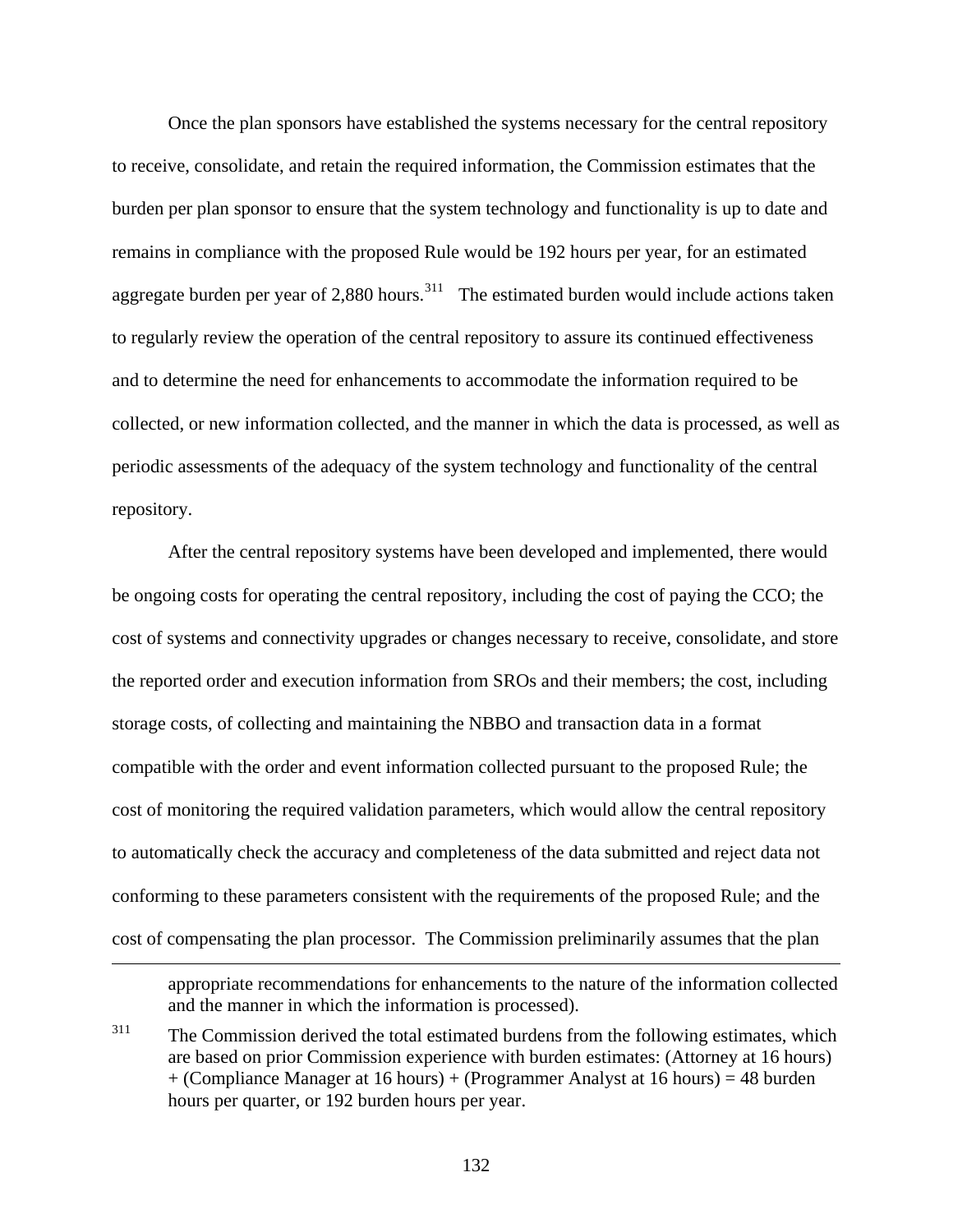Once the plan sponsors have established the systems necessary for the central repository to receive, consolidate, and retain the required information, the Commission estimates that the burden per plan sponsor to ensure that the system technology and functionality is up to date and remains in compliance with the proposed Rule would be 192 hours per year, for an estimated aggregate burden per year of 2,880 hours.[311] The estimated burden would include actions taken to regularly review the operation of the central repository to assure its continued effectiveness and to determine the need for enhancements to accommodate the information required to be collected, or new information collected, and the manner in which the data is processed, as well as periodic assessments of the adequacy of the system technology and functionality of the central repository.

After the central repository systems have been developed and implemented, there would be ongoing costs for operating the central repository, including the cost of paying the CCO; the cost of systems and connectivity upgrades or changes necessary to receive, consolidate, and store the reported order and execution information from SROs and their members; the cost, including storage costs, of collecting and maintaining the NBBO and transaction data in a format compatible with the order and event information collected pursuant to the proposed Rule; the cost of monitoring the required validation parameters, which would allow the central repository to automatically check the accuracy and completeness of the data submitted and reject data not conforming to these parameters consistent with the requirements of the proposed Rule; and the cost of compensating the plan processor. The Commission preliminarily assumes that the plan

---

appropriate recommendations for enhancements to the nature of the information collected and the manner in which the information is processed).

[311] The Commission derived the total estimated burdens from the following estimates, which are based on prior Commission experience with burden estimates: (Attorney at 16 hours) + (Compliance Manager at 16 hours) + (Programmer Analyst at 16 hours) = 48 burden hours per quarter, or 192 burden hours per year.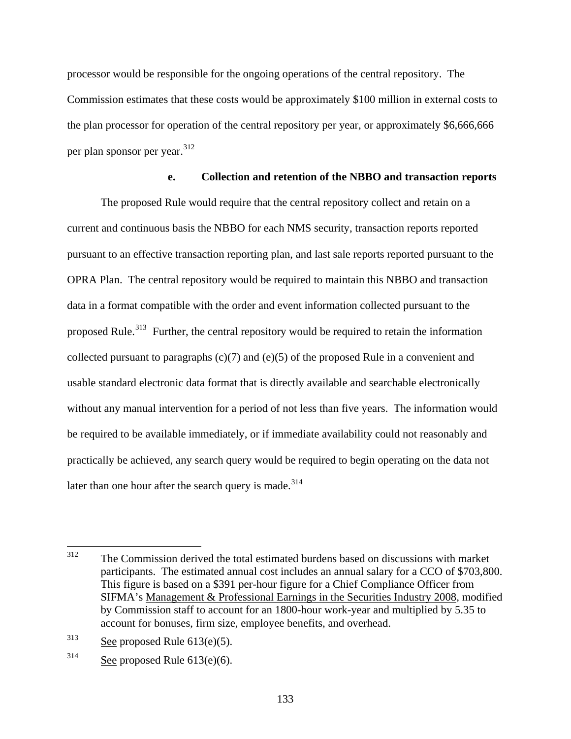processor would be responsible for the ongoing operations of the central repository. The Commission estimates that these costs would be approximately $100 million in external costs to the plan processor for operation of the central repository per year, or approximately $6,666,666 per plan sponsor per year.[312]

#### e. Collection and retention of the NBBO and transaction reports

The proposed Rule would require that the central repository collect and retain on a current and continuous basis the NBBO for each NMS security, transaction reports reported pursuant to an effective transaction reporting plan, and last sale reports reported pursuant to the OPRA Plan. The central repository would be required to maintain this NBBO and transaction data in a format compatible with the order and event information collected pursuant to the proposed Rule.[313] Further, the central repository would be required to retain the information collected pursuant to paragraphs (c)(7) and (e)(5) of the proposed Rule in a convenient and usable standard electronic data format that is directly available and searchable electronically without any manual intervention for a period of not less than five years. The information would be required to be available immediately, or if immediate availability could not reasonably and practically be achieved, any search query would be required to begin operating on the data not later than one hour after the search query is made.[314]

---

[312] The Commission derived the total estimated burdens based on discussions with market participants. The estimated annual cost includes an annual salary for a CCO of $703,800. This figure is based on a $391 per-hour figure for a Chief Compliance Officer from SIFMA's Management & Professional Earnings in the Securities Industry 2008, modified by Commission staff to account for an 1800-hour work-year and multiplied by 5.35 to account for bonuses, firm size, employee benefits, and overhead.

[313] See proposed Rule 613(e)(5).

[314] See proposed Rule 613(e)(6).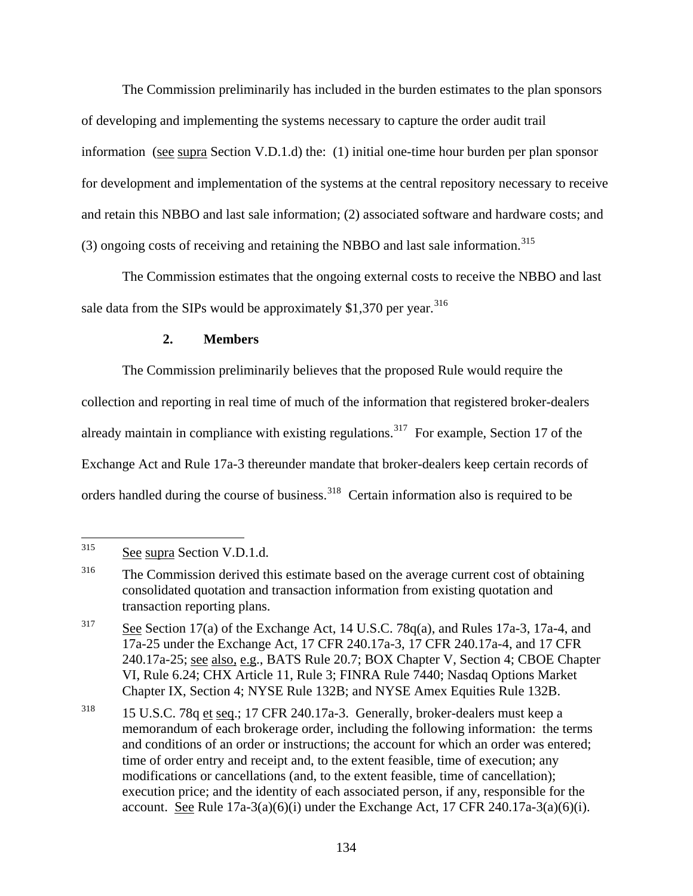The Commission preliminarily has included in the burden estimates to the plan sponsors of developing and implementing the systems necessary to capture the order audit trail information (see supra Section V.D.1.d) the: (1) initial one-time hour burden per plan sponsor for development and implementation of the systems at the central repository necessary to receive and retain this NBBO and last sale information; (2) associated software and hardware costs; and (3) ongoing costs of receiving and retaining the NBBO and last sale information.[315]

The Commission estimates that the ongoing external costs to receive the NBBO and last sale data from the SIPs would be approximately $1,370 per year.[316]

### 2. Members

The Commission preliminarily believes that the proposed Rule would require the collection and reporting in real time of much of the information that registered broker-dealers already maintain in compliance with existing regulations.[317] For example, Section 17 of the Exchange Act and Rule 17a-3 thereunder mandate that broker-dealers keep certain records of orders handled during the course of business.[318] Certain information also is required to be

---

[315] See supra Section V.D.1.d.

[316] The Commission derived this estimate based on the average current cost of obtaining consolidated quotation and transaction information from existing quotation and transaction reporting plans.

[317] See Section 17(a) of the Exchange Act, 14 U.S.C. 78q(a), and Rules 17a-3, 17a-4, and 17a-25 under the Exchange Act, 17 CFR 240.17a-3, 17 CFR 240.17a-4, and 17 CFR 240.17a-25; see also, e.g., BATS Rule 20.7; BOX Chapter V, Section 4; CBOE Chapter VI, Rule 6.24; CHX Article 11, Rule 3; FINRA Rule 7440; Nasdaq Options Market Chapter IX, Section 4; NYSE Rule 132B; and NYSE Amex Equities Rule 132B.

[318] 15 U.S.C. 78q et seq.; 17 CFR 240.17a-3. Generally, broker-dealers must keep a memorandum of each brokerage order, including the following information: the terms and conditions of an order or instructions; the account for which an order was entered; time of order entry and receipt and, to the extent feasible, time of execution; any modifications or cancellations (and, to the extent feasible, time of cancellation); execution price; and the identity of each associated person, if any, responsible for the account. See Rule 17a-3(a)(6)(i) under the Exchange Act, 17 CFR 240.17a-3(a)(6)(i).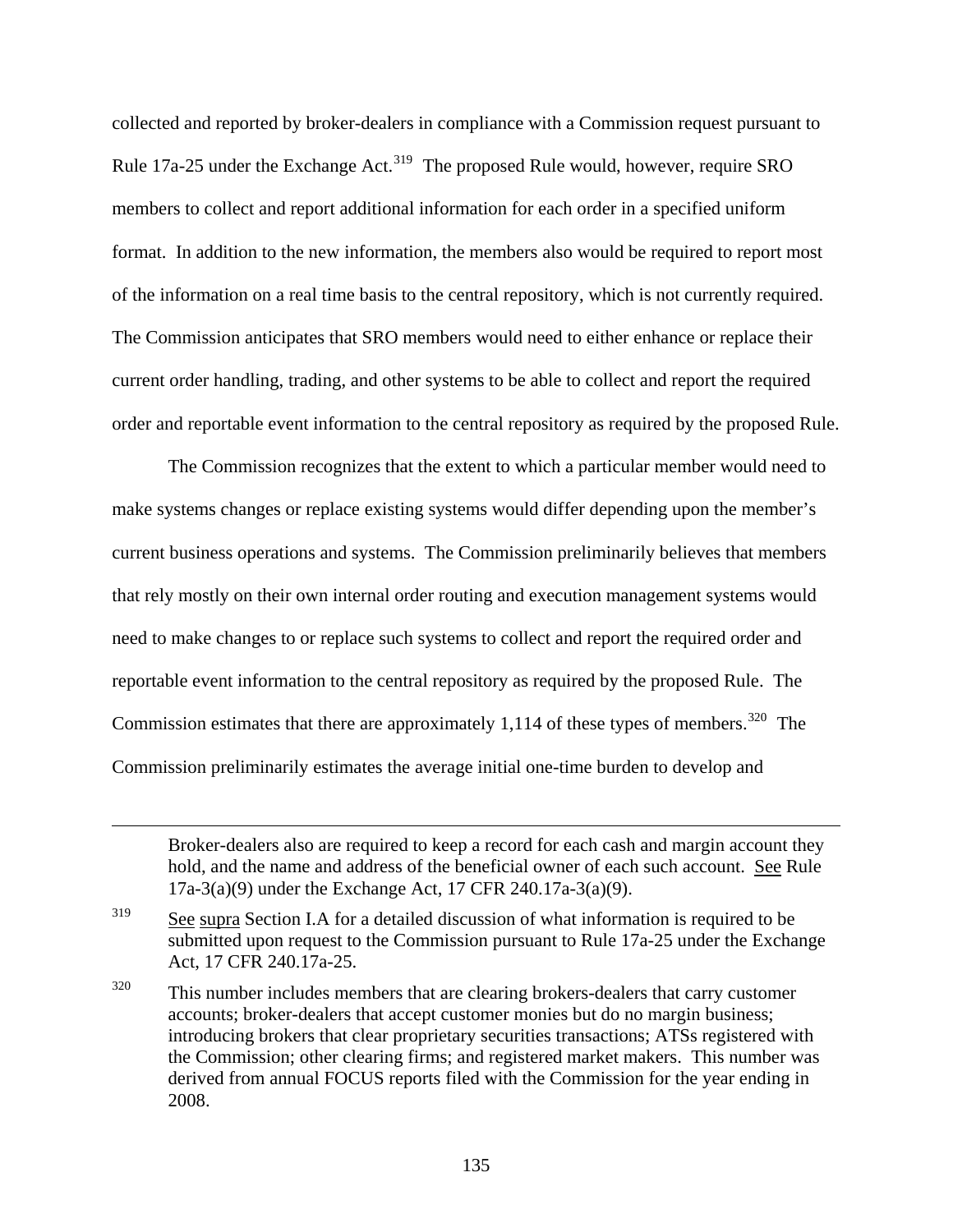collected and reported by broker-dealers in compliance with a Commission request pursuant to Rule 17a-25 under the Exchange Act.[319] The proposed Rule would, however, require SRO members to collect and report additional information for each order in a specified uniform format. In addition to the new information, the members also would be required to report most of the information on a real time basis to the central repository, which is not currently required. The Commission anticipates that SRO members would need to either enhance or replace their current order handling, trading, and other systems to be able to collect and report the required order and reportable event information to the central repository as required by the proposed Rule.

The Commission recognizes that the extent to which a particular member would need to make systems changes or replace existing systems would differ depending upon the member's current business operations and systems. The Commission preliminarily believes that members that rely mostly on their own internal order routing and execution management systems would need to make changes to or replace such systems to collect and report the required order and reportable event information to the central repository as required by the proposed Rule. The Commission estimates that there are approximately 1,114 of these types of members.[320] The Commission preliminarily estimates the average initial one-time burden to develop and

---

Broker-dealers also are required to keep a record for each cash and margin account they hold, and the name and address of the beneficial owner of each such account. See Rule 17a-3(a)(9) under the Exchange Act, 17 CFR 240.17a-3(a)(9).

[319] See supra Section I.A for a detailed discussion of what information is required to be submitted upon request to the Commission pursuant to Rule 17a-25 under the Exchange Act, 17 CFR 240.17a-25.

[320] This number includes members that are clearing brokers-dealers that carry customer accounts; broker-dealers that accept customer monies but do no margin business; introducing brokers that clear proprietary securities transactions; ATSs registered with the Commission; other clearing firms; and registered market makers. This number was derived from annual FOCUS reports filed with the Commission for the year ending in 2008.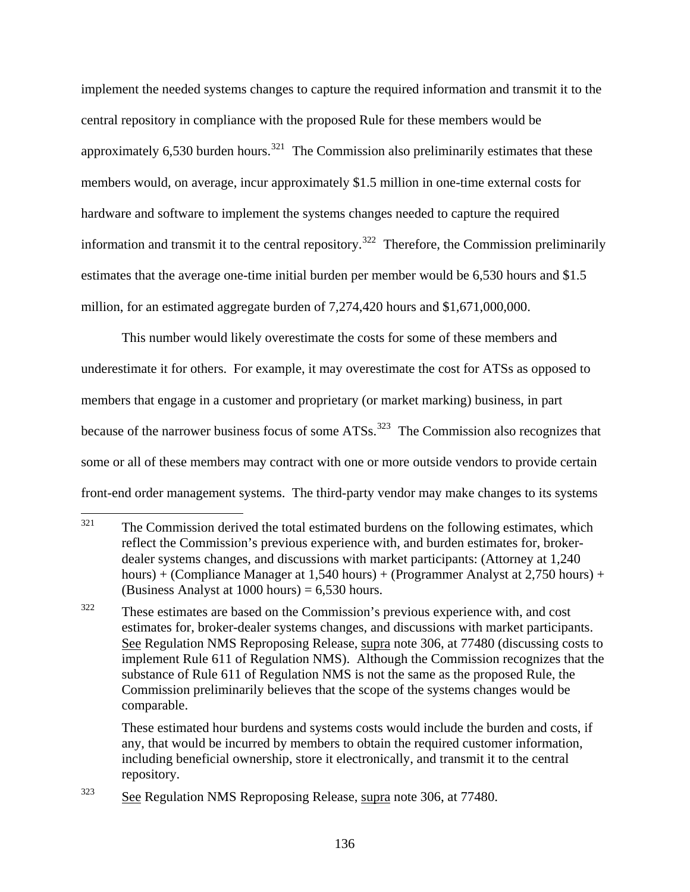implement the needed systems changes to capture the required information and transmit it to the central repository in compliance with the proposed Rule for these members would be approximately 6,530 burden hours.[321] The Commission also preliminarily estimates that these members would, on average, incur approximately $1.5 million in one-time external costs for hardware and software to implement the systems changes needed to capture the required information and transmit it to the central repository.[322] Therefore, the Commission preliminarily estimates that the average one-time initial burden per member would be 6,530 hours and $1.5 million, for an estimated aggregate burden of 7,274,420 hours and $1,671,000,000.

This number would likely overestimate the costs for some of these members and underestimate it for others. For example, it may overestimate the cost for ATSs as opposed to members that engage in a customer and proprietary (or market marking) business, in part because of the narrower business focus of some ATSs.[323] The Commission also recognizes that some or all of these members may contract with one or more outside vendors to provide certain front-end order management systems. The third-party vendor may make changes to its systems

---

[321] The Commission derived the total estimated burdens on the following estimates, which reflect the Commission's previous experience with, and burden estimates for, broker-dealer systems changes, and discussions with market participants: (Attorney at 1,240 hours) + (Compliance Manager at 1,540 hours) + (Programmer Analyst at 2,750 hours) + (Business Analyst at 1000 hours) = 6,530 hours.

[322] These estimates are based on the Commission's previous experience with, and cost estimates for, broker-dealer systems changes, and discussions with market participants. See Regulation NMS Reproposing Release, supra note 306, at 77480 (discussing costs to implement Rule 611 of Regulation NMS). Although the Commission recognizes that the substance of Rule 611 of Regulation NMS is not the same as the proposed Rule, the Commission preliminarily believes that the scope of the systems changes would be comparable.

These estimated hour burdens and systems costs would include the burden and costs, if any, that would be incurred by members to obtain the required customer information, including beneficial ownership, store it electronically, and transmit it to the central repository.

[323] See Regulation NMS Reproposing Release, supra note 306, at 77480.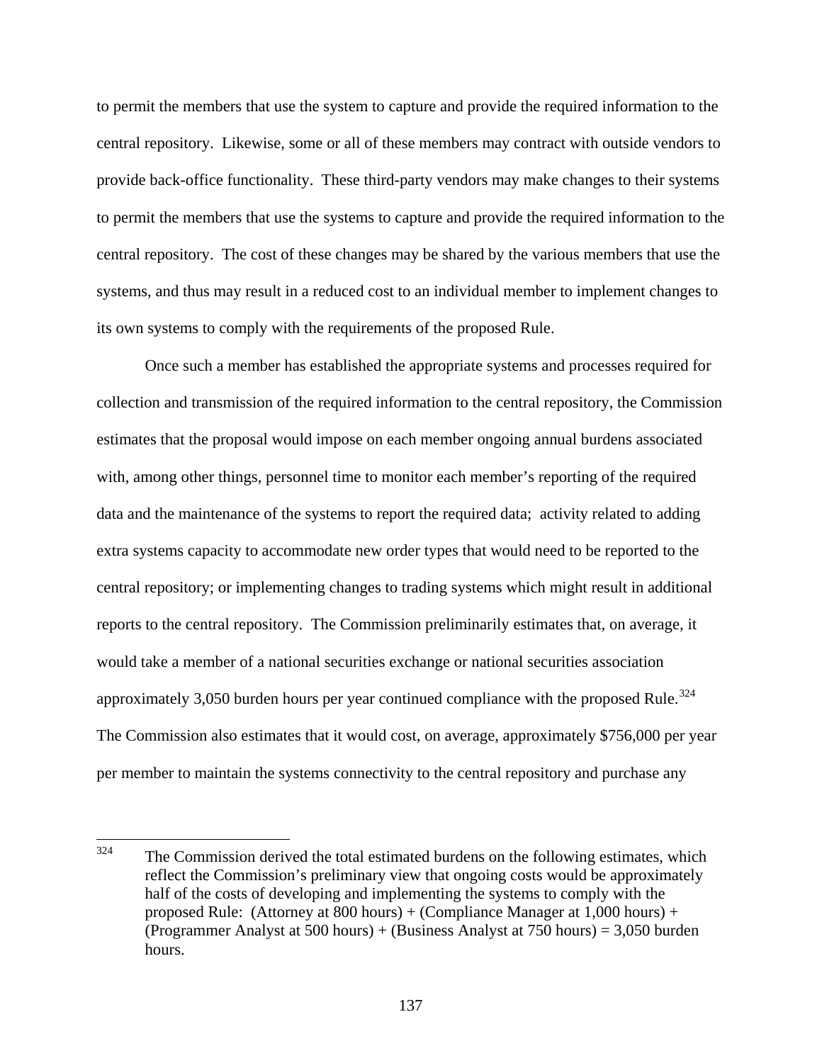to permit the members that use the system to capture and provide the required information to the central repository. Likewise, some or all of these members may contract with outside vendors to provide back-office functionality. These third-party vendors may make changes to their systems to permit the members that use the systems to capture and provide the required information to the central repository. The cost of these changes may be shared by the various members that use the systems, and thus may result in a reduced cost to an individual member to implement changes to its own systems to comply with the requirements of the proposed Rule.

Once such a member has established the appropriate systems and processes required for collection and transmission of the required information to the central repository, the Commission estimates that the proposal would impose on each member ongoing annual burdens associated with, among other things, personnel time to monitor each member's reporting of the required data and the maintenance of the systems to report the required data; activity related to adding extra systems capacity to accommodate new order types that would need to be reported to the central repository; or implementing changes to trading systems which might result in additional reports to the central repository. The Commission preliminarily estimates that, on average, it would take a member of a national securities exchange or national securities association approximately 3,050 burden hours per year continued compliance with the proposed Rule.[324] The Commission also estimates that it would cost, on average, approximately $756,000 per year per member to maintain the systems connectivity to the central repository and purchase any

---

[324] The Commission derived the total estimated burdens on the following estimates, which reflect the Commission's preliminary view that ongoing costs would be approximately half of the costs of developing and implementing the systems to comply with the proposed Rule: (Attorney at 800 hours) + (Compliance Manager at 1,000 hours) + (Programmer Analyst at 500 hours) + (Business Analyst at 750 hours) = 3,050 burden hours.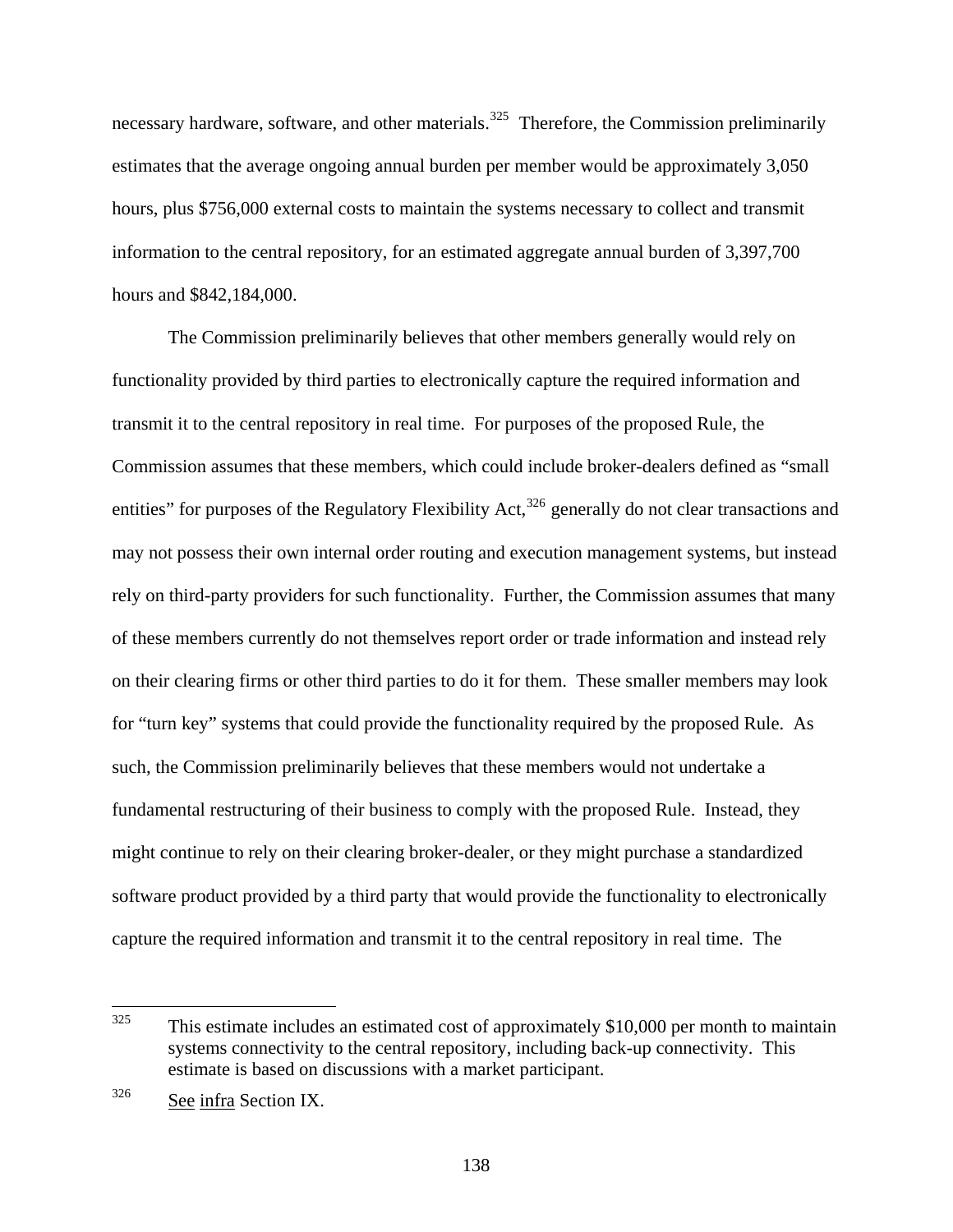necessary hardware, software, and other materials.[325] Therefore, the Commission preliminarily estimates that the average ongoing annual burden per member would be approximately 3,050 hours, plus $756,000 external costs to maintain the systems necessary to collect and transmit information to the central repository, for an estimated aggregate annual burden of 3,397,700 hours and $842,184,000.

The Commission preliminarily believes that other members generally would rely on functionality provided by third parties to electronically capture the required information and transmit it to the central repository in real time. For purposes of the proposed Rule, the Commission assumes that these members, which could include broker-dealers defined as "small entities" for purposes of the Regulatory Flexibility Act,[326] generally do not clear transactions and may not possess their own internal order routing and execution management systems, but instead rely on third-party providers for such functionality. Further, the Commission assumes that many of these members currently do not themselves report order or trade information and instead rely on their clearing firms or other third parties to do it for them. These smaller members may look for "turn key" systems that could provide the functionality required by the proposed Rule. As such, the Commission preliminarily believes that these members would not undertake a fundamental restructuring of their business to comply with the proposed Rule. Instead, they might continue to rely on their clearing broker-dealer, or they might purchase a standardized software product provided by a third party that would provide the functionality to electronically capture the required information and transmit it to the central repository in real time. The

---

[325] This estimate includes an estimated cost of approximately $10,000 per month to maintain systems connectivity to the central repository, including back-up connectivity. This estimate is based on discussions with a market participant.

[326] See infra Section IX.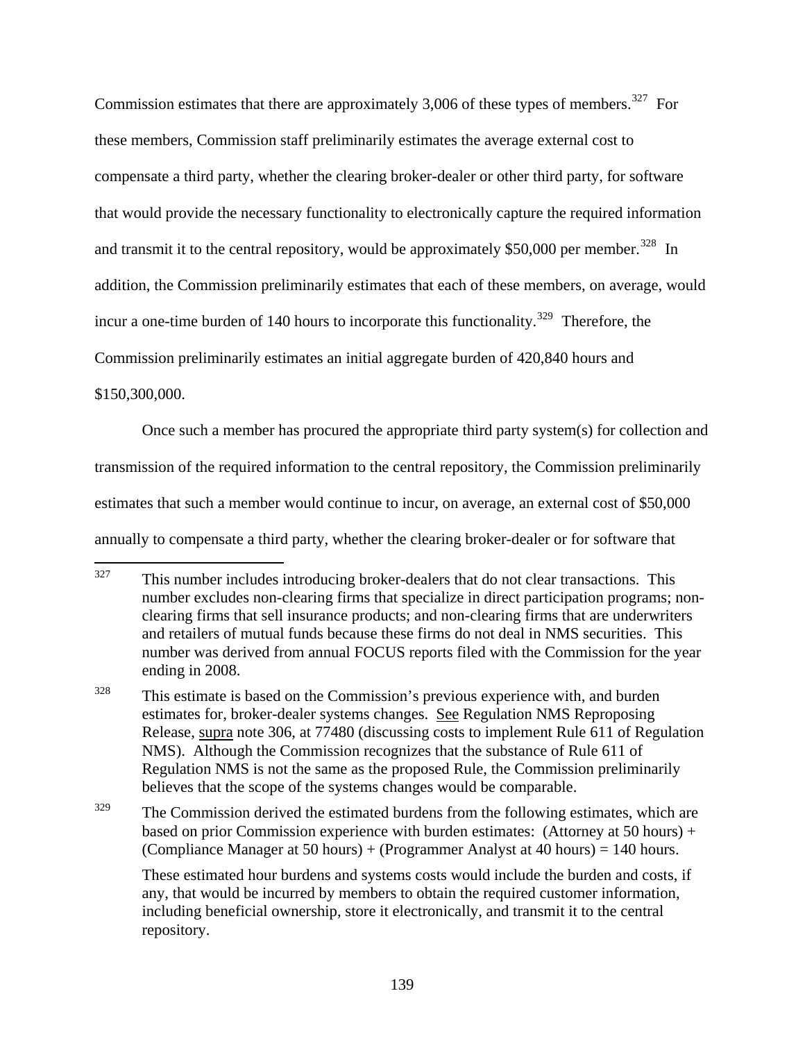Commission estimates that there are approximately 3,006 of these types of members.[327] For these members, Commission staff preliminarily estimates the average external cost to compensate a third party, whether the clearing broker-dealer or other third party, for software that would provide the necessary functionality to electronically capture the required information and transmit it to the central repository, would be approximately $50,000 per member.[328] In addition, the Commission preliminarily estimates that each of these members, on average, would incur a one-time burden of 140 hours to incorporate this functionality.[329] Therefore, the Commission preliminarily estimates an initial aggregate burden of 420,840 hours and $150,300,000.

Once such a member has procured the appropriate third party system(s) for collection and transmission of the required information to the central repository, the Commission preliminarily estimates that such a member would continue to incur, on average, an external cost of $50,000 annually to compensate a third party, whether the clearing broker-dealer or for software that

---

[327] This number includes introducing broker-dealers that do not clear transactions. This number excludes non-clearing firms that specialize in direct participation programs; non-clearing firms that sell insurance products; and non-clearing firms that are underwriters and retailers of mutual funds because these firms do not deal in NMS securities. This number was derived from annual FOCUS reports filed with the Commission for the year ending in 2008.

[328] This estimate is based on the Commission's previous experience with, and burden estimates for, broker-dealer systems changes. See Regulation NMS Reproposing Release, supra note 306, at 77480 (discussing costs to implement Rule 611 of Regulation NMS). Although the Commission recognizes that the substance of Rule 611 of Regulation NMS is not the same as the proposed Rule, the Commission preliminarily believes that the scope of the systems changes would be comparable.

[329] The Commission derived the estimated burdens from the following estimates, which are based on prior Commission experience with burden estimates: (Attorney at 50 hours) + (Compliance Manager at 50 hours) + (Programmer Analyst at 40 hours) = 140 hours.

These estimated hour burdens and systems costs would include the burden and costs, if any, that would be incurred by members to obtain the required customer information, including beneficial ownership, store it electronically, and transmit it to the central repository.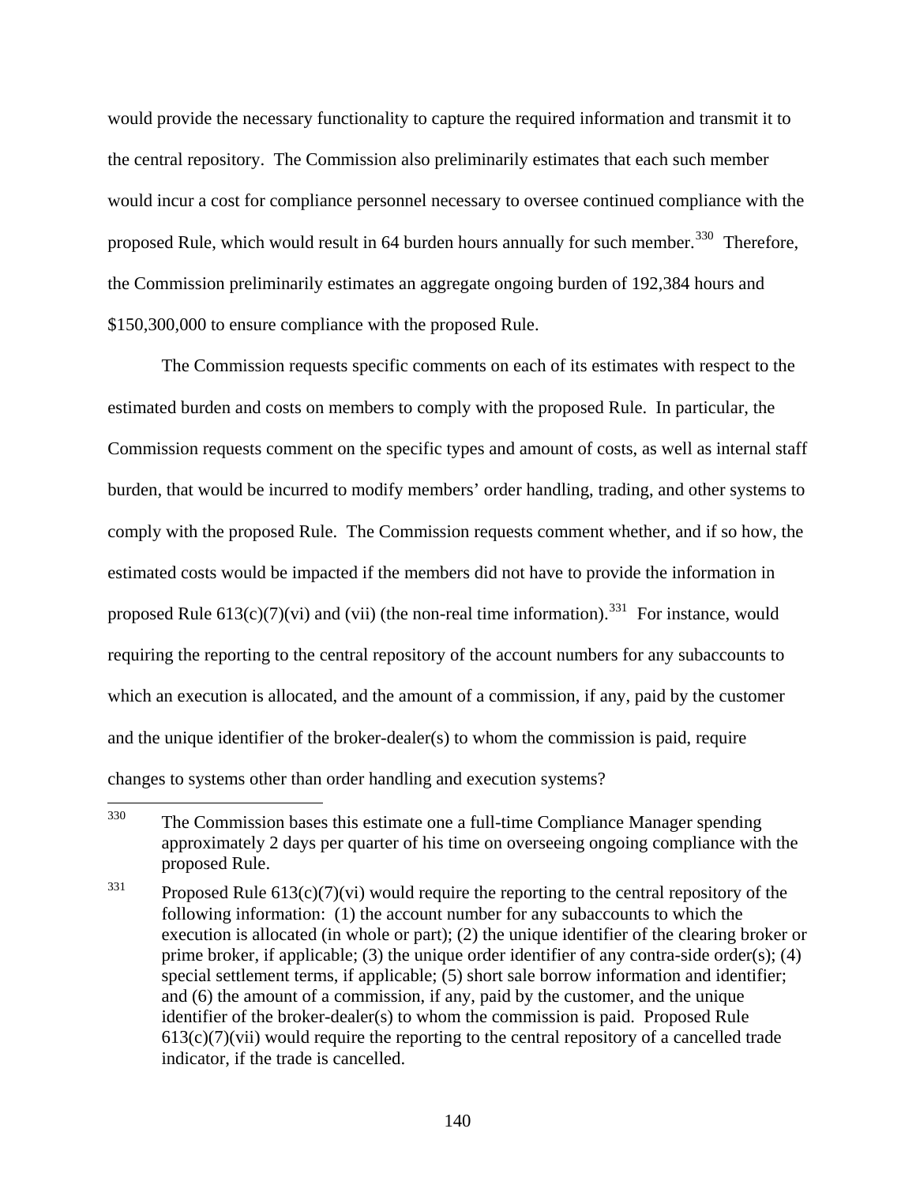would provide the necessary functionality to capture the required information and transmit it to the central repository. The Commission also preliminarily estimates that each such member would incur a cost for compliance personnel necessary to oversee continued compliance with the proposed Rule, which would result in 64 burden hours annually for such member.[330] Therefore, the Commission preliminarily estimates an aggregate ongoing burden of 192,384 hours and $150,300,000 to ensure compliance with the proposed Rule.

The Commission requests specific comments on each of its estimates with respect to the estimated burden and costs on members to comply with the proposed Rule. In particular, the Commission requests comment on the specific types and amount of costs, as well as internal staff burden, that would be incurred to modify members' order handling, trading, and other systems to comply with the proposed Rule. The Commission requests comment whether, and if so how, the estimated costs would be impacted if the members did not have to provide the information in proposed Rule 613(c)(7)(vi) and (vii) (the non-real time information).[331] For instance, would requiring the reporting to the central repository of the account numbers for any subaccounts to which an execution is allocated, and the amount of a commission, if any, paid by the customer and the unique identifier of the broker-dealer(s) to whom the commission is paid, require changes to systems other than order handling and execution systems?

---

[330] The Commission bases this estimate one a full-time Compliance Manager spending approximately 2 days per quarter of his time on overseeing ongoing compliance with the proposed Rule.

[331] Proposed Rule 613(c)(7)(vi) would require the reporting to the central repository of the following information: (1) the account number for any subaccounts to which the execution is allocated (in whole or part); (2) the unique identifier of the clearing broker or prime broker, if applicable; (3) the unique order identifier of any contra-side order(s); (4) special settlement terms, if applicable; (5) short sale borrow information and identifier; and (6) the amount of a commission, if any, paid by the customer, and the unique identifier of the broker-dealer(s) to whom the commission is paid. Proposed Rule 613(c)(7)(vii) would require the reporting to the central repository of a cancelled trade indicator, if the trade is cancelled.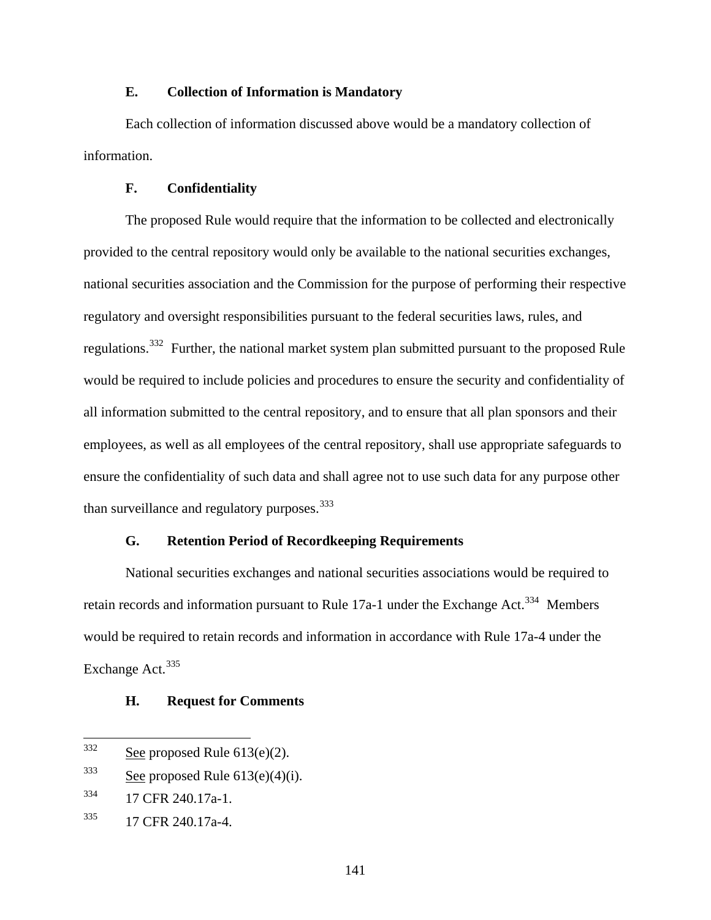### E. Collection of Information is Mandatory

Each collection of information discussed above would be a mandatory collection of information.

### F. Confidentiality

The proposed Rule would require that the information to be collected and electronically provided to the central repository would only be available to the national securities exchanges, national securities association and the Commission for the purpose of performing their respective regulatory and oversight responsibilities pursuant to the federal securities laws, rules, and regulations.[332] Further, the national market system plan submitted pursuant to the proposed Rule would be required to include policies and procedures to ensure the security and confidentiality of all information submitted to the central repository, and to ensure that all plan sponsors and their employees, as well as all employees of the central repository, shall use appropriate safeguards to ensure the confidentiality of such data and shall agree not to use such data for any purpose other than surveillance and regulatory purposes.[333]

### G. Retention Period of Recordkeeping Requirements

National securities exchanges and national securities associations would be required to retain records and information pursuant to Rule 17a-1 under the Exchange Act.[334] Members would be required to retain records and information in accordance with Rule 17a-4 under the Exchange Act.[335]

### H. Request for Comments

---

[332] See proposed Rule 613(e)(2).

[333] See proposed Rule 613(e)(4)(i).

[334] 17 CFR 240.17a-1.

[335] 17 CFR 240.17a-4.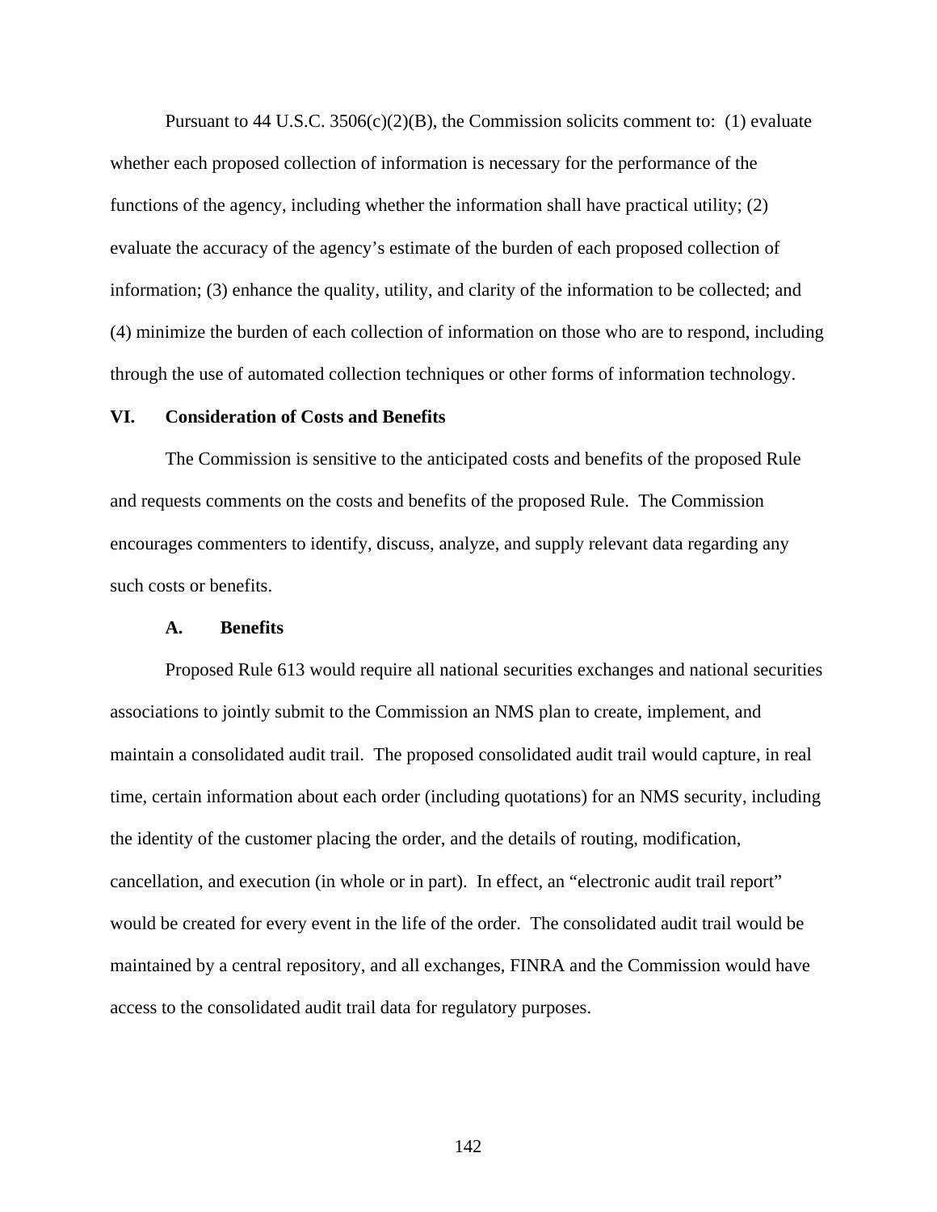Pursuant to 44 U.S.C. 3506(c)(2)(B), the Commission solicits comment to: (1) evaluate whether each proposed collection of information is necessary for the performance of the functions of the agency, including whether the information shall have practical utility; (2) evaluate the accuracy of the agency's estimate of the burden of each proposed collection of information; (3) enhance the quality, utility, and clarity of the information to be collected; and (4) minimize the burden of each collection of information on those who are to respond, including through the use of automated collection techniques or other forms of information technology.

## VI. Consideration of Costs and Benefits

The Commission is sensitive to the anticipated costs and benefits of the proposed Rule and requests comments on the costs and benefits of the proposed Rule. The Commission encourages commenters to identify, discuss, analyze, and supply relevant data regarding any such costs or benefits.

### A. Benefits

Proposed Rule 613 would require all national securities exchanges and national securities associations to jointly submit to the Commission an NMS plan to create, implement, and maintain a consolidated audit trail. The proposed consolidated audit trail would capture, in real time, certain information about each order (including quotations) for an NMS security, including the identity of the customer placing the order, and the details of routing, modification, cancellation, and execution (in whole or in part). In effect, an "electronic audit trail report" would be created for every event in the life of the order. The consolidated audit trail would be maintained by a central repository, and all exchanges, FINRA and the Commission would have access to the consolidated audit trail data for regulatory purposes.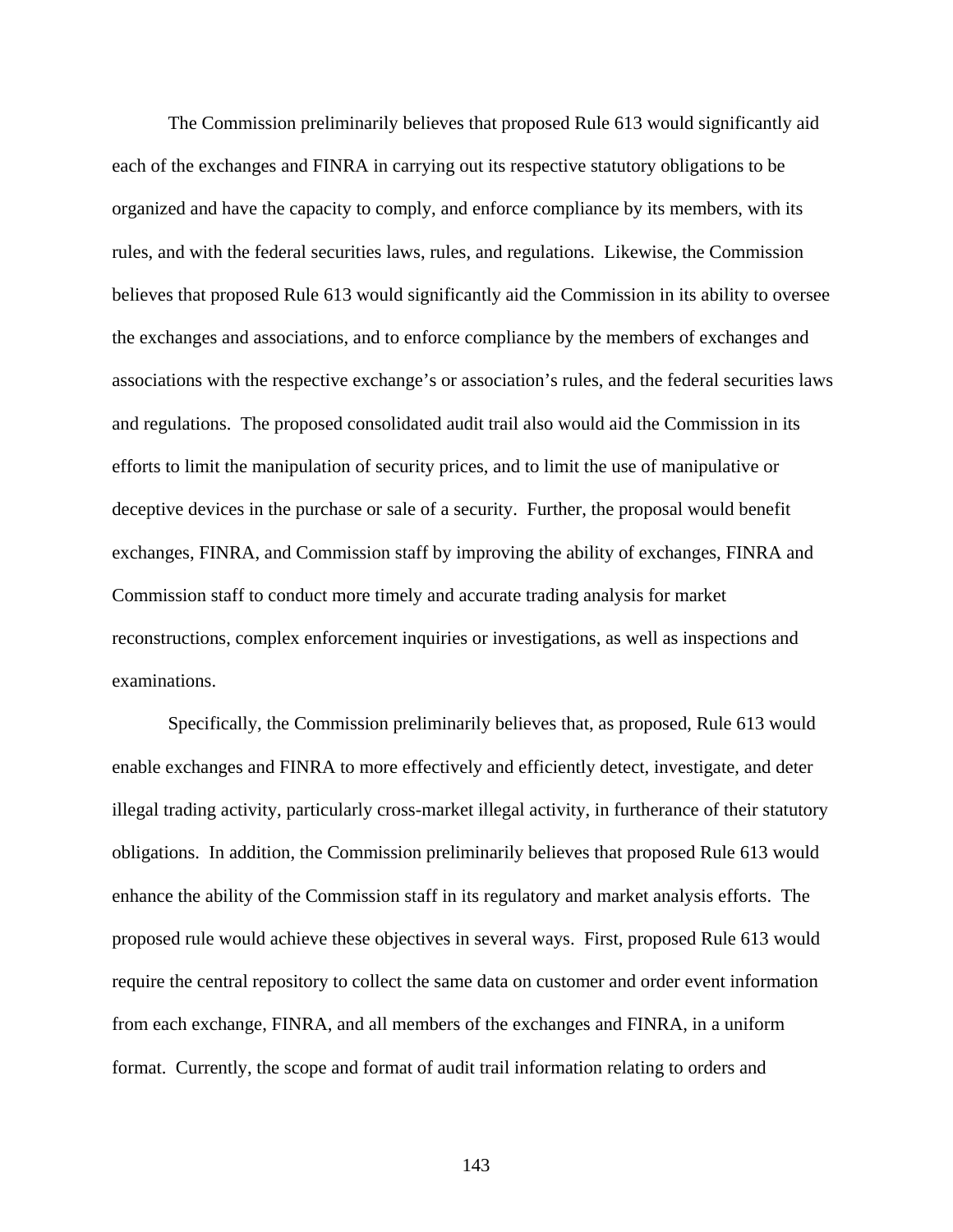The Commission preliminarily believes that proposed Rule 613 would significantly aid each of the exchanges and FINRA in carrying out its respective statutory obligations to be organized and have the capacity to comply, and enforce compliance by its members, with its rules, and with the federal securities laws, rules, and regulations. Likewise, the Commission believes that proposed Rule 613 would significantly aid the Commission in its ability to oversee the exchanges and associations, and to enforce compliance by the members of exchanges and associations with the respective exchange's or association's rules, and the federal securities laws and regulations. The proposed consolidated audit trail also would aid the Commission in its efforts to limit the manipulation of security prices, and to limit the use of manipulative or deceptive devices in the purchase or sale of a security. Further, the proposal would benefit exchanges, FINRA, and Commission staff by improving the ability of exchanges, FINRA and Commission staff to conduct more timely and accurate trading analysis for market reconstructions, complex enforcement inquiries or investigations, as well as inspections and examinations.

Specifically, the Commission preliminarily believes that, as proposed, Rule 613 would enable exchanges and FINRA to more effectively and efficiently detect, investigate, and deter illegal trading activity, particularly cross-market illegal activity, in furtherance of their statutory obligations. In addition, the Commission preliminarily believes that proposed Rule 613 would enhance the ability of the Commission staff in its regulatory and market analysis efforts. The proposed rule would achieve these objectives in several ways. First, proposed Rule 613 would require the central repository to collect the same data on customer and order event information from each exchange, FINRA, and all members of the exchanges and FINRA, in a uniform format. Currently, the scope and format of audit trail information relating to orders and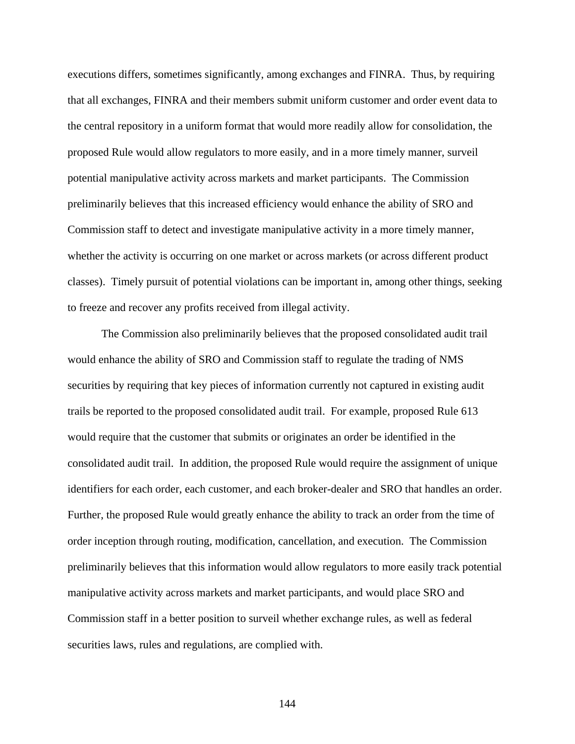executions differs, sometimes significantly, among exchanges and FINRA. Thus, by requiring that all exchanges, FINRA and their members submit uniform customer and order event data to the central repository in a uniform format that would more readily allow for consolidation, the proposed Rule would allow regulators to more easily, and in a more timely manner, surveil potential manipulative activity across markets and market participants. The Commission preliminarily believes that this increased efficiency would enhance the ability of SRO and Commission staff to detect and investigate manipulative activity in a more timely manner, whether the activity is occurring on one market or across markets (or across different product classes). Timely pursuit of potential violations can be important in, among other things, seeking to freeze and recover any profits received from illegal activity.

The Commission also preliminarily believes that the proposed consolidated audit trail would enhance the ability of SRO and Commission staff to regulate the trading of NMS securities by requiring that key pieces of information currently not captured in existing audit trails be reported to the proposed consolidated audit trail. For example, proposed Rule 613 would require that the customer that submits or originates an order be identified in the consolidated audit trail. In addition, the proposed Rule would require the assignment of unique identifiers for each order, each customer, and each broker-dealer and SRO that handles an order. Further, the proposed Rule would greatly enhance the ability to track an order from the time of order inception through routing, modification, cancellation, and execution. The Commission preliminarily believes that this information would allow regulators to more easily track potential manipulative activity across markets and market participants, and would place SRO and Commission staff in a better position to surveil whether exchange rules, as well as federal securities laws, rules and regulations, are complied with.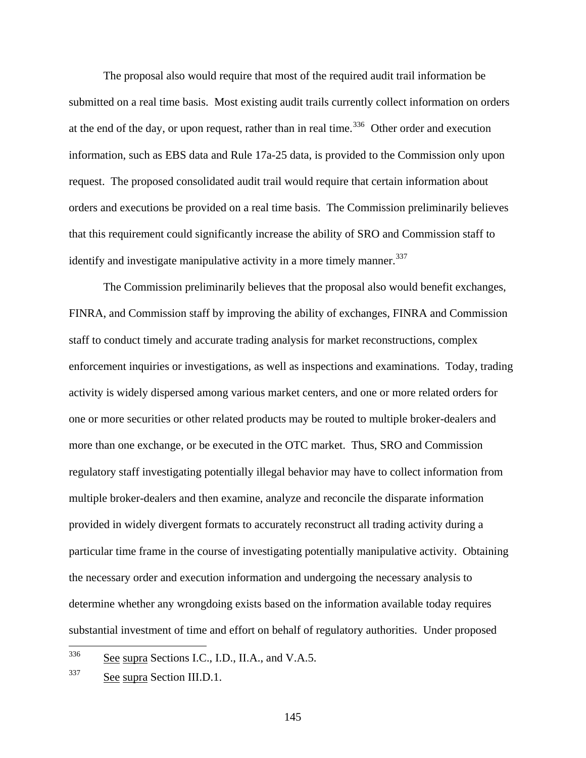The proposal also would require that most of the required audit trail information be submitted on a real time basis. Most existing audit trails currently collect information on orders at the end of the day, or upon request, rather than in real time.[336] Other order and execution information, such as EBS data and Rule 17a-25 data, is provided to the Commission only upon request. The proposed consolidated audit trail would require that certain information about orders and executions be provided on a real time basis. The Commission preliminarily believes that this requirement could significantly increase the ability of SRO and Commission staff to identify and investigate manipulative activity in a more timely manner.[337]

The Commission preliminarily believes that the proposal also would benefit exchanges, FINRA, and Commission staff by improving the ability of exchanges, FINRA and Commission staff to conduct timely and accurate trading analysis for market reconstructions, complex enforcement inquiries or investigations, as well as inspections and examinations. Today, trading activity is widely dispersed among various market centers, and one or more related orders for one or more securities or other related products may be routed to multiple broker-dealers and more than one exchange, or be executed in the OTC market. Thus, SRO and Commission regulatory staff investigating potentially illegal behavior may have to collect information from multiple broker-dealers and then examine, analyze and reconcile the disparate information provided in widely divergent formats to accurately reconstruct all trading activity during a particular time frame in the course of investigating potentially manipulative activity. Obtaining the necessary order and execution information and undergoing the necessary analysis to determine whether any wrongdoing exists based on the information available today requires substantial investment of time and effort on behalf of regulatory authorities. Under proposed

---

[336] See supra Sections I.C., I.D., II.A., and V.A.5.

[337] See supra Section III.D.1.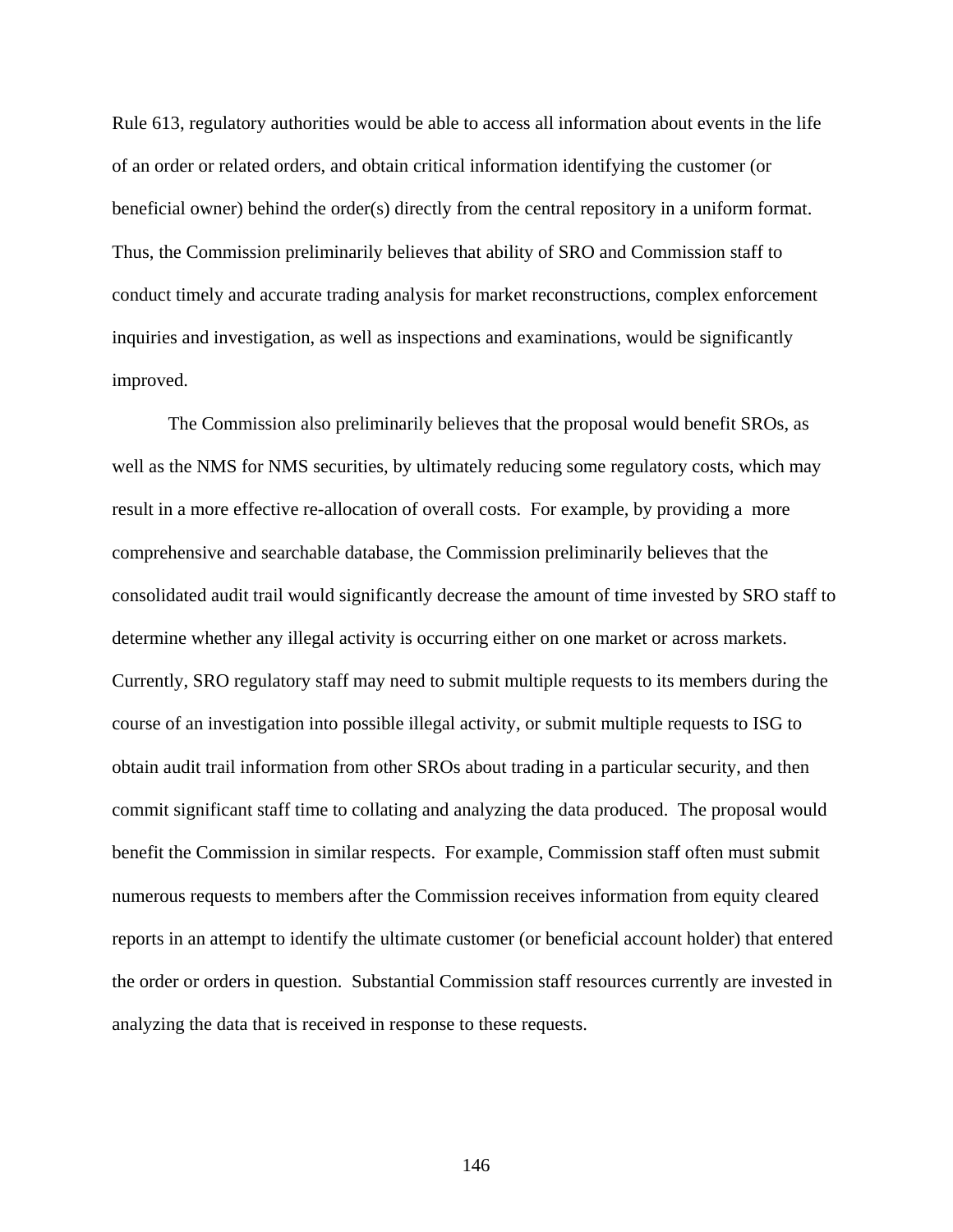Rule 613, regulatory authorities would be able to access all information about events in the life of an order or related orders, and obtain critical information identifying the customer (or beneficial owner) behind the order(s) directly from the central repository in a uniform format. Thus, the Commission preliminarily believes that ability of SRO and Commission staff to conduct timely and accurate trading analysis for market reconstructions, complex enforcement inquiries and investigation, as well as inspections and examinations, would be significantly improved.

The Commission also preliminarily believes that the proposal would benefit SROs, as well as the NMS for NMS securities, by ultimately reducing some regulatory costs, which may result in a more effective re-allocation of overall costs. For example, by providing a more comprehensive and searchable database, the Commission preliminarily believes that the consolidated audit trail would significantly decrease the amount of time invested by SRO staff to determine whether any illegal activity is occurring either on one market or across markets. Currently, SRO regulatory staff may need to submit multiple requests to its members during the course of an investigation into possible illegal activity, or submit multiple requests to ISG to obtain audit trail information from other SROs about trading in a particular security, and then commit significant staff time to collating and analyzing the data produced. The proposal would benefit the Commission in similar respects. For example, Commission staff often must submit numerous requests to members after the Commission receives information from equity cleared reports in an attempt to identify the ultimate customer (or beneficial account holder) that entered the order or orders in question. Substantial Commission staff resources currently are invested in analyzing the data that is received in response to these requests.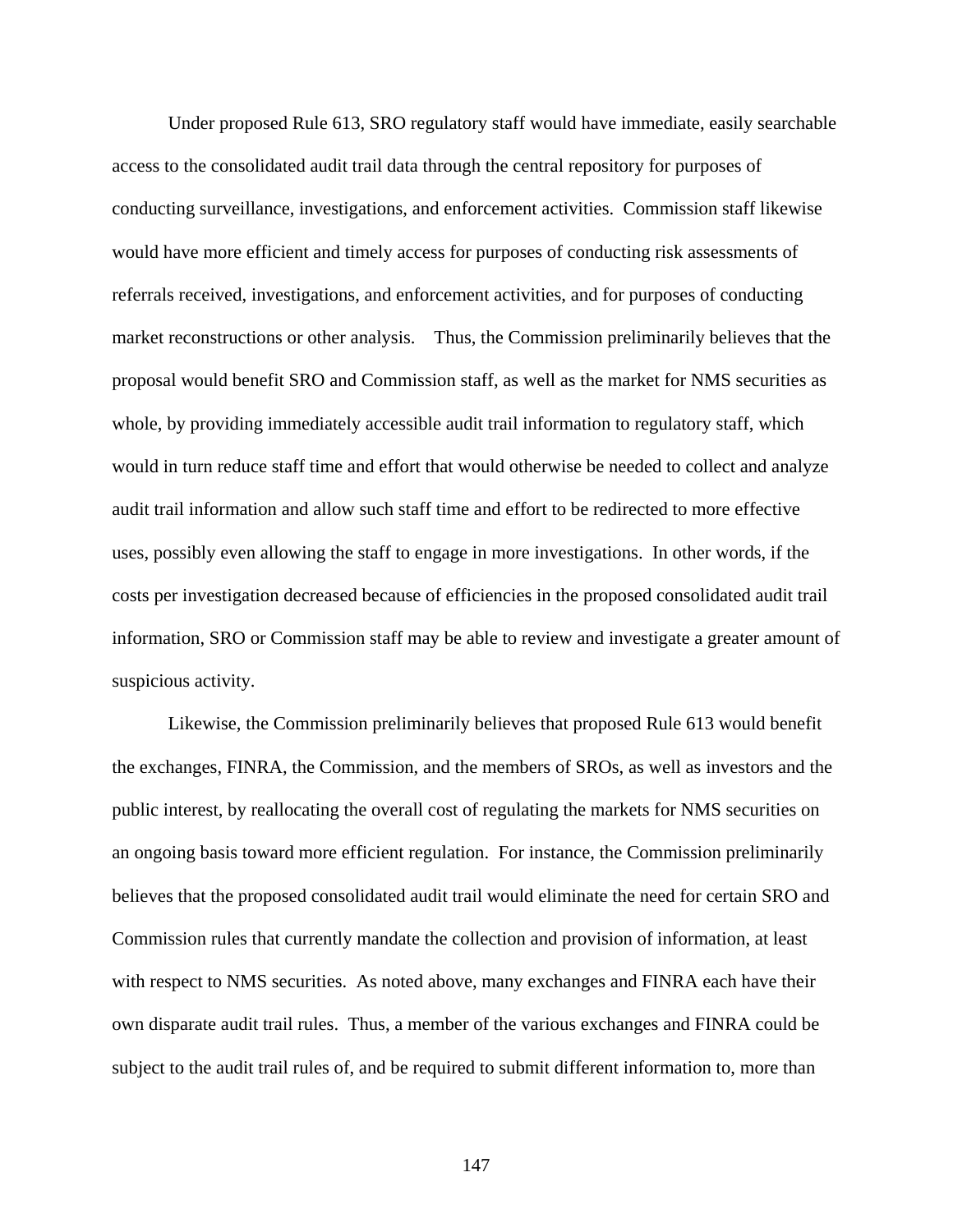Under proposed Rule 613, SRO regulatory staff would have immediate, easily searchable access to the consolidated audit trail data through the central repository for purposes of conducting surveillance, investigations, and enforcement activities. Commission staff likewise would have more efficient and timely access for purposes of conducting risk assessments of referrals received, investigations, and enforcement activities, and for purposes of conducting market reconstructions or other analysis. Thus, the Commission preliminarily believes that the proposal would benefit SRO and Commission staff, as well as the market for NMS securities as whole, by providing immediately accessible audit trail information to regulatory staff, which would in turn reduce staff time and effort that would otherwise be needed to collect and analyze audit trail information and allow such staff time and effort to be redirected to more effective uses, possibly even allowing the staff to engage in more investigations. In other words, if the costs per investigation decreased because of efficiencies in the proposed consolidated audit trail information, SRO or Commission staff may be able to review and investigate a greater amount of suspicious activity.

Likewise, the Commission preliminarily believes that proposed Rule 613 would benefit the exchanges, FINRA, the Commission, and the members of SROs, as well as investors and the public interest, by reallocating the overall cost of regulating the markets for NMS securities on an ongoing basis toward more efficient regulation. For instance, the Commission preliminarily believes that the proposed consolidated audit trail would eliminate the need for certain SRO and Commission rules that currently mandate the collection and provision of information, at least with respect to NMS securities. As noted above, many exchanges and FINRA each have their own disparate audit trail rules. Thus, a member of the various exchanges and FINRA could be subject to the audit trail rules of, and be required to submit different information to, more than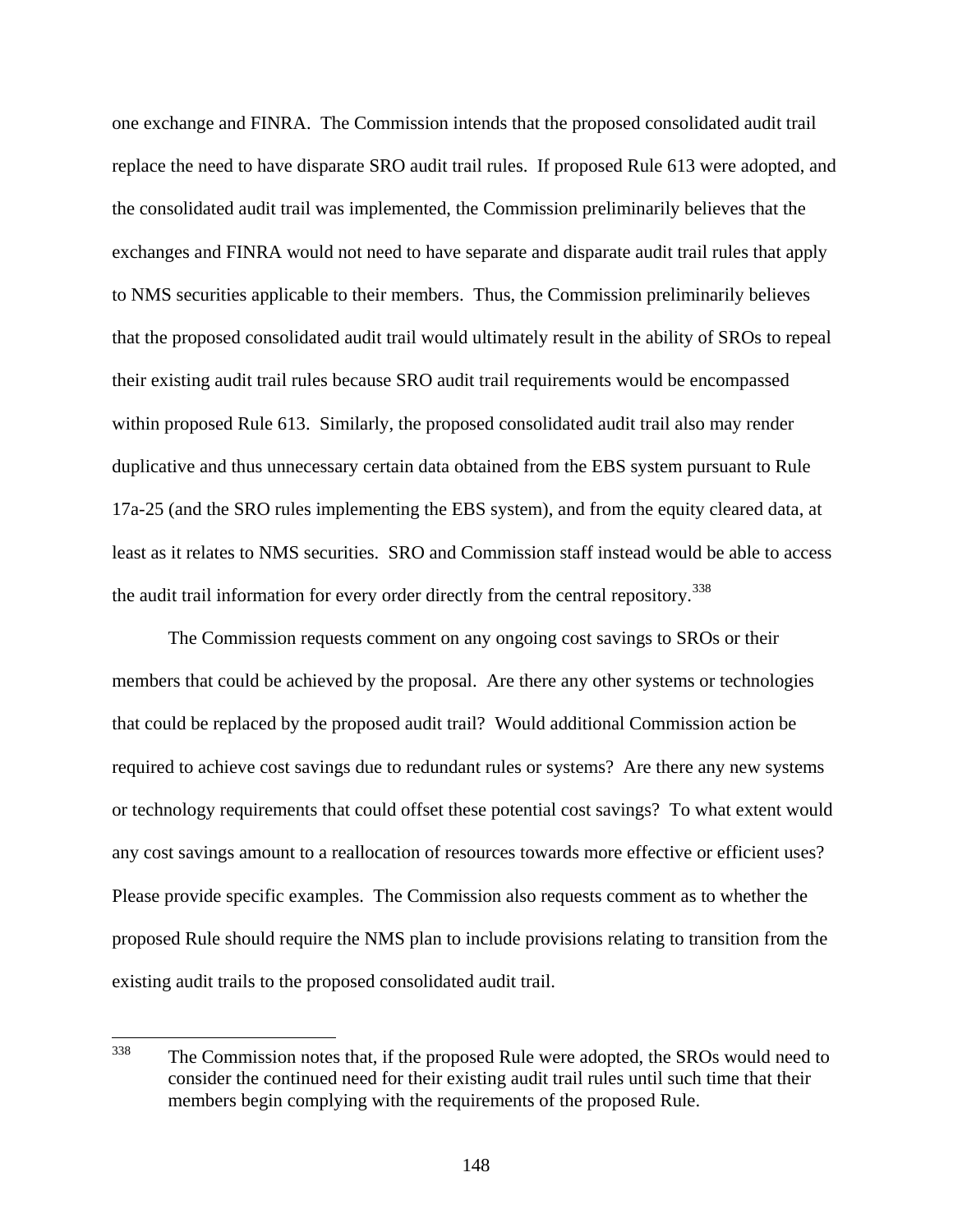one exchange and FINRA. The Commission intends that the proposed consolidated audit trail replace the need to have disparate SRO audit trail rules. If proposed Rule 613 were adopted, and the consolidated audit trail was implemented, the Commission preliminarily believes that the exchanges and FINRA would not need to have separate and disparate audit trail rules that apply to NMS securities applicable to their members. Thus, the Commission preliminarily believes that the proposed consolidated audit trail would ultimately result in the ability of SROs to repeal their existing audit trail rules because SRO audit trail requirements would be encompassed within proposed Rule 613. Similarly, the proposed consolidated audit trail also may render duplicative and thus unnecessary certain data obtained from the EBS system pursuant to Rule 17a-25 (and the SRO rules implementing the EBS system), and from the equity cleared data, at least as it relates to NMS securities. SRO and Commission staff instead would be able to access the audit trail information for every order directly from the central repository.[338]

The Commission requests comment on any ongoing cost savings to SROs or their members that could be achieved by the proposal. Are there any other systems or technologies that could be replaced by the proposed audit trail? Would additional Commission action be required to achieve cost savings due to redundant rules or systems? Are there any new systems or technology requirements that could offset these potential cost savings? To what extent would any cost savings amount to a reallocation of resources towards more effective or efficient uses? Please provide specific examples. The Commission also requests comment as to whether the proposed Rule should require the NMS plan to include provisions relating to transition from the existing audit trails to the proposed consolidated audit trail.

---

[338] The Commission notes that, if the proposed Rule were adopted, the SROs would need to consider the continued need for their existing audit trail rules until such time that their members begin complying with the requirements of the proposed Rule.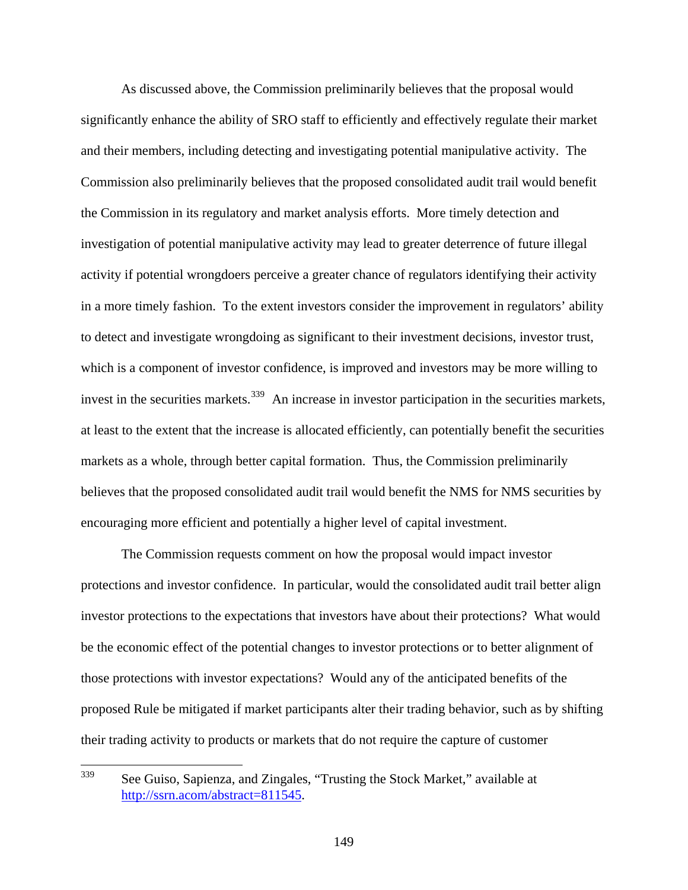As discussed above, the Commission preliminarily believes that the proposal would significantly enhance the ability of SRO staff to efficiently and effectively regulate their market and their members, including detecting and investigating potential manipulative activity. The Commission also preliminarily believes that the proposed consolidated audit trail would benefit the Commission in its regulatory and market analysis efforts. More timely detection and investigation of potential manipulative activity may lead to greater deterrence of future illegal activity if potential wrongdoers perceive a greater chance of regulators identifying their activity in a more timely fashion. To the extent investors consider the improvement in regulators' ability to detect and investigate wrongdoing as significant to their investment decisions, investor trust, which is a component of investor confidence, is improved and investors may be more willing to invest in the securities markets.[339] An increase in investor participation in the securities markets, at least to the extent that the increase is allocated efficiently, can potentially benefit the securities markets as a whole, through better capital formation. Thus, the Commission preliminarily believes that the proposed consolidated audit trail would benefit the NMS for NMS securities by encouraging more efficient and potentially a higher level of capital investment.

The Commission requests comment on how the proposal would impact investor protections and investor confidence. In particular, would the consolidated audit trail better align investor protections to the expectations that investors have about their protections? What would be the economic effect of the potential changes to investor protections or to better alignment of those protections with investor expectations? Would any of the anticipated benefits of the proposed Rule be mitigated if market participants alter their trading behavior, such as by shifting their trading activity to products or markets that do not require the capture of customer

---

[339] See Guiso, Sapienza, and Zingales, "Trusting the Stock Market," available at http://ssrn.acom/abstract=811545.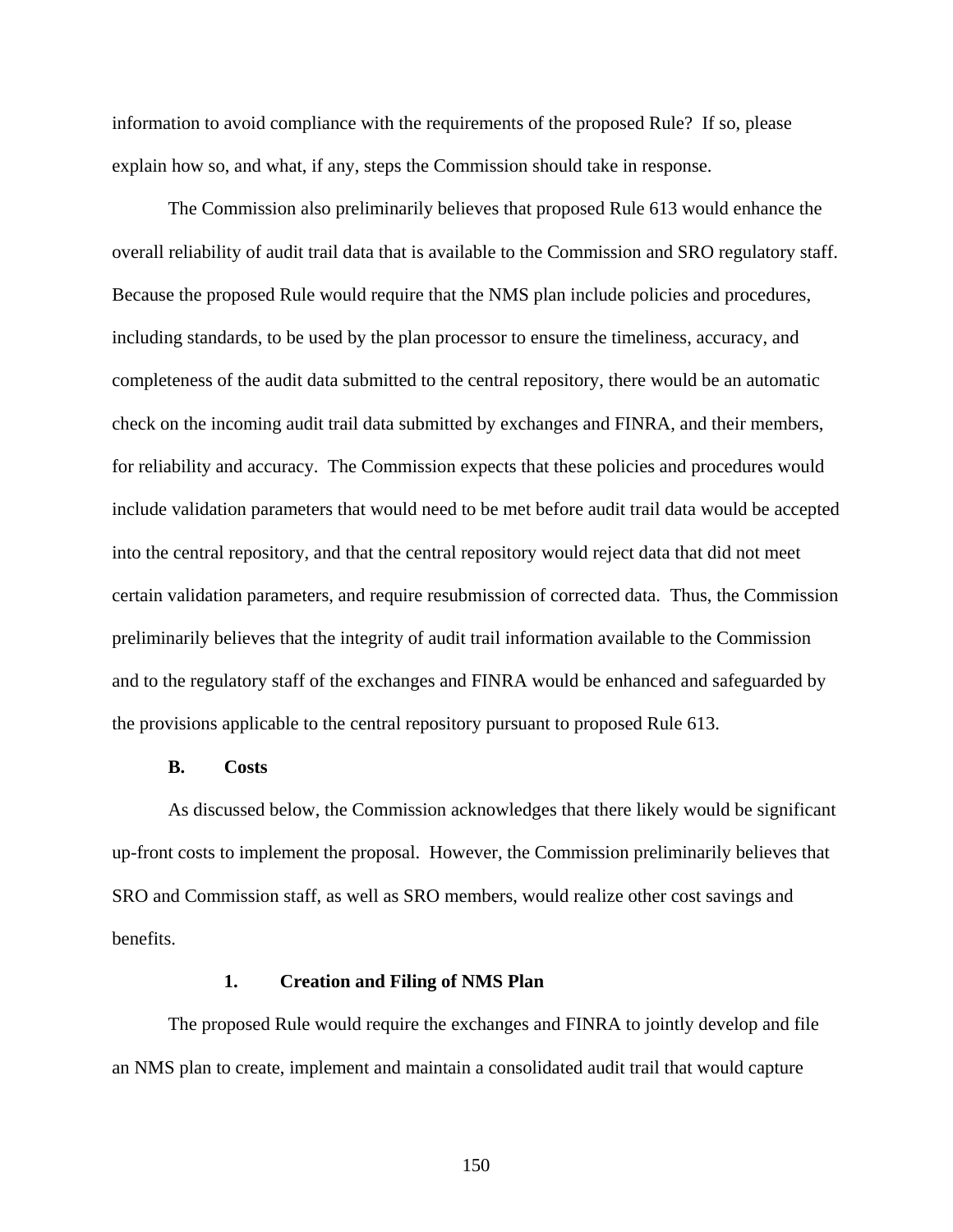information to avoid compliance with the requirements of the proposed Rule? If so, please explain how so, and what, if any, steps the Commission should take in response.

The Commission also preliminarily believes that proposed Rule 613 would enhance the overall reliability of audit trail data that is available to the Commission and SRO regulatory staff. Because the proposed Rule would require that the NMS plan include policies and procedures, including standards, to be used by the plan processor to ensure the timeliness, accuracy, and completeness of the audit data submitted to the central repository, there would be an automatic check on the incoming audit trail data submitted by exchanges and FINRA, and their members, for reliability and accuracy. The Commission expects that these policies and procedures would include validation parameters that would need to be met before audit trail data would be accepted into the central repository, and that the central repository would reject data that did not meet certain validation parameters, and require resubmission of corrected data. Thus, the Commission preliminarily believes that the integrity of audit trail information available to the Commission and to the regulatory staff of the exchanges and FINRA would be enhanced and safeguarded by the provisions applicable to the central repository pursuant to proposed Rule 613.

## B. Costs

As discussed below, the Commission acknowledges that there likely would be significant up-front costs to implement the proposal. However, the Commission preliminarily believes that SRO and Commission staff, as well as SRO members, would realize other cost savings and benefits.

### 1. Creation and Filing of NMS Plan

The proposed Rule would require the exchanges and FINRA to jointly develop and file an NMS plan to create, implement and maintain a consolidated audit trail that would capture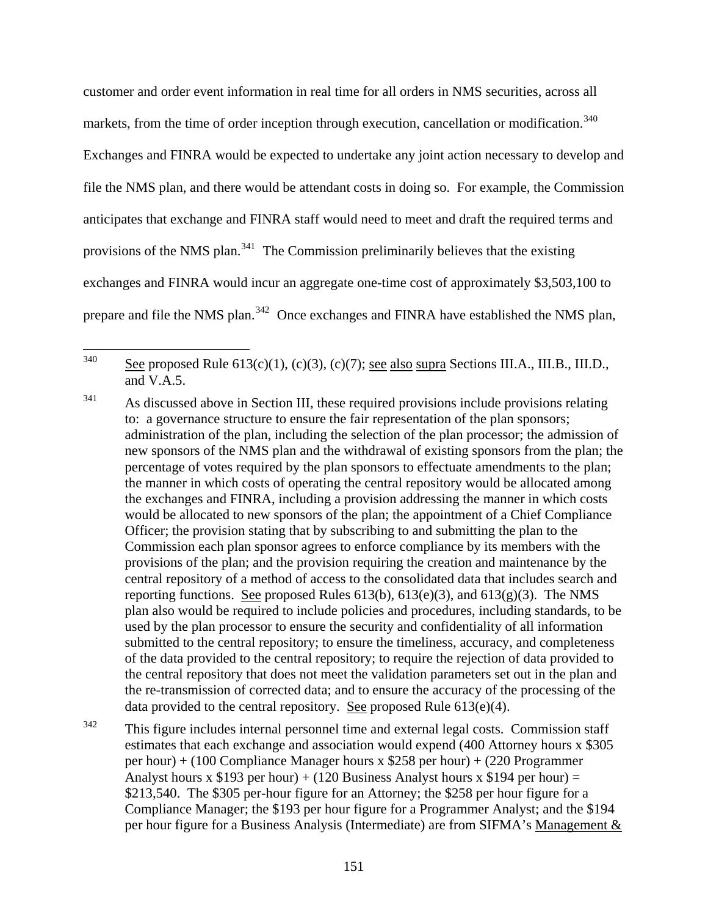customer and order event information in real time for all orders in NMS securities, across all markets, from the time of order inception through execution, cancellation or modification.[340] Exchanges and FINRA would be expected to undertake any joint action necessary to develop and file the NMS plan, and there would be attendant costs in doing so. For example, the Commission anticipates that exchange and FINRA staff would need to meet and draft the required terms and provisions of the NMS plan.[341] The Commission preliminarily believes that the existing exchanges and FINRA would incur an aggregate one-time cost of approximately $3,503,100 to prepare and file the NMS plan.[342] Once exchanges and FINRA have established the NMS plan,

---

[340] See proposed Rule 613(c)(1), (c)(3), (c)(7); see also supra Sections III.A., III.B., III.D., and V.A.5.

[341] As discussed above in Section III, these required provisions include provisions relating to: a governance structure to ensure the fair representation of the plan sponsors; administration of the plan, including the selection of the plan processor; the admission of new sponsors of the NMS plan and the withdrawal of existing sponsors from the plan; the percentage of votes required by the plan sponsors to effectuate amendments to the plan; the manner in which costs of operating the central repository would be allocated among the exchanges and FINRA, including a provision addressing the manner in which costs would be allocated to new sponsors of the plan; the appointment of a Chief Compliance Officer; the provision stating that by subscribing to and submitting the plan to the Commission each plan sponsor agrees to enforce compliance by its members with the provisions of the plan; and the provision requiring the creation and maintenance by the central repository of a method of access to the consolidated data that includes search and reporting functions. See proposed Rules 613(b), 613(e)(3), and 613(g)(3). The NMS plan also would be required to include policies and procedures, including standards, to be used by the plan processor to ensure the security and confidentiality of all information submitted to the central repository; to ensure the timeliness, accuracy, and completeness of the data provided to the central repository; to require the rejection of data provided to the central repository that does not meet the validation parameters set out in the plan and the re-transmission of corrected data; and to ensure the accuracy of the processing of the data provided to the central repository. See proposed Rule 613(e)(4).

[342] This figure includes internal personnel time and external legal costs. Commission staff estimates that each exchange and association would expend (400 Attorney hours x $305 per hour) + (100 Compliance Manager hours x $258 per hour) + (220 Programmer Analyst hours x $193 per hour) + (120 Business Analyst hours x $194 per hour) = $213,540. The $305 per-hour figure for an Attorney; the $258 per hour figure for a Compliance Manager; the $193 per hour figure for a Programmer Analyst; and the $194 per hour figure for a Business Analysis (Intermediate) are from SIFMA's Management &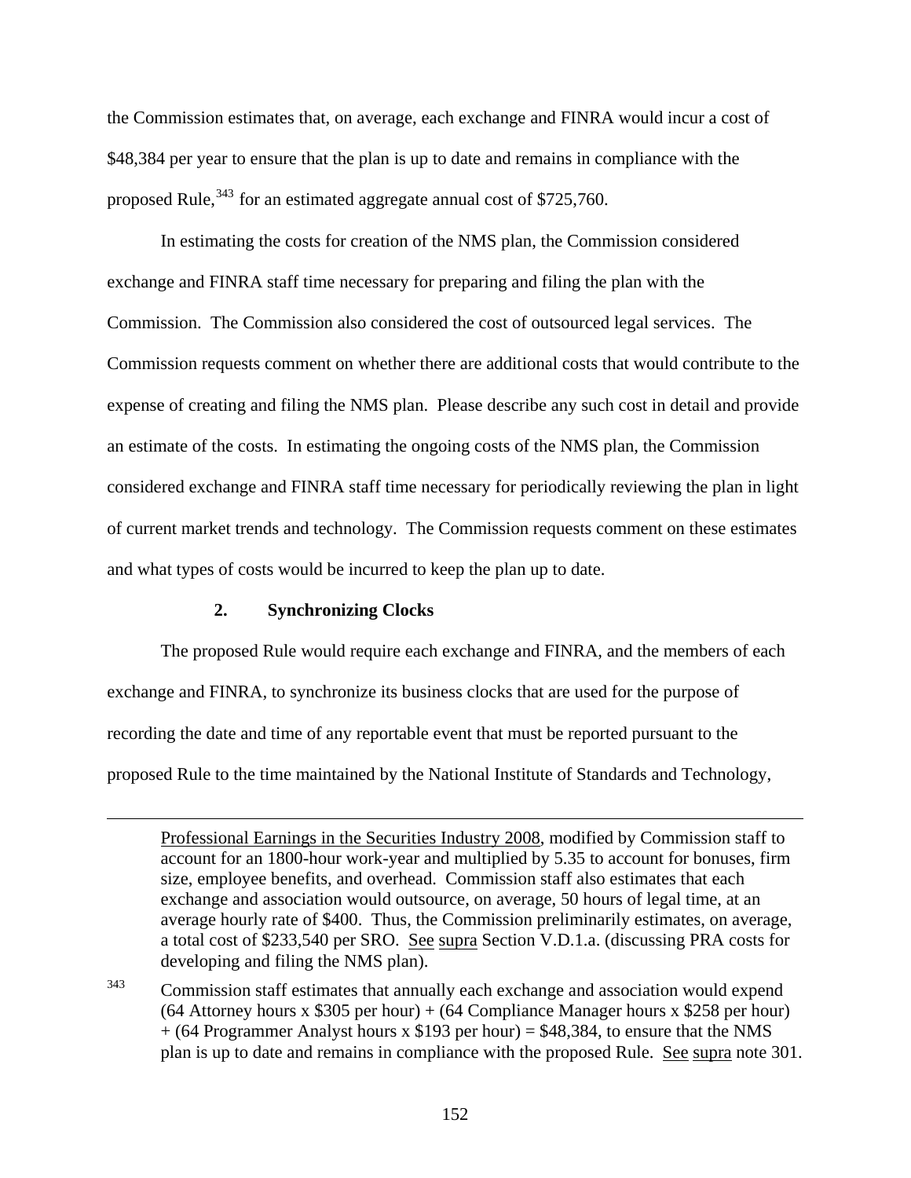the Commission estimates that, on average, each exchange and FINRA would incur a cost of $48,384 per year to ensure that the plan is up to date and remains in compliance with the proposed Rule,[343] for an estimated aggregate annual cost of $725,760.

In estimating the costs for creation of the NMS plan, the Commission considered exchange and FINRA staff time necessary for preparing and filing the plan with the Commission. The Commission also considered the cost of outsourced legal services. The Commission requests comment on whether there are additional costs that would contribute to the expense of creating and filing the NMS plan. Please describe any such cost in detail and provide an estimate of the costs. In estimating the ongoing costs of the NMS plan, the Commission considered exchange and FINRA staff time necessary for periodically reviewing the plan in light of current market trends and technology. The Commission requests comment on these estimates and what types of costs would be incurred to keep the plan up to date.

### 2. Synchronizing Clocks

The proposed Rule would require each exchange and FINRA, and the members of each exchange and FINRA, to synchronize its business clocks that are used for the purpose of recording the date and time of any reportable event that must be reported pursuant to the proposed Rule to the time maintained by the National Institute of Standards and Technology,

---

Professional Earnings in the Securities Industry 2008, modified by Commission staff to account for an 1800-hour work-year and multiplied by 5.35 to account for bonuses, firm size, employee benefits, and overhead. Commission staff also estimates that each exchange and association would outsource, on average, 50 hours of legal time, at an average hourly rate of $400. Thus, the Commission preliminarily estimates, on average, a total cost of $233,540 per SRO. See supra Section V.D.1.a. (discussing PRA costs for developing and filing the NMS plan).

[343] Commission staff estimates that annually each exchange and association would expend (64 Attorney hours x $305 per hour) + (64 Compliance Manager hours x $258 per hour) + (64 Programmer Analyst hours x $193 per hour) = $48,384, to ensure that the NMS plan is up to date and remains in compliance with the proposed Rule. See supra note 301.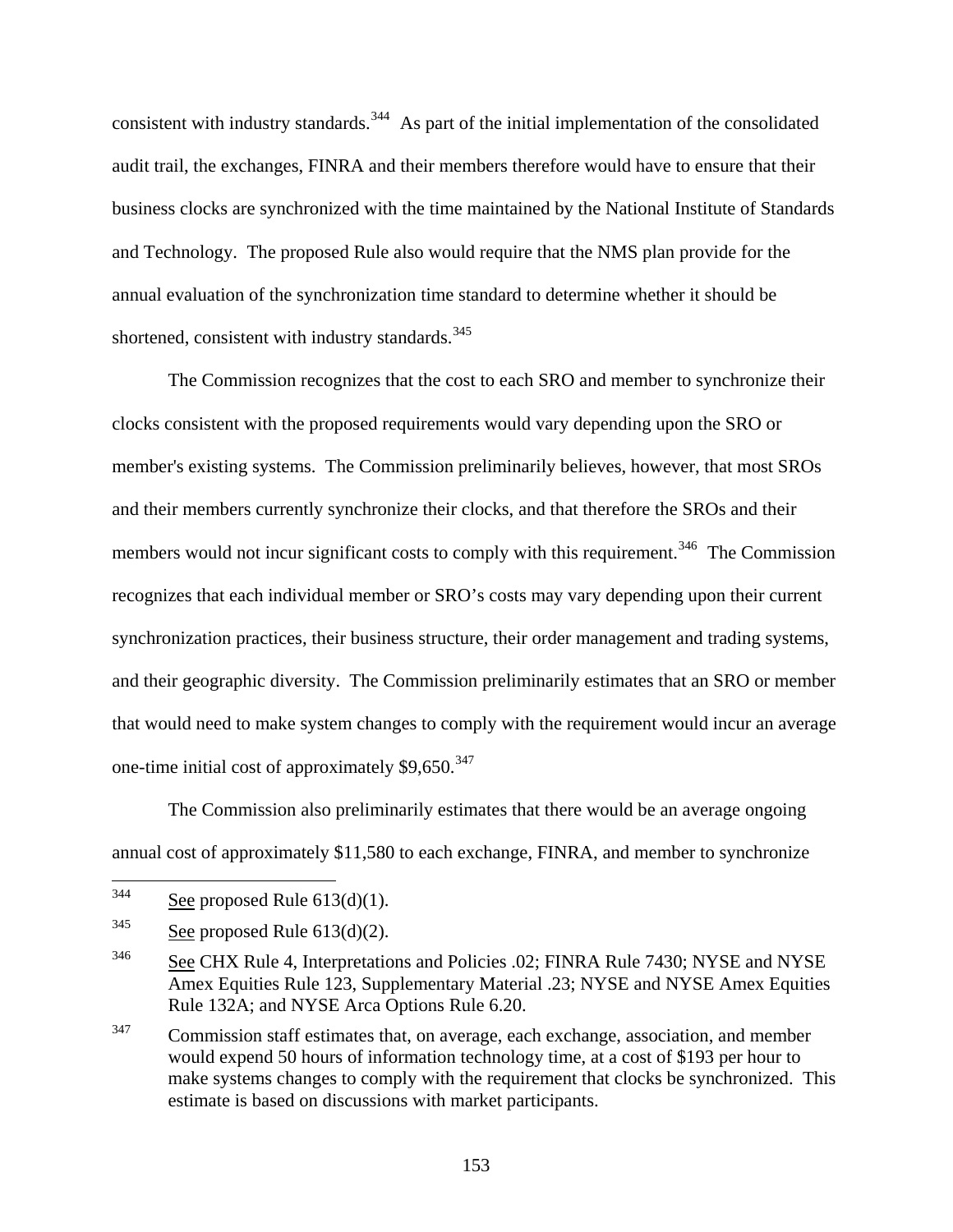consistent with industry standards.[344] As part of the initial implementation of the consolidated audit trail, the exchanges, FINRA and their members therefore would have to ensure that their business clocks are synchronized with the time maintained by the National Institute of Standards and Technology. The proposed Rule also would require that the NMS plan provide for the annual evaluation of the synchronization time standard to determine whether it should be shortened, consistent with industry standards.[345]

The Commission recognizes that the cost to each SRO and member to synchronize their clocks consistent with the proposed requirements would vary depending upon the SRO or member's existing systems. The Commission preliminarily believes, however, that most SROs and their members currently synchronize their clocks, and that therefore the SROs and their members would not incur significant costs to comply with this requirement.[346] The Commission recognizes that each individual member or SRO's costs may vary depending upon their current synchronization practices, their business structure, their order management and trading systems, and their geographic diversity. The Commission preliminarily estimates that an SRO or member that would need to make system changes to comply with the requirement would incur an average one-time initial cost of approximately $9,650.[347]

The Commission also preliminarily estimates that there would be an average ongoing annual cost of approximately $11,580 to each exchange, FINRA, and member to synchronize

---

[344] See proposed Rule 613(d)(1).

[345] See proposed Rule 613(d)(2).

[346] See CHX Rule 4, Interpretations and Policies .02; FINRA Rule 7430; NYSE and NYSE Amex Equities Rule 123, Supplementary Material .23; NYSE and NYSE Amex Equities Rule 132A; and NYSE Arca Options Rule 6.20.

[347] Commission staff estimates that, on average, each exchange, association, and member would expend 50 hours of information technology time, at a cost of $193 per hour to make systems changes to comply with the requirement that clocks be synchronized. This estimate is based on discussions with market participants.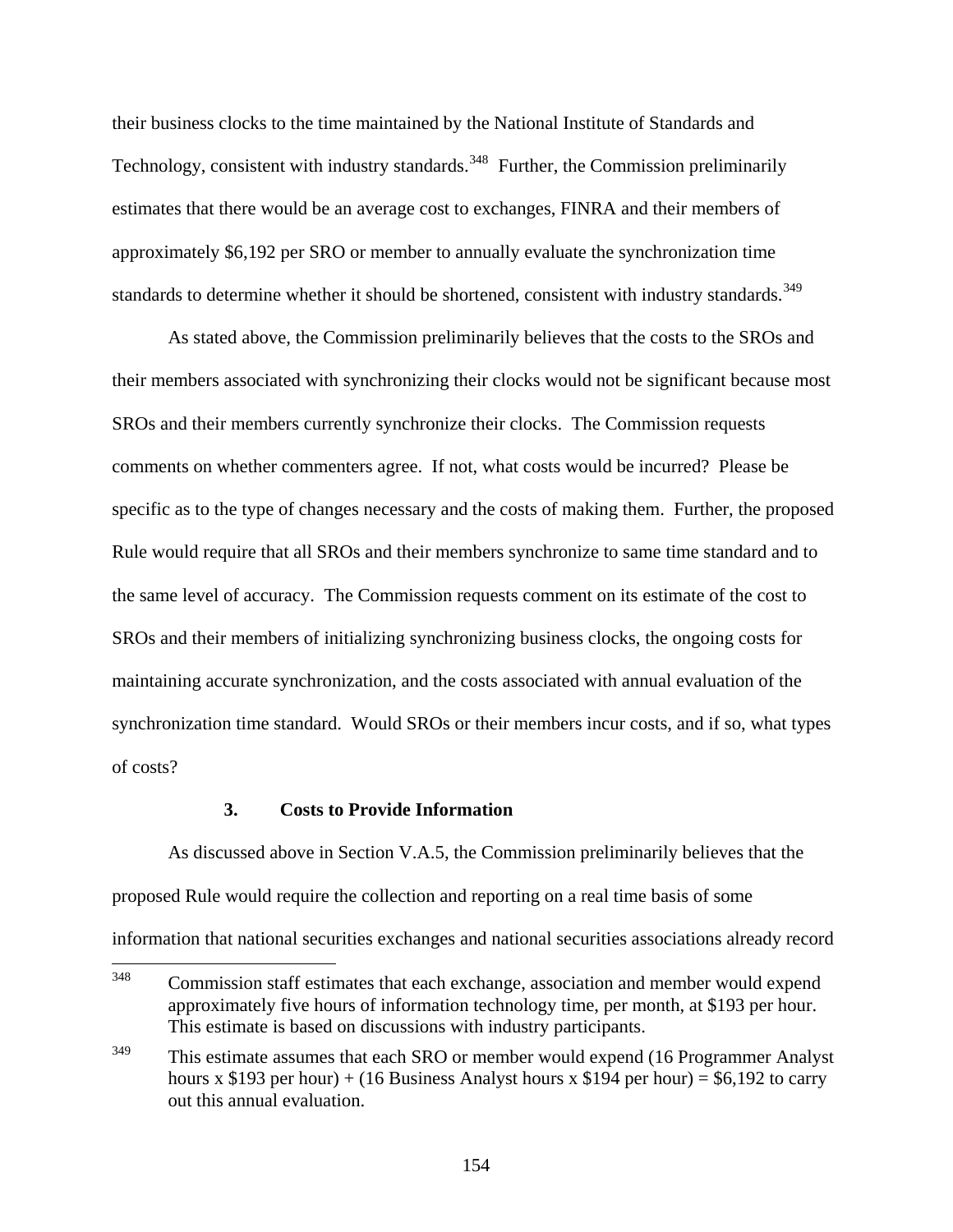their business clocks to the time maintained by the National Institute of Standards and Technology, consistent with industry standards.[348] Further, the Commission preliminarily estimates that there would be an average cost to exchanges, FINRA and their members of approximately $6,192 per SRO or member to annually evaluate the synchronization time standards to determine whether it should be shortened, consistent with industry standards.[349]

As stated above, the Commission preliminarily believes that the costs to the SROs and their members associated with synchronizing their clocks would not be significant because most SROs and their members currently synchronize their clocks. The Commission requests comments on whether commenters agree. If not, what costs would be incurred? Please be specific as to the type of changes necessary and the costs of making them. Further, the proposed Rule would require that all SROs and their members synchronize to same time standard and to the same level of accuracy. The Commission requests comment on its estimate of the cost to SROs and their members of initializing synchronizing business clocks, the ongoing costs for maintaining accurate synchronization, and the costs associated with annual evaluation of the synchronization time standard. Would SROs or their members incur costs, and if so, what types of costs?

### 3. Costs to Provide Information

As discussed above in Section V.A.5, the Commission preliminarily believes that the proposed Rule would require the collection and reporting on a real time basis of some information that national securities exchanges and national securities associations already record

---

[348] Commission staff estimates that each exchange, association and member would expend approximately five hours of information technology time, per month, at $193 per hour. This estimate is based on discussions with industry participants.

[349] This estimate assumes that each SRO or member would expend (16 Programmer Analyst hours x $193 per hour) + (16 Business Analyst hours x $194 per hour) = $6,192 to carry out this annual evaluation.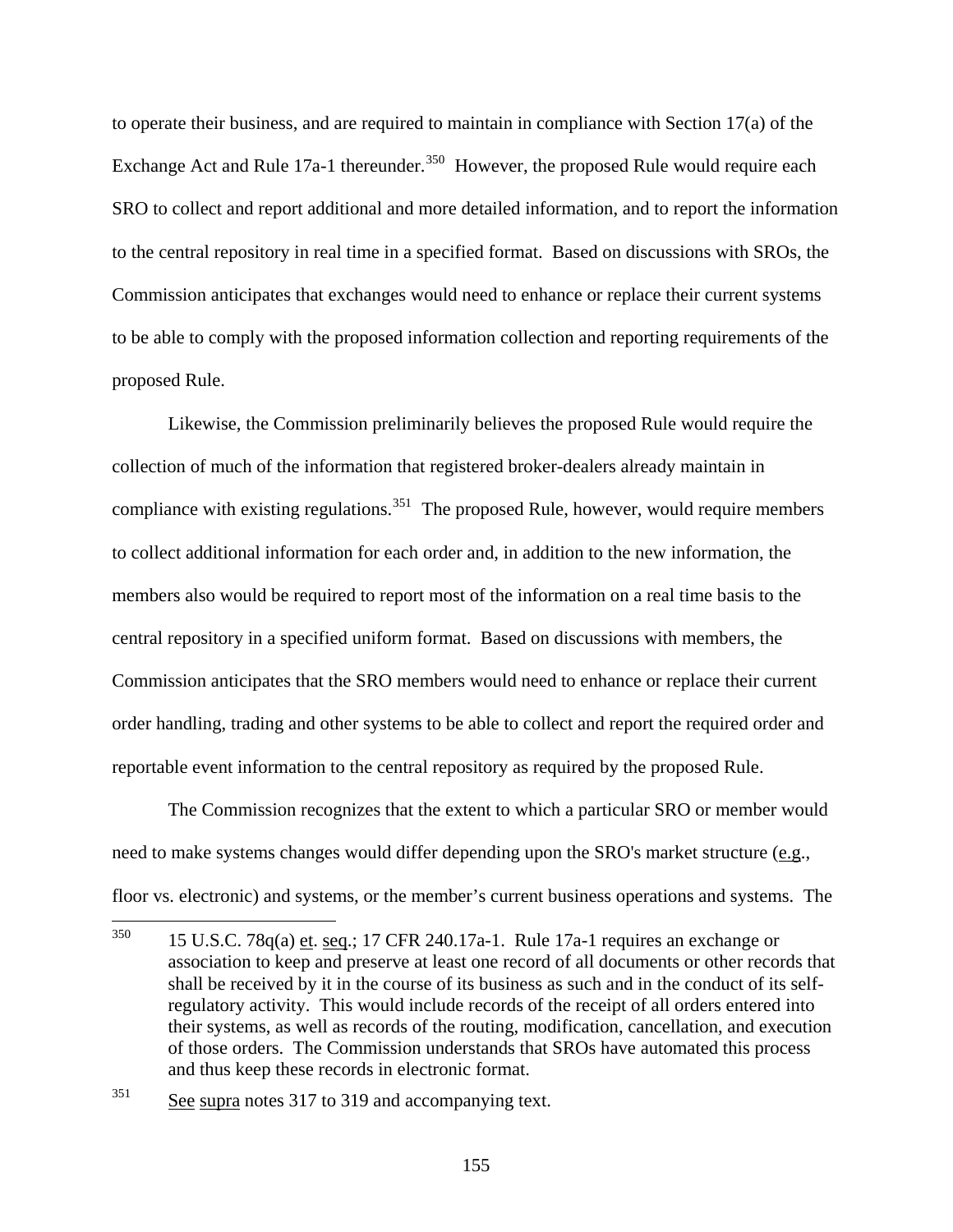to operate their business, and are required to maintain in compliance with Section 17(a) of the Exchange Act and Rule 17a-1 thereunder.[350] However, the proposed Rule would require each SRO to collect and report additional and more detailed information, and to report the information to the central repository in real time in a specified format. Based on discussions with SROs, the Commission anticipates that exchanges would need to enhance or replace their current systems to be able to comply with the proposed information collection and reporting requirements of the proposed Rule.

Likewise, the Commission preliminarily believes the proposed Rule would require the collection of much of the information that registered broker-dealers already maintain in compliance with existing regulations.[351] The proposed Rule, however, would require members to collect additional information for each order and, in addition to the new information, the members also would be required to report most of the information on a real time basis to the central repository in a specified uniform format. Based on discussions with members, the Commission anticipates that the SRO members would need to enhance or replace their current order handling, trading and other systems to be able to collect and report the required order and reportable event information to the central repository as required by the proposed Rule.

The Commission recognizes that the extent to which a particular SRO or member would need to make systems changes would differ depending upon the SRO's market structure (e.g., floor vs. electronic) and systems, or the member's current business operations and systems. The

---

[350] 15 U.S.C. 78q(a) et. seq.; 17 CFR 240.17a-1. Rule 17a-1 requires an exchange or association to keep and preserve at least one record of all documents or other records that shall be received by it in the course of its business as such and in the conduct of its self-regulatory activity. This would include records of the receipt of all orders entered into their systems, as well as records of the routing, modification, cancellation, and execution of those orders. The Commission understands that SROs have automated this process and thus keep these records in electronic format.

[351] See supra notes 317 to 319 and accompanying text.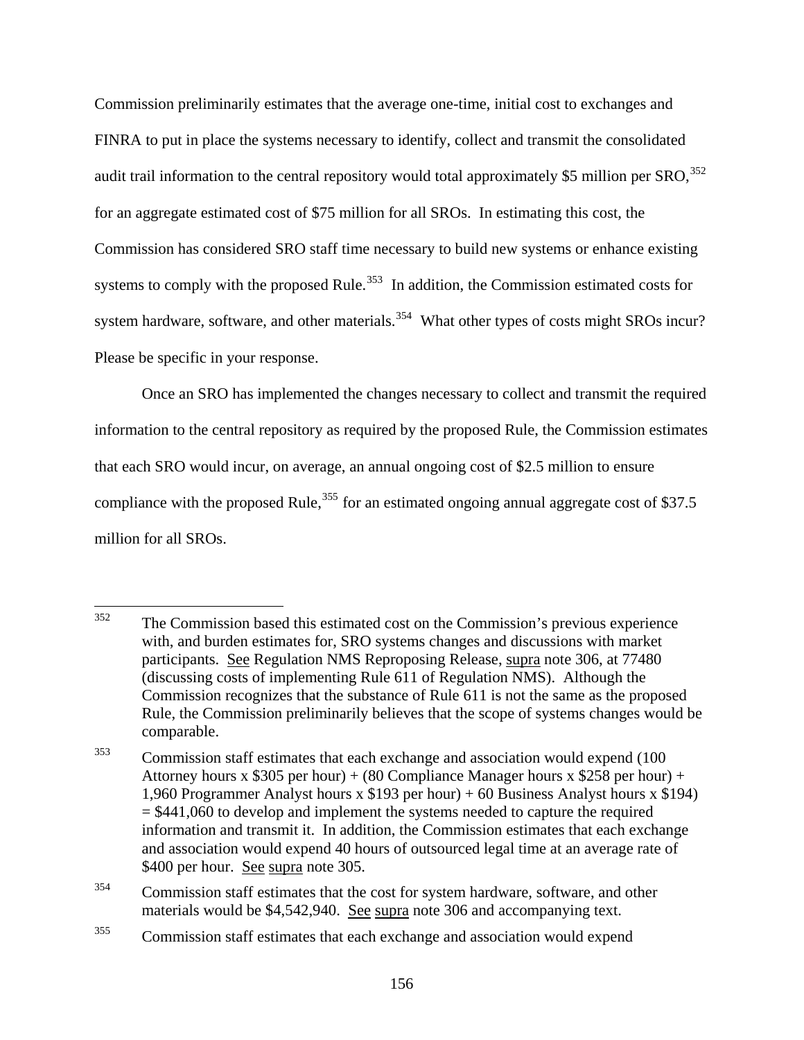Commission preliminarily estimates that the average one-time, initial cost to exchanges and FINRA to put in place the systems necessary to identify, collect and transmit the consolidated audit trail information to the central repository would total approximately $5 million per SRO,[352] for an aggregate estimated cost of $75 million for all SROs. In estimating this cost, the Commission has considered SRO staff time necessary to build new systems or enhance existing systems to comply with the proposed Rule.[353] In addition, the Commission estimated costs for system hardware, software, and other materials.[354] What other types of costs might SROs incur? Please be specific in your response.

Once an SRO has implemented the changes necessary to collect and transmit the required information to the central repository as required by the proposed Rule, the Commission estimates that each SRO would incur, on average, an annual ongoing cost of $2.5 million to ensure compliance with the proposed Rule,[355] for an estimated ongoing annual aggregate cost of $37.5 million for all SROs.

---

[352] The Commission based this estimated cost on the Commission's previous experience with, and burden estimates for, SRO systems changes and discussions with market participants. See Regulation NMS Reproposing Release, supra note 306, at 77480 (discussing costs of implementing Rule 611 of Regulation NMS). Although the Commission recognizes that the substance of Rule 611 is not the same as the proposed Rule, the Commission preliminarily believes that the scope of systems changes would be comparable.

[353] Commission staff estimates that each exchange and association would expend (100 Attorney hours x $305 per hour) + (80 Compliance Manager hours x $258 per hour) + 1,960 Programmer Analyst hours x $193 per hour) + 60 Business Analyst hours x $194) = $441,060 to develop and implement the systems needed to capture the required information and transmit it. In addition, the Commission estimates that each exchange and association would expend 40 hours of outsourced legal time at an average rate of $400 per hour. See supra note 305.

[354] Commission staff estimates that the cost for system hardware, software, and other materials would be $4,542,940. See supra note 306 and accompanying text.

[355] Commission staff estimates that each exchange and association would expend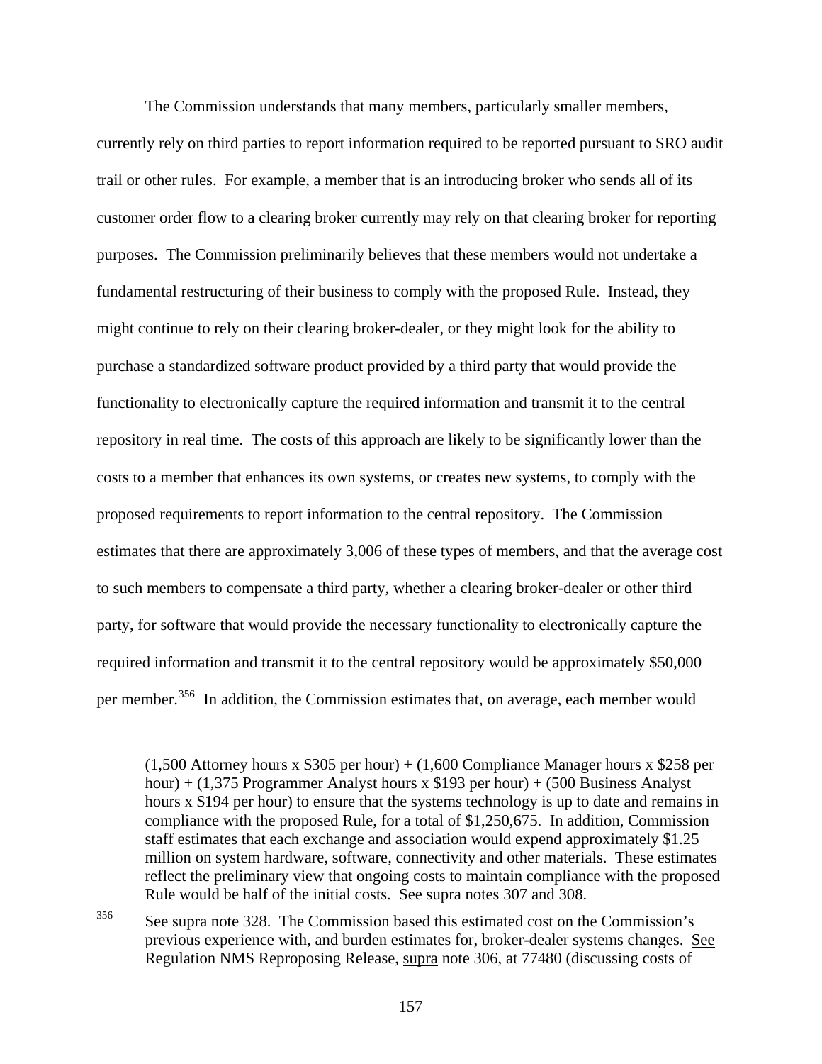The Commission understands that many members, particularly smaller members, currently rely on third parties to report information required to be reported pursuant to SRO audit trail or other rules. For example, a member that is an introducing broker who sends all of its customer order flow to a clearing broker currently may rely on that clearing broker for reporting purposes. The Commission preliminarily believes that these members would not undertake a fundamental restructuring of their business to comply with the proposed Rule. Instead, they might continue to rely on their clearing broker-dealer, or they might look for the ability to purchase a standardized software product provided by a third party that would provide the functionality to electronically capture the required information and transmit it to the central repository in real time. The costs of this approach are likely to be significantly lower than the costs to a member that enhances its own systems, or creates new systems, to comply with the proposed requirements to report information to the central repository. The Commission estimates that there are approximately 3,006 of these types of members, and that the average cost to such members to compensate a third party, whether a clearing broker-dealer or other third party, for software that would provide the necessary functionality to electronically capture the required information and transmit it to the central repository would be approximately $50,000 per member.[356] In addition, the Commission estimates that, on average, each member would

---

(1,500 Attorney hours x $305 per hour) + (1,600 Compliance Manager hours x $258 per hour) + (1,375 Programmer Analyst hours x $193 per hour) + (500 Business Analyst hours x $194 per hour) to ensure that the systems technology is up to date and remains in compliance with the proposed Rule, for a total of $1,250,675. In addition, Commission staff estimates that each exchange and association would expend approximately $1.25 million on system hardware, software, connectivity and other materials. These estimates reflect the preliminary view that ongoing costs to maintain compliance with the proposed Rule would be half of the initial costs. See supra notes 307 and 308.

[356] See supra note 328. The Commission based this estimated cost on the Commission's previous experience with, and burden estimates for, broker-dealer systems changes. See Regulation NMS Reproposing Release, supra note 306, at 77480 (discussing costs of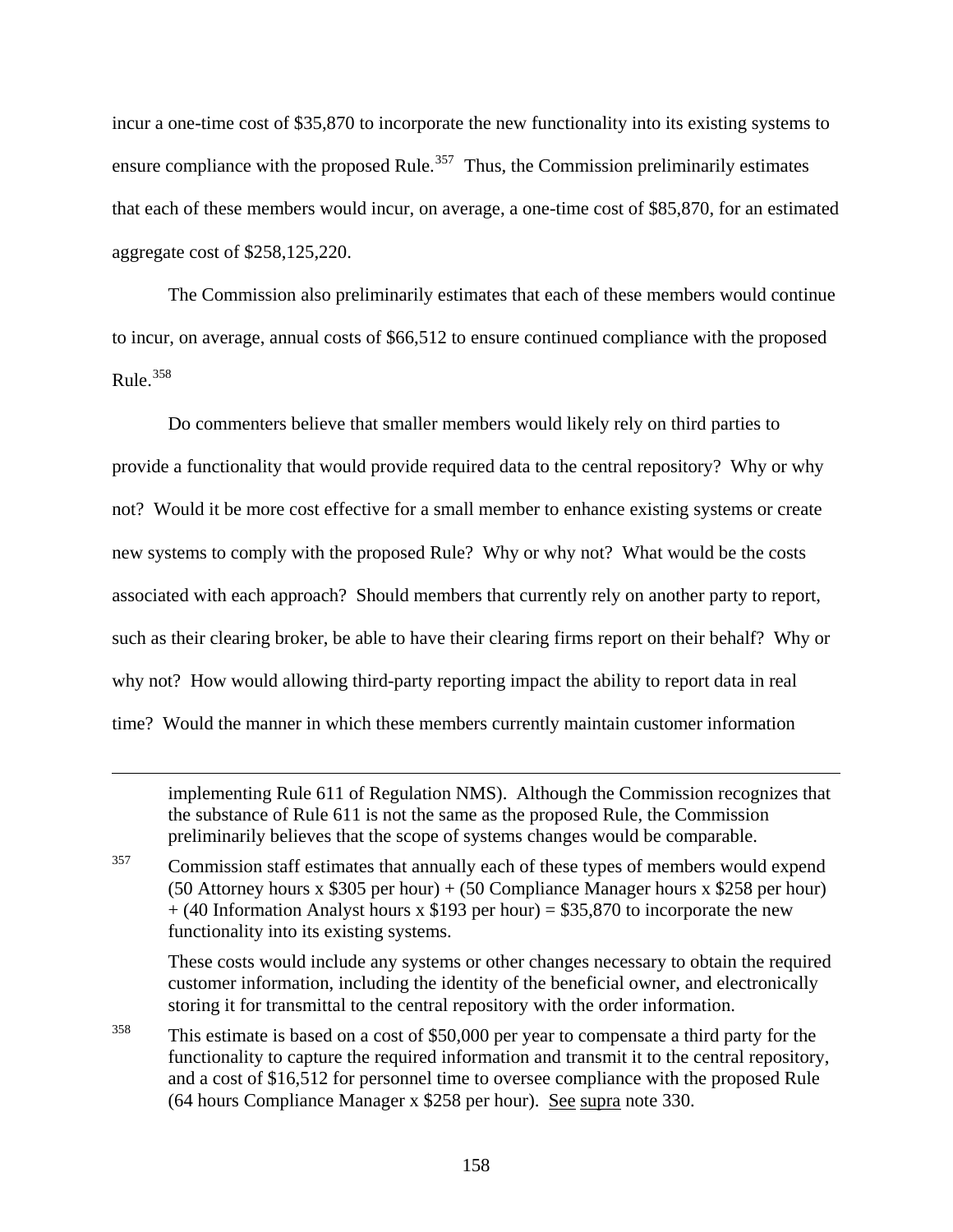incur a one-time cost of $35,870 to incorporate the new functionality into its existing systems to ensure compliance with the proposed Rule.[357] Thus, the Commission preliminarily estimates that each of these members would incur, on average, a one-time cost of $85,870, for an estimated aggregate cost of $258,125,220.

The Commission also preliminarily estimates that each of these members would continue to incur, on average, annual costs of $66,512 to ensure continued compliance with the proposed Rule.[358]

Do commenters believe that smaller members would likely rely on third parties to provide a functionality that would provide required data to the central repository? Why or why not? Would it be more cost effective for a small member to enhance existing systems or create new systems to comply with the proposed Rule? Why or why not? What would be the costs associated with each approach? Should members that currently rely on another party to report, such as their clearing broker, be able to have their clearing firms report on their behalf? Why or why not? How would allowing third-party reporting impact the ability to report data in real time? Would the manner in which these members currently maintain customer information

---

implementing Rule 611 of Regulation NMS). Although the Commission recognizes that the substance of Rule 611 is not the same as the proposed Rule, the Commission preliminarily believes that the scope of systems changes would be comparable.

[357] Commission staff estimates that annually each of these types of members would expend (50 Attorney hours x $305 per hour) + (50 Compliance Manager hours x $258 per hour) + (40 Information Analyst hours x $193 per hour) = $35,870 to incorporate the new functionality into its existing systems.

These costs would include any systems or other changes necessary to obtain the required customer information, including the identity of the beneficial owner, and electronically storing it for transmittal to the central repository with the order information.

[358] This estimate is based on a cost of $50,000 per year to compensate a third party for the functionality to capture the required information and transmit it to the central repository, and a cost of $16,512 for personnel time to oversee compliance with the proposed Rule (64 hours Compliance Manager x $258 per hour). See supra note 330.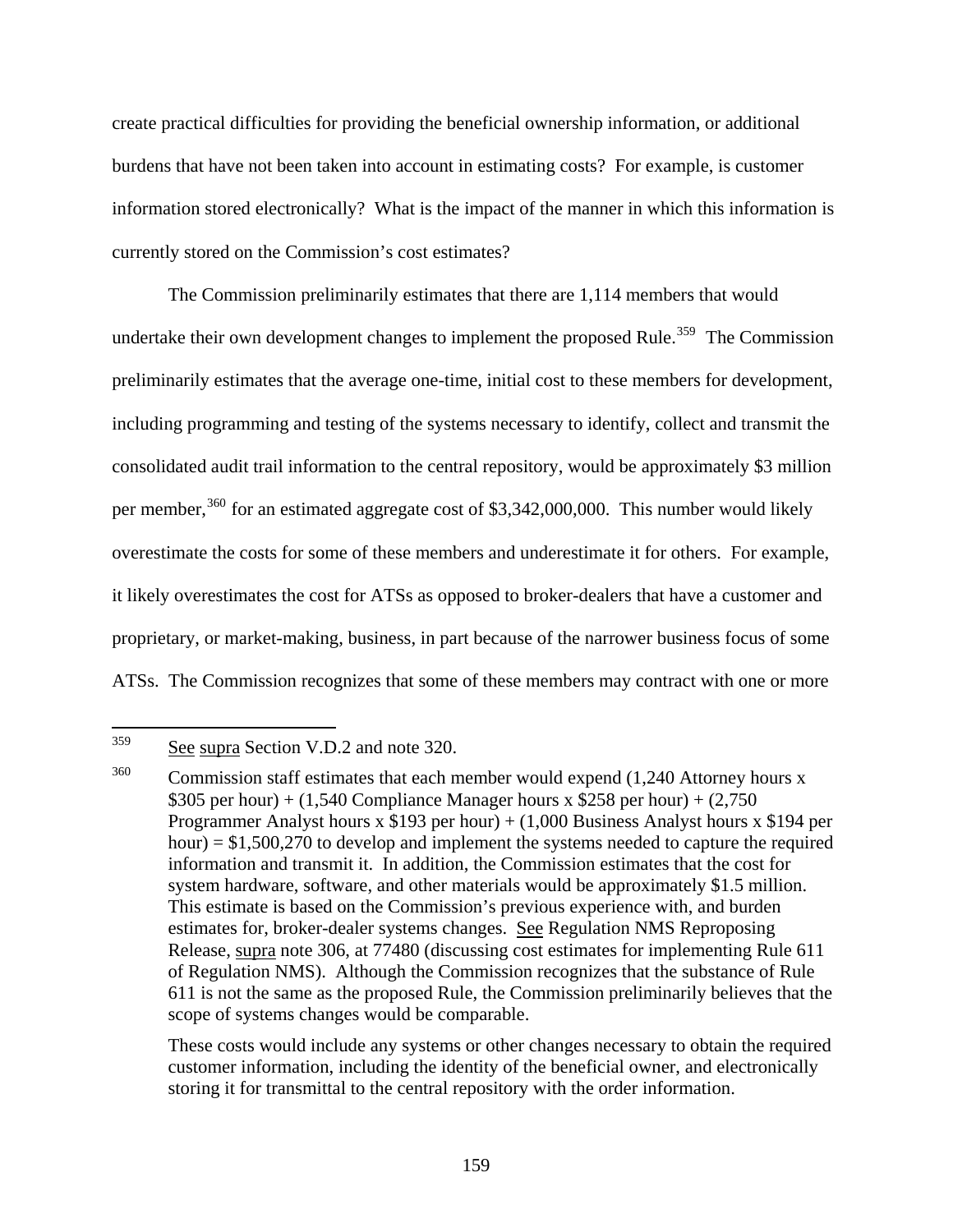create practical difficulties for providing the beneficial ownership information, or additional burdens that have not been taken into account in estimating costs? For example, is customer information stored electronically? What is the impact of the manner in which this information is currently stored on the Commission's cost estimates?

The Commission preliminarily estimates that there are 1,114 members that would undertake their own development changes to implement the proposed Rule.[359] The Commission preliminarily estimates that the average one-time, initial cost to these members for development, including programming and testing of the systems necessary to identify, collect and transmit the consolidated audit trail information to the central repository, would be approximately $3 million per member,[360] for an estimated aggregate cost of $3,342,000,000. This number would likely overestimate the costs for some of these members and underestimate it for others. For example, it likely overestimates the cost for ATSs as opposed to broker-dealers that have a customer and proprietary, or market-making, business, in part because of the narrower business focus of some ATSs. The Commission recognizes that some of these members may contract with one or more

---

[359] See supra Section V.D.2 and note 320.

[360] Commission staff estimates that each member would expend (1,240 Attorney hours x $305 per hour) + (1,540 Compliance Manager hours x $258 per hour) + (2,750 Programmer Analyst hours x $193 per hour) + (1,000 Business Analyst hours x $194 per hour) = $1,500,270 to develop and implement the systems needed to capture the required information and transmit it. In addition, the Commission estimates that the cost for system hardware, software, and other materials would be approximately $1.5 million. This estimate is based on the Commission's previous experience with, and burden estimates for, broker-dealer systems changes. See Regulation NMS Reproposing Release, supra note 306, at 77480 (discussing cost estimates for implementing Rule 611 of Regulation NMS). Although the Commission recognizes that the substance of Rule 611 is not the same as the proposed Rule, the Commission preliminarily believes that the scope of systems changes would be comparable.

These costs would include any systems or other changes necessary to obtain the required customer information, including the identity of the beneficial owner, and electronically storing it for transmittal to the central repository with the order information.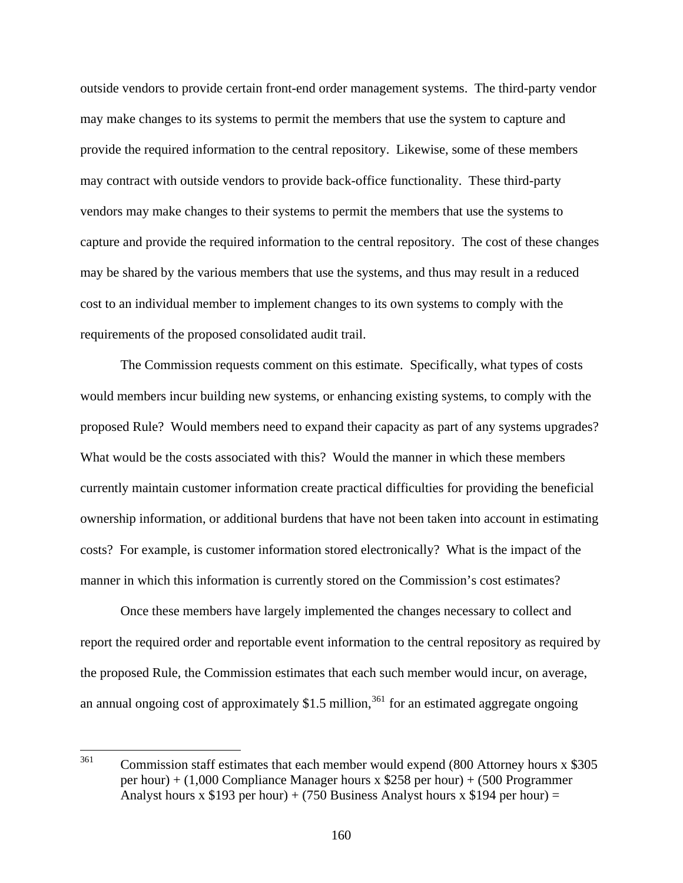outside vendors to provide certain front-end order management systems. The third-party vendor may make changes to its systems to permit the members that use the system to capture and provide the required information to the central repository. Likewise, some of these members may contract with outside vendors to provide back-office functionality. These third-party vendors may make changes to their systems to permit the members that use the systems to capture and provide the required information to the central repository. The cost of these changes may be shared by the various members that use the systems, and thus may result in a reduced cost to an individual member to implement changes to its own systems to comply with the requirements of the proposed consolidated audit trail.

The Commission requests comment on this estimate. Specifically, what types of costs would members incur building new systems, or enhancing existing systems, to comply with the proposed Rule? Would members need to expand their capacity as part of any systems upgrades? What would be the costs associated with this? Would the manner in which these members currently maintain customer information create practical difficulties for providing the beneficial ownership information, or additional burdens that have not been taken into account in estimating costs? For example, is customer information stored electronically? What is the impact of the manner in which this information is currently stored on the Commission's cost estimates?

Once these members have largely implemented the changes necessary to collect and report the required order and reportable event information to the central repository as required by the proposed Rule, the Commission estimates that each such member would incur, on average, an annual ongoing cost of approximately $1.5 million,[361] for an estimated aggregate ongoing

---

[361] Commission staff estimates that each member would expend (800 Attorney hours x $305 per hour) + (1,000 Compliance Manager hours x $258 per hour) + (500 Programmer Analyst hours x $193 per hour) + (750 Business Analyst hours x $194 per hour) =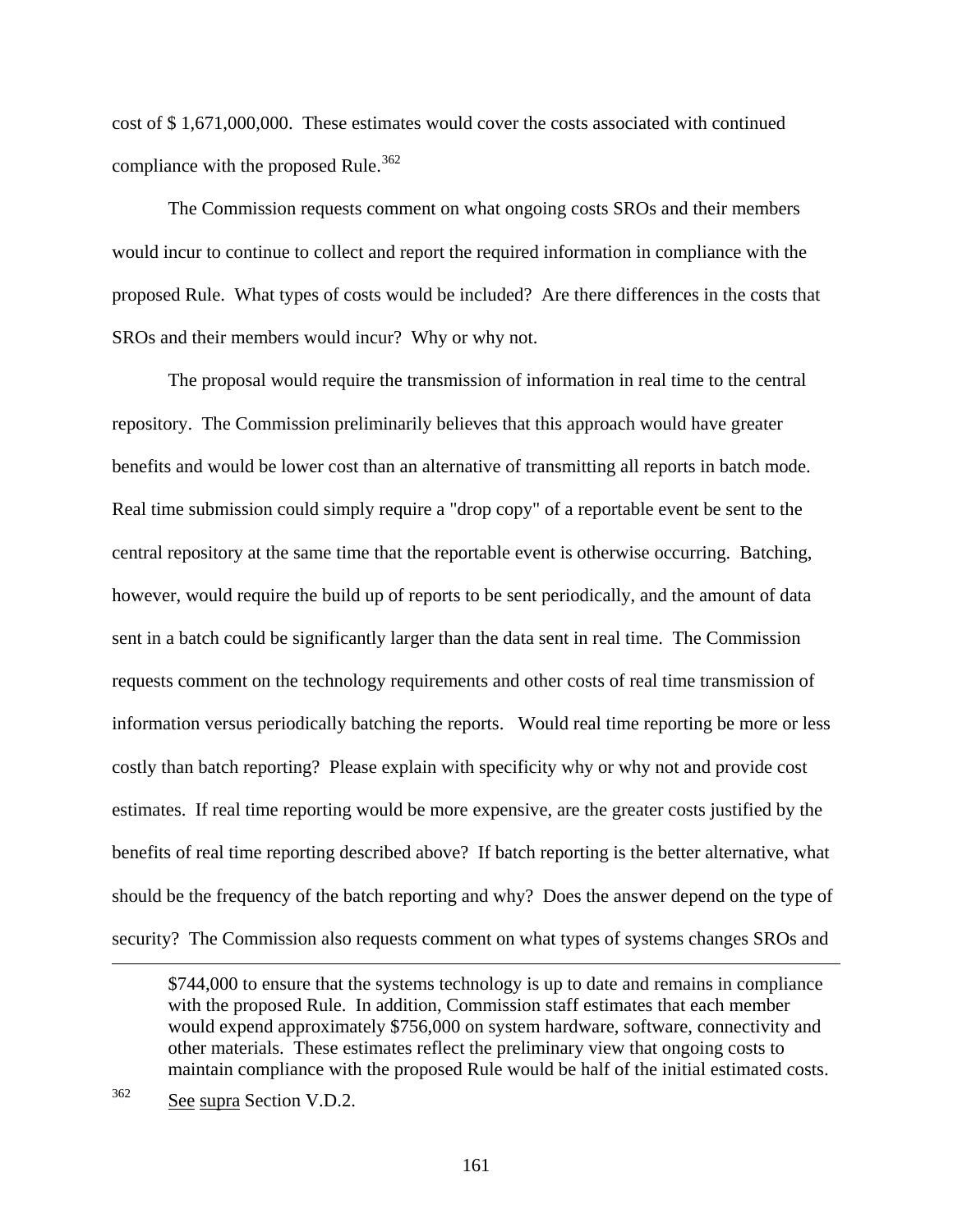cost of $ 1,671,000,000. These estimates would cover the costs associated with continued compliance with the proposed Rule.[362]

The Commission requests comment on what ongoing costs SROs and their members would incur to continue to collect and report the required information in compliance with the proposed Rule. What types of costs would be included? Are there differences in the costs that SROs and their members would incur? Why or why not.

The proposal would require the transmission of information in real time to the central repository. The Commission preliminarily believes that this approach would have greater benefits and would be lower cost than an alternative of transmitting all reports in batch mode. Real time submission could simply require a "drop copy" of a reportable event be sent to the central repository at the same time that the reportable event is otherwise occurring. Batching, however, would require the build up of reports to be sent periodically, and the amount of data sent in a batch could be significantly larger than the data sent in real time. The Commission requests comment on the technology requirements and other costs of real time transmission of information versus periodically batching the reports. Would real time reporting be more or less costly than batch reporting? Please explain with specificity why or why not and provide cost estimates. If real time reporting would be more expensive, are the greater costs justified by the benefits of real time reporting described above? If batch reporting is the better alternative, what should be the frequency of the batch reporting and why? Does the answer depend on the type of security? The Commission also requests comment on what types of systems changes SROs and

---

$744,000 to ensure that the systems technology is up to date and remains in compliance with the proposed Rule. In addition, Commission staff estimates that each member would expend approximately $756,000 on system hardware, software, connectivity and other materials. These estimates reflect the preliminary view that ongoing costs to maintain compliance with the proposed Rule would be half of the initial estimated costs.

[362] See supra Section V.D.2.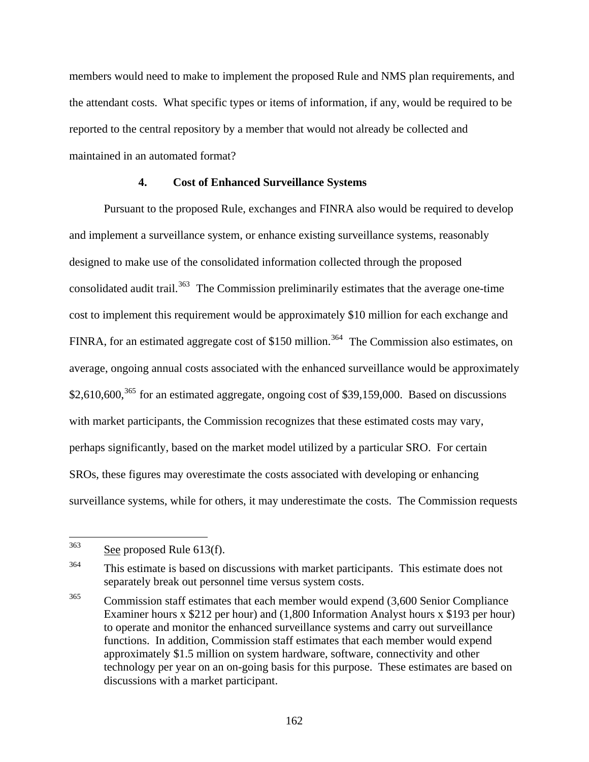members would need to make to implement the proposed Rule and NMS plan requirements, and the attendant costs. What specific types or items of information, if any, would be required to be reported to the central repository by a member that would not already be collected and maintained in an automated format?

#### 4. Cost of Enhanced Surveillance Systems

Pursuant to the proposed Rule, exchanges and FINRA also would be required to develop and implement a surveillance system, or enhance existing surveillance systems, reasonably designed to make use of the consolidated information collected through the proposed consolidated audit trail.[363] The Commission preliminarily estimates that the average one-time cost to implement this requirement would be approximately $10 million for each exchange and FINRA, for an estimated aggregate cost of $150 million.[364] The Commission also estimates, on average, ongoing annual costs associated with the enhanced surveillance would be approximately $2,610,600,[365] for an estimated aggregate, ongoing cost of $39,159,000. Based on discussions with market participants, the Commission recognizes that these estimated costs may vary, perhaps significantly, based on the market model utilized by a particular SRO. For certain SROs, these figures may overestimate the costs associated with developing or enhancing surveillance systems, while for others, it may underestimate the costs. The Commission requests

---

[363] See proposed Rule 613(f).

[364] This estimate is based on discussions with market participants. This estimate does not separately break out personnel time versus system costs.

[365] Commission staff estimates that each member would expend (3,600 Senior Compliance Examiner hours x $212 per hour) and (1,800 Information Analyst hours x $193 per hour) to operate and monitor the enhanced surveillance systems and carry out surveillance functions. In addition, Commission staff estimates that each member would expend approximately $1.5 million on system hardware, software, connectivity and other technology per year on an on-going basis for this purpose. These estimates are based on discussions with a market participant.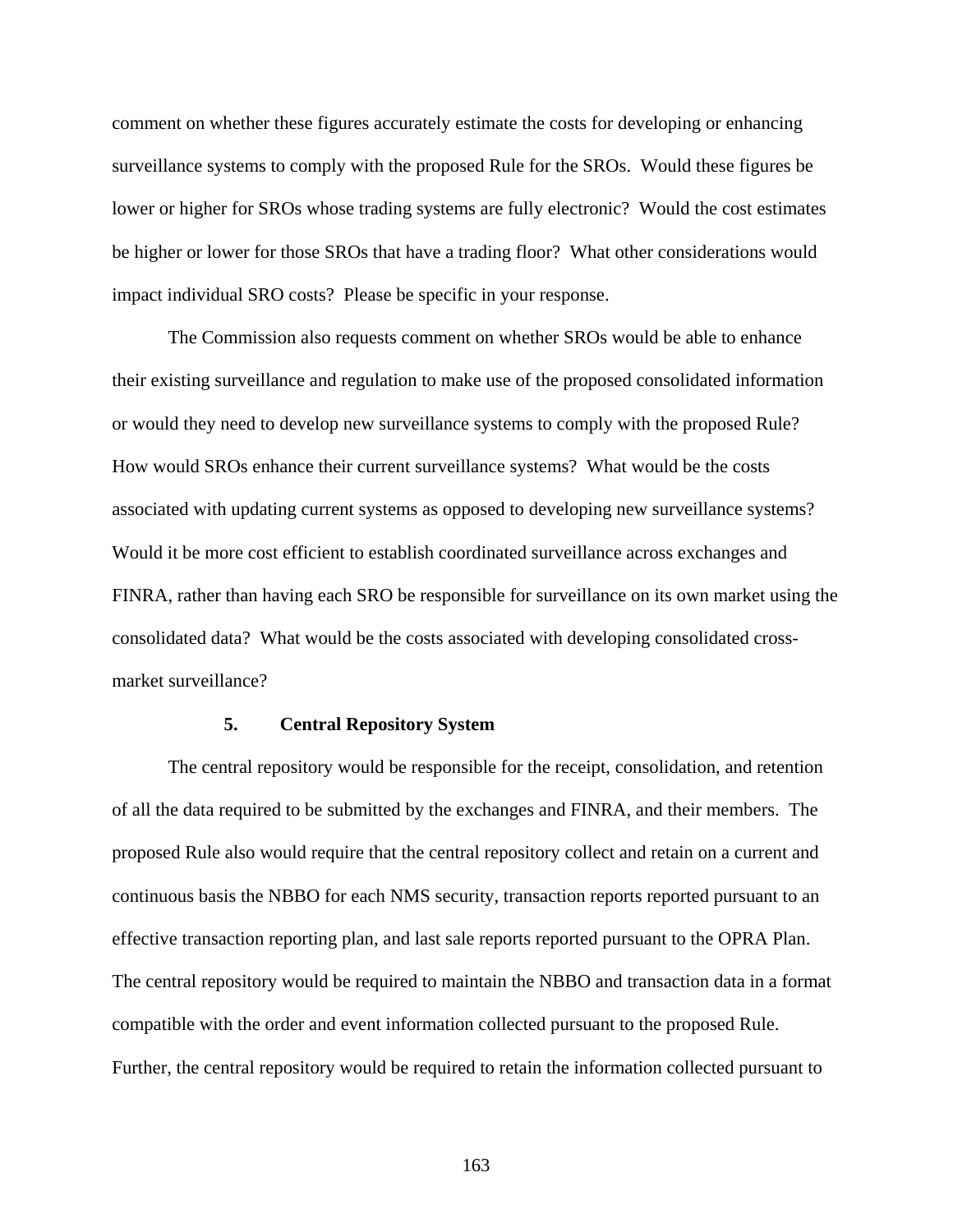comment on whether these figures accurately estimate the costs for developing or enhancing surveillance systems to comply with the proposed Rule for the SROs. Would these figures be lower or higher for SROs whose trading systems are fully electronic? Would the cost estimates be higher or lower for those SROs that have a trading floor? What other considerations would impact individual SRO costs? Please be specific in your response.

The Commission also requests comment on whether SROs would be able to enhance their existing surveillance and regulation to make use of the proposed consolidated information or would they need to develop new surveillance systems to comply with the proposed Rule? How would SROs enhance their current surveillance systems? What would be the costs associated with updating current systems as opposed to developing new surveillance systems? Would it be more cost efficient to establish coordinated surveillance across exchanges and FINRA, rather than having each SRO be responsible for surveillance on its own market using the consolidated data? What would be the costs associated with developing consolidated cross-market surveillance?

### 5. Central Repository System

The central repository would be responsible for the receipt, consolidation, and retention of all the data required to be submitted by the exchanges and FINRA, and their members. The proposed Rule also would require that the central repository collect and retain on a current and continuous basis the NBBO for each NMS security, transaction reports reported pursuant to an effective transaction reporting plan, and last sale reports reported pursuant to the OPRA Plan. The central repository would be required to maintain the NBBO and transaction data in a format compatible with the order and event information collected pursuant to the proposed Rule. Further, the central repository would be required to retain the information collected pursuant to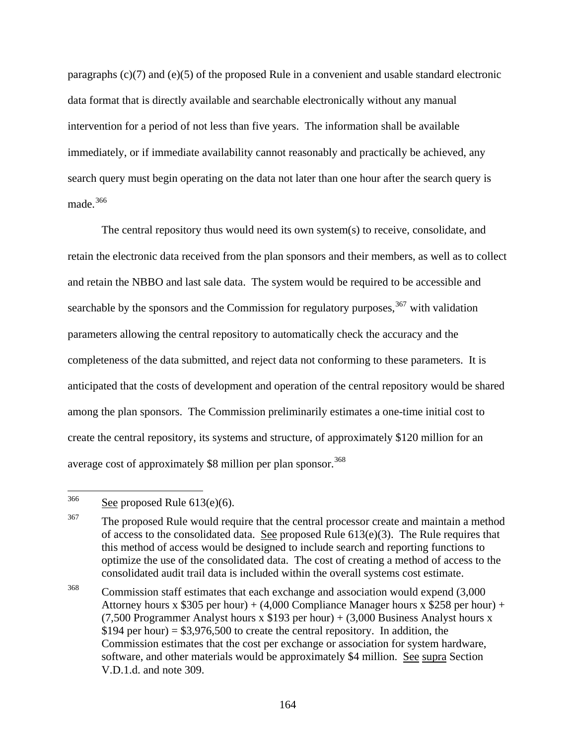paragraphs (c)(7) and (e)(5) of the proposed Rule in a convenient and usable standard electronic data format that is directly available and searchable electronically without any manual intervention for a period of not less than five years. The information shall be available immediately, or if immediate availability cannot reasonably and practically be achieved, any search query must begin operating on the data not later than one hour after the search query is made.[366]

The central repository thus would need its own system(s) to receive, consolidate, and retain the electronic data received from the plan sponsors and their members, as well as to collect and retain the NBBO and last sale data. The system would be required to be accessible and searchable by the sponsors and the Commission for regulatory purposes,[367] with validation parameters allowing the central repository to automatically check the accuracy and the completeness of the data submitted, and reject data not conforming to these parameters. It is anticipated that the costs of development and operation of the central repository would be shared among the plan sponsors. The Commission preliminarily estimates a one-time initial cost to create the central repository, its systems and structure, of approximately \$120 million for an average cost of approximately \$8 million per plan sponsor.[368]

---

[366] See proposed Rule 613(e)(6).

[367] The proposed Rule would require that the central processor create and maintain a method of access to the consolidated data. See proposed Rule 613(e)(3). The Rule requires that this method of access would be designed to include search and reporting functions to optimize the use of the consolidated data. The cost of creating a method of access to the consolidated audit trail data is included within the overall systems cost estimate.

[368] Commission staff estimates that each exchange and association would expend (3,000 Attorney hours x \$305 per hour) + (4,000 Compliance Manager hours x \$258 per hour) + (7,500 Programmer Analyst hours x \$193 per hour) + (3,000 Business Analyst hours x \$194 per hour) = \$3,976,500 to create the central repository. In addition, the Commission estimates that the cost per exchange or association for system hardware, software, and other materials would be approximately \$4 million. See supra Section V.D.1.d. and note 309.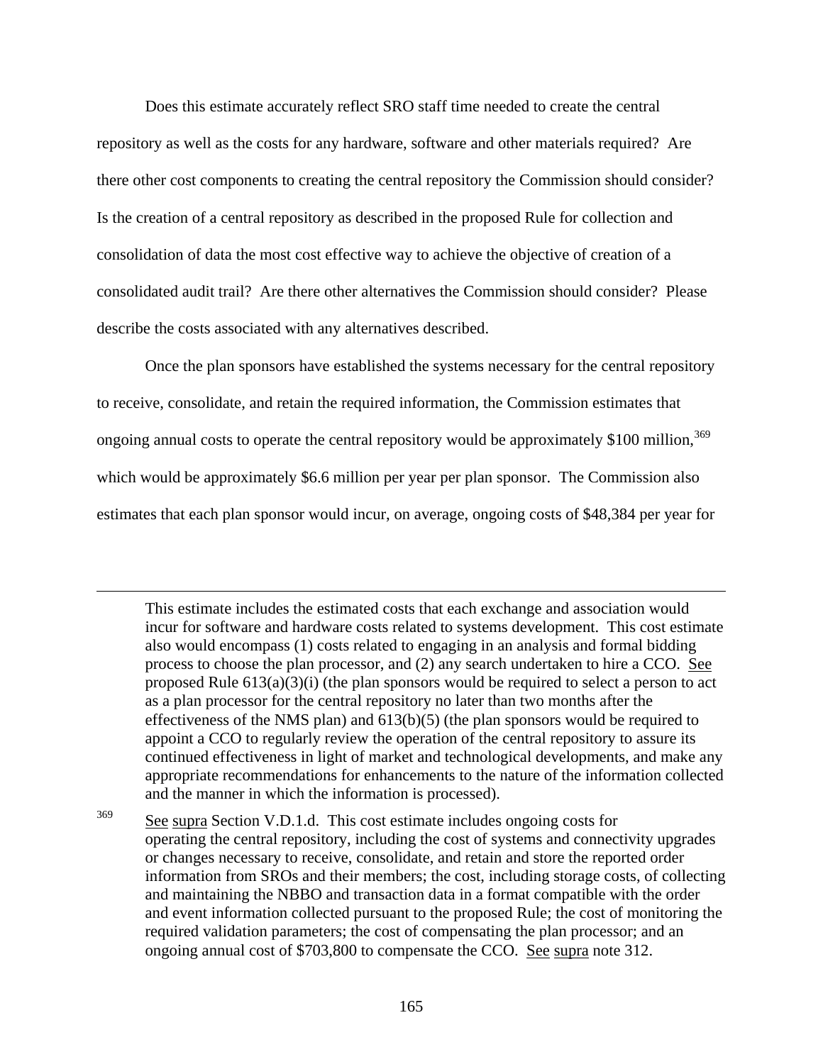Does this estimate accurately reflect SRO staff time needed to create the central repository as well as the costs for any hardware, software and other materials required? Are there other cost components to creating the central repository the Commission should consider? Is the creation of a central repository as described in the proposed Rule for collection and consolidation of data the most cost effective way to achieve the objective of creation of a consolidated audit trail? Are there other alternatives the Commission should consider? Please describe the costs associated with any alternatives described.

Once the plan sponsors have established the systems necessary for the central repository to receive, consolidate, and retain the required information, the Commission estimates that ongoing annual costs to operate the central repository would be approximately $100 million,[369] which would be approximately $6.6 million per year per plan sponsor. The Commission also estimates that each plan sponsor would incur, on average, ongoing costs of $48,384 per year for

---

This estimate includes the estimated costs that each exchange and association would incur for software and hardware costs related to systems development. This cost estimate also would encompass (1) costs related to engaging in an analysis and formal bidding process to choose the plan processor, and (2) any search undertaken to hire a CCO. See proposed Rule 613(a)(3)(i) (the plan sponsors would be required to select a person to act as a plan processor for the central repository no later than two months after the effectiveness of the NMS plan) and 613(b)(5) (the plan sponsors would be required to appoint a CCO to regularly review the operation of the central repository to assure its continued effectiveness in light of market and technological developments, and make any appropriate recommendations for enhancements to the nature of the information collected and the manner in which the information is processed).

[369] See supra Section V.D.1.d. This cost estimate includes ongoing costs for operating the central repository, including the cost of systems and connectivity upgrades or changes necessary to receive, consolidate, and retain and store the reported order information from SROs and their members; the cost, including storage costs, of collecting and maintaining the NBBO and transaction data in a format compatible with the order and event information collected pursuant to the proposed Rule; the cost of monitoring the required validation parameters; the cost of compensating the plan processor; and an ongoing annual cost of $703,800 to compensate the CCO. See supra note 312.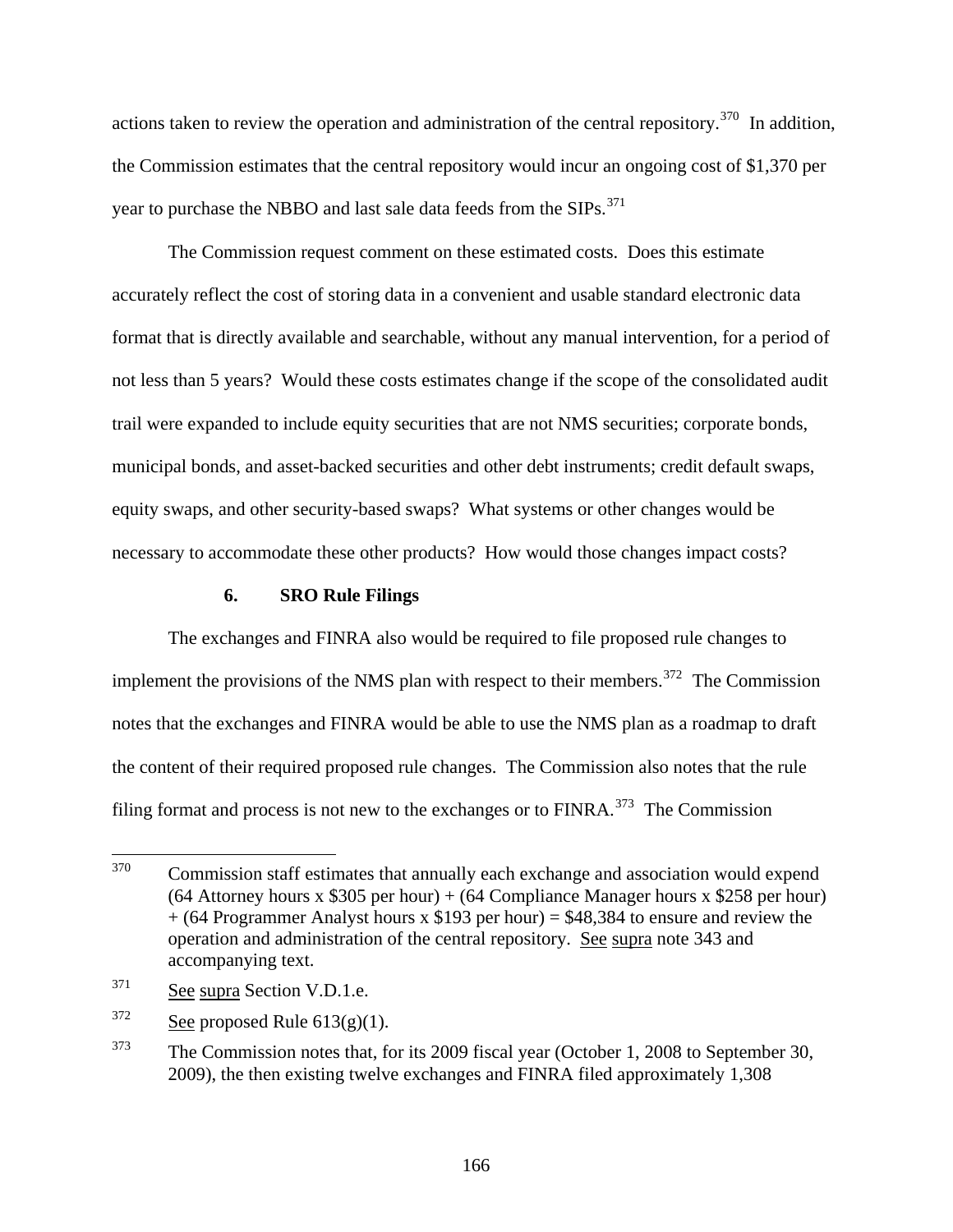actions taken to review the operation and administration of the central repository.[370] In addition, the Commission estimates that the central repository would incur an ongoing cost of $1,370 per year to purchase the NBBO and last sale data feeds from the SIPs.[371]

The Commission request comment on these estimated costs. Does this estimate accurately reflect the cost of storing data in a convenient and usable standard electronic data format that is directly available and searchable, without any manual intervention, for a period of not less than 5 years? Would these costs estimates change if the scope of the consolidated audit trail were expanded to include equity securities that are not NMS securities; corporate bonds, municipal bonds, and asset-backed securities and other debt instruments; credit default swaps, equity swaps, and other security-based swaps? What systems or other changes would be necessary to accommodate these other products? How would those changes impact costs?

### 6. SRO Rule Filings

The exchanges and FINRA also would be required to file proposed rule changes to implement the provisions of the NMS plan with respect to their members.[372] The Commission notes that the exchanges and FINRA would be able to use the NMS plan as a roadmap to draft the content of their required proposed rule changes. The Commission also notes that the rule filing format and process is not new to the exchanges or to FINRA.[373] The Commission

---

[370] Commission staff estimates that annually each exchange and association would expend (64 Attorney hours x $305 per hour) + (64 Compliance Manager hours x $258 per hour) + (64 Programmer Analyst hours x $193 per hour) = $48,384 to ensure and review the operation and administration of the central repository. See supra note 343 and accompanying text.

[371] See supra Section V.D.1.e.

[372] See proposed Rule 613(g)(1).

[373] The Commission notes that, for its 2009 fiscal year (October 1, 2008 to September 30, 2009), the then existing twelve exchanges and FINRA filed approximately 1,308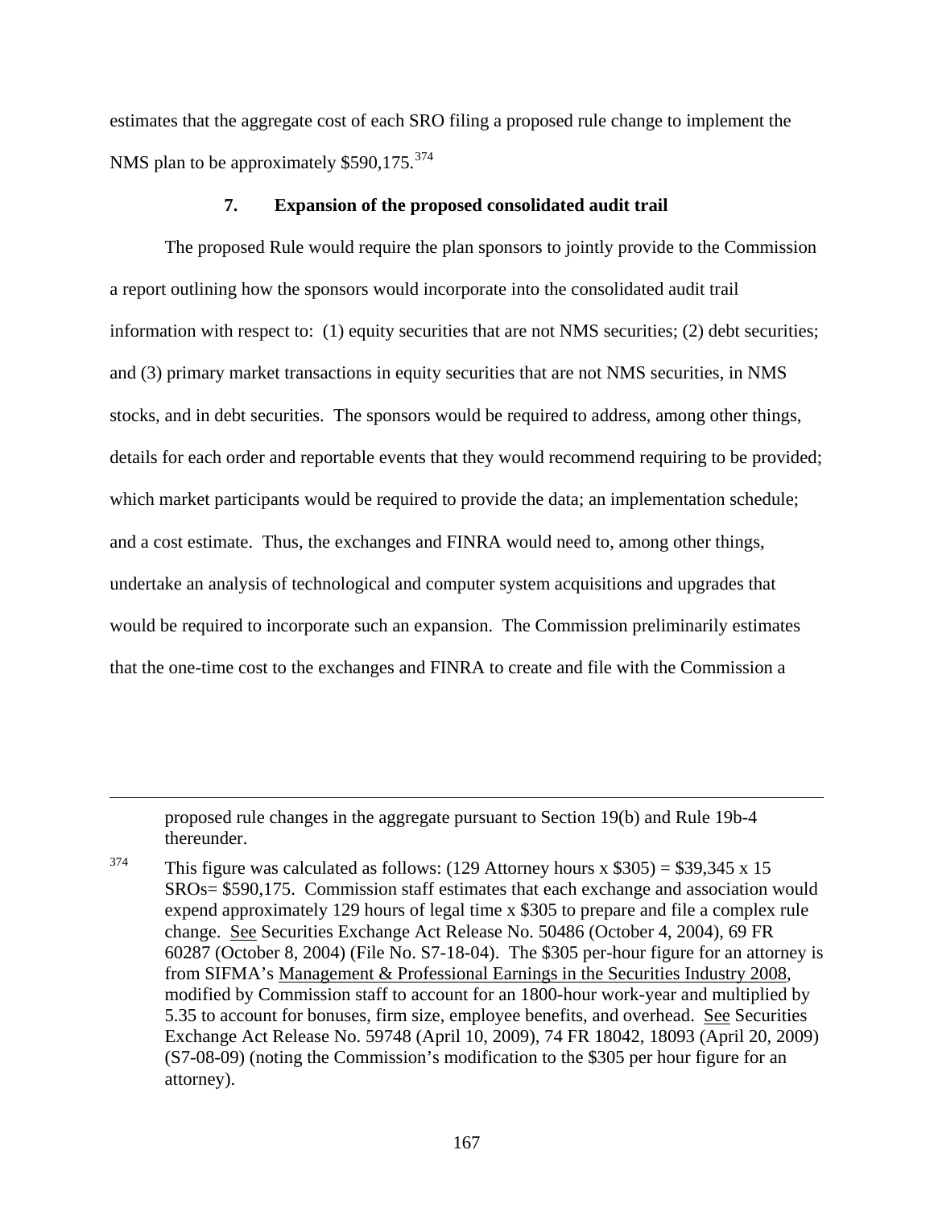estimates that the aggregate cost of each SRO filing a proposed rule change to implement the NMS plan to be approximately $590,175.[374]

### 7. Expansion of the proposed consolidated audit trail

The proposed Rule would require the plan sponsors to jointly provide to the Commission a report outlining how the sponsors would incorporate into the consolidated audit trail information with respect to: (1) equity securities that are not NMS securities; (2) debt securities; and (3) primary market transactions in equity securities that are not NMS securities, in NMS stocks, and in debt securities. The sponsors would be required to address, among other things, details for each order and reportable events that they would recommend requiring to be provided; which market participants would be required to provide the data; an implementation schedule; and a cost estimate. Thus, the exchanges and FINRA would need to, among other things, undertake an analysis of technological and computer system acquisitions and upgrades that would be required to incorporate such an expansion. The Commission preliminarily estimates that the one-time cost to the exchanges and FINRA to create and file with the Commission a

---

proposed rule changes in the aggregate pursuant to Section 19(b) and Rule 19b-4 thereunder.

[374] This figure was calculated as follows: (129 Attorney hours x $305) = $39,345 x 15 SROs= $590,175. Commission staff estimates that each exchange and association would expend approximately 129 hours of legal time x $305 to prepare and file a complex rule change. See Securities Exchange Act Release No. 50486 (October 4, 2004), 69 FR 60287 (October 8, 2004) (File No. S7-18-04). The $305 per-hour figure for an attorney is from SIFMA's Management & Professional Earnings in the Securities Industry 2008, modified by Commission staff to account for an 1800-hour work-year and multiplied by 5.35 to account for bonuses, firm size, employee benefits, and overhead. See Securities Exchange Act Release No. 59748 (April 10, 2009), 74 FR 18042, 18093 (April 20, 2009) (S7-08-09) (noting the Commission's modification to the $305 per hour figure for an attorney).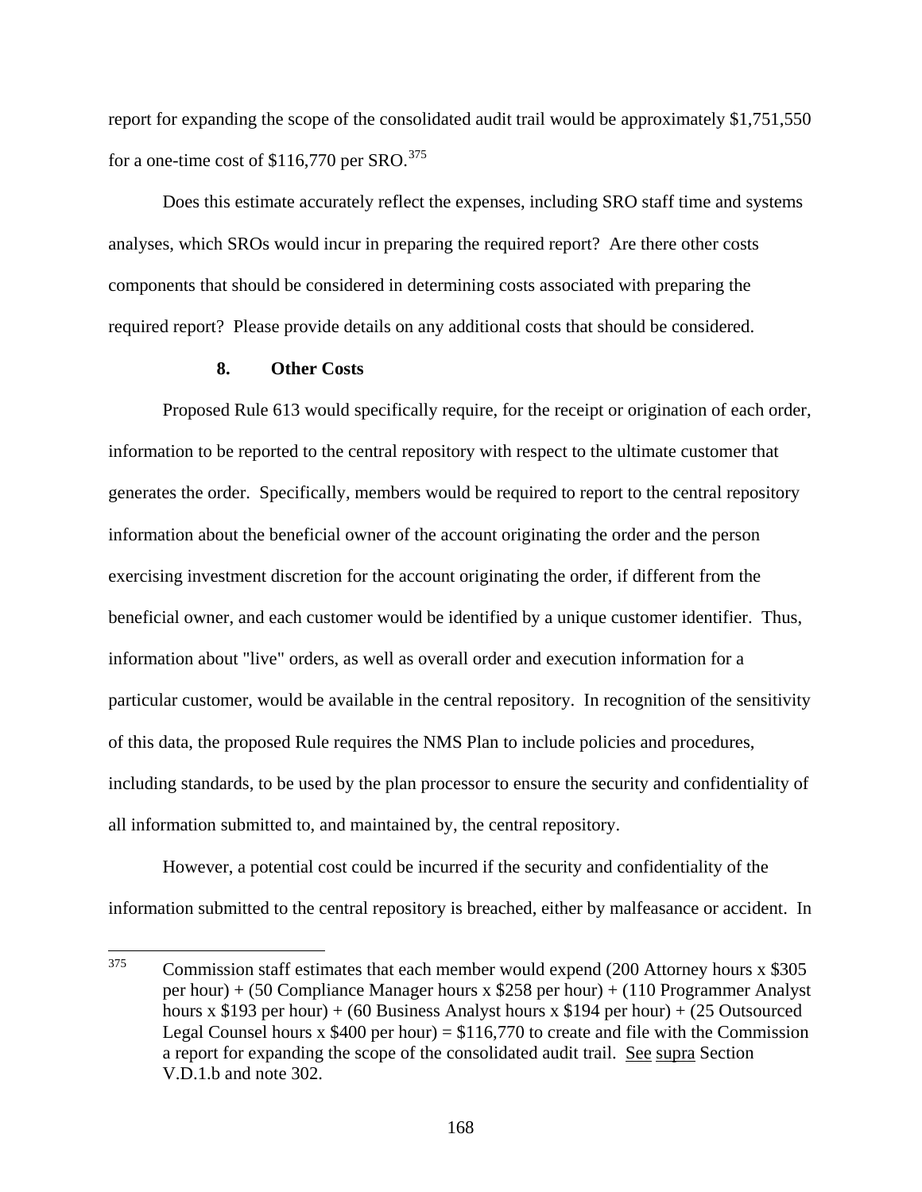report for expanding the scope of the consolidated audit trail would be approximately $1,751,550 for a one-time cost of $116,770 per SRO.[375]

Does this estimate accurately reflect the expenses, including SRO staff time and systems analyses, which SROs would incur in preparing the required report? Are there other costs components that should be considered in determining costs associated with preparing the required report? Please provide details on any additional costs that should be considered.

### 8. Other Costs

Proposed Rule 613 would specifically require, for the receipt or origination of each order, information to be reported to the central repository with respect to the ultimate customer that generates the order. Specifically, members would be required to report to the central repository information about the beneficial owner of the account originating the order and the person exercising investment discretion for the account originating the order, if different from the beneficial owner, and each customer would be identified by a unique customer identifier. Thus, information about "live" orders, as well as overall order and execution information for a particular customer, would be available in the central repository. In recognition of the sensitivity of this data, the proposed Rule requires the NMS Plan to include policies and procedures, including standards, to be used by the plan processor to ensure the security and confidentiality of all information submitted to, and maintained by, the central repository.

However, a potential cost could be incurred if the security and confidentiality of the information submitted to the central repository is breached, either by malfeasance or accident. In

---

[375] Commission staff estimates that each member would expend (200 Attorney hours x $305 per hour) + (50 Compliance Manager hours x $258 per hour) + (110 Programmer Analyst hours x $193 per hour) + (60 Business Analyst hours x $194 per hour) + (25 Outsourced Legal Counsel hours x $400 per hour) = $116,770 to create and file with the Commission a report for expanding the scope of the consolidated audit trail. See supra Section V.D.1.b and note 302.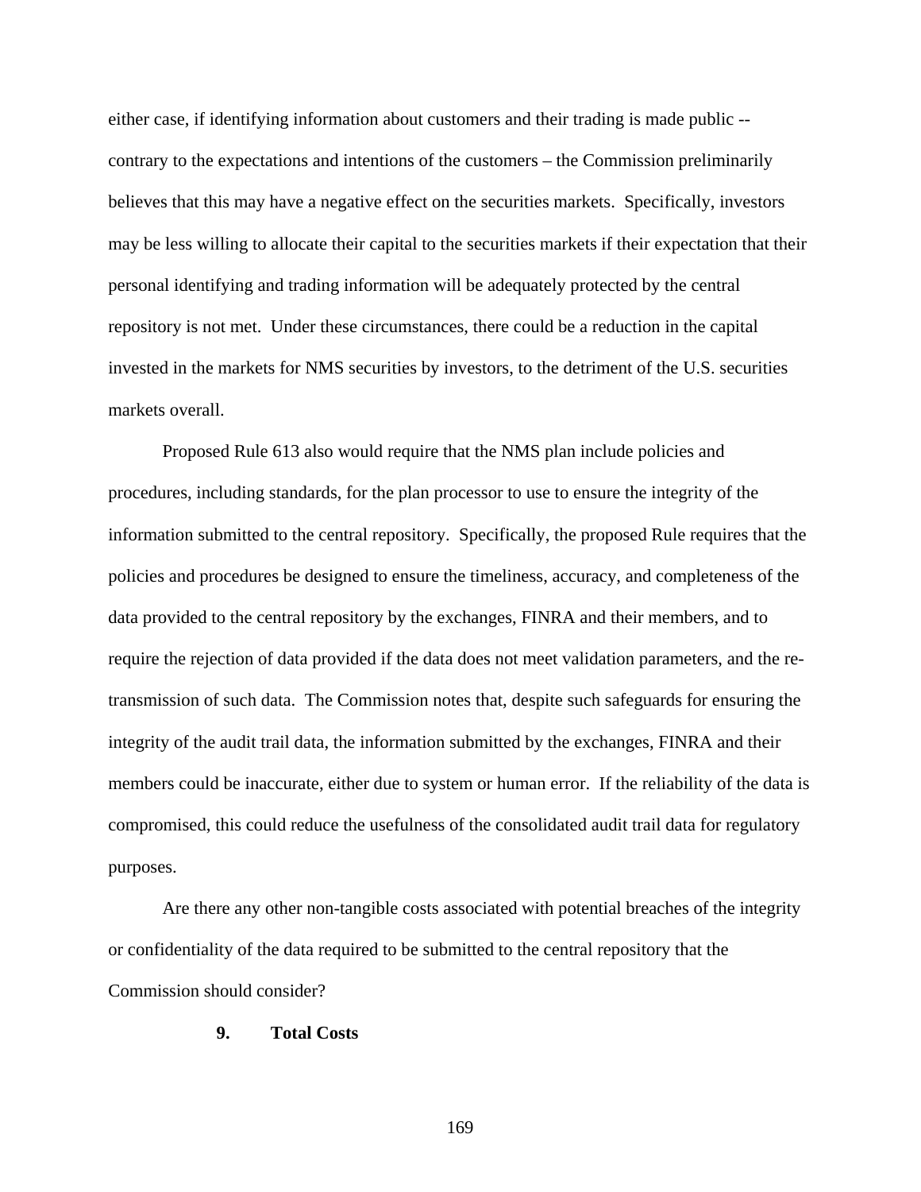either case, if identifying information about customers and their trading is made public -- contrary to the expectations and intentions of the customers – the Commission preliminarily believes that this may have a negative effect on the securities markets. Specifically, investors may be less willing to allocate their capital to the securities markets if their expectation that their personal identifying and trading information will be adequately protected by the central repository is not met. Under these circumstances, there could be a reduction in the capital invested in the markets for NMS securities by investors, to the detriment of the U.S. securities markets overall.

Proposed Rule 613 also would require that the NMS plan include policies and procedures, including standards, for the plan processor to use to ensure the integrity of the information submitted to the central repository. Specifically, the proposed Rule requires that the policies and procedures be designed to ensure the timeliness, accuracy, and completeness of the data provided to the central repository by the exchanges, FINRA and their members, and to require the rejection of data provided if the data does not meet validation parameters, and the re-transmission of such data. The Commission notes that, despite such safeguards for ensuring the integrity of the audit trail data, the information submitted by the exchanges, FINRA and their members could be inaccurate, either due to system or human error. If the reliability of the data is compromised, this could reduce the usefulness of the consolidated audit trail data for regulatory purposes.

Are there any other non-tangible costs associated with potential breaches of the integrity or confidentiality of the data required to be submitted to the central repository that the Commission should consider?

### 9. Total Costs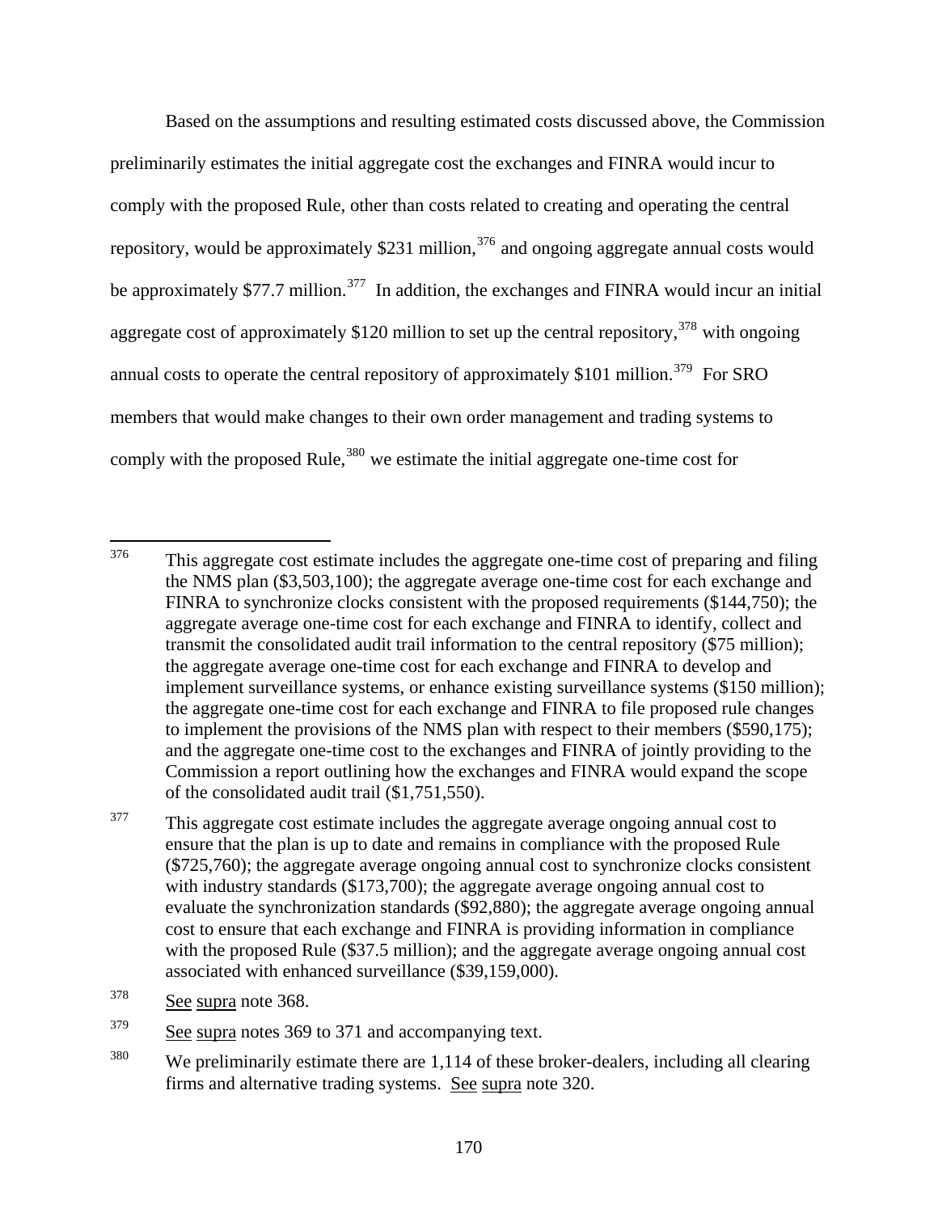Based on the assumptions and resulting estimated costs discussed above, the Commission preliminarily estimates the initial aggregate cost the exchanges and FINRA would incur to comply with the proposed Rule, other than costs related to creating and operating the central repository, would be approximately $231 million,[376] and ongoing aggregate annual costs would be approximately $77.7 million.[377] In addition, the exchanges and FINRA would incur an initial aggregate cost of approximately $120 million to set up the central repository,[378] with ongoing annual costs to operate the central repository of approximately $101 million.[379] For SRO members that would make changes to their own order management and trading systems to comply with the proposed Rule,[380] we estimate the initial aggregate one-time cost for

---

[376] This aggregate cost estimate includes the aggregate one-time cost of preparing and filing the NMS plan ($3,503,100); the aggregate average one-time cost for each exchange and FINRA to synchronize clocks consistent with the proposed requirements ($144,750); the aggregate average one-time cost for each exchange and FINRA to identify, collect and transmit the consolidated audit trail information to the central repository ($75 million); the aggregate average one-time cost for each exchange and FINRA to develop and implement surveillance systems, or enhance existing surveillance systems ($150 million); the aggregate one-time cost for each exchange and FINRA to file proposed rule changes to implement the provisions of the NMS plan with respect to their members ($590,175); and the aggregate one-time cost to the exchanges and FINRA of jointly providing to the Commission a report outlining how the exchanges and FINRA would expand the scope of the consolidated audit trail ($1,751,550).

[377] This aggregate cost estimate includes the aggregate average ongoing annual cost to ensure that the plan is up to date and remains in compliance with the proposed Rule ($725,760); the aggregate average ongoing annual cost to synchronize clocks consistent with industry standards ($173,700); the aggregate average ongoing annual cost to evaluate the synchronization standards ($92,880); the aggregate average ongoing annual cost to ensure that each exchange and FINRA is providing information in compliance with the proposed Rule ($37.5 million); and the aggregate average ongoing annual cost associated with enhanced surveillance ($39,159,000).

[378] See supra note 368.

[379] See supra notes 369 to 371 and accompanying text.

[380] We preliminarily estimate there are 1,114 of these broker-dealers, including all clearing firms and alternative trading systems. See supra note 320.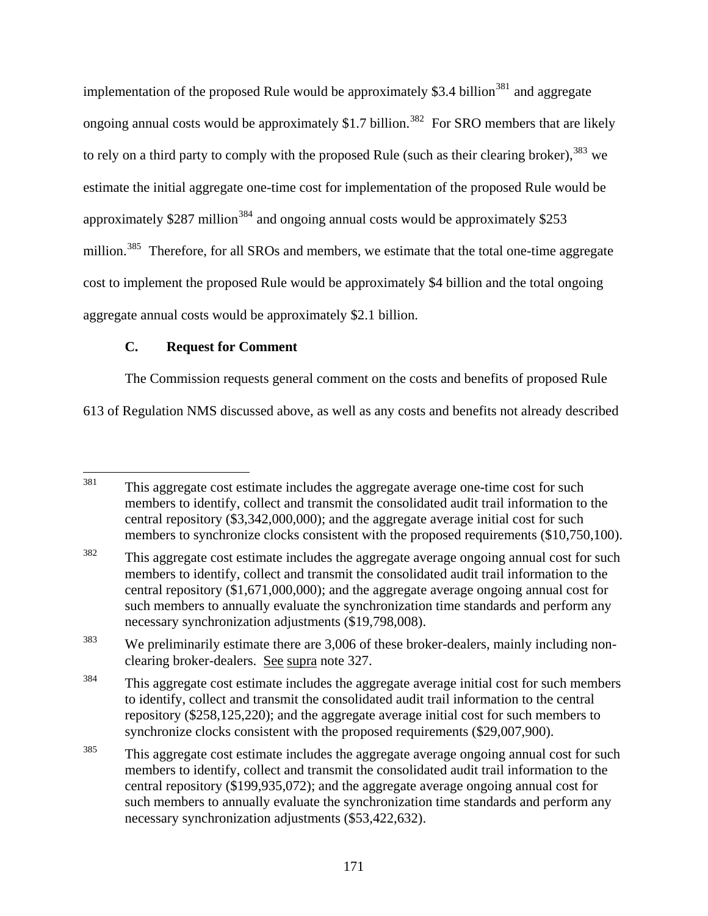implementation of the proposed Rule would be approximately $3.4 billion[381] and aggregate ongoing annual costs would be approximately $1.7 billion.[382] For SRO members that are likely to rely on a third party to comply with the proposed Rule (such as their clearing broker),[383] we estimate the initial aggregate one-time cost for implementation of the proposed Rule would be approximately $287 million[384] and ongoing annual costs would be approximately $253 million.[385] Therefore, for all SROs and members, we estimate that the total one-time aggregate cost to implement the proposed Rule would be approximately $4 billion and the total ongoing aggregate annual costs would be approximately $2.1 billion.

### C. Request for Comment

The Commission requests general comment on the costs and benefits of proposed Rule 613 of Regulation NMS discussed above, as well as any costs and benefits not already described

---

[381] This aggregate cost estimate includes the aggregate average one-time cost for such members to identify, collect and transmit the consolidated audit trail information to the central repository ($3,342,000,000); and the aggregate average initial cost for such members to synchronize clocks consistent with the proposed requirements ($10,750,100).

[382] This aggregate cost estimate includes the aggregate average ongoing annual cost for such members to identify, collect and transmit the consolidated audit trail information to the central repository ($1,671,000,000); and the aggregate average ongoing annual cost for such members to annually evaluate the synchronization time standards and perform any necessary synchronization adjustments ($19,798,008).

[383] We preliminarily estimate there are 3,006 of these broker-dealers, mainly including non-clearing broker-dealers. See supra note 327.

[384] This aggregate cost estimate includes the aggregate average initial cost for such members to identify, collect and transmit the consolidated audit trail information to the central repository ($258,125,220); and the aggregate average initial cost for such members to synchronize clocks consistent with the proposed requirements ($29,007,900).

[385] This aggregate cost estimate includes the aggregate average ongoing annual cost for such members to identify, collect and transmit the consolidated audit trail information to the central repository ($199,935,072); and the aggregate average ongoing annual cost for such members to annually evaluate the synchronization time standards and perform any necessary synchronization adjustments ($53,422,632).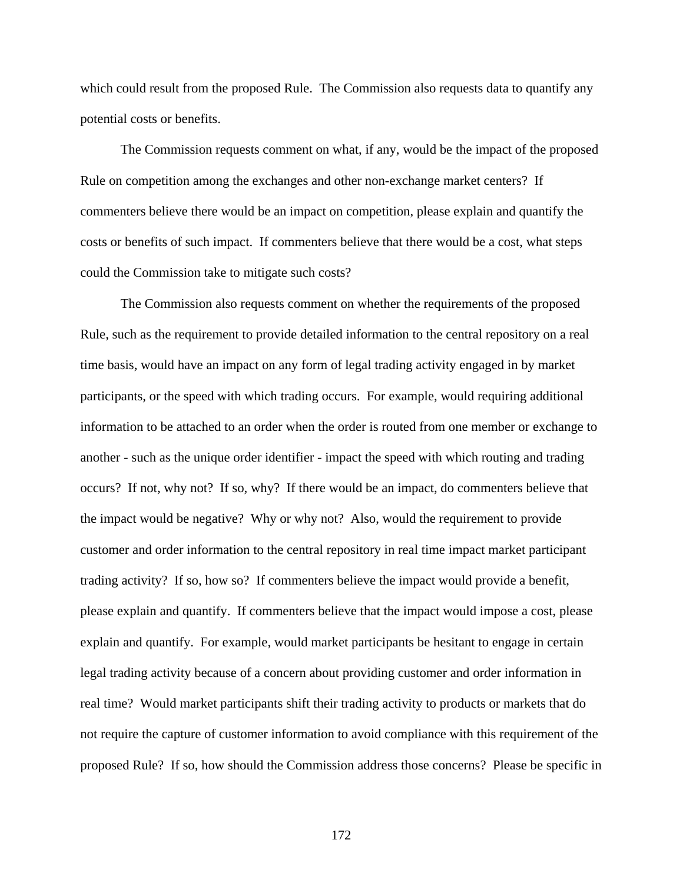which could result from the proposed Rule. The Commission also requests data to quantify any potential costs or benefits.

The Commission requests comment on what, if any, would be the impact of the proposed Rule on competition among the exchanges and other non-exchange market centers? If commenters believe there would be an impact on competition, please explain and quantify the costs or benefits of such impact. If commenters believe that there would be a cost, what steps could the Commission take to mitigate such costs?

The Commission also requests comment on whether the requirements of the proposed Rule, such as the requirement to provide detailed information to the central repository on a real time basis, would have an impact on any form of legal trading activity engaged in by market participants, or the speed with which trading occurs. For example, would requiring additional information to be attached to an order when the order is routed from one member or exchange to another - such as the unique order identifier - impact the speed with which routing and trading occurs? If not, why not? If so, why? If there would be an impact, do commenters believe that the impact would be negative? Why or why not? Also, would the requirement to provide customer and order information to the central repository in real time impact market participant trading activity? If so, how so? If commenters believe the impact would provide a benefit, please explain and quantify. If commenters believe that the impact would impose a cost, please explain and quantify. For example, would market participants be hesitant to engage in certain legal trading activity because of a concern about providing customer and order information in real time? Would market participants shift their trading activity to products or markets that do not require the capture of customer information to avoid compliance with this requirement of the proposed Rule? If so, how should the Commission address those concerns? Please be specific in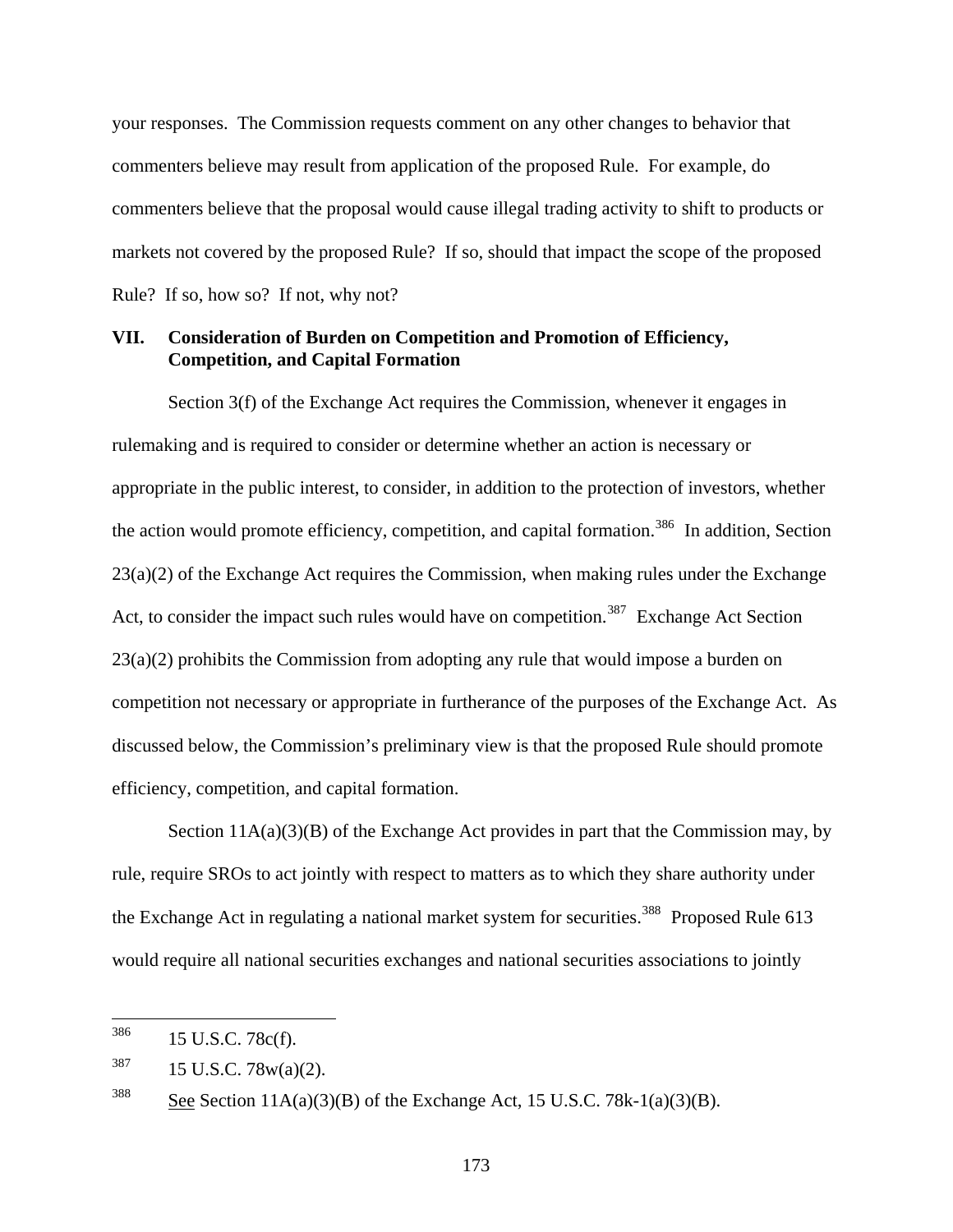your responses. The Commission requests comment on any other changes to behavior that commenters believe may result from application of the proposed Rule. For example, do commenters believe that the proposal would cause illegal trading activity to shift to products or markets not covered by the proposed Rule? If so, should that impact the scope of the proposed Rule? If so, how so? If not, why not?

## VII. Consideration of Burden on Competition and Promotion of Efficiency, Competition, and Capital Formation

Section 3(f) of the Exchange Act requires the Commission, whenever it engages in rulemaking and is required to consider or determine whether an action is necessary or appropriate in the public interest, to consider, in addition to the protection of investors, whether the action would promote efficiency, competition, and capital formation.[386] In addition, Section 23(a)(2) of the Exchange Act requires the Commission, when making rules under the Exchange Act, to consider the impact such rules would have on competition.[387] Exchange Act Section 23(a)(2) prohibits the Commission from adopting any rule that would impose a burden on competition not necessary or appropriate in furtherance of the purposes of the Exchange Act. As discussed below, the Commission's preliminary view is that the proposed Rule should promote efficiency, competition, and capital formation.

Section 11A(a)(3)(B) of the Exchange Act provides in part that the Commission may, by rule, require SROs to act jointly with respect to matters as to which they share authority under the Exchange Act in regulating a national market system for securities.[388] Proposed Rule 613 would require all national securities exchanges and national securities associations to jointly

---

[386] 15 U.S.C. 78c(f).

[387] 15 U.S.C. 78w(a)(2).

[388] See Section 11A(a)(3)(B) of the Exchange Act, 15 U.S.C. 78k-1(a)(3)(B).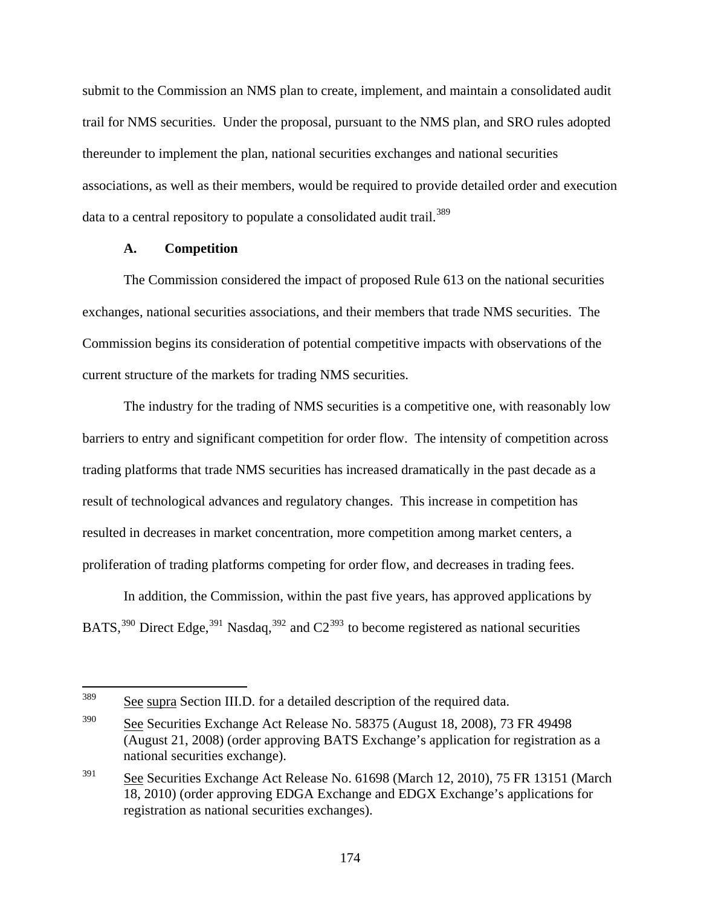submit to the Commission an NMS plan to create, implement, and maintain a consolidated audit trail for NMS securities. Under the proposal, pursuant to the NMS plan, and SRO rules adopted thereunder to implement the plan, national securities exchanges and national securities associations, as well as their members, would be required to provide detailed order and execution data to a central repository to populate a consolidated audit trail.[389]

### A. Competition

The Commission considered the impact of proposed Rule 613 on the national securities exchanges, national securities associations, and their members that trade NMS securities. The Commission begins its consideration of potential competitive impacts with observations of the current structure of the markets for trading NMS securities.

The industry for the trading of NMS securities is a competitive one, with reasonably low barriers to entry and significant competition for order flow. The intensity of competition across trading platforms that trade NMS securities has increased dramatically in the past decade as a result of technological advances and regulatory changes. This increase in competition has resulted in decreases in market concentration, more competition among market centers, a proliferation of trading platforms competing for order flow, and decreases in trading fees.

In addition, the Commission, within the past five years, has approved applications by BATS,[390] Direct Edge,[391] Nasdaq,[392] and C2[393] to become registered as national securities

---

[389] See supra Section III.D. for a detailed description of the required data.

[390] See Securities Exchange Act Release No. 58375 (August 18, 2008), 73 FR 49498 (August 21, 2008) (order approving BATS Exchange's application for registration as a national securities exchange).

[391] See Securities Exchange Act Release No. 61698 (March 12, 2010), 75 FR 13151 (March 18, 2010) (order approving EDGA Exchange and EDGX Exchange's applications for registration as national securities exchanges).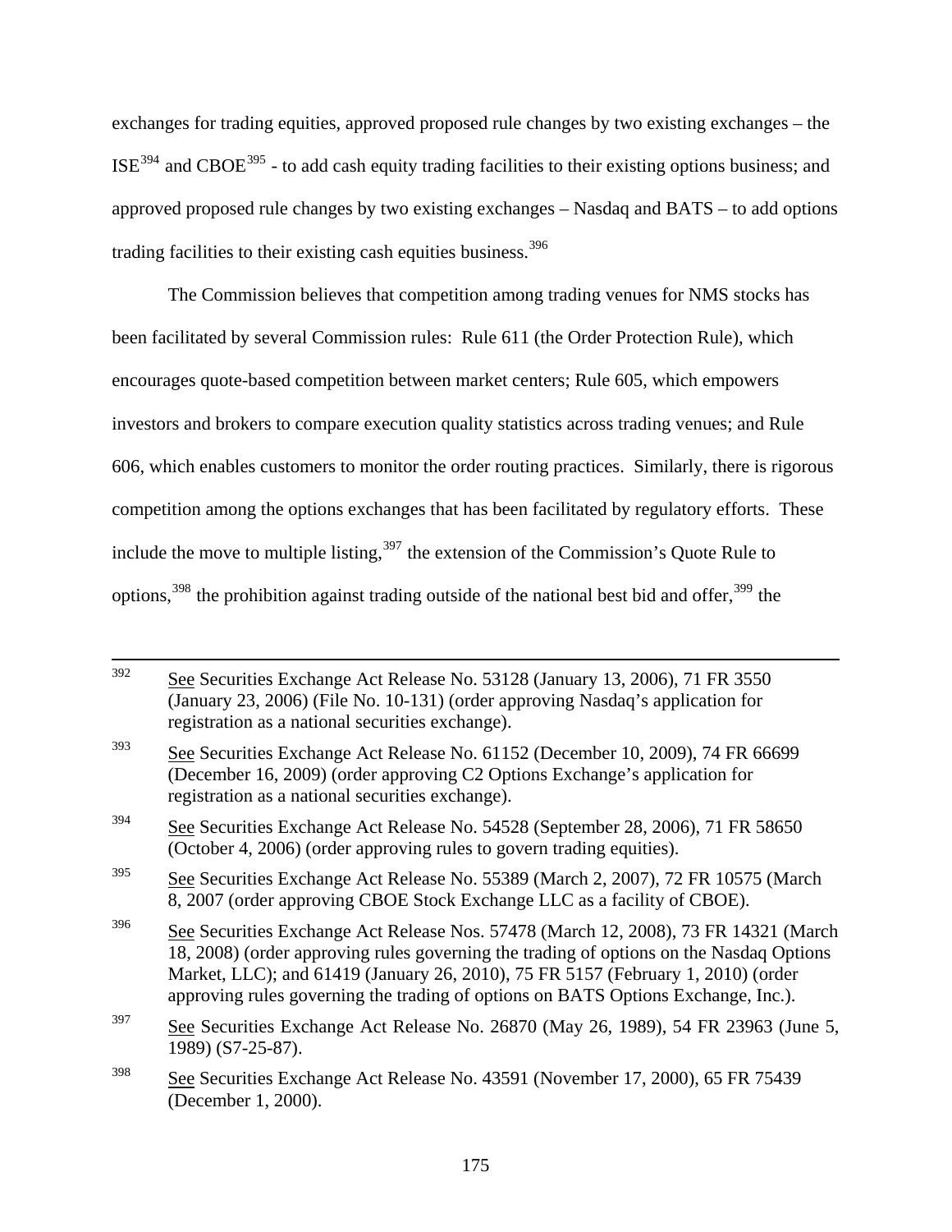exchanges for trading equities, approved proposed rule changes by two existing exchanges – the ISE[394] and CBOE[395] - to add cash equity trading facilities to their existing options business; and approved proposed rule changes by two existing exchanges – Nasdaq and BATS – to add options trading facilities to their existing cash equities business.[396]

The Commission believes that competition among trading venues for NMS stocks has been facilitated by several Commission rules: Rule 611 (the Order Protection Rule), which encourages quote-based competition between market centers; Rule 605, which empowers investors and brokers to compare execution quality statistics across trading venues; and Rule 606, which enables customers to monitor the order routing practices. Similarly, there is rigorous competition among the options exchanges that has been facilitated by regulatory efforts. These include the move to multiple listing,[397] the extension of the Commission's Quote Rule to options,[398] the prohibition against trading outside of the national best bid and offer,[399] the

---

[392] See Securities Exchange Act Release No. 53128 (January 13, 2006), 71 FR 3550 (January 23, 2006) (File No. 10-131) (order approving Nasdaq's application for registration as a national securities exchange).

[393] See Securities Exchange Act Release No. 61152 (December 10, 2009), 74 FR 66699 (December 16, 2009) (order approving C2 Options Exchange's application for registration as a national securities exchange).

[394] See Securities Exchange Act Release No. 54528 (September 28, 2006), 71 FR 58650 (October 4, 2006) (order approving rules to govern trading equities).

[395] See Securities Exchange Act Release No. 55389 (March 2, 2007), 72 FR 10575 (March 8, 2007 (order approving CBOE Stock Exchange LLC as a facility of CBOE).

[396] See Securities Exchange Act Release Nos. 57478 (March 12, 2008), 73 FR 14321 (March 18, 2008) (order approving rules governing the trading of options on the Nasdaq Options Market, LLC); and 61419 (January 26, 2010), 75 FR 5157 (February 1, 2010) (order approving rules governing the trading of options on BATS Options Exchange, Inc.).

[397] See Securities Exchange Act Release No. 26870 (May 26, 1989), 54 FR 23963 (June 5, 1989) (S7-25-87).

[398] See Securities Exchange Act Release No. 43591 (November 17, 2000), 65 FR 75439 (December 1, 2000).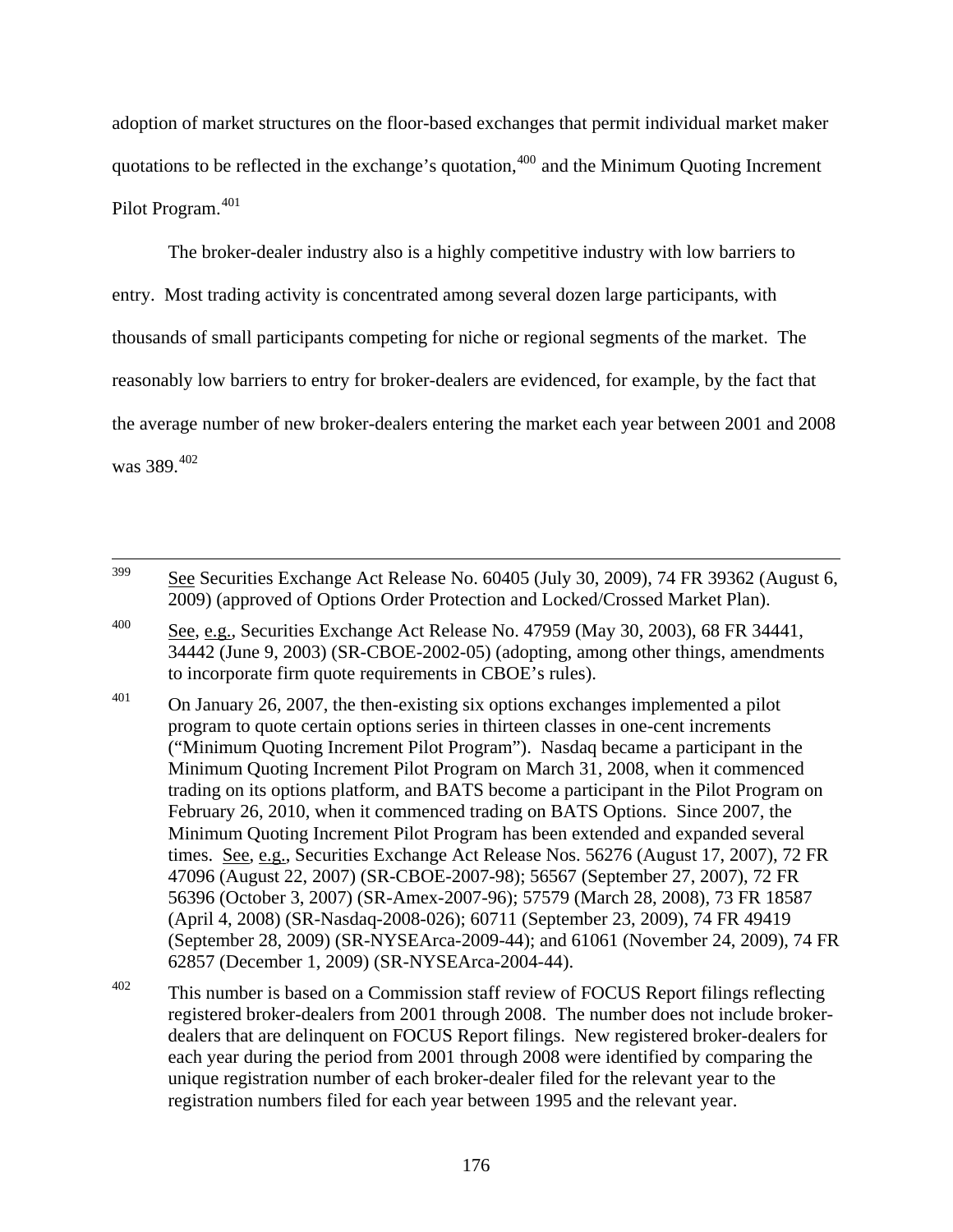adoption of market structures on the floor-based exchanges that permit individual market maker quotations to be reflected in the exchange's quotation,[400] and the Minimum Quoting Increment Pilot Program.[401]

The broker-dealer industry also is a highly competitive industry with low barriers to entry. Most trading activity is concentrated among several dozen large participants, with thousands of small participants competing for niche or regional segments of the market. The reasonably low barriers to entry for broker-dealers are evidenced, for example, by the fact that the average number of new broker-dealers entering the market each year between 2001 and 2008 was 389.[402]

---

[399] See Securities Exchange Act Release No. 60405 (July 30, 2009), 74 FR 39362 (August 6, 2009) (approved of Options Order Protection and Locked/Crossed Market Plan).

[400] See, e.g., Securities Exchange Act Release No. 47959 (May 30, 2003), 68 FR 34441, 34442 (June 9, 2003) (SR-CBOE-2002-05) (adopting, among other things, amendments to incorporate firm quote requirements in CBOE's rules).

[401] On January 26, 2007, the then-existing six options exchanges implemented a pilot program to quote certain options series in thirteen classes in one-cent increments ("Minimum Quoting Increment Pilot Program"). Nasdaq became a participant in the Minimum Quoting Increment Pilot Program on March 31, 2008, when it commenced trading on its options platform, and BATS become a participant in the Pilot Program on February 26, 2010, when it commenced trading on BATS Options. Since 2007, the Minimum Quoting Increment Pilot Program has been extended and expanded several times. See, e.g., Securities Exchange Act Release Nos. 56276 (August 17, 2007), 72 FR 47096 (August 22, 2007) (SR-CBOE-2007-98); 56567 (September 27, 2007), 72 FR 56396 (October 3, 2007) (SR-Amex-2007-96); 57579 (March 28, 2008), 73 FR 18587 (April 4, 2008) (SR-Nasdaq-2008-026); 60711 (September 23, 2009), 74 FR 49419 (September 28, 2009) (SR-NYSEArca-2009-44); and 61061 (November 24, 2009), 74 FR 62857 (December 1, 2009) (SR-NYSEArca-2004-44).

[402] This number is based on a Commission staff review of FOCUS Report filings reflecting registered broker-dealers from 2001 through 2008. The number does not include broker-dealers that are delinquent on FOCUS Report filings. New registered broker-dealers for each year during the period from 2001 through 2008 were identified by comparing the unique registration number of each broker-dealer filed for the relevant year to the registration numbers filed for each year between 1995 and the relevant year.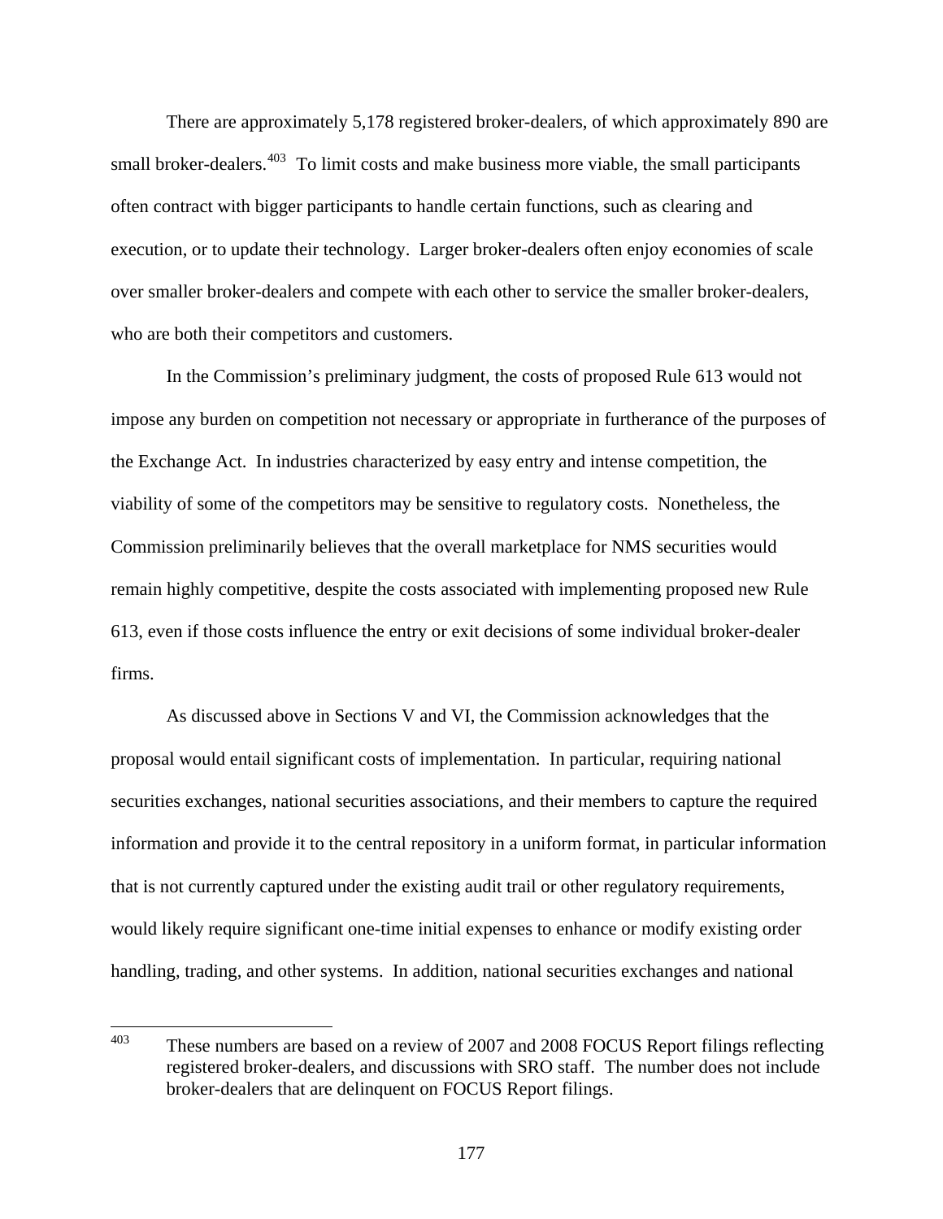There are approximately 5,178 registered broker-dealers, of which approximately 890 are small broker-dealers.[403] To limit costs and make business more viable, the small participants often contract with bigger participants to handle certain functions, such as clearing and execution, or to update their technology. Larger broker-dealers often enjoy economies of scale over smaller broker-dealers and compete with each other to service the smaller broker-dealers, who are both their competitors and customers.

In the Commission's preliminary judgment, the costs of proposed Rule 613 would not impose any burden on competition not necessary or appropriate in furtherance of the purposes of the Exchange Act. In industries characterized by easy entry and intense competition, the viability of some of the competitors may be sensitive to regulatory costs. Nonetheless, the Commission preliminarily believes that the overall marketplace for NMS securities would remain highly competitive, despite the costs associated with implementing proposed new Rule 613, even if those costs influence the entry or exit decisions of some individual broker-dealer firms.

As discussed above in Sections V and VI, the Commission acknowledges that the proposal would entail significant costs of implementation. In particular, requiring national securities exchanges, national securities associations, and their members to capture the required information and provide it to the central repository in a uniform format, in particular information that is not currently captured under the existing audit trail or other regulatory requirements, would likely require significant one-time initial expenses to enhance or modify existing order handling, trading, and other systems. In addition, national securities exchanges and national

---

[403] These numbers are based on a review of 2007 and 2008 FOCUS Report filings reflecting registered broker-dealers, and discussions with SRO staff. The number does not include broker-dealers that are delinquent on FOCUS Report filings.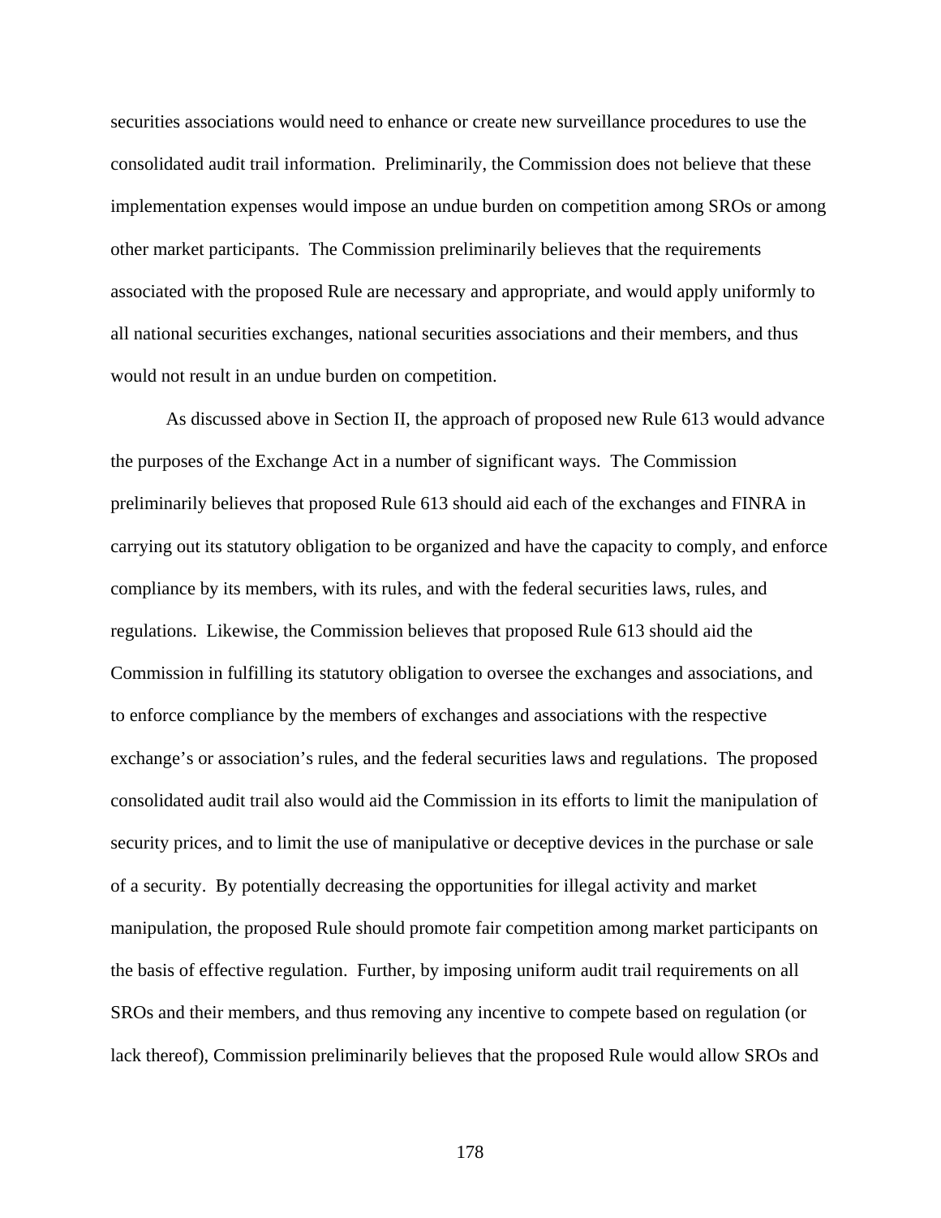securities associations would need to enhance or create new surveillance procedures to use the consolidated audit trail information. Preliminarily, the Commission does not believe that these implementation expenses would impose an undue burden on competition among SROs or among other market participants. The Commission preliminarily believes that the requirements associated with the proposed Rule are necessary and appropriate, and would apply uniformly to all national securities exchanges, national securities associations and their members, and thus would not result in an undue burden on competition.

As discussed above in Section II, the approach of proposed new Rule 613 would advance the purposes of the Exchange Act in a number of significant ways. The Commission preliminarily believes that proposed Rule 613 should aid each of the exchanges and FINRA in carrying out its statutory obligation to be organized and have the capacity to comply, and enforce compliance by its members, with its rules, and with the federal securities laws, rules, and regulations. Likewise, the Commission believes that proposed Rule 613 should aid the Commission in fulfilling its statutory obligation to oversee the exchanges and associations, and to enforce compliance by the members of exchanges and associations with the respective exchange's or association's rules, and the federal securities laws and regulations. The proposed consolidated audit trail also would aid the Commission in its efforts to limit the manipulation of security prices, and to limit the use of manipulative or deceptive devices in the purchase or sale of a security. By potentially decreasing the opportunities for illegal activity and market manipulation, the proposed Rule should promote fair competition among market participants on the basis of effective regulation. Further, by imposing uniform audit trail requirements on all SROs and their members, and thus removing any incentive to compete based on regulation (or lack thereof), Commission preliminarily believes that the proposed Rule would allow SROs and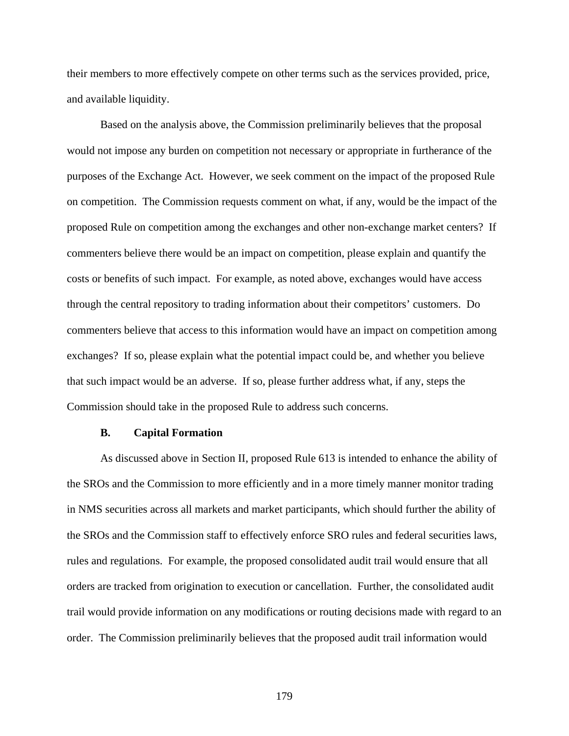their members to more effectively compete on other terms such as the services provided, price, and available liquidity.

Based on the analysis above, the Commission preliminarily believes that the proposal would not impose any burden on competition not necessary or appropriate in furtherance of the purposes of the Exchange Act. However, we seek comment on the impact of the proposed Rule on competition. The Commission requests comment on what, if any, would be the impact of the proposed Rule on competition among the exchanges and other non-exchange market centers? If commenters believe there would be an impact on competition, please explain and quantify the costs or benefits of such impact. For example, as noted above, exchanges would have access through the central repository to trading information about their competitors' customers. Do commenters believe that access to this information would have an impact on competition among exchanges? If so, please explain what the potential impact could be, and whether you believe that such impact would be an adverse. If so, please further address what, if any, steps the Commission should take in the proposed Rule to address such concerns.

### B. Capital Formation

As discussed above in Section II, proposed Rule 613 is intended to enhance the ability of the SROs and the Commission to more efficiently and in a more timely manner monitor trading in NMS securities across all markets and market participants, which should further the ability of the SROs and the Commission staff to effectively enforce SRO rules and federal securities laws, rules and regulations. For example, the proposed consolidated audit trail would ensure that all orders are tracked from origination to execution or cancellation. Further, the consolidated audit trail would provide information on any modifications or routing decisions made with regard to an order. The Commission preliminarily believes that the proposed audit trail information would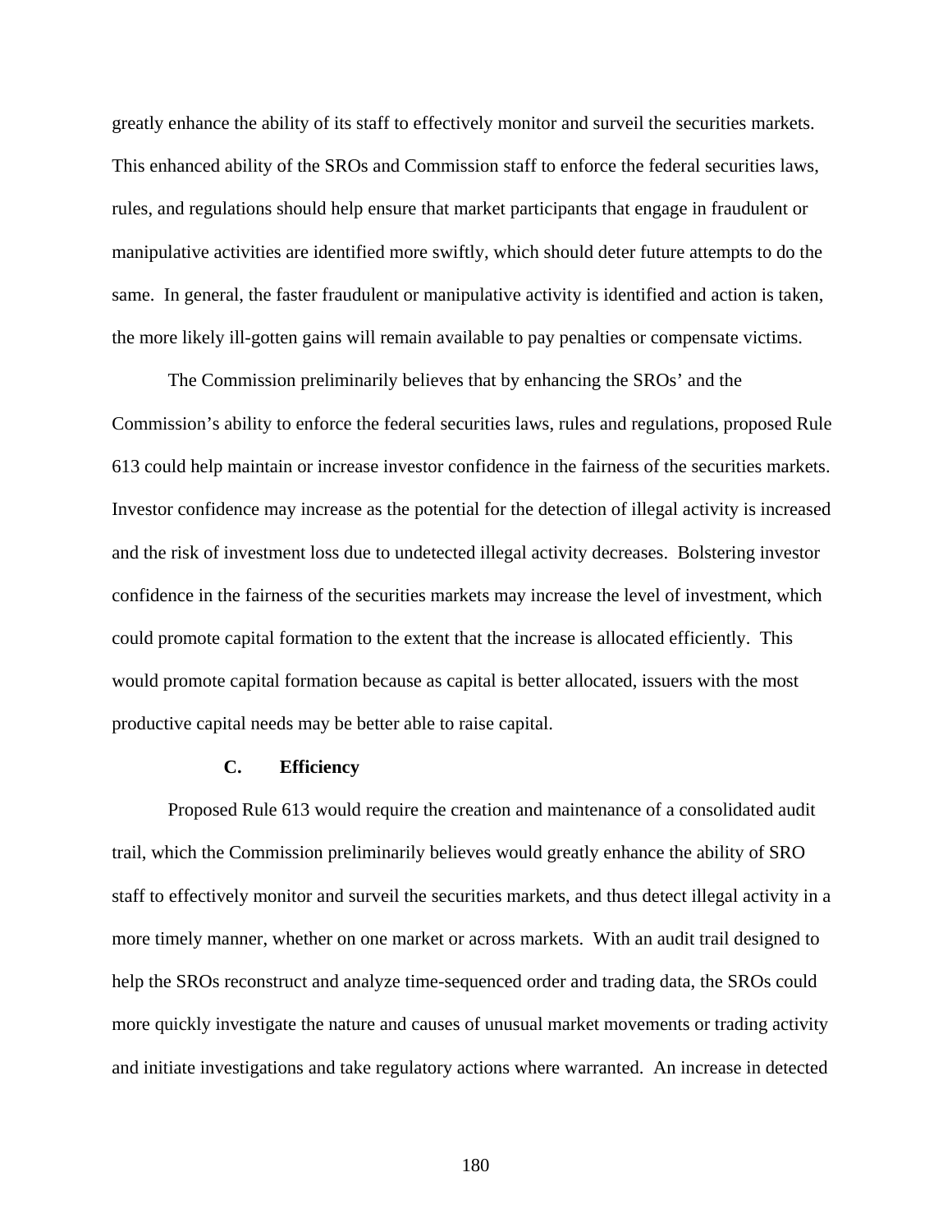greatly enhance the ability of its staff to effectively monitor and surveil the securities markets. This enhanced ability of the SROs and Commission staff to enforce the federal securities laws, rules, and regulations should help ensure that market participants that engage in fraudulent or manipulative activities are identified more swiftly, which should deter future attempts to do the same. In general, the faster fraudulent or manipulative activity is identified and action is taken, the more likely ill-gotten gains will remain available to pay penalties or compensate victims.

The Commission preliminarily believes that by enhancing the SROs' and the Commission's ability to enforce the federal securities laws, rules and regulations, proposed Rule 613 could help maintain or increase investor confidence in the fairness of the securities markets. Investor confidence may increase as the potential for the detection of illegal activity is increased and the risk of investment loss due to undetected illegal activity decreases. Bolstering investor confidence in the fairness of the securities markets may increase the level of investment, which could promote capital formation to the extent that the increase is allocated efficiently. This would promote capital formation because as capital is better allocated, issuers with the most productive capital needs may be better able to raise capital.

### C. Efficiency

Proposed Rule 613 would require the creation and maintenance of a consolidated audit trail, which the Commission preliminarily believes would greatly enhance the ability of SRO staff to effectively monitor and surveil the securities markets, and thus detect illegal activity in a more timely manner, whether on one market or across markets. With an audit trail designed to help the SROs reconstruct and analyze time-sequenced order and trading data, the SROs could more quickly investigate the nature and causes of unusual market movements or trading activity and initiate investigations and take regulatory actions where warranted. An increase in detected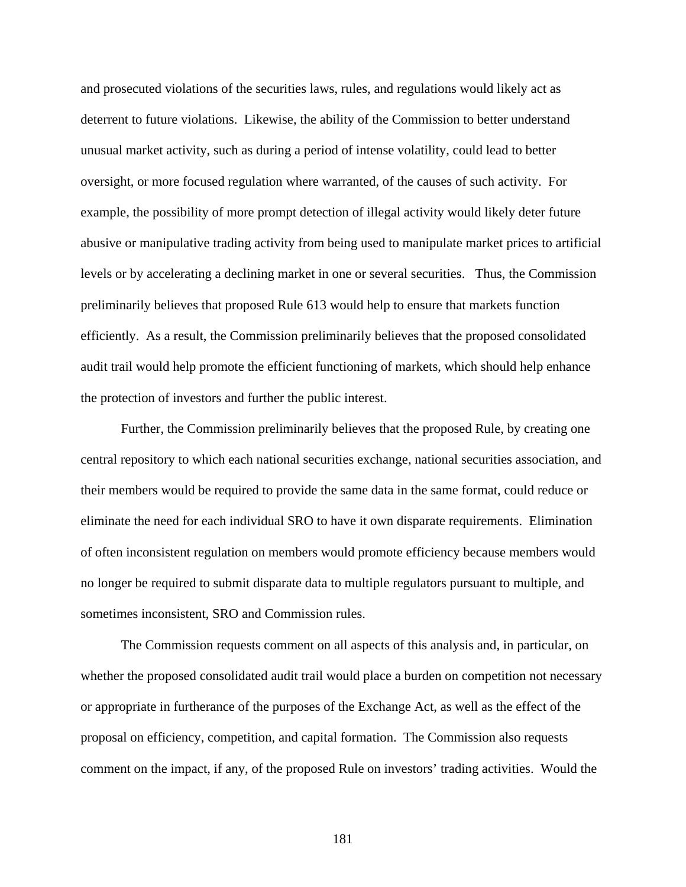and prosecuted violations of the securities laws, rules, and regulations would likely act as deterrent to future violations. Likewise, the ability of the Commission to better understand unusual market activity, such as during a period of intense volatility, could lead to better oversight, or more focused regulation where warranted, of the causes of such activity. For example, the possibility of more prompt detection of illegal activity would likely deter future abusive or manipulative trading activity from being used to manipulate market prices to artificial levels or by accelerating a declining market in one or several securities. Thus, the Commission preliminarily believes that proposed Rule 613 would help to ensure that markets function efficiently. As a result, the Commission preliminarily believes that the proposed consolidated audit trail would help promote the efficient functioning of markets, which should help enhance the protection of investors and further the public interest.

Further, the Commission preliminarily believes that the proposed Rule, by creating one central repository to which each national securities exchange, national securities association, and their members would be required to provide the same data in the same format, could reduce or eliminate the need for each individual SRO to have it own disparate requirements. Elimination of often inconsistent regulation on members would promote efficiency because members would no longer be required to submit disparate data to multiple regulators pursuant to multiple, and sometimes inconsistent, SRO and Commission rules.

The Commission requests comment on all aspects of this analysis and, in particular, on whether the proposed consolidated audit trail would place a burden on competition not necessary or appropriate in furtherance of the purposes of the Exchange Act, as well as the effect of the proposal on efficiency, competition, and capital formation. The Commission also requests comment on the impact, if any, of the proposed Rule on investors' trading activities. Would the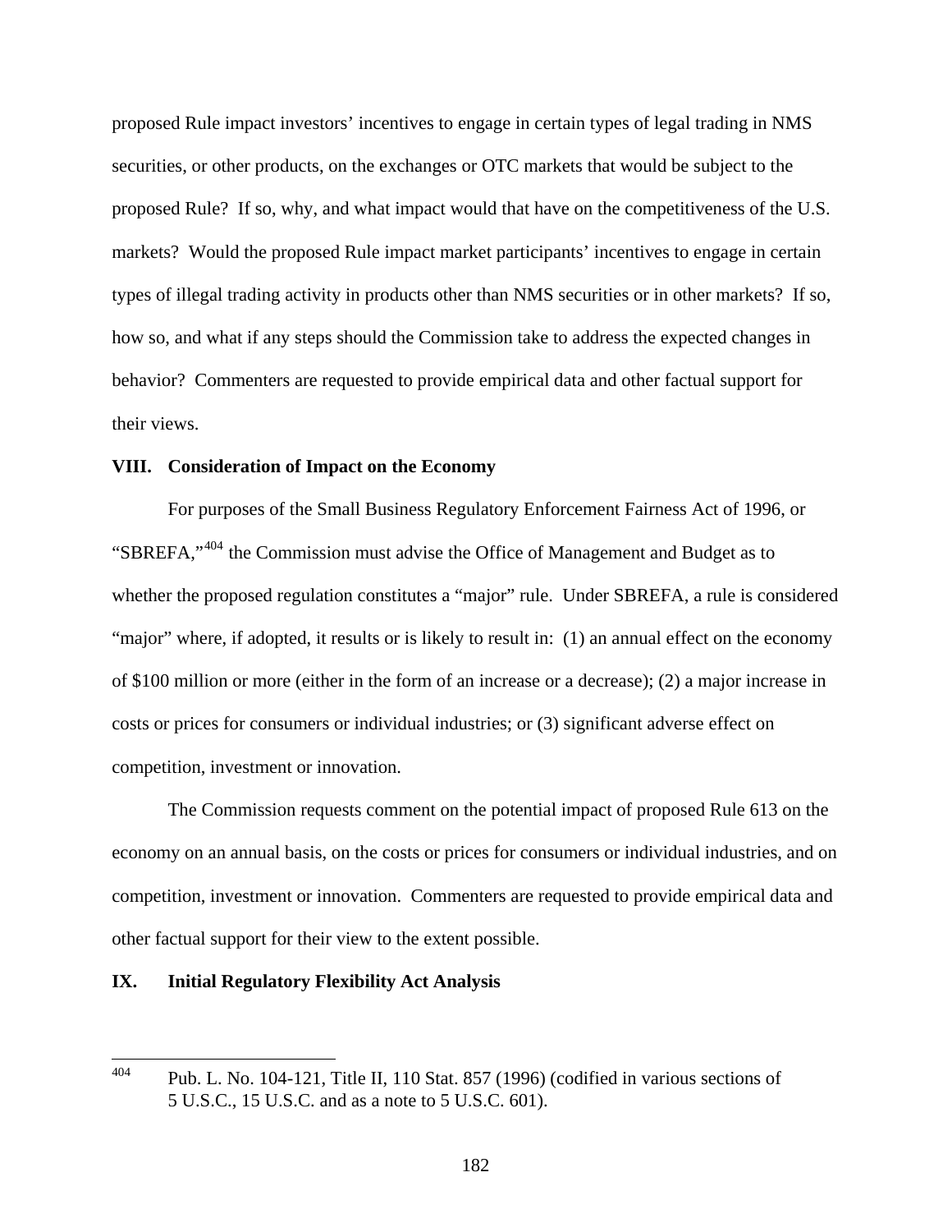proposed Rule impact investors' incentives to engage in certain types of legal trading in NMS securities, or other products, on the exchanges or OTC markets that would be subject to the proposed Rule? If so, why, and what impact would that have on the competitiveness of the U.S. markets? Would the proposed Rule impact market participants' incentives to engage in certain types of illegal trading activity in products other than NMS securities or in other markets? If so, how so, and what if any steps should the Commission take to address the expected changes in behavior? Commenters are requested to provide empirical data and other factual support for their views.

## VIII. Consideration of Impact on the Economy

For purposes of the Small Business Regulatory Enforcement Fairness Act of 1996, or "SBREFA,"[404] the Commission must advise the Office of Management and Budget as to whether the proposed regulation constitutes a "major" rule. Under SBREFA, a rule is considered "major" where, if adopted, it results or is likely to result in: (1) an annual effect on the economy of $100 million or more (either in the form of an increase or a decrease); (2) a major increase in costs or prices for consumers or individual industries; or (3) significant adverse effect on competition, investment or innovation.

The Commission requests comment on the potential impact of proposed Rule 613 on the economy on an annual basis, on the costs or prices for consumers or individual industries, and on competition, investment or innovation. Commenters are requested to provide empirical data and other factual support for their view to the extent possible.

## IX. Initial Regulatory Flexibility Act Analysis

---

[404] Pub. L. No. 104-121, Title II, 110 Stat. 857 (1996) (codified in various sections of 5 U.S.C., 15 U.S.C. and as a note to 5 U.S.C. 601).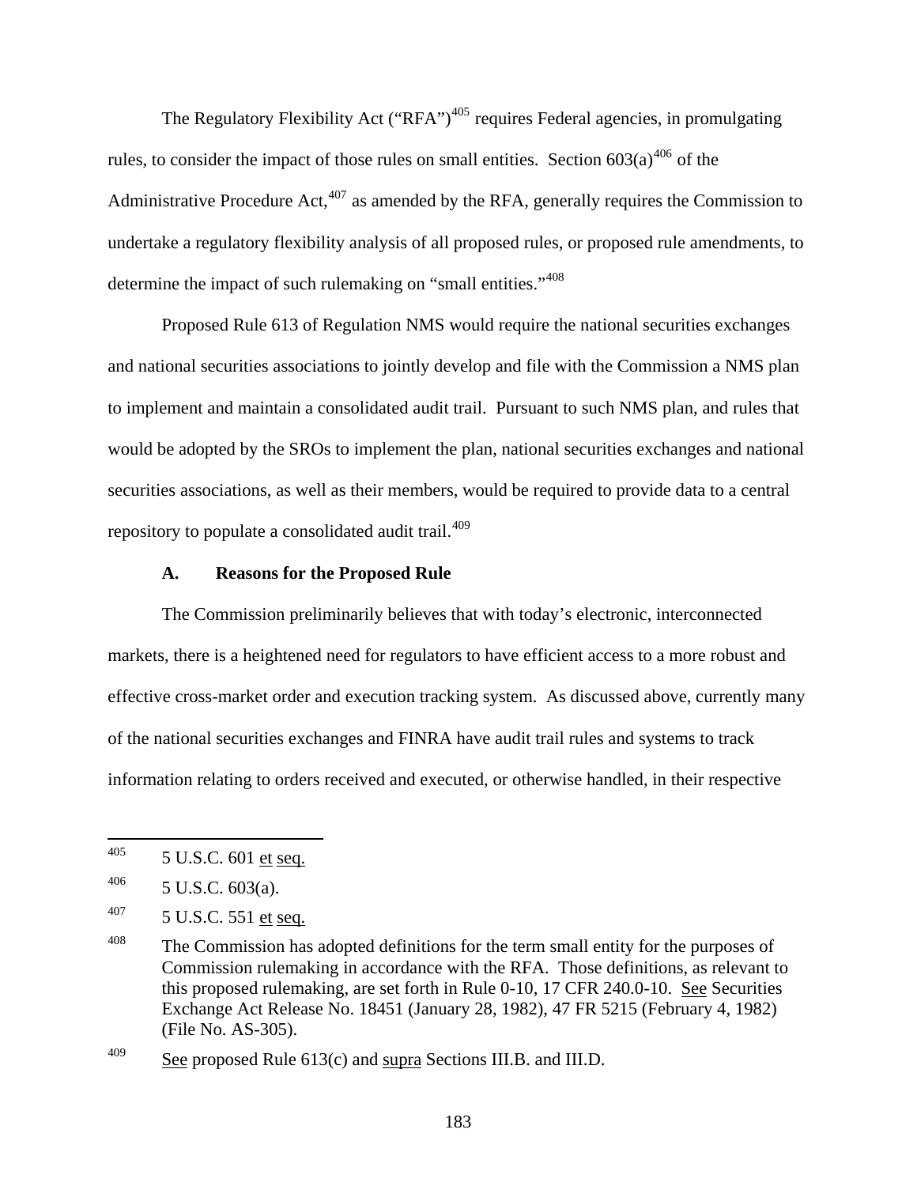The Regulatory Flexibility Act ("RFA")[405] requires Federal agencies, in promulgating rules, to consider the impact of those rules on small entities. Section 603(a)[406] of the Administrative Procedure Act,[407] as amended by the RFA, generally requires the Commission to undertake a regulatory flexibility analysis of all proposed rules, or proposed rule amendments, to determine the impact of such rulemaking on "small entities."[408]

Proposed Rule 613 of Regulation NMS would require the national securities exchanges and national securities associations to jointly develop and file with the Commission a NMS plan to implement and maintain a consolidated audit trail. Pursuant to such NMS plan, and rules that would be adopted by the SROs to implement the plan, national securities exchanges and national securities associations, as well as their members, would be required to provide data to a central repository to populate a consolidated audit trail.[409]

### A. Reasons for the Proposed Rule

The Commission preliminarily believes that with today's electronic, interconnected markets, there is a heightened need for regulators to have efficient access to a more robust and effective cross-market order and execution tracking system. As discussed above, currently many of the national securities exchanges and FINRA have audit trail rules and systems to track information relating to orders received and executed, or otherwise handled, in their respective

---

[405] 5 U.S.C. 601 et seq.

[406] 5 U.S.C. 603(a).

[407] 5 U.S.C. 551 et seq.

[408] The Commission has adopted definitions for the term small entity for the purposes of Commission rulemaking in accordance with the RFA. Those definitions, as relevant to this proposed rulemaking, are set forth in Rule 0-10, 17 CFR 240.0-10. See Securities Exchange Act Release No. 18451 (January 28, 1982), 47 FR 5215 (February 4, 1982) (File No. AS-305).

[409] See proposed Rule 613(c) and supra Sections III.B. and III.D.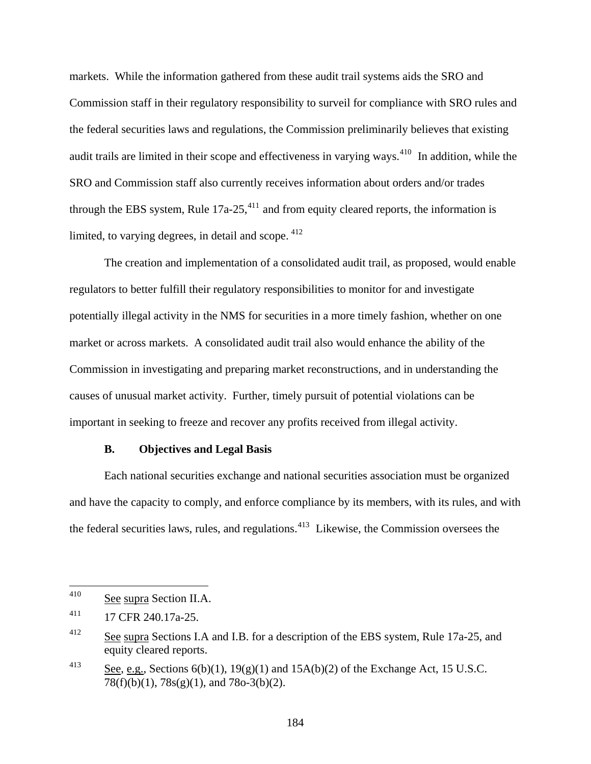markets. While the information gathered from these audit trail systems aids the SRO and Commission staff in their regulatory responsibility to surveil for compliance with SRO rules and the federal securities laws and regulations, the Commission preliminarily believes that existing audit trails are limited in their scope and effectiveness in varying ways.[410] In addition, while the SRO and Commission staff also currently receives information about orders and/or trades through the EBS system, Rule 17a-25,[411] and from equity cleared reports, the information is limited, to varying degrees, in detail and scope.[412]

The creation and implementation of a consolidated audit trail, as proposed, would enable regulators to better fulfill their regulatory responsibilities to monitor for and investigate potentially illegal activity in the NMS for securities in a more timely fashion, whether on one market or across markets. A consolidated audit trail also would enhance the ability of the Commission in investigating and preparing market reconstructions, and in understanding the causes of unusual market activity. Further, timely pursuit of potential violations can be important in seeking to freeze and recover any profits received from illegal activity.

### B. Objectives and Legal Basis

Each national securities exchange and national securities association must be organized and have the capacity to comply, and enforce compliance by its members, with its rules, and with the federal securities laws, rules, and regulations.[413] Likewise, the Commission oversees the

---

[410] See supra Section II.A.

[411] 17 CFR 240.17a-25.

[412] See supra Sections I.A and I.B. for a description of the EBS system, Rule 17a-25, and equity cleared reports.

[413] See, e.g., Sections 6(b)(1), 19(g)(1) and 15A(b)(2) of the Exchange Act, 15 U.S.C. 78(f)(b)(1), 78s(g)(1), and 78o-3(b)(2).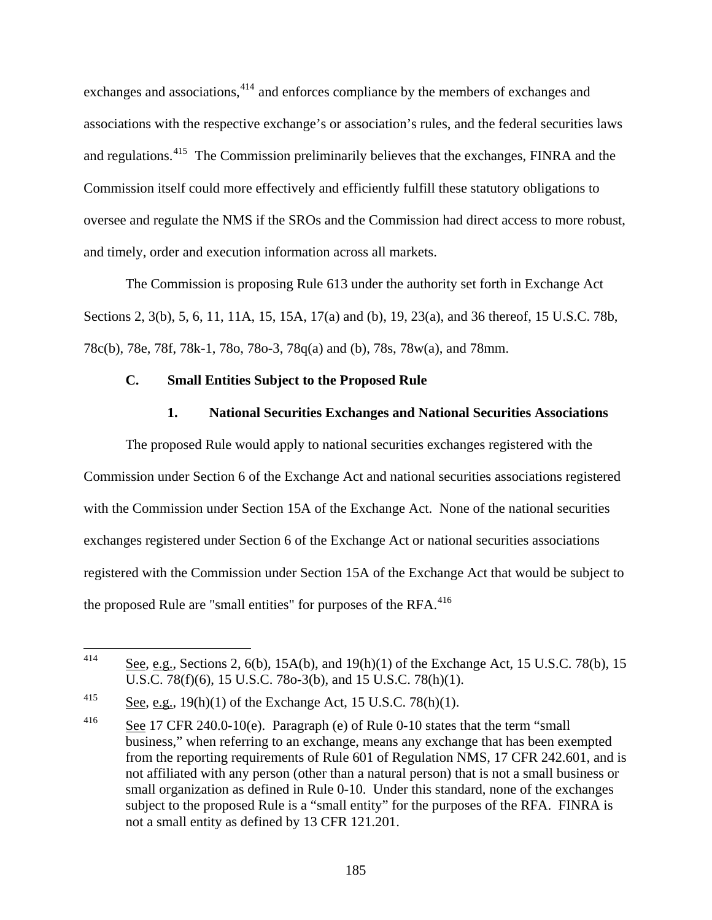exchanges and associations,[414] and enforces compliance by the members of exchanges and associations with the respective exchange's or association's rules, and the federal securities laws and regulations.[415] The Commission preliminarily believes that the exchanges, FINRA and the Commission itself could more effectively and efficiently fulfill these statutory obligations to oversee and regulate the NMS if the SROs and the Commission had direct access to more robust, and timely, order and execution information across all markets.

The Commission is proposing Rule 613 under the authority set forth in Exchange Act Sections 2, 3(b), 5, 6, 11, 11A, 15, 15A, 17(a) and (b), 19, 23(a), and 36 thereof, 15 U.S.C. 78b, 78c(b), 78e, 78f, 78k-1, 78o, 78o-3, 78q(a) and (b), 78s, 78w(a), and 78mm.

### C. Small Entities Subject to the Proposed Rule

#### 1. National Securities Exchanges and National Securities Associations

The proposed Rule would apply to national securities exchanges registered with the Commission under Section 6 of the Exchange Act and national securities associations registered with the Commission under Section 15A of the Exchange Act. None of the national securities exchanges registered under Section 6 of the Exchange Act or national securities associations registered with the Commission under Section 15A of the Exchange Act that would be subject to the proposed Rule are "small entities" for purposes of the RFA.[416]

---

[414] See, e.g., Sections 2, 6(b), 15A(b), and 19(h)(1) of the Exchange Act, 15 U.S.C. 78(b), 15 U.S.C. 78(f)(6), 15 U.S.C. 78o-3(b), and 15 U.S.C. 78(h)(1).

[415] See, e.g., 19(h)(1) of the Exchange Act, 15 U.S.C. 78(h)(1).

[416] See 17 CFR 240.0-10(e). Paragraph (e) of Rule 0-10 states that the term "small business," when referring to an exchange, means any exchange that has been exempted from the reporting requirements of Rule 601 of Regulation NMS, 17 CFR 242.601, and is not affiliated with any person (other than a natural person) that is not a small business or small organization as defined in Rule 0-10. Under this standard, none of the exchanges subject to the proposed Rule is a "small entity" for the purposes of the RFA. FINRA is not a small entity as defined by 13 CFR 121.201.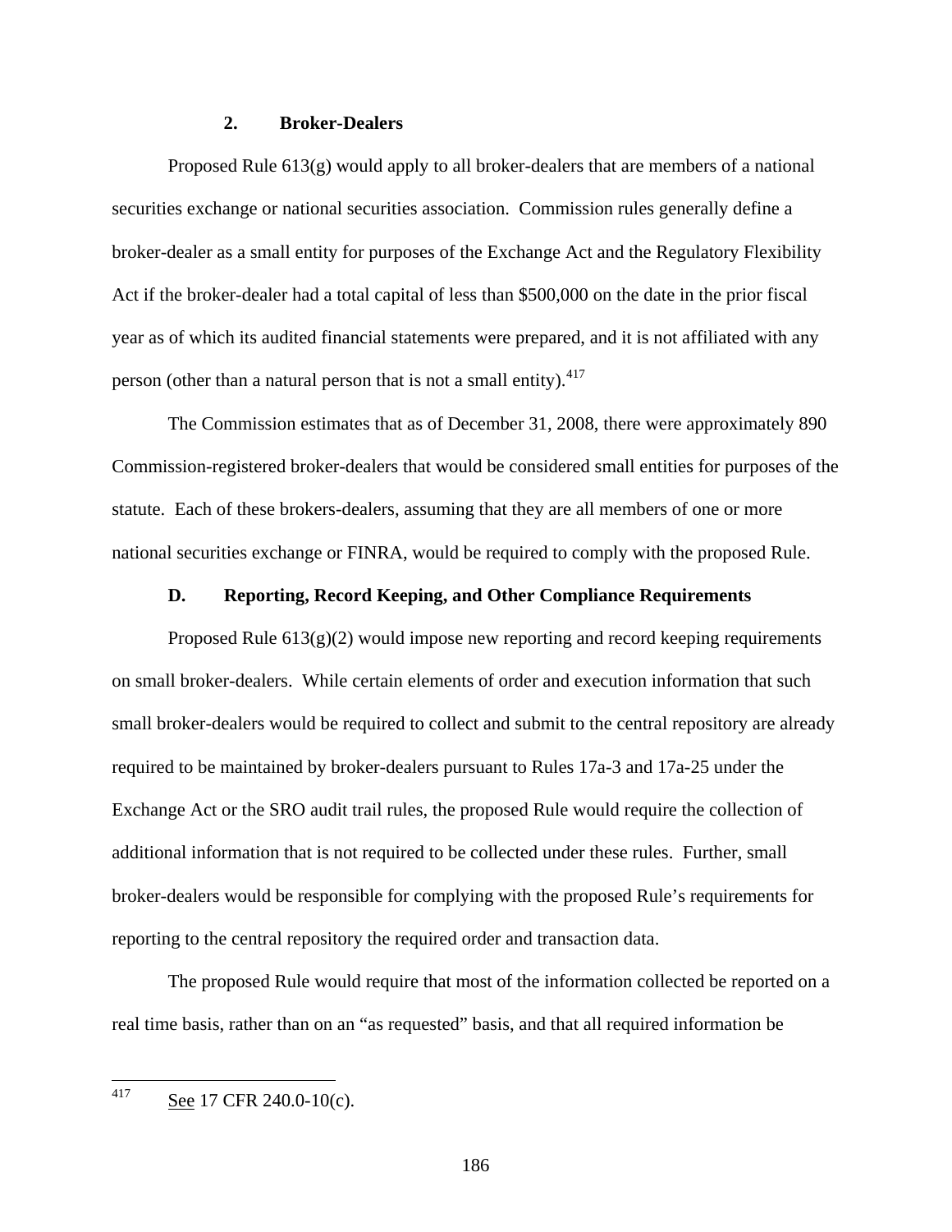### 2. Broker-Dealers

Proposed Rule 613(g) would apply to all broker-dealers that are members of a national securities exchange or national securities association. Commission rules generally define a broker-dealer as a small entity for purposes of the Exchange Act and the Regulatory Flexibility Act if the broker-dealer had a total capital of less than $500,000 on the date in the prior fiscal year as of which its audited financial statements were prepared, and it is not affiliated with any person (other than a natural person that is not a small entity).[417]

The Commission estimates that as of December 31, 2008, there were approximately 890 Commission-registered broker-dealers that would be considered small entities for purposes of the statute. Each of these brokers-dealers, assuming that they are all members of one or more national securities exchange or FINRA, would be required to comply with the proposed Rule.

## D. Reporting, Record Keeping, and Other Compliance Requirements

Proposed Rule 613(g)(2) would impose new reporting and record keeping requirements on small broker-dealers. While certain elements of order and execution information that such small broker-dealers would be required to collect and submit to the central repository are already required to be maintained by broker-dealers pursuant to Rules 17a-3 and 17a-25 under the Exchange Act or the SRO audit trail rules, the proposed Rule would require the collection of additional information that is not required to be collected under these rules. Further, small broker-dealers would be responsible for complying with the proposed Rule's requirements for reporting to the central repository the required order and transaction data.

The proposed Rule would require that most of the information collected be reported on a real time basis, rather than on an "as requested" basis, and that all required information be

---

[417] See 17 CFR 240.0-10(c).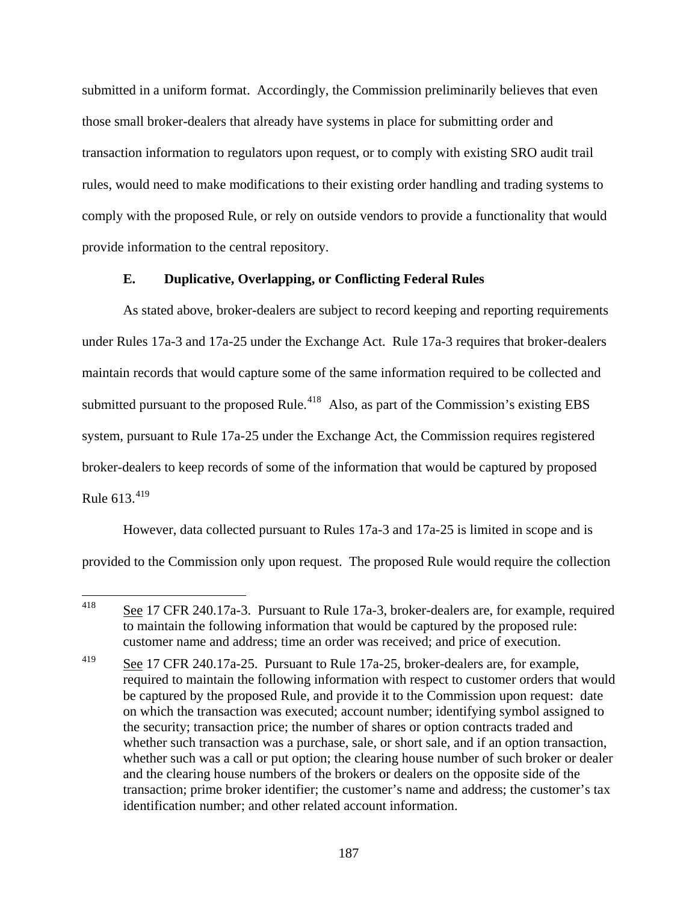submitted in a uniform format. Accordingly, the Commission preliminarily believes that even those small broker-dealers that already have systems in place for submitting order and transaction information to regulators upon request, or to comply with existing SRO audit trail rules, would need to make modifications to their existing order handling and trading systems to comply with the proposed Rule, or rely on outside vendors to provide a functionality that would provide information to the central repository.

### E. Duplicative, Overlapping, or Conflicting Federal Rules

As stated above, broker-dealers are subject to record keeping and reporting requirements under Rules 17a-3 and 17a-25 under the Exchange Act. Rule 17a-3 requires that broker-dealers maintain records that would capture some of the same information required to be collected and submitted pursuant to the proposed Rule.[418] Also, as part of the Commission's existing EBS system, pursuant to Rule 17a-25 under the Exchange Act, the Commission requires registered broker-dealers to keep records of some of the information that would be captured by proposed Rule 613.[419]

However, data collected pursuant to Rules 17a-3 and 17a-25 is limited in scope and is provided to the Commission only upon request. The proposed Rule would require the collection

---

[418] See 17 CFR 240.17a-3. Pursuant to Rule 17a-3, broker-dealers are, for example, required to maintain the following information that would be captured by the proposed rule: customer name and address; time an order was received; and price of execution.

[419] See 17 CFR 240.17a-25. Pursuant to Rule 17a-25, broker-dealers are, for example, required to maintain the following information with respect to customer orders that would be captured by the proposed Rule, and provide it to the Commission upon request: date on which the transaction was executed; account number; identifying symbol assigned to the security; transaction price; the number of shares or option contracts traded and whether such transaction was a purchase, sale, or short sale, and if an option transaction, whether such was a call or put option; the clearing house number of such broker or dealer and the clearing house numbers of the brokers or dealers on the opposite side of the transaction; prime broker identifier; the customer's name and address; the customer's tax identification number; and other related account information.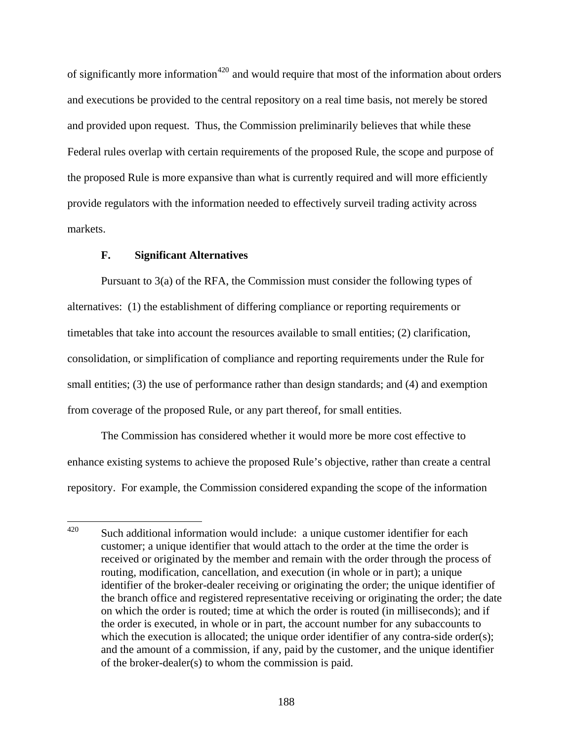of significantly more information[420] and would require that most of the information about orders and executions be provided to the central repository on a real time basis, not merely be stored and provided upon request. Thus, the Commission preliminarily believes that while these Federal rules overlap with certain requirements of the proposed Rule, the scope and purpose of the proposed Rule is more expansive than what is currently required and will more efficiently provide regulators with the information needed to effectively surveil trading activity across markets.

### F. Significant Alternatives

Pursuant to 3(a) of the RFA, the Commission must consider the following types of alternatives: (1) the establishment of differing compliance or reporting requirements or timetables that take into account the resources available to small entities; (2) clarification, consolidation, or simplification of compliance and reporting requirements under the Rule for small entities; (3) the use of performance rather than design standards; and (4) and exemption from coverage of the proposed Rule, or any part thereof, for small entities.

The Commission has considered whether it would more be more cost effective to enhance existing systems to achieve the proposed Rule's objective, rather than create a central repository. For example, the Commission considered expanding the scope of the information

---

[420] Such additional information would include: a unique customer identifier for each customer; a unique identifier that would attach to the order at the time the order is received or originated by the member and remain with the order through the process of routing, modification, cancellation, and execution (in whole or in part); a unique identifier of the broker-dealer receiving or originating the order; the unique identifier of the branch office and registered representative receiving or originating the order; the date on which the order is routed; time at which the order is routed (in milliseconds); and if the order is executed, in whole or in part, the account number for any subaccounts to which the execution is allocated; the unique order identifier of any contra-side order(s); and the amount of a commission, if any, paid by the customer, and the unique identifier of the broker-dealer(s) to whom the commission is paid.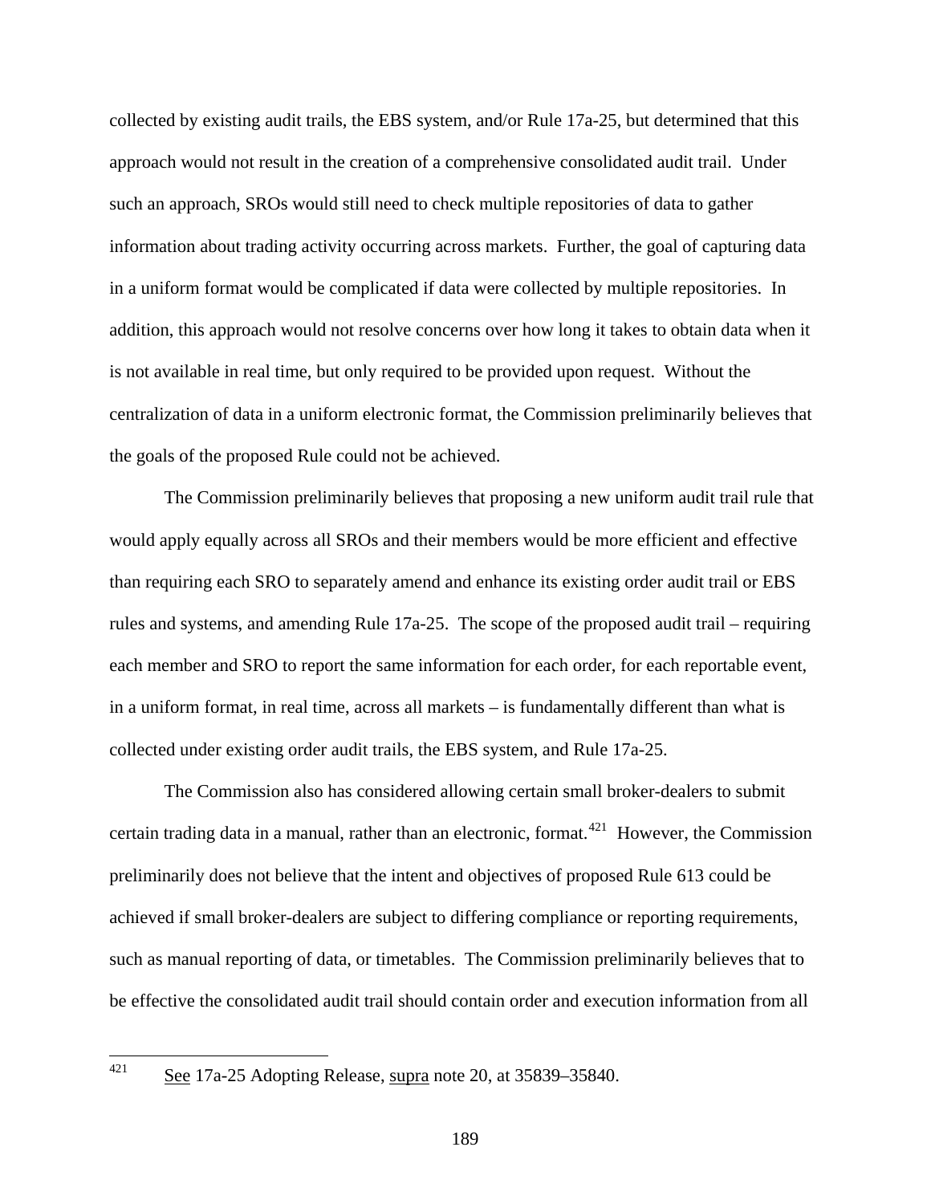collected by existing audit trails, the EBS system, and/or Rule 17a-25, but determined that this approach would not result in the creation of a comprehensive consolidated audit trail. Under such an approach, SROs would still need to check multiple repositories of data to gather information about trading activity occurring across markets. Further, the goal of capturing data in a uniform format would be complicated if data were collected by multiple repositories. In addition, this approach would not resolve concerns over how long it takes to obtain data when it is not available in real time, but only required to be provided upon request. Without the centralization of data in a uniform electronic format, the Commission preliminarily believes that the goals of the proposed Rule could not be achieved.

The Commission preliminarily believes that proposing a new uniform audit trail rule that would apply equally across all SROs and their members would be more efficient and effective than requiring each SRO to separately amend and enhance its existing order audit trail or EBS rules and systems, and amending Rule 17a-25. The scope of the proposed audit trail – requiring each member and SRO to report the same information for each order, for each reportable event, in a uniform format, in real time, across all markets – is fundamentally different than what is collected under existing order audit trails, the EBS system, and Rule 17a-25.

The Commission also has considered allowing certain small broker-dealers to submit certain trading data in a manual, rather than an electronic, format.[421] However, the Commission preliminarily does not believe that the intent and objectives of proposed Rule 613 could be achieved if small broker-dealers are subject to differing compliance or reporting requirements, such as manual reporting of data, or timetables. The Commission preliminarily believes that to be effective the consolidated audit trail should contain order and execution information from all

[421] See 17a-25 Adopting Release, supra note 20, at 35839–35840.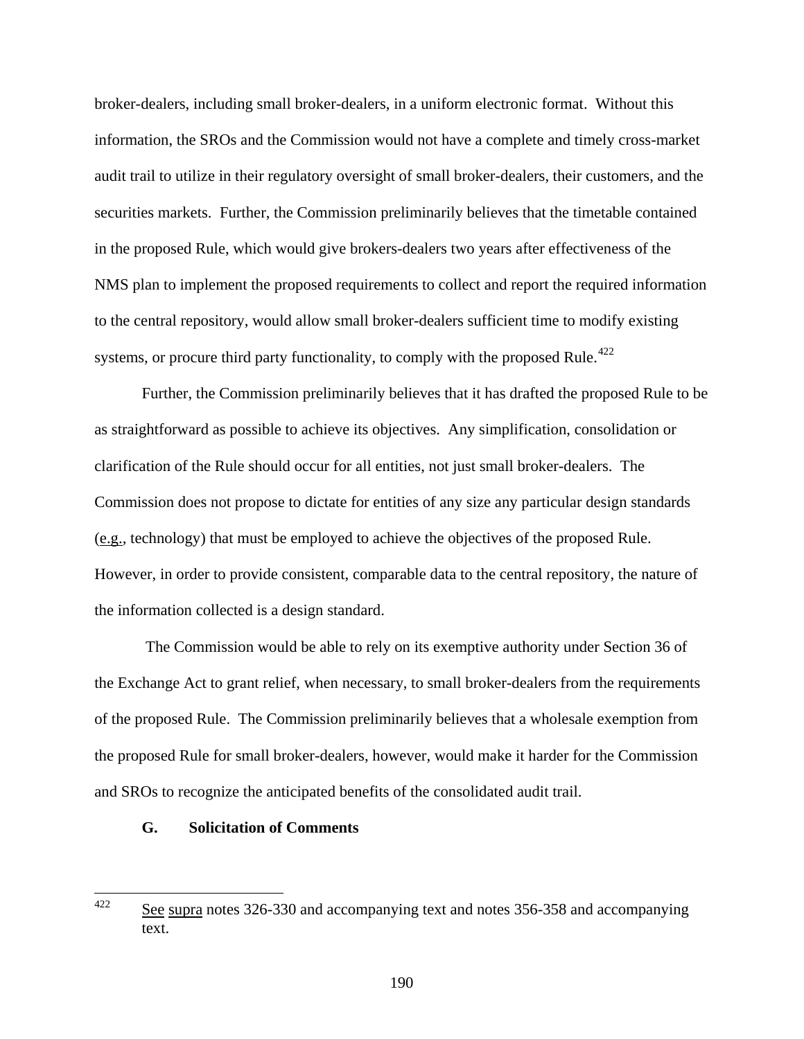broker-dealers, including small broker-dealers, in a uniform electronic format. Without this information, the SROs and the Commission would not have a complete and timely cross-market audit trail to utilize in their regulatory oversight of small broker-dealers, their customers, and the securities markets. Further, the Commission preliminarily believes that the timetable contained in the proposed Rule, which would give brokers-dealers two years after effectiveness of the NMS plan to implement the proposed requirements to collect and report the required information to the central repository, would allow small broker-dealers sufficient time to modify existing systems, or procure third party functionality, to comply with the proposed Rule.[422]

Further, the Commission preliminarily believes that it has drafted the proposed Rule to be as straightforward as possible to achieve its objectives. Any simplification, consolidation or clarification of the Rule should occur for all entities, not just small broker-dealers. The Commission does not propose to dictate for entities of any size any particular design standards (e.g., technology) that must be employed to achieve the objectives of the proposed Rule. However, in order to provide consistent, comparable data to the central repository, the nature of the information collected is a design standard.

The Commission would be able to rely on its exemptive authority under Section 36 of the Exchange Act to grant relief, when necessary, to small broker-dealers from the requirements of the proposed Rule. The Commission preliminarily believes that a wholesale exemption from the proposed Rule for small broker-dealers, however, would make it harder for the Commission and SROs to recognize the anticipated benefits of the consolidated audit trail.

### G. Solicitation of Comments

---

[422] See supra notes 326-330 and accompanying text and notes 356-358 and accompanying text.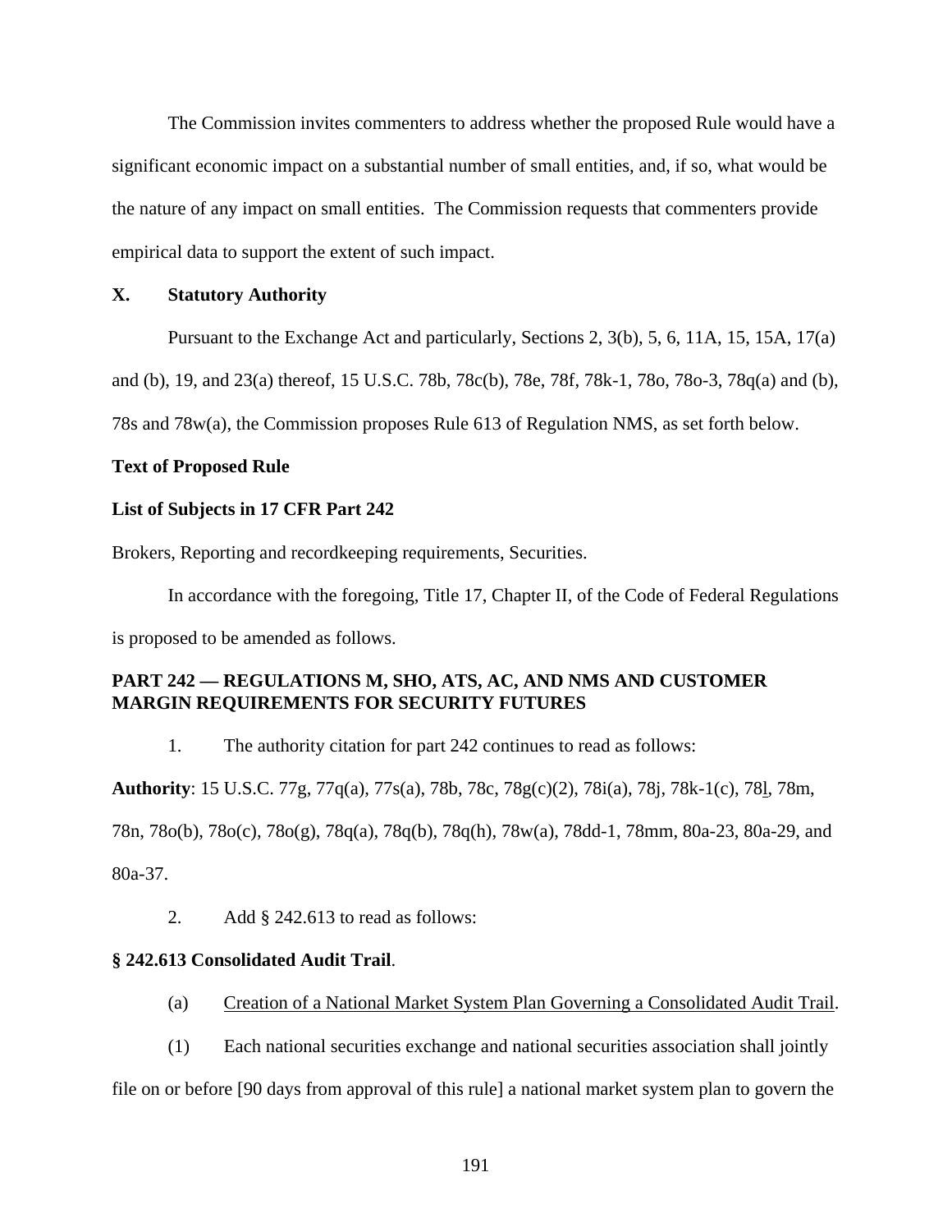The Commission invites commenters to address whether the proposed Rule would have a significant economic impact on a substantial number of small entities, and, if so, what would be the nature of any impact on small entities. The Commission requests that commenters provide empirical data to support the extent of such impact.

## X. Statutory Authority

Pursuant to the Exchange Act and particularly, Sections 2, 3(b), 5, 6, 11A, 15, 15A, 17(a) and (b), 19, and 23(a) thereof, 15 U.S.C. 78b, 78c(b), 78e, 78f, 78k-1, 78o, 78o-3, 78q(a) and (b), 78s and 78w(a), the Commission proposes Rule 613 of Regulation NMS, as set forth below.

**Text of Proposed Rule**

**List of Subjects in 17 CFR Part 242**

Brokers, Reporting and recordkeeping requirements, Securities.

In accordance with the foregoing, Title 17, Chapter II, of the Code of Federal Regulations is proposed to be amended as follows.

**PART 242 — REGULATIONS M, SHO, ATS, AC, AND NMS AND CUSTOMER MARGIN REQUIREMENTS FOR SECURITY FUTURES**

1. The authority citation for part 242 continues to read as follows:

**Authority**: 15 U.S.C. 77g, 77q(a), 77s(a), 78b, 78c, 78g(c)(2), 78i(a), 78j, 78k-1(c), 78l, 78m, 78n, 78o(b), 78o(c), 78o(g), 78q(a), 78q(b), 78q(h), 78w(a), 78dd-1, 78mm, 80a-23, 80a-29, and 80a-37.

2. Add § 242.613 to read as follows:

**§ 242.613 Consolidated Audit Trail**.

(a) Creation of a National Market System Plan Governing a Consolidated Audit Trail.

(1) Each national securities exchange and national securities association shall jointly file on or before [90 days from approval of this rule] a national market system plan to govern the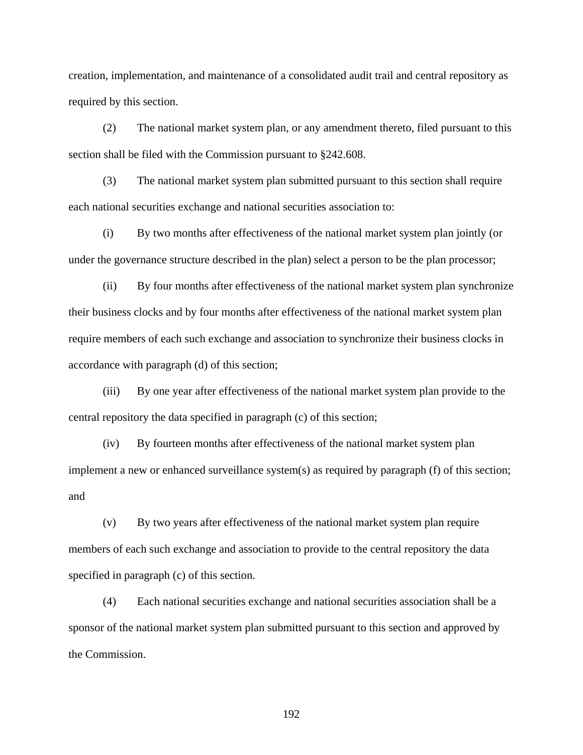creation, implementation, and maintenance of a consolidated audit trail and central repository as required by this section.

(2) The national market system plan, or any amendment thereto, filed pursuant to this section shall be filed with the Commission pursuant to §242.608.

(3) The national market system plan submitted pursuant to this section shall require each national securities exchange and national securities association to:

(i) By two months after effectiveness of the national market system plan jointly (or under the governance structure described in the plan) select a person to be the plan processor;

(ii) By four months after effectiveness of the national market system plan synchronize their business clocks and by four months after effectiveness of the national market system plan require members of each such exchange and association to synchronize their business clocks in accordance with paragraph (d) of this section;

(iii) By one year after effectiveness of the national market system plan provide to the central repository the data specified in paragraph (c) of this section;

(iv) By fourteen months after effectiveness of the national market system plan implement a new or enhanced surveillance system(s) as required by paragraph (f) of this section; and

(v) By two years after effectiveness of the national market system plan require members of each such exchange and association to provide to the central repository the data specified in paragraph (c) of this section.

(4) Each national securities exchange and national securities association shall be a sponsor of the national market system plan submitted pursuant to this section and approved by the Commission.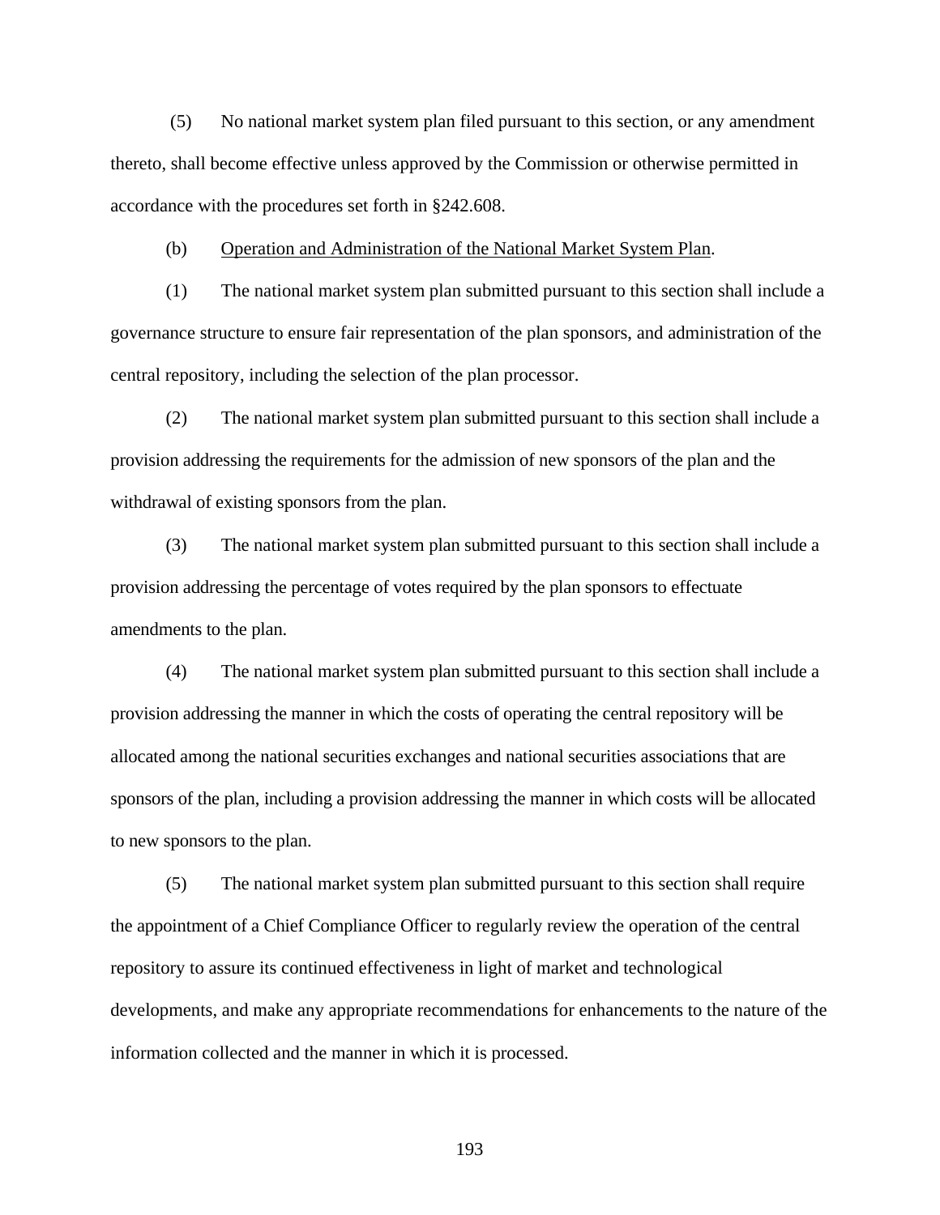(5) No national market system plan filed pursuant to this section, or any amendment thereto, shall become effective unless approved by the Commission or otherwise permitted in accordance with the procedures set forth in §242.608.

(b) Operation and Administration of the National Market System Plan.

(1) The national market system plan submitted pursuant to this section shall include a governance structure to ensure fair representation of the plan sponsors, and administration of the central repository, including the selection of the plan processor.

(2) The national market system plan submitted pursuant to this section shall include a provision addressing the requirements for the admission of new sponsors of the plan and the withdrawal of existing sponsors from the plan.

(3) The national market system plan submitted pursuant to this section shall include a provision addressing the percentage of votes required by the plan sponsors to effectuate amendments to the plan.

(4) The national market system plan submitted pursuant to this section shall include a provision addressing the manner in which the costs of operating the central repository will be allocated among the national securities exchanges and national securities associations that are sponsors of the plan, including a provision addressing the manner in which costs will be allocated to new sponsors to the plan.

(5) The national market system plan submitted pursuant to this section shall require the appointment of a Chief Compliance Officer to regularly review the operation of the central repository to assure its continued effectiveness in light of market and technological developments, and make any appropriate recommendations for enhancements to the nature of the information collected and the manner in which it is processed.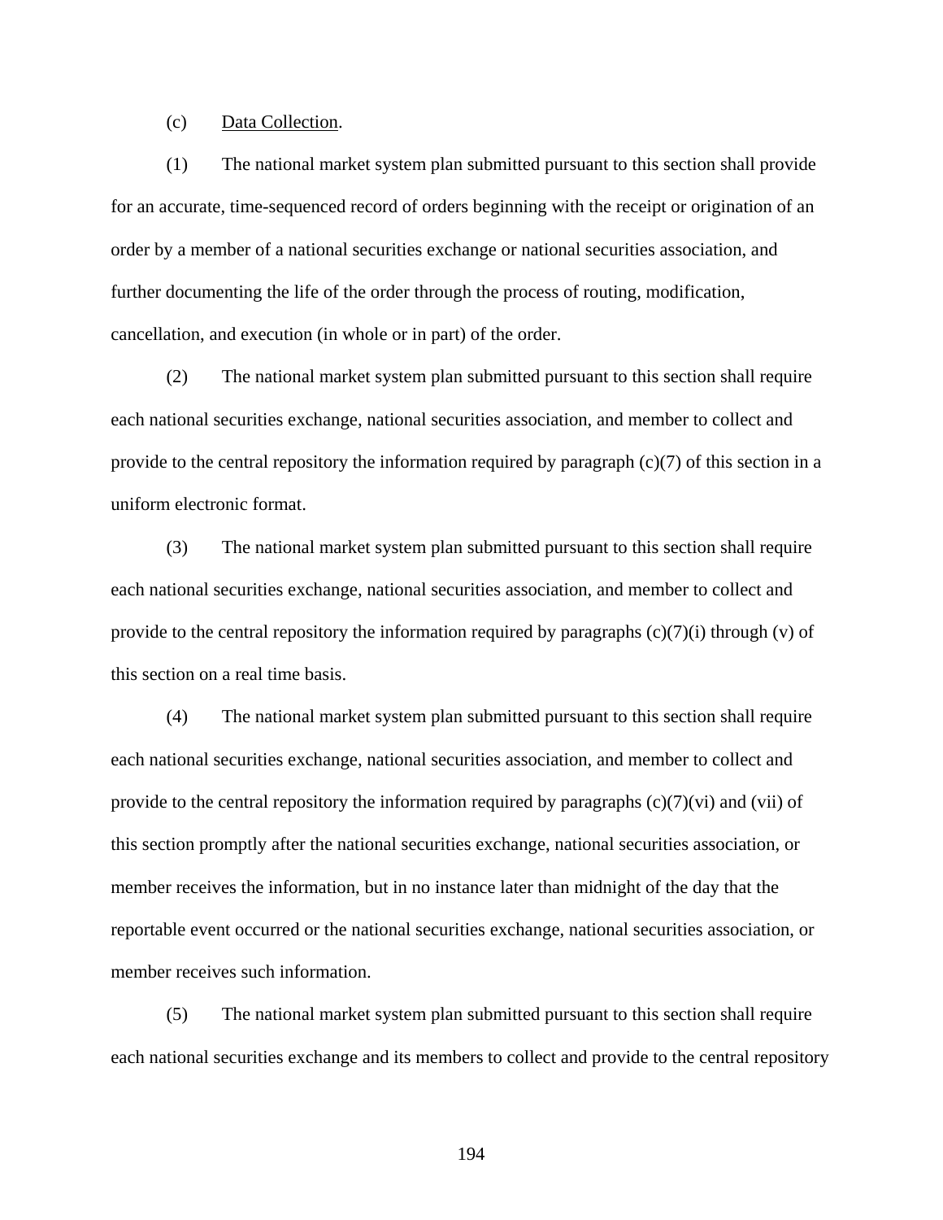(c) <u>Data Collection</u>.

(1) The national market system plan submitted pursuant to this section shall provide for an accurate, time-sequenced record of orders beginning with the receipt or origination of an order by a member of a national securities exchange or national securities association, and further documenting the life of the order through the process of routing, modification, cancellation, and execution (in whole or in part) of the order.

(2) The national market system plan submitted pursuant to this section shall require each national securities exchange, national securities association, and member to collect and provide to the central repository the information required by paragraph (c)(7) of this section in a uniform electronic format.

(3) The national market system plan submitted pursuant to this section shall require each national securities exchange, national securities association, and member to collect and provide to the central repository the information required by paragraphs (c)(7)(i) through (v) of this section on a real time basis.

(4) The national market system plan submitted pursuant to this section shall require each national securities exchange, national securities association, and member to collect and provide to the central repository the information required by paragraphs (c)(7)(vi) and (vii) of this section promptly after the national securities exchange, national securities association, or member receives the information, but in no instance later than midnight of the day that the reportable event occurred or the national securities exchange, national securities association, or member receives such information.

(5) The national market system plan submitted pursuant to this section shall require each national securities exchange and its members to collect and provide to the central repository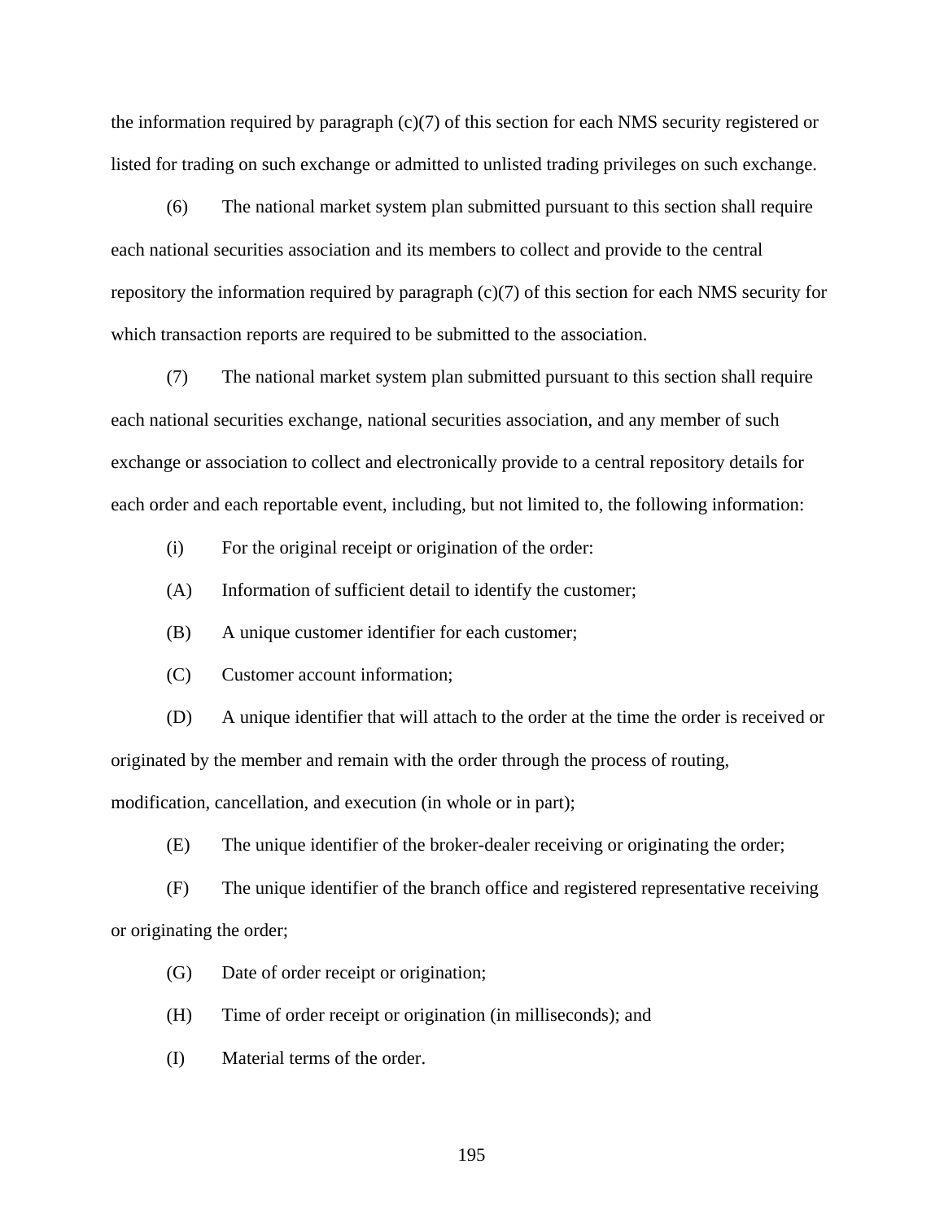the information required by paragraph (c)(7) of this section for each NMS security registered or listed for trading on such exchange or admitted to unlisted trading privileges on such exchange.

(6) The national market system plan submitted pursuant to this section shall require each national securities association and its members to collect and provide to the central repository the information required by paragraph (c)(7) of this section for each NMS security for which transaction reports are required to be submitted to the association.

(7) The national market system plan submitted pursuant to this section shall require each national securities exchange, national securities association, and any member of such exchange or association to collect and electronically provide to a central repository details for each order and each reportable event, including, but not limited to, the following information:

(i) For the original receipt or origination of the order:

(A) Information of sufficient detail to identify the customer;

(B) A unique customer identifier for each customer;

(C) Customer account information;

(D) A unique identifier that will attach to the order at the time the order is received or originated by the member and remain with the order through the process of routing, modification, cancellation, and execution (in whole or in part);

(E) The unique identifier of the broker-dealer receiving or originating the order;

(F) The unique identifier of the branch office and registered representative receiving or originating the order;

(G) Date of order receipt or origination;

(H) Time of order receipt or origination (in milliseconds); and

(I) Material terms of the order.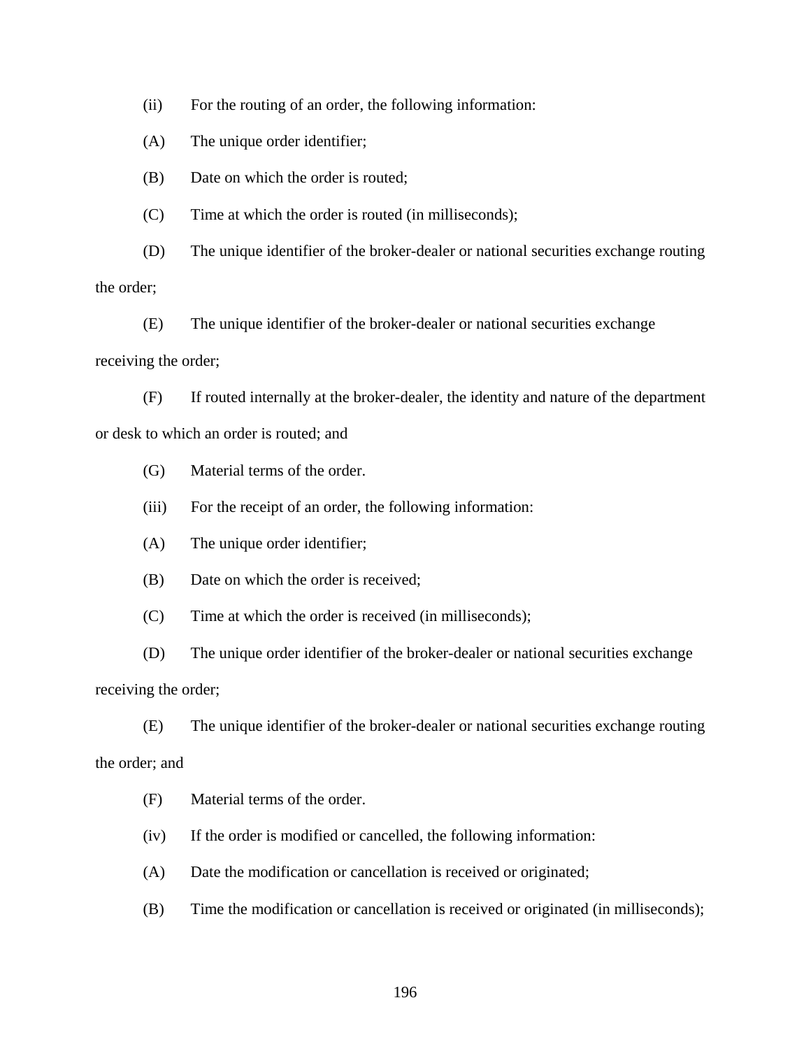(ii) For the routing of an order, the following information:

(A) The unique order identifier;

(B) Date on which the order is routed;

(C) Time at which the order is routed (in milliseconds);

(D) The unique identifier of the broker-dealer or national securities exchange routing the order;

(E) The unique identifier of the broker-dealer or national securities exchange receiving the order;

(F) If routed internally at the broker-dealer, the identity and nature of the department or desk to which an order is routed; and

(G) Material terms of the order.

(iii) For the receipt of an order, the following information:

(A) The unique order identifier;

(B) Date on which the order is received;

(C) Time at which the order is received (in milliseconds);

(D) The unique order identifier of the broker-dealer or national securities exchange receiving the order;

(E) The unique identifier of the broker-dealer or national securities exchange routing the order; and

(F) Material terms of the order.

(iv) If the order is modified or cancelled, the following information:

(A) Date the modification or cancellation is received or originated;

(B) Time the modification or cancellation is received or originated (in milliseconds);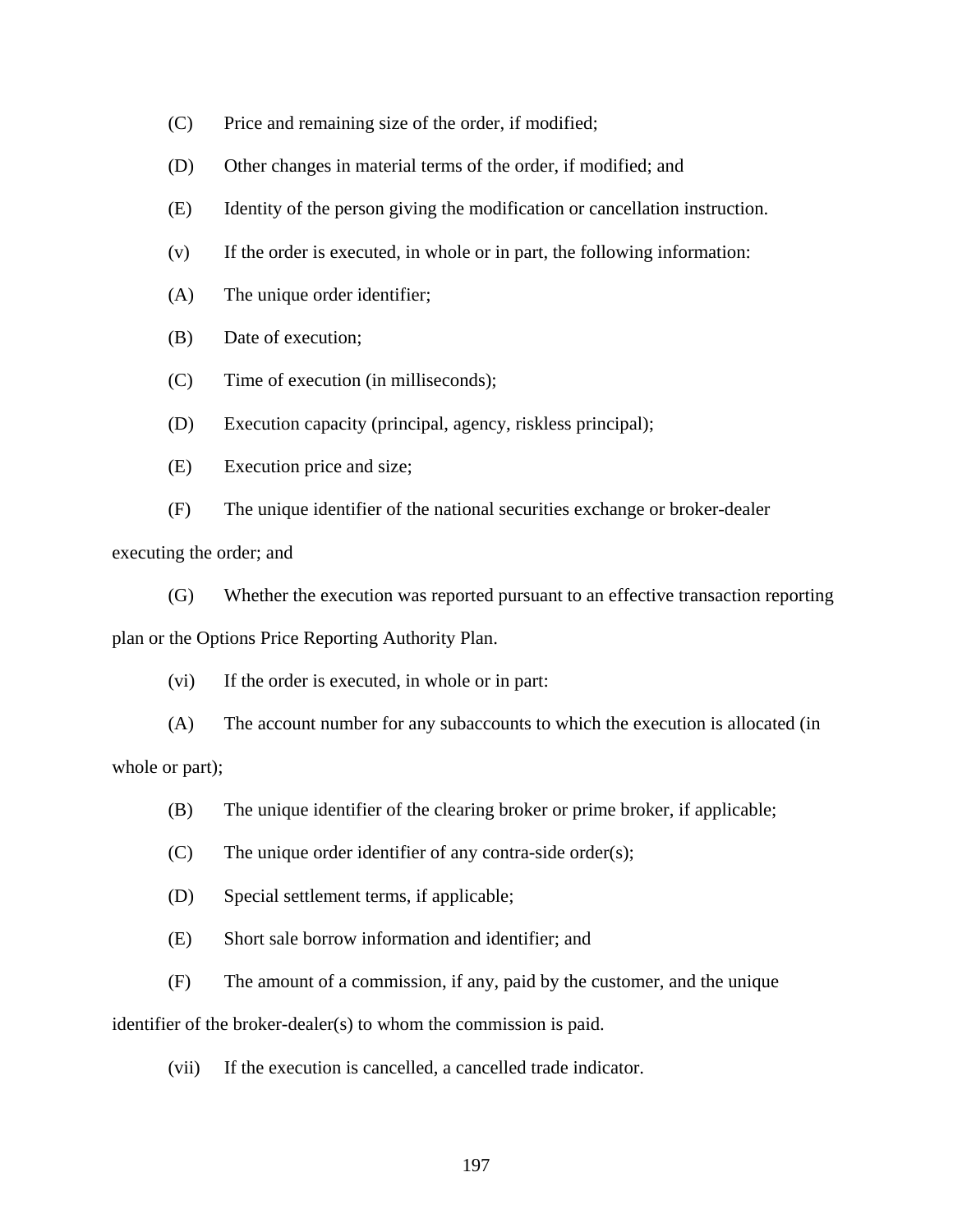(C) Price and remaining size of the order, if modified;

(D) Other changes in material terms of the order, if modified; and

(E) Identity of the person giving the modification or cancellation instruction.

(v) If the order is executed, in whole or in part, the following information:

(A) The unique order identifier;

(B) Date of execution;

(C) Time of execution (in milliseconds);

(D) Execution capacity (principal, agency, riskless principal);

(E) Execution price and size;

(F) The unique identifier of the national securities exchange or broker-dealer executing the order; and

(G) Whether the execution was reported pursuant to an effective transaction reporting plan or the Options Price Reporting Authority Plan.

(vi) If the order is executed, in whole or in part:

(A) The account number for any subaccounts to which the execution is allocated (in whole or part);

(B) The unique identifier of the clearing broker or prime broker, if applicable;

(C) The unique order identifier of any contra-side order(s);

(D) Special settlement terms, if applicable;

(E) Short sale borrow information and identifier; and

(F) The amount of a commission, if any, paid by the customer, and the unique identifier of the broker-dealer(s) to whom the commission is paid.

(vii) If the execution is cancelled, a cancelled trade indicator.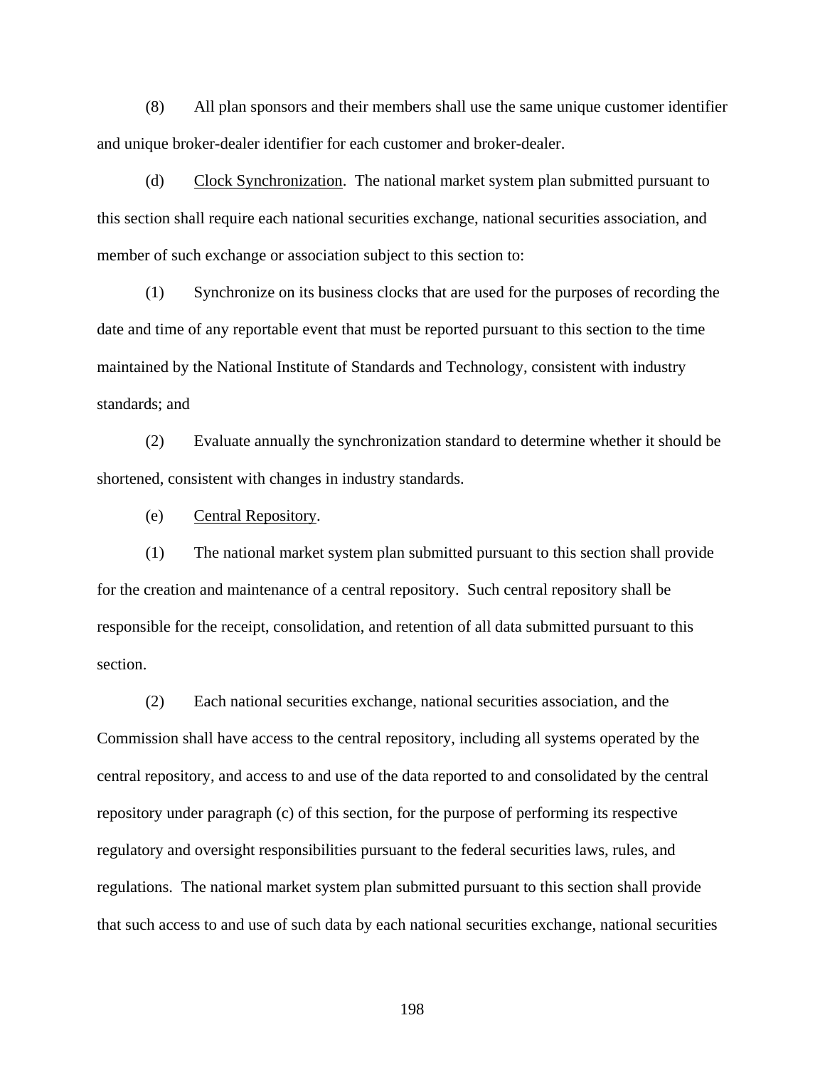(8) All plan sponsors and their members shall use the same unique customer identifier and unique broker-dealer identifier for each customer and broker-dealer.

(d) Clock Synchronization. The national market system plan submitted pursuant to this section shall require each national securities exchange, national securities association, and member of such exchange or association subject to this section to:

(1) Synchronize on its business clocks that are used for the purposes of recording the date and time of any reportable event that must be reported pursuant to this section to the time maintained by the National Institute of Standards and Technology, consistent with industry standards; and

(2) Evaluate annually the synchronization standard to determine whether it should be shortened, consistent with changes in industry standards.

(e) Central Repository.

(1) The national market system plan submitted pursuant to this section shall provide for the creation and maintenance of a central repository. Such central repository shall be responsible for the receipt, consolidation, and retention of all data submitted pursuant to this section.

(2) Each national securities exchange, national securities association, and the Commission shall have access to the central repository, including all systems operated by the central repository, and access to and use of the data reported to and consolidated by the central repository under paragraph (c) of this section, for the purpose of performing its respective regulatory and oversight responsibilities pursuant to the federal securities laws, rules, and regulations. The national market system plan submitted pursuant to this section shall provide that such access to and use of such data by each national securities exchange, national securities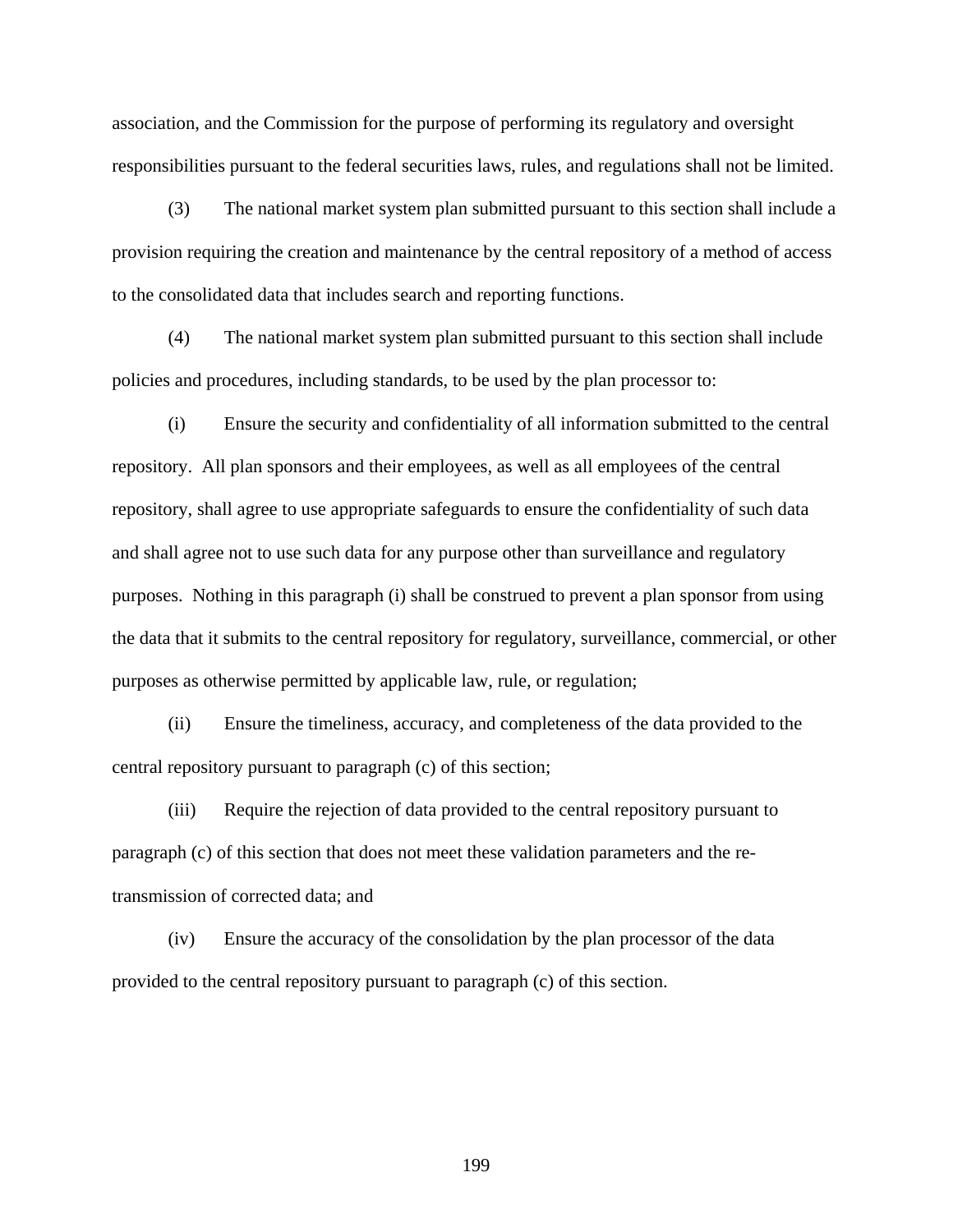association, and the Commission for the purpose of performing its regulatory and oversight responsibilities pursuant to the federal securities laws, rules, and regulations shall not be limited.

(3) The national market system plan submitted pursuant to this section shall include a provision requiring the creation and maintenance by the central repository of a method of access to the consolidated data that includes search and reporting functions.

(4) The national market system plan submitted pursuant to this section shall include policies and procedures, including standards, to be used by the plan processor to:

(i) Ensure the security and confidentiality of all information submitted to the central repository. All plan sponsors and their employees, as well as all employees of the central repository, shall agree to use appropriate safeguards to ensure the confidentiality of such data and shall agree not to use such data for any purpose other than surveillance and regulatory purposes. Nothing in this paragraph (i) shall be construed to prevent a plan sponsor from using the data that it submits to the central repository for regulatory, surveillance, commercial, or other purposes as otherwise permitted by applicable law, rule, or regulation;

(ii) Ensure the timeliness, accuracy, and completeness of the data provided to the central repository pursuant to paragraph (c) of this section;

(iii) Require the rejection of data provided to the central repository pursuant to paragraph (c) of this section that does not meet these validation parameters and the re-transmission of corrected data; and

(iv) Ensure the accuracy of the consolidation by the plan processor of the data provided to the central repository pursuant to paragraph (c) of this section.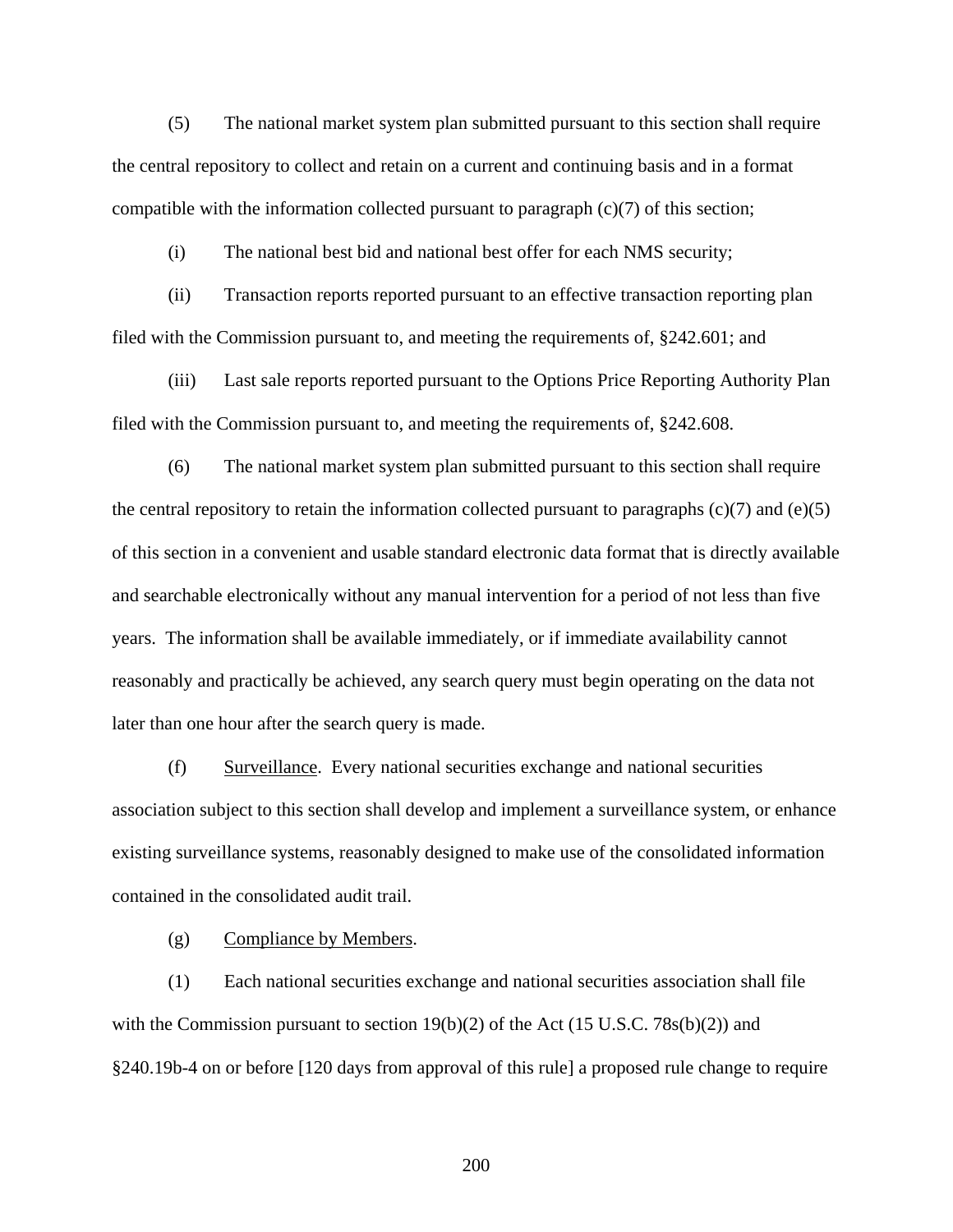(5) The national market system plan submitted pursuant to this section shall require the central repository to collect and retain on a current and continuing basis and in a format compatible with the information collected pursuant to paragraph (c)(7) of this section;

(i) The national best bid and national best offer for each NMS security;

(ii) Transaction reports reported pursuant to an effective transaction reporting plan filed with the Commission pursuant to, and meeting the requirements of, §242.601; and

(iii) Last sale reports reported pursuant to the Options Price Reporting Authority Plan filed with the Commission pursuant to, and meeting the requirements of, §242.608.

(6) The national market system plan submitted pursuant to this section shall require the central repository to retain the information collected pursuant to paragraphs (c)(7) and (e)(5) of this section in a convenient and usable standard electronic data format that is directly available and searchable electronically without any manual intervention for a period of not less than five years. The information shall be available immediately, or if immediate availability cannot reasonably and practically be achieved, any search query must begin operating on the data not later than one hour after the search query is made.

(f) Surveillance. Every national securities exchange and national securities association subject to this section shall develop and implement a surveillance system, or enhance existing surveillance systems, reasonably designed to make use of the consolidated information contained in the consolidated audit trail.

(g) Compliance by Members.

(1) Each national securities exchange and national securities association shall file with the Commission pursuant to section 19(b)(2) of the Act (15 U.S.C. 78s(b)(2)) and §240.19b-4 on or before [120 days from approval of this rule] a proposed rule change to require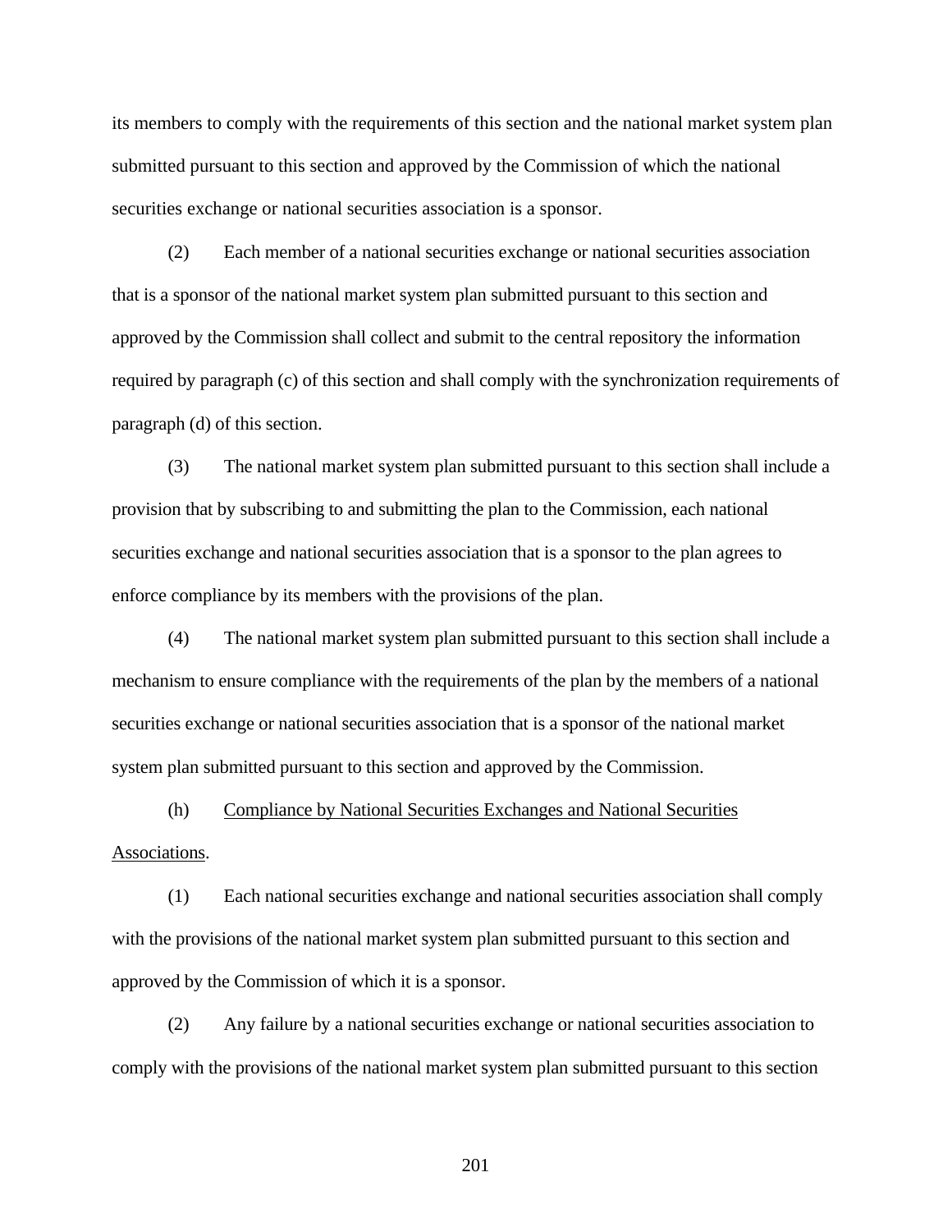its members to comply with the requirements of this section and the national market system plan submitted pursuant to this section and approved by the Commission of which the national securities exchange or national securities association is a sponsor.

(2) Each member of a national securities exchange or national securities association that is a sponsor of the national market system plan submitted pursuant to this section and approved by the Commission shall collect and submit to the central repository the information required by paragraph (c) of this section and shall comply with the synchronization requirements of paragraph (d) of this section.

(3) The national market system plan submitted pursuant to this section shall include a provision that by subscribing to and submitting the plan to the Commission, each national securities exchange and national securities association that is a sponsor to the plan agrees to enforce compliance by its members with the provisions of the plan.

(4) The national market system plan submitted pursuant to this section shall include a mechanism to ensure compliance with the requirements of the plan by the members of a national securities exchange or national securities association that is a sponsor of the national market system plan submitted pursuant to this section and approved by the Commission.

(h) Compliance by National Securities Exchanges and National Securities Associations.

(1) Each national securities exchange and national securities association shall comply with the provisions of the national market system plan submitted pursuant to this section and approved by the Commission of which it is a sponsor.

(2) Any failure by a national securities exchange or national securities association to comply with the provisions of the national market system plan submitted pursuant to this section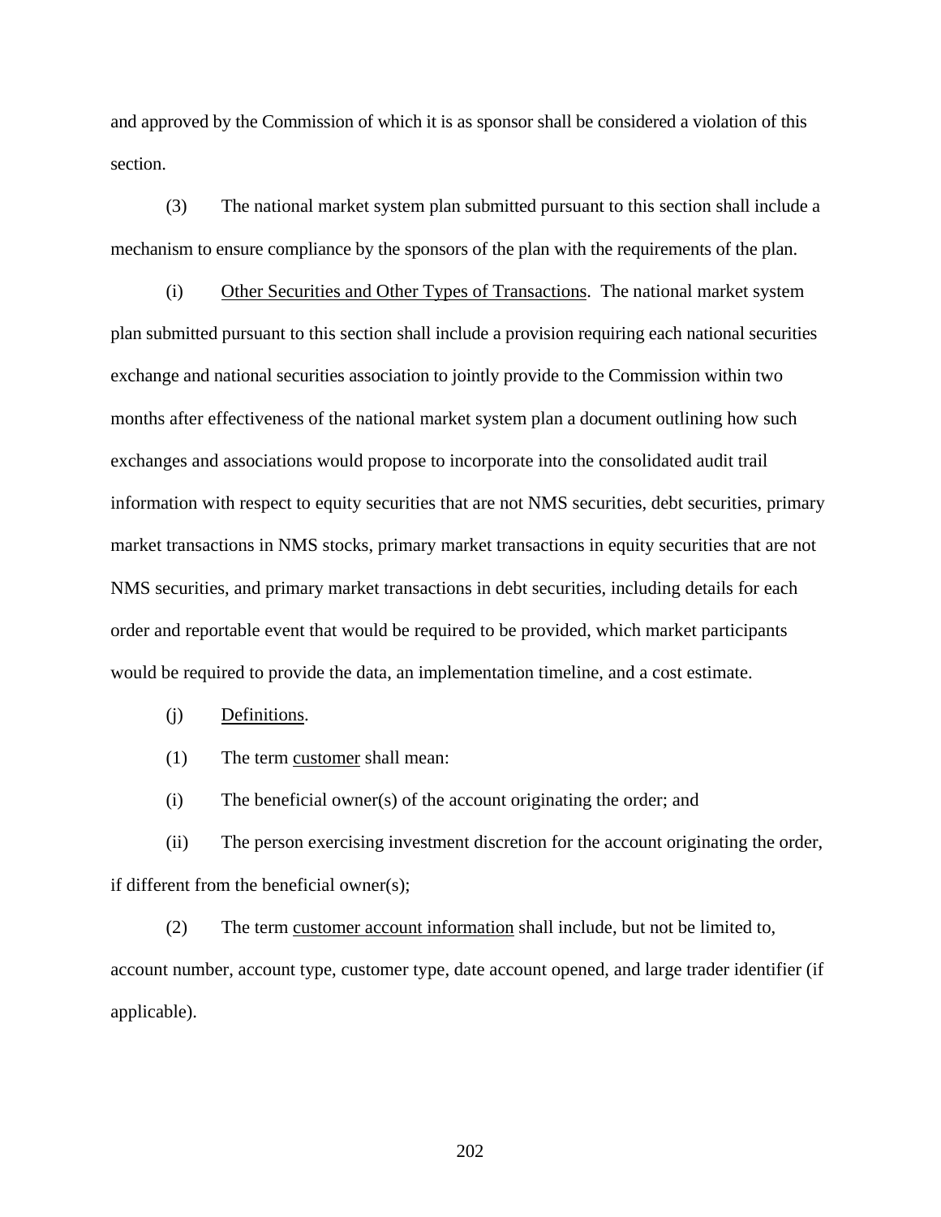and approved by the Commission of which it is as sponsor shall be considered a violation of this section.

(3) The national market system plan submitted pursuant to this section shall include a mechanism to ensure compliance by the sponsors of the plan with the requirements of the plan.

(i) <u>Other Securities and Other Types of Transactions</u>. The national market system plan submitted pursuant to this section shall include a provision requiring each national securities exchange and national securities association to jointly provide to the Commission within two months after effectiveness of the national market system plan a document outlining how such exchanges and associations would propose to incorporate into the consolidated audit trail information with respect to equity securities that are not NMS securities, debt securities, primary market transactions in NMS stocks, primary market transactions in equity securities that are not NMS securities, and primary market transactions in debt securities, including details for each order and reportable event that would be required to be provided, which market participants would be required to provide the data, an implementation timeline, and a cost estimate.

(j) <u>Definitions</u>.

(1) The term <u>customer</u> shall mean:

(i) The beneficial owner(s) of the account originating the order; and

(ii) The person exercising investment discretion for the account originating the order, if different from the beneficial owner(s);

(2) The term <u>customer account information</u> shall include, but not be limited to, account number, account type, customer type, date account opened, and large trader identifier (if applicable).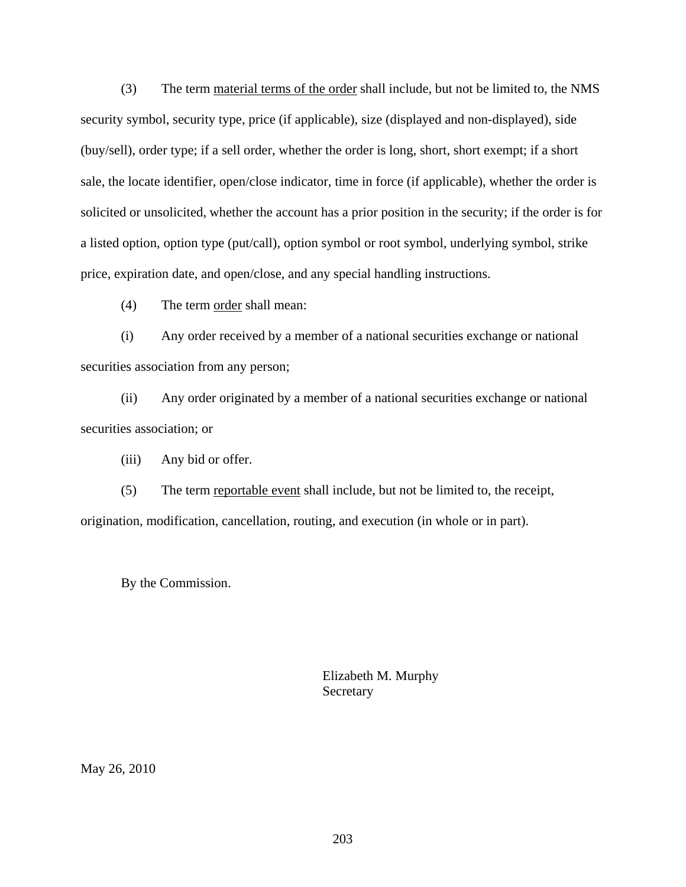(3) The term <u>material terms of the order</u> shall include, but not be limited to, the NMS security symbol, security type, price (if applicable), size (displayed and non-displayed), side (buy/sell), order type; if a sell order, whether the order is long, short, short exempt; if a short sale, the locate identifier, open/close indicator, time in force (if applicable), whether the order is solicited or unsolicited, whether the account has a prior position in the security; if the order is for a listed option, option type (put/call), option symbol or root symbol, underlying symbol, strike price, expiration date, and open/close, and any special handling instructions.

(4) The term <u>order</u> shall mean:

(i) Any order received by a member of a national securities exchange or national securities association from any person;

(ii) Any order originated by a member of a national securities exchange or national securities association; or

(iii) Any bid or offer.

(5) The term <u>reportable event</u> shall include, but not be limited to, the receipt, origination, modification, cancellation, routing, and execution (in whole or in part).

By the Commission.

Elizabeth M. Murphy
Secretary

May 26, 2010